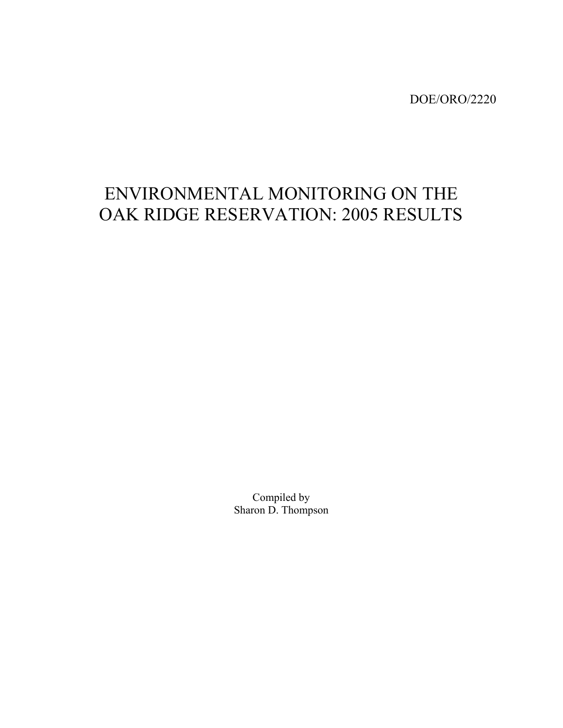DOE/ORO/2220

# ENVIRONMENTAL MONITORING ON THE OAK RIDGE RESERVATION: 2005 RESULTS

Compiled by
Sharon D. Thompson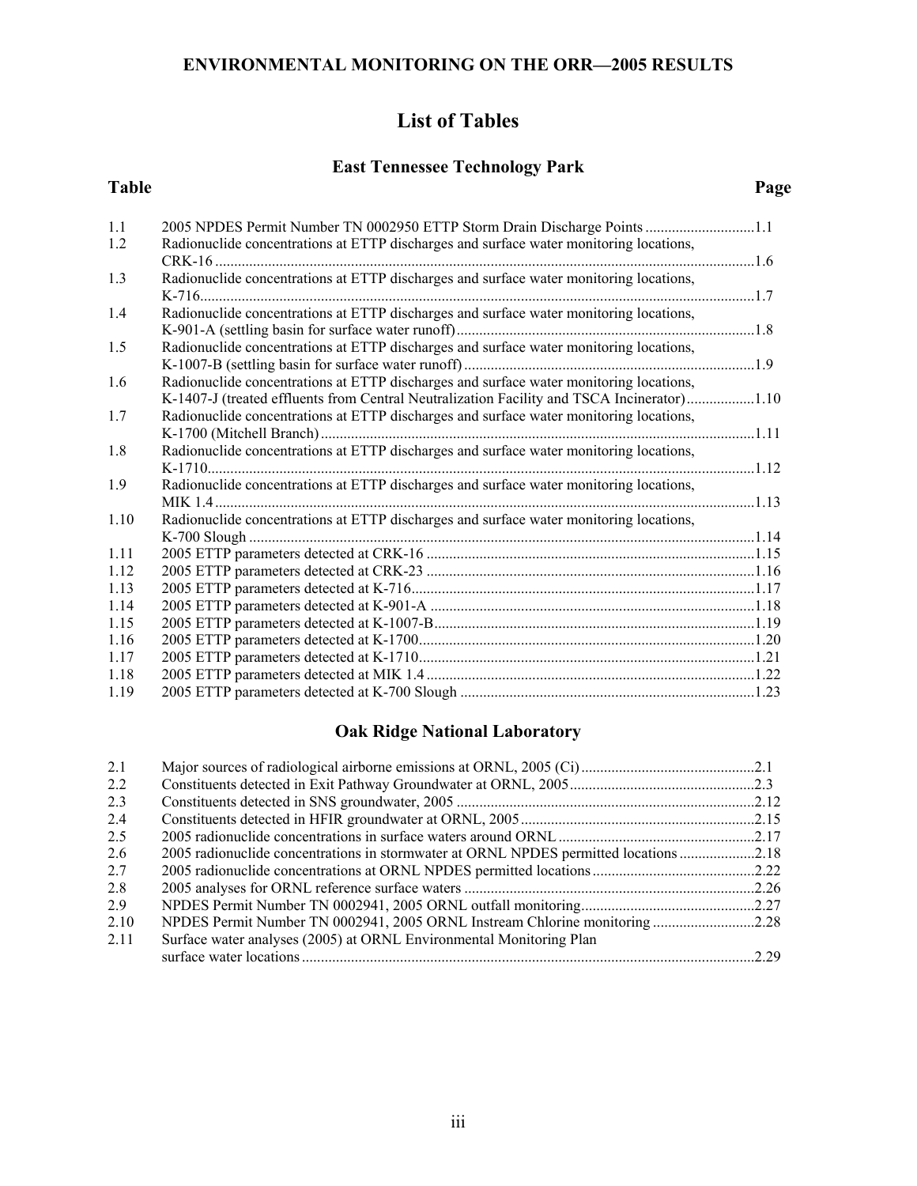# List of Tables

## East Tennessee Technology Park

| Table | | Page |
|---|---|---|
| 1.1 | 2005 NPDES Permit Number TN 0002950 ETTP Storm Drain Discharge Points | 1.1 |
| 1.2 | Radionuclide concentrations at ETTP discharges and surface water monitoring locations, CRK-16 | 1.6 |
| 1.3 | Radionuclide concentrations at ETTP discharges and surface water monitoring locations, K-716 | 1.7 |
| 1.4 | Radionuclide concentrations at ETTP discharges and surface water monitoring locations, K-901-A (settling basin for surface water runoff) | 1.8 |
| 1.5 | Radionuclide concentrations at ETTP discharges and surface water monitoring locations, K-1007-B (settling basin for surface water runoff) | 1.9 |
| 1.6 | Radionuclide concentrations at ETTP discharges and surface water monitoring locations, K-1407-J (treated effluents from Central Neutralization Facility and TSCA Incinerator) | 1.10 |
| 1.7 | Radionuclide concentrations at ETTP discharges and surface water monitoring locations, K-1700 (Mitchell Branch) | 1.11 |
| 1.8 | Radionuclide concentrations at ETTP discharges and surface water monitoring locations, K-1710 | 1.12 |
| 1.9 | Radionuclide concentrations at ETTP discharges and surface water monitoring locations, MIK 1.4 | 1.13 |
| 1.10 | Radionuclide concentrations at ETTP discharges and surface water monitoring locations, K-700 Slough | 1.14 |
| 1.11 | 2005 ETTP parameters detected at CRK-16 | 1.15 |
| 1.12 | 2005 ETTP parameters detected at CRK-23 | 1.16 |
| 1.13 | 2005 ETTP parameters detected at K-716 | 1.17 |
| 1.14 | 2005 ETTP parameters detected at K-901-A | 1.18 |
| 1.15 | 2005 ETTP parameters detected at K-1007-B | 1.19 |
| 1.16 | 2005 ETTP parameters detected at K-1700 | 1.20 |
| 1.17 | 2005 ETTP parameters detected at K-1710 | 1.21 |
| 1.18 | 2005 ETTP parameters detected at MIK 1.4 | 1.22 |
| 1.19 | 2005 ETTP parameters detected at K-700 Slough | 1.23 |

## Oak Ridge National Laboratory

| Table | | Page |
|---|---|---|
| 2.1 | Major sources of radiological airborne emissions at ORNL, 2005 (Ci) | 2.1 |
| 2.2 | Constituents detected in Exit Pathway Groundwater at ORNL, 2005 | 2.3 |
| 2.3 | Constituents detected in SNS groundwater, 2005 | 2.12 |
| 2.4 | Constituents detected in HFIR groundwater at ORNL, 2005 | 2.15 |
| 2.5 | 2005 radionuclide concentrations in surface waters around ORNL | 2.17 |
| 2.6 | 2005 radionuclide concentrations in stormwater at ORNL NPDES permitted locations | 2.18 |
| 2.7 | 2005 radionuclide concentrations at ORNL NPDES permitted locations | 2.22 |
| 2.8 | 2005 analyses for ORNL reference surface waters | 2.26 |
| 2.9 | NPDES Permit Number TN 0002941, 2005 ORNL outfall monitoring | 2.27 |
| 2.10 | NPDES Permit Number TN 0002941, 2005 ORNL Instream Chlorine monitoring | 2.28 |
| 2.11 | Surface water analyses (2005) at ORNL Environmental Monitoring Plan surface water locations | 2.29 |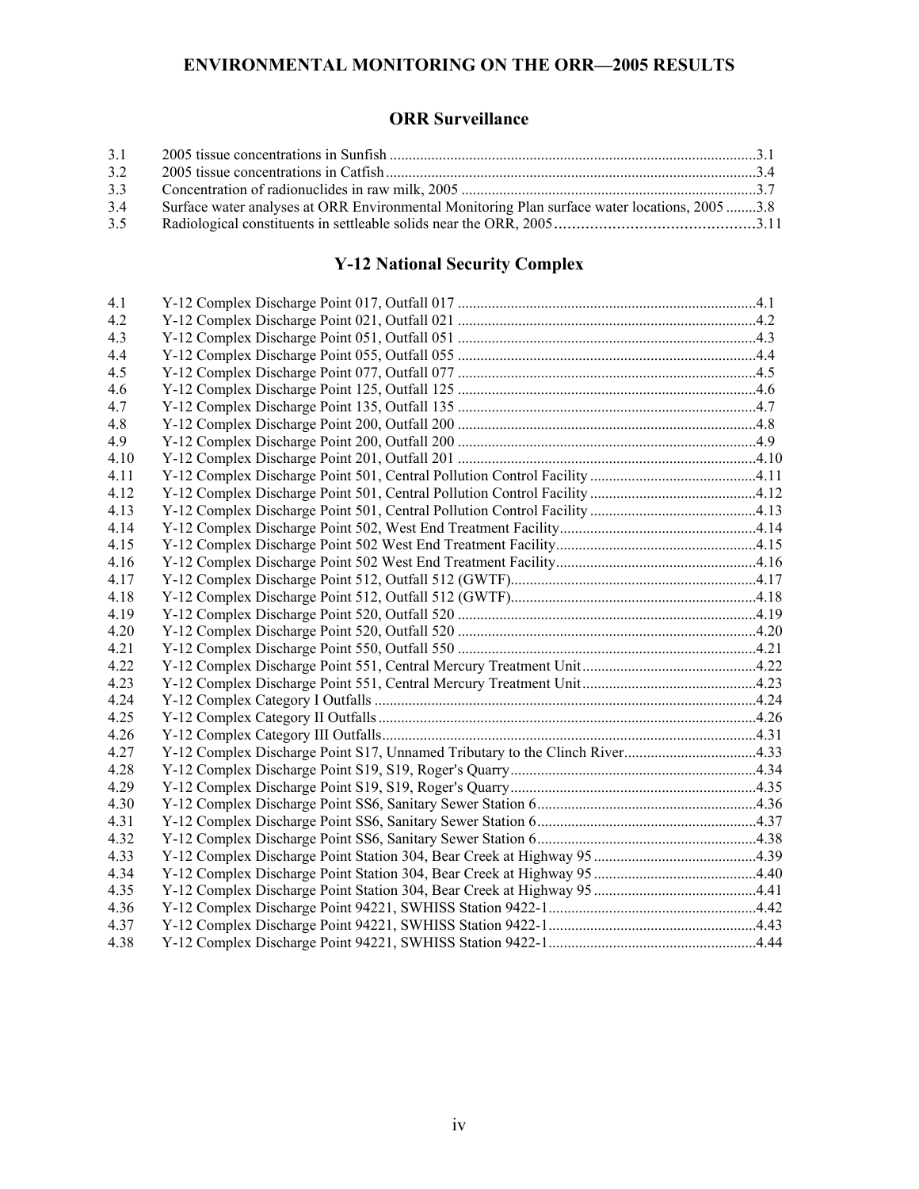# ENVIRONMENTAL MONITORING ON THE ORR—2005 RESULTS

## ORR Surveillance

| | | |
|---|---|---|
| 3.1 | 2005 tissue concentrations in Sunfish | 3.1 |
| 3.2 | 2005 tissue concentrations in Catfish | 3.4 |
| 3.3 | Concentration of radionuclides in raw milk, 2005 | 3.7 |
| 3.4 | Surface water analyses at ORR Environmental Monitoring Plan surface water locations, 2005 | 3.8 |
| 3.5 | Radiological constituents in settleable solids near the ORR, 2005 | 3.11 |

## Y-12 National Security Complex

| | | |
|---|---|---|
| 4.1 | Y-12 Complex Discharge Point 017, Outfall 017 | 4.1 |
| 4.2 | Y-12 Complex Discharge Point 021, Outfall 021 | 4.2 |
| 4.3 | Y-12 Complex Discharge Point 051, Outfall 051 | 4.3 |
| 4.4 | Y-12 Complex Discharge Point 055, Outfall 055 | 4.4 |
| 4.5 | Y-12 Complex Discharge Point 077, Outfall 077 | 4.5 |
| 4.6 | Y-12 Complex Discharge Point 125, Outfall 125 | 4.6 |
| 4.7 | Y-12 Complex Discharge Point 135, Outfall 135 | 4.7 |
| 4.8 | Y-12 Complex Discharge Point 200, Outfall 200 | 4.8 |
| 4.9 | Y-12 Complex Discharge Point 200, Outfall 200 | 4.9 |
| 4.10 | Y-12 Complex Discharge Point 201, Outfall 201 | 4.10 |
| 4.11 | Y-12 Complex Discharge Point 501, Central Pollution Control Facility | 4.11 |
| 4.12 | Y-12 Complex Discharge Point 501, Central Pollution Control Facility | 4.12 |
| 4.13 | Y-12 Complex Discharge Point 501, Central Pollution Control Facility | 4.13 |
| 4.14 | Y-12 Complex Discharge Point 502, West End Treatment Facility | 4.14 |
| 4.15 | Y-12 Complex Discharge Point 502 West End Treatment Facility | 4.15 |
| 4.16 | Y-12 Complex Discharge Point 502 West End Treatment Facility | 4.16 |
| 4.17 | Y-12 Complex Discharge Point 512, Outfall 512 (GWTF) | 4.17 |
| 4.18 | Y-12 Complex Discharge Point 512, Outfall 512 (GWTF) | 4.18 |
| 4.19 | Y-12 Complex Discharge Point 520, Outfall 520 | 4.19 |
| 4.20 | Y-12 Complex Discharge Point 520, Outfall 520 | 4.20 |
| 4.21 | Y-12 Complex Discharge Point 550, Outfall 550 | 4.21 |
| 4.22 | Y-12 Complex Discharge Point 551, Central Mercury Treatment Unit | 4.22 |
| 4.23 | Y-12 Complex Discharge Point 551, Central Mercury Treatment Unit | 4.23 |
| 4.24 | Y-12 Complex Category I Outfalls | 4.24 |
| 4.25 | Y-12 Complex Category II Outfalls | 4.26 |
| 4.26 | Y-12 Complex Category III Outfalls | 4.31 |
| 4.27 | Y-12 Complex Discharge Point S17, Unnamed Tributary to the Clinch River | 4.33 |
| 4.28 | Y-12 Complex Discharge Point S19, S19, Roger's Quarry | 4.34 |
| 4.29 | Y-12 Complex Discharge Point S19, S19, Roger's Quarry | 4.35 |
| 4.30 | Y-12 Complex Discharge Point SS6, Sanitary Sewer Station 6 | 4.36 |
| 4.31 | Y-12 Complex Discharge Point SS6, Sanitary Sewer Station 6 | 4.37 |
| 4.32 | Y-12 Complex Discharge Point SS6, Sanitary Sewer Station 6 | 4.38 |
| 4.33 | Y-12 Complex Discharge Point Station 304, Bear Creek at Highway 95 | 4.39 |
| 4.34 | Y-12 Complex Discharge Point Station 304, Bear Creek at Highway 95 | 4.40 |
| 4.35 | Y-12 Complex Discharge Point Station 304, Bear Creek at Highway 95 | 4.41 |
| 4.36 | Y-12 Complex Discharge Point 94221, SWHISS Station 9422-1 | 4.42 |
| 4.37 | Y-12 Complex Discharge Point 94221, SWHISS Station 9422-1 | 4.43 |
| 4.38 | Y-12 Complex Discharge Point 94221, SWHISS Station 9422-1 | 4.44 |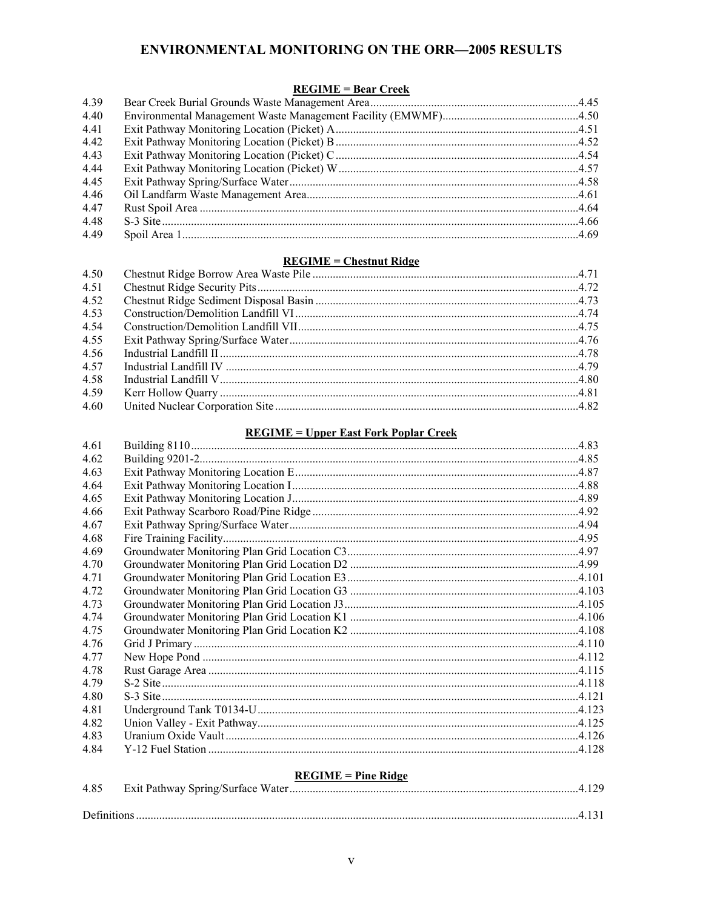# ENVIRONMENTAL MONITORING ON THE ORR—2005 RESULTS

**REGIME = Bear Creek**

| | | |
|---|---|---|
| 4.39 | Bear Creek Burial Grounds Waste Management Area | 4.45 |
| 4.40 | Environmental Management Waste Management Facility (EMWMF) | 4.50 |
| 4.41 | Exit Pathway Monitoring Location (Picket) A | 4.51 |
| 4.42 | Exit Pathway Monitoring Location (Picket) B | 4.52 |
| 4.43 | Exit Pathway Monitoring Location (Picket) C | 4.54 |
| 4.44 | Exit Pathway Monitoring Location (Picket) W | 4.57 |
| 4.45 | Exit Pathway Spring/Surface Water | 4.58 |
| 4.46 | Oil Landfarm Waste Management Area | 4.61 |
| 4.47 | Rust Spoil Area | 4.64 |
| 4.48 | S-3 Site | 4.66 |
| 4.49 | Spoil Area 1 | 4.69 |

**REGIME = Chestnut Ridge**

| | | |
|---|---|---|
| 4.50 | Chestnut Ridge Borrow Area Waste Pile | 4.71 |
| 4.51 | Chestnut Ridge Security Pits | 4.72 |
| 4.52 | Chestnut Ridge Sediment Disposal Basin | 4.73 |
| 4.53 | Construction/Demolition Landfill VI | 4.74 |
| 4.54 | Construction/Demolition Landfill VII | 4.75 |
| 4.55 | Exit Pathway Spring/Surface Water | 4.76 |
| 4.56 | Industrial Landfill II | 4.78 |
| 4.57 | Industrial Landfill IV | 4.79 |
| 4.58 | Industrial Landfill V | 4.80 |
| 4.59 | Kerr Hollow Quarry | 4.81 |
| 4.60 | United Nuclear Corporation Site | 4.82 |

**REGIME = Upper East Fork Poplar Creek**

| | | |
|---|---|---|
| 4.61 | Building 8110 | 4.83 |
| 4.62 | Building 9201-2 | 4.85 |
| 4.63 | Exit Pathway Monitoring Location E | 4.87 |
| 4.64 | Exit Pathway Monitoring Location I | 4.88 |
| 4.65 | Exit Pathway Monitoring Location J | 4.89 |
| 4.66 | Exit Pathway Scarboro Road/Pine Ridge | 4.92 |
| 4.67 | Exit Pathway Spring/Surface Water | 4.94 |
| 4.68 | Fire Training Facility | 4.95 |
| 4.69 | Groundwater Monitoring Plan Grid Location C3 | 4.97 |
| 4.70 | Groundwater Monitoring Plan Grid Location D2 | 4.99 |
| 4.71 | Groundwater Monitoring Plan Grid Location E3 | 4.101 |
| 4.72 | Groundwater Monitoring Plan Grid Location G3 | 4.103 |
| 4.73 | Groundwater Monitoring Plan Grid Location J3 | 4.105 |
| 4.74 | Groundwater Monitoring Plan Grid Location K1 | 4.106 |
| 4.75 | Groundwater Monitoring Plan Grid Location K2 | 4.108 |
| 4.76 | Grid J Primary | 4.110 |
| 4.77 | New Hope Pond | 4.112 |
| 4.78 | Rust Garage Area | 4.115 |
| 4.79 | S-2 Site | 4.118 |
| 4.80 | S-3 Site | 4.121 |
| 4.81 | Underground Tank T0134-U | 4.123 |
| 4.82 | Union Valley - Exit Pathway | 4.125 |
| 4.83 | Uranium Oxide Vault | 4.126 |
| 4.84 | Y-12 Fuel Station | 4.128 |

**REGIME = Pine Ridge**

| | | |
|---|---|---|
| 4.85 | Exit Pathway Spring/Surface Water | 4.129 |

Definitions .......... 4.131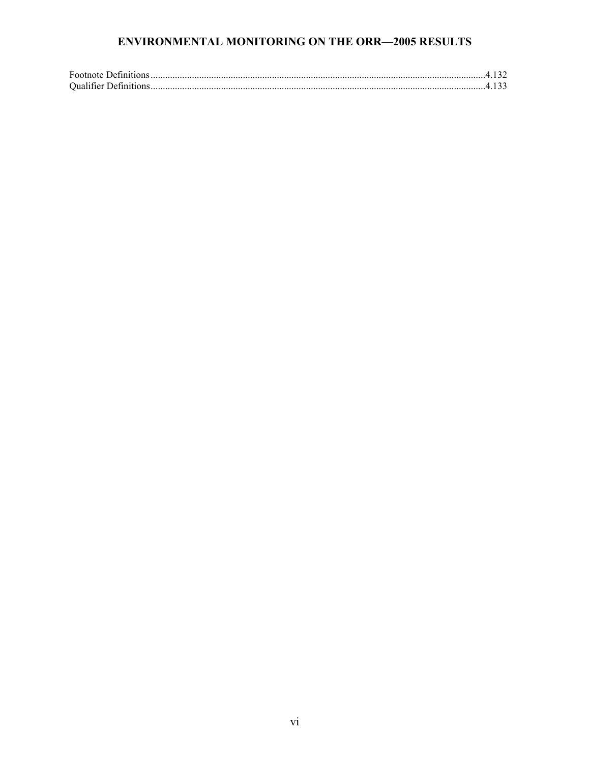Footnote Definitions....................................................................................................................................4.132
Qualifier Definitions....................................................................................................................................4.133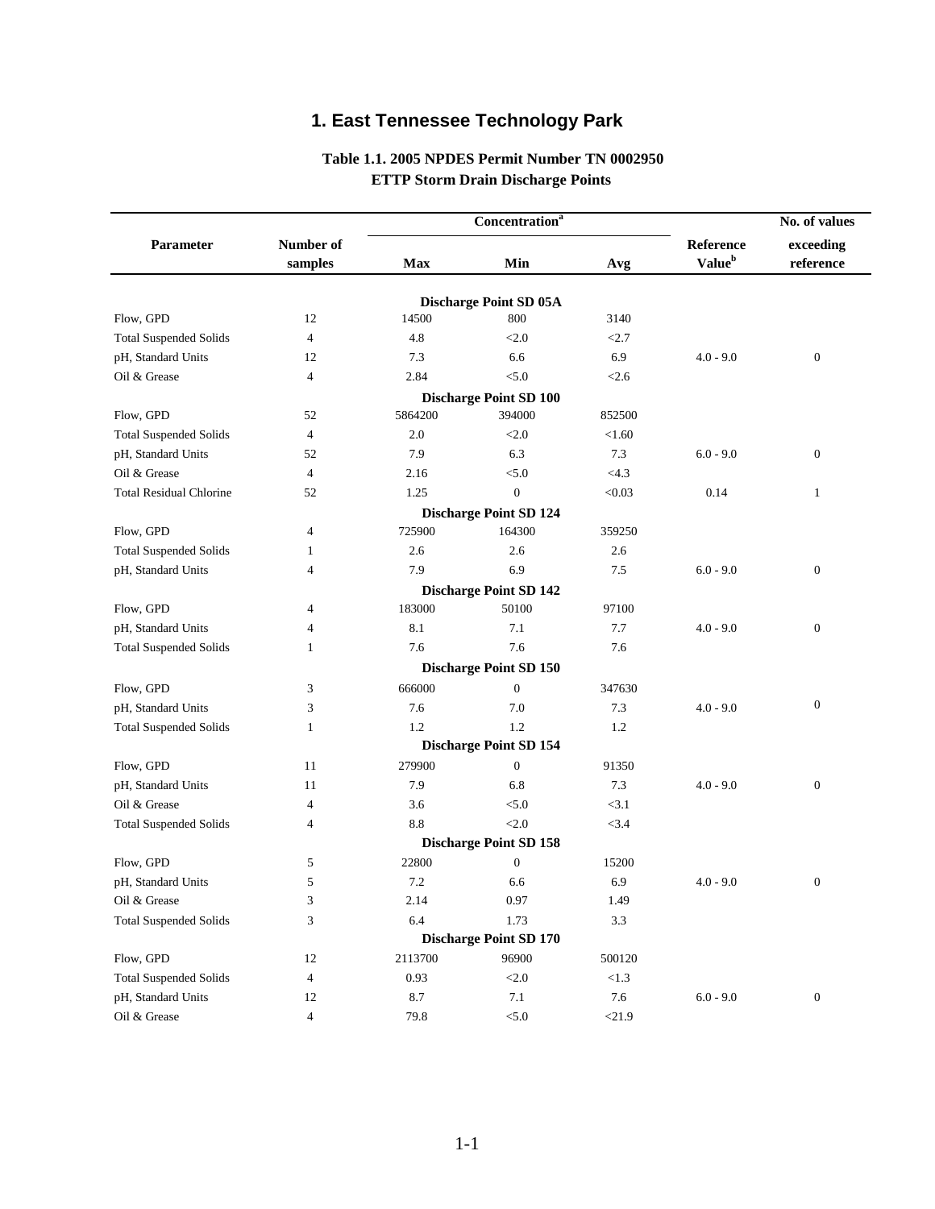# 1. East Tennessee Technology Park

**Table 1.1. 2005 NPDES Permit Number TN 0002950**
**ETTP Storm Drain Discharge Points**

| Parameter | Number of samples | Concentration[a] Max | Min | Avg | Reference Value[b] | No. of values exceeding reference |
|---|---|---|---|---|---|---|
| | | **Discharge Point SD 05A** | | | | |
| Flow, GPD | 12 | 14500 | 800 | 3140 | | |
| Total Suspended Solids | 4 | 4.8 | <2.0 | <2.7 | | |
| pH, Standard Units | 12 | 7.3 | 6.6 | 6.9 | 4.0 - 9.0 | 0 |
| Oil & Grease | 4 | 2.84 | <5.0 | <2.6 | | |
| | | **Discharge Point SD 100** | | | | |
| Flow, GPD | 52 | 5864200 | 394000 | 852500 | | |
| Total Suspended Solids | 4 | 2.0 | <2.0 | <1.60 | | |
| pH, Standard Units | 52 | 7.9 | 6.3 | 7.3 | 6.0 - 9.0 | 0 |
| Oil & Grease | 4 | 2.16 | <5.0 | <4.3 | | |
| Total Residual Chlorine | 52 | 1.25 | 0 | <0.03 | 0.14 | 1 |
| | | **Discharge Point SD 124** | | | | |
| Flow, GPD | 4 | 725900 | 164300 | 359250 | | |
| Total Suspended Solids | 1 | 2.6 | 2.6 | 2.6 | | |
| pH, Standard Units | 4 | 7.9 | 6.9 | 7.5 | 6.0 - 9.0 | 0 |
| | | **Discharge Point SD 142** | | | | |
| Flow, GPD | 4 | 183000 | 50100 | 97100 | | |
| pH, Standard Units | 4 | 8.1 | 7.1 | 7.7 | 4.0 - 9.0 | 0 |
| Total Suspended Solids | 1 | 7.6 | 7.6 | 7.6 | | |
| | | **Discharge Point SD 150** | | | | |
| Flow, GPD | 3 | 666000 | 0 | 347630 | | |
| pH, Standard Units | 3 | 7.6 | 7.0 | 7.3 | 4.0 - 9.0 | 0 |
| Total Suspended Solids | 1 | 1.2 | 1.2 | 1.2 | | |
| | | **Discharge Point SD 154** | | | | |
| Flow, GPD | 11 | 279900 | 0 | 91350 | | |
| pH, Standard Units | 11 | 7.9 | 6.8 | 7.3 | 4.0 - 9.0 | 0 |
| Oil & Grease | 4 | 3.6 | <5.0 | <3.1 | | |
| Total Suspended Solids | 4 | 8.8 | <2.0 | <3.4 | | |
| | | **Discharge Point SD 158** | | | | |
| Flow, GPD | 5 | 22800 | 0 | 15200 | | |
| pH, Standard Units | 5 | 7.2 | 6.6 | 6.9 | 4.0 - 9.0 | 0 |
| Oil & Grease | 3 | 2.14 | 0.97 | 1.49 | | |
| Total Suspended Solids | 3 | 6.4 | 1.73 | 3.3 | | |
| | | **Discharge Point SD 170** | | | | |
| Flow, GPD | 12 | 2113700 | 96900 | 500120 | | |
| Total Suspended Solids | 4 | 0.93 | <2.0 | <1.3 | | |
| pH, Standard Units | 12 | 8.7 | 7.1 | 7.6 | 6.0 - 9.0 | 0 |
| Oil & Grease | 4 | 79.8 | <5.0 | <21.9 | | |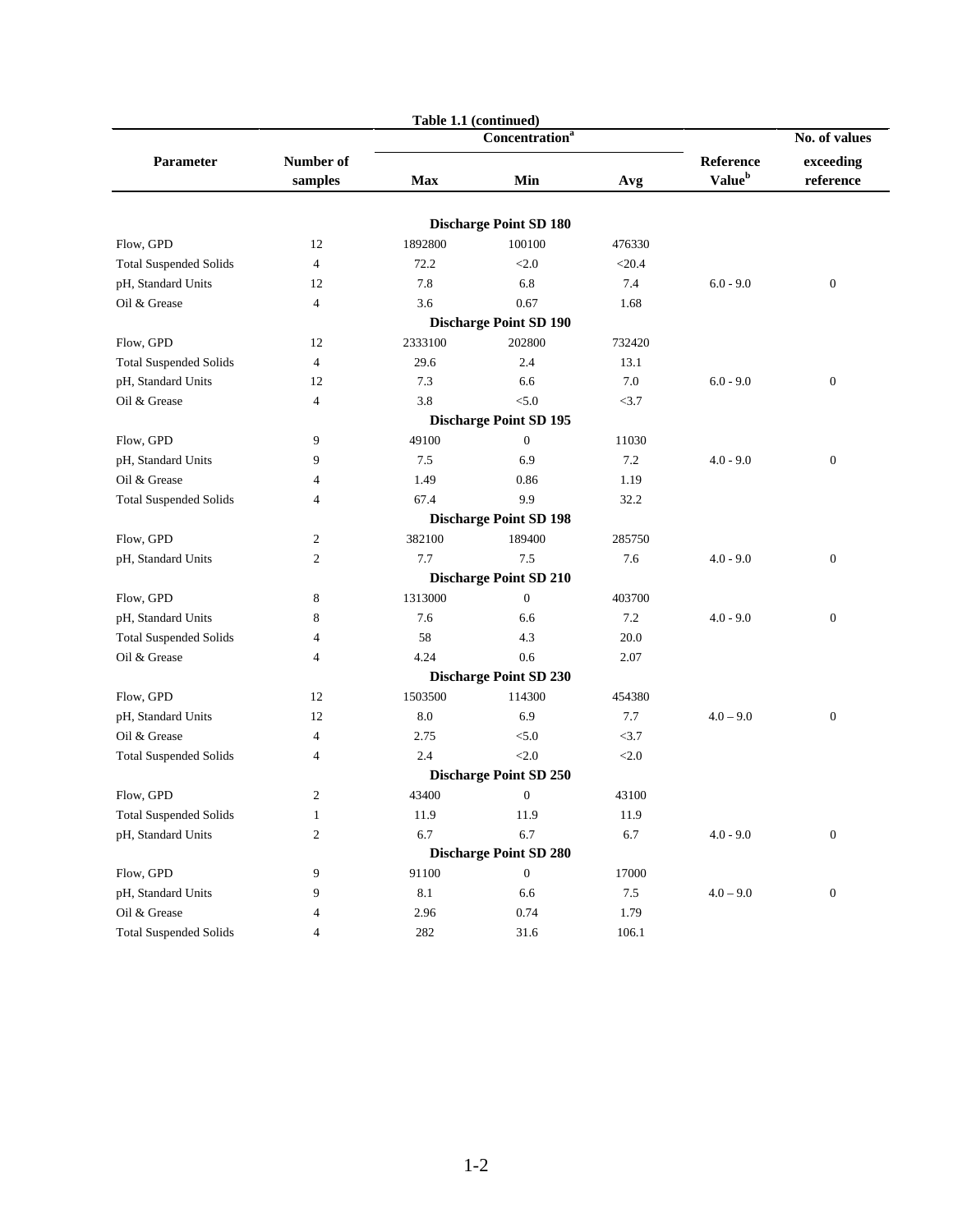**Table 1.1 (continued)**

| Parameter | Number of samples | Concentration[a] Max | Min | Avg | Reference Value[b] | No. of values exceeding reference |
|---|---|---|---|---|---|---|
| | | **Discharge Point SD 180** | | | | |
| Flow, GPD | 12 | 1892800 | 100100 | 476330 | | |
| Total Suspended Solids | 4 | 72.2 | <2.0 | <20.4 | | |
| pH, Standard Units | 12 | 7.8 | 6.8 | 7.4 | 6.0 - 9.0 | 0 |
| Oil & Grease | 4 | 3.6 | 0.67 | 1.68 | | |
| | | **Discharge Point SD 190** | | | | |
| Flow, GPD | 12 | 2333100 | 202800 | 732420 | | |
| Total Suspended Solids | 4 | 29.6 | 2.4 | 13.1 | | |
| pH, Standard Units | 12 | 7.3 | 6.6 | 7.0 | 6.0 - 9.0 | 0 |
| Oil & Grease | 4 | 3.8 | <5.0 | <3.7 | | |
| | | **Discharge Point SD 195** | | | | |
| Flow, GPD | 9 | 49100 | 0 | 11030 | | |
| pH, Standard Units | 9 | 7.5 | 6.9 | 7.2 | 4.0 - 9.0 | 0 |
| Oil & Grease | 4 | 1.49 | 0.86 | 1.19 | | |
| Total Suspended Solids | 4 | 67.4 | 9.9 | 32.2 | | |
| | | **Discharge Point SD 198** | | | | |
| Flow, GPD | 2 | 382100 | 189400 | 285750 | | |
| pH, Standard Units | 2 | 7.7 | 7.5 | 7.6 | 4.0 - 9.0 | 0 |
| | | **Discharge Point SD 210** | | | | |
| Flow, GPD | 8 | 1313000 | 0 | 403700 | | |
| pH, Standard Units | 8 | 7.6 | 6.6 | 7.2 | 4.0 - 9.0 | 0 |
| Total Suspended Solids | 4 | 58 | 4.3 | 20.0 | | |
| Oil & Grease | 4 | 4.24 | 0.6 | 2.07 | | |
| | | **Discharge Point SD 230** | | | | |
| Flow, GPD | 12 | 1503500 | 114300 | 454380 | | |
| pH, Standard Units | 12 | 8.0 | 6.9 | 7.7 | 4.0 – 9.0 | 0 |
| Oil & Grease | 4 | 2.75 | <5.0 | <3.7 | | |
| Total Suspended Solids | 4 | 2.4 | <2.0 | <2.0 | | |
| | | **Discharge Point SD 250** | | | | |
| Flow, GPD | 2 | 43400 | 0 | 43100 | | |
| Total Suspended Solids | 1 | 11.9 | 11.9 | 11.9 | | |
| pH, Standard Units | 2 | 6.7 | 6.7 | 6.7 | 4.0 - 9.0 | 0 |
| | | **Discharge Point SD 280** | | | | |
| Flow, GPD | 9 | 91100 | 0 | 17000 | | |
| pH, Standard Units | 9 | 8.1 | 6.6 | 7.5 | 4.0 – 9.0 | 0 |
| Oil & Grease | 4 | 2.96 | 0.74 | 1.79 | | |
| Total Suspended Solids | 4 | 282 | 31.6 | 106.1 | | |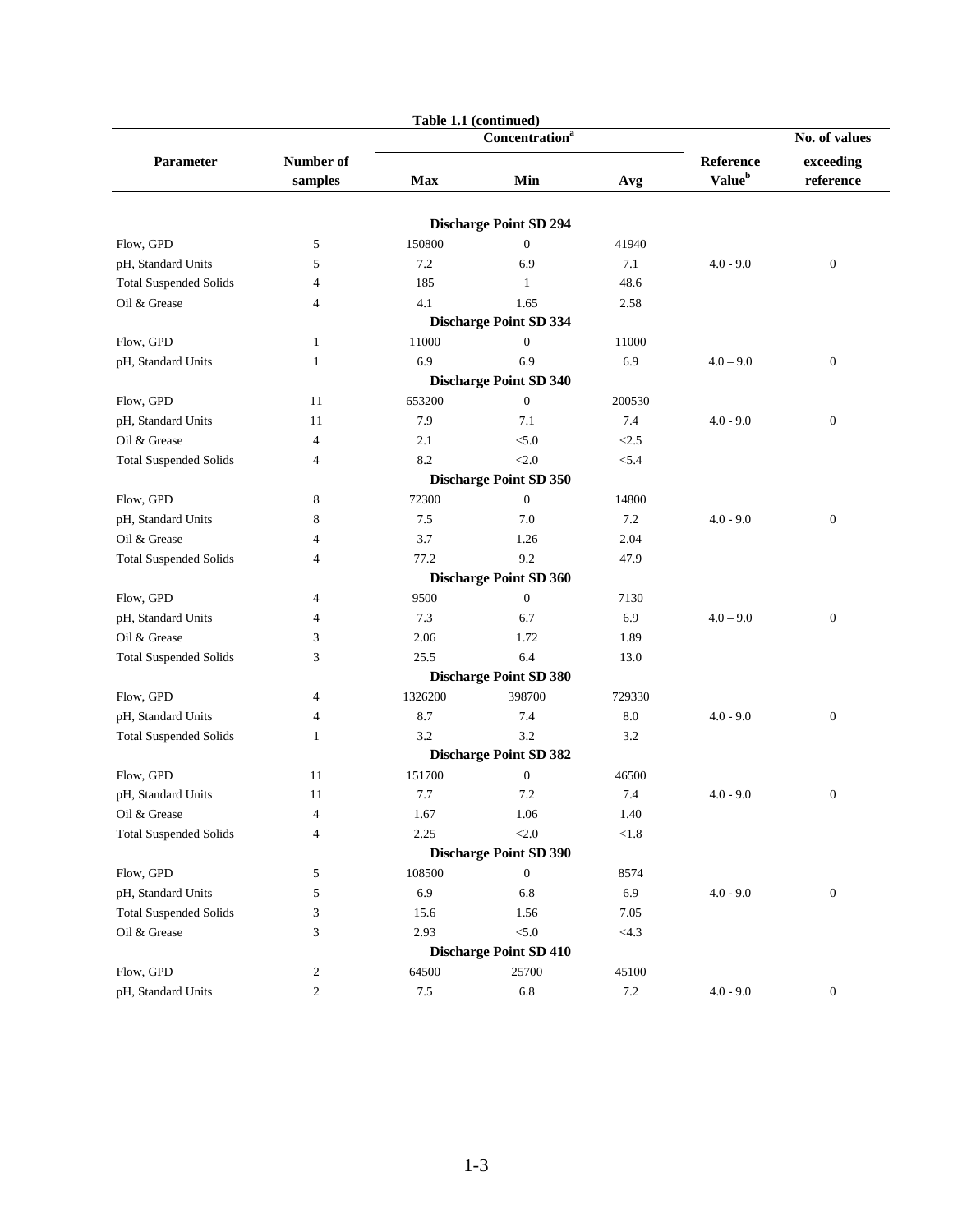**Table 1.1 (continued)**

| Parameter | Number of samples | Concentration[a] Max | Min | Avg | Reference Value[b] | No. of values exceeding reference |
|---|---|---|---|---|---|---|
| | | **Discharge Point SD 294** | | | | |
| Flow, GPD | 5 | 150800 | 0 | 41940 | | |
| pH, Standard Units | 5 | 7.2 | 6.9 | 7.1 | 4.0 - 9.0 | 0 |
| Total Suspended Solids | 4 | 185 | 1 | 48.6 | | |
| Oil & Grease | 4 | 4.1 | 1.65 | 2.58 | | |
| | | **Discharge Point SD 334** | | | | |
| Flow, GPD | 1 | 11000 | 0 | 11000 | | |
| pH, Standard Units | 1 | 6.9 | 6.9 | 6.9 | 4.0 – 9.0 | 0 |
| | | **Discharge Point SD 340** | | | | |
| Flow, GPD | 11 | 653200 | 0 | 200530 | | |
| pH, Standard Units | 11 | 7.9 | 7.1 | 7.4 | 4.0 - 9.0 | 0 |
| Oil & Grease | 4 | 2.1 | <5.0 | <2.5 | | |
| Total Suspended Solids | 4 | 8.2 | <2.0 | <5.4 | | |
| | | **Discharge Point SD 350** | | | | |
| Flow, GPD | 8 | 72300 | 0 | 14800 | | |
| pH, Standard Units | 8 | 7.5 | 7.0 | 7.2 | 4.0 - 9.0 | 0 |
| Oil & Grease | 4 | 3.7 | 1.26 | 2.04 | | |
| Total Suspended Solids | 4 | 77.2 | 9.2 | 47.9 | | |
| | | **Discharge Point SD 360** | | | | |
| Flow, GPD | 4 | 9500 | 0 | 7130 | | |
| pH, Standard Units | 4 | 7.3 | 6.7 | 6.9 | 4.0 – 9.0 | 0 |
| Oil & Grease | 3 | 2.06 | 1.72 | 1.89 | | |
| Total Suspended Solids | 3 | 25.5 | 6.4 | 13.0 | | |
| | | **Discharge Point SD 380** | | | | |
| Flow, GPD | 4 | 1326200 | 398700 | 729330 | | |
| pH, Standard Units | 4 | 8.7 | 7.4 | 8.0 | 4.0 - 9.0 | 0 |
| Total Suspended Solids | 1 | 3.2 | 3.2 | 3.2 | | |
| | | **Discharge Point SD 382** | | | | |
| Flow, GPD | 11 | 151700 | 0 | 46500 | | |
| pH, Standard Units | 11 | 7.7 | 7.2 | 7.4 | 4.0 - 9.0 | 0 |
| Oil & Grease | 4 | 1.67 | 1.06 | 1.40 | | |
| Total Suspended Solids | 4 | 2.25 | <2.0 | <1.8 | | |
| | | **Discharge Point SD 390** | | | | |
| Flow, GPD | 5 | 108500 | 0 | 8574 | | |
| pH, Standard Units | 5 | 6.9 | 6.8 | 6.9 | 4.0 - 9.0 | 0 |
| Total Suspended Solids | 3 | 15.6 | 1.56 | 7.05 | | |
| Oil & Grease | 3 | 2.93 | <5.0 | <4.3 | | |
| | | **Discharge Point SD 410** | | | | |
| Flow, GPD | 2 | 64500 | 25700 | 45100 | | |
| pH, Standard Units | 2 | 7.5 | 6.8 | 7.2 | 4.0 - 9.0 | 0 |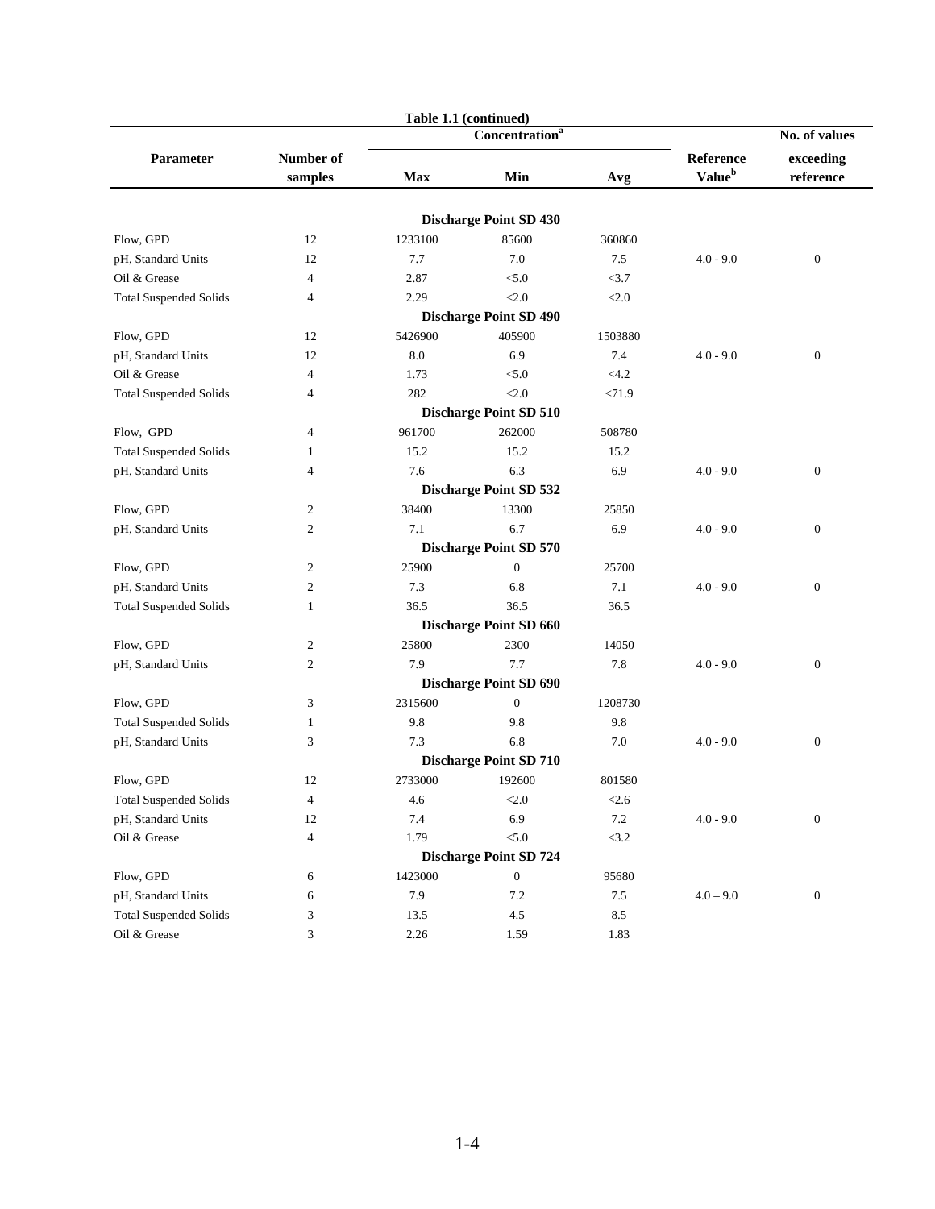**Table 1.1 (continued)**

| Parameter | Number of samples | Concentration[a] Max | Min | Avg | Reference Value[b] | No. of values exceeding reference |
|---|---|---|---|---|---|---|
| | | **Discharge Point SD 430** | | | | |
| Flow, GPD | 12 | 1233100 | 85600 | 360860 | | |
| pH, Standard Units | 12 | 7.7 | 7.0 | 7.5 | 4.0 - 9.0 | 0 |
| Oil & Grease | 4 | 2.87 | <5.0 | <3.7 | | |
| Total Suspended Solids | 4 | 2.29 | <2.0 | <2.0 | | |
| | | **Discharge Point SD 490** | | | | |
| Flow, GPD | 12 | 5426900 | 405900 | 1503880 | | |
| pH, Standard Units | 12 | 8.0 | 6.9 | 7.4 | 4.0 - 9.0 | 0 |
| Oil & Grease | 4 | 1.73 | <5.0 | <4.2 | | |
| Total Suspended Solids | 4 | 282 | <2.0 | <71.9 | | |
| | | **Discharge Point SD 510** | | | | |
| Flow, GPD | 4 | 961700 | 262000 | 508780 | | |
| Total Suspended Solids | 1 | 15.2 | 15.2 | 15.2 | | |
| pH, Standard Units | 4 | 7.6 | 6.3 | 6.9 | 4.0 - 9.0 | 0 |
| | | **Discharge Point SD 532** | | | | |
| Flow, GPD | 2 | 38400 | 13300 | 25850 | | |
| pH, Standard Units | 2 | 7.1 | 6.7 | 6.9 | 4.0 - 9.0 | 0 |
| | | **Discharge Point SD 570** | | | | |
| Flow, GPD | 2 | 25900 | 0 | 25700 | | |
| pH, Standard Units | 2 | 7.3 | 6.8 | 7.1 | 4.0 - 9.0 | 0 |
| Total Suspended Solids | 1 | 36.5 | 36.5 | 36.5 | | |
| | | **Discharge Point SD 660** | | | | |
| Flow, GPD | 2 | 25800 | 2300 | 14050 | | |
| pH, Standard Units | 2 | 7.9 | 7.7 | 7.8 | 4.0 - 9.0 | 0 |
| | | **Discharge Point SD 690** | | | | |
| Flow, GPD | 3 | 2315600 | 0 | 1208730 | | |
| Total Suspended Solids | 1 | 9.8 | 9.8 | 9.8 | | |
| pH, Standard Units | 3 | 7.3 | 6.8 | 7.0 | 4.0 - 9.0 | 0 |
| | | **Discharge Point SD 710** | | | | |
| Flow, GPD | 12 | 2733000 | 192600 | 801580 | | |
| Total Suspended Solids | 4 | 4.6 | <2.0 | <2.6 | | |
| pH, Standard Units | 12 | 7.4 | 6.9 | 7.2 | 4.0 - 9.0 | 0 |
| Oil & Grease | 4 | 1.79 | <5.0 | <3.2 | | |
| | | **Discharge Point SD 724** | | | | |
| Flow, GPD | 6 | 1423000 | 0 | 95680 | | |
| pH, Standard Units | 6 | 7.9 | 7.2 | 7.5 | 4.0 – 9.0 | 0 |
| Total Suspended Solids | 3 | 13.5 | 4.5 | 8.5 | | |
| Oil & Grease | 3 | 2.26 | 1.59 | 1.83 | | |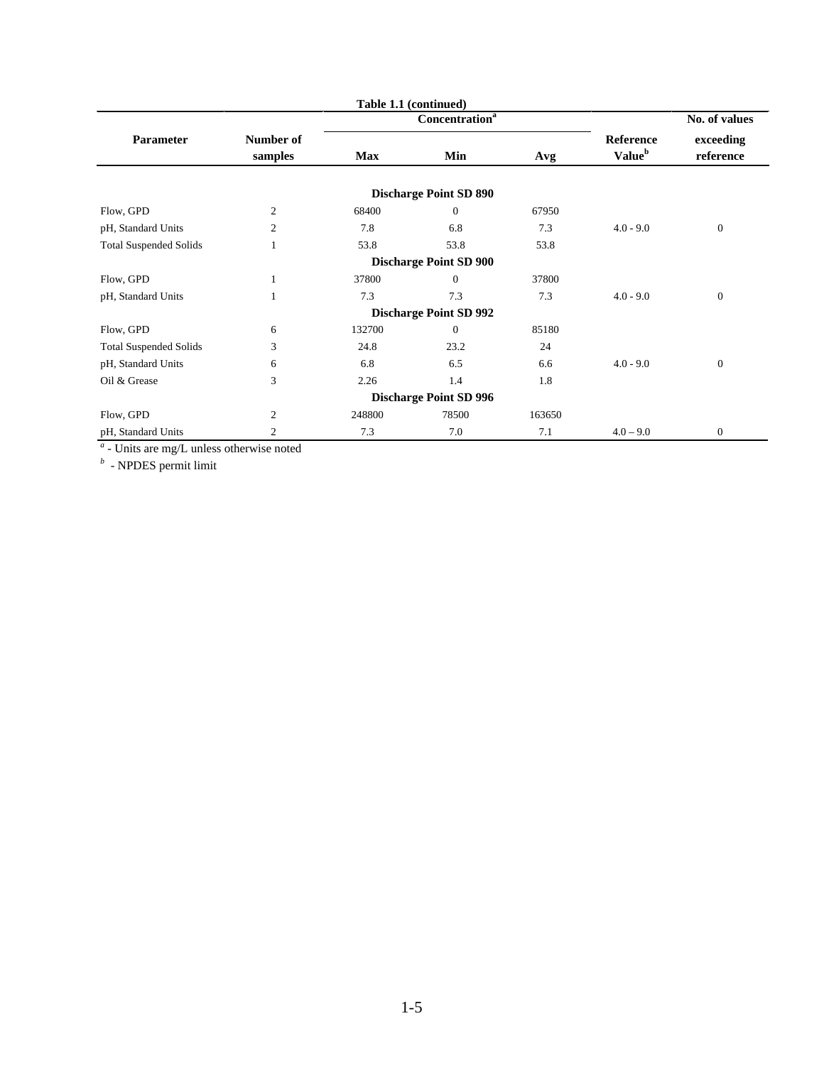**Table 1.1 (continued)**

| Parameter | Number of samples | Concentration[a] | | | Reference Value[b] | No. of values exceeding reference |
|---|---|---|---|---|---|---|
| | | Max | Min | Avg | | |
| | | | **Discharge Point SD 890** | | | |
| Flow, GPD | 2 | 68400 | 0 | 67950 | | |
| pH, Standard Units | 2 | 7.8 | 6.8 | 7.3 | 4.0 - 9.0 | 0 |
| Total Suspended Solids | 1 | 53.8 | 53.8 | 53.8 | | |
| | | | **Discharge Point SD 900** | | | |
| Flow, GPD | 1 | 37800 | 0 | 37800 | | |
| pH, Standard Units | 1 | 7.3 | 7.3 | 7.3 | 4.0 - 9.0 | 0 |
| | | | **Discharge Point SD 992** | | | |
| Flow, GPD | 6 | 132700 | 0 | 85180 | | |
| Total Suspended Solids | 3 | 24.8 | 23.2 | 24 | | |
| pH, Standard Units | 6 | 6.8 | 6.5 | 6.6 | 4.0 - 9.0 | 0 |
| Oil & Grease | 3 | 2.26 | 1.4 | 1.8 | | |
| | | | **Discharge Point SD 996** | | | |
| Flow, GPD | 2 | 248800 | 78500 | 163650 | | |
| pH, Standard Units | 2 | 7.3 | 7.0 | 7.1 | 4.0 – 9.0 | 0 |

[a] - Units are mg/L unless otherwise noted

[b] - NPDES permit limit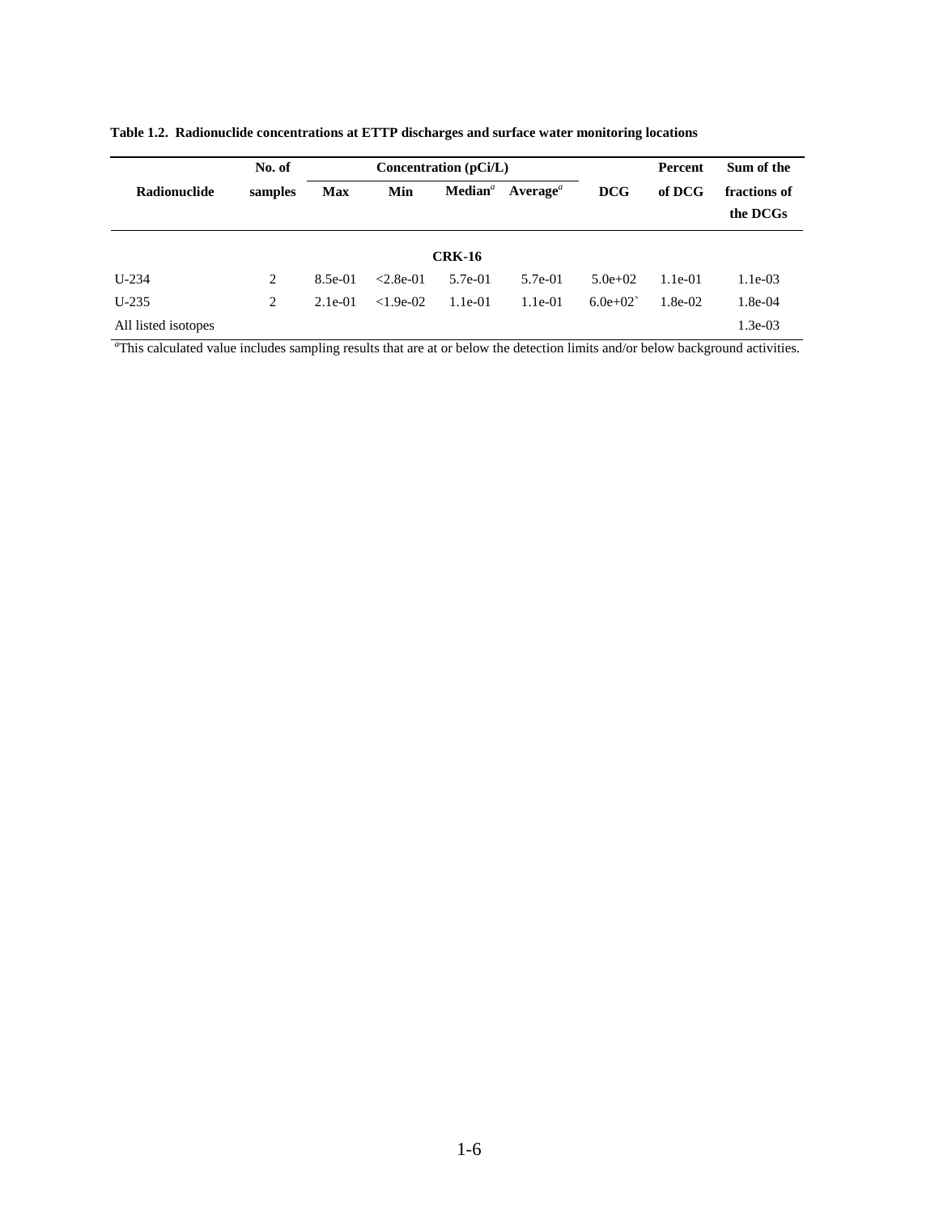**Table 1.2. Radionuclide concentrations at ETTP discharges and surface water monitoring locations**

| Radionuclide | No. of samples | Concentration (pCi/L) | | | | DCG | Percent of DCG | Sum of the fractions of the DCGs |
|---|---|---|---|---|---|---|---|---|
| | | Max | Min | Median[a] | Average[a] | | | |
| | | | | **CRK-16** | | | | |
| U-234 | 2 | 8.5e-01 | <2.8e-01 | 5.7e-01 | 5.7e-01 | 5.0e+02 | 1.1e-01 | 1.1e-03 |
| U-235 | 2 | 2.1e-01 | <1.9e-02 | 1.1e-01 | 1.1e-01 | 6.0e+02` | 1.8e-02 | 1.8e-04 |
| All listed isotopes | | | | | | | | 1.3e-03 |

[a]This calculated value includes sampling results that are at or below the detection limits and/or below background activities.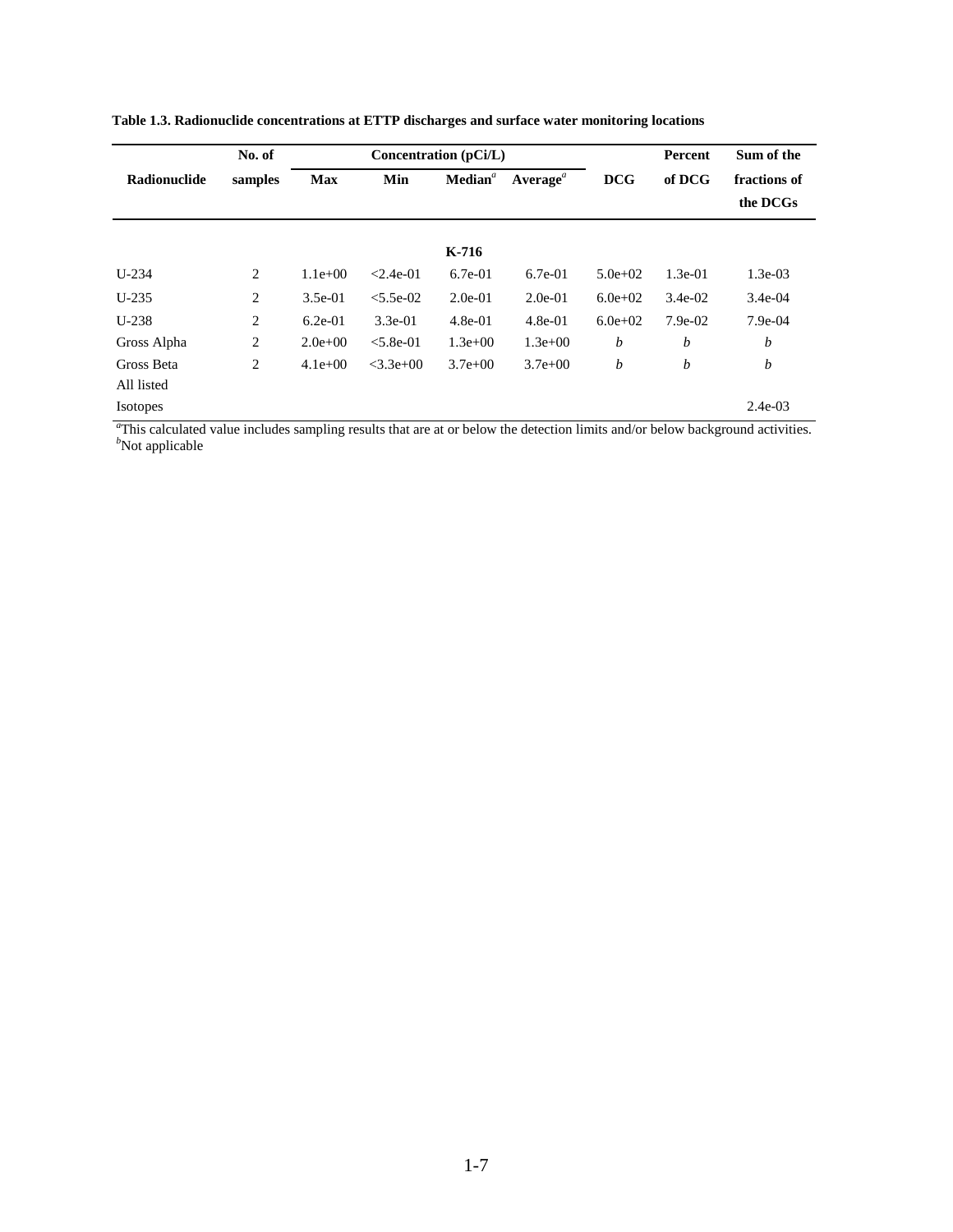**Table 1.3. Radionuclide concentrations at ETTP discharges and surface water monitoring locations**

| Radionuclide | No. of samples | Concentration (pCi/L) | | | | DCG | Percent of DCG | Sum of the fractions of the DCGs |
|---|---|---|---|---|---|---|---|---|
| | | Max | Min | Median[a] | Average[a] | | | |
| | | | | **K-716** | | | | |
| U-234 | 2 | 1.1e+00 | <2.4e-01 | 6.7e-01 | 6.7e-01 | 5.0e+02 | 1.3e-01 | 1.3e-03 |
| U-235 | 2 | 3.5e-01 | <5.5e-02 | 2.0e-01 | 2.0e-01 | 6.0e+02 | 3.4e-02 | 3.4e-04 |
| U-238 | 2 | 6.2e-01 | 3.3e-01 | 4.8e-01 | 4.8e-01 | 6.0e+02 | 7.9e-02 | 7.9e-04 |
| Gross Alpha | 2 | 2.0e+00 | <5.8e-01 | 1.3e+00 | 1.3e+00 | *b* | *b* | *b* |
| Gross Beta | 2 | 4.1e+00 | <3.3e+00 | 3.7e+00 | 3.7e+00 | *b* | *b* | *b* |
| All listed Isotopes | | | | | | | | 2.4e-03 |

[a]This calculated value includes sampling results that are at or below the detection limits and/or below background activities.
[b]Not applicable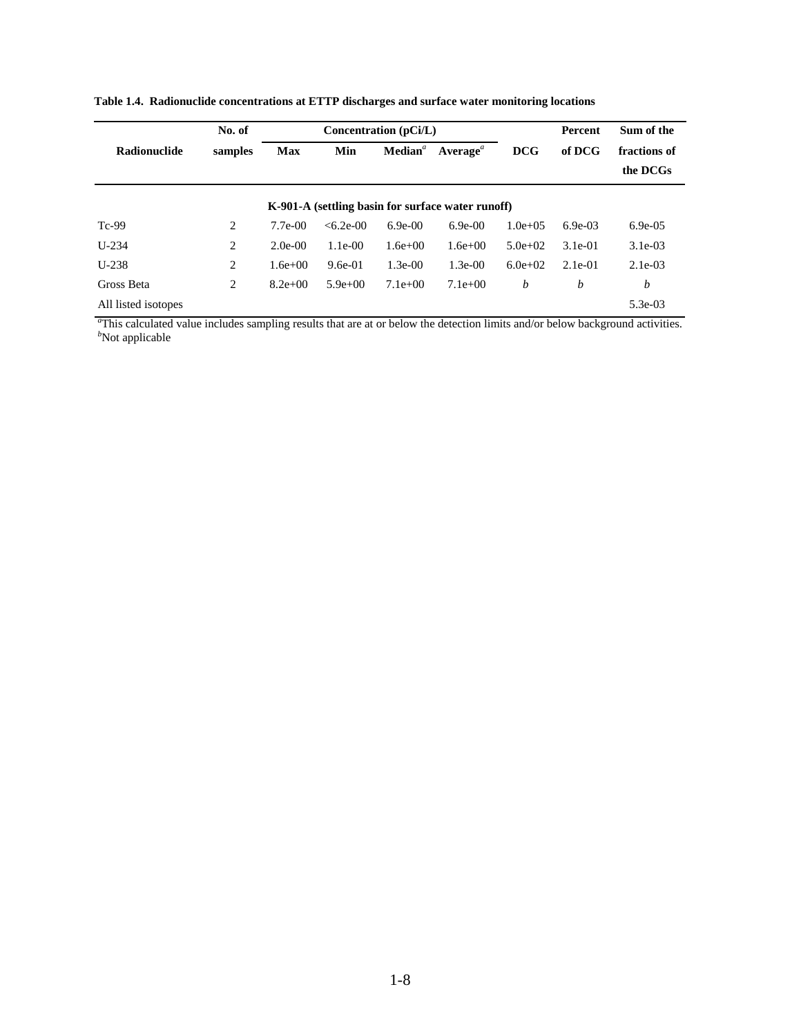**Table 1.4. Radionuclide concentrations at ETTP discharges and surface water monitoring locations**

| Radionuclide | No. of samples | Concentration (pCi/L) | | | | DCG | Percent of DCG | Sum of the fractions of the DCGs |
|---|---|---|---|---|---|---|---|---|
| | | Max | Min | Median[a] | Average[a] | | | |
| **K-901-A (settling basin for surface water runoff)** | | | | | | | | |
| Tc-99 | 2 | 7.7e-00 | <6.2e-00 | 6.9e-00 | 6.9e-00 | 1.0e+05 | 6.9e-03 | 6.9e-05 |
| U-234 | 2 | 2.0e-00 | 1.1e-00 | 1.6e+00 | 1.6e+00 | 5.0e+02 | 3.1e-01 | 3.1e-03 |
| U-238 | 2 | 1.6e+00 | 9.6e-01 | 1.3e-00 | 1.3e-00 | 6.0e+02 | 2.1e-01 | 2.1e-03 |
| Gross Beta | 2 | 8.2e+00 | 5.9e+00 | 7.1e+00 | 7.1e+00 | *b* | *b* | *b* |
| All listed isotopes | | | | | | | | 5.3e-03 |

[a]This calculated value includes sampling results that are at or below the detection limits and/or below background activities.
[b]Not applicable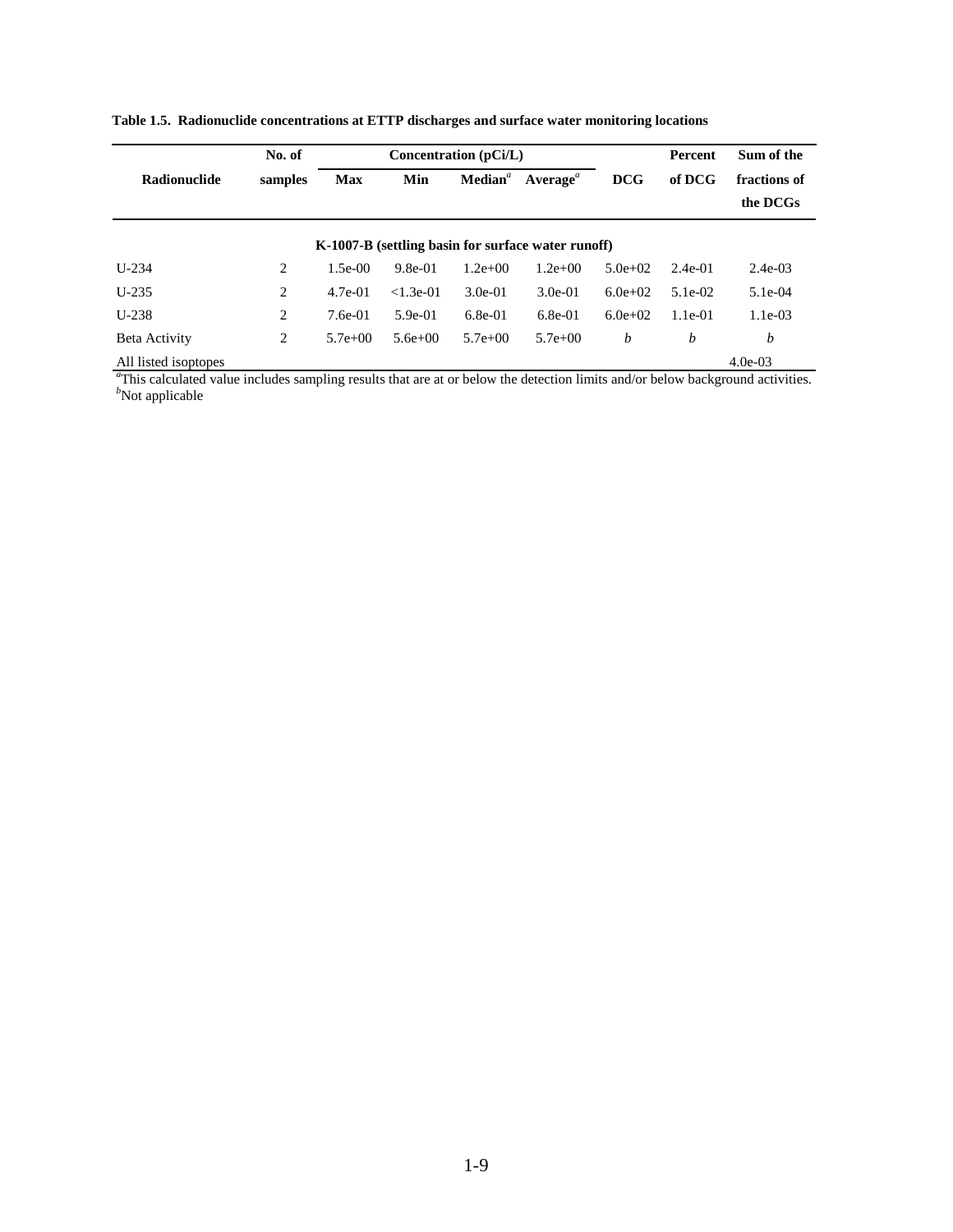**Table 1.5. Radionuclide concentrations at ETTP discharges and surface water monitoring locations**

| Radionuclide | No. of samples | Concentration (pCi/L) | | | | DCG | Percent of DCG | Sum of the fractions of the DCGs |
|---|---|---|---|---|---|---|---|---|
| | | Max | Min | Median[a] | Average[a] | | | |
| **K-1007-B (settling basin for surface water runoff)** | | | | | | | | |
| U-234 | 2 | 1.5e-00 | 9.8e-01 | 1.2e+00 | 1.2e+00 | 5.0e+02 | 2.4e-01 | 2.4e-03 |
| U-235 | 2 | 4.7e-01 | <1.3e-01 | 3.0e-01 | 3.0e-01 | 6.0e+02 | 5.1e-02 | 5.1e-04 |
| U-238 | 2 | 7.6e-01 | 5.9e-01 | 6.8e-01 | 6.8e-01 | 6.0e+02 | 1.1e-01 | 1.1e-03 |
| Beta Activity | 2 | 5.7e+00 | 5.6e+00 | 5.7e+00 | 5.7e+00 | *b* | *b* | *b* |
| All listed isoptopes | | | | | | | | 4.0e-03 |

[a]This calculated value includes sampling results that are at or below the detection limits and/or below background activities.
[b]Not applicable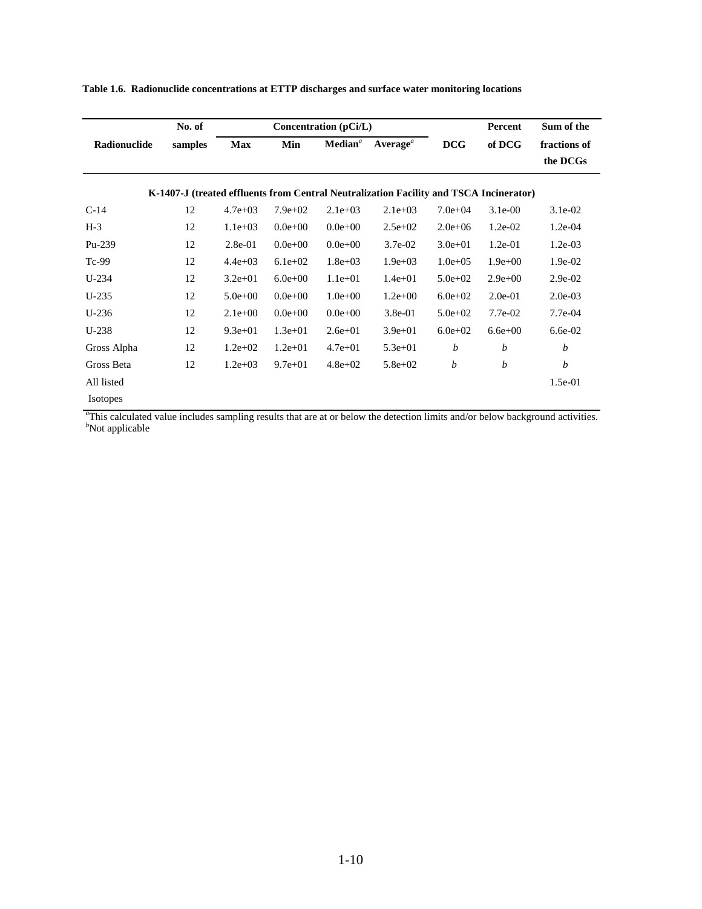**Table 1.6. Radionuclide concentrations at ETTP discharges and surface water monitoring locations**

| Radionuclide | No. of samples | Concentration (pCi/L) | | | | DCG | Percent of DCG | Sum of the fractions of the DCGs |
|---|---|---|---|---|---|---|---|---|
| | | Max | Min | Median[a] | Average[a] | | | |
| **K-1407-J (treated effluents from Central Neutralization Facility and TSCA Incinerator)** | | | | | | | | |
| C-14 | 12 | 4.7e+03 | 7.9e+02 | 2.1e+03 | 2.1e+03 | 7.0e+04 | 3.1e-00 | 3.1e-02 |
| H-3 | 12 | 1.1e+03 | 0.0e+00 | 0.0e+00 | 2.5e+02 | 2.0e+06 | 1.2e-02 | 1.2e-04 |
| Pu-239 | 12 | 2.8e-01 | 0.0e+00 | 0.0e+00 | 3.7e-02 | 3.0e+01 | 1.2e-01 | 1.2e-03 |
| Tc-99 | 12 | 4.4e+03 | 6.1e+02 | 1.8e+03 | 1.9e+03 | 1.0e+05 | 1.9e+00 | 1.9e-02 |
| U-234 | 12 | 3.2e+01 | 6.0e+00 | 1.1e+01 | 1.4e+01 | 5.0e+02 | 2.9e+00 | 2.9e-02 |
| U-235 | 12 | 5.0e+00 | 0.0e+00 | 1.0e+00 | 1.2e+00 | 6.0e+02 | 2.0e-01 | 2.0e-03 |
| U-236 | 12 | 2.1e+00 | 0.0e+00 | 0.0e+00 | 3.8e-01 | 5.0e+02 | 7.7e-02 | 7.7e-04 |
| U-238 | 12 | 9.3e+01 | 1.3e+01 | 2.6e+01 | 3.9e+01 | 6.0e+02 | 6.6e+00 | 6.6e-02 |
| Gross Alpha | 12 | 1.2e+02 | 1.2e+01 | 4.7e+01 | 5.3e+01 | *b* | *b* | *b* |
| Gross Beta | 12 | 1.2e+03 | 9.7e+01 | 4.8e+02 | 5.8e+02 | *b* | *b* | *b* |
| All listed Isotopes | | | | | | | | 1.5e-01 |

[a]This calculated value includes sampling results that are at or below the detection limits and/or below background activities.
[b]Not applicable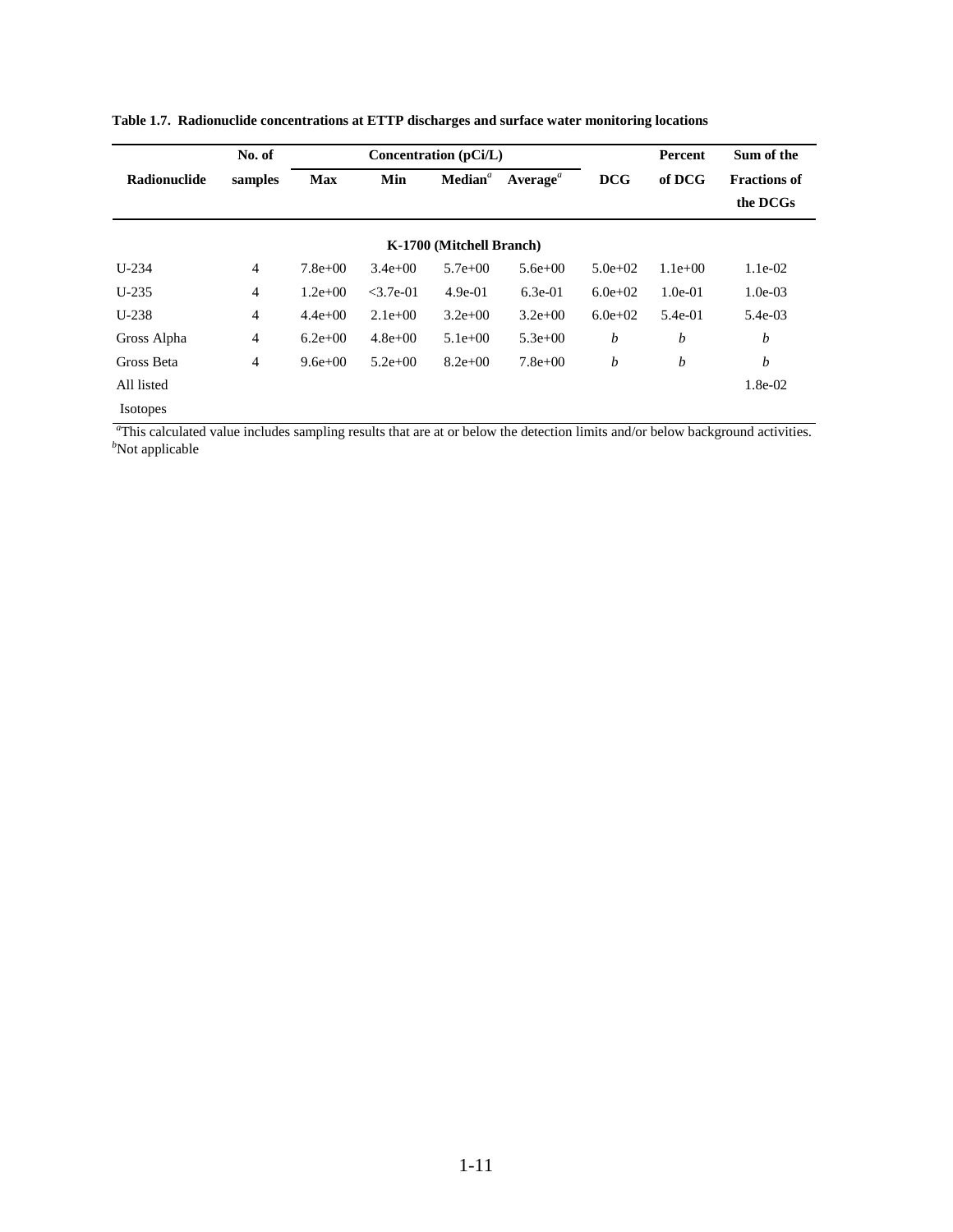**Table 1.7. Radionuclide concentrations at ETTP discharges and surface water monitoring locations**

| Radionuclide | No. of samples | Concentration (pCi/L) | | | | DCG | Percent of DCG | Sum of the Fractions of the DCGs |
|---|---|---|---|---|---|---|---|---|
| | | Max | Min | Median[a] | Average[a] | | | |
| **K-1700 (Mitchell Branch)** | | | | | | | | |
| U-234 | 4 | 7.8e+00 | 3.4e+00 | 5.7e+00 | 5.6e+00 | 5.0e+02 | 1.1e+00 | 1.1e-02 |
| U-235 | 4 | 1.2e+00 | <3.7e-01 | 4.9e-01 | 6.3e-01 | 6.0e+02 | 1.0e-01 | 1.0e-03 |
| U-238 | 4 | 4.4e+00 | 2.1e+00 | 3.2e+00 | 3.2e+00 | 6.0e+02 | 5.4e-01 | 5.4e-03 |
| Gross Alpha | 4 | 6.2e+00 | 4.8e+00 | 5.1e+00 | 5.3e+00 | *b* | *b* | *b* |
| Gross Beta | 4 | 9.6e+00 | 5.2e+00 | 8.2e+00 | 7.8e+00 | *b* | *b* | *b* |
| All listed Isotopes | | | | | | | | 1.8e-02 |

[a]This calculated value includes sampling results that are at or below the detection limits and/or below background activities.
[b]Not applicable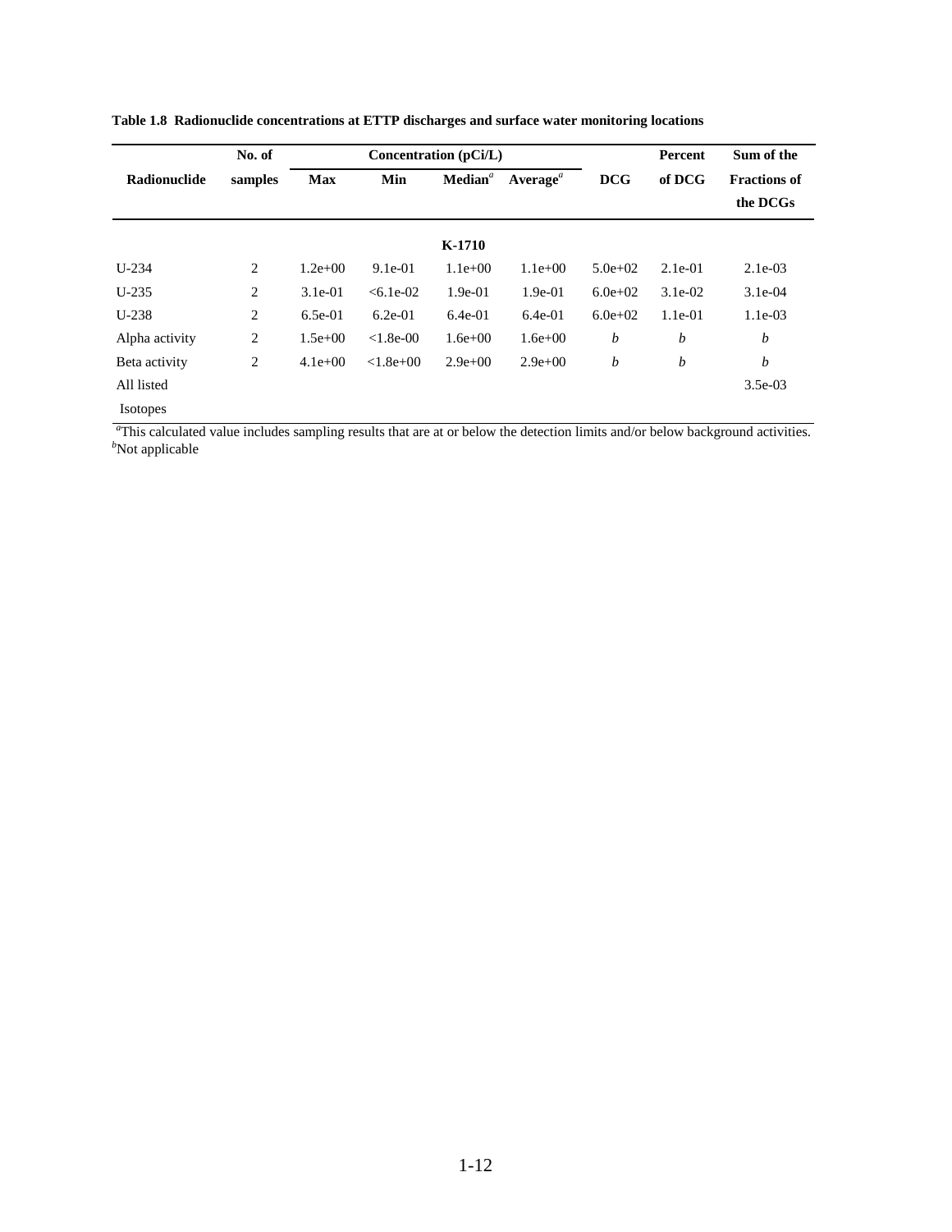**Table 1.8 Radionuclide concentrations at ETTP discharges and surface water monitoring locations**

| Radionuclide | No. of samples | Concentration (pCi/L) | | | | DCG | Percent of DCG | Sum of the Fractions of the DCGs |
|---|---|---|---|---|---|---|---|---|
| | | Max | Min | Median[a] | Average[a] | | | |
| | | | | **K-1710** | | | | |
| U-234 | 2 | 1.2e+00 | 9.1e-01 | 1.1e+00 | 1.1e+00 | 5.0e+02 | 2.1e-01 | 2.1e-03 |
| U-235 | 2 | 3.1e-01 | <6.1e-02 | 1.9e-01 | 1.9e-01 | 6.0e+02 | 3.1e-02 | 3.1e-04 |
| U-238 | 2 | 6.5e-01 | 6.2e-01 | 6.4e-01 | 6.4e-01 | 6.0e+02 | 1.1e-01 | 1.1e-03 |
| Alpha activity | 2 | 1.5e+00 | <1.8e-00 | 1.6e+00 | 1.6e+00 | *b* | *b* | *b* |
| Beta activity | 2 | 4.1e+00 | <1.8e+00 | 2.9e+00 | 2.9e+00 | *b* | *b* | *b* |
| All listed Isotopes | | | | | | | | 3.5e-03 |

[a]This calculated value includes sampling results that are at or below the detection limits and/or below background activities.
[b]Not applicable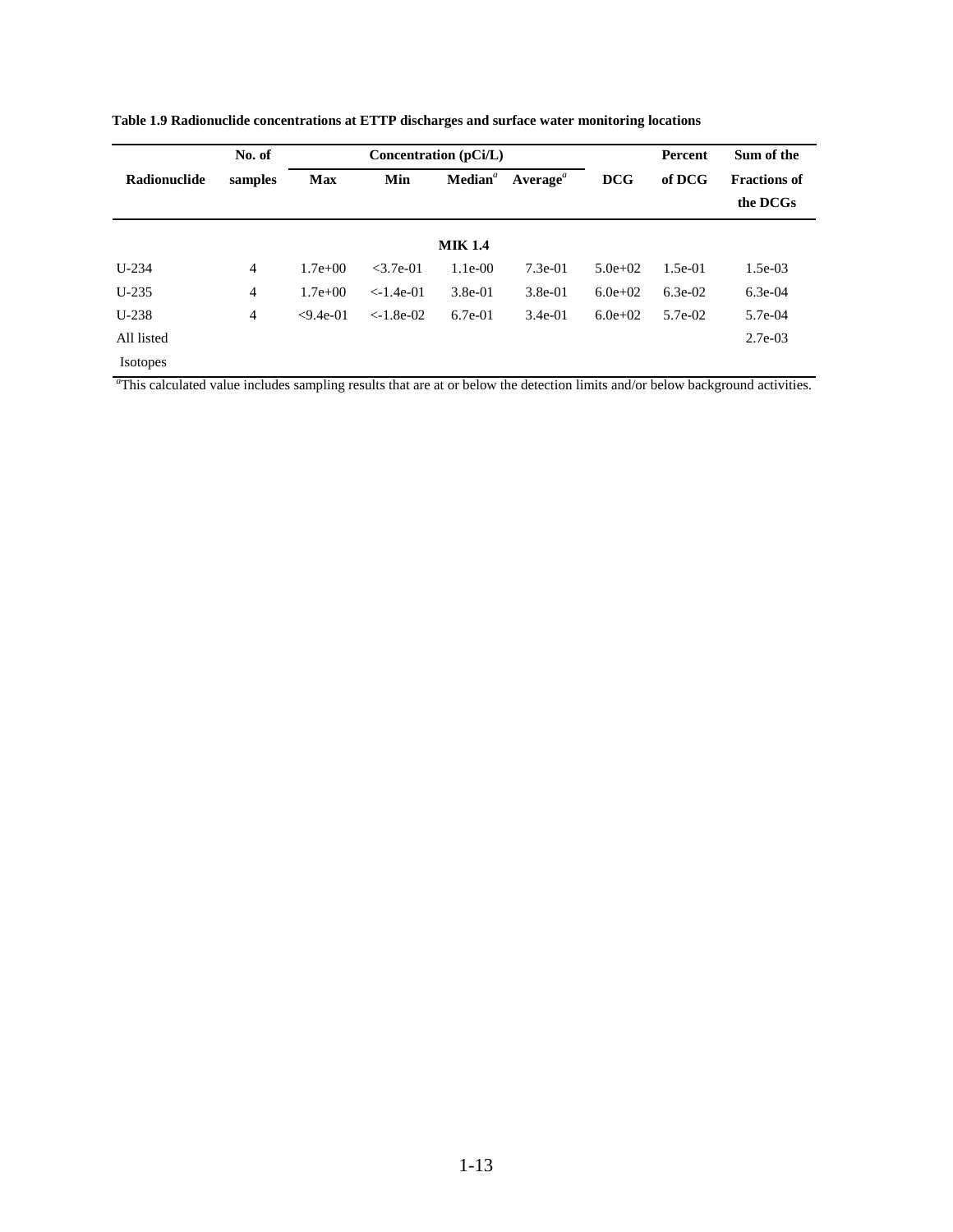**Table 1.9 Radionuclide concentrations at ETTP discharges and surface water monitoring locations**

| Radionuclide | No. of samples | Concentration (pCi/L) | | | | DCG | Percent of DCG | Sum of the Fractions of the DCGs |
|---|---|---|---|---|---|---|---|---|
| | | Max | Min | Median[a] | Average[a] | | | |
| | | | | **MIK 1.4** | | | | |
| U-234 | 4 | 1.7e+00 | <3.7e-01 | 1.1e-00 | 7.3e-01 | 5.0e+02 | 1.5e-01 | 1.5e-03 |
| U-235 | 4 | 1.7e+00 | <-1.4e-01 | 3.8e-01 | 3.8e-01 | 6.0e+02 | 6.3e-02 | 6.3e-04 |
| U-238 | 4 | <9.4e-01 | <-1.8e-02 | 6.7e-01 | 3.4e-01 | 6.0e+02 | 5.7e-02 | 5.7e-04 |
| All listed Isotopes | | | | | | | | 2.7e-03 |

[a]This calculated value includes sampling results that are at or below the detection limits and/or below background activities.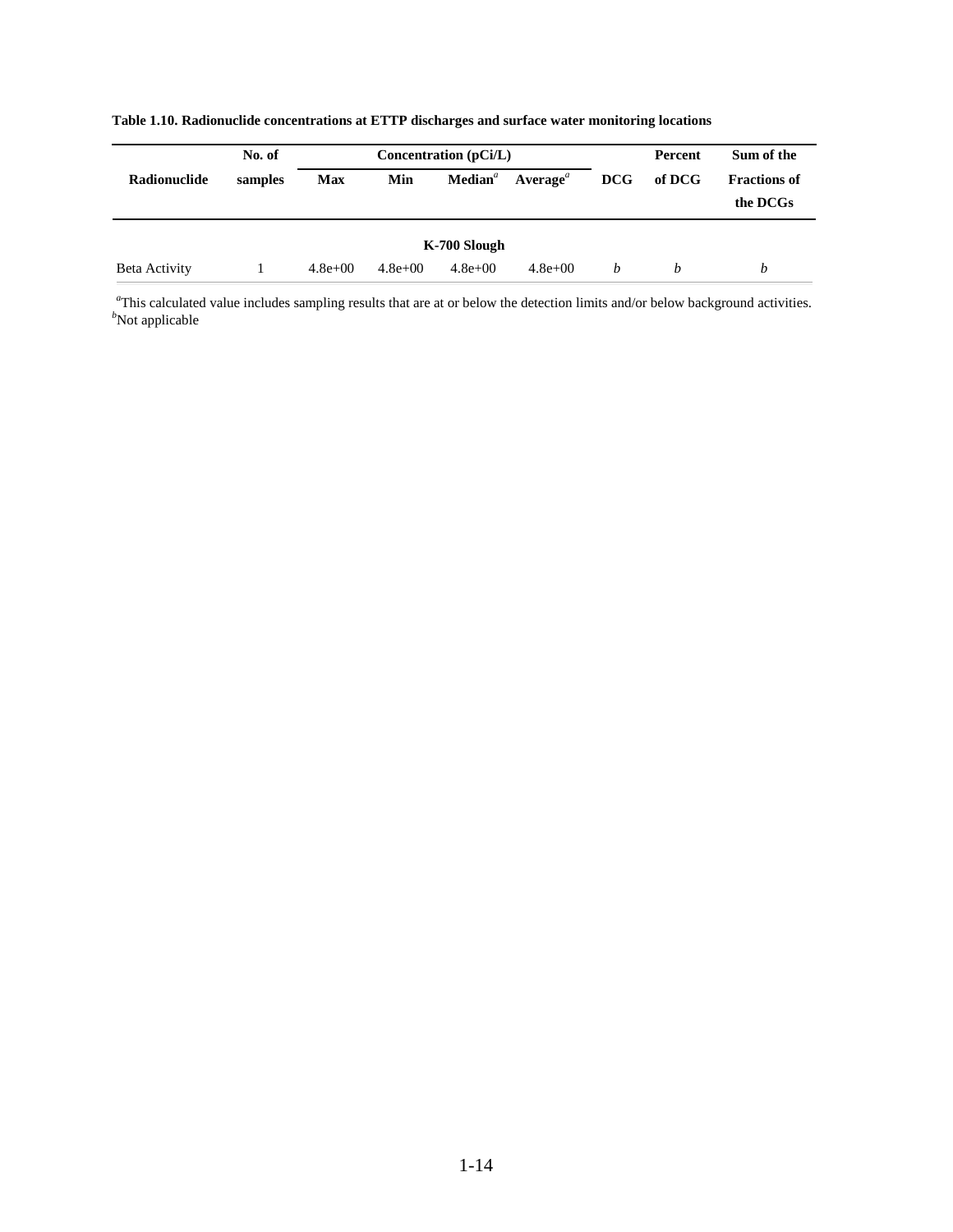**Table 1.10. Radionuclide concentrations at ETTP discharges and surface water monitoring locations**

| Radionuclide | No. of samples | Concentration (pCi/L) | | | | DCG | Percent of DCG | Sum of the Fractions of the DCGs |
|---|---|---|---|---|---|---|---|---|
| | | Max | Min | Median[a] | Average[a] | | | |
| **K-700 Slough** | | | | | | | | |
| Beta Activity | 1 | 4.8e+00 | 4.8e+00 | 4.8e+00 | 4.8e+00 | *b* | *b* | *b* |

[a]This calculated value includes sampling results that are at or below the detection limits and/or below background activities.
[b]Not applicable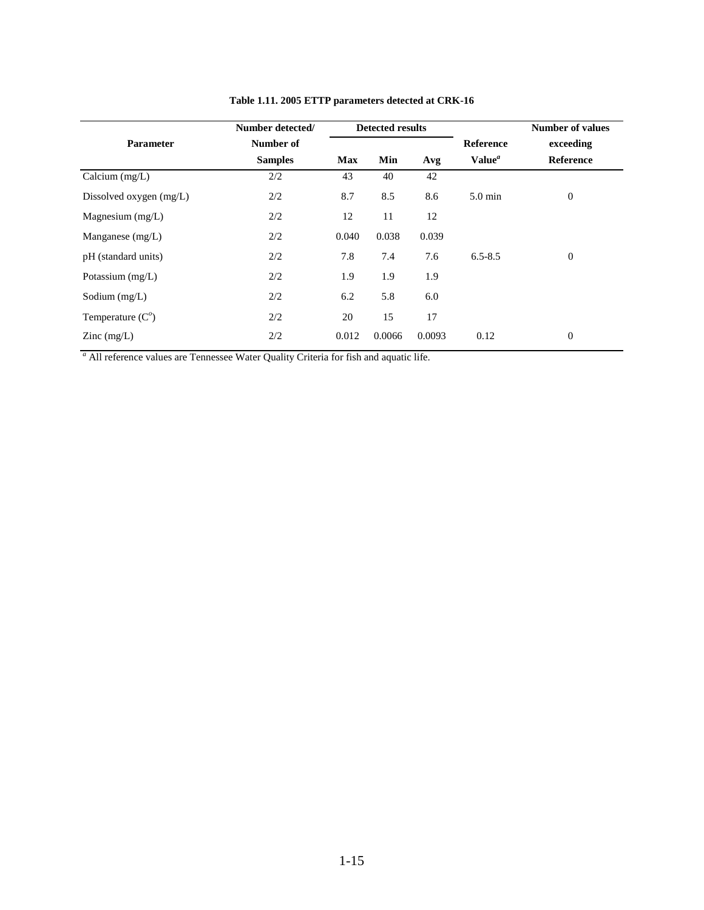**Table 1.11. 2005 ETTP parameters detected at CRK-16**

| Parameter | Number detected/ Number of Samples | Detected results | | | Reference Value[a] | Number of values exceeding Reference |
|---|---|---|---|---|---|---|
| | | Max | Min | Avg | | |
| Calcium (mg/L) | 2/2 | 43 | 40 | 42 | | |
| Dissolved oxygen (mg/L) | 2/2 | 8.7 | 8.5 | 8.6 | 5.0 min | 0 |
| Magnesium (mg/L) | 2/2 | 12 | 11 | 12 | | |
| Manganese (mg/L) | 2/2 | 0.040 | 0.038 | 0.039 | | |
| pH (standard units) | 2/2 | 7.8 | 7.4 | 7.6 | 6.5-8.5 | 0 |
| Potassium (mg/L) | 2/2 | 1.9 | 1.9 | 1.9 | | |
| Sodium (mg/L) | 2/2 | 6.2 | 5.8 | 6.0 | | |
| Temperature ($C^o$) | 2/2 | 20 | 15 | 17 | | |
| Zinc (mg/L) | 2/2 | 0.012 | 0.0066 | 0.0093 | 0.12 | 0 |

[a] All reference values are Tennessee Water Quality Criteria for fish and aquatic life.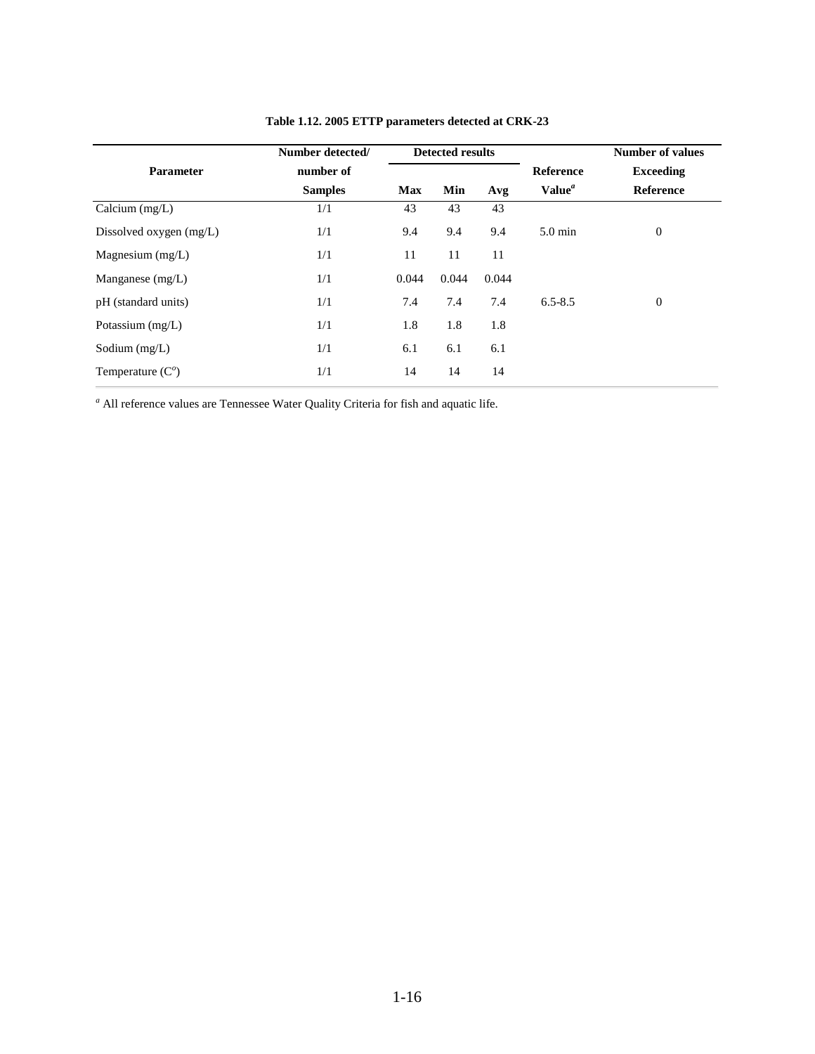**Table 1.12. 2005 ETTP parameters detected at CRK-23**

| Parameter | Number detected/ number of Samples | Detected results | | | Reference Value[a] | Number of values Exceeding Reference |
|---|---|---|---|---|---|---|
| | | Max | Min | Avg | | |
| Calcium (mg/L) | 1/1 | 43 | 43 | 43 | | |
| Dissolved oxygen (mg/L) | 1/1 | 9.4 | 9.4 | 9.4 | 5.0 min | 0 |
| Magnesium (mg/L) | 1/1 | 11 | 11 | 11 | | |
| Manganese (mg/L) | 1/1 | 0.044 | 0.044 | 0.044 | | |
| pH (standard units) | 1/1 | 7.4 | 7.4 | 7.4 | 6.5-8.5 | 0 |
| Potassium (mg/L) | 1/1 | 1.8 | 1.8 | 1.8 | | |
| Sodium (mg/L) | 1/1 | 6.1 | 6.1 | 6.1 | | |
| Temperature ($C^o$) | 1/1 | 14 | 14 | 14 | | |

[a] All reference values are Tennessee Water Quality Criteria for fish and aquatic life.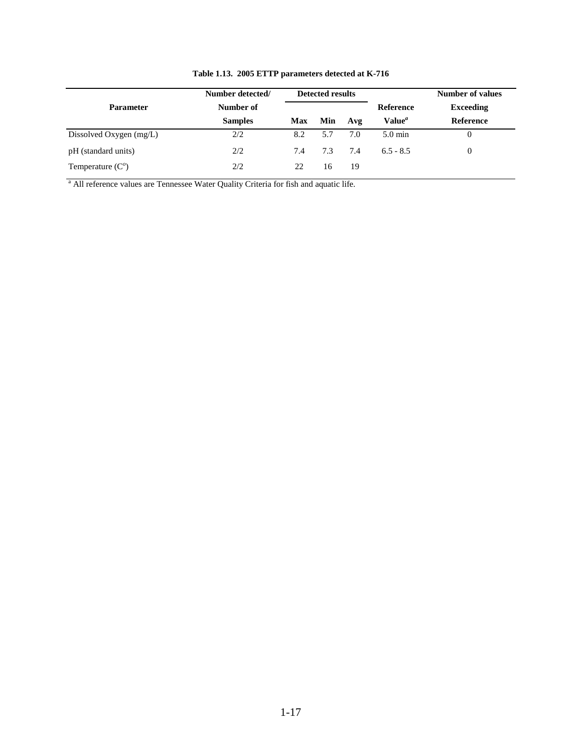**Table 1.13. 2005 ETTP parameters detected at K-716**

| Parameter | Number detected/ Number of Samples | Detected results | | | Reference Value[a] | Number of values Exceeding Reference |
|---|---|---|---|---|---|---|
| | | Max | Min | Avg | | |
| Dissolved Oxygen (mg/L) | 2/2 | 8.2 | 5.7 | 7.0 | 5.0 min | 0 |
| pH (standard units) | 2/2 | 7.4 | 7.3 | 7.4 | 6.5 - 8.5 | 0 |
| Temperature ($C^o$) | 2/2 | 22 | 16 | 19 | | |

[a] All reference values are Tennessee Water Quality Criteria for fish and aquatic life.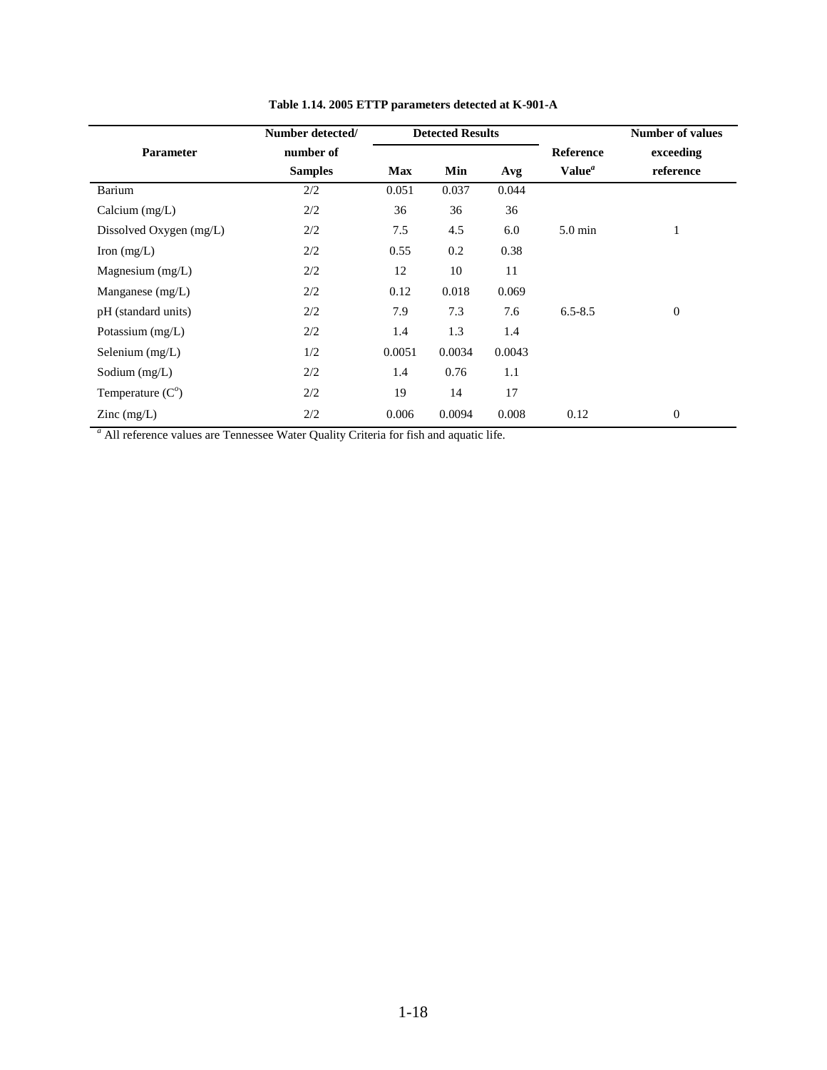**Table 1.14. 2005 ETTP parameters detected at K-901-A**

| Parameter | Number detected/ number of Samples | Detected Results | | | Reference Value[a] | Number of values exceeding reference |
|---|---|---|---|---|---|---|
| | | Max | Min | Avg | | |
| Barium | 2/2 | 0.051 | 0.037 | 0.044 | | |
| Calcium (mg/L) | 2/2 | 36 | 36 | 36 | | |
| Dissolved Oxygen (mg/L) | 2/2 | 7.5 | 4.5 | 6.0 | 5.0 min | 1 |
| Iron (mg/L) | 2/2 | 0.55 | 0.2 | 0.38 | | |
| Magnesium (mg/L) | 2/2 | 12 | 10 | 11 | | |
| Manganese (mg/L) | 2/2 | 0.12 | 0.018 | 0.069 | | |
| pH (standard units) | 2/2 | 7.9 | 7.3 | 7.6 | 6.5-8.5 | 0 |
| Potassium (mg/L) | 2/2 | 1.4 | 1.3 | 1.4 | | |
| Selenium (mg/L) | 1/2 | 0.0051 | 0.0034 | 0.0043 | | |
| Sodium (mg/L) | 2/2 | 1.4 | 0.76 | 1.1 | | |
| Temperature ($C^o$) | 2/2 | 19 | 14 | 17 | | |
| Zinc (mg/L) | 2/2 | 0.006 | 0.0094 | 0.008 | 0.12 | 0 |

[a] All reference values are Tennessee Water Quality Criteria for fish and aquatic life.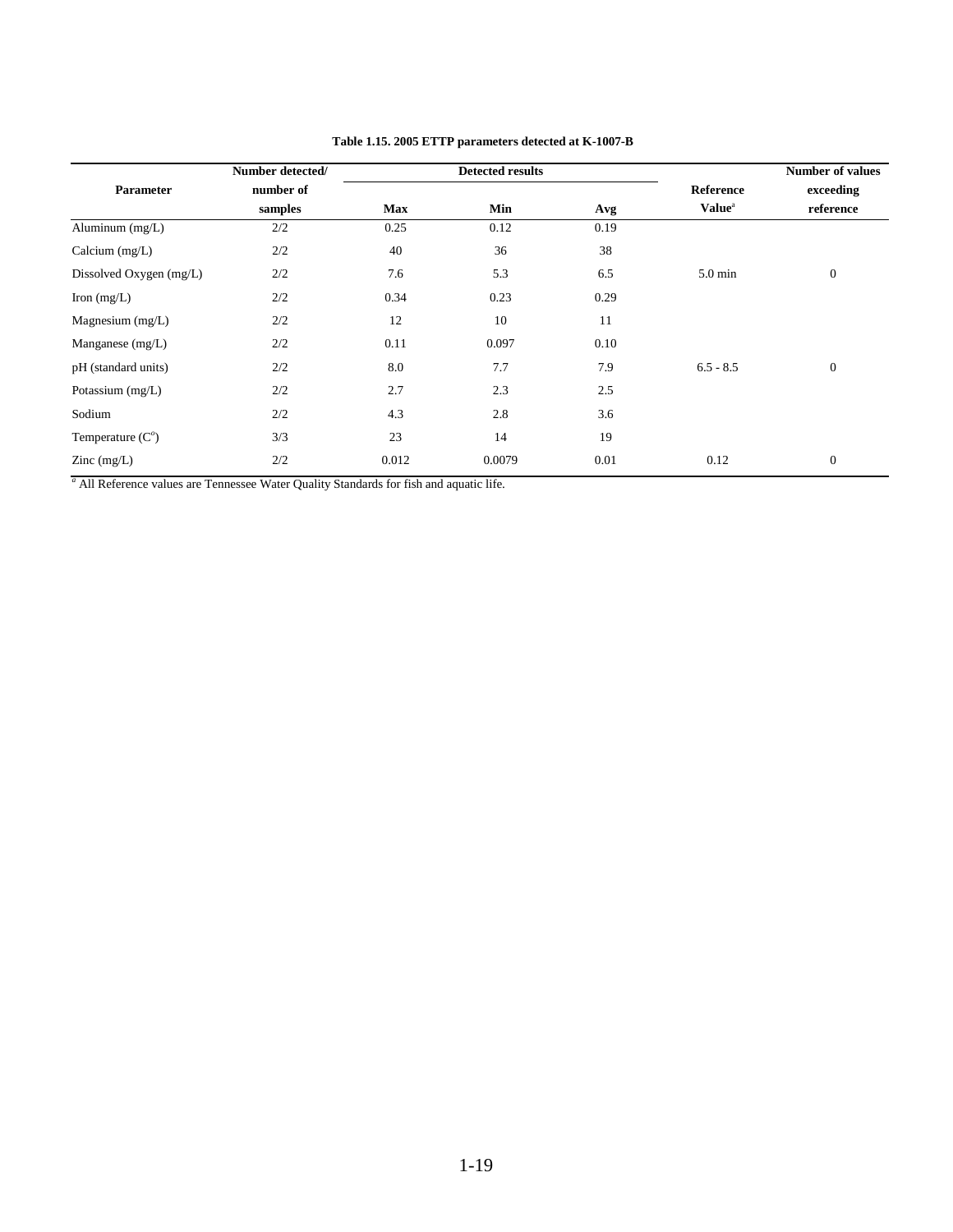**Table 1.15. 2005 ETTP parameters detected at K-1007-B**

| Parameter | Number detected/ number of samples | Detected results | | | Reference Value[a] | Number of values exceeding reference |
|---|---|---|---|---|---|---|
| | | Max | Min | Avg | | |
| Aluminum (mg/L) | 2/2 | 0.25 | 0.12 | 0.19 | | |
| Calcium (mg/L) | 2/2 | 40 | 36 | 38 | | |
| Dissolved Oxygen (mg/L) | 2/2 | 7.6 | 5.3 | 6.5 | 5.0 min | 0 |
| Iron (mg/L) | 2/2 | 0.34 | 0.23 | 0.29 | | |
| Magnesium (mg/L) | 2/2 | 12 | 10 | 11 | | |
| Manganese (mg/L) | 2/2 | 0.11 | 0.097 | 0.10 | | |
| pH (standard units) | 2/2 | 8.0 | 7.7 | 7.9 | 6.5 - 8.5 | 0 |
| Potassium (mg/L) | 2/2 | 2.7 | 2.3 | 2.5 | | |
| Sodium | 2/2 | 4.3 | 2.8 | 3.6 | | |
| Temperature ($C^o$) | 3/3 | 23 | 14 | 19 | | |
| Zinc (mg/L) | 2/2 | 0.012 | 0.0079 | 0.01 | 0.12 | 0 |

[a] All Reference values are Tennessee Water Quality Standards for fish and aquatic life.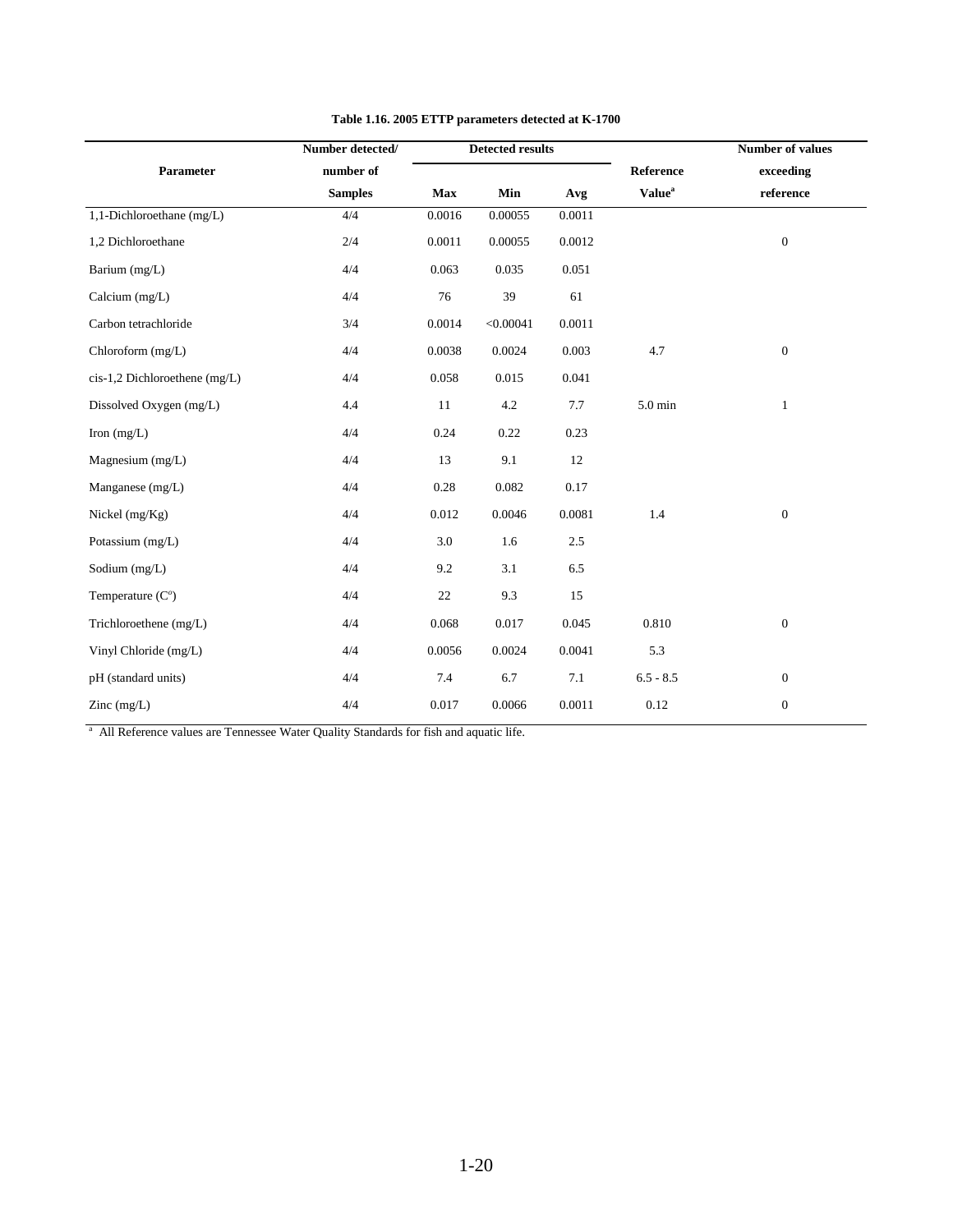**Table 1.16. 2005 ETTP parameters detected at K-1700**

| Parameter | Number detected/ number of Samples | Detected results | | | Reference Value[a] | Number of values exceeding reference |
|---|---|---|---|---|---|---|
| | | Max | Min | Avg | | |
| 1,1-Dichloroethane (mg/L) | 4/4 | 0.0016 | 0.00055 | 0.0011 | | |
| 1,2 Dichloroethane | 2/4 | 0.0011 | 0.00055 | 0.0012 | | 0 |
| Barium (mg/L) | 4/4 | 0.063 | 0.035 | 0.051 | | |
| Calcium (mg/L) | 4/4 | 76 | 39 | 61 | | |
| Carbon tetrachloride | 3/4 | 0.0014 | <0.00041 | 0.0011 | | |
| Chloroform (mg/L) | 4/4 | 0.0038 | 0.0024 | 0.003 | 4.7 | 0 |
| cis-1,2 Dichloroethene (mg/L) | 4/4 | 0.058 | 0.015 | 0.041 | | |
| Dissolved Oxygen (mg/L) | 4.4 | 11 | 4.2 | 7.7 | 5.0 min | 1 |
| Iron (mg/L) | 4/4 | 0.24 | 0.22 | 0.23 | | |
| Magnesium (mg/L) | 4/4 | 13 | 9.1 | 12 | | |
| Manganese (mg/L) | 4/4 | 0.28 | 0.082 | 0.17 | | |
| Nickel (mg/Kg) | 4/4 | 0.012 | 0.0046 | 0.0081 | 1.4 | 0 |
| Potassium (mg/L) | 4/4 | 3.0 | 1.6 | 2.5 | | |
| Sodium (mg/L) | 4/4 | 9.2 | 3.1 | 6.5 | | |
| Temperature (C°) | 4/4 | 22 | 9.3 | 15 | | |
| Trichloroethene (mg/L) | 4/4 | 0.068 | 0.017 | 0.045 | 0.810 | 0 |
| Vinyl Chloride (mg/L) | 4/4 | 0.0056 | 0.0024 | 0.0041 | 5.3 | |
| pH (standard units) | 4/4 | 7.4 | 6.7 | 7.1 | 6.5 - 8.5 | 0 |
| Zinc (mg/L) | 4/4 | 0.017 | 0.0066 | 0.0011 | 0.12 | 0 |

[a] All Reference values are Tennessee Water Quality Standards for fish and aquatic life.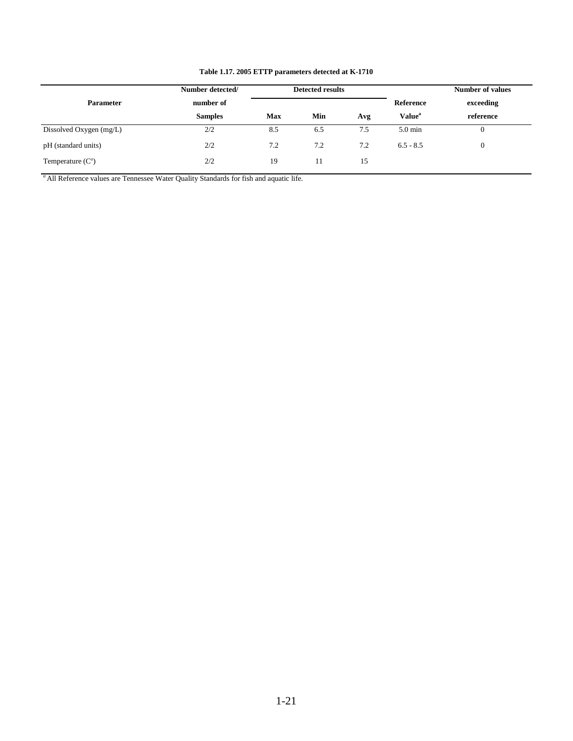**Table 1.17. 2005 ETTP parameters detected at K-1710**

| Parameter | Number detected/ number of Samples | Detected results | | | Reference Value[a] | Number of values exceeding reference |
|---|---|---|---|---|---|---|
| | | Max | Min | Avg | | |
| Dissolved Oxygen (mg/L) | 2/2 | 8.5 | 6.5 | 7.5 | 5.0 min | 0 |
| pH (standard units) | 2/2 | 7.2 | 7.2 | 7.2 | 6.5 - 8.5 | 0 |
| Temperature (C$^o$) | 2/2 | 19 | 11 | 15 | | |

[a] All Reference values are Tennessee Water Quality Standards for fish and aquatic life.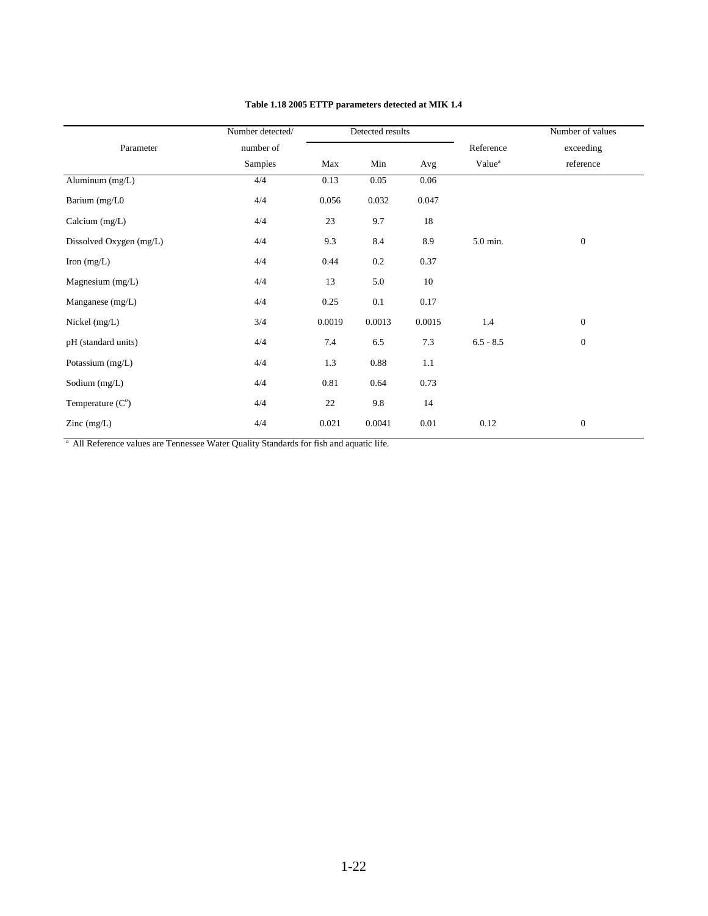**Table 1.18 2005 ETTP parameters detected at MIK 1.4**

| Parameter | Number detected/ number of Samples | Detected results | | | Reference Value[a] | Number of values exceeding reference |
|---|---|---|---|---|---|---|
| | | Max | Min | Avg | | |
| Aluminum (mg/L) | 4/4 | 0.13 | 0.05 | 0.06 | | |
| Barium (mg/L0 | 4/4 | 0.056 | 0.032 | 0.047 | | |
| Calcium (mg/L) | 4/4 | 23 | 9.7 | 18 | | |
| Dissolved Oxygen (mg/L) | 4/4 | 9.3 | 8.4 | 8.9 | 5.0 min. | 0 |
| Iron (mg/L) | 4/4 | 0.44 | 0.2 | 0.37 | | |
| Magnesium (mg/L) | 4/4 | 13 | 5.0 | 10 | | |
| Manganese (mg/L) | 4/4 | 0.25 | 0.1 | 0.17 | | |
| Nickel (mg/L) | 3/4 | 0.0019 | 0.0013 | 0.0015 | 1.4 | 0 |
| pH (standard units) | 4/4 | 7.4 | 6.5 | 7.3 | 6.5 - 8.5 | 0 |
| Potassium (mg/L) | 4/4 | 1.3 | 0.88 | 1.1 | | |
| Sodium (mg/L) | 4/4 | 0.81 | 0.64 | 0.73 | | |
| Temperature (C$^{o}$) | 4/4 | 22 | 9.8 | 14 | | |
| Zinc (mg/L) | 4/4 | 0.021 | 0.0041 | 0.01 | 0.12 | 0 |

[a] All Reference values are Tennessee Water Quality Standards for fish and aquatic life.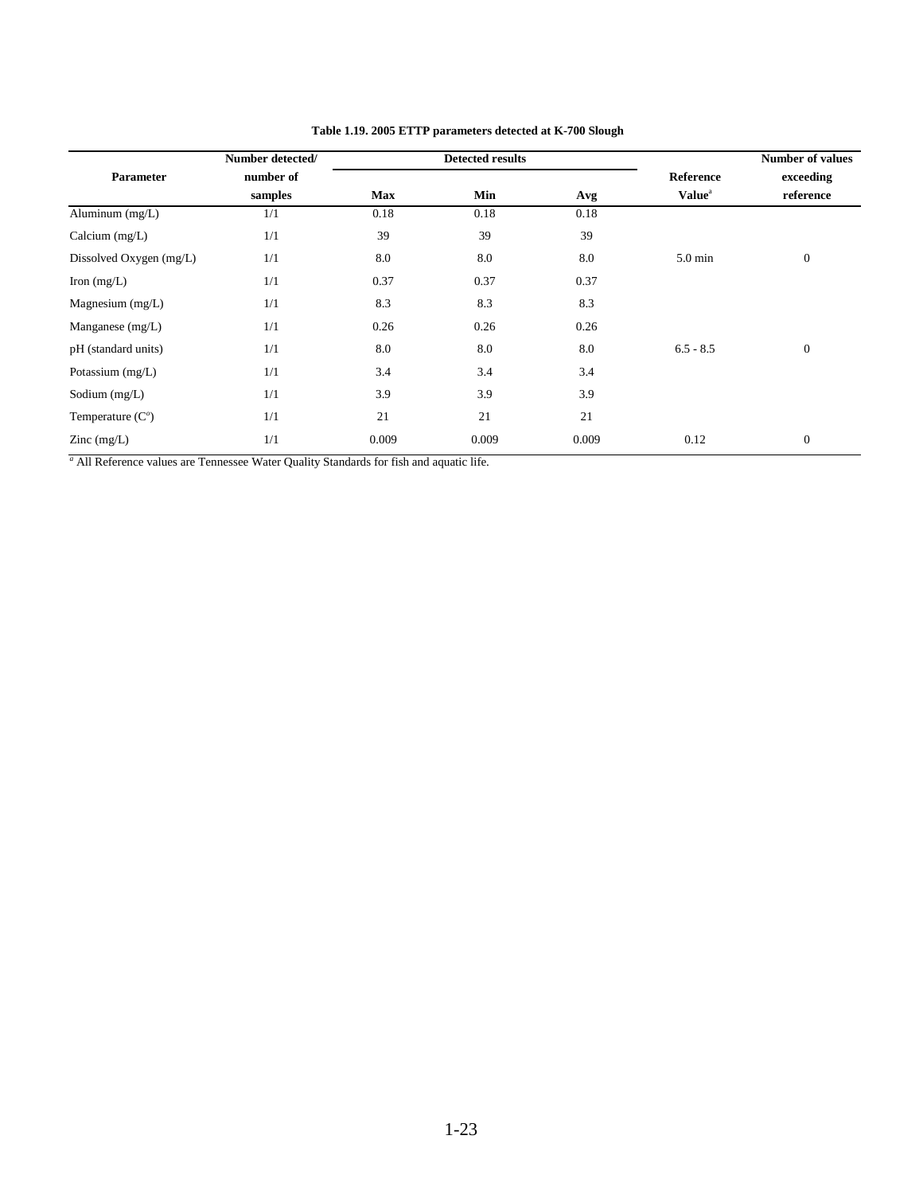**Table 1.19. 2005 ETTP parameters detected at K-700 Slough**

| Parameter | Number detected/ number of samples | Detected results | | | Reference Value[a] | Number of values exceeding reference |
|---|---|---|---|---|---|---|
| | | Max | Min | Avg | | |
| Aluminum (mg/L) | 1/1 | 0.18 | 0.18 | 0.18 | | |
| Calcium (mg/L) | 1/1 | 39 | 39 | 39 | | |
| Dissolved Oxygen (mg/L) | 1/1 | 8.0 | 8.0 | 8.0 | 5.0 min | 0 |
| Iron (mg/L) | 1/1 | 0.37 | 0.37 | 0.37 | | |
| Magnesium (mg/L) | 1/1 | 8.3 | 8.3 | 8.3 | | |
| Manganese (mg/L) | 1/1 | 0.26 | 0.26 | 0.26 | | |
| pH (standard units) | 1/1 | 8.0 | 8.0 | 8.0 | 6.5 - 8.5 | 0 |
| Potassium (mg/L) | 1/1 | 3.4 | 3.4 | 3.4 | | |
| Sodium (mg/L) | 1/1 | 3.9 | 3.9 | 3.9 | | |
| Temperature (C$^o$) | 1/1 | 21 | 21 | 21 | | |
| Zinc (mg/L) | 1/1 | 0.009 | 0.009 | 0.009 | 0.12 | 0 |

[a] All Reference values are Tennessee Water Quality Standards for fish and aquatic life.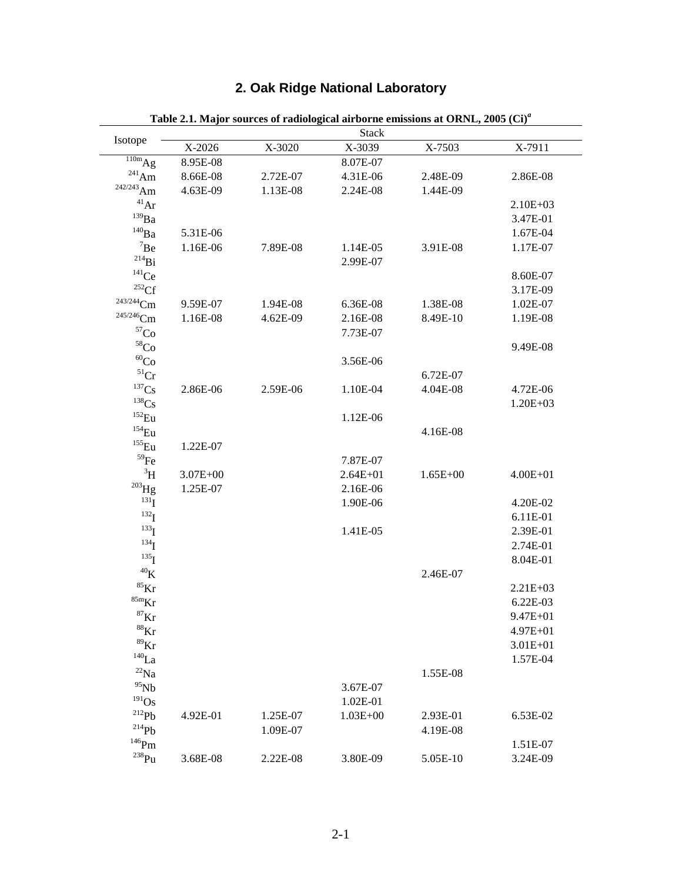## 2. Oak Ridge National Laboratory

**Table 2.1. Major sources of radiological airborne emissions at ORNL, 2005 (Ci)[a]**

| Isotope | Stack | | | | |
|---|---|---|---|---|---|
| | X-2026 | X-3020 | X-3039 | X-7503 | X-7911 |
| $^{110m}Ag$ | 8.95E-08 | | 8.07E-07 | | |
| $^{241}Am$ | 8.66E-08 | 2.72E-07 | 4.31E-06 | 2.48E-09 | 2.86E-08 |
| $^{242/243}Am$ | 4.63E-09 | 1.13E-08 | 2.24E-08 | 1.44E-09 | |
| $^{41}Ar$ | | | | | 2.10E+03 |
| $^{139}Ba$ | | | | | 3.47E-01 |
| $^{140}Ba$ | 5.31E-06 | | | | 1.67E-04 |
| $^{7}Be$ | 1.16E-06 | 7.89E-08 | 1.14E-05 | 3.91E-08 | 1.17E-07 |
| $^{214}Bi$ | | | 2.99E-07 | | |
| $^{141}Ce$ | | | | | 8.60E-07 |
| $^{252}Cf$ | | | | | 3.17E-09 |
| $^{243/244}Cm$ | 9.59E-07 | 1.94E-08 | 6.36E-08 | 1.38E-08 | 1.02E-07 |
| $^{245/246}Cm$ | 1.16E-08 | 4.62E-09 | 2.16E-08 | 8.49E-10 | 1.19E-08 |
| $^{57}Co$ | | | 7.73E-07 | | |
| $^{58}Co$ | | | | | 9.49E-08 |
| $^{60}Co$ | | | 3.56E-06 | | |
| $^{51}Cr$ | | | | 6.72E-07 | |
| $^{137}Cs$ | 2.86E-06 | 2.59E-06 | 1.10E-04 | 4.04E-08 | 4.72E-06 |
| $^{138}Cs$ | | | | | 1.20E+03 |
| $^{152}Eu$ | | | 1.12E-06 | | |
| $^{154}Eu$ | | | | 4.16E-08 | |
| $^{155}Eu$ | 1.22E-07 | | | | |
| $^{59}Fe$ | | | 7.87E-07 | | |
| $^{3}H$ | 3.07E+00 | | 2.64E+01 | 1.65E+00 | 4.00E+01 |
| $^{203}Hg$ | 1.25E-07 | | 2.16E-06 | | |
| $^{131}I$ | | | 1.90E-06 | | 4.20E-02 |
| $^{132}I$ | | | | | 6.11E-01 |
| $^{133}I$ | | | 1.41E-05 | | 2.39E-01 |
| $^{134}I$ | | | | | 2.74E-01 |
| $^{135}I$ | | | | | 8.04E-01 |
| $^{40}K$ | | | | 2.46E-07 | |
| $^{85}Kr$ | | | | | 2.21E+03 |
| $^{85m}Kr$ | | | | | 6.22E-03 |
| $^{87}Kr$ | | | | | 9.47E+01 |
| $^{88}Kr$ | | | | | 4.97E+01 |
| $^{89}Kr$ | | | | | 3.01E+01 |
| $^{140}La$ | | | | | 1.57E-04 |
| $^{22}Na$ | | | | 1.55E-08 | |
| $^{95}Nb$ | | | 3.67E-07 | | |
| $^{191}Os$ | | | 1.02E-01 | | |
| $^{212}Pb$ | 4.92E-01 | 1.25E-07 | 1.03E+00 | 2.93E-01 | 6.53E-02 |
| $^{214}Pb$ | | 1.09E-07 | | 4.19E-08 | |
| $^{146}Pm$ | | | | | 1.51E-07 |
| $^{238}Pu$ | 3.68E-08 | 2.22E-08 | 3.80E-09 | 5.05E-10 | 3.24E-09 |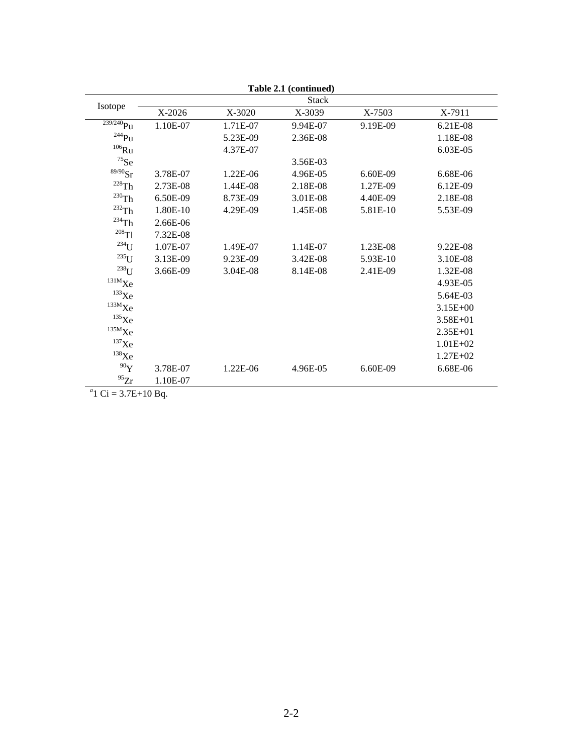**Table 2.1 (continued)**

| Isotope | Stack | | | | |
|---|---|---|---|---|---|
| | X-2026 | X-3020 | X-3039 | X-7503 | X-7911 |
| $^{239/240}Pu$ | 1.10E-07 | 1.71E-07 | 9.94E-07 | 9.19E-09 | 6.21E-08 |
| $^{244}Pu$ | | 5.23E-09 | 2.36E-08 | | 1.18E-08 |
| $^{106}Ru$ | | 4.37E-07 | | | 6.03E-05 |
| $^{75}Se$ | | | 3.56E-03 | | |
| $^{89/90}Sr$ | 3.78E-07 | 1.22E-06 | 4.96E-05 | 6.60E-09 | 6.68E-06 |
| $^{228}Th$ | 2.73E-08 | 1.44E-08 | 2.18E-08 | 1.27E-09 | 6.12E-09 |
| $^{230}Th$ | 6.50E-09 | 8.73E-09 | 3.01E-08 | 4.40E-09 | 2.18E-08 |
| $^{232}Th$ | 1.80E-10 | 4.29E-09 | 1.45E-08 | 5.81E-10 | 5.53E-09 |
| $^{234}Th$ | 2.66E-06 | | | | |
| $^{208}Tl$ | 7.32E-08 | | | | |
| $^{234}U$ | 1.07E-07 | 1.49E-07 | 1.14E-07 | 1.23E-08 | 9.22E-08 |
| $^{235}U$ | 3.13E-09 | 9.23E-09 | 3.42E-08 | 5.93E-10 | 3.10E-08 |
| $^{238}U$ | 3.66E-09 | 3.04E-08 | 8.14E-08 | 2.41E-09 | 1.32E-08 |
| $^{131M}Xe$ | | | | | 4.93E-05 |
| $^{133}Xe$ | | | | | 5.64E-03 |
| $^{133M}Xe$ | | | | | 3.15E+00 |
| $^{135}Xe$ | | | | | 3.58E+01 |
| $^{135M}Xe$ | | | | | 2.35E+01 |
| $^{137}Xe$ | | | | | 1.01E+02 |
| $^{138}Xe$ | | | | | 1.27E+02 |
| $^{90}Y$ | 3.78E-07 | 1.22E-06 | 4.96E-05 | 6.60E-09 | 6.68E-06 |
| $^{95}Zr$ | 1.10E-07 | | | | |

[a] 1 Ci = 3.7E+10 Bq.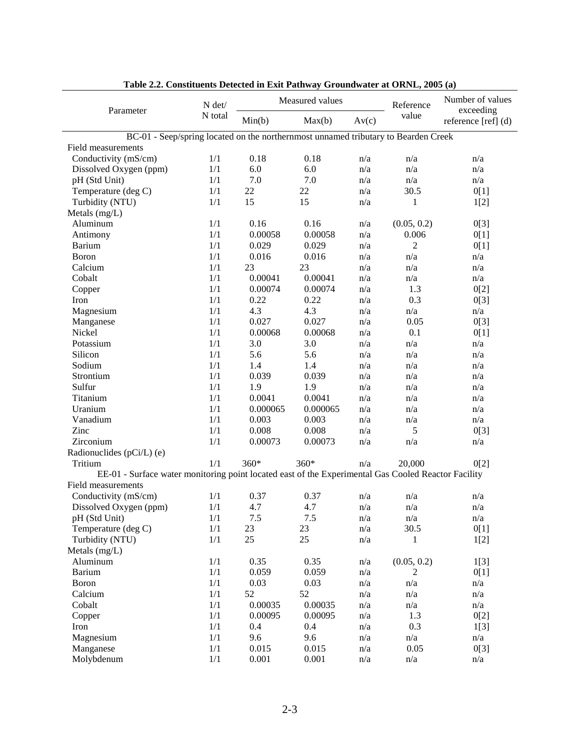**Table 2.2. Constituents Detected in Exit Pathway Groundwater at ORNL, 2005 (a)**

| Parameter | N det/ N total | Measured values | | | Reference value | Number of values exceeding reference [ref] (d) |
|---|---|---|---|---|---|---|
| | | Min(b) | Max(b) | Av(c) | | |
| **BC-01 - Seep/spring located on the northernmost unnamed tributary to Bearden Creek** | | | | | | |
| Field measurements | | | | | | |
| Conductivity (mS/cm) | 1/1 | 0.18 | 0.18 | n/a | n/a | n/a |
| Dissolved Oxygen (ppm) | 1/1 | 6.0 | 6.0 | n/a | n/a | n/a |
| pH (Std Unit) | 1/1 | 7.0 | 7.0 | n/a | n/a | n/a |
| Temperature (deg C) | 1/1 | 22 | 22 | n/a | 30.5 | 0[1] |
| Turbidity (NTU) | 1/1 | 15 | 15 | n/a | 1 | 1[2] |
| Metals (mg/L) | | | | | | |
| Aluminum | 1/1 | 0.16 | 0.16 | n/a | (0.05, 0.2) | 0[3] |
| Antimony | 1/1 | 0.00058 | 0.00058 | n/a | 0.006 | 0[1] |
| Barium | 1/1 | 0.029 | 0.029 | n/a | 2 | 0[1] |
| Boron | 1/1 | 0.016 | 0.016 | n/a | n/a | n/a |
| Calcium | 1/1 | 23 | 23 | n/a | n/a | n/a |
| Cobalt | 1/1 | 0.00041 | 0.00041 | n/a | n/a | n/a |
| Copper | 1/1 | 0.00074 | 0.00074 | n/a | 1.3 | 0[2] |
| Iron | 1/1 | 0.22 | 0.22 | n/a | 0.3 | 0[3] |
| Magnesium | 1/1 | 4.3 | 4.3 | n/a | n/a | n/a |
| Manganese | 1/1 | 0.027 | 0.027 | n/a | 0.05 | 0[3] |
| Nickel | 1/1 | 0.00068 | 0.00068 | n/a | 0.1 | 0[1] |
| Potassium | 1/1 | 3.0 | 3.0 | n/a | n/a | n/a |
| Silicon | 1/1 | 5.6 | 5.6 | n/a | n/a | n/a |
| Sodium | 1/1 | 1.4 | 1.4 | n/a | n/a | n/a |
| Strontium | 1/1 | 0.039 | 0.039 | n/a | n/a | n/a |
| Sulfur | 1/1 | 1.9 | 1.9 | n/a | n/a | n/a |
| Titanium | 1/1 | 0.0041 | 0.0041 | n/a | n/a | n/a |
| Uranium | 1/1 | 0.000065 | 0.000065 | n/a | n/a | n/a |
| Vanadium | 1/1 | 0.003 | 0.003 | n/a | n/a | n/a |
| Zinc | 1/1 | 0.008 | 0.008 | n/a | 5 | 0[3] |
| Zirconium | 1/1 | 0.00073 | 0.00073 | n/a | n/a | n/a |
| Radionuclides (pCi/L) (e) | | | | | | |
| Tritium | 1/1 | 360* | 360* | n/a | 20,000 | 0[2] |
| **EE-01 - Surface water monitoring point located east of the Experimental Gas Cooled Reactor Facility** | | | | | | |
| Field measurements | | | | | | |
| Conductivity (mS/cm) | 1/1 | 0.37 | 0.37 | n/a | n/a | n/a |
| Dissolved Oxygen (ppm) | 1/1 | 4.7 | 4.7 | n/a | n/a | n/a |
| pH (Std Unit) | 1/1 | 7.5 | 7.5 | n/a | n/a | n/a |
| Temperature (deg C) | 1/1 | 23 | 23 | n/a | 30.5 | 0[1] |
| Turbidity (NTU) | 1/1 | 25 | 25 | n/a | 1 | 1[2] |
| Metals (mg/L) | | | | | | |
| Aluminum | 1/1 | 0.35 | 0.35 | n/a | (0.05, 0.2) | 1[3] |
| Barium | 1/1 | 0.059 | 0.059 | n/a | 2 | 0[1] |
| Boron | 1/1 | 0.03 | 0.03 | n/a | n/a | n/a |
| Calcium | 1/1 | 52 | 52 | n/a | n/a | n/a |
| Cobalt | 1/1 | 0.00035 | 0.00035 | n/a | n/a | n/a |
| Copper | 1/1 | 0.00095 | 0.00095 | n/a | 1.3 | 0[2] |
| Iron | 1/1 | 0.4 | 0.4 | n/a | 0.3 | 1[3] |
| Magnesium | 1/1 | 9.6 | 9.6 | n/a | n/a | n/a |
| Manganese | 1/1 | 0.015 | 0.015 | n/a | 0.05 | 0[3] |
| Molybdenum | 1/1 | 0.001 | 0.001 | n/a | n/a | n/a |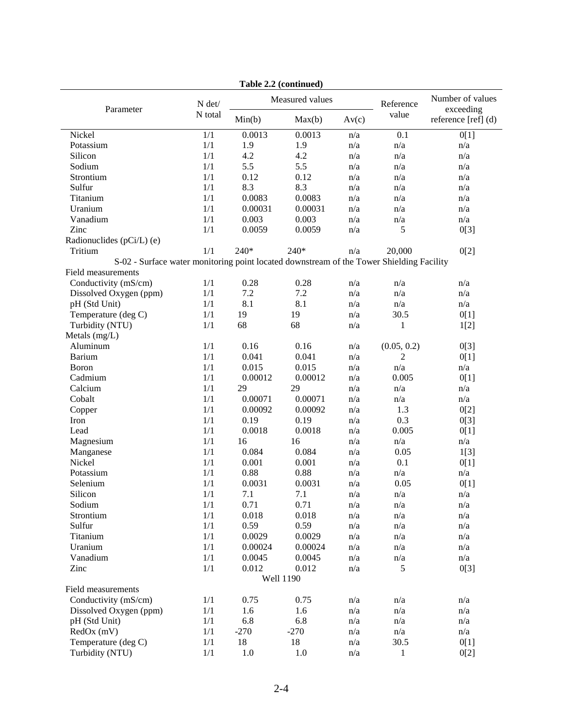**Table 2.2 (continued)**

| Parameter | N det/ N total | Measured values | | | Reference value | Number of values exceeding reference [ref] (d) |
|---|---|---|---|---|---|---|
| | | Min(b) | Max(b) | Av(c) | | |
| Nickel | 1/1 | 0.0013 | 0.0013 | n/a | 0.1 | 0[1] |
| Potassium | 1/1 | 1.9 | 1.9 | n/a | n/a | n/a |
| Silicon | 1/1 | 4.2 | 4.2 | n/a | n/a | n/a |
| Sodium | 1/1 | 5.5 | 5.5 | n/a | n/a | n/a |
| Strontium | 1/1 | 0.12 | 0.12 | n/a | n/a | n/a |
| Sulfur | 1/1 | 8.3 | 8.3 | n/a | n/a | n/a |
| Titanium | 1/1 | 0.0083 | 0.0083 | n/a | n/a | n/a |
| Uranium | 1/1 | 0.00031 | 0.00031 | n/a | n/a | n/a |
| Vanadium | 1/1 | 0.003 | 0.003 | n/a | n/a | n/a |
| Zinc | 1/1 | 0.0059 | 0.0059 | n/a | 5 | 0[3] |
| Radionuclides (pCi/L) (e) | | | | | | |
| Tritium | 1/1 | 240* | 240* | n/a | 20,000 | 0[2] |
| S-02 - Surface water monitoring point located downstream of the Tower Shielding Facility | | | | | | |
| Field measurements | | | | | | |
| Conductivity (mS/cm) | 1/1 | 0.28 | 0.28 | n/a | n/a | n/a |
| Dissolved Oxygen (ppm) | 1/1 | 7.2 | 7.2 | n/a | n/a | n/a |
| pH (Std Unit) | 1/1 | 8.1 | 8.1 | n/a | n/a | n/a |
| Temperature (deg C) | 1/1 | 19 | 19 | n/a | 30.5 | 0[1] |
| Turbidity (NTU) | 1/1 | 68 | 68 | n/a | 1 | 1[2] |
| Metals (mg/L) | | | | | | |
| Aluminum | 1/1 | 0.16 | 0.16 | n/a | (0.05, 0.2) | 0[3] |
| Barium | 1/1 | 0.041 | 0.041 | n/a | 2 | 0[1] |
| Boron | 1/1 | 0.015 | 0.015 | n/a | n/a | n/a |
| Cadmium | 1/1 | 0.00012 | 0.00012 | n/a | 0.005 | 0[1] |
| Calcium | 1/1 | 29 | 29 | n/a | n/a | n/a |
| Cobalt | 1/1 | 0.00071 | 0.00071 | n/a | n/a | n/a |
| Copper | 1/1 | 0.00092 | 0.00092 | n/a | 1.3 | 0[2] |
| Iron | 1/1 | 0.19 | 0.19 | n/a | 0.3 | 0[3] |
| Lead | 1/1 | 0.0018 | 0.0018 | n/a | 0.005 | 0[1] |
| Magnesium | 1/1 | 16 | 16 | n/a | n/a | n/a |
| Manganese | 1/1 | 0.084 | 0.084 | n/a | 0.05 | 1[3] |
| Nickel | 1/1 | 0.001 | 0.001 | n/a | 0.1 | 0[1] |
| Potassium | 1/1 | 0.88 | 0.88 | n/a | n/a | n/a |
| Selenium | 1/1 | 0.0031 | 0.0031 | n/a | 0.05 | 0[1] |
| Silicon | 1/1 | 7.1 | 7.1 | n/a | n/a | n/a |
| Sodium | 1/1 | 0.71 | 0.71 | n/a | n/a | n/a |
| Strontium | 1/1 | 0.018 | 0.018 | n/a | n/a | n/a |
| Sulfur | 1/1 | 0.59 | 0.59 | n/a | n/a | n/a |
| Titanium | 1/1 | 0.0029 | 0.0029 | n/a | n/a | n/a |
| Uranium | 1/1 | 0.00024 | 0.00024 | n/a | n/a | n/a |
| Vanadium | 1/1 | 0.0045 | 0.0045 | n/a | n/a | n/a |
| Zinc | 1/1 | 0.012 | 0.012 | n/a | 5 | 0[3] |
| Well 1190 | | | | | | |
| Field measurements | | | | | | |
| Conductivity (mS/cm) | 1/1 | 0.75 | 0.75 | n/a | n/a | n/a |
| Dissolved Oxygen (ppm) | 1/1 | 1.6 | 1.6 | n/a | n/a | n/a |
| pH (Std Unit) | 1/1 | 6.8 | 6.8 | n/a | n/a | n/a |
| RedOx (mV) | 1/1 | -270 | -270 | n/a | n/a | n/a |
| Temperature (deg C) | 1/1 | 18 | 18 | n/a | 30.5 | 0[1] |
| Turbidity (NTU) | 1/1 | 1.0 | 1.0 | n/a | 1 | 0[2] |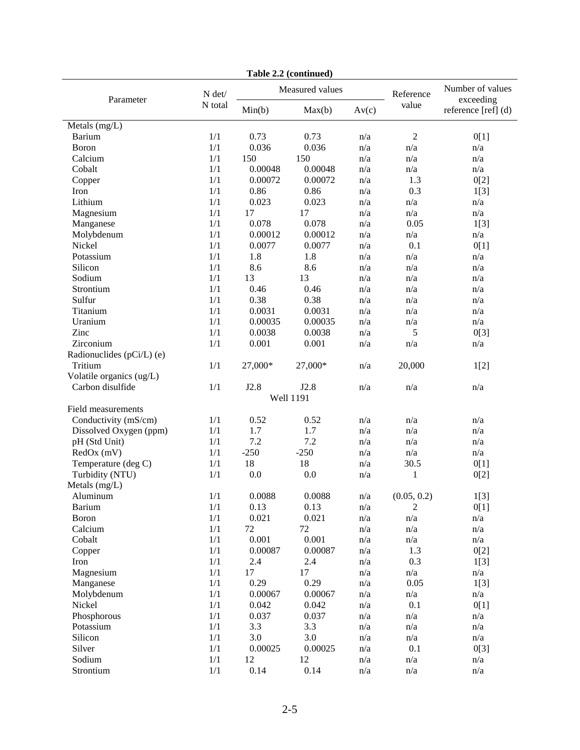**Table 2.2 (continued)**

| Parameter | N det/ N total | Measured values | | | Reference value | Number of values exceeding reference [ref] (d) |
|---|---|---|---|---|---|---|
| | | Min(b) | Max(b) | Av(c) | | |
| Metals (mg/L) | | | | | | |
| Barium | 1/1 | 0.73 | 0.73 | n/a | 2 | 0[1] |
| Boron | 1/1 | 0.036 | 0.036 | n/a | n/a | n/a |
| Calcium | 1/1 | 150 | 150 | n/a | n/a | n/a |
| Cobalt | 1/1 | 0.00048 | 0.00048 | n/a | n/a | n/a |
| Copper | 1/1 | 0.00072 | 0.00072 | n/a | 1.3 | 0[2] |
| Iron | 1/1 | 0.86 | 0.86 | n/a | 0.3 | 1[3] |
| Lithium | 1/1 | 0.023 | 0.023 | n/a | n/a | n/a |
| Magnesium | 1/1 | 17 | 17 | n/a | n/a | n/a |
| Manganese | 1/1 | 0.078 | 0.078 | n/a | 0.05 | 1[3] |
| Molybdenum | 1/1 | 0.00012 | 0.00012 | n/a | n/a | n/a |
| Nickel | 1/1 | 0.0077 | 0.0077 | n/a | 0.1 | 0[1] |
| Potassium | 1/1 | 1.8 | 1.8 | n/a | n/a | n/a |
| Silicon | 1/1 | 8.6 | 8.6 | n/a | n/a | n/a |
| Sodium | 1/1 | 13 | 13 | n/a | n/a | n/a |
| Strontium | 1/1 | 0.46 | 0.46 | n/a | n/a | n/a |
| Sulfur | 1/1 | 0.38 | 0.38 | n/a | n/a | n/a |
| Titanium | 1/1 | 0.0031 | 0.0031 | n/a | n/a | n/a |
| Uranium | 1/1 | 0.00035 | 0.00035 | n/a | n/a | n/a |
| Zinc | 1/1 | 0.0038 | 0.0038 | n/a | 5 | 0[3] |
| Zirconium | 1/1 | 0.001 | 0.001 | n/a | n/a | n/a |
| Radionuclides (pCi/L) (e) | | | | | | |
| Tritium | 1/1 | 27,000* | 27,000* | n/a | 20,000 | 1[2] |
| Volatile organics (ug/L) | | | | | | |
| Carbon disulfide | 1/1 | J2.8 | J2.8 | n/a | n/a | n/a |
| | | Well 1191 | | | | |
| Field measurements | | | | | | |
| Conductivity (mS/cm) | 1/1 | 0.52 | 0.52 | n/a | n/a | n/a |
| Dissolved Oxygen (ppm) | 1/1 | 1.7 | 1.7 | n/a | n/a | n/a |
| pH (Std Unit) | 1/1 | 7.2 | 7.2 | n/a | n/a | n/a |
| RedOx (mV) | 1/1 | -250 | -250 | n/a | n/a | n/a |
| Temperature (deg C) | 1/1 | 18 | 18 | n/a | 30.5 | 0[1] |
| Turbidity (NTU) | 1/1 | 0.0 | 0.0 | n/a | 1 | 0[2] |
| Metals (mg/L) | | | | | | |
| Aluminum | 1/1 | 0.0088 | 0.0088 | n/a | (0.05, 0.2) | 1[3] |
| Barium | 1/1 | 0.13 | 0.13 | n/a | 2 | 0[1] |
| Boron | 1/1 | 0.021 | 0.021 | n/a | n/a | n/a |
| Calcium | 1/1 | 72 | 72 | n/a | n/a | n/a |
| Cobalt | 1/1 | 0.001 | 0.001 | n/a | n/a | n/a |
| Copper | 1/1 | 0.00087 | 0.00087 | n/a | 1.3 | 0[2] |
| Iron | 1/1 | 2.4 | 2.4 | n/a | 0.3 | 1[3] |
| Magnesium | 1/1 | 17 | 17 | n/a | n/a | n/a |
| Manganese | 1/1 | 0.29 | 0.29 | n/a | 0.05 | 1[3] |
| Molybdenum | 1/1 | 0.00067 | 0.00067 | n/a | n/a | n/a |
| Nickel | 1/1 | 0.042 | 0.042 | n/a | 0.1 | 0[1] |
| Phosphorous | 1/1 | 0.037 | 0.037 | n/a | n/a | n/a |
| Potassium | 1/1 | 3.3 | 3.3 | n/a | n/a | n/a |
| Silicon | 1/1 | 3.0 | 3.0 | n/a | n/a | n/a |
| Silver | 1/1 | 0.00025 | 0.00025 | n/a | 0.1 | 0[3] |
| Sodium | 1/1 | 12 | 12 | n/a | n/a | n/a |
| Strontium | 1/1 | 0.14 | 0.14 | n/a | n/a | n/a |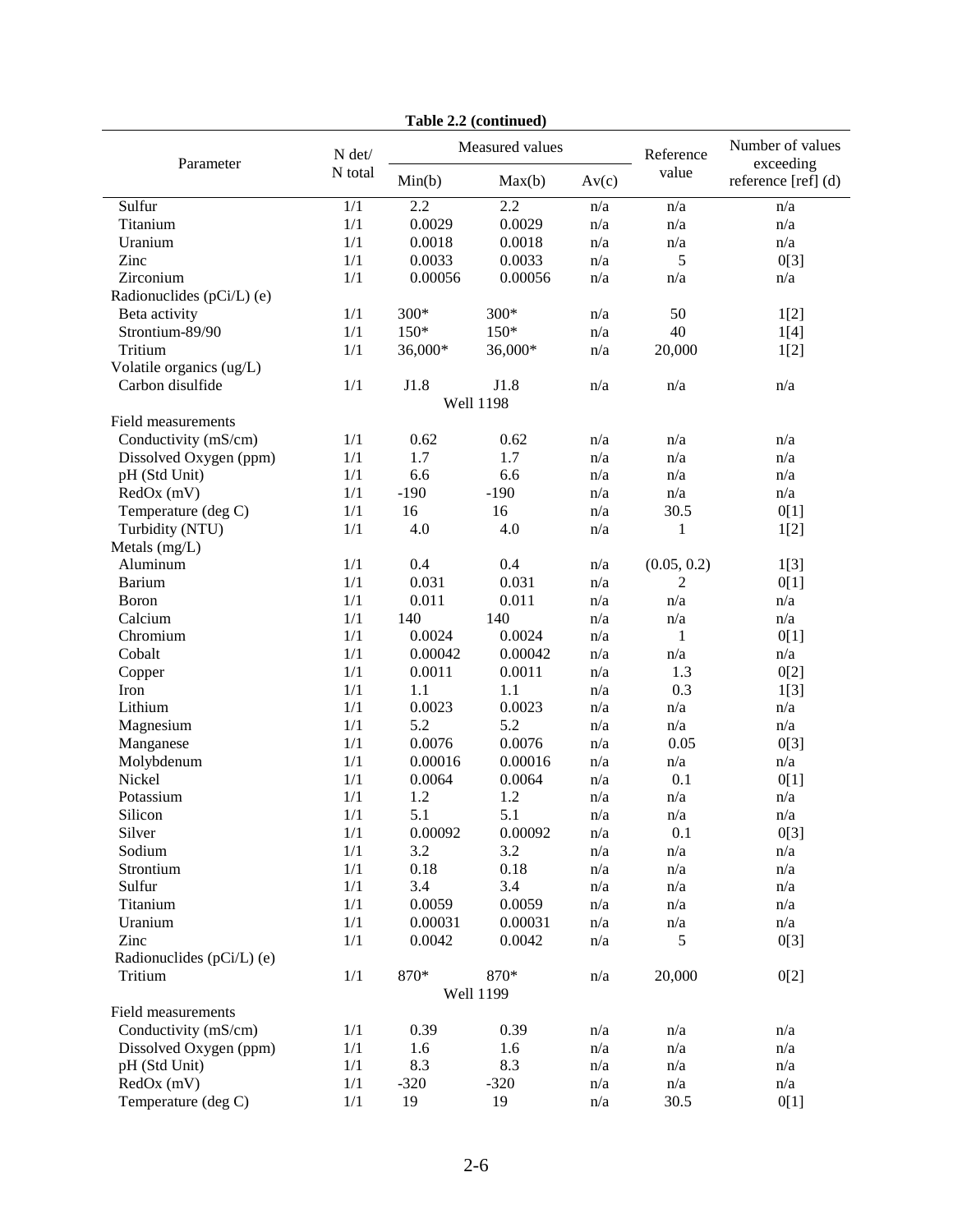**Table 2.2 (continued)**

| Parameter | N det/ N total | Measured values | | | Reference value | Number of values exceeding reference [ref] (d) |
|---|---|---|---|---|---|---|
| | | Min(b) | Max(b) | Av(c) | | |
| Sulfur | 1/1 | 2.2 | 2.2 | n/a | n/a | n/a |
| Titanium | 1/1 | 0.0029 | 0.0029 | n/a | n/a | n/a |
| Uranium | 1/1 | 0.0018 | 0.0018 | n/a | n/a | n/a |
| Zinc | 1/1 | 0.0033 | 0.0033 | n/a | 5 | 0[3] |
| Zirconium | 1/1 | 0.00056 | 0.00056 | n/a | n/a | n/a |
| Radionuclides (pCi/L) (e) | | | | | | |
| Beta activity | 1/1 | 300* | 300* | n/a | 50 | 1[2] |
| Strontium-89/90 | 1/1 | 150* | 150* | n/a | 40 | 1[4] |
| Tritium | 1/1 | 36,000* | 36,000* | n/a | 20,000 | 1[2] |
| Volatile organics (ug/L) | | | | | | |
| Carbon disulfide | 1/1 | J1.8 | J1.8 | n/a | n/a | n/a |
| | | Well 1198 | | | | |
| Field measurements | | | | | | |
| Conductivity (mS/cm) | 1/1 | 0.62 | 0.62 | n/a | n/a | n/a |
| Dissolved Oxygen (ppm) | 1/1 | 1.7 | 1.7 | n/a | n/a | n/a |
| pH (Std Unit) | 1/1 | 6.6 | 6.6 | n/a | n/a | n/a |
| RedOx (mV) | 1/1 | -190 | -190 | n/a | n/a | n/a |
| Temperature (deg C) | 1/1 | 16 | 16 | n/a | 30.5 | 0[1] |
| Turbidity (NTU) | 1/1 | 4.0 | 4.0 | n/a | 1 | 1[2] |
| Metals (mg/L) | | | | | | |
| Aluminum | 1/1 | 0.4 | 0.4 | n/a | (0.05, 0.2) | 1[3] |
| Barium | 1/1 | 0.031 | 0.031 | n/a | 2 | 0[1] |
| Boron | 1/1 | 0.011 | 0.011 | n/a | n/a | n/a |
| Calcium | 1/1 | 140 | 140 | n/a | n/a | n/a |
| Chromium | 1/1 | 0.0024 | 0.0024 | n/a | 1 | 0[1] |
| Cobalt | 1/1 | 0.00042 | 0.00042 | n/a | n/a | n/a |
| Copper | 1/1 | 0.0011 | 0.0011 | n/a | 1.3 | 0[2] |
| Iron | 1/1 | 1.1 | 1.1 | n/a | 0.3 | 1[3] |
| Lithium | 1/1 | 0.0023 | 0.0023 | n/a | n/a | n/a |
| Magnesium | 1/1 | 5.2 | 5.2 | n/a | n/a | n/a |
| Manganese | 1/1 | 0.0076 | 0.0076 | n/a | 0.05 | 0[3] |
| Molybdenum | 1/1 | 0.00016 | 0.00016 | n/a | n/a | n/a |
| Nickel | 1/1 | 0.0064 | 0.0064 | n/a | 0.1 | 0[1] |
| Potassium | 1/1 | 1.2 | 1.2 | n/a | n/a | n/a |
| Silicon | 1/1 | 5.1 | 5.1 | n/a | n/a | n/a |
| Silver | 1/1 | 0.00092 | 0.00092 | n/a | 0.1 | 0[3] |
| Sodium | 1/1 | 3.2 | 3.2 | n/a | n/a | n/a |
| Strontium | 1/1 | 0.18 | 0.18 | n/a | n/a | n/a |
| Sulfur | 1/1 | 3.4 | 3.4 | n/a | n/a | n/a |
| Titanium | 1/1 | 0.0059 | 0.0059 | n/a | n/a | n/a |
| Uranium | 1/1 | 0.00031 | 0.00031 | n/a | n/a | n/a |
| Zinc | 1/1 | 0.0042 | 0.0042 | n/a | 5 | 0[3] |
| Radionuclides (pCi/L) (e) | | | | | | |
| Tritium | 1/1 | 870* | 870* | n/a | 20,000 | 0[2] |
| | | Well 1199 | | | | |
| Field measurements | | | | | | |
| Conductivity (mS/cm) | 1/1 | 0.39 | 0.39 | n/a | n/a | n/a |
| Dissolved Oxygen (ppm) | 1/1 | 1.6 | 1.6 | n/a | n/a | n/a |
| pH (Std Unit) | 1/1 | 8.3 | 8.3 | n/a | n/a | n/a |
| RedOx (mV) | 1/1 | -320 | -320 | n/a | n/a | n/a |
| Temperature (deg C) | 1/1 | 19 | 19 | n/a | 30.5 | 0[1] |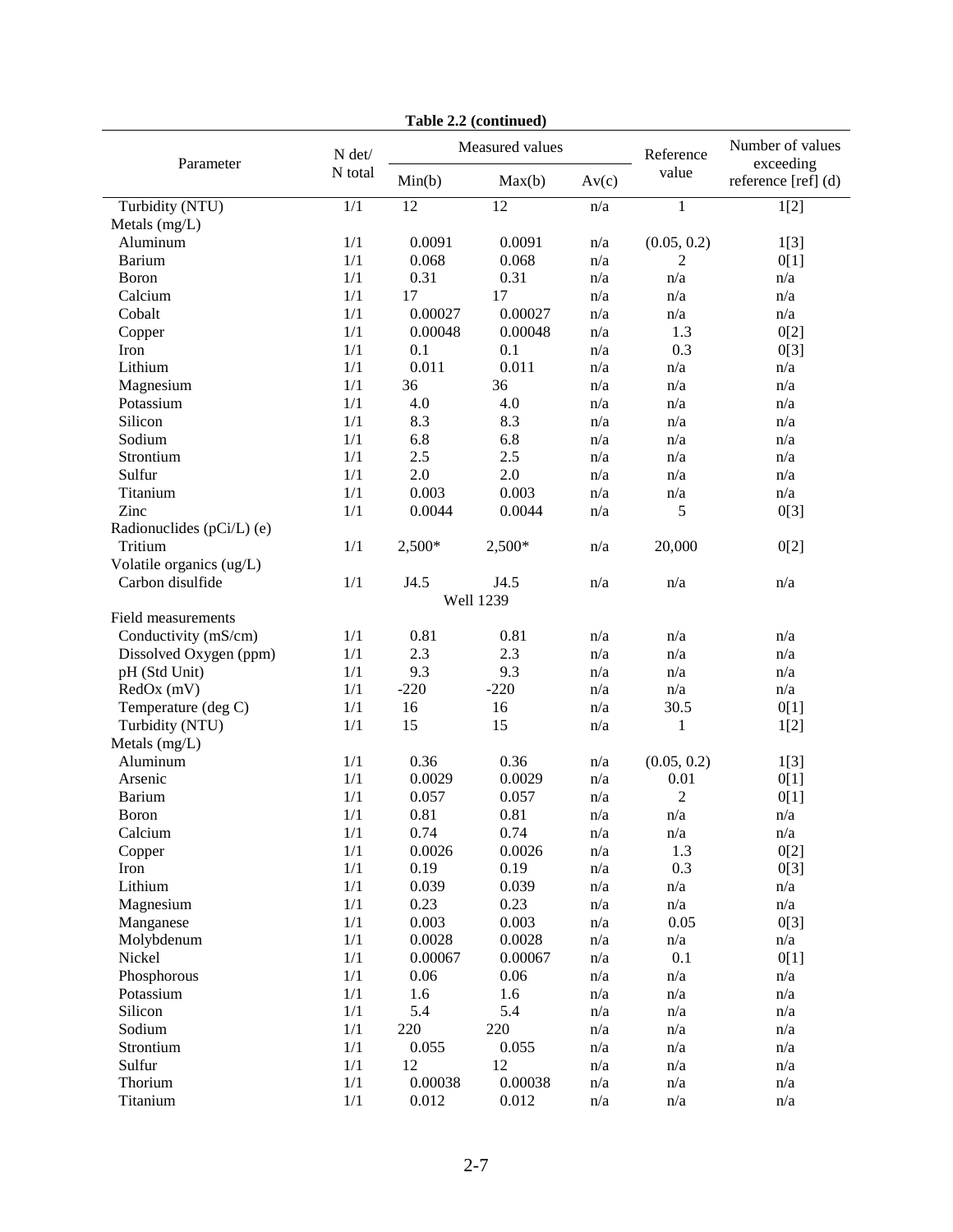**Table 2.2 (continued)**

| Parameter | N det/ N total | Measured values | | | Reference value | Number of values exceeding reference [ref] (d) |
|---|---|---|---|---|---|---|
| | | Min(b) | Max(b) | Av(c) | | |
| Turbidity (NTU) | 1/1 | 12 | 12 | n/a | 1 | 1[2] |
| Metals (mg/L) | | | | | | |
| Aluminum | 1/1 | 0.0091 | 0.0091 | n/a | (0.05, 0.2) | 1[3] |
| Barium | 1/1 | 0.068 | 0.068 | n/a | 2 | 0[1] |
| Boron | 1/1 | 0.31 | 0.31 | n/a | n/a | n/a |
| Calcium | 1/1 | 17 | 17 | n/a | n/a | n/a |
| Cobalt | 1/1 | 0.00027 | 0.00027 | n/a | n/a | n/a |
| Copper | 1/1 | 0.00048 | 0.00048 | n/a | 1.3 | 0[2] |
| Iron | 1/1 | 0.1 | 0.1 | n/a | 0.3 | 0[3] |
| Lithium | 1/1 | 0.011 | 0.011 | n/a | n/a | n/a |
| Magnesium | 1/1 | 36 | 36 | n/a | n/a | n/a |
| Potassium | 1/1 | 4.0 | 4.0 | n/a | n/a | n/a |
| Silicon | 1/1 | 8.3 | 8.3 | n/a | n/a | n/a |
| Sodium | 1/1 | 6.8 | 6.8 | n/a | n/a | n/a |
| Strontium | 1/1 | 2.5 | 2.5 | n/a | n/a | n/a |
| Sulfur | 1/1 | 2.0 | 2.0 | n/a | n/a | n/a |
| Titanium | 1/1 | 0.003 | 0.003 | n/a | n/a | n/a |
| Zinc | 1/1 | 0.0044 | 0.0044 | n/a | 5 | 0[3] |
| Radionuclides (pCi/L) (e) | | | | | | |
| Tritium | 1/1 | 2,500* | 2,500* | n/a | 20,000 | 0[2] |
| Volatile organics (ug/L) | | | | | | |
| Carbon disulfide | 1/1 | J4.5 | J4.5 | n/a | n/a | n/a |
| **Well 1239** | | | | | | |
| Field measurements | | | | | | |
| Conductivity (mS/cm) | 1/1 | 0.81 | 0.81 | n/a | n/a | n/a |
| Dissolved Oxygen (ppm) | 1/1 | 2.3 | 2.3 | n/a | n/a | n/a |
| pH (Std Unit) | 1/1 | 9.3 | 9.3 | n/a | n/a | n/a |
| RedOx (mV) | 1/1 | -220 | -220 | n/a | n/a | n/a |
| Temperature (deg C) | 1/1 | 16 | 16 | n/a | 30.5 | 0[1] |
| Turbidity (NTU) | 1/1 | 15 | 15 | n/a | 1 | 1[2] |
| Metals (mg/L) | | | | | | |
| Aluminum | 1/1 | 0.36 | 0.36 | n/a | (0.05, 0.2) | 1[3] |
| Arsenic | 1/1 | 0.0029 | 0.0029 | n/a | 0.01 | 0[1] |
| Barium | 1/1 | 0.057 | 0.057 | n/a | 2 | 0[1] |
| Boron | 1/1 | 0.81 | 0.81 | n/a | n/a | n/a |
| Calcium | 1/1 | 0.74 | 0.74 | n/a | n/a | n/a |
| Copper | 1/1 | 0.0026 | 0.0026 | n/a | 1.3 | 0[2] |
| Iron | 1/1 | 0.19 | 0.19 | n/a | 0.3 | 0[3] |
| Lithium | 1/1 | 0.039 | 0.039 | n/a | n/a | n/a |
| Magnesium | 1/1 | 0.23 | 0.23 | n/a | n/a | n/a |
| Manganese | 1/1 | 0.003 | 0.003 | n/a | 0.05 | 0[3] |
| Molybdenum | 1/1 | 0.0028 | 0.0028 | n/a | n/a | n/a |
| Nickel | 1/1 | 0.00067 | 0.00067 | n/a | 0.1 | 0[1] |
| Phosphorous | 1/1 | 0.06 | 0.06 | n/a | n/a | n/a |
| Potassium | 1/1 | 1.6 | 1.6 | n/a | n/a | n/a |
| Silicon | 1/1 | 5.4 | 5.4 | n/a | n/a | n/a |
| Sodium | 1/1 | 220 | 220 | n/a | n/a | n/a |
| Strontium | 1/1 | 0.055 | 0.055 | n/a | n/a | n/a |
| Sulfur | 1/1 | 12 | 12 | n/a | n/a | n/a |
| Thorium | 1/1 | 0.00038 | 0.00038 | n/a | n/a | n/a |
| Titanium | 1/1 | 0.012 | 0.012 | n/a | n/a | n/a |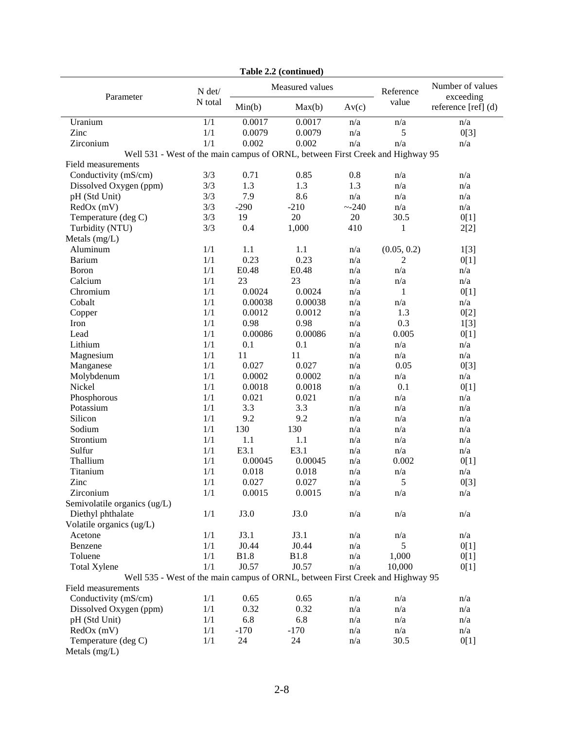**Table 2.2 (continued)**

| Parameter | N det/ N total | Measured values | | | Reference value | Number of values exceeding reference [ref] (d) |
|---|---|---|---|---|---|---|
| | | Min(b) | Max(b) | Av(c) | | |
| Uranium | 1/1 | 0.0017 | 0.0017 | n/a | n/a | n/a |
| Zinc | 1/1 | 0.0079 | 0.0079 | n/a | 5 | 0[3] |
| Zirconium | 1/1 | 0.002 | 0.002 | n/a | n/a | n/a |
| Well 531 - West of the main campus of ORNL, between First Creek and Highway 95 | | | | | | |
| Field measurements | | | | | | |
| Conductivity (mS/cm) | 3/3 | 0.71 | 0.85 | 0.8 | n/a | n/a |
| Dissolved Oxygen (ppm) | 3/3 | 1.3 | 1.3 | 1.3 | n/a | n/a |
| pH (Std Unit) | 3/3 | 7.9 | 8.6 | n/a | n/a | n/a |
| RedOx (mV) | 3/3 | -290 | -210 | ~-240 | n/a | n/a |
| Temperature (deg C) | 3/3 | 19 | 20 | 20 | 30.5 | 0[1] |
| Turbidity (NTU) | 3/3 | 0.4 | 1,000 | 410 | 1 | 2[2] |
| Metals (mg/L) | | | | | | |
| Aluminum | 1/1 | 1.1 | 1.1 | n/a | (0.05, 0.2) | 1[3] |
| Barium | 1/1 | 0.23 | 0.23 | n/a | 2 | 0[1] |
| Boron | 1/1 | E0.48 | E0.48 | n/a | n/a | n/a |
| Calcium | 1/1 | 23 | 23 | n/a | n/a | n/a |
| Chromium | 1/1 | 0.0024 | 0.0024 | n/a | 1 | 0[1] |
| Cobalt | 1/1 | 0.00038 | 0.00038 | n/a | n/a | n/a |
| Copper | 1/1 | 0.0012 | 0.0012 | n/a | 1.3 | 0[2] |
| Iron | 1/1 | 0.98 | 0.98 | n/a | 0.3 | 1[3] |
| Lead | 1/1 | 0.00086 | 0.00086 | n/a | 0.005 | 0[1] |
| Lithium | 1/1 | 0.1 | 0.1 | n/a | n/a | n/a |
| Magnesium | 1/1 | 11 | 11 | n/a | n/a | n/a |
| Manganese | 1/1 | 0.027 | 0.027 | n/a | 0.05 | 0[3] |
| Molybdenum | 1/1 | 0.0002 | 0.0002 | n/a | n/a | n/a |
| Nickel | 1/1 | 0.0018 | 0.0018 | n/a | 0.1 | 0[1] |
| Phosphorous | 1/1 | 0.021 | 0.021 | n/a | n/a | n/a |
| Potassium | 1/1 | 3.3 | 3.3 | n/a | n/a | n/a |
| Silicon | 1/1 | 9.2 | 9.2 | n/a | n/a | n/a |
| Sodium | 1/1 | 130 | 130 | n/a | n/a | n/a |
| Strontium | 1/1 | 1.1 | 1.1 | n/a | n/a | n/a |
| Sulfur | 1/1 | E3.1 | E3.1 | n/a | n/a | n/a |
| Thallium | 1/1 | 0.00045 | 0.00045 | n/a | 0.002 | 0[1] |
| Titanium | 1/1 | 0.018 | 0.018 | n/a | n/a | n/a |
| Zinc | 1/1 | 0.027 | 0.027 | n/a | 5 | 0[3] |
| Zirconium | 1/1 | 0.0015 | 0.0015 | n/a | n/a | n/a |
| Semivolatile organics (ug/L) | | | | | | |
| Diethyl phthalate | 1/1 | J3.0 | J3.0 | n/a | n/a | n/a |
| Volatile organics (ug/L) | | | | | | |
| Acetone | 1/1 | J3.1 | J3.1 | n/a | n/a | n/a |
| Benzene | 1/1 | J0.44 | J0.44 | n/a | 5 | 0[1] |
| Toluene | 1/1 | B1.8 | B1.8 | n/a | 1,000 | 0[1] |
| Total Xylene | 1/1 | J0.57 | J0.57 | n/a | 10,000 | 0[1] |
| Well 535 - West of the main campus of ORNL, between First Creek and Highway 95 | | | | | | |
| Field measurements | | | | | | |
| Conductivity (mS/cm) | 1/1 | 0.65 | 0.65 | n/a | n/a | n/a |
| Dissolved Oxygen (ppm) | 1/1 | 0.32 | 0.32 | n/a | n/a | n/a |
| pH (Std Unit) | 1/1 | 6.8 | 6.8 | n/a | n/a | n/a |
| RedOx (mV) | 1/1 | -170 | -170 | n/a | n/a | n/a |
| Temperature (deg C) | 1/1 | 24 | 24 | n/a | 30.5 | 0[1] |
| Metals (mg/L) | | | | | | |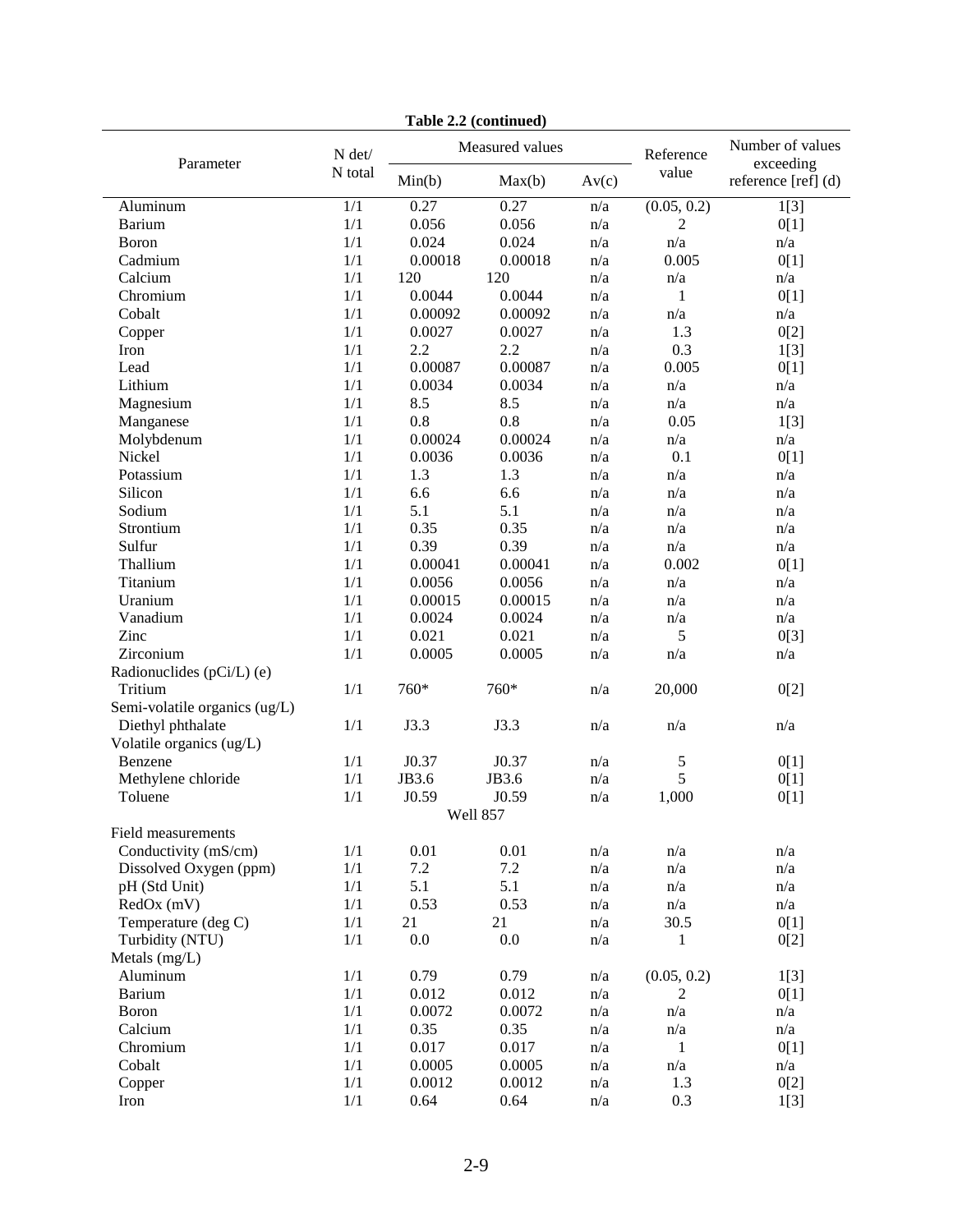**Table 2.2 (continued)**

| Parameter | N det/ N total | Measured values | | | Reference value | Number of values exceeding reference [ref] (d) |
|---|---|---|---|---|---|---|
| | | Min(b) | Max(b) | Av(c) | | |
| Aluminum | 1/1 | 0.27 | 0.27 | n/a | (0.05, 0.2) | 1[3] |
| Barium | 1/1 | 0.056 | 0.056 | n/a | 2 | 0[1] |
| Boron | 1/1 | 0.024 | 0.024 | n/a | n/a | n/a |
| Cadmium | 1/1 | 0.00018 | 0.00018 | n/a | 0.005 | 0[1] |
| Calcium | 1/1 | 120 | 120 | n/a | n/a | n/a |
| Chromium | 1/1 | 0.0044 | 0.0044 | n/a | 1 | 0[1] |
| Cobalt | 1/1 | 0.00092 | 0.00092 | n/a | n/a | n/a |
| Copper | 1/1 | 0.0027 | 0.0027 | n/a | 1.3 | 0[2] |
| Iron | 1/1 | 2.2 | 2.2 | n/a | 0.3 | 1[3] |
| Lead | 1/1 | 0.00087 | 0.00087 | n/a | 0.005 | 0[1] |
| Lithium | 1/1 | 0.0034 | 0.0034 | n/a | n/a | n/a |
| Magnesium | 1/1 | 8.5 | 8.5 | n/a | n/a | n/a |
| Manganese | 1/1 | 0.8 | 0.8 | n/a | 0.05 | 1[3] |
| Molybdenum | 1/1 | 0.00024 | 0.00024 | n/a | n/a | n/a |
| Nickel | 1/1 | 0.0036 | 0.0036 | n/a | 0.1 | 0[1] |
| Potassium | 1/1 | 1.3 | 1.3 | n/a | n/a | n/a |
| Silicon | 1/1 | 6.6 | 6.6 | n/a | n/a | n/a |
| Sodium | 1/1 | 5.1 | 5.1 | n/a | n/a | n/a |
| Strontium | 1/1 | 0.35 | 0.35 | n/a | n/a | n/a |
| Sulfur | 1/1 | 0.39 | 0.39 | n/a | n/a | n/a |
| Thallium | 1/1 | 0.00041 | 0.00041 | n/a | 0.002 | 0[1] |
| Titanium | 1/1 | 0.0056 | 0.0056 | n/a | n/a | n/a |
| Uranium | 1/1 | 0.00015 | 0.00015 | n/a | n/a | n/a |
| Vanadium | 1/1 | 0.0024 | 0.0024 | n/a | n/a | n/a |
| Zinc | 1/1 | 0.021 | 0.021 | n/a | 5 | 0[3] |
| Zirconium | 1/1 | 0.0005 | 0.0005 | n/a | n/a | n/a |
| Radionuclides (pCi/L) (e) | | | | | | |
| Tritium | 1/1 | 760* | 760* | n/a | 20,000 | 0[2] |
| Semi-volatile organics (ug/L) | | | | | | |
| Diethyl phthalate | 1/1 | J3.3 | J3.3 | n/a | n/a | n/a |
| Volatile organics (ug/L) | | | | | | |
| Benzene | 1/1 | J0.37 | J0.37 | n/a | 5 | 0[1] |
| Methylene chloride | 1/1 | JB3.6 | JB3.6 | n/a | 5 | 0[1] |
| Toluene | 1/1 | J0.59 | J0.59 | n/a | 1,000 | 0[1] |
| **Well 857** | | | | | | |
| Field measurements | | | | | | |
| Conductivity (mS/cm) | 1/1 | 0.01 | 0.01 | n/a | n/a | n/a |
| Dissolved Oxygen (ppm) | 1/1 | 7.2 | 7.2 | n/a | n/a | n/a |
| pH (Std Unit) | 1/1 | 5.1 | 5.1 | n/a | n/a | n/a |
| RedOx (mV) | 1/1 | 0.53 | 0.53 | n/a | n/a | n/a |
| Temperature (deg C) | 1/1 | 21 | 21 | n/a | 30.5 | 0[1] |
| Turbidity (NTU) | 1/1 | 0.0 | 0.0 | n/a | 1 | 0[2] |
| Metals (mg/L) | | | | | | |
| Aluminum | 1/1 | 0.79 | 0.79 | n/a | (0.05, 0.2) | 1[3] |
| Barium | 1/1 | 0.012 | 0.012 | n/a | 2 | 0[1] |
| Boron | 1/1 | 0.0072 | 0.0072 | n/a | n/a | n/a |
| Calcium | 1/1 | 0.35 | 0.35 | n/a | n/a | n/a |
| Chromium | 1/1 | 0.017 | 0.017 | n/a | 1 | 0[1] |
| Cobalt | 1/1 | 0.0005 | 0.0005 | n/a | n/a | n/a |
| Copper | 1/1 | 0.0012 | 0.0012 | n/a | 1.3 | 0[2] |
| Iron | 1/1 | 0.64 | 0.64 | n/a | 0.3 | 1[3] |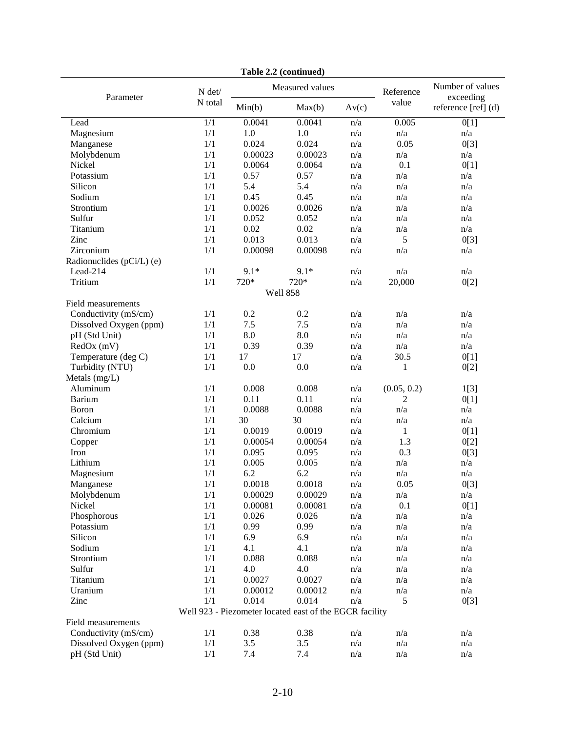**Table 2.2 (continued)**

| Parameter | N det/ N total | Measured values | | | Reference value | Number of values exceeding reference [ref] (d) |
|---|---|---|---|---|---|---|
| | | Min(b) | Max(b) | Av(c) | | |
| Lead | 1/1 | 0.0041 | 0.0041 | n/a | 0.005 | 0[1] |
| Magnesium | 1/1 | 1.0 | 1.0 | n/a | n/a | n/a |
| Manganese | 1/1 | 0.024 | 0.024 | n/a | 0.05 | 0[3] |
| Molybdenum | 1/1 | 0.00023 | 0.00023 | n/a | n/a | n/a |
| Nickel | 1/1 | 0.0064 | 0.0064 | n/a | 0.1 | 0[1] |
| Potassium | 1/1 | 0.57 | 0.57 | n/a | n/a | n/a |
| Silicon | 1/1 | 5.4 | 5.4 | n/a | n/a | n/a |
| Sodium | 1/1 | 0.45 | 0.45 | n/a | n/a | n/a |
| Strontium | 1/1 | 0.0026 | 0.0026 | n/a | n/a | n/a |
| Sulfur | 1/1 | 0.052 | 0.052 | n/a | n/a | n/a |
| Titanium | 1/1 | 0.02 | 0.02 | n/a | n/a | n/a |
| Zinc | 1/1 | 0.013 | 0.013 | n/a | 5 | 0[3] |
| Zirconium | 1/1 | 0.00098 | 0.00098 | n/a | n/a | n/a |
| Radionuclides (pCi/L) (e) | | | | | | |
| Lead-214 | 1/1 | 9.1* | 9.1* | n/a | n/a | n/a |
| Tritium | 1/1 | 720* | 720* | n/a | 20,000 | 0[2] |
| **Well 858** | | | | | | |
| Field measurements | | | | | | |
| Conductivity (mS/cm) | 1/1 | 0.2 | 0.2 | n/a | n/a | n/a |
| Dissolved Oxygen (ppm) | 1/1 | 7.5 | 7.5 | n/a | n/a | n/a |
| pH (Std Unit) | 1/1 | 8.0 | 8.0 | n/a | n/a | n/a |
| RedOx (mV) | 1/1 | 0.39 | 0.39 | n/a | n/a | n/a |
| Temperature (deg C) | 1/1 | 17 | 17 | n/a | 30.5 | 0[1] |
| Turbidity (NTU) | 1/1 | 0.0 | 0.0 | n/a | 1 | 0[2] |
| Metals (mg/L) | | | | | | |
| Aluminum | 1/1 | 0.008 | 0.008 | n/a | (0.05, 0.2) | 1[3] |
| Barium | 1/1 | 0.11 | 0.11 | n/a | 2 | 0[1] |
| Boron | 1/1 | 0.0088 | 0.0088 | n/a | n/a | n/a |
| Calcium | 1/1 | 30 | 30 | n/a | n/a | n/a |
| Chromium | 1/1 | 0.0019 | 0.0019 | n/a | 1 | 0[1] |
| Copper | 1/1 | 0.00054 | 0.00054 | n/a | 1.3 | 0[2] |
| Iron | 1/1 | 0.095 | 0.095 | n/a | 0.3 | 0[3] |
| Lithium | 1/1 | 0.005 | 0.005 | n/a | n/a | n/a |
| Magnesium | 1/1 | 6.2 | 6.2 | n/a | n/a | n/a |
| Manganese | 1/1 | 0.0018 | 0.0018 | n/a | 0.05 | 0[3] |
| Molybdenum | 1/1 | 0.00029 | 0.00029 | n/a | n/a | n/a |
| Nickel | 1/1 | 0.00081 | 0.00081 | n/a | 0.1 | 0[1] |
| Phosphorous | 1/1 | 0.026 | 0.026 | n/a | n/a | n/a |
| Potassium | 1/1 | 0.99 | 0.99 | n/a | n/a | n/a |
| Silicon | 1/1 | 6.9 | 6.9 | n/a | n/a | n/a |
| Sodium | 1/1 | 4.1 | 4.1 | n/a | n/a | n/a |
| Strontium | 1/1 | 0.088 | 0.088 | n/a | n/a | n/a |
| Sulfur | 1/1 | 4.0 | 4.0 | n/a | n/a | n/a |
| Titanium | 1/1 | 0.0027 | 0.0027 | n/a | n/a | n/a |
| Uranium | 1/1 | 0.00012 | 0.00012 | n/a | n/a | n/a |
| Zinc | 1/1 | 0.014 | 0.014 | n/a | 5 | 0[3] |
| **Well 923 - Piezometer located east of the EGCR facility** | | | | | | |
| Field measurements | | | | | | |
| Conductivity (mS/cm) | 1/1 | 0.38 | 0.38 | n/a | n/a | n/a |
| Dissolved Oxygen (ppm) | 1/1 | 3.5 | 3.5 | n/a | n/a | n/a |
| pH (Std Unit) | 1/1 | 7.4 | 7.4 | n/a | n/a | n/a |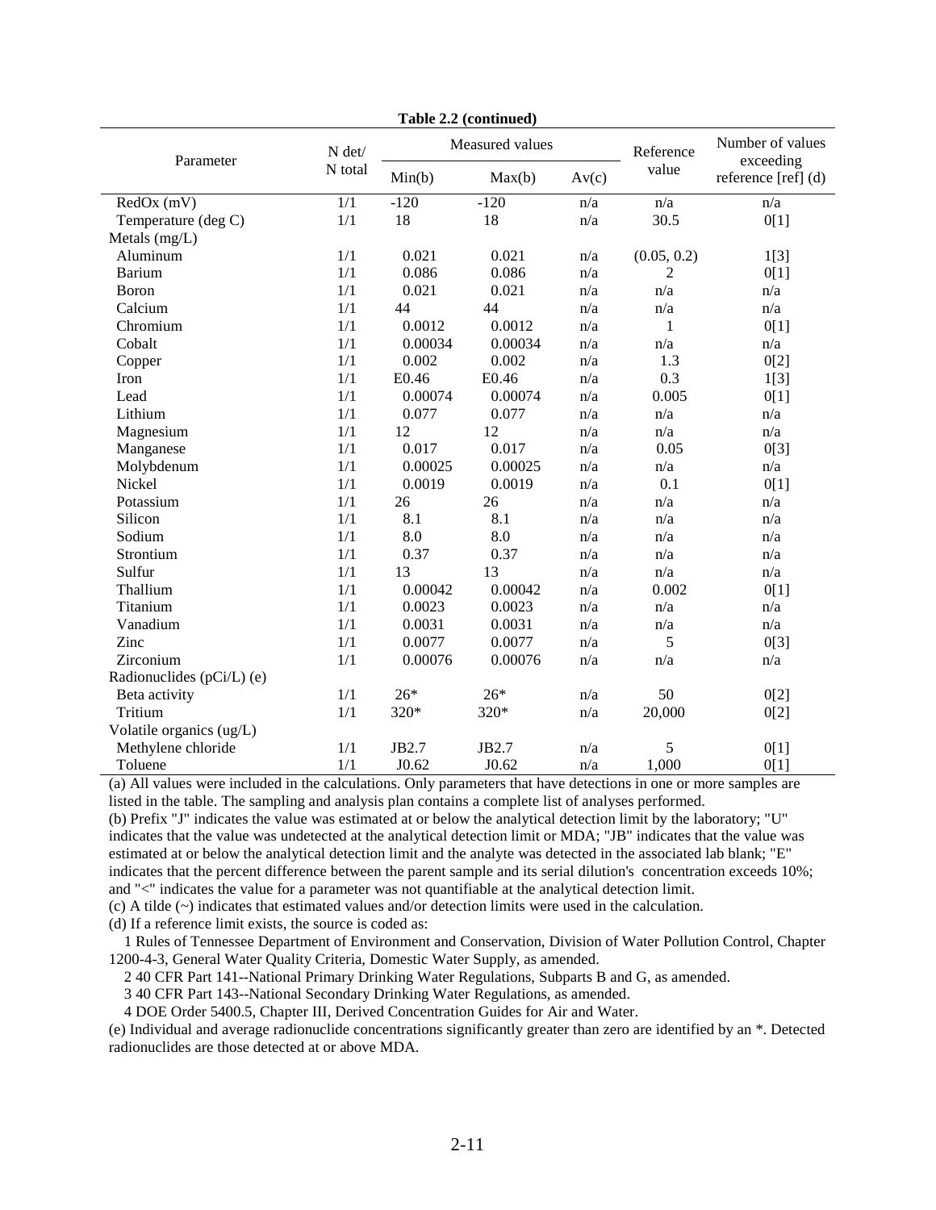**Table 2.2 (continued)**

| Parameter | N det/ N total | Measured values | | | Reference value | Number of values exceeding reference [ref] (d) |
|---|---|---|---|---|---|---|
| | | Min(b) | Max(b) | Av(c) | | |
| RedOx (mV) | 1/1 | -120 | -120 | n/a | n/a | n/a |
| Temperature (deg C) | 1/1 | 18 | 18 | n/a | 30.5 | 0[1] |
| Metals (mg/L) | | | | | | |
| Aluminum | 1/1 | 0.021 | 0.021 | n/a | (0.05, 0.2) | 1[3] |
| Barium | 1/1 | 0.086 | 0.086 | n/a | 2 | 0[1] |
| Boron | 1/1 | 0.021 | 0.021 | n/a | n/a | n/a |
| Calcium | 1/1 | 44 | 44 | n/a | n/a | n/a |
| Chromium | 1/1 | 0.0012 | 0.0012 | n/a | 1 | 0[1] |
| Cobalt | 1/1 | 0.00034 | 0.00034 | n/a | n/a | n/a |
| Copper | 1/1 | 0.002 | 0.002 | n/a | 1.3 | 0[2] |
| Iron | 1/1 | E0.46 | E0.46 | n/a | 0.3 | 1[3] |
| Lead | 1/1 | 0.00074 | 0.00074 | n/a | 0.005 | 0[1] |
| Lithium | 1/1 | 0.077 | 0.077 | n/a | n/a | n/a |
| Magnesium | 1/1 | 12 | 12 | n/a | n/a | n/a |
| Manganese | 1/1 | 0.017 | 0.017 | n/a | 0.05 | 0[3] |
| Molybdenum | 1/1 | 0.00025 | 0.00025 | n/a | n/a | n/a |
| Nickel | 1/1 | 0.0019 | 0.0019 | n/a | 0.1 | 0[1] |
| Potassium | 1/1 | 26 | 26 | n/a | n/a | n/a |
| Silicon | 1/1 | 8.1 | 8.1 | n/a | n/a | n/a |
| Sodium | 1/1 | 8.0 | 8.0 | n/a | n/a | n/a |
| Strontium | 1/1 | 0.37 | 0.37 | n/a | n/a | n/a |
| Sulfur | 1/1 | 13 | 13 | n/a | n/a | n/a |
| Thallium | 1/1 | 0.00042 | 0.00042 | n/a | 0.002 | 0[1] |
| Titanium | 1/1 | 0.0023 | 0.0023 | n/a | n/a | n/a |
| Vanadium | 1/1 | 0.0031 | 0.0031 | n/a | n/a | n/a |
| Zinc | 1/1 | 0.0077 | 0.0077 | n/a | 5 | 0[3] |
| Zirconium | 1/1 | 0.00076 | 0.00076 | n/a | n/a | n/a |
| Radionuclides (pCi/L) (e) | | | | | | |
| Beta activity | 1/1 | 26* | 26* | n/a | 50 | 0[2] |
| Tritium | 1/1 | 320* | 320* | n/a | 20,000 | 0[2] |
| Volatile organics (ug/L) | | | | | | |
| Methylene chloride | 1/1 | JB2.7 | JB2.7 | n/a | 5 | 0[1] |
| Toluene | 1/1 | J0.62 | J0.62 | n/a | 1,000 | 0[1] |

(a) All values were included in the calculations. Only parameters that have detections in one or more samples are listed in the table. The sampling and analysis plan contains a complete list of analyses performed.

(b) Prefix "J" indicates the value was estimated at or below the analytical detection limit by the laboratory; "U" indicates that the value was undetected at the analytical detection limit or MDA; "JB" indicates that the value was estimated at or below the analytical detection limit and the analyte was detected in the associated lab blank; "E" indicates that the percent difference between the parent sample and its serial dilution's concentration exceeds 10%; and "<" indicates the value for a parameter was not quantifiable at the analytical detection limit.

(c) A tilde (~) indicates that estimated values and/or detection limits were used in the calculation.

(d) If a reference limit exists, the source is coded as:

1 Rules of Tennessee Department of Environment and Conservation, Division of Water Pollution Control, Chapter 1200-4-3, General Water Quality Criteria, Domestic Water Supply, as amended.

2 40 CFR Part 141--National Primary Drinking Water Regulations, Subparts B and G, as amended.

3 40 CFR Part 143--National Secondary Drinking Water Regulations, as amended.

4 DOE Order 5400.5, Chapter III, Derived Concentration Guides for Air and Water.

(e) Individual and average radionuclide concentrations significantly greater than zero are identified by an *. Detected radionuclides are those detected at or above MDA.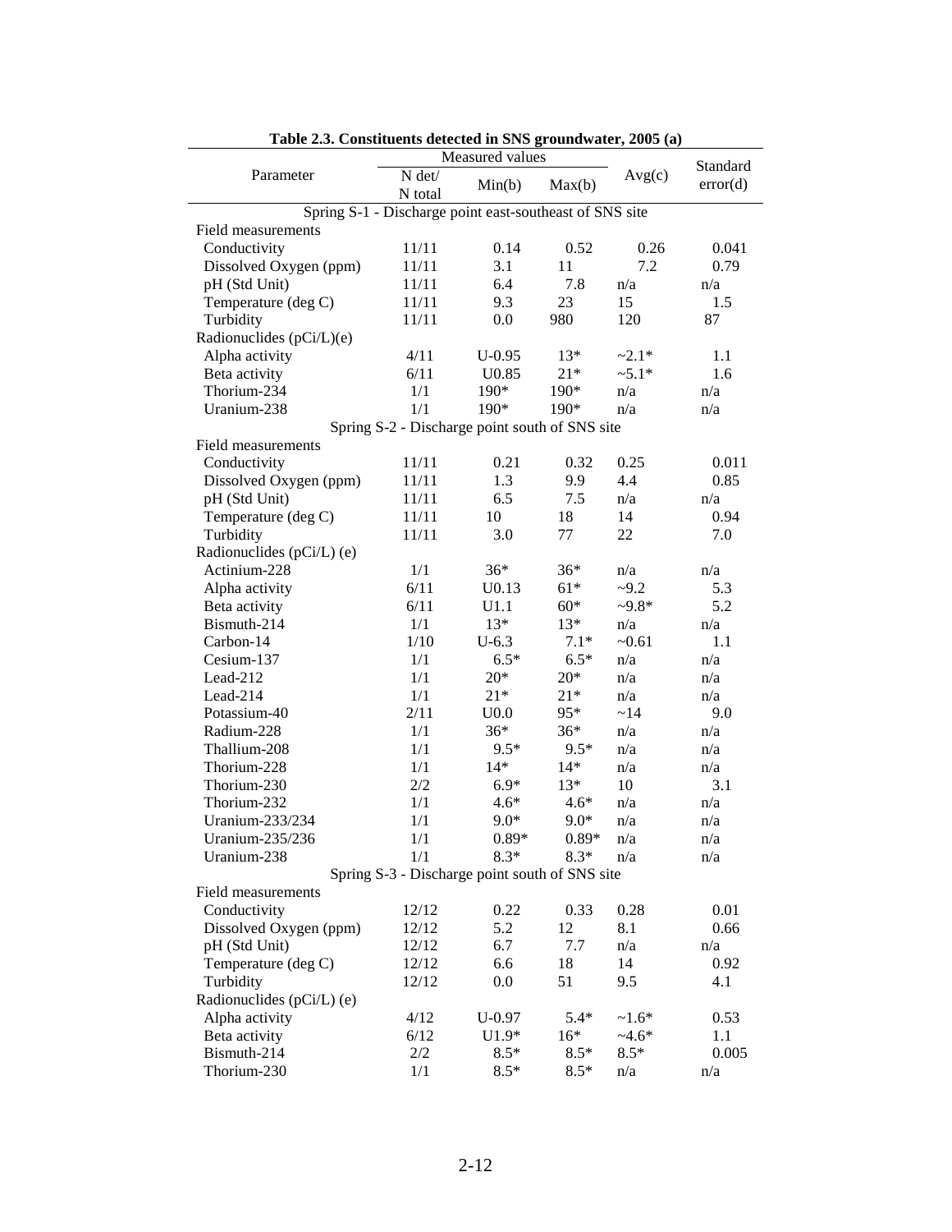**Table 2.3. Constituents detected in SNS groundwater, 2005 (a)**

| Parameter | Measured values | | | Avg(c) | Standard error(d) |
|---|---|---|---|---|---|
| | N det/ N total | Min(b) | Max(b) | | |
| **Spring S-1 - Discharge point east-southeast of SNS site** | | | | | |
| Field measurements | | | | | |
| Conductivity | 11/11 | 0.14 | 0.52 | 0.26 | 0.041 |
| Dissolved Oxygen (ppm) | 11/11 | 3.1 | 11 | 7.2 | 0.79 |
| pH (Std Unit) | 11/11 | 6.4 | 7.8 | n/a | n/a |
| Temperature (deg C) | 11/11 | 9.3 | 23 | 15 | 1.5 |
| Turbidity | 11/11 | 0.0 | 980 | 120 | 87 |
| Radionuclides (pCi/L)(e) | | | | | |
| Alpha activity | 4/11 | U-0.95 | 13* | ~2.1* | 1.1 |
| Beta activity | 6/11 | U0.85 | 21* | ~5.1* | 1.6 |
| Thorium-234 | 1/1 | 190* | 190* | n/a | n/a |
| Uranium-238 | 1/1 | 190* | 190* | n/a | n/a |
| **Spring S-2 - Discharge point south of SNS site** | | | | | |
| Field measurements | | | | | |
| Conductivity | 11/11 | 0.21 | 0.32 | 0.25 | 0.011 |
| Dissolved Oxygen (ppm) | 11/11 | 1.3 | 9.9 | 4.4 | 0.85 |
| pH (Std Unit) | 11/11 | 6.5 | 7.5 | n/a | n/a |
| Temperature (deg C) | 11/11 | 10 | 18 | 14 | 0.94 |
| Turbidity | 11/11 | 3.0 | 77 | 22 | 7.0 |
| Radionuclides (pCi/L) (e) | | | | | |
| Actinium-228 | 1/1 | 36* | 36* | n/a | n/a |
| Alpha activity | 6/11 | U0.13 | 61* | ~9.2 | 5.3 |
| Beta activity | 6/11 | U1.1 | 60* | ~9.8* | 5.2 |
| Bismuth-214 | 1/1 | 13* | 13* | n/a | n/a |
| Carbon-14 | 1/10 | U-6.3 | 7.1* | ~0.61 | 1.1 |
| Cesium-137 | 1/1 | 6.5* | 6.5* | n/a | n/a |
| Lead-212 | 1/1 | 20* | 20* | n/a | n/a |
| Lead-214 | 1/1 | 21* | 21* | n/a | n/a |
| Potassium-40 | 2/11 | U0.0 | 95* | ~14 | 9.0 |
| Radium-228 | 1/1 | 36* | 36* | n/a | n/a |
| Thallium-208 | 1/1 | 9.5* | 9.5* | n/a | n/a |
| Thorium-228 | 1/1 | 14* | 14* | n/a | n/a |
| Thorium-230 | 2/2 | 6.9* | 13* | 10 | 3.1 |
| Thorium-232 | 1/1 | 4.6* | 4.6* | n/a | n/a |
| Uranium-233/234 | 1/1 | 9.0* | 9.0* | n/a | n/a |
| Uranium-235/236 | 1/1 | 0.89* | 0.89* | n/a | n/a |
| Uranium-238 | 1/1 | 8.3* | 8.3* | n/a | n/a |
| **Spring S-3 - Discharge point south of SNS site** | | | | | |
| Field measurements | | | | | |
| Conductivity | 12/12 | 0.22 | 0.33 | 0.28 | 0.01 |
| Dissolved Oxygen (ppm) | 12/12 | 5.2 | 12 | 8.1 | 0.66 |
| pH (Std Unit) | 12/12 | 6.7 | 7.7 | n/a | n/a |
| Temperature (deg C) | 12/12 | 6.6 | 18 | 14 | 0.92 |
| Turbidity | 12/12 | 0.0 | 51 | 9.5 | 4.1 |
| Radionuclides (pCi/L) (e) | | | | | |
| Alpha activity | 4/12 | U-0.97 | 5.4* | ~1.6* | 0.53 |
| Beta activity | 6/12 | U1.9* | 16* | ~4.6* | 1.1 |
| Bismuth-214 | 2/2 | 8.5* | 8.5* | 8.5* | 0.005 |
| Thorium-230 | 1/1 | 8.5* | 8.5* | n/a | n/a |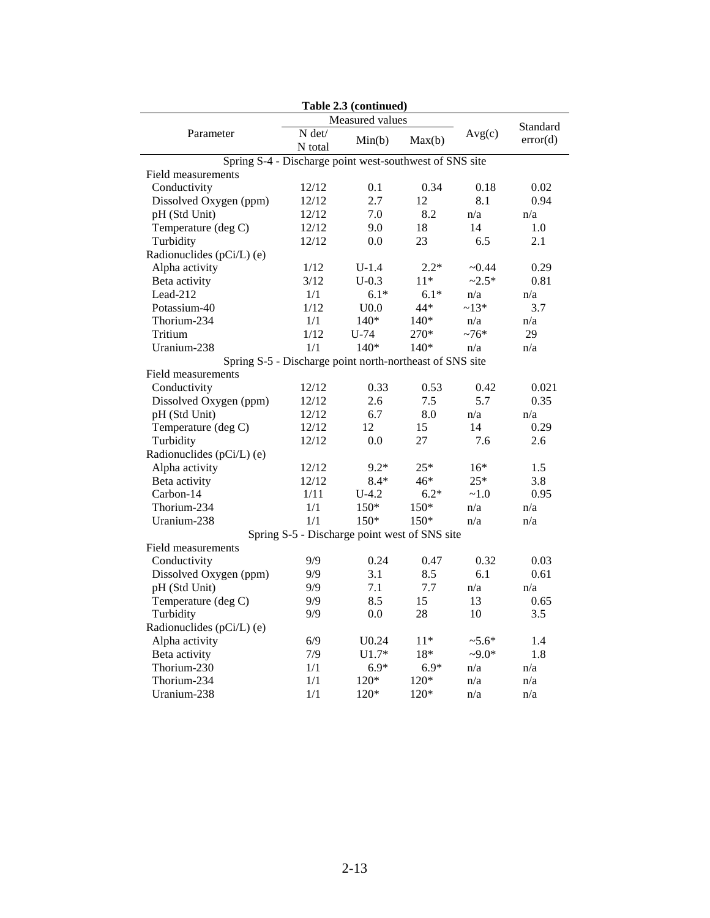**Table 2.3 (continued)**

| Parameter | Measured values | | | Avg(c) | Standard error(d) |
|---|---|---|---|---|---|
| | N det/ N total | Min(b) | Max(b) | | |
| **Spring S-4 - Discharge point west-southwest of SNS site** | | | | | |
| Field measurements | | | | | |
| Conductivity | 12/12 | 0.1 | 0.34 | 0.18 | 0.02 |
| Dissolved Oxygen (ppm) | 12/12 | 2.7 | 12 | 8.1 | 0.94 |
| pH (Std Unit) | 12/12 | 7.0 | 8.2 | n/a | n/a |
| Temperature (deg C) | 12/12 | 9.0 | 18 | 14 | 1.0 |
| Turbidity | 12/12 | 0.0 | 23 | 6.5 | 2.1 |
| Radionuclides (pCi/L) (e) | | | | | |
| Alpha activity | 1/12 | U-1.4 | 2.2* | ~0.44 | 0.29 |
| Beta activity | 3/12 | U-0.3 | 11* | ~2.5* | 0.81 |
| Lead-212 | 1/1 | 6.1* | 6.1* | n/a | n/a |
| Potassium-40 | 1/12 | U0.0 | 44* | ~13* | 3.7 |
| Thorium-234 | 1/1 | 140* | 140* | n/a | n/a |
| Tritium | 1/12 | U-74 | 270* | ~76* | 29 |
| Uranium-238 | 1/1 | 140* | 140* | n/a | n/a |
| **Spring S-5 - Discharge point north-northeast of SNS site** | | | | | |
| Field measurements | | | | | |
| Conductivity | 12/12 | 0.33 | 0.53 | 0.42 | 0.021 |
| Dissolved Oxygen (ppm) | 12/12 | 2.6 | 7.5 | 5.7 | 0.35 |
| pH (Std Unit) | 12/12 | 6.7 | 8.0 | n/a | n/a |
| Temperature (deg C) | 12/12 | 12 | 15 | 14 | 0.29 |
| Turbidity | 12/12 | 0.0 | 27 | 7.6 | 2.6 |
| Radionuclides (pCi/L) (e) | | | | | |
| Alpha activity | 12/12 | 9.2* | 25* | 16* | 1.5 |
| Beta activity | 12/12 | 8.4* | 46* | 25* | 3.8 |
| Carbon-14 | 1/11 | U-4.2 | 6.2* | ~1.0 | 0.95 |
| Thorium-234 | 1/1 | 150* | 150* | n/a | n/a |
| Uranium-238 | 1/1 | 150* | 150* | n/a | n/a |
| **Spring S-5 - Discharge point west of SNS site** | | | | | |
| Field measurements | | | | | |
| Conductivity | 9/9 | 0.24 | 0.47 | 0.32 | 0.03 |
| Dissolved Oxygen (ppm) | 9/9 | 3.1 | 8.5 | 6.1 | 0.61 |
| pH (Std Unit) | 9/9 | 7.1 | 7.7 | n/a | n/a |
| Temperature (deg C) | 9/9 | 8.5 | 15 | 13 | 0.65 |
| Turbidity | 9/9 | 0.0 | 28 | 10 | 3.5 |
| Radionuclides (pCi/L) (e) | | | | | |
| Alpha activity | 6/9 | U0.24 | 11* | ~5.6* | 1.4 |
| Beta activity | 7/9 | U1.7* | 18* | ~9.0* | 1.8 |
| Thorium-230 | 1/1 | 6.9* | 6.9* | n/a | n/a |
| Thorium-234 | 1/1 | 120* | 120* | n/a | n/a |
| Uranium-238 | 1/1 | 120* | 120* | n/a | n/a |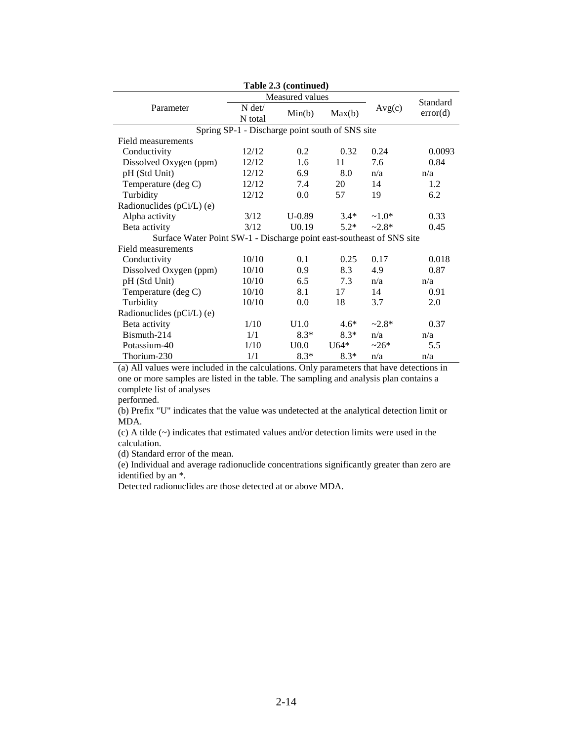**Table 2.3 (continued)**

| Parameter | Measured values | | | Avg(c) | Standard error(d) |
|---|---|---|---|---|---|
| | N det/ N total | Min(b) | Max(b) | | |
| **Spring SP-1 - Discharge point south of SNS site** | | | | | |
| Field measurements | | | | | |
| Conductivity | 12/12 | 0.2 | 0.32 | 0.24 | 0.0093 |
| Dissolved Oxygen (ppm) | 12/12 | 1.6 | 11 | 7.6 | 0.84 |
| pH (Std Unit) | 12/12 | 6.9 | 8.0 | n/a | n/a |
| Temperature (deg C) | 12/12 | 7.4 | 20 | 14 | 1.2 |
| Turbidity | 12/12 | 0.0 | 57 | 19 | 6.2 |
| Radionuclides (pCi/L) (e) | | | | | |
| Alpha activity | 3/12 | U-0.89 | 3.4* | ~1.0* | 0.33 |
| Beta activity | 3/12 | U0.19 | 5.2* | ~2.8* | 0.45 |
| **Surface Water Point SW-1 - Discharge point east-southeast of SNS site** | | | | | |
| Field measurements | | | | | |
| Conductivity | 10/10 | 0.1 | 0.25 | 0.17 | 0.018 |
| Dissolved Oxygen (ppm) | 10/10 | 0.9 | 8.3 | 4.9 | 0.87 |
| pH (Std Unit) | 10/10 | 6.5 | 7.3 | n/a | n/a |
| Temperature (deg C) | 10/10 | 8.1 | 17 | 14 | 0.91 |
| Turbidity | 10/10 | 0.0 | 18 | 3.7 | 2.0 |
| Radionuclides (pCi/L) (e) | | | | | |
| Beta activity | 1/10 | U1.0 | 4.6* | ~2.8* | 0.37 |
| Bismuth-214 | 1/1 | 8.3* | 8.3* | n/a | n/a |
| Potassium-40 | 1/10 | U0.0 | U64* | ~26* | 5.5 |
| Thorium-230 | 1/1 | 8.3* | 8.3* | n/a | n/a |

(a) All values were included in the calculations. Only parameters that have detections in one or more samples are listed in the table. The sampling and analysis plan contains a complete list of analyses performed.

(b) Prefix "U" indicates that the value was undetected at the analytical detection limit or MDA.

(c) A tilde (~) indicates that estimated values and/or detection limits were used in the calculation.

(d) Standard error of the mean.

(e) Individual and average radionuclide concentrations significantly greater than zero are identified by an *.

Detected radionuclides are those detected at or above MDA.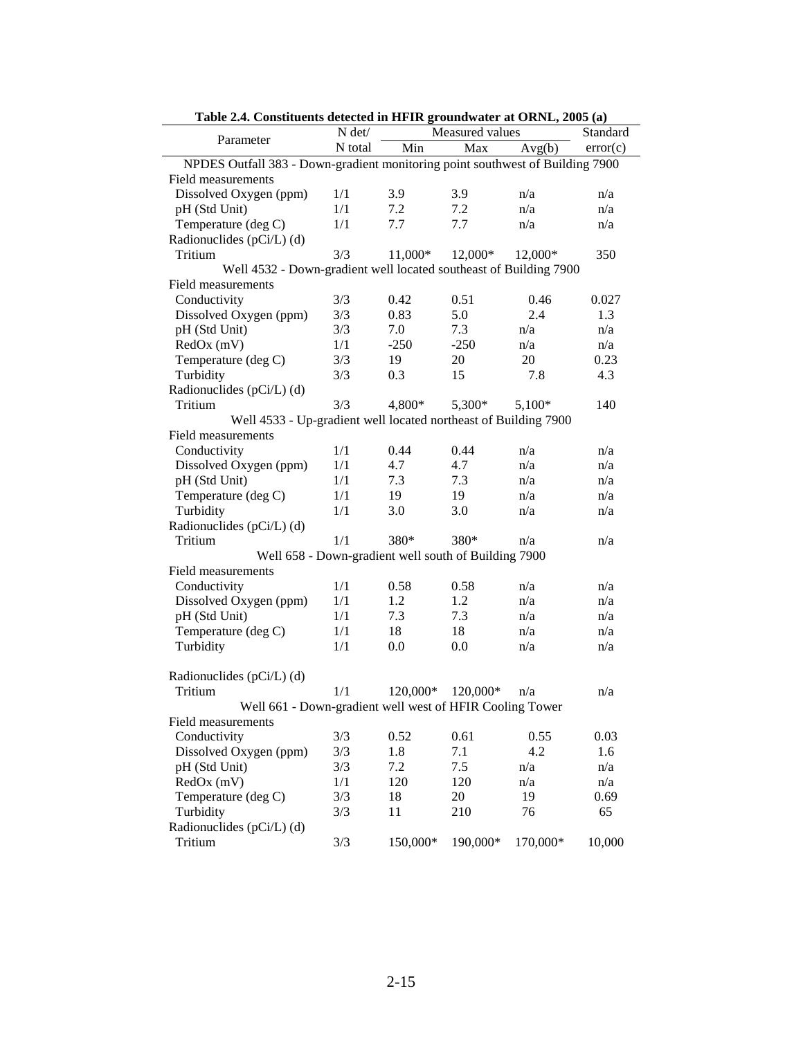**Table 2.4. Constituents detected in HFIR groundwater at ORNL, 2005 (a)**

| Parameter | N det/ N total | Measured values Min | Max | Avg(b) | Standard error(c) |
|---|---|---|---|---|---|
| **NPDES Outfall 383 - Down-gradient monitoring point southwest of Building 7900** | | | | | |
| Field measurements | | | | | |
| Dissolved Oxygen (ppm) | 1/1 | 3.9 | 3.9 | n/a | n/a |
| pH (Std Unit) | 1/1 | 7.2 | 7.2 | n/a | n/a |
| Temperature (deg C) | 1/1 | 7.7 | 7.7 | n/a | n/a |
| Radionuclides (pCi/L) (d) | | | | | |
| Tritium | 3/3 | 11,000* | 12,000* | 12,000* | 350 |
| **Well 4532 - Down-gradient well located southeast of Building 7900** | | | | | |
| Field measurements | | | | | |
| Conductivity | 3/3 | 0.42 | 0.51 | 0.46 | 0.027 |
| Dissolved Oxygen (ppm) | 3/3 | 0.83 | 5.0 | 2.4 | 1.3 |
| pH (Std Unit) | 3/3 | 7.0 | 7.3 | n/a | n/a |
| RedOx (mV) | 1/1 | -250 | -250 | n/a | n/a |
| Temperature (deg C) | 3/3 | 19 | 20 | 20 | 0.23 |
| Turbidity | 3/3 | 0.3 | 15 | 7.8 | 4.3 |
| Radionuclides (pCi/L) (d) | | | | | |
| Tritium | 3/3 | 4,800* | 5,300* | 5,100* | 140 |
| **Well 4533 - Up-gradient well located northeast of Building 7900** | | | | | |
| Field measurements | | | | | |
| Conductivity | 1/1 | 0.44 | 0.44 | n/a | n/a |
| Dissolved Oxygen (ppm) | 1/1 | 4.7 | 4.7 | n/a | n/a |
| pH (Std Unit) | 1/1 | 7.3 | 7.3 | n/a | n/a |
| Temperature (deg C) | 1/1 | 19 | 19 | n/a | n/a |
| Turbidity | 1/1 | 3.0 | 3.0 | n/a | n/a |
| Radionuclides (pCi/L) (d) | | | | | |
| Tritium | 1/1 | 380* | 380* | n/a | n/a |
| **Well 658 - Down-gradient well south of Building 7900** | | | | | |
| Field measurements | | | | | |
| Conductivity | 1/1 | 0.58 | 0.58 | n/a | n/a |
| Dissolved Oxygen (ppm) | 1/1 | 1.2 | 1.2 | n/a | n/a |
| pH (Std Unit) | 1/1 | 7.3 | 7.3 | n/a | n/a |
| Temperature (deg C) | 1/1 | 18 | 18 | n/a | n/a |
| Turbidity | 1/1 | 0.0 | 0.0 | n/a | n/a |
| Radionuclides (pCi/L) (d) | | | | | |
| Tritium | 1/1 | 120,000* | 120,000* | n/a | n/a |
| **Well 661 - Down-gradient well west of HFIR Cooling Tower** | | | | | |
| Field measurements | | | | | |
| Conductivity | 3/3 | 0.52 | 0.61 | 0.55 | 0.03 |
| Dissolved Oxygen (ppm) | 3/3 | 1.8 | 7.1 | 4.2 | 1.6 |
| pH (Std Unit) | 3/3 | 7.2 | 7.5 | n/a | n/a |
| RedOx (mV) | 1/1 | 120 | 120 | n/a | n/a |
| Temperature (deg C) | 3/3 | 18 | 20 | 19 | 0.69 |
| Turbidity | 3/3 | 11 | 210 | 76 | 65 |
| Radionuclides (pCi/L) (d) | | | | | |
| Tritium | 3/3 | 150,000* | 190,000* | 170,000* | 10,000 |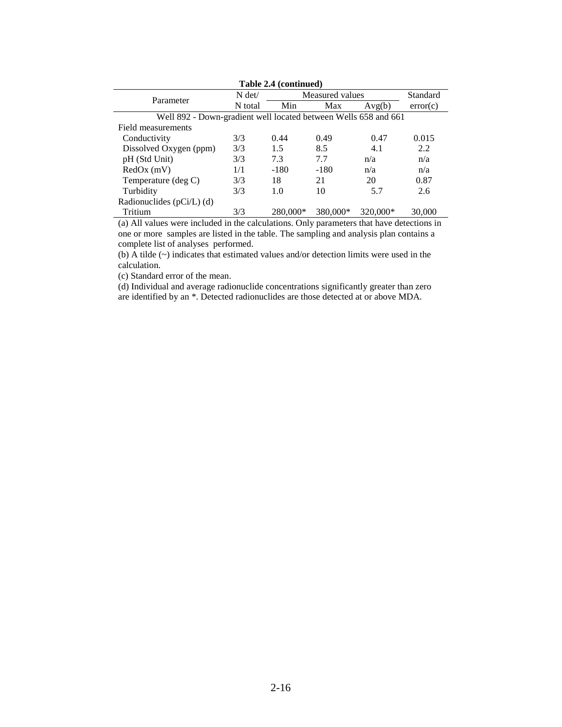**Table 2.4 (continued)**

| Parameter | N det/ N total | Measured values | | | Standard error(c) |
|---|---|---|---|---|---|
| | | Min | Max | Avg(b) | |
| Well 892 - Down-gradient well located between Wells 658 and 661 | | | | | |
| Field measurements | | | | | |
| Conductivity | 3/3 | 0.44 | 0.49 | 0.47 | 0.015 |
| Dissolved Oxygen (ppm) | 3/3 | 1.5 | 8.5 | 4.1 | 2.2 |
| pH (Std Unit) | 3/3 | 7.3 | 7.7 | n/a | n/a |
| RedOx (mV) | 1/1 | -180 | -180 | n/a | n/a |
| Temperature (deg C) | 3/3 | 18 | 21 | 20 | 0.87 |
| Turbidity | 3/3 | 1.0 | 10 | 5.7 | 2.6 |
| Radionuclides (pCi/L) (d) | | | | | |
| Tritium | 3/3 | 280,000* | 380,000* | 320,000* | 30,000 |

(a) All values were included in the calculations. Only parameters that have detections in one or more samples are listed in the table. The sampling and analysis plan contains a complete list of analyses performed.

(b) A tilde (~) indicates that estimated values and/or detection limits were used in the calculation.

(c) Standard error of the mean.

(d) Individual and average radionuclide concentrations significantly greater than zero are identified by an *. Detected radionuclides are those detected at or above MDA.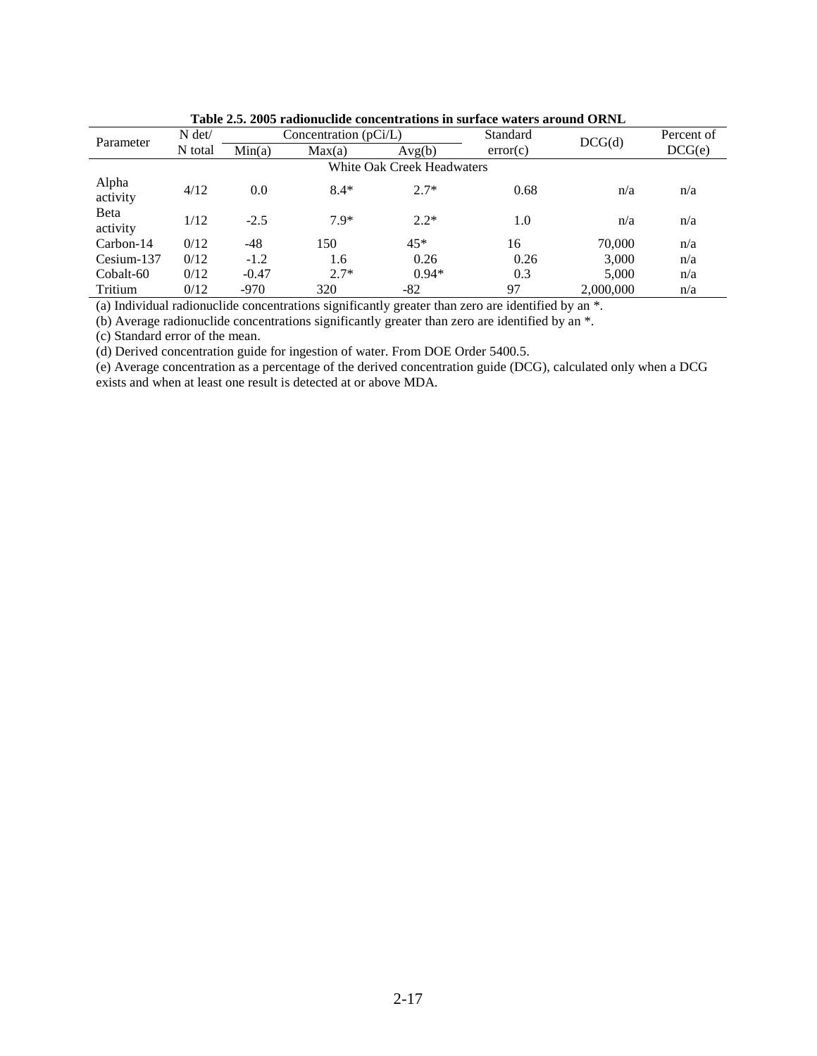**Table 2.5. 2005 radionuclide concentrations in surface waters around ORNL**

| Parameter | N det/ N total | Concentration (pCi/L) | | | Standard error(c) | DCG(d) | Percent of DCG(e) |
|---|---|---|---|---|---|---|---|
| | | Min(a) | Max(a) | Avg(b) | | | |
| White Oak Creek Headwaters | | | | | | | |
| Alpha activity | 4/12 | 0.0 | 8.4* | 2.7* | 0.68 | n/a | n/a |
| Beta activity | 1/12 | -2.5 | 7.9* | 2.2* | 1.0 | n/a | n/a |
| Carbon-14 | 0/12 | -48 | 150 | 45* | 16 | 70,000 | n/a |
| Cesium-137 | 0/12 | -1.2 | 1.6 | 0.26 | 0.26 | 3,000 | n/a |
| Cobalt-60 | 0/12 | -0.47 | 2.7* | 0.94* | 0.3 | 5,000 | n/a |
| Tritium | 0/12 | -970 | 320 | -82 | 97 | 2,000,000 | n/a |

(a) Individual radionuclide concentrations significantly greater than zero are identified by an *.

(b) Average radionuclide concentrations significantly greater than zero are identified by an *.

(c) Standard error of the mean.

(d) Derived concentration guide for ingestion of water. From DOE Order 5400.5.

(e) Average concentration as a percentage of the derived concentration guide (DCG), calculated only when a DCG exists and when at least one result is detected at or above MDA.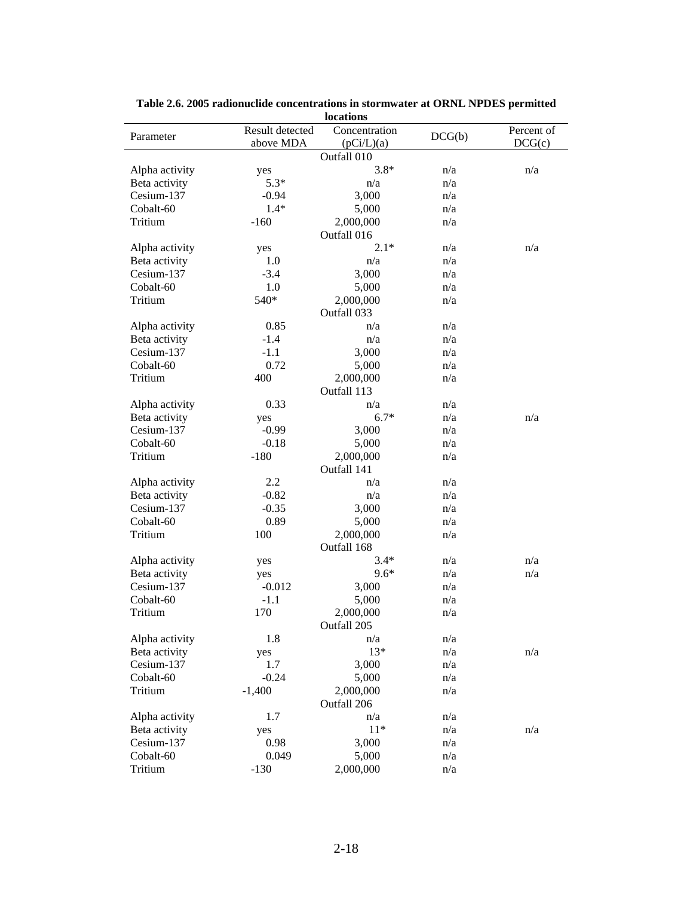**Table 2.6. 2005 radionuclide concentrations in stormwater at ORNL NPDES permitted locations**

| Parameter | Result detected above MDA | Concentration (pCi/L)(a) | DCG(b) | Percent of DCG(c) |
|---|---|---|---|---|
| | | Outfall 010 | | |
| Alpha activity | yes | 3.8* | n/a | n/a |
| Beta activity | 5.3* | n/a | n/a | |
| Cesium-137 | -0.94 | 3,000 | n/a | |
| Cobalt-60 | 1.4* | 5,000 | n/a | |
| Tritium | -160 | 2,000,000 | n/a | |
| | | Outfall 016 | | |
| Alpha activity | yes | 2.1* | n/a | n/a |
| Beta activity | 1.0 | n/a | n/a | |
| Cesium-137 | -3.4 | 3,000 | n/a | |
| Cobalt-60 | 1.0 | 5,000 | n/a | |
| Tritium | 540* | 2,000,000 | n/a | |
| | | Outfall 033 | | |
| Alpha activity | 0.85 | n/a | n/a | |
| Beta activity | -1.4 | n/a | n/a | |
| Cesium-137 | -1.1 | 3,000 | n/a | |
| Cobalt-60 | 0.72 | 5,000 | n/a | |
| Tritium | 400 | 2,000,000 | n/a | |
| | | Outfall 113 | | |
| Alpha activity | 0.33 | n/a | n/a | |
| Beta activity | yes | 6.7* | n/a | n/a |
| Cesium-137 | -0.99 | 3,000 | n/a | |
| Cobalt-60 | -0.18 | 5,000 | n/a | |
| Tritium | -180 | 2,000,000 | n/a | |
| | | Outfall 141 | | |
| Alpha activity | 2.2 | n/a | n/a | |
| Beta activity | -0.82 | n/a | n/a | |
| Cesium-137 | -0.35 | 3,000 | n/a | |
| Cobalt-60 | 0.89 | 5,000 | n/a | |
| Tritium | 100 | 2,000,000 | n/a | |
| | | Outfall 168 | | |
| Alpha activity | yes | 3.4* | n/a | n/a |
| Beta activity | yes | 9.6* | n/a | n/a |
| Cesium-137 | -0.012 | 3,000 | n/a | |
| Cobalt-60 | -1.1 | 5,000 | n/a | |
| Tritium | 170 | 2,000,000 | n/a | |
| | | Outfall 205 | | |
| Alpha activity | 1.8 | n/a | n/a | |
| Beta activity | yes | 13* | n/a | n/a |
| Cesium-137 | 1.7 | 3,000 | n/a | |
| Cobalt-60 | -0.24 | 5,000 | n/a | |
| Tritium | -1,400 | 2,000,000 | n/a | |
| | | Outfall 206 | | |
| Alpha activity | 1.7 | n/a | n/a | |
| Beta activity | yes | 11* | n/a | n/a |
| Cesium-137 | 0.98 | 3,000 | n/a | |
| Cobalt-60 | 0.049 | 5,000 | n/a | |
| Tritium | -130 | 2,000,000 | n/a | |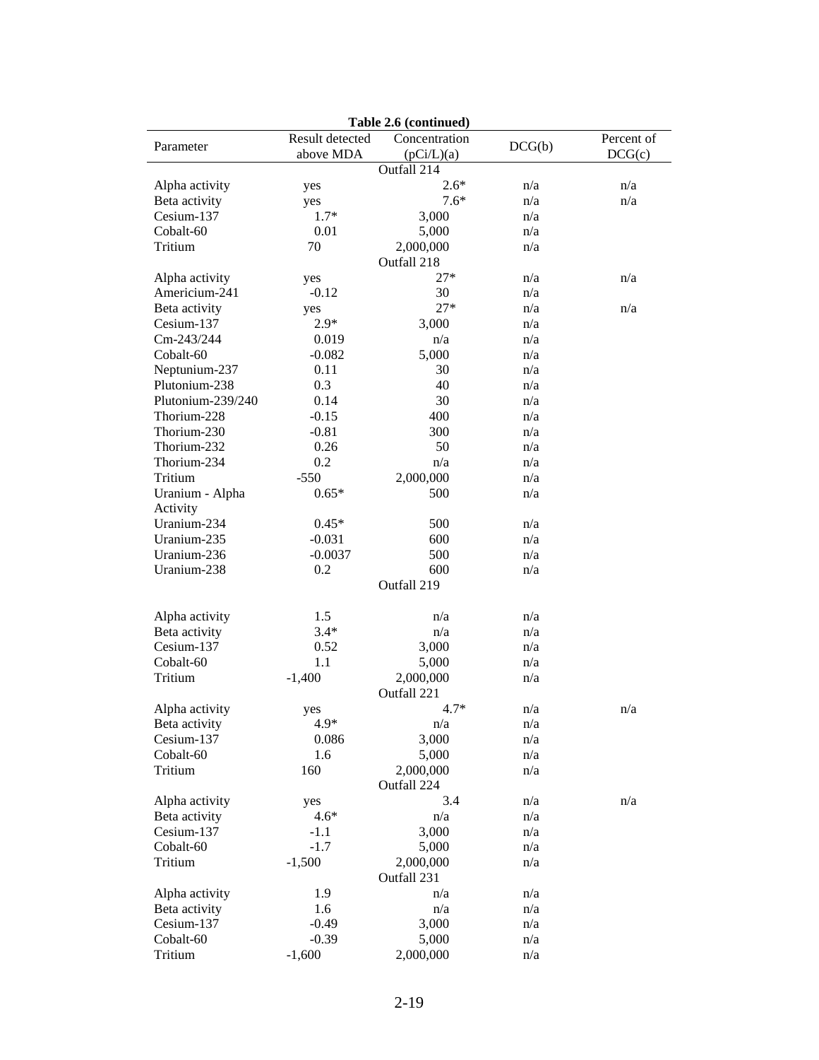**Table 2.6 (continued)**

| Parameter | Result detected above MDA | Concentration (pCi/L)(a) | DCG(b) | Percent of DCG(c) |
|---|---|---|---|---|
| | | Outfall 214 | | |
| Alpha activity | yes | 2.6* | n/a | n/a |
| Beta activity | yes | 7.6* | n/a | n/a |
| Cesium-137 | 1.7* | 3,000 | n/a | |
| Cobalt-60 | 0.01 | 5,000 | n/a | |
| Tritium | 70 | 2,000,000 | n/a | |
| | | Outfall 218 | | |
| Alpha activity | yes | 27* | n/a | n/a |
| Americium-241 | -0.12 | 30 | n/a | |
| Beta activity | yes | 27* | n/a | n/a |
| Cesium-137 | 2.9* | 3,000 | n/a | |
| Cm-243/244 | 0.019 | n/a | n/a | |
| Cobalt-60 | -0.082 | 5,000 | n/a | |
| Neptunium-237 | 0.11 | 30 | n/a | |
| Plutonium-238 | 0.3 | 40 | n/a | |
| Plutonium-239/240 | 0.14 | 30 | n/a | |
| Thorium-228 | -0.15 | 400 | n/a | |
| Thorium-230 | -0.81 | 300 | n/a | |
| Thorium-232 | 0.26 | 50 | n/a | |
| Thorium-234 | 0.2 | n/a | n/a | |
| Tritium | -550 | 2,000,000 | n/a | |
| Uranium - Alpha Activity | 0.65* | 500 | n/a | |
| Uranium-234 | 0.45* | 500 | n/a | |
| Uranium-235 | -0.031 | 600 | n/a | |
| Uranium-236 | -0.0037 | 500 | n/a | |
| Uranium-238 | 0.2 | 600 | n/a | |
| | | Outfall 219 | | |
| Alpha activity | 1.5 | n/a | n/a | |
| Beta activity | 3.4* | n/a | n/a | |
| Cesium-137 | 0.52 | 3,000 | n/a | |
| Cobalt-60 | 1.1 | 5,000 | n/a | |
| Tritium | -1,400 | 2,000,000 | n/a | |
| | | Outfall 221 | | |
| Alpha activity | yes | 4.7* | n/a | n/a |
| Beta activity | 4.9* | n/a | n/a | |
| Cesium-137 | 0.086 | 3,000 | n/a | |
| Cobalt-60 | 1.6 | 5,000 | n/a | |
| Tritium | 160 | 2,000,000 | n/a | |
| | | Outfall 224 | | |
| Alpha activity | yes | 3.4 | n/a | n/a |
| Beta activity | 4.6* | n/a | n/a | |
| Cesium-137 | -1.1 | 3,000 | n/a | |
| Cobalt-60 | -1.7 | 5,000 | n/a | |
| Tritium | -1,500 | 2,000,000 | n/a | |
| | | Outfall 231 | | |
| Alpha activity | 1.9 | n/a | n/a | |
| Beta activity | 1.6 | n/a | n/a | |
| Cesium-137 | -0.49 | 3,000 | n/a | |
| Cobalt-60 | -0.39 | 5,000 | n/a | |
| Tritium | -1,600 | 2,000,000 | n/a | |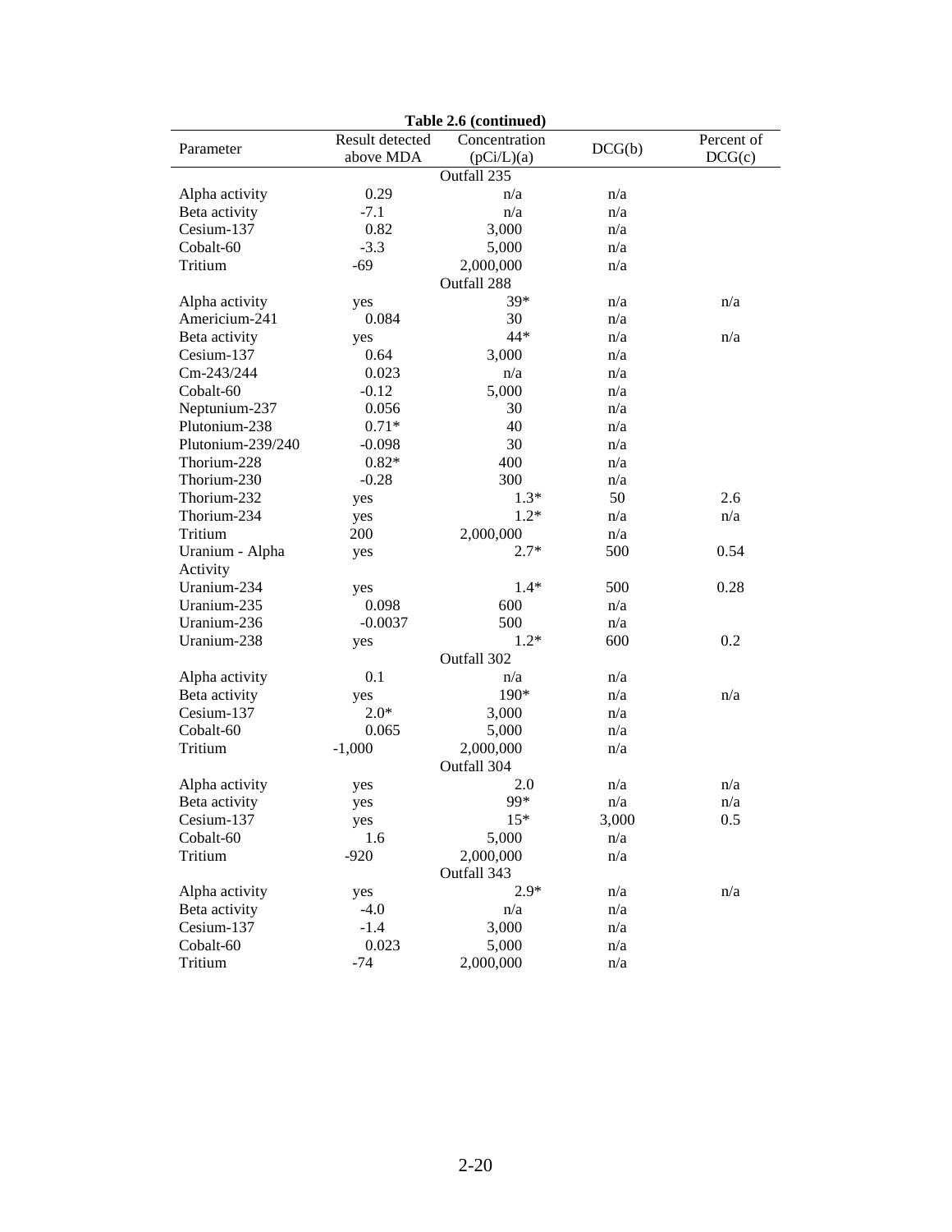**Table 2.6 (continued)**

| Parameter | Result detected above MDA | Concentration (pCi/L)(a) | DCG(b) | Percent of DCG(c) |
|---|---|---|---|---|
| | | Outfall 235 | | |
| Alpha activity | 0.29 | n/a | n/a | |
| Beta activity | -7.1 | n/a | n/a | |
| Cesium-137 | 0.82 | 3,000 | n/a | |
| Cobalt-60 | -3.3 | 5,000 | n/a | |
| Tritium | -69 | 2,000,000 | n/a | |
| | | Outfall 288 | | |
| Alpha activity | yes | 39* | n/a | n/a |
| Americium-241 | 0.084 | 30 | n/a | |
| Beta activity | yes | 44* | n/a | n/a |
| Cesium-137 | 0.64 | 3,000 | n/a | |
| Cm-243/244 | 0.023 | n/a | n/a | |
| Cobalt-60 | -0.12 | 5,000 | n/a | |
| Neptunium-237 | 0.056 | 30 | n/a | |
| Plutonium-238 | 0.71* | 40 | n/a | |
| Plutonium-239/240 | -0.098 | 30 | n/a | |
| Thorium-228 | 0.82* | 400 | n/a | |
| Thorium-230 | -0.28 | 300 | n/a | |
| Thorium-232 | yes | 1.3* | 50 | 2.6 |
| Thorium-234 | yes | 1.2* | n/a | n/a |
| Tritium | 200 | 2,000,000 | n/a | |
| Uranium - Alpha Activity | yes | 2.7* | 500 | 0.54 |
| Uranium-234 | yes | 1.4* | 500 | 0.28 |
| Uranium-235 | 0.098 | 600 | n/a | |
| Uranium-236 | -0.0037 | 500 | n/a | |
| Uranium-238 | yes | 1.2* | 600 | 0.2 |
| | | Outfall 302 | | |
| Alpha activity | 0.1 | n/a | n/a | |
| Beta activity | yes | 190* | n/a | n/a |
| Cesium-137 | 2.0* | 3,000 | n/a | |
| Cobalt-60 | 0.065 | 5,000 | n/a | |
| Tritium | -1,000 | 2,000,000 | n/a | |
| | | Outfall 304 | | |
| Alpha activity | yes | 2.0 | n/a | n/a |
| Beta activity | yes | 99* | n/a | n/a |
| Cesium-137 | yes | 15* | 3,000 | 0.5 |
| Cobalt-60 | 1.6 | 5,000 | n/a | |
| Tritium | -920 | 2,000,000 | n/a | |
| | | Outfall 343 | | |
| Alpha activity | yes | 2.9* | n/a | n/a |
| Beta activity | -4.0 | n/a | n/a | |
| Cesium-137 | -1.4 | 3,000 | n/a | |
| Cobalt-60 | 0.023 | 5,000 | n/a | |
| Tritium | -74 | 2,000,000 | n/a | |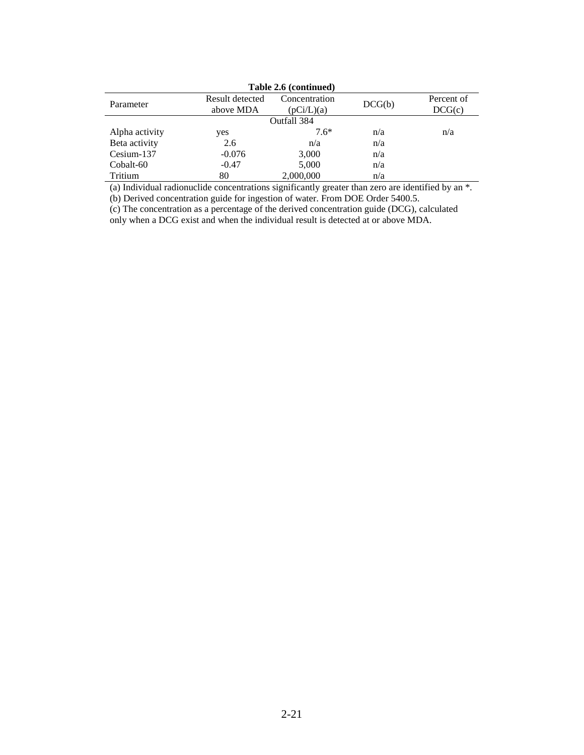**Table 2.6 (continued)**

| Parameter | Result detected above MDA | Concentration (pCi/L)(a) | DCG(b) | Percent of DCG(c) |
|---|---|---|---|---|
| | | Outfall 384 | | |
| Alpha activity | yes | 7.6* | n/a | n/a |
| Beta activity | 2.6 | n/a | n/a | |
| Cesium-137 | -0.076 | 3,000 | n/a | |
| Cobalt-60 | -0.47 | 5,000 | n/a | |
| Tritium | 80 | 2,000,000 | n/a | |

(a) Individual radionuclide concentrations significantly greater than zero are identified by an *.
(b) Derived concentration guide for ingestion of water. From DOE Order 5400.5.
(c) The concentration as a percentage of the derived concentration guide (DCG), calculated only when a DCG exist and when the individual result is detected at or above MDA.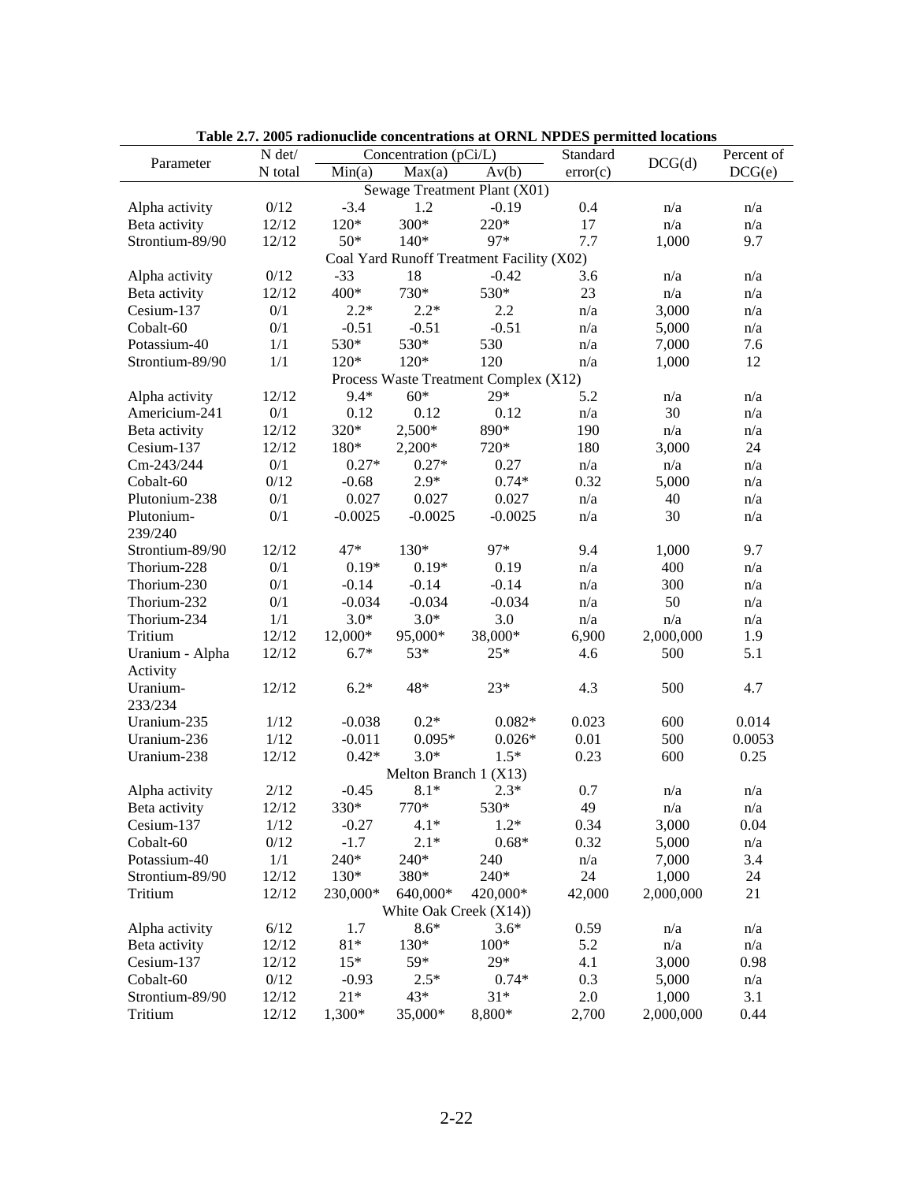**Table 2.7. 2005 radionuclide concentrations at ORNL NPDES permitted locations**

| Parameter | N det/ N total | Concentration (pCi/L) | | | Standard error(c) | DCG(d) | Percent of DCG(e) |
|---|---|---|---|---|---|---|---|
| | | Min(a) | Max(a) | Av(b) | | | |
| **Sewage Treatment Plant (X01)** | | | | | | | |
| Alpha activity | 0/12 | -3.4 | 1.2 | -0.19 | 0.4 | n/a | n/a |
| Beta activity | 12/12 | 120* | 300* | 220* | 17 | n/a | n/a |
| Strontium-89/90 | 12/12 | 50* | 140* | 97* | 7.7 | 1,000 | 9.7 |
| **Coal Yard Runoff Treatment Facility (X02)** | | | | | | | |
| Alpha activity | 0/12 | -33 | 18 | -0.42 | 3.6 | n/a | n/a |
| Beta activity | 12/12 | 400* | 730* | 530* | 23 | n/a | n/a |
| Cesium-137 | 0/1 | 2.2* | 2.2* | 2.2 | n/a | 3,000 | n/a |
| Cobalt-60 | 0/1 | -0.51 | -0.51 | -0.51 | n/a | 5,000 | n/a |
| Potassium-40 | 1/1 | 530* | 530* | 530 | n/a | 7,000 | 7.6 |
| Strontium-89/90 | 1/1 | 120* | 120* | 120 | n/a | 1,000 | 12 |
| **Process Waste Treatment Complex (X12)** | | | | | | | |
| Alpha activity | 12/12 | 9.4* | 60* | 29* | 5.2 | n/a | n/a |
| Americium-241 | 0/1 | 0.12 | 0.12 | 0.12 | n/a | 30 | n/a |
| Beta activity | 12/12 | 320* | 2,500* | 890* | 190 | n/a | n/a |
| Cesium-137 | 12/12 | 180* | 2,200* | 720* | 180 | 3,000 | 24 |
| Cm-243/244 | 0/1 | 0.27* | 0.27* | 0.27 | n/a | n/a | n/a |
| Cobalt-60 | 0/12 | -0.68 | 2.9* | 0.74* | 0.32 | 5,000 | n/a |
| Plutonium-238 | 0/1 | 0.027 | 0.027 | 0.027 | n/a | 40 | n/a |
| Plutonium-239/240 | 0/1 | -0.0025 | -0.0025 | -0.0025 | n/a | 30 | n/a |
| Strontium-89/90 | 12/12 | 47* | 130* | 97* | 9.4 | 1,000 | 9.7 |
| Thorium-228 | 0/1 | 0.19* | 0.19* | 0.19 | n/a | 400 | n/a |
| Thorium-230 | 0/1 | -0.14 | -0.14 | -0.14 | n/a | 300 | n/a |
| Thorium-232 | 0/1 | -0.034 | -0.034 | -0.034 | n/a | 50 | n/a |
| Thorium-234 | 1/1 | 3.0* | 3.0* | 3.0 | n/a | n/a | n/a |
| Tritium | 12/12 | 12,000* | 95,000* | 38,000* | 6,900 | 2,000,000 | 1.9 |
| Uranium - Alpha Activity | 12/12 | 6.7* | 53* | 25* | 4.6 | 500 | 5.1 |
| Uranium-233/234 | 12/12 | 6.2* | 48* | 23* | 4.3 | 500 | 4.7 |
| Uranium-235 | 1/12 | -0.038 | 0.2* | 0.082* | 0.023 | 600 | 0.014 |
| Uranium-236 | 1/12 | -0.011 | 0.095* | 0.026* | 0.01 | 500 | 0.0053 |
| Uranium-238 | 12/12 | 0.42* | 3.0* | 1.5* | 0.23 | 600 | 0.25 |
| **Melton Branch 1 (X13)** | | | | | | | |
| Alpha activity | 2/12 | -0.45 | 8.1* | 2.3* | 0.7 | n/a | n/a |
| Beta activity | 12/12 | 330* | 770* | 530* | 49 | n/a | n/a |
| Cesium-137 | 1/12 | -0.27 | 4.1* | 1.2* | 0.34 | 3,000 | 0.04 |
| Cobalt-60 | 0/12 | -1.7 | 2.1* | 0.68* | 0.32 | 5,000 | n/a |
| Potassium-40 | 1/1 | 240* | 240* | 240 | n/a | 7,000 | 3.4 |
| Strontium-89/90 | 12/12 | 130* | 380* | 240* | 24 | 1,000 | 24 |
| Tritium | 12/12 | 230,000* | 640,000* | 420,000* | 42,000 | 2,000,000 | 21 |
| **White Oak Creek (X14))** | | | | | | | |
| Alpha activity | 6/12 | 1.7 | 8.6* | 3.6* | 0.59 | n/a | n/a |
| Beta activity | 12/12 | 81* | 130* | 100* | 5.2 | n/a | n/a |
| Cesium-137 | 12/12 | 15* | 59* | 29* | 4.1 | 3,000 | 0.98 |
| Cobalt-60 | 0/12 | -0.93 | 2.5* | 0.74* | 0.3 | 5,000 | n/a |
| Strontium-89/90 | 12/12 | 21* | 43* | 31* | 2.0 | 1,000 | 3.1 |
| Tritium | 12/12 | 1,300* | 35,000* | 8,800* | 2,700 | 2,000,000 | 0.44 |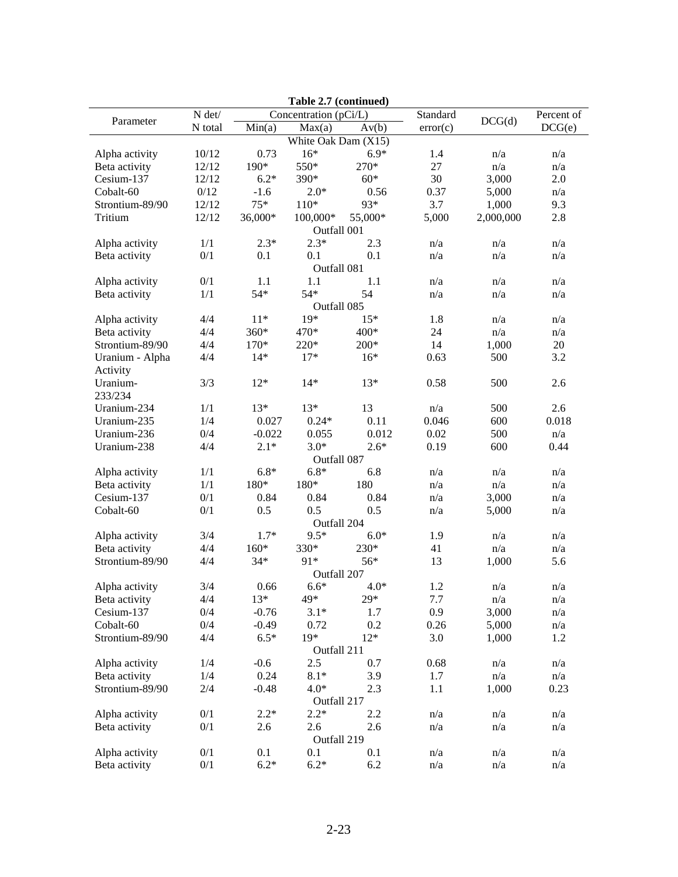**Table 2.7 (continued)**

| Parameter | N det/ N total | Concentration (pCi/L) | | | Standard error(c) | DCG(d) | Percent of DCG(e) |
|---|---|---|---|---|---|---|---|
| | | Min(a) | Max(a) | Av(b) | | | |
| **White Oak Dam (X15)** | | | | | | | |
| Alpha activity | 10/12 | 0.73 | 16* | 6.9* | 1.4 | n/a | n/a |
| Beta activity | 12/12 | 190* | 550* | 270* | 27 | n/a | n/a |
| Cesium-137 | 12/12 | 6.2* | 390* | 60* | 30 | 3,000 | 2.0 |
| Cobalt-60 | 0/12 | -1.6 | 2.0* | 0.56 | 0.37 | 5,000 | n/a |
| Strontium-89/90 | 12/12 | 75* | 110* | 93* | 3.7 | 1,000 | 9.3 |
| Tritium | 12/12 | 36,000* | 100,000* | 55,000* | 5,000 | 2,000,000 | 2.8 |
| **Outfall 001** | | | | | | | |
| Alpha activity | 1/1 | 2.3* | 2.3* | 2.3 | n/a | n/a | n/a |
| Beta activity | 0/1 | 0.1 | 0.1 | 0.1 | n/a | n/a | n/a |
| **Outfall 081** | | | | | | | |
| Alpha activity | 0/1 | 1.1 | 1.1 | 1.1 | n/a | n/a | n/a |
| Beta activity | 1/1 | 54* | 54* | 54 | n/a | n/a | n/a |
| **Outfall 085** | | | | | | | |
| Alpha activity | 4/4 | 11* | 19* | 15* | 1.8 | n/a | n/a |
| Beta activity | 4/4 | 360* | 470* | 400* | 24 | n/a | n/a |
| Strontium-89/90 | 4/4 | 170* | 220* | 200* | 14 | 1,000 | 20 |
| Uranium - Alpha Activity | 4/4 | 14* | 17* | 16* | 0.63 | 500 | 3.2 |
| Uranium-233/234 | 3/3 | 12* | 14* | 13* | 0.58 | 500 | 2.6 |
| Uranium-234 | 1/1 | 13* | 13* | 13 | n/a | 500 | 2.6 |
| Uranium-235 | 1/4 | 0.027 | 0.24* | 0.11 | 0.046 | 600 | 0.018 |
| Uranium-236 | 0/4 | -0.022 | 0.055 | 0.012 | 0.02 | 500 | n/a |
| Uranium-238 | 4/4 | 2.1* | 3.0* | 2.6* | 0.19 | 600 | 0.44 |
| **Outfall 087** | | | | | | | |
| Alpha activity | 1/1 | 6.8* | 6.8* | 6.8 | n/a | n/a | n/a |
| Beta activity | 1/1 | 180* | 180* | 180 | n/a | n/a | n/a |
| Cesium-137 | 0/1 | 0.84 | 0.84 | 0.84 | n/a | 3,000 | n/a |
| Cobalt-60 | 0/1 | 0.5 | 0.5 | 0.5 | n/a | 5,000 | n/a |
| **Outfall 204** | | | | | | | |
| Alpha activity | 3/4 | 1.7* | 9.5* | 6.0* | 1.9 | n/a | n/a |
| Beta activity | 4/4 | 160* | 330* | 230* | 41 | n/a | n/a |
| Strontium-89/90 | 4/4 | 34* | 91* | 56* | 13 | 1,000 | 5.6 |
| **Outfall 207** | | | | | | | |
| Alpha activity | 3/4 | 0.66 | 6.6* | 4.0* | 1.2 | n/a | n/a |
| Beta activity | 4/4 | 13* | 49* | 29* | 7.7 | n/a | n/a |
| Cesium-137 | 0/4 | -0.76 | 3.1* | 1.7 | 0.9 | 3,000 | n/a |
| Cobalt-60 | 0/4 | -0.49 | 0.72 | 0.2 | 0.26 | 5,000 | n/a |
| Strontium-89/90 | 4/4 | 6.5* | 19* | 12* | 3.0 | 1,000 | 1.2 |
| **Outfall 211** | | | | | | | |
| Alpha activity | 1/4 | -0.6 | 2.5 | 0.7 | 0.68 | n/a | n/a |
| Beta activity | 1/4 | 0.24 | 8.1* | 3.9 | 1.7 | n/a | n/a |
| Strontium-89/90 | 2/4 | -0.48 | 4.0* | 2.3 | 1.1 | 1,000 | 0.23 |
| **Outfall 217** | | | | | | | |
| Alpha activity | 0/1 | 2.2* | 2.2* | 2.2 | n/a | n/a | n/a |
| Beta activity | 0/1 | 2.6 | 2.6 | 2.6 | n/a | n/a | n/a |
| **Outfall 219** | | | | | | | |
| Alpha activity | 0/1 | 0.1 | 0.1 | 0.1 | n/a | n/a | n/a |
| Beta activity | 0/1 | 6.2* | 6.2* | 6.2 | n/a | n/a | n/a |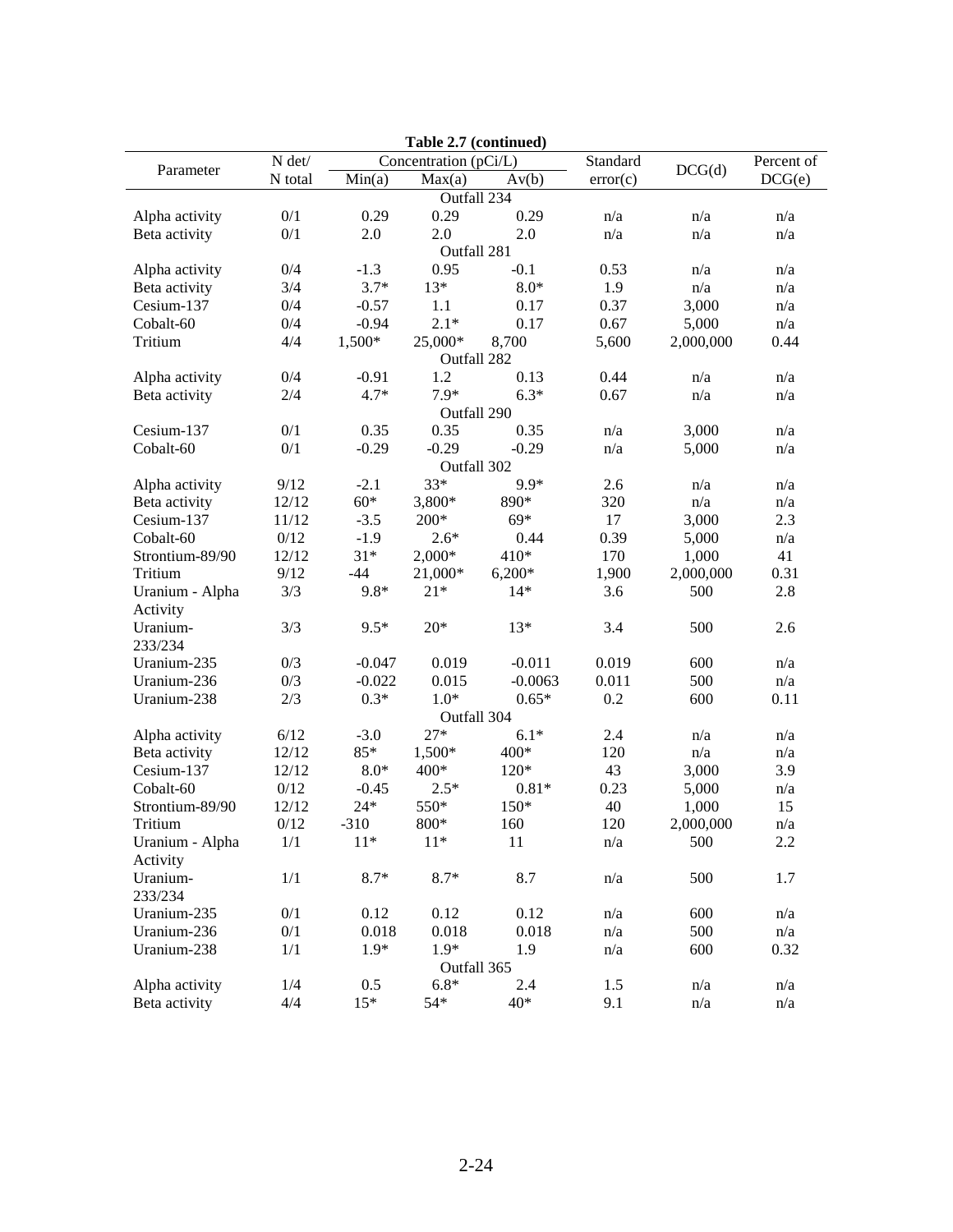**Table 2.7 (continued)**

| Parameter | N det/ N total | Concentration (pCi/L) | | | Standard error(c) | DCG(d) | Percent of DCG(e) |
|---|---|---|---|---|---|---|---|
| | | Min(a) | Max(a) | Av(b) | | | |
| **Outfall 234** | | | | | | | |
| Alpha activity | 0/1 | 0.29 | 0.29 | 0.29 | n/a | n/a | n/a |
| Beta activity | 0/1 | 2.0 | 2.0 | 2.0 | n/a | n/a | n/a |
| **Outfall 281** | | | | | | | |
| Alpha activity | 0/4 | -1.3 | 0.95 | -0.1 | 0.53 | n/a | n/a |
| Beta activity | 3/4 | 3.7* | 13* | 8.0* | 1.9 | n/a | n/a |
| Cesium-137 | 0/4 | -0.57 | 1.1 | 0.17 | 0.37 | 3,000 | n/a |
| Cobalt-60 | 0/4 | -0.94 | 2.1* | 0.17 | 0.67 | 5,000 | n/a |
| Tritium | 4/4 | 1,500* | 25,000* | 8,700 | 5,600 | 2,000,000 | 0.44 |
| **Outfall 282** | | | | | | | |
| Alpha activity | 0/4 | -0.91 | 1.2 | 0.13 | 0.44 | n/a | n/a |
| Beta activity | 2/4 | 4.7* | 7.9* | 6.3* | 0.67 | n/a | n/a |
| **Outfall 290** | | | | | | | |
| Cesium-137 | 0/1 | 0.35 | 0.35 | 0.35 | n/a | 3,000 | n/a |
| Cobalt-60 | 0/1 | -0.29 | -0.29 | -0.29 | n/a | 5,000 | n/a |
| **Outfall 302** | | | | | | | |
| Alpha activity | 9/12 | -2.1 | 33* | 9.9* | 2.6 | n/a | n/a |
| Beta activity | 12/12 | 60* | 3,800* | 890* | 320 | n/a | n/a |
| Cesium-137 | 11/12 | -3.5 | 200* | 69* | 17 | 3,000 | 2.3 |
| Cobalt-60 | 0/12 | -1.9 | 2.6* | 0.44 | 0.39 | 5,000 | n/a |
| Strontium-89/90 | 12/12 | 31* | 2,000* | 410* | 170 | 1,000 | 41 |
| Tritium | 9/12 | -44 | 21,000* | 6,200* | 1,900 | 2,000,000 | 0.31 |
| Uranium - Alpha Activity | 3/3 | 9.8* | 21* | 14* | 3.6 | 500 | 2.8 |
| Uranium-233/234 | 3/3 | 9.5* | 20* | 13* | 3.4 | 500 | 2.6 |
| Uranium-235 | 0/3 | -0.047 | 0.019 | -0.011 | 0.019 | 600 | n/a |
| Uranium-236 | 0/3 | -0.022 | 0.015 | -0.0063 | 0.011 | 500 | n/a |
| Uranium-238 | 2/3 | 0.3* | 1.0* | 0.65* | 0.2 | 600 | 0.11 |
| **Outfall 304** | | | | | | | |
| Alpha activity | 6/12 | -3.0 | 27* | 6.1* | 2.4 | n/a | n/a |
| Beta activity | 12/12 | 85* | 1,500* | 400* | 120 | n/a | n/a |
| Cesium-137 | 12/12 | 8.0* | 400* | 120* | 43 | 3,000 | 3.9 |
| Cobalt-60 | 0/12 | -0.45 | 2.5* | 0.81* | 0.23 | 5,000 | n/a |
| Strontium-89/90 | 12/12 | 24* | 550* | 150* | 40 | 1,000 | 15 |
| Tritium | 0/12 | -310 | 800* | 160 | 120 | 2,000,000 | n/a |
| Uranium - Alpha Activity | 1/1 | 11* | 11* | 11 | n/a | 500 | 2.2 |
| Uranium-233/234 | 1/1 | 8.7* | 8.7* | 8.7 | n/a | 500 | 1.7 |
| Uranium-235 | 0/1 | 0.12 | 0.12 | 0.12 | n/a | 600 | n/a |
| Uranium-236 | 0/1 | 0.018 | 0.018 | 0.018 | n/a | 500 | n/a |
| Uranium-238 | 1/1 | 1.9* | 1.9* | 1.9 | n/a | 600 | 0.32 |
| **Outfall 365** | | | | | | | |
| Alpha activity | 1/4 | 0.5 | 6.8* | 2.4 | 1.5 | n/a | n/a |
| Beta activity | 4/4 | 15* | 54* | 40* | 9.1 | n/a | n/a |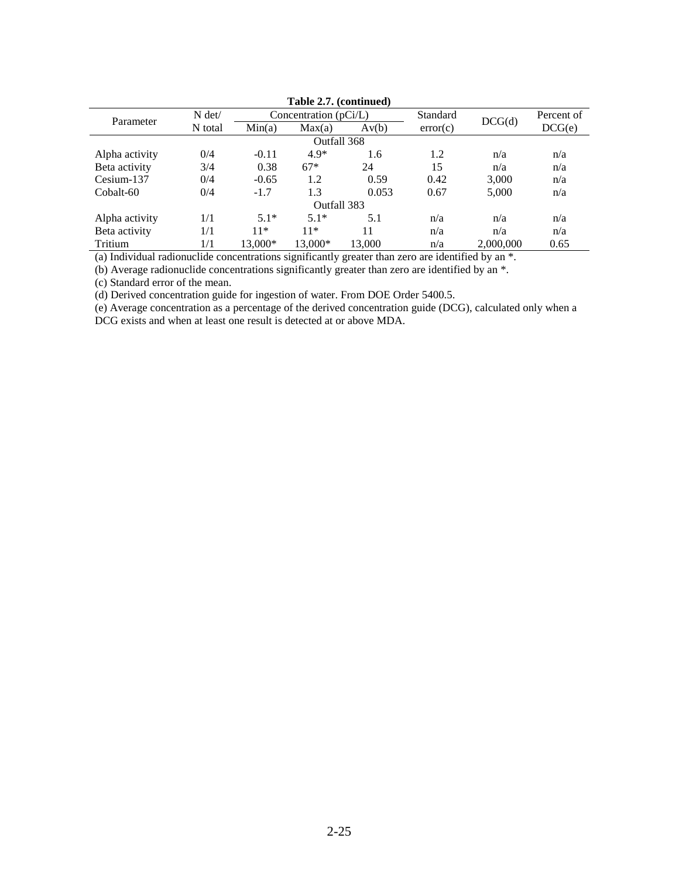**Table 2.7. (continued)**

| Parameter | N det/ N total | Concentration (pCi/L) | | | Standard error(c) | DCG(d) | Percent of DCG(e) |
|---|---|---|---|---|---|---|---|
| | | Min(a) | Max(a) | Av(b) | | | |
| **Outfall 368** | | | | | | | |
| Alpha activity | 0/4 | -0.11 | 4.9* | 1.6 | 1.2 | n/a | n/a |
| Beta activity | 3/4 | 0.38 | 67* | 24 | 15 | n/a | n/a |
| Cesium-137 | 0/4 | -0.65 | 1.2 | 0.59 | 0.42 | 3,000 | n/a |
| Cobalt-60 | 0/4 | -1.7 | 1.3 | 0.053 | 0.67 | 5,000 | n/a |
| **Outfall 383** | | | | | | | |
| Alpha activity | 1/1 | 5.1* | 5.1* | 5.1 | n/a | n/a | n/a |
| Beta activity | 1/1 | 11* | 11* | 11 | n/a | n/a | n/a |
| Tritium | 1/1 | 13,000* | 13,000* | 13,000 | n/a | 2,000,000 | 0.65 |

(a) Individual radionuclide concentrations significantly greater than zero are identified by an *.

(b) Average radionuclide concentrations significantly greater than zero are identified by an *.

(c) Standard error of the mean.

(d) Derived concentration guide for ingestion of water. From DOE Order 5400.5.

(e) Average concentration as a percentage of the derived concentration guide (DCG), calculated only when a DCG exists and when at least one result is detected at or above MDA.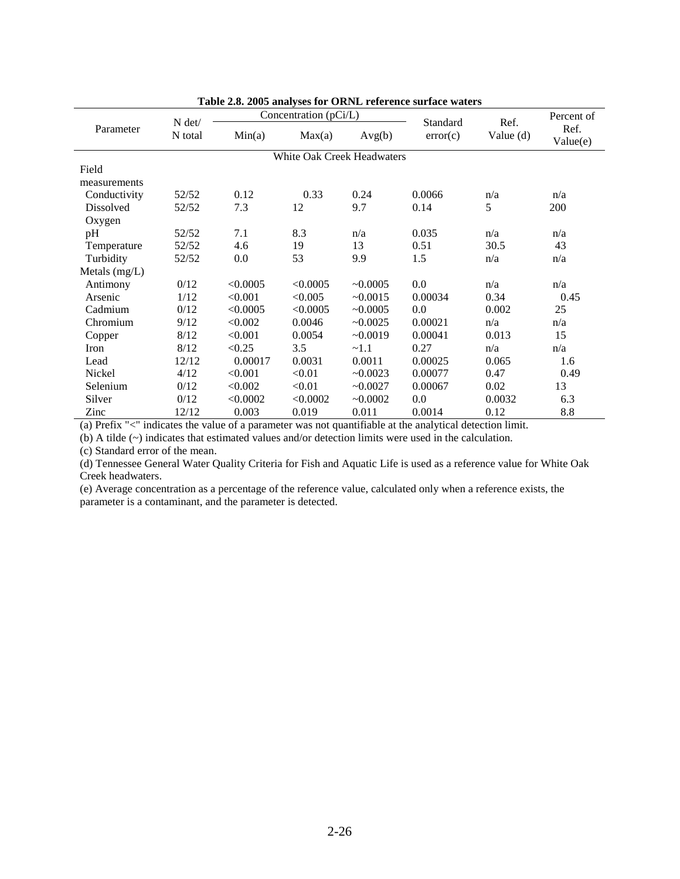**Table 2.8. 2005 analyses for ORNL reference surface waters**

| Parameter | N det/ N total | Concentration (pCi/L) | | | Standard error(c) | Ref. Value (d) | Percent of Ref. Value(e) |
|---|---|---|---|---|---|---|---|
| | | Min(a) | Max(a) | Avg(b) | | | |
| | | | White Oak Creek Headwaters | | | | |
| Field measurements | | | | | | | |
| Conductivity | 52/52 | 0.12 | 0.33 | 0.24 | 0.0066 | n/a | n/a |
| Dissolved Oxygen | 52/52 | 7.3 | 12 | 9.7 | 0.14 | 5 | 200 |
| pH | 52/52 | 7.1 | 8.3 | n/a | 0.035 | n/a | n/a |
| Temperature | 52/52 | 4.6 | 19 | 13 | 0.51 | 30.5 | 43 |
| Turbidity | 52/52 | 0.0 | 53 | 9.9 | 1.5 | n/a | n/a |
| Metals (mg/L) | | | | | | | |
| Antimony | 0/12 | <0.0005 | <0.0005 | ~0.0005 | 0.0 | n/a | n/a |
| Arsenic | 1/12 | <0.001 | <0.005 | ~0.0015 | 0.00034 | 0.34 | 0.45 |
| Cadmium | 0/12 | <0.0005 | <0.0005 | ~0.0005 | 0.0 | 0.002 | 25 |
| Chromium | 9/12 | <0.002 | 0.0046 | ~0.0025 | 0.00021 | n/a | n/a |
| Copper | 8/12 | <0.001 | 0.0054 | ~0.0019 | 0.00041 | 0.013 | 15 |
| Iron | 8/12 | <0.25 | 3.5 | ~1.1 | 0.27 | n/a | n/a |
| Lead | 12/12 | 0.00017 | 0.0031 | 0.0011 | 0.00025 | 0.065 | 1.6 |
| Nickel | 4/12 | <0.001 | <0.01 | ~0.0023 | 0.00077 | 0.47 | 0.49 |
| Selenium | 0/12 | <0.002 | <0.01 | ~0.0027 | 0.00067 | 0.02 | 13 |
| Silver | 0/12 | <0.0002 | <0.0002 | ~0.0002 | 0.0 | 0.0032 | 6.3 |
| Zinc | 12/12 | 0.003 | 0.019 | 0.011 | 0.0014 | 0.12 | 8.8 |

(a) Prefix "<" indicates the value of a parameter was not quantifiable at the analytical detection limit.

(b) A tilde (~) indicates that estimated values and/or detection limits were used in the calculation.

(c) Standard error of the mean.

(d) Tennessee General Water Quality Criteria for Fish and Aquatic Life is used as a reference value for White Oak Creek headwaters.

(e) Average concentration as a percentage of the reference value, calculated only when a reference exists, the parameter is a contaminant, and the parameter is detected.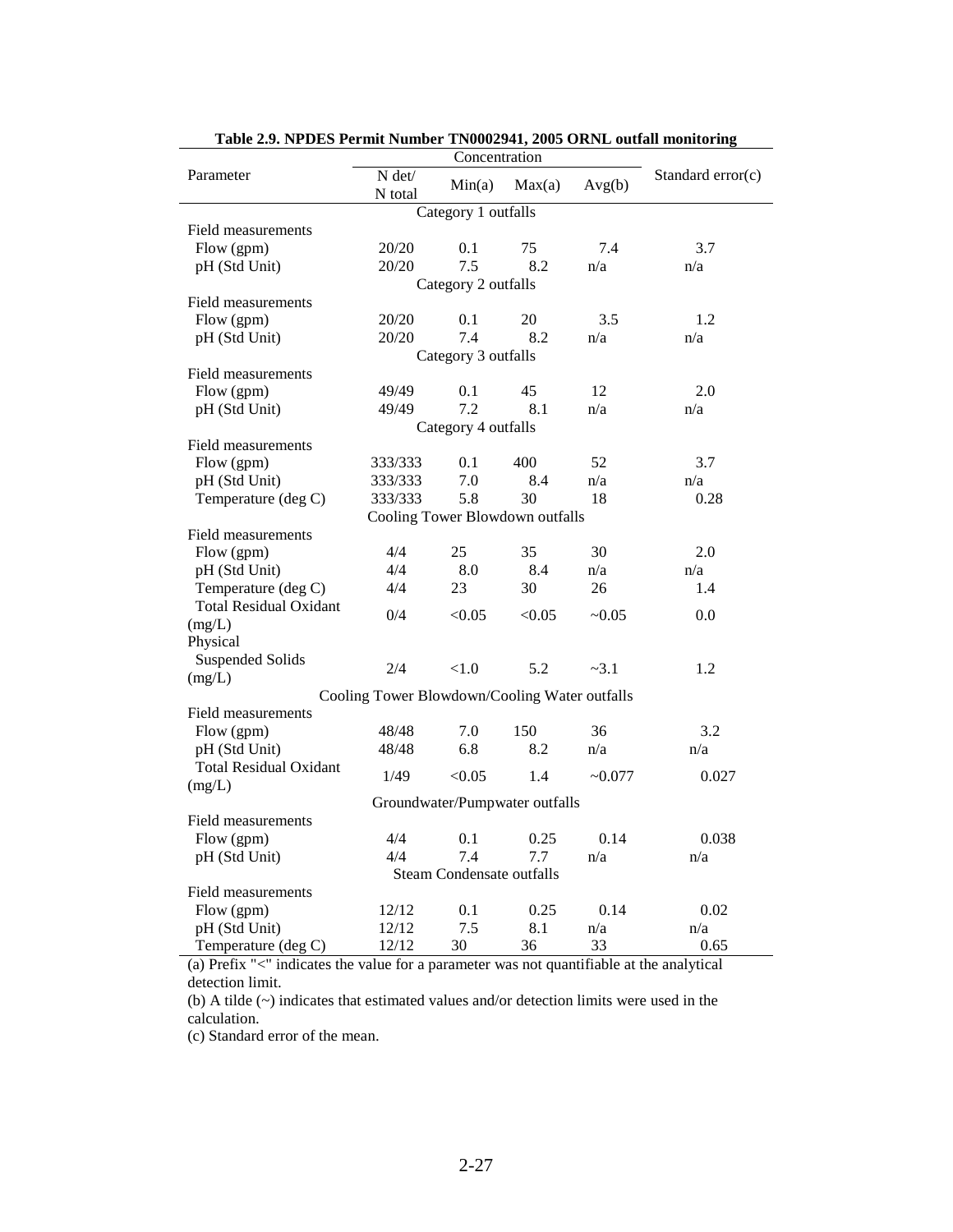**Table 2.9. NPDES Permit Number TN0002941, 2005 ORNL outfall monitoring**

| Parameter | Concentration | | | | Standard error(c) |
|---|---|---|---|---|---|
| | N det/ N total | Min(a) | Max(a) | Avg(b) | |
| **Category 1 outfalls** | | | | | |
| Field measurements | | | | | |
| Flow (gpm) | 20/20 | 0.1 | 75 | 7.4 | 3.7 |
| pH (Std Unit) | 20/20 | 7.5 | 8.2 | n/a | n/a |
| **Category 2 outfalls** | | | | | |
| Field measurements | | | | | |
| Flow (gpm) | 20/20 | 0.1 | 20 | 3.5 | 1.2 |
| pH (Std Unit) | 20/20 | 7.4 | 8.2 | n/a | n/a |
| **Category 3 outfalls** | | | | | |
| Field measurements | | | | | |
| Flow (gpm) | 49/49 | 0.1 | 45 | 12 | 2.0 |
| pH (Std Unit) | 49/49 | 7.2 | 8.1 | n/a | n/a |
| **Category 4 outfalls** | | | | | |
| Field measurements | | | | | |
| Flow (gpm) | 333/333 | 0.1 | 400 | 52 | 3.7 |
| pH (Std Unit) | 333/333 | 7.0 | 8.4 | n/a | n/a |
| Temperature (deg C) | 333/333 | 5.8 | 30 | 18 | 0.28 |
| **Cooling Tower Blowdown outfalls** | | | | | |
| Field measurements | | | | | |
| Flow (gpm) | 4/4 | 25 | 35 | 30 | 2.0 |
| pH (Std Unit) | 4/4 | 8.0 | 8.4 | n/a | n/a |
| Temperature (deg C) | 4/4 | 23 | 30 | 26 | 1.4 |
| Total Residual Oxidant (mg/L) | 0/4 | <0.05 | <0.05 | ~0.05 | 0.0 |
| Physical | | | | | |
| Suspended Solids (mg/L) | 2/4 | <1.0 | 5.2 | ~3.1 | 1.2 |
| **Cooling Tower Blowdown/Cooling Water outfalls** | | | | | |
| Field measurements | | | | | |
| Flow (gpm) | 48/48 | 7.0 | 150 | 36 | 3.2 |
| pH (Std Unit) | 48/48 | 6.8 | 8.2 | n/a | n/a |
| Total Residual Oxidant (mg/L) | 1/49 | <0.05 | 1.4 | ~0.077 | 0.027 |
| **Groundwater/Pumpwater outfalls** | | | | | |
| Field measurements | | | | | |
| Flow (gpm) | 4/4 | 0.1 | 0.25 | 0.14 | 0.038 |
| pH (Std Unit) | 4/4 | 7.4 | 7.7 | n/a | n/a |
| **Steam Condensate outfalls** | | | | | |
| Field measurements | | | | | |
| Flow (gpm) | 12/12 | 0.1 | 0.25 | 0.14 | 0.02 |
| pH (Std Unit) | 12/12 | 7.5 | 8.1 | n/a | n/a |
| Temperature (deg C) | 12/12 | 30 | 36 | 33 | 0.65 |

(a) Prefix "<" indicates the value for a parameter was not quantifiable at the analytical detection limit.

(b) A tilde (~) indicates that estimated values and/or detection limits were used in the calculation.

(c) Standard error of the mean.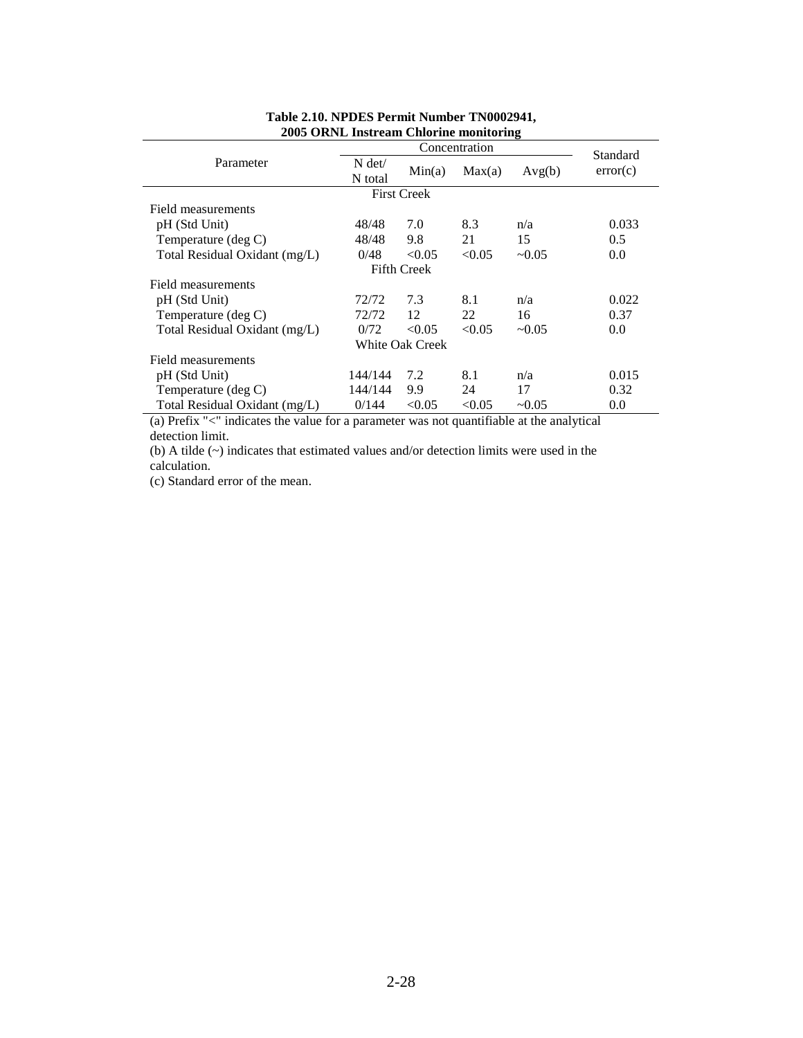**Table 2.10. NPDES Permit Number TN0002941, 2005 ORNL Instream Chlorine monitoring**

| Parameter | Concentration | | | | Standard error(c) |
|---|---|---|---|---|---|
| | N det/ N total | Min(a) | Max(a) | Avg(b) | |
| **First Creek** | | | | | |
| Field measurements | | | | | |
| pH (Std Unit) | 48/48 | 7.0 | 8.3 | n/a | 0.033 |
| Temperature (deg C) | 48/48 | 9.8 | 21 | 15 | 0.5 |
| Total Residual Oxidant (mg/L) | 0/48 | <0.05 | <0.05 | ~0.05 | 0.0 |
| **Fifth Creek** | | | | | |
| Field measurements | | | | | |
| pH (Std Unit) | 72/72 | 7.3 | 8.1 | n/a | 0.022 |
| Temperature (deg C) | 72/72 | 12 | 22 | 16 | 0.37 |
| Total Residual Oxidant (mg/L) | 0/72 | <0.05 | <0.05 | ~0.05 | 0.0 |
| **White Oak Creek** | | | | | |
| Field measurements | | | | | |
| pH (Std Unit) | 144/144 | 7.2 | 8.1 | n/a | 0.015 |
| Temperature (deg C) | 144/144 | 9.9 | 24 | 17 | 0.32 |
| Total Residual Oxidant (mg/L) | 0/144 | <0.05 | <0.05 | ~0.05 | 0.0 |

(a) Prefix "<" indicates the value for a parameter was not quantifiable at the analytical detection limit.

(b) A tilde (~) indicates that estimated values and/or detection limits were used in the calculation.

(c) Standard error of the mean.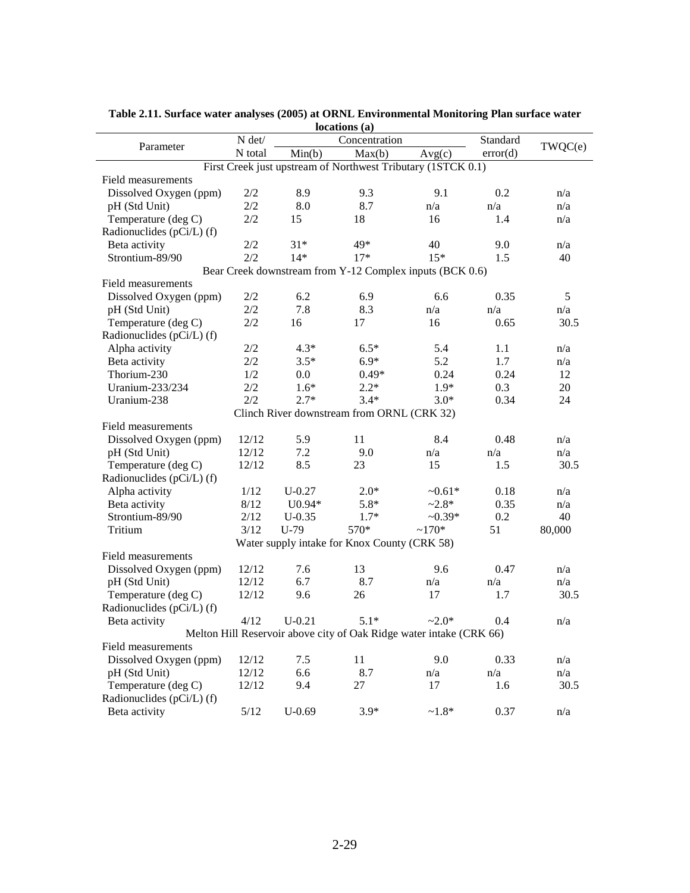**Table 2.11. Surface water analyses (2005) at ORNL Environmental Monitoring Plan surface water locations (a)**

| Parameter | N det/ N total | Concentration | | | Standard error(d) | TWQC(e) |
|---|---|---|---|---|---|---|
| | | Min(b) | Max(b) | Avg(c) | | |
| **First Creek just upstream of Northwest Tributary (1STCK 0.1)** | | | | | | |
| Field measurements | | | | | | |
| Dissolved Oxygen (ppm) | 2/2 | 8.9 | 9.3 | 9.1 | 0.2 | n/a |
| pH (Std Unit) | 2/2 | 8.0 | 8.7 | n/a | n/a | n/a |
| Temperature (deg C) | 2/2 | 15 | 18 | 16 | 1.4 | n/a |
| Radionuclides (pCi/L) (f) | | | | | | |
| Beta activity | 2/2 | 31* | 49* | 40 | 9.0 | n/a |
| Strontium-89/90 | 2/2 | 14* | 17* | 15* | 1.5 | 40 |
| **Bear Creek downstream from Y-12 Complex inputs (BCK 0.6)** | | | | | | |
| Field measurements | | | | | | |
| Dissolved Oxygen (ppm) | 2/2 | 6.2 | 6.9 | 6.6 | 0.35 | 5 |
| pH (Std Unit) | 2/2 | 7.8 | 8.3 | n/a | n/a | n/a |
| Temperature (deg C) | 2/2 | 16 | 17 | 16 | 0.65 | 30.5 |
| Radionuclides (pCi/L) (f) | | | | | | |
| Alpha activity | 2/2 | 4.3* | 6.5* | 5.4 | 1.1 | n/a |
| Beta activity | 2/2 | 3.5* | 6.9* | 5.2 | 1.7 | n/a |
| Thorium-230 | 1/2 | 0.0 | 0.49* | 0.24 | 0.24 | 12 |
| Uranium-233/234 | 2/2 | 1.6* | 2.2* | 1.9* | 0.3 | 20 |
| Uranium-238 | 2/2 | 2.7* | 3.4* | 3.0* | 0.34 | 24 |
| **Clinch River downstream from ORNL (CRK 32)** | | | | | | |
| Field measurements | | | | | | |
| Dissolved Oxygen (ppm) | 12/12 | 5.9 | 11 | 8.4 | 0.48 | n/a |
| pH (Std Unit) | 12/12 | 7.2 | 9.0 | n/a | n/a | n/a |
| Temperature (deg C) | 12/12 | 8.5 | 23 | 15 | 1.5 | 30.5 |
| Radionuclides (pCi/L) (f) | | | | | | |
| Alpha activity | 1/12 | U-0.27 | 2.0* | ~0.61* | 0.18 | n/a |
| Beta activity | 8/12 | U0.94* | 5.8* | ~2.8* | 0.35 | n/a |
| Strontium-89/90 | 2/12 | U-0.35 | 1.7* | ~0.39* | 0.2 | 40 |
| Tritium | 3/12 | U-79 | 570* | ~170* | 51 | 80,000 |
| **Water supply intake for Knox County (CRK 58)** | | | | | | |
| Field measurements | | | | | | |
| Dissolved Oxygen (ppm) | 12/12 | 7.6 | 13 | 9.6 | 0.47 | n/a |
| pH (Std Unit) | 12/12 | 6.7 | 8.7 | n/a | n/a | n/a |
| Temperature (deg C) | 12/12 | 9.6 | 26 | 17 | 1.7 | 30.5 |
| Radionuclides (pCi/L) (f) | | | | | | |
| Beta activity | 4/12 | U-0.21 | 5.1* | ~2.0* | 0.4 | n/a |
| **Melton Hill Reservoir above city of Oak Ridge water intake (CRK 66)** | | | | | | |
| Field measurements | | | | | | |
| Dissolved Oxygen (ppm) | 12/12 | 7.5 | 11 | 9.0 | 0.33 | n/a |
| pH (Std Unit) | 12/12 | 6.6 | 8.7 | n/a | n/a | n/a |
| Temperature (deg C) | 12/12 | 9.4 | 27 | 17 | 1.6 | 30.5 |
| Radionuclides (pCi/L) (f) | | | | | | |
| Beta activity | 5/12 | U-0.69 | 3.9* | ~1.8* | 0.37 | n/a |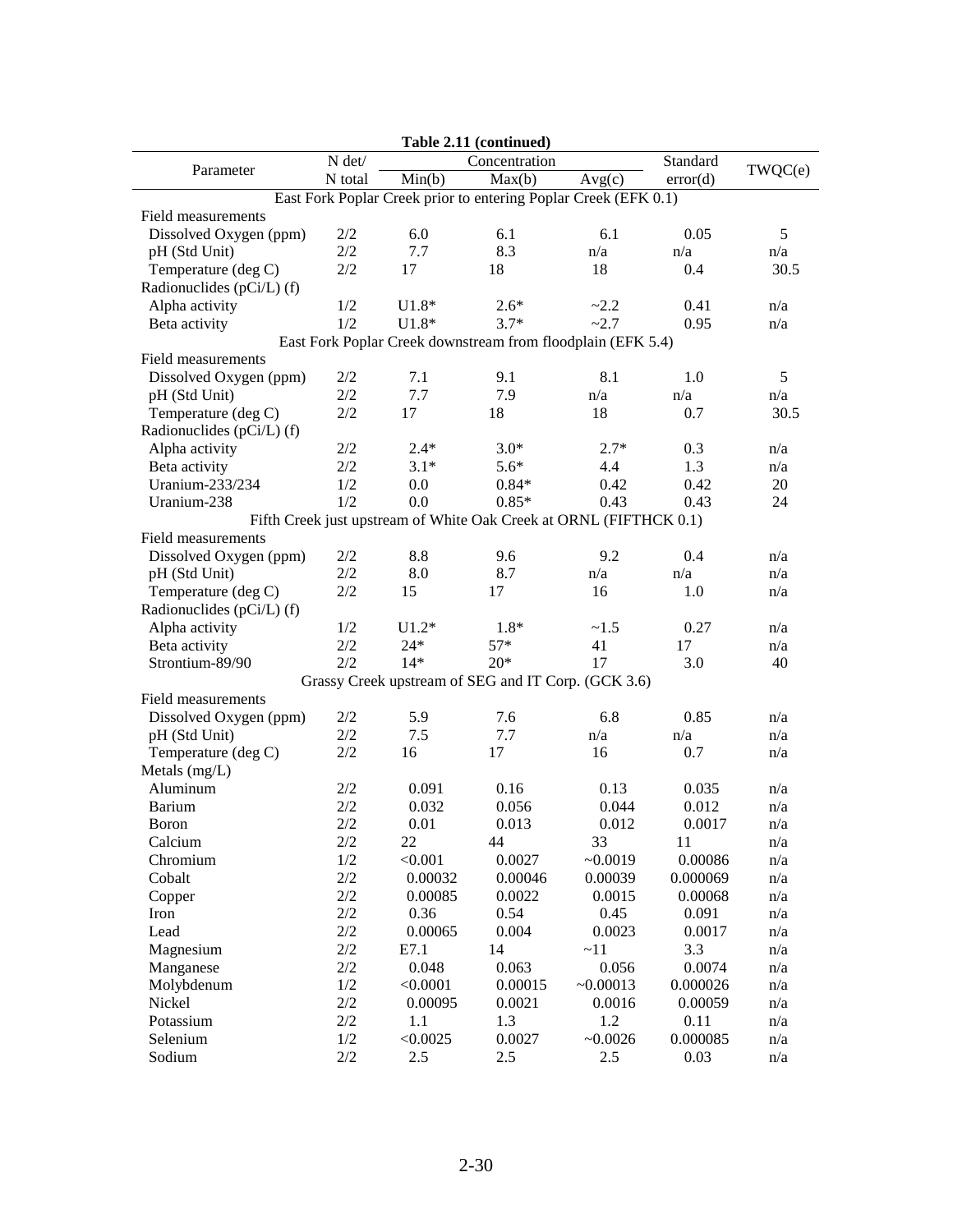**Table 2.11 (continued)**

| Parameter | N det/ N total | Concentration Min(b) | Max(b) | Avg(c) | Standard error(d) | TWQC(e) |
|---|---|---|---|---|---|---|
| **East Fork Poplar Creek prior to entering Poplar Creek (EFK 0.1)** | | | | | | |
| Field measurements | | | | | | |
| Dissolved Oxygen (ppm) | 2/2 | 6.0 | 6.1 | 6.1 | 0.05 | 5 |
| pH (Std Unit) | 2/2 | 7.7 | 8.3 | n/a | n/a | n/a |
| Temperature (deg C) | 2/2 | 17 | 18 | 18 | 0.4 | 30.5 |
| Radionuclides (pCi/L) (f) | | | | | | |
| Alpha activity | 1/2 | U1.8* | 2.6* | ~2.2 | 0.41 | n/a |
| Beta activity | 1/2 | U1.8* | 3.7* | ~2.7 | 0.95 | n/a |
| **East Fork Poplar Creek downstream from floodplain (EFK 5.4)** | | | | | | |
| Field measurements | | | | | | |
| Dissolved Oxygen (ppm) | 2/2 | 7.1 | 9.1 | 8.1 | 1.0 | 5 |
| pH (Std Unit) | 2/2 | 7.7 | 7.9 | n/a | n/a | n/a |
| Temperature (deg C) | 2/2 | 17 | 18 | 18 | 0.7 | 30.5 |
| Radionuclides (pCi/L) (f) | | | | | | |
| Alpha activity | 2/2 | 2.4* | 3.0* | 2.7* | 0.3 | n/a |
| Beta activity | 2/2 | 3.1* | 5.6* | 4.4 | 1.3 | n/a |
| Uranium-233/234 | 1/2 | 0.0 | 0.84* | 0.42 | 0.42 | 20 |
| Uranium-238 | 1/2 | 0.0 | 0.85* | 0.43 | 0.43 | 24 |
| **Fifth Creek just upstream of White Oak Creek at ORNL (FIFTHCK 0.1)** | | | | | | |
| Field measurements | | | | | | |
| Dissolved Oxygen (ppm) | 2/2 | 8.8 | 9.6 | 9.2 | 0.4 | n/a |
| pH (Std Unit) | 2/2 | 8.0 | 8.7 | n/a | n/a | n/a |
| Temperature (deg C) | 2/2 | 15 | 17 | 16 | 1.0 | n/a |
| Radionuclides (pCi/L) (f) | | | | | | |
| Alpha activity | 1/2 | U1.2* | 1.8* | ~1.5 | 0.27 | n/a |
| Beta activity | 2/2 | 24* | 57* | 41 | 17 | n/a |
| Strontium-89/90 | 2/2 | 14* | 20* | 17 | 3.0 | 40 |
| **Grassy Creek upstream of SEG and IT Corp. (GCK 3.6)** | | | | | | |
| Field measurements | | | | | | |
| Dissolved Oxygen (ppm) | 2/2 | 5.9 | 7.6 | 6.8 | 0.85 | n/a |
| pH (Std Unit) | 2/2 | 7.5 | 7.7 | n/a | n/a | n/a |
| Temperature (deg C) | 2/2 | 16 | 17 | 16 | 0.7 | n/a |
| Metals (mg/L) | | | | | | |
| Aluminum | 2/2 | 0.091 | 0.16 | 0.13 | 0.035 | n/a |
| Barium | 2/2 | 0.032 | 0.056 | 0.044 | 0.012 | n/a |
| Boron | 2/2 | 0.01 | 0.013 | 0.012 | 0.0017 | n/a |
| Calcium | 2/2 | 22 | 44 | 33 | 11 | n/a |
| Chromium | 1/2 | <0.001 | 0.0027 | ~0.0019 | 0.00086 | n/a |
| Cobalt | 2/2 | 0.00032 | 0.00046 | 0.00039 | 0.000069 | n/a |
| Copper | 2/2 | 0.00085 | 0.0022 | 0.0015 | 0.00068 | n/a |
| Iron | 2/2 | 0.36 | 0.54 | 0.45 | 0.091 | n/a |
| Lead | 2/2 | 0.00065 | 0.004 | 0.0023 | 0.0017 | n/a |
| Magnesium | 2/2 | E7.1 | 14 | ~11 | 3.3 | n/a |
| Manganese | 2/2 | 0.048 | 0.063 | 0.056 | 0.0074 | n/a |
| Molybdenum | 1/2 | <0.0001 | 0.00015 | ~0.00013 | 0.000026 | n/a |
| Nickel | 2/2 | 0.00095 | 0.0021 | 0.0016 | 0.00059 | n/a |
| Potassium | 2/2 | 1.1 | 1.3 | 1.2 | 0.11 | n/a |
| Selenium | 1/2 | <0.0025 | 0.0027 | ~0.0026 | 0.000085 | n/a |
| Sodium | 2/2 | 2.5 | 2.5 | 2.5 | 0.03 | n/a |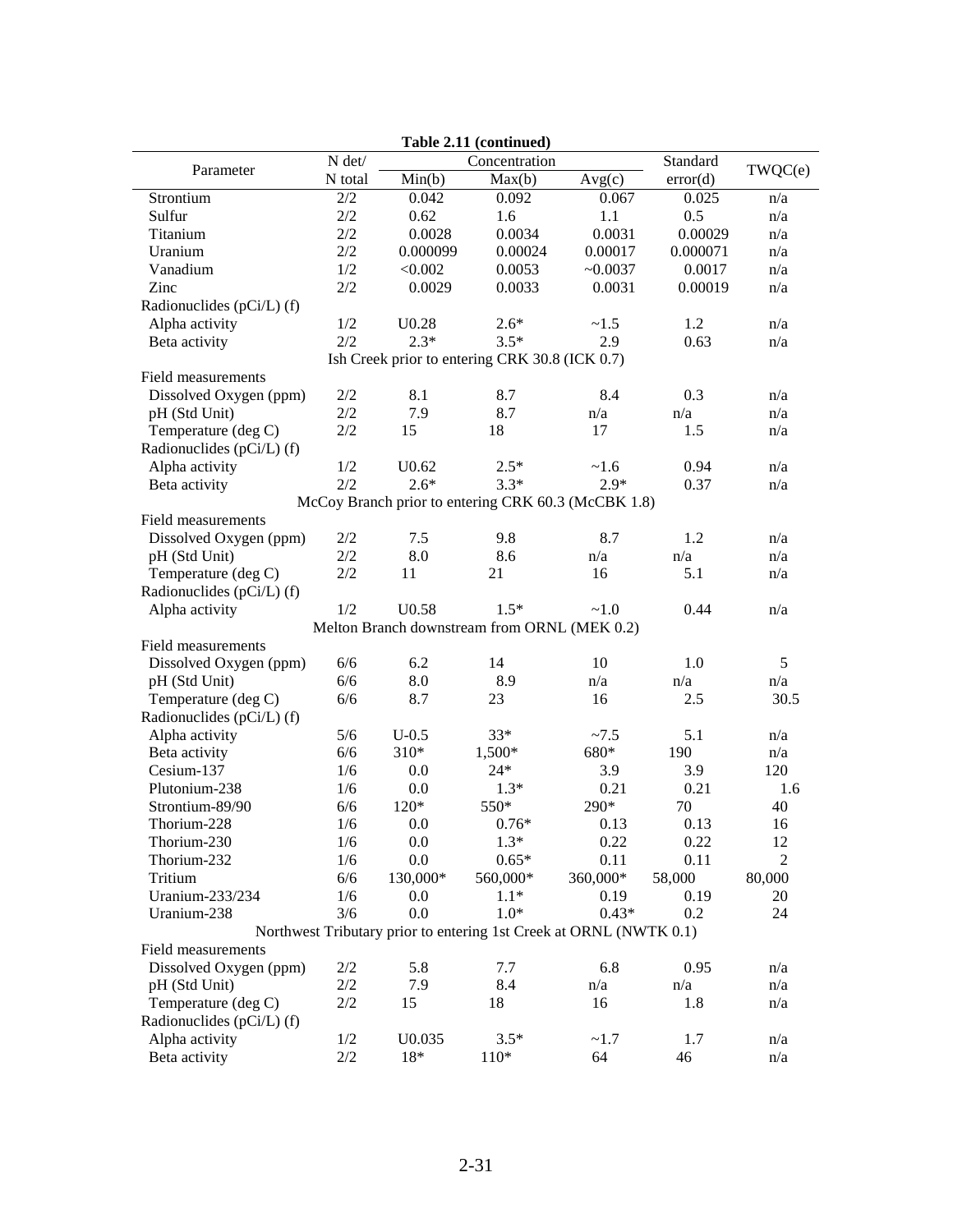**Table 2.11 (continued)**

| Parameter | N det/ | Concentration | | | Standard | TWQC(e) |
|---|---|---|---|---|---|---|
| | N total | Min(b) | Max(b) | Avg(c) | error(d) | |
| Strontium | 2/2 | 0.042 | 0.092 | 0.067 | 0.025 | n/a |
| Sulfur | 2/2 | 0.62 | 1.6 | 1.1 | 0.5 | n/a |
| Titanium | 2/2 | 0.0028 | 0.0034 | 0.0031 | 0.00029 | n/a |
| Uranium | 2/2 | 0.000099 | 0.00024 | 0.00017 | 0.000071 | n/a |
| Vanadium | 1/2 | <0.002 | 0.0053 | ~0.0037 | 0.0017 | n/a |
| Zinc | 2/2 | 0.0029 | 0.0033 | 0.0031 | 0.00019 | n/a |
| Radionuclides (pCi/L) (f) | | | | | | |
| Alpha activity | 1/2 | U0.28 | 2.6* | ~1.5 | 1.2 | n/a |
| Beta activity | 2/2 | 2.3* | 3.5* | 2.9 | 0.63 | n/a |
| Ish Creek prior to entering CRK 30.8 (ICK 0.7) | | | | | | |
| Field measurements | | | | | | |
| Dissolved Oxygen (ppm) | 2/2 | 8.1 | 8.7 | 8.4 | 0.3 | n/a |
| pH (Std Unit) | 2/2 | 7.9 | 8.7 | n/a | n/a | n/a |
| Temperature (deg C) | 2/2 | 15 | 18 | 17 | 1.5 | n/a |
| Radionuclides (pCi/L) (f) | | | | | | |
| Alpha activity | 1/2 | U0.62 | 2.5* | ~1.6 | 0.94 | n/a |
| Beta activity | 2/2 | 2.6* | 3.3* | 2.9* | 0.37 | n/a |
| McCoy Branch prior to entering CRK 60.3 (McCBK 1.8) | | | | | | |
| Field measurements | | | | | | |
| Dissolved Oxygen (ppm) | 2/2 | 7.5 | 9.8 | 8.7 | 1.2 | n/a |
| pH (Std Unit) | 2/2 | 8.0 | 8.6 | n/a | n/a | n/a |
| Temperature (deg C) | 2/2 | 11 | 21 | 16 | 5.1 | n/a |
| Radionuclides (pCi/L) (f) | | | | | | |
| Alpha activity | 1/2 | U0.58 | 1.5* | ~1.0 | 0.44 | n/a |
| Melton Branch downstream from ORNL (MEK 0.2) | | | | | | |
| Field measurements | | | | | | |
| Dissolved Oxygen (ppm) | 6/6 | 6.2 | 14 | 10 | 1.0 | 5 |
| pH (Std Unit) | 6/6 | 8.0 | 8.9 | n/a | n/a | n/a |
| Temperature (deg C) | 6/6 | 8.7 | 23 | 16 | 2.5 | 30.5 |
| Radionuclides (pCi/L) (f) | | | | | | |
| Alpha activity | 5/6 | U-0.5 | 33* | ~7.5 | 5.1 | n/a |
| Beta activity | 6/6 | 310* | 1,500* | 680* | 190 | n/a |
| Cesium-137 | 1/6 | 0.0 | 24* | 3.9 | 3.9 | 120 |
| Plutonium-238 | 1/6 | 0.0 | 1.3* | 0.21 | 0.21 | 1.6 |
| Strontium-89/90 | 6/6 | 120* | 550* | 290* | 70 | 40 |
| Thorium-228 | 1/6 | 0.0 | 0.76* | 0.13 | 0.13 | 16 |
| Thorium-230 | 1/6 | 0.0 | 1.3* | 0.22 | 0.22 | 12 |
| Thorium-232 | 1/6 | 0.0 | 0.65* | 0.11 | 0.11 | 2 |
| Tritium | 6/6 | 130,000* | 560,000* | 360,000* | 58,000 | 80,000 |
| Uranium-233/234 | 1/6 | 0.0 | 1.1* | 0.19 | 0.19 | 20 |
| Uranium-238 | 3/6 | 0.0 | 1.0* | 0.43* | 0.2 | 24 |
| Northwest Tributary prior to entering 1st Creek at ORNL (NWTK 0.1) | | | | | | |
| Field measurements | | | | | | |
| Dissolved Oxygen (ppm) | 2/2 | 5.8 | 7.7 | 6.8 | 0.95 | n/a |
| pH (Std Unit) | 2/2 | 7.9 | 8.4 | n/a | n/a | n/a |
| Temperature (deg C) | 2/2 | 15 | 18 | 16 | 1.8 | n/a |
| Radionuclides (pCi/L) (f) | | | | | | |
| Alpha activity | 1/2 | U0.035 | 3.5* | ~1.7 | 1.7 | n/a |
| Beta activity | 2/2 | 18* | 110* | 64 | 46 | n/a |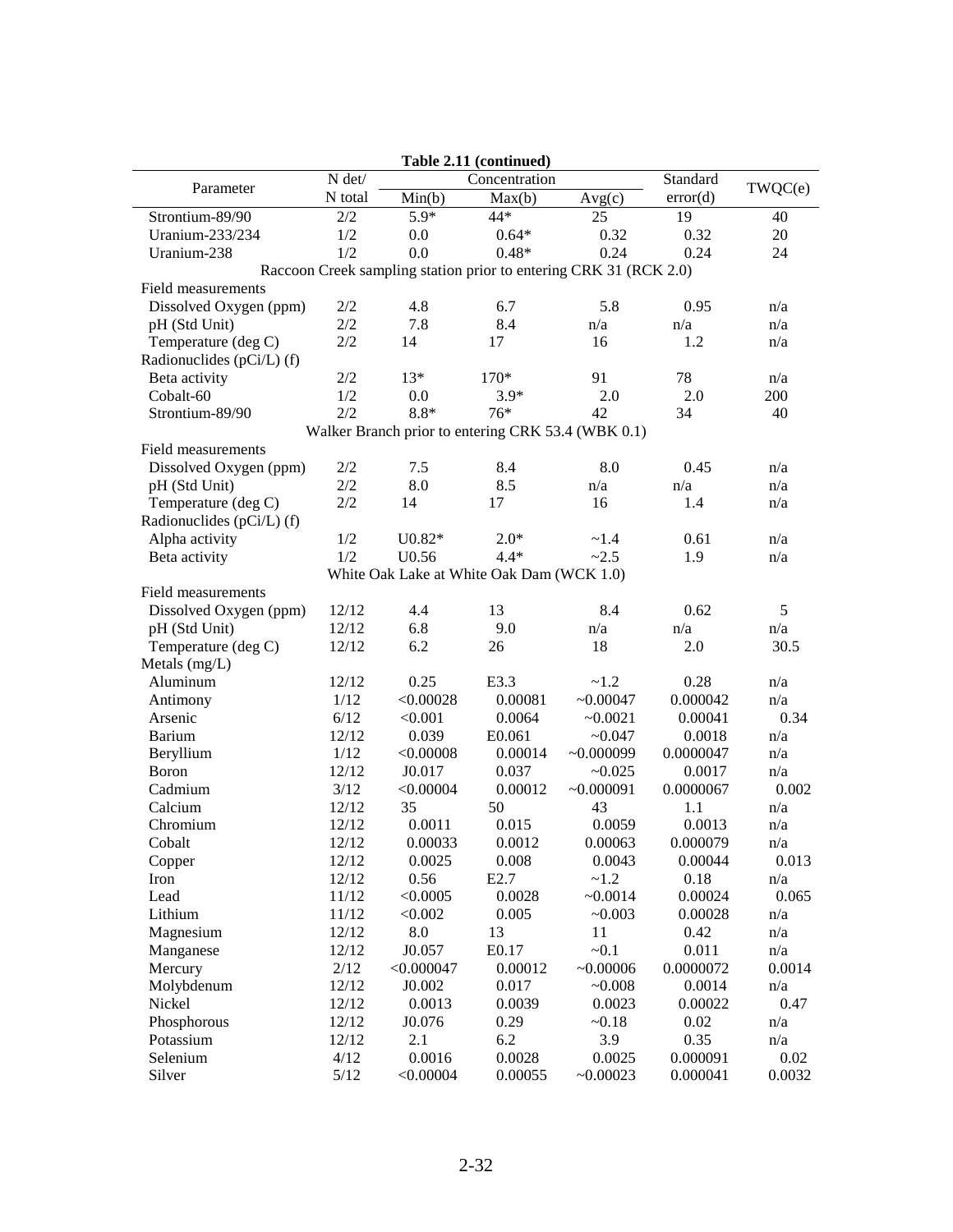**Table 2.11 (continued)**

| Parameter | N det/ N total | Concentration | | | Standard error(d) | TWQC(e) |
|---|---|---|---|---|---|---|
| | | Min(b) | Max(b) | Avg(c) | | |
| Strontium-89/90 | 2/2 | 5.9* | 44* | 25 | 19 | 40 |
| Uranium-233/234 | 1/2 | 0.0 | 0.64* | 0.32 | 0.32 | 20 |
| Uranium-238 | 1/2 | 0.0 | 0.48* | 0.24 | 0.24 | 24 |
| *Raccoon Creek sampling station prior to entering CRK 31 (RCK 2.0)* | | | | | | |
| Field measurements | | | | | | |
| Dissolved Oxygen (ppm) | 2/2 | 4.8 | 6.7 | 5.8 | 0.95 | n/a |
| pH (Std Unit) | 2/2 | 7.8 | 8.4 | n/a | n/a | n/a |
| Temperature (deg C) | 2/2 | 14 | 17 | 16 | 1.2 | n/a |
| Radionuclides (pCi/L) (f) | | | | | | |
| Beta activity | 2/2 | 13* | 170* | 91 | 78 | n/a |
| Cobalt-60 | 1/2 | 0.0 | 3.9* | 2.0 | 2.0 | 200 |
| Strontium-89/90 | 2/2 | 8.8* | 76* | 42 | 34 | 40 |
| *Walker Branch prior to entering CRK 53.4 (WBK 0.1)* | | | | | | |
| Field measurements | | | | | | |
| Dissolved Oxygen (ppm) | 2/2 | 7.5 | 8.4 | 8.0 | 0.45 | n/a |
| pH (Std Unit) | 2/2 | 8.0 | 8.5 | n/a | n/a | n/a |
| Temperature (deg C) | 2/2 | 14 | 17 | 16 | 1.4 | n/a |
| Radionuclides (pCi/L) (f) | | | | | | |
| Alpha activity | 1/2 | U0.82* | 2.0* | ~1.4 | 0.61 | n/a |
| Beta activity | 1/2 | U0.56 | 4.4* | ~2.5 | 1.9 | n/a |
| *White Oak Lake at White Oak Dam (WCK 1.0)* | | | | | | |
| Field measurements | | | | | | |
| Dissolved Oxygen (ppm) | 12/12 | 4.4 | 13 | 8.4 | 0.62 | 5 |
| pH (Std Unit) | 12/12 | 6.8 | 9.0 | n/a | n/a | n/a |
| Temperature (deg C) | 12/12 | 6.2 | 26 | 18 | 2.0 | 30.5 |
| Metals (mg/L) | | | | | | |
| Aluminum | 12/12 | 0.25 | E3.3 | ~1.2 | 0.28 | n/a |
| Antimony | 1/12 | <0.00028 | 0.00081 | ~0.00047 | 0.000042 | n/a |
| Arsenic | 6/12 | <0.001 | 0.0064 | ~0.0021 | 0.00041 | 0.34 |
| Barium | 12/12 | 0.039 | E0.061 | ~0.047 | 0.0018 | n/a |
| Beryllium | 1/12 | <0.00008 | 0.00014 | ~0.000099 | 0.0000047 | n/a |
| Boron | 12/12 | J0.017 | 0.037 | ~0.025 | 0.0017 | n/a |
| Cadmium | 3/12 | <0.00004 | 0.00012 | ~0.000091 | 0.0000067 | 0.002 |
| Calcium | 12/12 | 35 | 50 | 43 | 1.1 | n/a |
| Chromium | 12/12 | 0.0011 | 0.015 | 0.0059 | 0.0013 | n/a |
| Cobalt | 12/12 | 0.00033 | 0.0012 | 0.00063 | 0.000079 | n/a |
| Copper | 12/12 | 0.0025 | 0.008 | 0.0043 | 0.00044 | 0.013 |
| Iron | 12/12 | 0.56 | E2.7 | ~1.2 | 0.18 | n/a |
| Lead | 11/12 | <0.0005 | 0.0028 | ~0.0014 | 0.00024 | 0.065 |
| Lithium | 11/12 | <0.002 | 0.005 | ~0.003 | 0.00028 | n/a |
| Magnesium | 12/12 | 8.0 | 13 | 11 | 0.42 | n/a |
| Manganese | 12/12 | J0.057 | E0.17 | ~0.1 | 0.011 | n/a |
| Mercury | 2/12 | <0.000047 | 0.00012 | ~0.00006 | 0.0000072 | 0.0014 |
| Molybdenum | 12/12 | J0.002 | 0.017 | ~0.008 | 0.0014 | n/a |
| Nickel | 12/12 | 0.0013 | 0.0039 | 0.0023 | 0.00022 | 0.47 |
| Phosphorous | 12/12 | J0.076 | 0.29 | ~0.18 | 0.02 | n/a |
| Potassium | 12/12 | 2.1 | 6.2 | 3.9 | 0.35 | n/a |
| Selenium | 4/12 | 0.0016 | 0.0028 | 0.0025 | 0.000091 | 0.02 |
| Silver | 5/12 | <0.00004 | 0.00055 | ~0.00023 | 0.000041 | 0.0032 |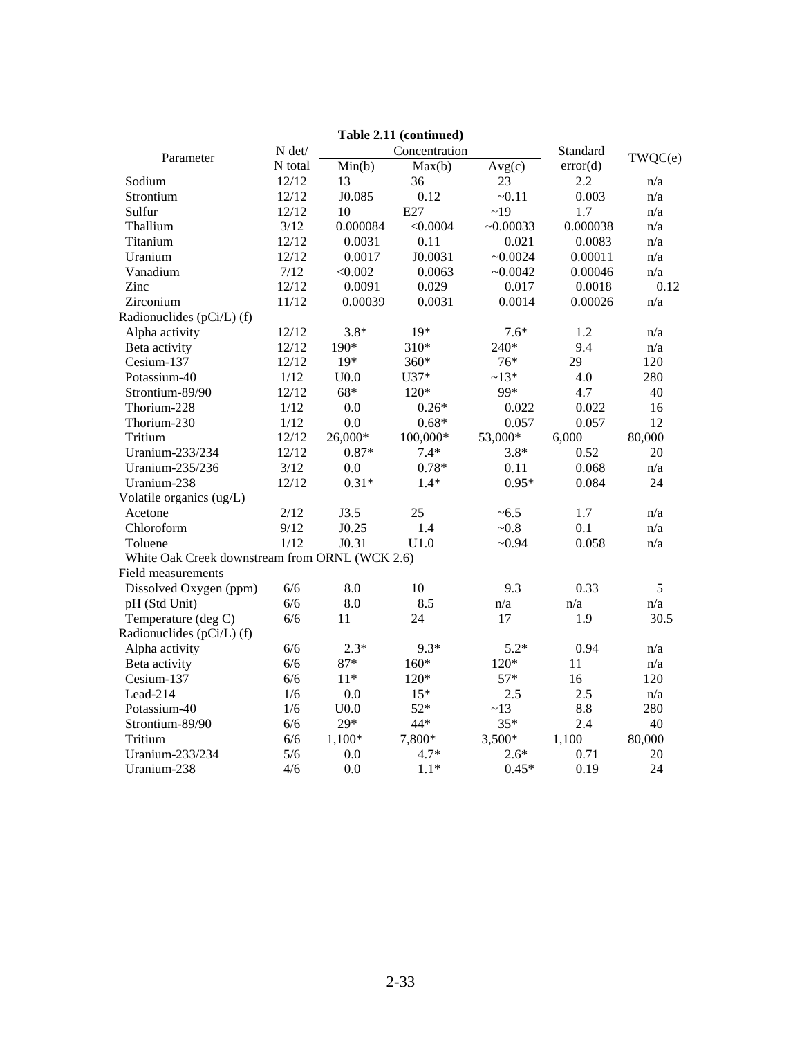**Table 2.11 (continued)**

| Parameter | N det/ N total | Concentration | | | Standard error(d) | TWQC(e) |
|---|---|---|---|---|---|---|
| | | Min(b) | Max(b) | Avg(c) | | |
| Sodium | 12/12 | 13 | 36 | 23 | 2.2 | n/a |
| Strontium | 12/12 | J0.085 | 0.12 | ~0.11 | 0.003 | n/a |
| Sulfur | 12/12 | 10 | E27 | ~19 | 1.7 | n/a |
| Thallium | 3/12 | 0.000084 | <0.0004 | ~0.00033 | 0.000038 | n/a |
| Titanium | 12/12 | 0.0031 | 0.11 | 0.021 | 0.0083 | n/a |
| Uranium | 12/12 | 0.0017 | J0.0031 | ~0.0024 | 0.00011 | n/a |
| Vanadium | 7/12 | <0.002 | 0.0063 | ~0.0042 | 0.00046 | n/a |
| Zinc | 12/12 | 0.0091 | 0.029 | 0.017 | 0.0018 | 0.12 |
| Zirconium | 11/12 | 0.00039 | 0.0031 | 0.0014 | 0.00026 | n/a |
| Radionuclides (pCi/L) (f) | | | | | | |
| Alpha activity | 12/12 | 3.8* | 19* | 7.6* | 1.2 | n/a |
| Beta activity | 12/12 | 190* | 310* | 240* | 9.4 | n/a |
| Cesium-137 | 12/12 | 19* | 360* | 76* | 29 | 120 |
| Potassium-40 | 1/12 | U0.0 | U37* | ~13* | 4.0 | 280 |
| Strontium-89/90 | 12/12 | 68* | 120* | 99* | 4.7 | 40 |
| Thorium-228 | 1/12 | 0.0 | 0.26* | 0.022 | 0.022 | 16 |
| Thorium-230 | 1/12 | 0.0 | 0.68* | 0.057 | 0.057 | 12 |
| Tritium | 12/12 | 26,000* | 100,000* | 53,000* | 6,000 | 80,000 |
| Uranium-233/234 | 12/12 | 0.87* | 7.4* | 3.8* | 0.52 | 20 |
| Uranium-235/236 | 3/12 | 0.0 | 0.78* | 0.11 | 0.068 | n/a |
| Uranium-238 | 12/12 | 0.31* | 1.4* | 0.95* | 0.084 | 24 |
| Volatile organics (ug/L) | | | | | | |
| Acetone | 2/12 | J3.5 | 25 | ~6.5 | 1.7 | n/a |
| Chloroform | 9/12 | J0.25 | 1.4 | ~0.8 | 0.1 | n/a |
| Toluene | 1/12 | J0.31 | U1.0 | ~0.94 | 0.058 | n/a |
| White Oak Creek downstream from ORNL (WCK 2.6) | | | | | | |
| Field measurements | | | | | | |
| Dissolved Oxygen (ppm) | 6/6 | 8.0 | 10 | 9.3 | 0.33 | 5 |
| pH (Std Unit) | 6/6 | 8.0 | 8.5 | n/a | n/a | n/a |
| Temperature (deg C) | 6/6 | 11 | 24 | 17 | 1.9 | 30.5 |
| Radionuclides (pCi/L) (f) | | | | | | |
| Alpha activity | 6/6 | 2.3* | 9.3* | 5.2* | 0.94 | n/a |
| Beta activity | 6/6 | 87* | 160* | 120* | 11 | n/a |
| Cesium-137 | 6/6 | 11* | 120* | 57* | 16 | 120 |
| Lead-214 | 1/6 | 0.0 | 15* | 2.5 | 2.5 | n/a |
| Potassium-40 | 1/6 | U0.0 | 52* | ~13 | 8.8 | 280 |
| Strontium-89/90 | 6/6 | 29* | 44* | 35* | 2.4 | 40 |
| Tritium | 6/6 | 1,100* | 7,800* | 3,500* | 1,100 | 80,000 |
| Uranium-233/234 | 5/6 | 0.0 | 4.7* | 2.6* | 0.71 | 20 |
| Uranium-238 | 4/6 | 0.0 | 1.1* | 0.45* | 0.19 | 24 |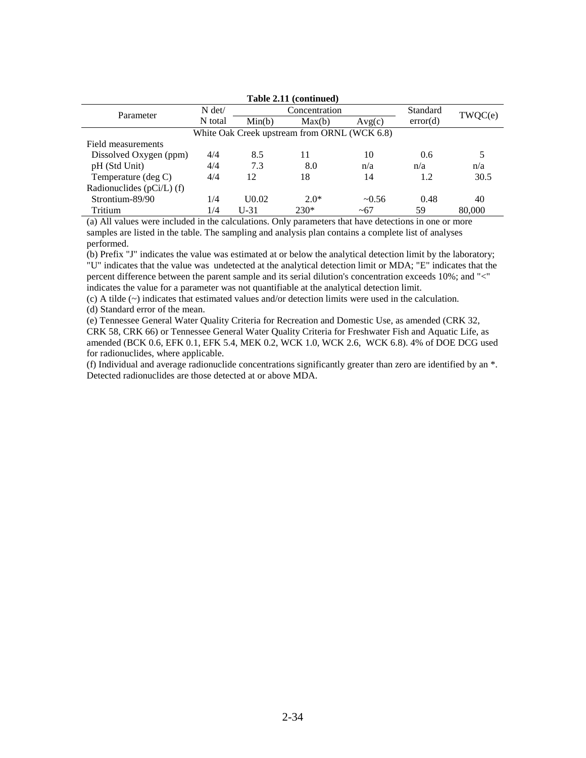**Table 2.11 (continued)**

| Parameter | N det/ N total | Concentration | | | Standard error(d) | TWQC(e) |
|---|---|---|---|---|---|---|
| | | Min(b) | Max(b) | Avg(c) | | |
| White Oak Creek upstream from ORNL (WCK 6.8) | | | | | | |
| Field measurements | | | | | | |
| Dissolved Oxygen (ppm) | 4/4 | 8.5 | 11 | 10 | 0.6 | 5 |
| pH (Std Unit) | 4/4 | 7.3 | 8.0 | n/a | n/a | n/a |
| Temperature (deg C) | 4/4 | 12 | 18 | 14 | 1.2 | 30.5 |
| Radionuclides (pCi/L) (f) | | | | | | |
| Strontium-89/90 | 1/4 | U0.02 | 2.0* | ~0.56 | 0.48 | 40 |
| Tritium | 1/4 | U-31 | 230* | ~67 | 59 | 80,000 |

(a) All values were included in the calculations. Only parameters that have detections in one or more samples are listed in the table. The sampling and analysis plan contains a complete list of analyses performed.

(b) Prefix "J" indicates the value was estimated at or below the analytical detection limit by the laboratory; "U" indicates that the value was undetected at the analytical detection limit or MDA; "E" indicates that the percent difference between the parent sample and its serial dilution's concentration exceeds 10%; and "<" indicates the value for a parameter was not quantifiable at the analytical detection limit.

(c) A tilde (~) indicates that estimated values and/or detection limits were used in the calculation.

(d) Standard error of the mean.

(e) Tennessee General Water Quality Criteria for Recreation and Domestic Use, as amended (CRK 32, CRK 58, CRK 66) or Tennessee General Water Quality Criteria for Freshwater Fish and Aquatic Life, as amended (BCK 0.6, EFK 0.1, EFK 5.4, MEK 0.2, WCK 1.0, WCK 2.6, WCK 6.8). 4% of DOE DCG used for radionuclides, where applicable.

(f) Individual and average radionuclide concentrations significantly greater than zero are identified by an *. Detected radionuclides are those detected at or above MDA.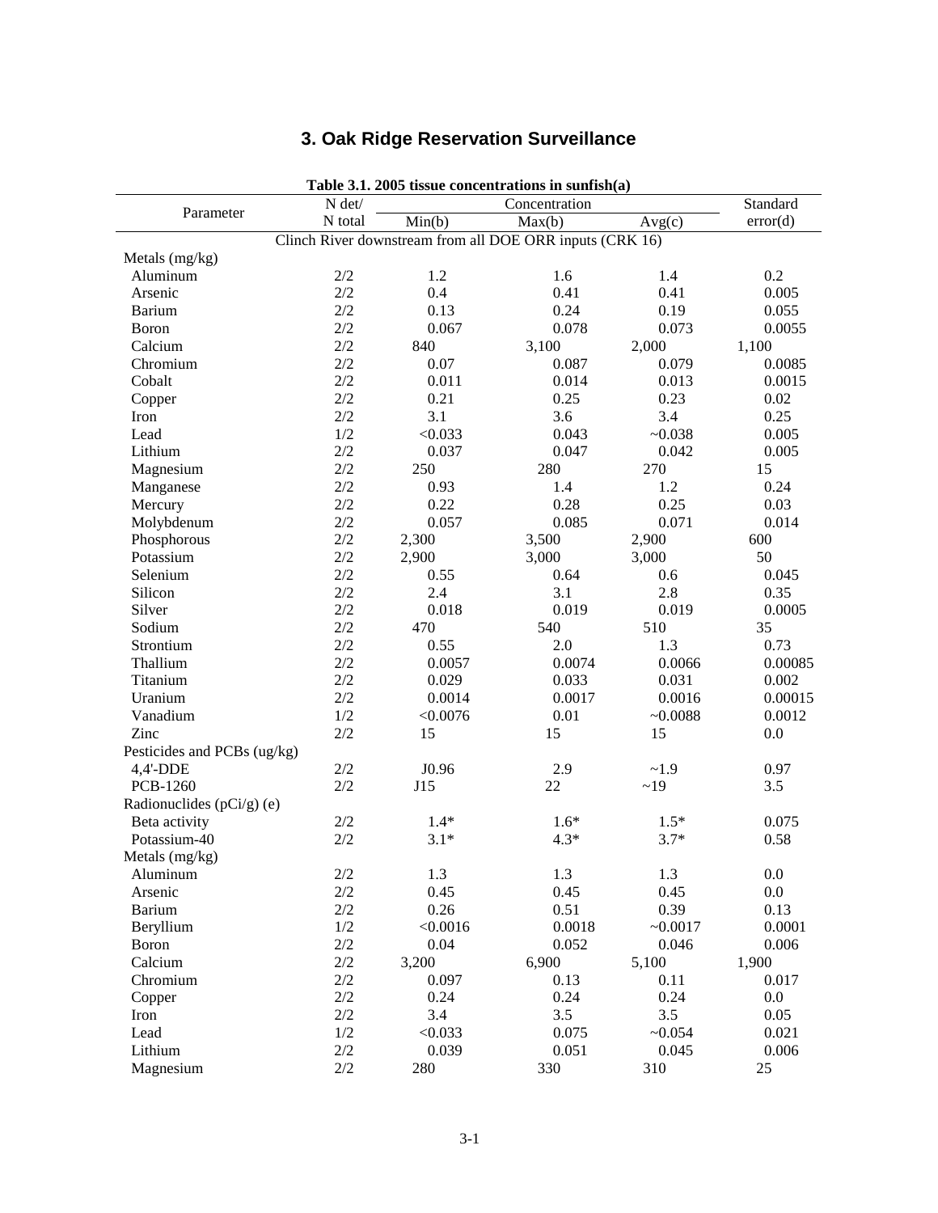# 3. Oak Ridge Reservation Surveillance

**Table 3.1. 2005 tissue concentrations in sunfish(a)**

| Parameter | N det/ N total | Concentration | | | Standard error(d) |
|---|---|---|---|---|---|
| | | Min(b) | Max(b) | Avg(c) | |
| **Clinch River downstream from all DOE ORR inputs (CRK 16)** | | | | | |
| Metals (mg/kg) | | | | | |
| Aluminum | 2/2 | 1.2 | 1.6 | 1.4 | 0.2 |
| Arsenic | 2/2 | 0.4 | 0.41 | 0.41 | 0.005 |
| Barium | 2/2 | 0.13 | 0.24 | 0.19 | 0.055 |
| Boron | 2/2 | 0.067 | 0.078 | 0.073 | 0.0055 |
| Calcium | 2/2 | 840 | 3,100 | 2,000 | 1,100 |
| Chromium | 2/2 | 0.07 | 0.087 | 0.079 | 0.0085 |
| Cobalt | 2/2 | 0.011 | 0.014 | 0.013 | 0.0015 |
| Copper | 2/2 | 0.21 | 0.25 | 0.23 | 0.02 |
| Iron | 2/2 | 3.1 | 3.6 | 3.4 | 0.25 |
| Lead | 1/2 | <0.033 | 0.043 | ~0.038 | 0.005 |
| Lithium | 2/2 | 0.037 | 0.047 | 0.042 | 0.005 |
| Magnesium | 2/2 | 250 | 280 | 270 | 15 |
| Manganese | 2/2 | 0.93 | 1.4 | 1.2 | 0.24 |
| Mercury | 2/2 | 0.22 | 0.28 | 0.25 | 0.03 |
| Molybdenum | 2/2 | 0.057 | 0.085 | 0.071 | 0.014 |
| Phosphorous | 2/2 | 2,300 | 3,500 | 2,900 | 600 |
| Potassium | 2/2 | 2,900 | 3,000 | 3,000 | 50 |
| Selenium | 2/2 | 0.55 | 0.64 | 0.6 | 0.045 |
| Silicon | 2/2 | 2.4 | 3.1 | 2.8 | 0.35 |
| Silver | 2/2 | 0.018 | 0.019 | 0.019 | 0.0005 |
| Sodium | 2/2 | 470 | 540 | 510 | 35 |
| Strontium | 2/2 | 0.55 | 2.0 | 1.3 | 0.73 |
| Thallium | 2/2 | 0.0057 | 0.0074 | 0.0066 | 0.00085 |
| Titanium | 2/2 | 0.029 | 0.033 | 0.031 | 0.002 |
| Uranium | 2/2 | 0.0014 | 0.0017 | 0.0016 | 0.00015 |
| Vanadium | 1/2 | <0.0076 | 0.01 | ~0.0088 | 0.0012 |
| Zinc | 2/2 | 15 | 15 | 15 | 0.0 |
| Pesticides and PCBs (ug/kg) | | | | | |
| 4,4'-DDE | 2/2 | J0.96 | 2.9 | ~1.9 | 0.97 |
| PCB-1260 | 2/2 | J15 | 22 | ~19 | 3.5 |
| Radionuclides (pCi/g) (e) | | | | | |
| Beta activity | 2/2 | 1.4* | 1.6* | 1.5* | 0.075 |
| Potassium-40 | 2/2 | 3.1* | 4.3* | 3.7* | 0.58 |
| Metals (mg/kg) | | | | | |
| Aluminum | 2/2 | 1.3 | 1.3 | 1.3 | 0.0 |
| Arsenic | 2/2 | 0.45 | 0.45 | 0.45 | 0.0 |
| Barium | 2/2 | 0.26 | 0.51 | 0.39 | 0.13 |
| Beryllium | 1/2 | <0.0016 | 0.0018 | ~0.0017 | 0.0001 |
| Boron | 2/2 | 0.04 | 0.052 | 0.046 | 0.006 |
| Calcium | 2/2 | 3,200 | 6,900 | 5,100 | 1,900 |
| Chromium | 2/2 | 0.097 | 0.13 | 0.11 | 0.017 |
| Copper | 2/2 | 0.24 | 0.24 | 0.24 | 0.0 |
| Iron | 2/2 | 3.4 | 3.5 | 3.5 | 0.05 |
| Lead | 1/2 | <0.033 | 0.075 | ~0.054 | 0.021 |
| Lithium | 2/2 | 0.039 | 0.051 | 0.045 | 0.006 |
| Magnesium | 2/2 | 280 | 330 | 310 | 25 |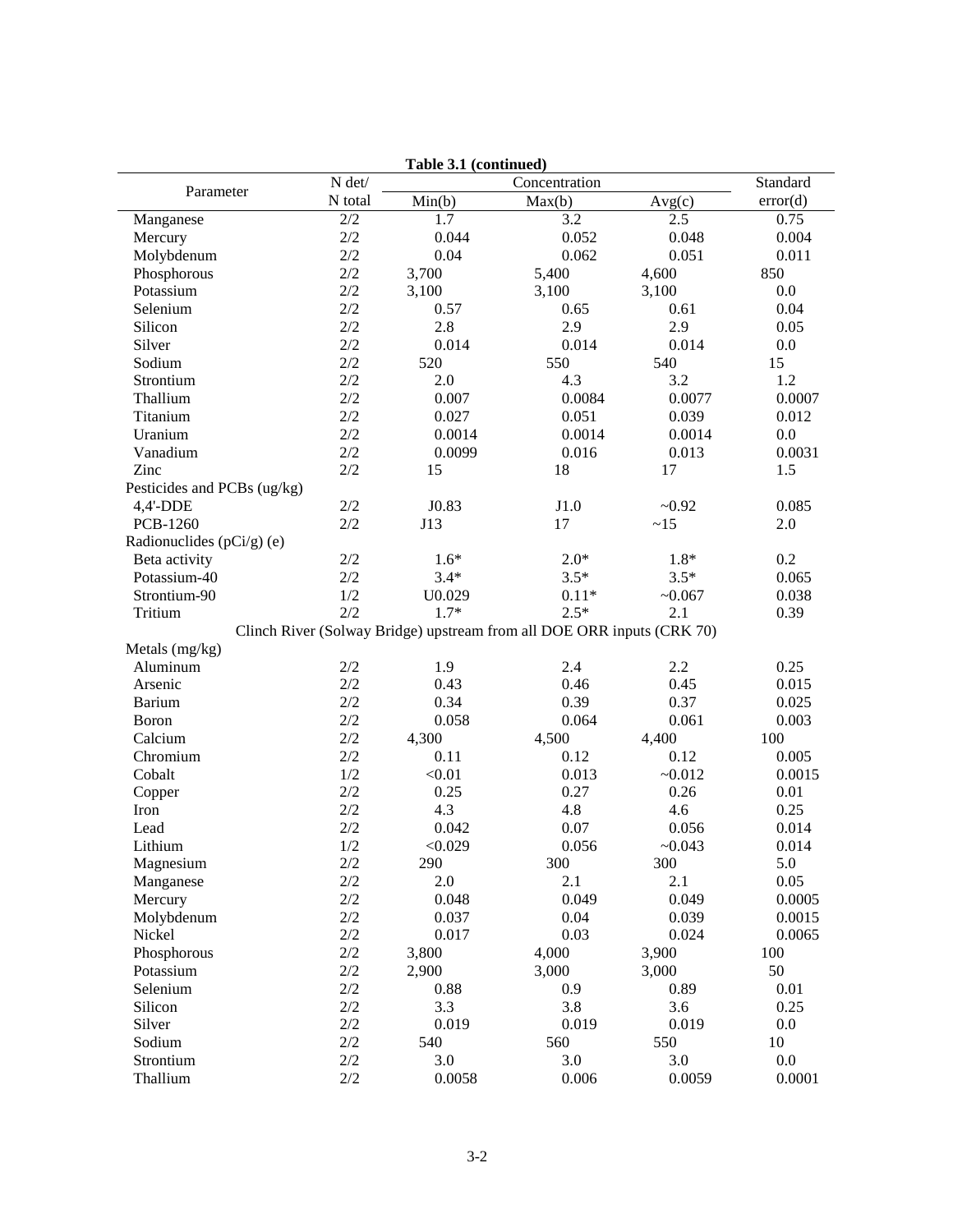**Table 3.1 (continued)**

| Parameter | N det/ N total | Concentration Min(b) | Max(b) | Avg(c) | Standard error(d) |
|---|---|---|---|---|---|
| Manganese | 2/2 | 1.7 | 3.2 | 2.5 | 0.75 |
| Mercury | 2/2 | 0.044 | 0.052 | 0.048 | 0.004 |
| Molybdenum | 2/2 | 0.04 | 0.062 | 0.051 | 0.011 |
| Phosphorous | 2/2 | 3,700 | 5,400 | 4,600 | 850 |
| Potassium | 2/2 | 3,100 | 3,100 | 3,100 | 0.0 |
| Selenium | 2/2 | 0.57 | 0.65 | 0.61 | 0.04 |
| Silicon | 2/2 | 2.8 | 2.9 | 2.9 | 0.05 |
| Silver | 2/2 | 0.014 | 0.014 | 0.014 | 0.0 |
| Sodium | 2/2 | 520 | 550 | 540 | 15 |
| Strontium | 2/2 | 2.0 | 4.3 | 3.2 | 1.2 |
| Thallium | 2/2 | 0.007 | 0.0084 | 0.0077 | 0.0007 |
| Titanium | 2/2 | 0.027 | 0.051 | 0.039 | 0.012 |
| Uranium | 2/2 | 0.0014 | 0.0014 | 0.0014 | 0.0 |
| Vanadium | 2/2 | 0.0099 | 0.016 | 0.013 | 0.0031 |
| Zinc | 2/2 | 15 | 18 | 17 | 1.5 |
| Pesticides and PCBs (ug/kg) | | | | | |
| 4,4'-DDE | 2/2 | J0.83 | J1.0 | ~0.92 | 0.085 |
| PCB-1260 | 2/2 | J13 | 17 | ~15 | 2.0 |
| Radionuclides (pCi/g) (e) | | | | | |
| Beta activity | 2/2 | 1.6* | 2.0* | 1.8* | 0.2 |
| Potassium-40 | 2/2 | 3.4* | 3.5* | 3.5* | 0.065 |
| Strontium-90 | 1/2 | U0.029 | 0.11* | ~0.067 | 0.038 |
| Tritium | 2/2 | 1.7* | 2.5* | 2.1 | 0.39 |
| Clinch River (Solway Bridge) upstream from all DOE ORR inputs (CRK 70) | | | | | |
| Metals (mg/kg) | | | | | |
| Aluminum | 2/2 | 1.9 | 2.4 | 2.2 | 0.25 |
| Arsenic | 2/2 | 0.43 | 0.46 | 0.45 | 0.015 |
| Barium | 2/2 | 0.34 | 0.39 | 0.37 | 0.025 |
| Boron | 2/2 | 0.058 | 0.064 | 0.061 | 0.003 |
| Calcium | 2/2 | 4,300 | 4,500 | 4,400 | 100 |
| Chromium | 2/2 | 0.11 | 0.12 | 0.12 | 0.005 |
| Cobalt | 1/2 | <0.01 | 0.013 | ~0.012 | 0.0015 |
| Copper | 2/2 | 0.25 | 0.27 | 0.26 | 0.01 |
| Iron | 2/2 | 4.3 | 4.8 | 4.6 | 0.25 |
| Lead | 2/2 | 0.042 | 0.07 | 0.056 | 0.014 |
| Lithium | 1/2 | <0.029 | 0.056 | ~0.043 | 0.014 |
| Magnesium | 2/2 | 290 | 300 | 300 | 5.0 |
| Manganese | 2/2 | 2.0 | 2.1 | 2.1 | 0.05 |
| Mercury | 2/2 | 0.048 | 0.049 | 0.049 | 0.0005 |
| Molybdenum | 2/2 | 0.037 | 0.04 | 0.039 | 0.0015 |
| Nickel | 2/2 | 0.017 | 0.03 | 0.024 | 0.0065 |
| Phosphorous | 2/2 | 3,800 | 4,000 | 3,900 | 100 |
| Potassium | 2/2 | 2,900 | 3,000 | 3,000 | 50 |
| Selenium | 2/2 | 0.88 | 0.9 | 0.89 | 0.01 |
| Silicon | 2/2 | 3.3 | 3.8 | 3.6 | 0.25 |
| Silver | 2/2 | 0.019 | 0.019 | 0.019 | 0.0 |
| Sodium | 2/2 | 540 | 560 | 550 | 10 |
| Strontium | 2/2 | 3.0 | 3.0 | 3.0 | 0.0 |
| Thallium | 2/2 | 0.0058 | 0.006 | 0.0059 | 0.0001 |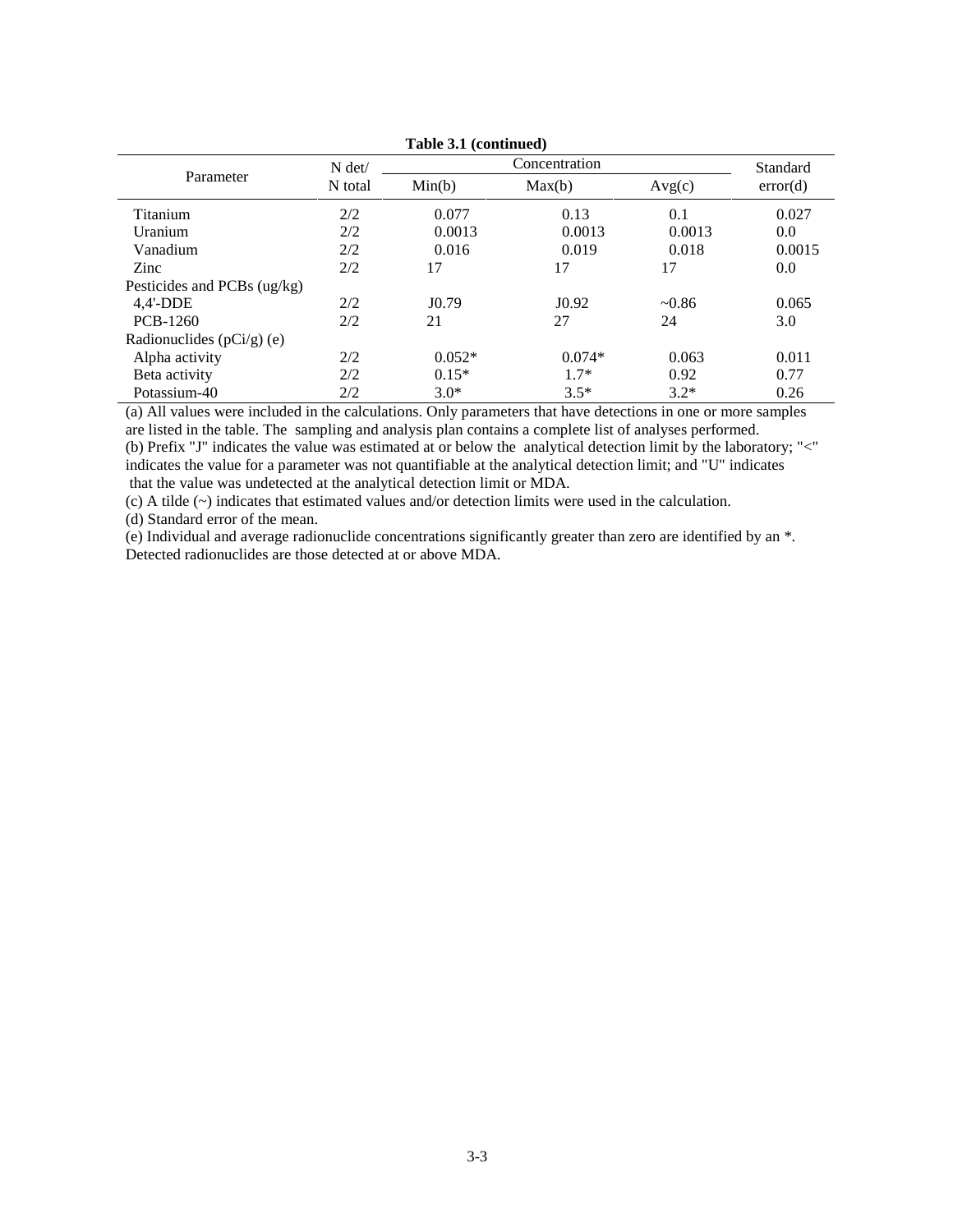**Table 3.1 (continued)**

| Parameter | N det/ N total | Concentration | | | Standard error(d) |
|---|---|---|---|---|---|
| | | Min(b) | Max(b) | Avg(c) | |
| Titanium | 2/2 | 0.077 | 0.13 | 0.1 | 0.027 |
| Uranium | 2/2 | 0.0013 | 0.0013 | 0.0013 | 0.0 |
| Vanadium | 2/2 | 0.016 | 0.019 | 0.018 | 0.0015 |
| Zinc | 2/2 | 17 | 17 | 17 | 0.0 |
| Pesticides and PCBs (ug/kg) | | | | | |
| 4,4'-DDE | 2/2 | J0.79 | J0.92 | ~0.86 | 0.065 |
| PCB-1260 | 2/2 | 21 | 27 | 24 | 3.0 |
| Radionuclides (pCi/g) (e) | | | | | |
| Alpha activity | 2/2 | 0.052* | 0.074* | 0.063 | 0.011 |
| Beta activity | 2/2 | 0.15* | 1.7* | 0.92 | 0.77 |
| Potassium-40 | 2/2 | 3.0* | 3.5* | 3.2* | 0.26 |

(a) All values were included in the calculations. Only parameters that have detections in one or more samples are listed in the table. The sampling and analysis plan contains a complete list of analyses performed.
(b) Prefix "J" indicates the value was estimated at or below the analytical detection limit by the laboratory; "<" indicates the value for a parameter was not quantifiable at the analytical detection limit; and "U" indicates that the value was undetected at the analytical detection limit or MDA.
(c) A tilde (~) indicates that estimated values and/or detection limits were used in the calculation.
(d) Standard error of the mean.
(e) Individual and average radionuclide concentrations significantly greater than zero are identified by an *. Detected radionuclides are those detected at or above MDA.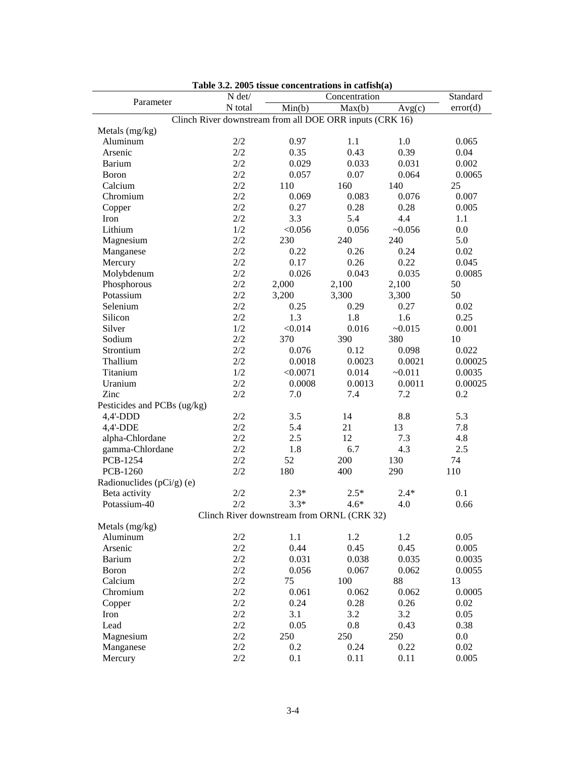**Table 3.2. 2005 tissue concentrations in catfish(a)**

| Parameter | N det/ N total | Concentration Min(b) | Max(b) | Avg(c) | Standard error(d) |
|---|---|---|---|---|---|
| **Clinch River downstream from all DOE ORR inputs (CRK 16)** | | | | | |
| Metals (mg/kg) | | | | | |
| Aluminum | 2/2 | 0.97 | 1.1 | 1.0 | 0.065 |
| Arsenic | 2/2 | 0.35 | 0.43 | 0.39 | 0.04 |
| Barium | 2/2 | 0.029 | 0.033 | 0.031 | 0.002 |
| Boron | 2/2 | 0.057 | 0.07 | 0.064 | 0.0065 |
| Calcium | 2/2 | 110 | 160 | 140 | 25 |
| Chromium | 2/2 | 0.069 | 0.083 | 0.076 | 0.007 |
| Copper | 2/2 | 0.27 | 0.28 | 0.28 | 0.005 |
| Iron | 2/2 | 3.3 | 5.4 | 4.4 | 1.1 |
| Lithium | 1/2 | <0.056 | 0.056 | ~0.056 | 0.0 |
| Magnesium | 2/2 | 230 | 240 | 240 | 5.0 |
| Manganese | 2/2 | 0.22 | 0.26 | 0.24 | 0.02 |
| Mercury | 2/2 | 0.17 | 0.26 | 0.22 | 0.045 |
| Molybdenum | 2/2 | 0.026 | 0.043 | 0.035 | 0.0085 |
| Phosphorous | 2/2 | 2,000 | 2,100 | 2,100 | 50 |
| Potassium | 2/2 | 3,200 | 3,300 | 3,300 | 50 |
| Selenium | 2/2 | 0.25 | 0.29 | 0.27 | 0.02 |
| Silicon | 2/2 | 1.3 | 1.8 | 1.6 | 0.25 |
| Silver | 1/2 | <0.014 | 0.016 | ~0.015 | 0.001 |
| Sodium | 2/2 | 370 | 390 | 380 | 10 |
| Strontium | 2/2 | 0.076 | 0.12 | 0.098 | 0.022 |
| Thallium | 2/2 | 0.0018 | 0.0023 | 0.0021 | 0.00025 |
| Titanium | 1/2 | <0.0071 | 0.014 | ~0.011 | 0.0035 |
| Uranium | 2/2 | 0.0008 | 0.0013 | 0.0011 | 0.00025 |
| Zinc | 2/2 | 7.0 | 7.4 | 7.2 | 0.2 |
| Pesticides and PCBs (ug/kg) | | | | | |
| 4,4'-DDD | 2/2 | 3.5 | 14 | 8.8 | 5.3 |
| 4,4'-DDE | 2/2 | 5.4 | 21 | 13 | 7.8 |
| alpha-Chlordane | 2/2 | 2.5 | 12 | 7.3 | 4.8 |
| gamma-Chlordane | 2/2 | 1.8 | 6.7 | 4.3 | 2.5 |
| PCB-1254 | 2/2 | 52 | 200 | 130 | 74 |
| PCB-1260 | 2/2 | 180 | 400 | 290 | 110 |
| Radionuclides (pCi/g) (e) | | | | | |
| Beta activity | 2/2 | 2.3* | 2.5* | 2.4* | 0.1 |
| Potassium-40 | 2/2 | 3.3* | 4.6* | 4.0 | 0.66 |
| **Clinch River downstream from ORNL (CRK 32)** | | | | | |
| Metals (mg/kg) | | | | | |
| Aluminum | 2/2 | 1.1 | 1.2 | 1.2 | 0.05 |
| Arsenic | 2/2 | 0.44 | 0.45 | 0.45 | 0.005 |
| Barium | 2/2 | 0.031 | 0.038 | 0.035 | 0.0035 |
| Boron | 2/2 | 0.056 | 0.067 | 0.062 | 0.0055 |
| Calcium | 2/2 | 75 | 100 | 88 | 13 |
| Chromium | 2/2 | 0.061 | 0.062 | 0.062 | 0.0005 |
| Copper | 2/2 | 0.24 | 0.28 | 0.26 | 0.02 |
| Iron | 2/2 | 3.1 | 3.2 | 3.2 | 0.05 |
| Lead | 2/2 | 0.05 | 0.8 | 0.43 | 0.38 |
| Magnesium | 2/2 | 250 | 250 | 250 | 0.0 |
| Manganese | 2/2 | 0.2 | 0.24 | 0.22 | 0.02 |
| Mercury | 2/2 | 0.1 | 0.11 | 0.11 | 0.005 |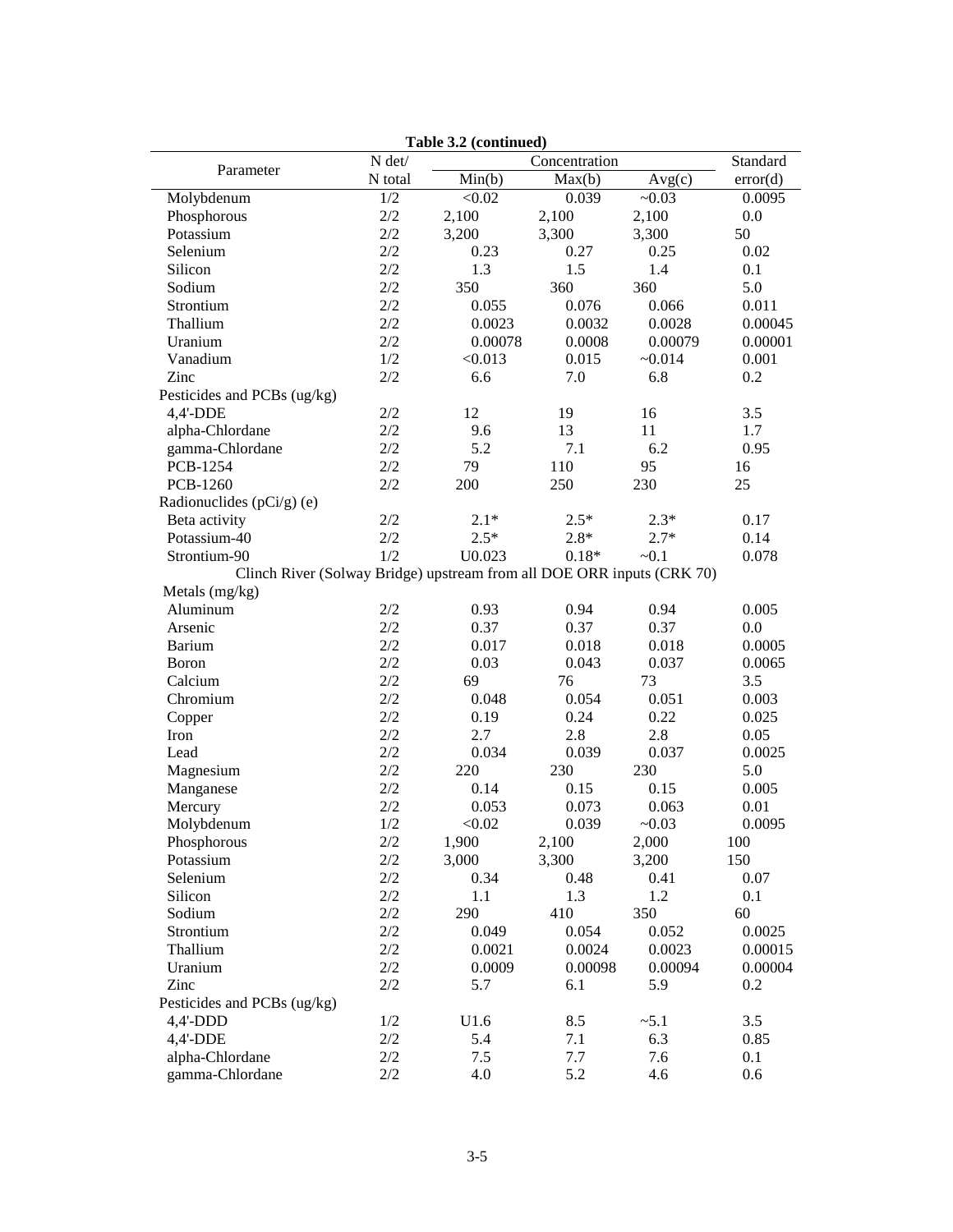**Table 3.2 (continued)**

| Parameter | N det/ N total | Concentration Min(b) | Max(b) | Avg(c) | Standard error(d) |
|---|---|---|---|---|---|
| Molybdenum | 1/2 | <0.02 | 0.039 | ~0.03 | 0.0095 |
| Phosphorous | 2/2 | 2,100 | 2,100 | 2,100 | 0.0 |
| Potassium | 2/2 | 3,200 | 3,300 | 3,300 | 50 |
| Selenium | 2/2 | 0.23 | 0.27 | 0.25 | 0.02 |
| Silicon | 2/2 | 1.3 | 1.5 | 1.4 | 0.1 |
| Sodium | 2/2 | 350 | 360 | 360 | 5.0 |
| Strontium | 2/2 | 0.055 | 0.076 | 0.066 | 0.011 |
| Thallium | 2/2 | 0.0023 | 0.0032 | 0.0028 | 0.00045 |
| Uranium | 2/2 | 0.00078 | 0.0008 | 0.00079 | 0.00001 |
| Vanadium | 1/2 | <0.013 | 0.015 | ~0.014 | 0.001 |
| Zinc | 2/2 | 6.6 | 7.0 | 6.8 | 0.2 |
| Pesticides and PCBs (ug/kg) | | | | | |
| 4,4'-DDE | 2/2 | 12 | 19 | 16 | 3.5 |
| alpha-Chlordane | 2/2 | 9.6 | 13 | 11 | 1.7 |
| gamma-Chlordane | 2/2 | 5.2 | 7.1 | 6.2 | 0.95 |
| PCB-1254 | 2/2 | 79 | 110 | 95 | 16 |
| PCB-1260 | 2/2 | 200 | 250 | 230 | 25 |
| Radionuclides (pCi/g) (e) | | | | | |
| Beta activity | 2/2 | 2.1* | 2.5* | 2.3* | 0.17 |
| Potassium-40 | 2/2 | 2.5* | 2.8* | 2.7* | 0.14 |
| Strontium-90 | 1/2 | U0.023 | 0.18* | ~0.1 | 0.078 |
| Clinch River (Solway Bridge) upstream from all DOE ORR inputs (CRK 70) | | | | | |
| Metals (mg/kg) | | | | | |
| Aluminum | 2/2 | 0.93 | 0.94 | 0.94 | 0.005 |
| Arsenic | 2/2 | 0.37 | 0.37 | 0.37 | 0.0 |
| Barium | 2/2 | 0.017 | 0.018 | 0.018 | 0.0005 |
| Boron | 2/2 | 0.03 | 0.043 | 0.037 | 0.0065 |
| Calcium | 2/2 | 69 | 76 | 73 | 3.5 |
| Chromium | 2/2 | 0.048 | 0.054 | 0.051 | 0.003 |
| Copper | 2/2 | 0.19 | 0.24 | 0.22 | 0.025 |
| Iron | 2/2 | 2.7 | 2.8 | 2.8 | 0.05 |
| Lead | 2/2 | 0.034 | 0.039 | 0.037 | 0.0025 |
| Magnesium | 2/2 | 220 | 230 | 230 | 5.0 |
| Manganese | 2/2 | 0.14 | 0.15 | 0.15 | 0.005 |
| Mercury | 2/2 | 0.053 | 0.073 | 0.063 | 0.01 |
| Molybdenum | 1/2 | <0.02 | 0.039 | ~0.03 | 0.0095 |
| Phosphorous | 2/2 | 1,900 | 2,100 | 2,000 | 100 |
| Potassium | 2/2 | 3,000 | 3,300 | 3,200 | 150 |
| Selenium | 2/2 | 0.34 | 0.48 | 0.41 | 0.07 |
| Silicon | 2/2 | 1.1 | 1.3 | 1.2 | 0.1 |
| Sodium | 2/2 | 290 | 410 | 350 | 60 |
| Strontium | 2/2 | 0.049 | 0.054 | 0.052 | 0.0025 |
| Thallium | 2/2 | 0.0021 | 0.0024 | 0.0023 | 0.00015 |
| Uranium | 2/2 | 0.0009 | 0.00098 | 0.00094 | 0.00004 |
| Zinc | 2/2 | 5.7 | 6.1 | 5.9 | 0.2 |
| Pesticides and PCBs (ug/kg) | | | | | |
| 4,4'-DDD | 1/2 | U1.6 | 8.5 | ~5.1 | 3.5 |
| 4,4'-DDE | 2/2 | 5.4 | 7.1 | 6.3 | 0.85 |
| alpha-Chlordane | 2/2 | 7.5 | 7.7 | 7.6 | 0.1 |
| gamma-Chlordane | 2/2 | 4.0 | 5.2 | 4.6 | 0.6 |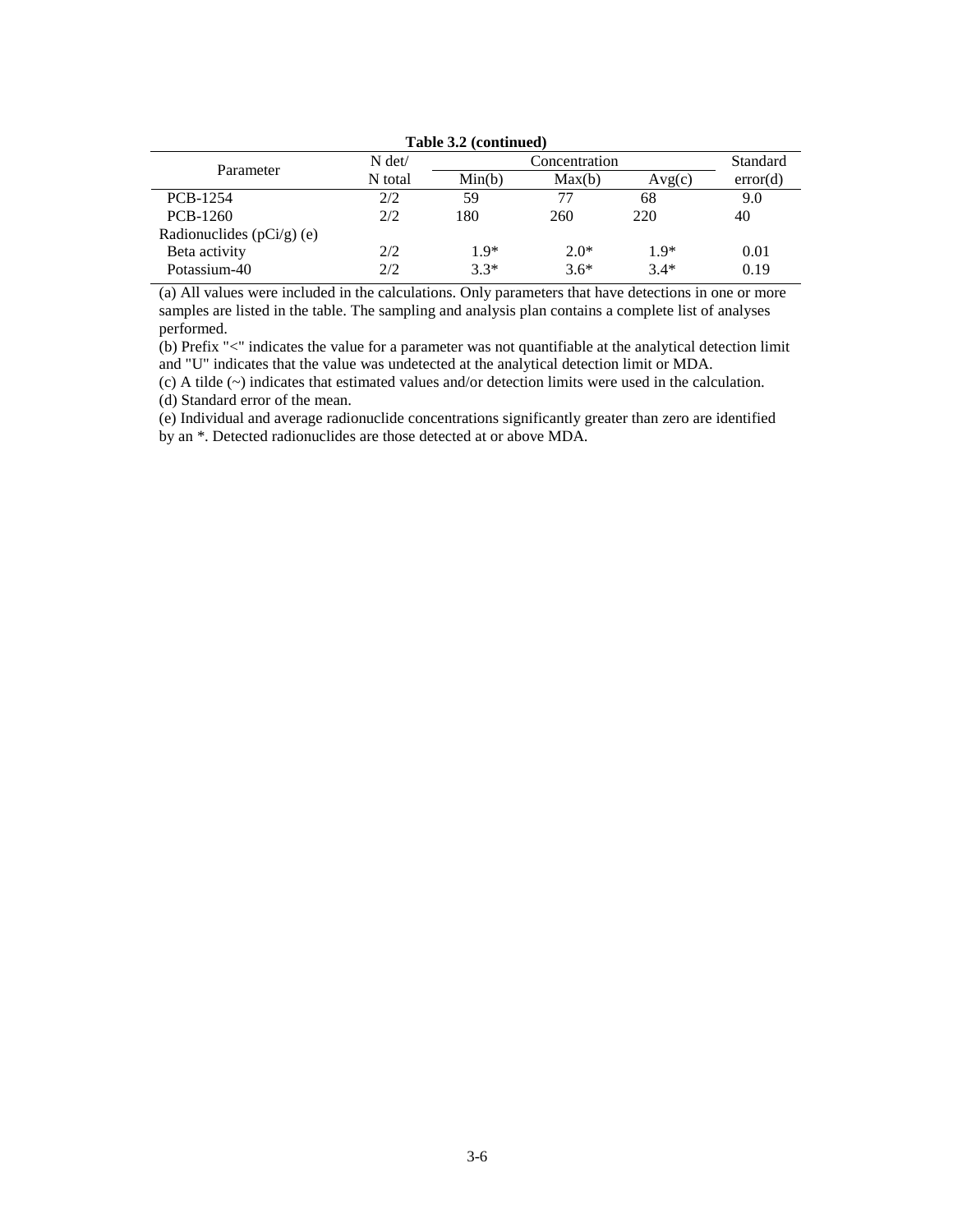**Table 3.2 (continued)**

| Parameter | N det/ N total | Concentration | | | Standard error(d) |
|---|---|---|---|---|---|
| | | Min(b) | Max(b) | Avg(c) | |
| PCB-1254 | 2/2 | 59 | 77 | 68 | 9.0 |
| PCB-1260 | 2/2 | 180 | 260 | 220 | 40 |
| Radionuclides (pCi/g) (e) | | | | | |
| Beta activity | 2/2 | 1.9* | 2.0* | 1.9* | 0.01 |
| Potassium-40 | 2/2 | 3.3* | 3.6* | 3.4* | 0.19 |

(a) All values were included in the calculations. Only parameters that have detections in one or more samples are listed in the table. The sampling and analysis plan contains a complete list of analyses performed.

(b) Prefix "<" indicates the value for a parameter was not quantifiable at the analytical detection limit and "U" indicates that the value was undetected at the analytical detection limit or MDA.

(c) A tilde (~) indicates that estimated values and/or detection limits were used in the calculation.

(d) Standard error of the mean.

(e) Individual and average radionuclide concentrations significantly greater than zero are identified by an *. Detected radionuclides are those detected at or above MDA.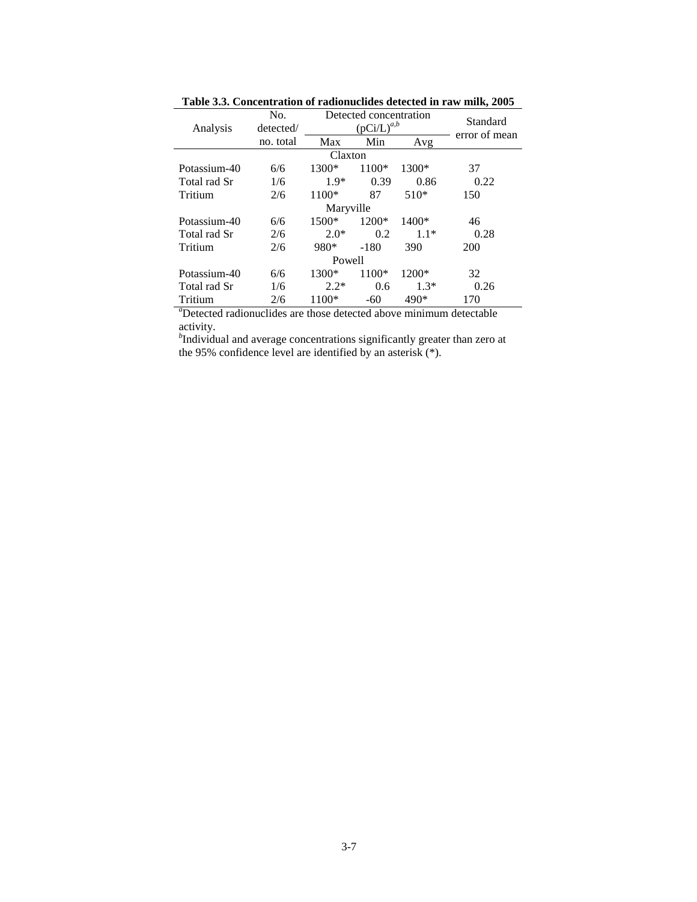**Table 3.3. Concentration of radionuclides detected in raw milk, 2005**

| Analysis | No. detected/ no. total | Detected concentration (pCi/L)[a,b] | | | Standard error of mean |
|---|---|---|---|---|---|
| | | Max | Min | Avg | |
| | | Claxton | | | |
| Potassium-40 | 6/6 | 1300* | 1100* | 1300* | 37 |
| Total rad Sr | 1/6 | 1.9* | 0.39 | 0.86 | 0.22 |
| Tritium | 2/6 | 1100* | 87 | 510* | 150 |
| | | Maryville | | | |
| Potassium-40 | 6/6 | 1500* | 1200* | 1400* | 46 |
| Total rad Sr | 2/6 | 2.0* | 0.2 | 1.1* | 0.28 |
| Tritium | 2/6 | 980* | -180 | 390 | 200 |
| | | Powell | | | |
| Potassium-40 | 6/6 | 1300* | 1100* | 1200* | 32 |
| Total rad Sr | 1/6 | 2.2* | 0.6 | 1.3* | 0.26 |
| Tritium | 2/6 | 1100* | -60 | 490* | 170 |

[a]Detected radionuclides are those detected above minimum detectable activity.

[b]Individual and average concentrations significantly greater than zero at the 95% confidence level are identified by an asterisk (*).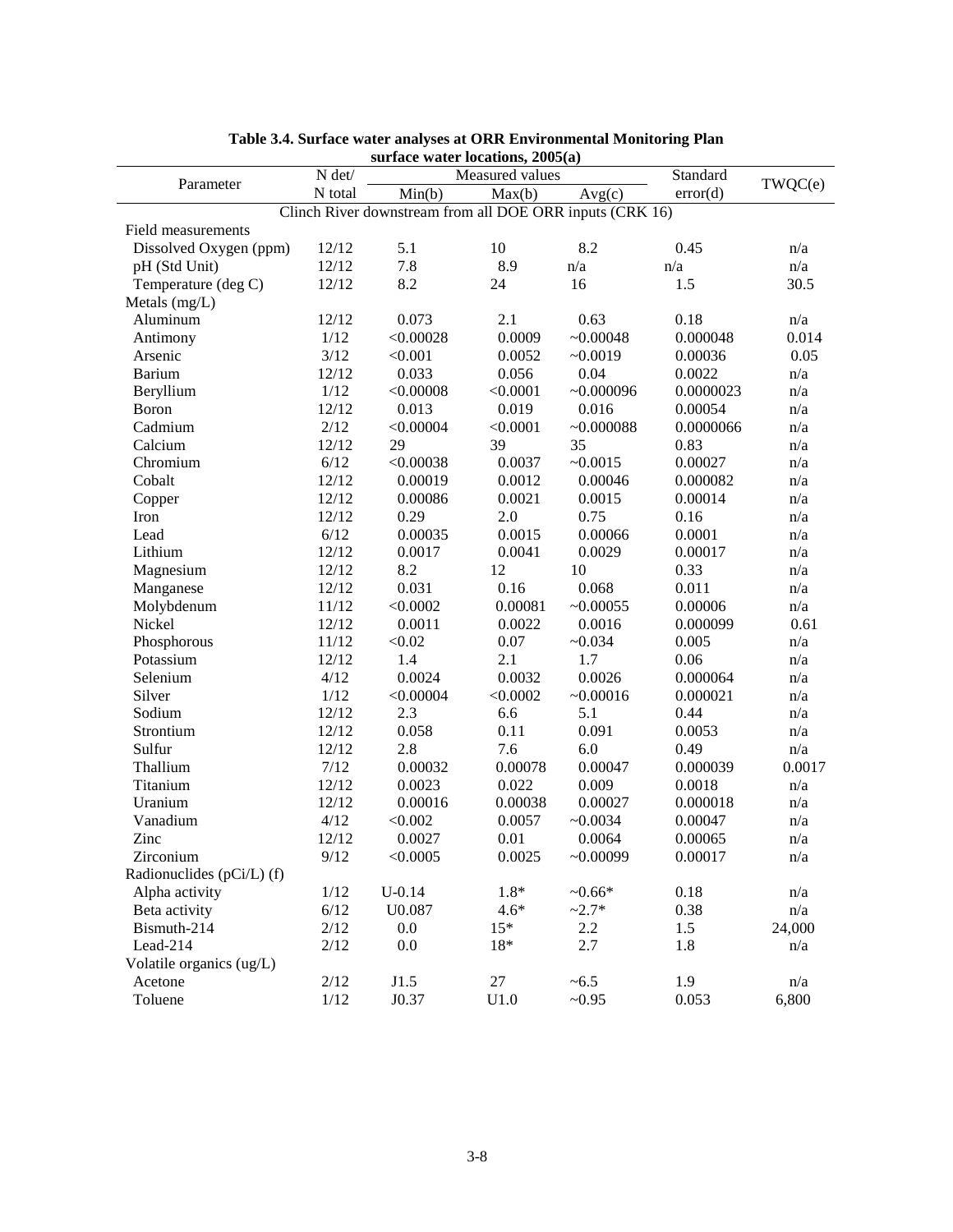**Table 3.4. Surface water analyses at ORR Environmental Monitoring Plan surface water locations, 2005(a)**

| Parameter | N det/ N total | Measured values | | | Standard error(d) | TWQC(e) |
|---|---|---|---|---|---|---|
| | | Min(b) | Max(b) | Avg(c) | | |
| **Clinch River downstream from all DOE ORR inputs (CRK 16)** | | | | | | |
| Field measurements | | | | | | |
| Dissolved Oxygen (ppm) | 12/12 | 5.1 | 10 | 8.2 | 0.45 | n/a |
| pH (Std Unit) | 12/12 | 7.8 | 8.9 | n/a | n/a | n/a |
| Temperature (deg C) | 12/12 | 8.2 | 24 | 16 | 1.5 | 30.5 |
| Metals (mg/L) | | | | | | |
| Aluminum | 12/12 | 0.073 | 2.1 | 0.63 | 0.18 | n/a |
| Antimony | 1/12 | <0.00028 | 0.0009 | ~0.00048 | 0.000048 | 0.014 |
| Arsenic | 3/12 | <0.001 | 0.0052 | ~0.0019 | 0.00036 | 0.05 |
| Barium | 12/12 | 0.033 | 0.056 | 0.04 | 0.0022 | n/a |
| Beryllium | 1/12 | <0.00008 | <0.0001 | ~0.000096 | 0.0000023 | n/a |
| Boron | 12/12 | 0.013 | 0.019 | 0.016 | 0.00054 | n/a |
| Cadmium | 2/12 | <0.00004 | <0.0001 | ~0.000088 | 0.0000066 | n/a |
| Calcium | 12/12 | 29 | 39 | 35 | 0.83 | n/a |
| Chromium | 6/12 | <0.00038 | 0.0037 | ~0.0015 | 0.00027 | n/a |
| Cobalt | 12/12 | 0.00019 | 0.0012 | 0.00046 | 0.000082 | n/a |
| Copper | 12/12 | 0.00086 | 0.0021 | 0.0015 | 0.00014 | n/a |
| Iron | 12/12 | 0.29 | 2.0 | 0.75 | 0.16 | n/a |
| Lead | 6/12 | 0.00035 | 0.0015 | 0.00066 | 0.0001 | n/a |
| Lithium | 12/12 | 0.0017 | 0.0041 | 0.0029 | 0.00017 | n/a |
| Magnesium | 12/12 | 8.2 | 12 | 10 | 0.33 | n/a |
| Manganese | 12/12 | 0.031 | 0.16 | 0.068 | 0.011 | n/a |
| Molybdenum | 11/12 | <0.0002 | 0.00081 | ~0.00055 | 0.00006 | n/a |
| Nickel | 12/12 | 0.0011 | 0.0022 | 0.0016 | 0.000099 | 0.61 |
| Phosphorous | 11/12 | <0.02 | 0.07 | ~0.034 | 0.005 | n/a |
| Potassium | 12/12 | 1.4 | 2.1 | 1.7 | 0.06 | n/a |
| Selenium | 4/12 | 0.0024 | 0.0032 | 0.0026 | 0.000064 | n/a |
| Silver | 1/12 | <0.00004 | <0.0002 | ~0.00016 | 0.000021 | n/a |
| Sodium | 12/12 | 2.3 | 6.6 | 5.1 | 0.44 | n/a |
| Strontium | 12/12 | 0.058 | 0.11 | 0.091 | 0.0053 | n/a |
| Sulfur | 12/12 | 2.8 | 7.6 | 6.0 | 0.49 | n/a |
| Thallium | 7/12 | 0.00032 | 0.00078 | 0.00047 | 0.000039 | 0.0017 |
| Titanium | 12/12 | 0.0023 | 0.022 | 0.009 | 0.0018 | n/a |
| Uranium | 12/12 | 0.00016 | 0.00038 | 0.00027 | 0.000018 | n/a |
| Vanadium | 4/12 | <0.002 | 0.0057 | ~0.0034 | 0.00047 | n/a |
| Zinc | 12/12 | 0.0027 | 0.01 | 0.0064 | 0.00065 | n/a |
| Zirconium | 9/12 | <0.0005 | 0.0025 | ~0.00099 | 0.00017 | n/a |
| Radionuclides (pCi/L) (f) | | | | | | |
| Alpha activity | 1/12 | U-0.14 | 1.8* | ~0.66* | 0.18 | n/a |
| Beta activity | 6/12 | U0.087 | 4.6* | ~2.7* | 0.38 | n/a |
| Bismuth-214 | 2/12 | 0.0 | 15* | 2.2 | 1.5 | 24,000 |
| Lead-214 | 2/12 | 0.0 | 18* | 2.7 | 1.8 | n/a |
| Volatile organics (ug/L) | | | | | | |
| Acetone | 2/12 | J1.5 | 27 | ~6.5 | 1.9 | n/a |
| Toluene | 1/12 | J0.37 | U1.0 | ~0.95 | 0.053 | 6,800 |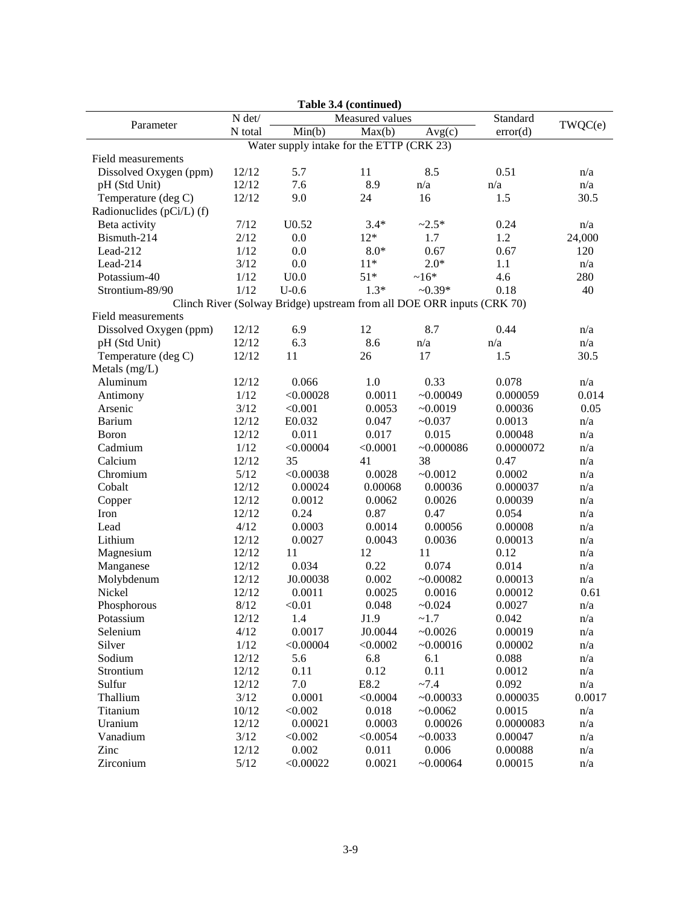**Table 3.4 (continued)**

| Parameter | N det/ N total | Measured values | | | Standard error(d) | TWQC(e) |
|---|---|---|---|---|---|---|
| | | Min(b) | Max(b) | Avg(c) | | |
| **Water supply intake for the ETTP (CRK 23)** | | | | | | |
| Field measurements | | | | | | |
| Dissolved Oxygen (ppm) | 12/12 | 5.7 | 11 | 8.5 | 0.51 | n/a |
| pH (Std Unit) | 12/12 | 7.6 | 8.9 | n/a | n/a | n/a |
| Temperature (deg C) | 12/12 | 9.0 | 24 | 16 | 1.5 | 30.5 |
| Radionuclides (pCi/L) (f) | | | | | | |
| Beta activity | 7/12 | U0.52 | 3.4* | ~2.5* | 0.24 | n/a |
| Bismuth-214 | 2/12 | 0.0 | 12* | 1.7 | 1.2 | 24,000 |
| Lead-212 | 1/12 | 0.0 | 8.0* | 0.67 | 0.67 | 120 |
| Lead-214 | 3/12 | 0.0 | 11* | 2.0* | 1.1 | n/a |
| Potassium-40 | 1/12 | U0.0 | 51* | ~16* | 4.6 | 280 |
| Strontium-89/90 | 1/12 | U-0.6 | 1.3* | ~0.39* | 0.18 | 40 |
| **Clinch River (Solway Bridge) upstream from all DOE ORR inputs (CRK 70)** | | | | | | |
| Field measurements | | | | | | |
| Dissolved Oxygen (ppm) | 12/12 | 6.9 | 12 | 8.7 | 0.44 | n/a |
| pH (Std Unit) | 12/12 | 6.3 | 8.6 | n/a | n/a | n/a |
| Temperature (deg C) | 12/12 | 11 | 26 | 17 | 1.5 | 30.5 |
| Metals (mg/L) | | | | | | |
| Aluminum | 12/12 | 0.066 | 1.0 | 0.33 | 0.078 | n/a |
| Antimony | 1/12 | <0.00028 | 0.0011 | ~0.00049 | 0.000059 | 0.014 |
| Arsenic | 3/12 | <0.001 | 0.0053 | ~0.0019 | 0.00036 | 0.05 |
| Barium | 12/12 | E0.032 | 0.047 | ~0.037 | 0.0013 | n/a |
| Boron | 12/12 | 0.011 | 0.017 | 0.015 | 0.00048 | n/a |
| Cadmium | 1/12 | <0.00004 | <0.0001 | ~0.000086 | 0.0000072 | n/a |
| Calcium | 12/12 | 35 | 41 | 38 | 0.47 | n/a |
| Chromium | 5/12 | <0.00038 | 0.0028 | ~0.0012 | 0.0002 | n/a |
| Cobalt | 12/12 | 0.00024 | 0.00068 | 0.00036 | 0.000037 | n/a |
| Copper | 12/12 | 0.0012 | 0.0062 | 0.0026 | 0.00039 | n/a |
| Iron | 12/12 | 0.24 | 0.87 | 0.47 | 0.054 | n/a |
| Lead | 4/12 | 0.0003 | 0.0014 | 0.00056 | 0.00008 | n/a |
| Lithium | 12/12 | 0.0027 | 0.0043 | 0.0036 | 0.00013 | n/a |
| Magnesium | 12/12 | 11 | 12 | 11 | 0.12 | n/a |
| Manganese | 12/12 | 0.034 | 0.22 | 0.074 | 0.014 | n/a |
| Molybdenum | 12/12 | J0.00038 | 0.002 | ~0.00082 | 0.00013 | n/a |
| Nickel | 12/12 | 0.0011 | 0.0025 | 0.0016 | 0.00012 | 0.61 |
| Phosphorous | 8/12 | <0.01 | 0.048 | ~0.024 | 0.0027 | n/a |
| Potassium | 12/12 | 1.4 | J1.9 | ~1.7 | 0.042 | n/a |
| Selenium | 4/12 | 0.0017 | J0.0044 | ~0.0026 | 0.00019 | n/a |
| Silver | 1/12 | <0.00004 | <0.0002 | ~0.00016 | 0.00002 | n/a |
| Sodium | 12/12 | 5.6 | 6.8 | 6.1 | 0.088 | n/a |
| Strontium | 12/12 | 0.11 | 0.12 | 0.11 | 0.0012 | n/a |
| Sulfur | 12/12 | 7.0 | E8.2 | ~7.4 | 0.092 | n/a |
| Thallium | 3/12 | 0.0001 | <0.0004 | ~0.00033 | 0.000035 | 0.0017 |
| Titanium | 10/12 | <0.002 | 0.018 | ~0.0062 | 0.0015 | n/a |
| Uranium | 12/12 | 0.00021 | 0.0003 | 0.00026 | 0.0000083 | n/a |
| Vanadium | 3/12 | <0.002 | <0.0054 | ~0.0033 | 0.00047 | n/a |
| Zinc | 12/12 | 0.002 | 0.011 | 0.006 | 0.00088 | n/a |
| Zirconium | 5/12 | <0.00022 | 0.0021 | ~0.00064 | 0.00015 | n/a |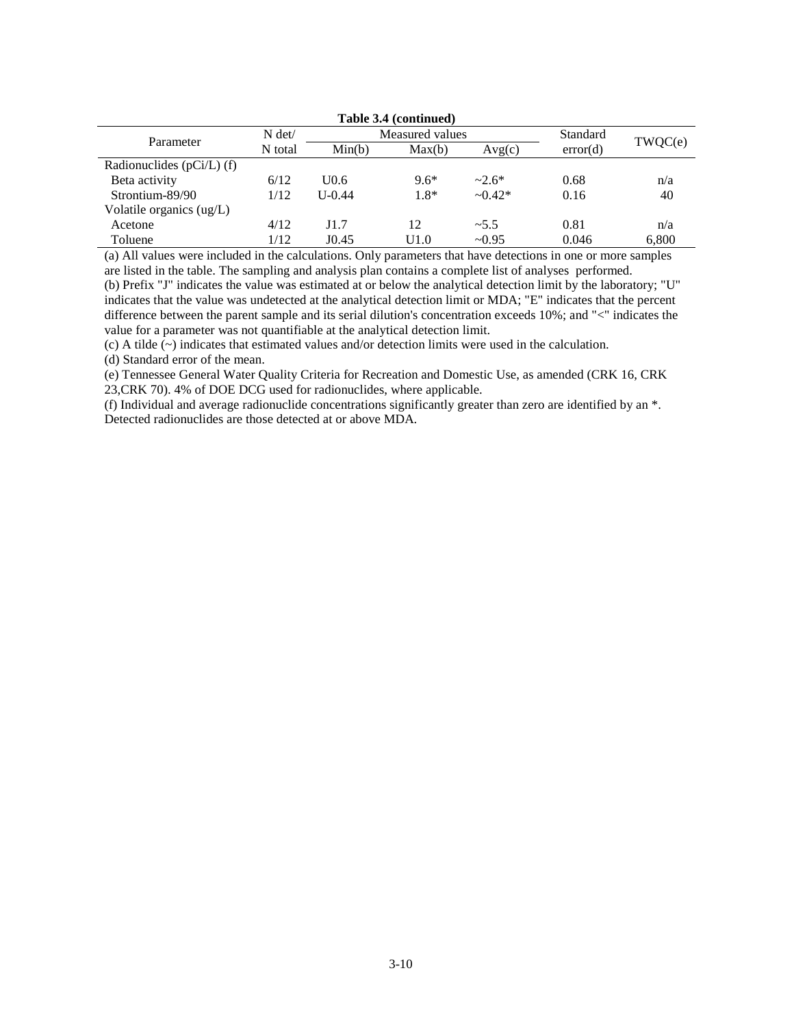**Table 3.4 (continued)**

| Parameter | N det/ N total | Measured values | | | Standard error(d) | TWQC(e) |
|---|---|---|---|---|---|---|
| | | Min(b) | Max(b) | Avg(c) | | |
| Radionuclides (pCi/L) (f) | | | | | | |
| Beta activity | 6/12 | U0.6 | 9.6* | ~2.6* | 0.68 | n/a |
| Strontium-89/90 | 1/12 | U-0.44 | 1.8* | ~0.42* | 0.16 | 40 |
| Volatile organics (ug/L) | | | | | | |
| Acetone | 4/12 | J1.7 | 12 | ~5.5 | 0.81 | n/a |
| Toluene | 1/12 | J0.45 | U1.0 | ~0.95 | 0.046 | 6,800 |

(a) All values were included in the calculations. Only parameters that have detections in one or more samples are listed in the table. The sampling and analysis plan contains a complete list of analyses performed.

(b) Prefix "J" indicates the value was estimated at or below the analytical detection limit by the laboratory; "U" indicates that the value was undetected at the analytical detection limit or MDA; "E" indicates that the percent difference between the parent sample and its serial dilution's concentration exceeds 10%; and "<" indicates the value for a parameter was not quantifiable at the analytical detection limit.

(c) A tilde (~) indicates that estimated values and/or detection limits were used in the calculation.

(d) Standard error of the mean.

(e) Tennessee General Water Quality Criteria for Recreation and Domestic Use, as amended (CRK 16, CRK 23,CRK 70). 4% of DOE DCG used for radionuclides, where applicable.

(f) Individual and average radionuclide concentrations significantly greater than zero are identified by an *. Detected radionuclides are those detected at or above MDA.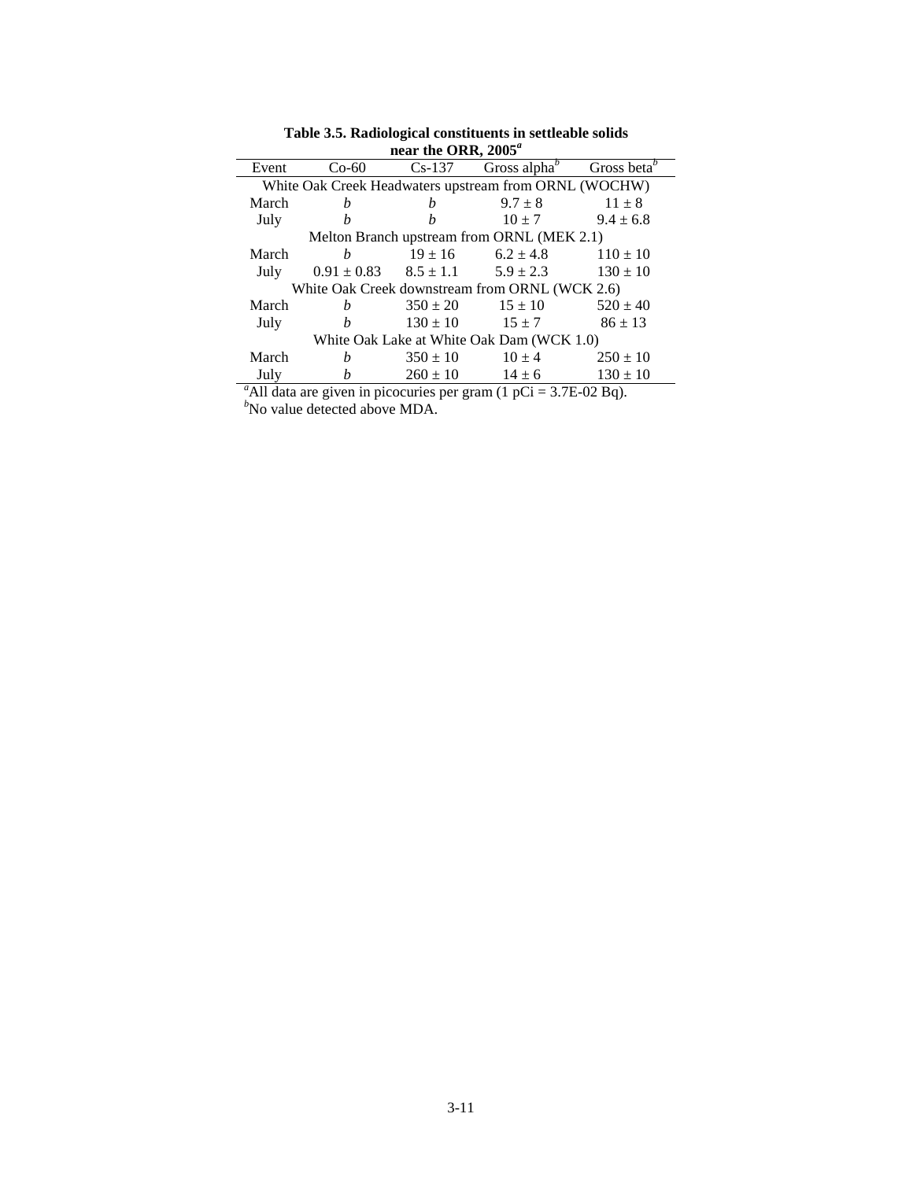**Table 3.5. Radiological constituents in settleable solids near the ORR, 2005[a]**

| Event | Co-60 | Cs-137 | Gross alpha[b] | Gross beta[b] |
|---|---|---|---|---|
| White Oak Creek Headwaters upstream from ORNL (WOCHW) | | | | |
| March | *b* | *b* | 9.7 ± 8 | 11 ± 8 |
| July | *b* | *b* | 10 ± 7 | 9.4 ± 6.8 |
| Melton Branch upstream from ORNL (MEK 2.1) | | | | |
| March | *b* | 19 ± 16 | 6.2 ± 4.8 | 110 ± 10 |
| July | 0.91 ± 0.83 | 8.5 ± 1.1 | 5.9 ± 2.3 | 130 ± 10 |
| White Oak Creek downstream from ORNL (WCK 2.6) | | | | |
| March | *b* | 350 ± 20 | 15 ± 10 | 520 ± 40 |
| July | *b* | 130 ± 10 | 15 ± 7 | 86 ± 13 |
| White Oak Lake at White Oak Dam (WCK 1.0) | | | | |
| March | *b* | 350 ± 10 | 10 ± 4 | 250 ± 10 |
| July | *b* | 260 ± 10 | 14 ± 6 | 130 ± 10 |

[a]All data are given in picocuries per gram (1 pCi = 3.7E-02 Bq).
[b]No value detected above MDA.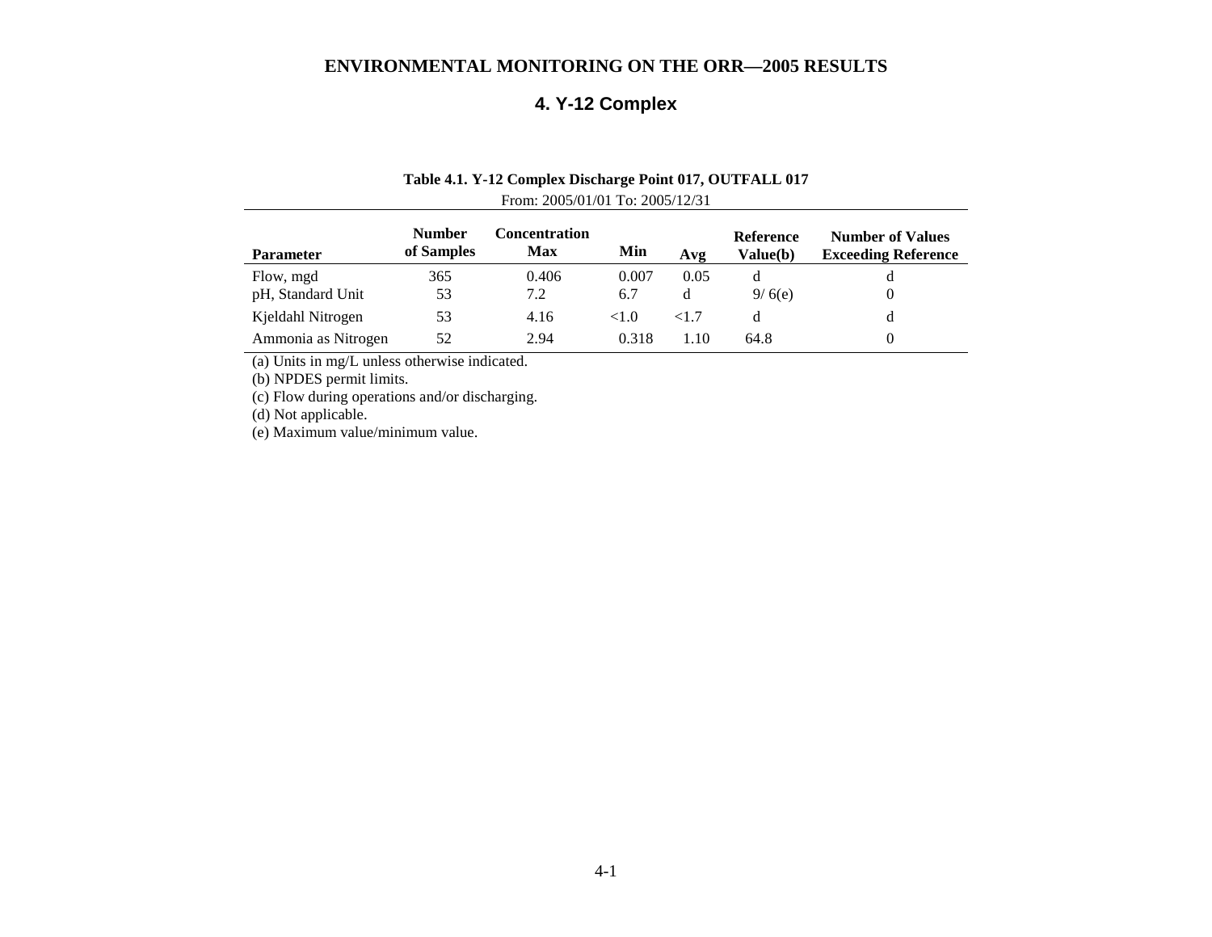# ENVIRONMENTAL MONITORING ON THE ORR—2005 RESULTS

## 4. Y-12 Complex

**Table 4.1. Y-12 Complex Discharge Point 017, OUTFALL 017**

From: 2005/01/01 To: 2005/12/31

| Parameter | Number of Samples | Concentration Max | Min | Avg | Reference Value(b) | Number of Values Exceeding Reference |
|---|---|---|---|---|---|---|
| Flow, mgd | 365 | 0.406 | 0.007 | 0.05 | d | d |
| pH, Standard Unit | 53 | 7.2 | 6.7 | d | 9/ 6(e) | 0 |
| Kjeldahl Nitrogen | 53 | 4.16 | <1.0 | <1.7 | d | d |
| Ammonia as Nitrogen | 52 | 2.94 | 0.318 | 1.10 | 64.8 | 0 |

(a) Units in mg/L unless otherwise indicated.
(b) NPDES permit limits.
(c) Flow during operations and/or discharging.
(d) Not applicable.
(e) Maximum value/minimum value.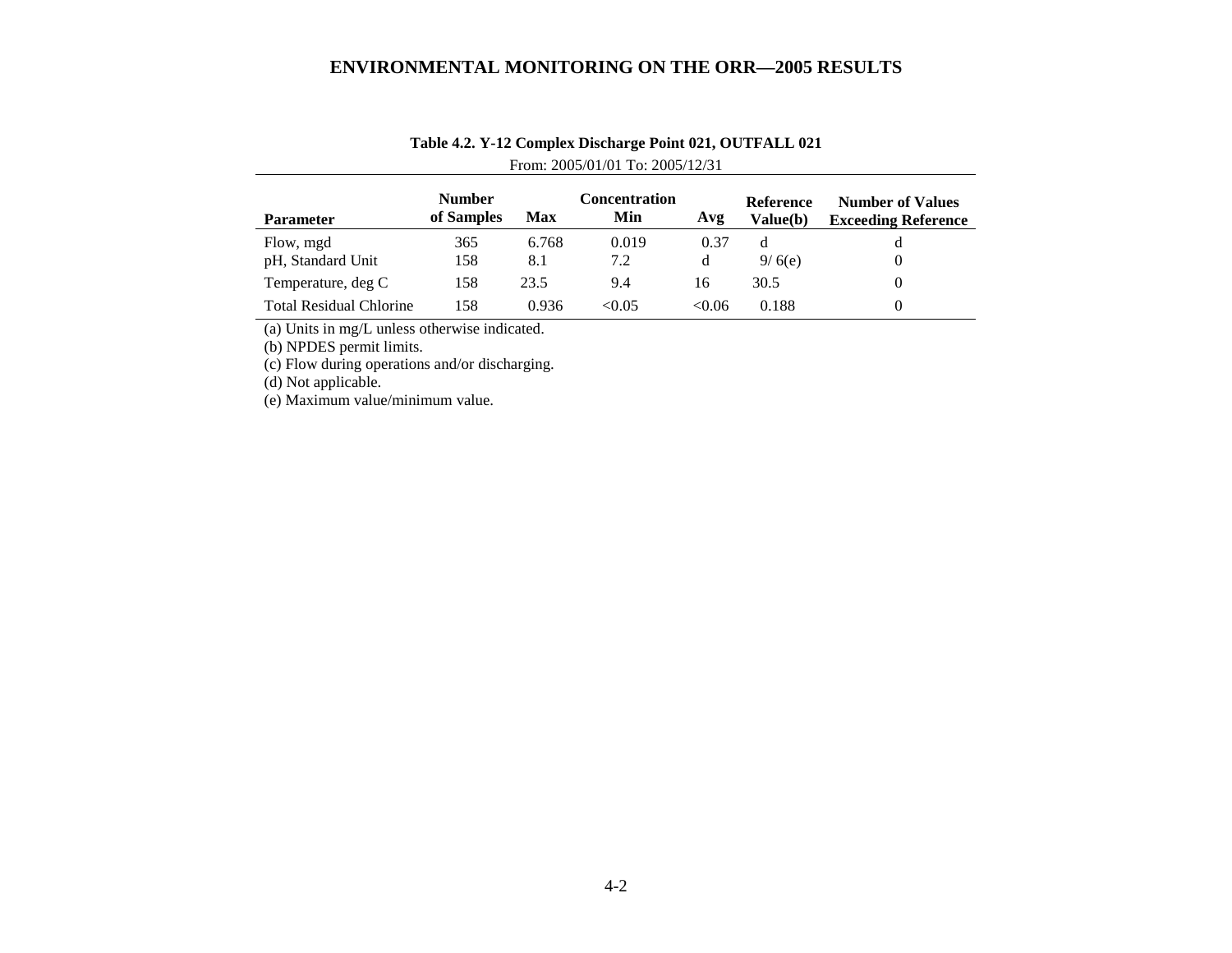**Table 4.2. Y-12 Complex Discharge Point 021, OUTFALL 021**

From: 2005/01/01 To: 2005/12/31

| Parameter | Number of Samples | Max | Concentration Min | Avg | Reference Value(b) | Number of Values Exceeding Reference |
|---|---|---|---|---|---|---|
| Flow, mgd | 365 | 6.768 | 0.019 | 0.37 | d | d |
| pH, Standard Unit | 158 | 8.1 | 7.2 | d | 9/ 6(e) | 0 |
| Temperature, deg C | 158 | 23.5 | 9.4 | 16 | 30.5 | 0 |
| Total Residual Chlorine | 158 | 0.936 | <0.05 | <0.06 | 0.188 | 0 |

(a) Units in mg/L unless otherwise indicated.

(b) NPDES permit limits.

(c) Flow during operations and/or discharging.

(d) Not applicable.

(e) Maximum value/minimum value.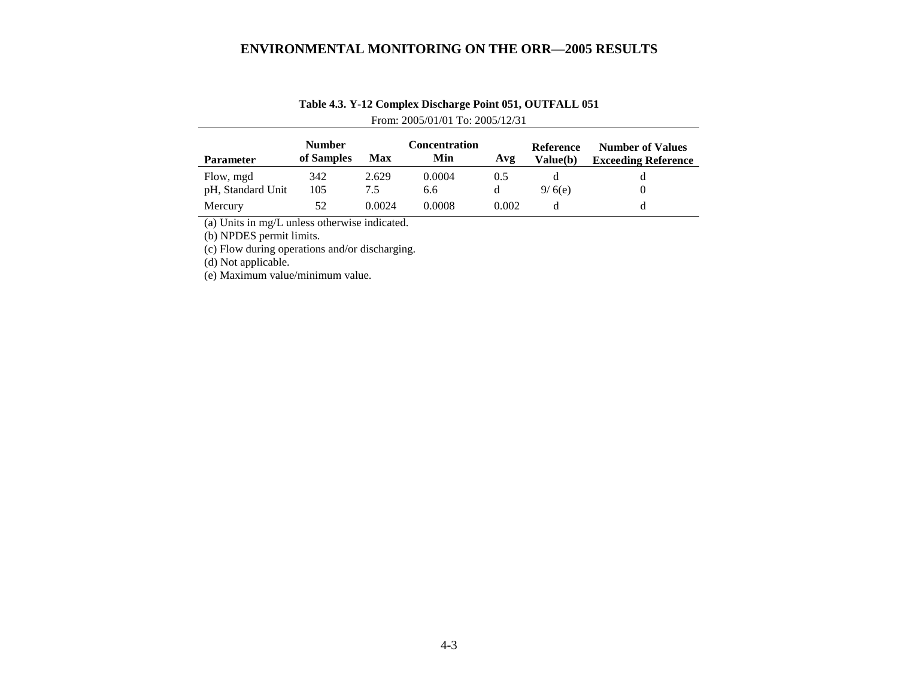**Table 4.3. Y-12 Complex Discharge Point 051, OUTFALL 051**

From: 2005/01/01 To: 2005/12/31

| Parameter | Number of Samples | Max | Concentration Min | Avg | Reference Value(b) | Number of Values Exceeding Reference |
|---|---|---|---|---|---|---|
| Flow, mgd | 342 | 2.629 | 0.0004 | 0.5 | d | d |
| pH, Standard Unit | 105 | 7.5 | 6.6 | d | 9/ 6(e) | 0 |
| Mercury | 52 | 0.0024 | 0.0008 | 0.002 | d | d |

(a) Units in mg/L unless otherwise indicated.
(b) NPDES permit limits.
(c) Flow during operations and/or discharging.
(d) Not applicable.
(e) Maximum value/minimum value.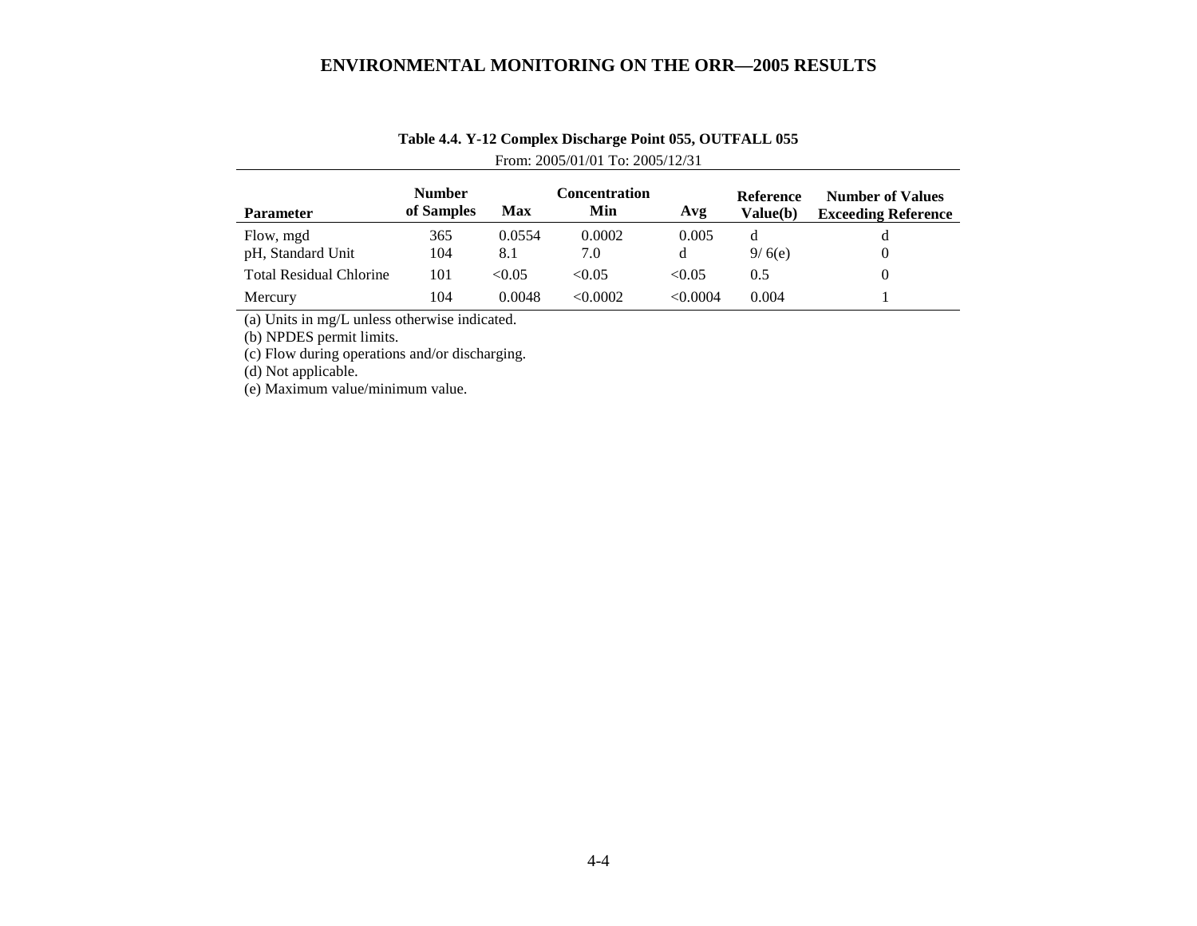**Table 4.4. Y-12 Complex Discharge Point 055, OUTFALL 055**

From: 2005/01/01 To: 2005/12/31

| Parameter | Number of Samples | Max | Concentration Min | Avg | Reference Value(b) | Number of Values Exceeding Reference |
|---|---|---|---|---|---|---|
| Flow, mgd | 365 | 0.0554 | 0.0002 | 0.005 | d | d |
| pH, Standard Unit | 104 | 8.1 | 7.0 | d | 9/ 6(e) | 0 |
| Total Residual Chlorine | 101 | <0.05 | <0.05 | <0.05 | 0.5 | 0 |
| Mercury | 104 | 0.0048 | <0.0002 | <0.0004 | 0.004 | 1 |

(a) Units in mg/L unless otherwise indicated.
(b) NPDES permit limits.
(c) Flow during operations and/or discharging.
(d) Not applicable.
(e) Maximum value/minimum value.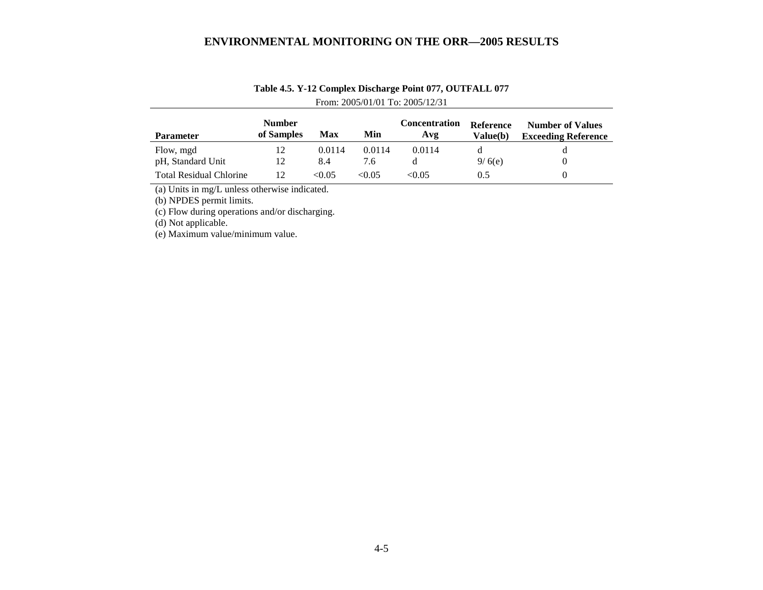**Table 4.5. Y-12 Complex Discharge Point 077, OUTFALL 077**

From: 2005/01/01 To: 2005/12/31

| Parameter | Number of Samples | Max | Min | Concentration Avg | Reference Value(b) | Number of Values Exceeding Reference |
|---|---|---|---|---|---|---|
| Flow, mgd | 12 | 0.0114 | 0.0114 | 0.0114 | d | d |
| pH, Standard Unit | 12 | 8.4 | 7.6 | d | 9/ 6(e) | 0 |
| Total Residual Chlorine | 12 | <0.05 | <0.05 | <0.05 | 0.5 | 0 |

(a) Units in mg/L unless otherwise indicated.

(b) NPDES permit limits.

(c) Flow during operations and/or discharging.

(d) Not applicable.

(e) Maximum value/minimum value.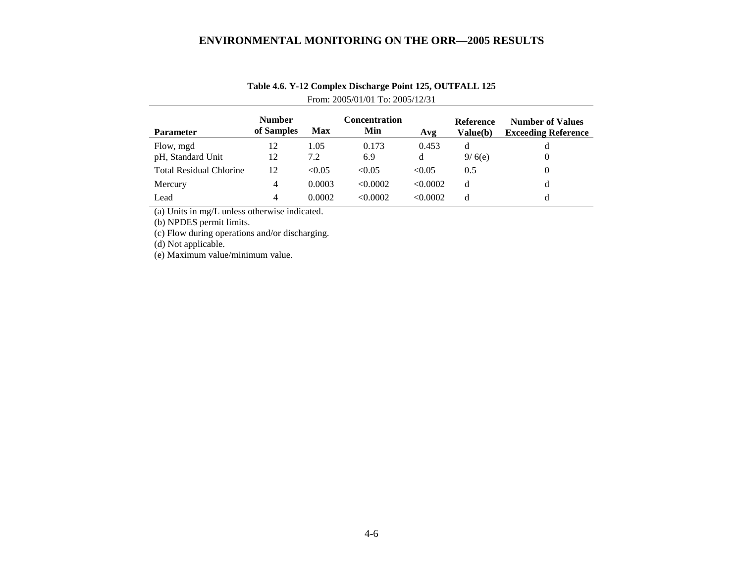**Table 4.6. Y-12 Complex Discharge Point 125, OUTFALL 125**

From: 2005/01/01 To: 2005/12/31

| Parameter | Number of Samples | Concentration Max | Min | Avg | Reference Value(b) | Number of Values Exceeding Reference |
|---|---|---|---|---|---|---|
| Flow, mgd | 12 | 1.05 | 0.173 | 0.453 | d | d |
| pH, Standard Unit | 12 | 7.2 | 6.9 | d | 9/ 6(e) | 0 |
| Total Residual Chlorine | 12 | <0.05 | <0.05 | <0.05 | 0.5 | 0 |
| Mercury | 4 | 0.0003 | <0.0002 | <0.0002 | d | d |
| Lead | 4 | 0.0002 | <0.0002 | <0.0002 | d | d |

(a) Units in mg/L unless otherwise indicated.
(b) NPDES permit limits.
(c) Flow during operations and/or discharging.
(d) Not applicable.
(e) Maximum value/minimum value.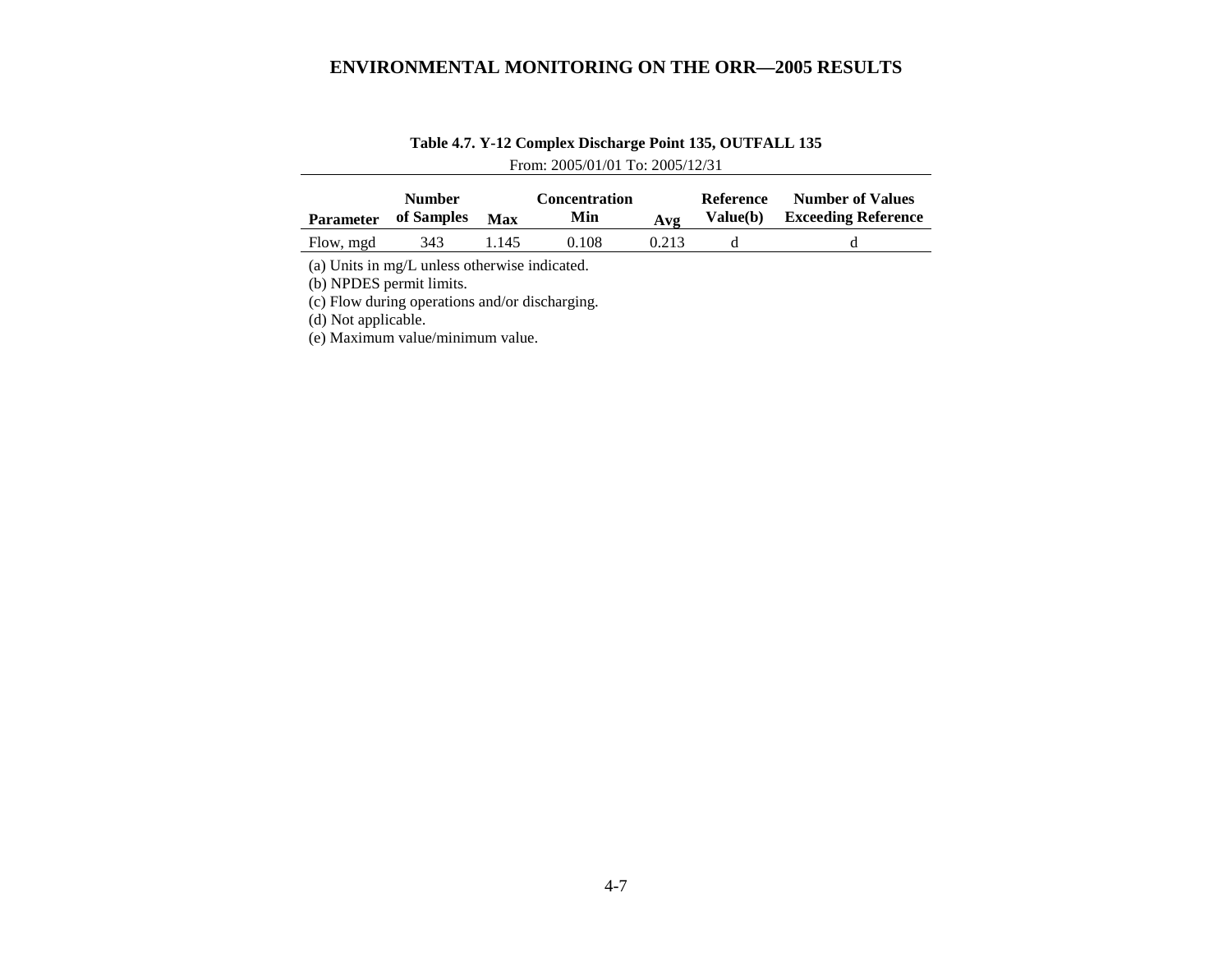**Table 4.7. Y-12 Complex Discharge Point 135, OUTFALL 135**

From: 2005/01/01 To: 2005/12/31

| Parameter | Number of Samples | Max | Concentration Min | Avg | Reference Value(b) | Number of Values Exceeding Reference |
|---|---|---|---|---|---|---|
| Flow, mgd | 343 | 1.145 | 0.108 | 0.213 | d | d |

(a) Units in mg/L unless otherwise indicated.
(b) NPDES permit limits.
(c) Flow during operations and/or discharging.
(d) Not applicable.
(e) Maximum value/minimum value.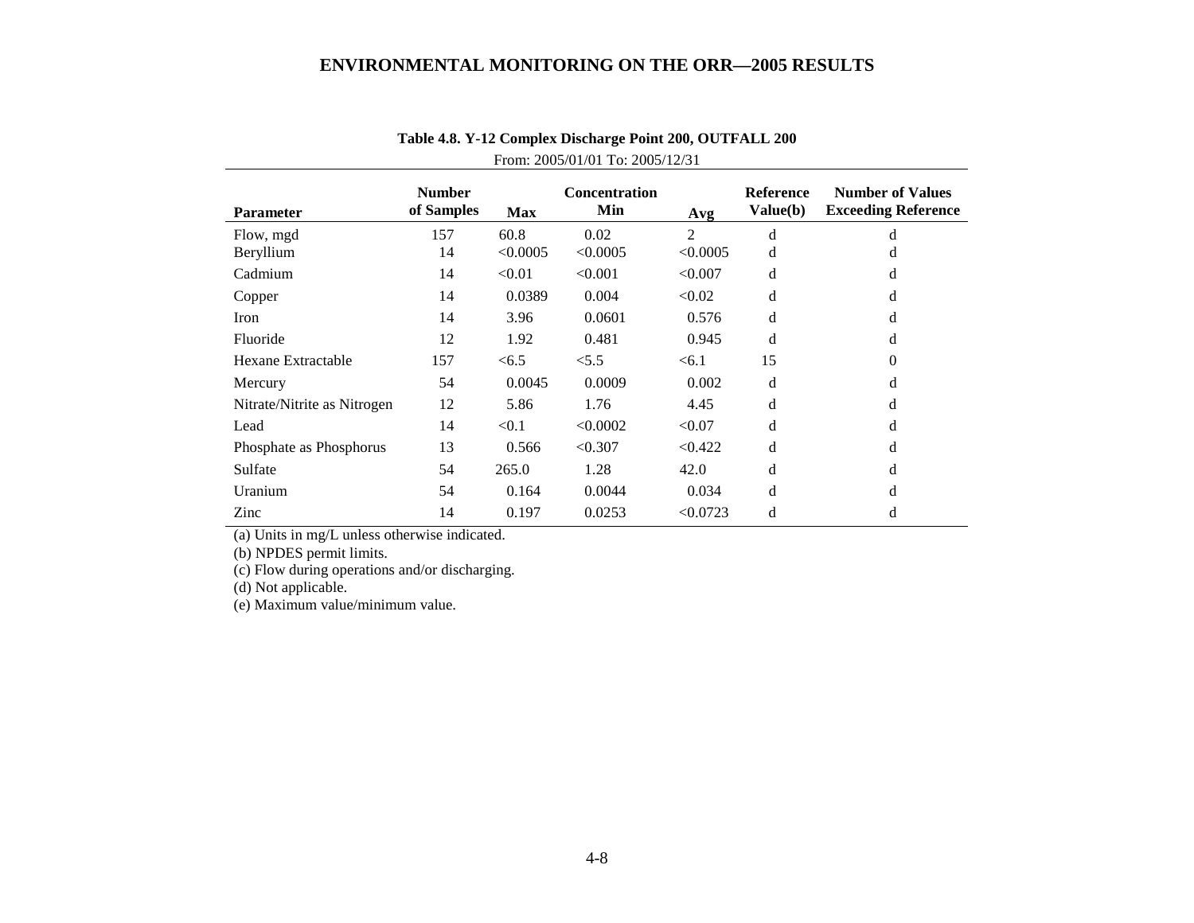**Table 4.8. Y-12 Complex Discharge Point 200, OUTFALL 200**

From: 2005/01/01 To: 2005/12/31

| Parameter | Number of Samples | Max | Concentration Min | Avg | Reference Value(b) | Number of Values Exceeding Reference |
|---|---|---|---|---|---|---|
| Flow, mgd | 157 | 60.8 | 0.02 | 2 | d | d |
| Beryllium | 14 | <0.0005 | <0.0005 | <0.0005 | d | d |
| Cadmium | 14 | <0.01 | <0.001 | <0.007 | d | d |
| Copper | 14 | 0.0389 | 0.004 | <0.02 | d | d |
| Iron | 14 | 3.96 | 0.0601 | 0.576 | d | d |
| Fluoride | 12 | 1.92 | 0.481 | 0.945 | d | d |
| Hexane Extractable | 157 | <6.5 | <5.5 | <6.1 | 15 | 0 |
| Mercury | 54 | 0.0045 | 0.0009 | 0.002 | d | d |
| Nitrate/Nitrite as Nitrogen | 12 | 5.86 | 1.76 | 4.45 | d | d |
| Lead | 14 | <0.1 | <0.0002 | <0.07 | d | d |
| Phosphate as Phosphorus | 13 | 0.566 | <0.307 | <0.422 | d | d |
| Sulfate | 54 | 265.0 | 1.28 | 42.0 | d | d |
| Uranium | 54 | 0.164 | 0.0044 | 0.034 | d | d |
| Zinc | 14 | 0.197 | 0.0253 | <0.0723 | d | d |

(a) Units in mg/L unless otherwise indicated.

(b) NPDES permit limits.

(c) Flow during operations and/or discharging.

(d) Not applicable.

(e) Maximum value/minimum value.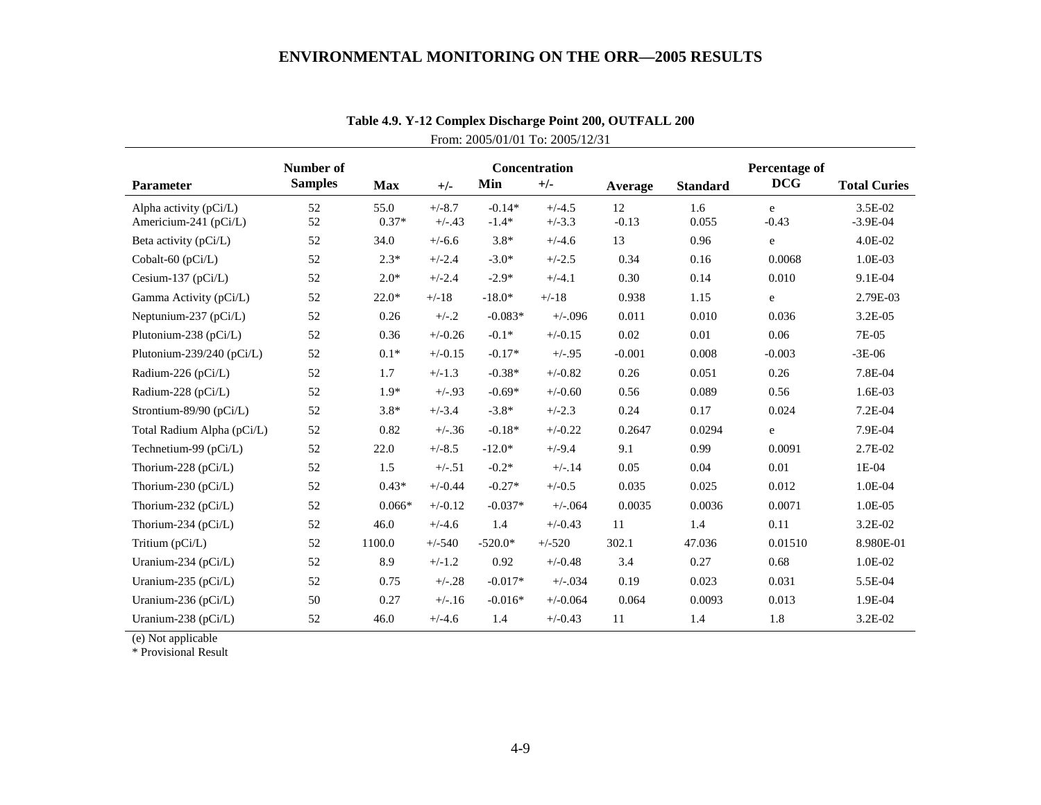**Table 4.9. Y-12 Complex Discharge Point 200, OUTFALL 200**

From: 2005/01/01 To: 2005/12/31

| Parameter | Number of Samples | Max | +/- | Min | +/- | Average | Standard | Percentage of DCG | Total Curies |
|---|---|---|---|---|---|---|---|---|---|
| Alpha activity (pCi/L) | 52 | 55.0 | +/-8.7 | -0.14* | +/-4.5 | 12 | 1.6 | e | 3.5E-02 |
| Americium-241 (pCi/L) | 52 | 0.37* | +/-.43 | -1.4* | +/-3.3 | -0.13 | 0.055 | -0.43 | -3.9E-04 |
| Beta activity (pCi/L) | 52 | 34.0 | +/-6.6 | 3.8* | +/-4.6 | 13 | 0.96 | e | 4.0E-02 |
| Cobalt-60 (pCi/L) | 52 | 2.3* | +/-2.4 | -3.0* | +/-2.5 | 0.34 | 0.16 | 0.0068 | 1.0E-03 |
| Cesium-137 (pCi/L) | 52 | 2.0* | +/-2.4 | -2.9* | +/-4.1 | 0.30 | 0.14 | 0.010 | 9.1E-04 |
| Gamma Activity (pCi/L) | 52 | 22.0* | +/-18 | -18.0* | +/-18 | 0.938 | 1.15 | e | 2.79E-03 |
| Neptunium-237 (pCi/L) | 52 | 0.26 | +/-.2 | -0.083* | +/-.096 | 0.011 | 0.010 | 0.036 | 3.2E-05 |
| Plutonium-238 (pCi/L) | 52 | 0.36 | +/-0.26 | -0.1* | +/-0.15 | 0.02 | 0.01 | 0.06 | 7E-05 |
| Plutonium-239/240 (pCi/L) | 52 | 0.1* | +/-0.15 | -0.17* | +/-.95 | -0.001 | 0.008 | -0.003 | -3E-06 |
| Radium-226 (pCi/L) | 52 | 1.7 | +/-1.3 | -0.38* | +/-0.82 | 0.26 | 0.051 | 0.26 | 7.8E-04 |
| Radium-228 (pCi/L) | 52 | 1.9* | +/-.93 | -0.69* | +/-0.60 | 0.56 | 0.089 | 0.56 | 1.6E-03 |
| Strontium-89/90 (pCi/L) | 52 | 3.8* | +/-3.4 | -3.8* | +/-2.3 | 0.24 | 0.17 | 0.024 | 7.2E-04 |
| Total Radium Alpha (pCi/L) | 52 | 0.82 | +/-.36 | -0.18* | +/-0.22 | 0.2647 | 0.0294 | e | 7.9E-04 |
| Technetium-99 (pCi/L) | 52 | 22.0 | +/-8.5 | -12.0* | +/-9.4 | 9.1 | 0.99 | 0.0091 | 2.7E-02 |
| Thorium-228 (pCi/L) | 52 | 1.5 | +/-.51 | -0.2* | +/-.14 | 0.05 | 0.04 | 0.01 | 1E-04 |
| Thorium-230 (pCi/L) | 52 | 0.43* | +/-0.44 | -0.27* | +/-0.5 | 0.035 | 0.025 | 0.012 | 1.0E-04 |
| Thorium-232 (pCi/L) | 52 | 0.066* | +/-0.12 | -0.037* | +/-.064 | 0.0035 | 0.0036 | 0.0071 | 1.0E-05 |
| Thorium-234 (pCi/L) | 52 | 46.0 | +/-4.6 | 1.4 | +/-0.43 | 11 | 1.4 | 0.11 | 3.2E-02 |
| Tritium (pCi/L) | 52 | 1100.0 | +/-540 | -520.0* | +/-520 | 302.1 | 47.036 | 0.01510 | 8.980E-01 |
| Uranium-234 (pCi/L) | 52 | 8.9 | +/-1.2 | 0.92 | +/-0.48 | 3.4 | 0.27 | 0.68 | 1.0E-02 |
| Uranium-235 (pCi/L) | 52 | 0.75 | +/-.28 | -0.017* | +/-.034 | 0.19 | 0.023 | 0.031 | 5.5E-04 |
| Uranium-236 (pCi/L) | 50 | 0.27 | +/-.16 | -0.016* | +/-0.064 | 0.064 | 0.0093 | 0.013 | 1.9E-04 |
| Uranium-238 (pCi/L) | 52 | 46.0 | +/-4.6 | 1.4 | +/-0.43 | 11 | 1.4 | 1.8 | 3.2E-02 |

(e) Not applicable

\* Provisional Result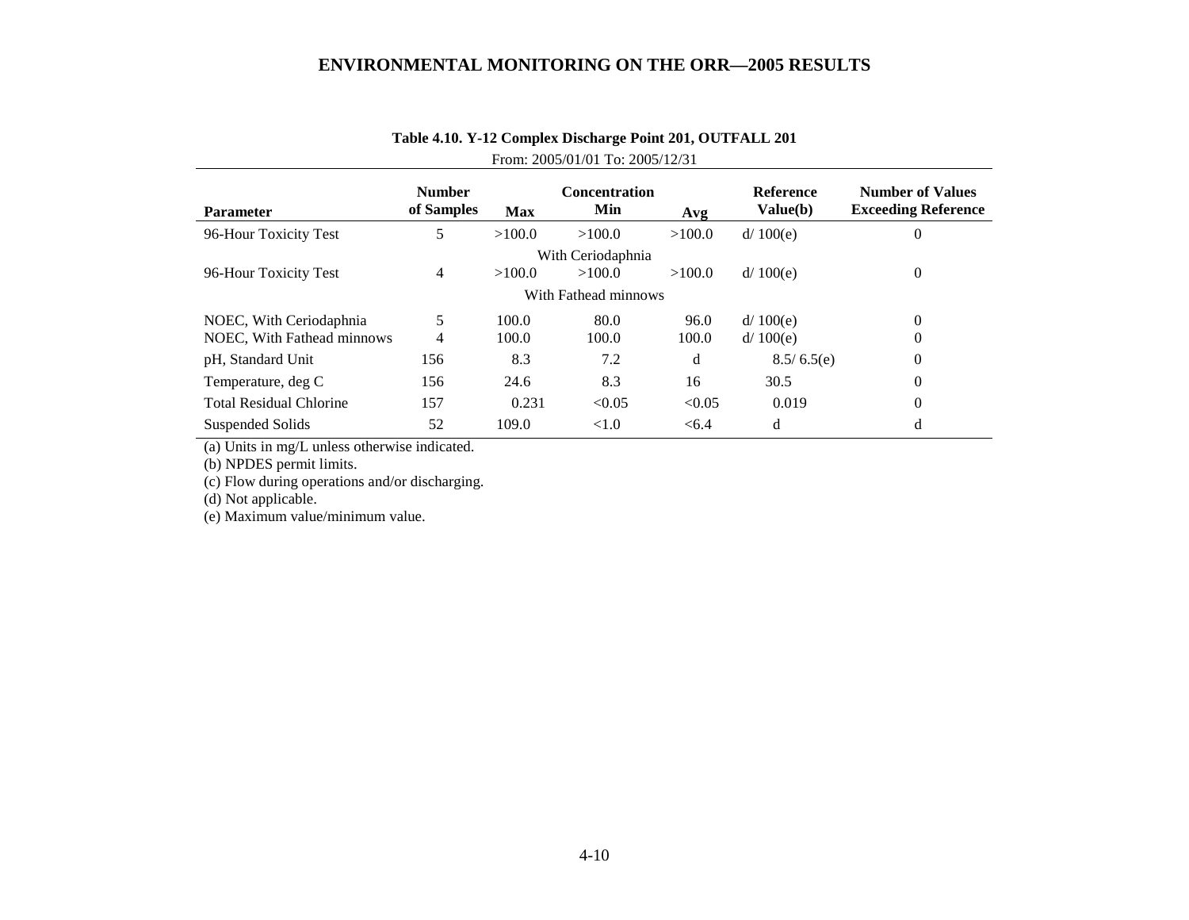**Table 4.10. Y-12 Complex Discharge Point 201, OUTFALL 201**

From: 2005/01/01 To: 2005/12/31

| Parameter | Number of Samples | Concentration Max | Concentration Min | Concentration Avg | Reference Value(b) | Number of Values Exceeding Reference |
|---|---|---|---|---|---|---|
| 96-Hour Toxicity Test With Ceriodaphnia | 5 | >100.0 | >100.0 | >100.0 | d/ 100(e) | 0 |
| 96-Hour Toxicity Test With Fathead minnows | 4 | >100.0 | >100.0 | >100.0 | d/ 100(e) | 0 |
| NOEC, With Ceriodaphnia | 5 | 100.0 | 80.0 | 96.0 | d/ 100(e) | 0 |
| NOEC, With Fathead minnows | 4 | 100.0 | 100.0 | 100.0 | d/ 100(e) | 0 |
| pH, Standard Unit | 156 | 8.3 | 7.2 | d | 8.5/ 6.5(e) | 0 |
| Temperature, deg C | 156 | 24.6 | 8.3 | 16 | 30.5 | 0 |
| Total Residual Chlorine | 157 | 0.231 | <0.05 | <0.05 | 0.019 | 0 |
| Suspended Solids | 52 | 109.0 | <1.0 | <6.4 | d | d |

(a) Units in mg/L unless otherwise indicated.

(b) NPDES permit limits.

(c) Flow during operations and/or discharging.

(d) Not applicable.

(e) Maximum value/minimum value.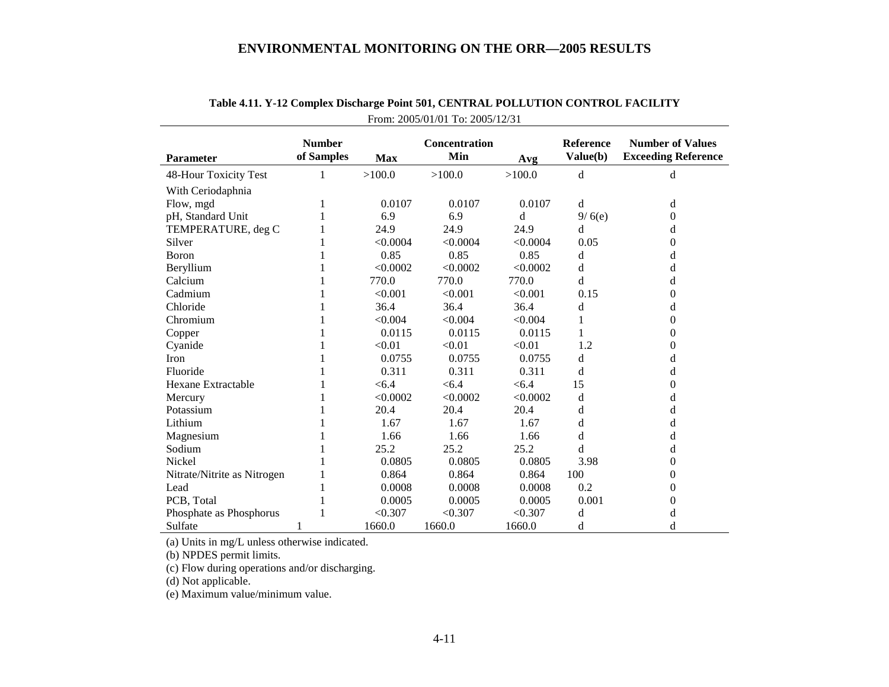**Table 4.11. Y-12 Complex Discharge Point 501, CENTRAL POLLUTION CONTROL FACILITY**

From: 2005/01/01 To: 2005/12/31

| Parameter | Number of Samples | Concentration Max | Min | Avg | Reference Value(b) | Number of Values Exceeding Reference |
|---|---|---|---|---|---|---|
| 48-Hour Toxicity Test With Ceriodaphnia | 1 | >100.0 | >100.0 | >100.0 | d | d |
| Flow, mgd | 1 | 0.0107 | 0.0107 | 0.0107 | d | d |
| pH, Standard Unit | 1 | 6.9 | 6.9 | d | 9/ 6(e) | 0 |
| TEMPERATURE, deg C | 1 | 24.9 | 24.9 | 24.9 | d | d |
| Silver | 1 | <0.0004 | <0.0004 | <0.0004 | 0.05 | 0 |
| Boron | 1 | 0.85 | 0.85 | 0.85 | d | d |
| Beryllium | 1 | <0.0002 | <0.0002 | <0.0002 | d | d |
| Calcium | 1 | 770.0 | 770.0 | 770.0 | d | d |
| Cadmium | 1 | <0.001 | <0.001 | <0.001 | 0.15 | 0 |
| Chloride | 1 | 36.4 | 36.4 | 36.4 | d | d |
| Chromium | 1 | <0.004 | <0.004 | <0.004 | 1 | 0 |
| Copper | 1 | 0.0115 | 0.0115 | 0.0115 | 1 | 0 |
| Cyanide | 1 | <0.01 | <0.01 | <0.01 | 1.2 | 0 |
| Iron | 1 | 0.0755 | 0.0755 | 0.0755 | d | d |
| Fluoride | 1 | 0.311 | 0.311 | 0.311 | d | d |
| Hexane Extractable | 1 | <6.4 | <6.4 | <6.4 | 15 | 0 |
| Mercury | 1 | <0.0002 | <0.0002 | <0.0002 | d | d |
| Potassium | 1 | 20.4 | 20.4 | 20.4 | d | d |
| Lithium | 1 | 1.67 | 1.67 | 1.67 | d | d |
| Magnesium | 1 | 1.66 | 1.66 | 1.66 | d | d |
| Sodium | 1 | 25.2 | 25.2 | 25.2 | d | d |
| Nickel | 1 | 0.0805 | 0.0805 | 0.0805 | 3.98 | 0 |
| Nitrate/Nitrite as Nitrogen | 1 | 0.864 | 0.864 | 0.864 | 100 | 0 |
| Lead | 1 | 0.0008 | 0.0008 | 0.0008 | 0.2 | 0 |
| PCB, Total | 1 | 0.0005 | 0.0005 | 0.0005 | 0.001 | 0 |
| Phosphate as Phosphorus | 1 | <0.307 | <0.307 | <0.307 | d | d |
| Sulfate | 1 | 1660.0 | 1660.0 | 1660.0 | d | d |

(a) Units in mg/L unless otherwise indicated.

(b) NPDES permit limits.

(c) Flow during operations and/or discharging.

(d) Not applicable.

(e) Maximum value/minimum value.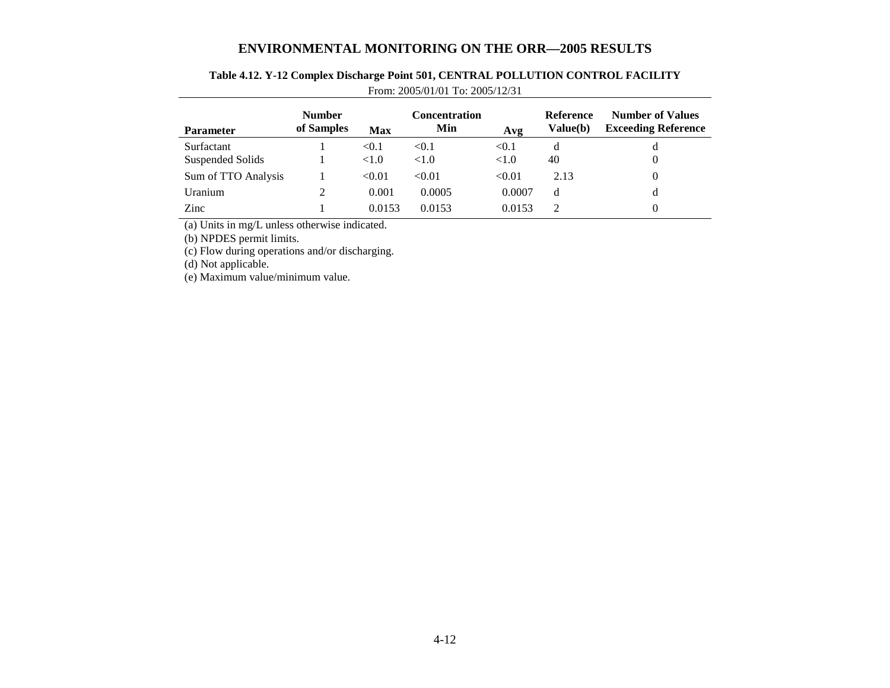## Table 4.12. Y-12 Complex Discharge Point 501, CENTRAL POLLUTION CONTROL FACILITY

From: 2005/01/01 To: 2005/12/31

| Parameter | Number of Samples | Concentration Max | Concentration Min | Concentration Avg | Reference Value(b) | Number of Values Exceeding Reference |
|---|---|---|---|---|---|---|
| Surfactant | 1 | <0.1 | <0.1 | <0.1 | d | d |
| Suspended Solids | 1 | <1.0 | <1.0 | <1.0 | 40 | 0 |
| Sum of TTO Analysis | 1 | <0.01 | <0.01 | <0.01 | 2.13 | 0 |
| Uranium | 2 | 0.001 | 0.0005 | 0.0007 | d | d |
| Zinc | 1 | 0.0153 | 0.0153 | 0.0153 | 2 | 0 |

(a) Units in mg/L unless otherwise indicated.

(b) NPDES permit limits.

(c) Flow during operations and/or discharging.

(d) Not applicable.

(e) Maximum value/minimum value.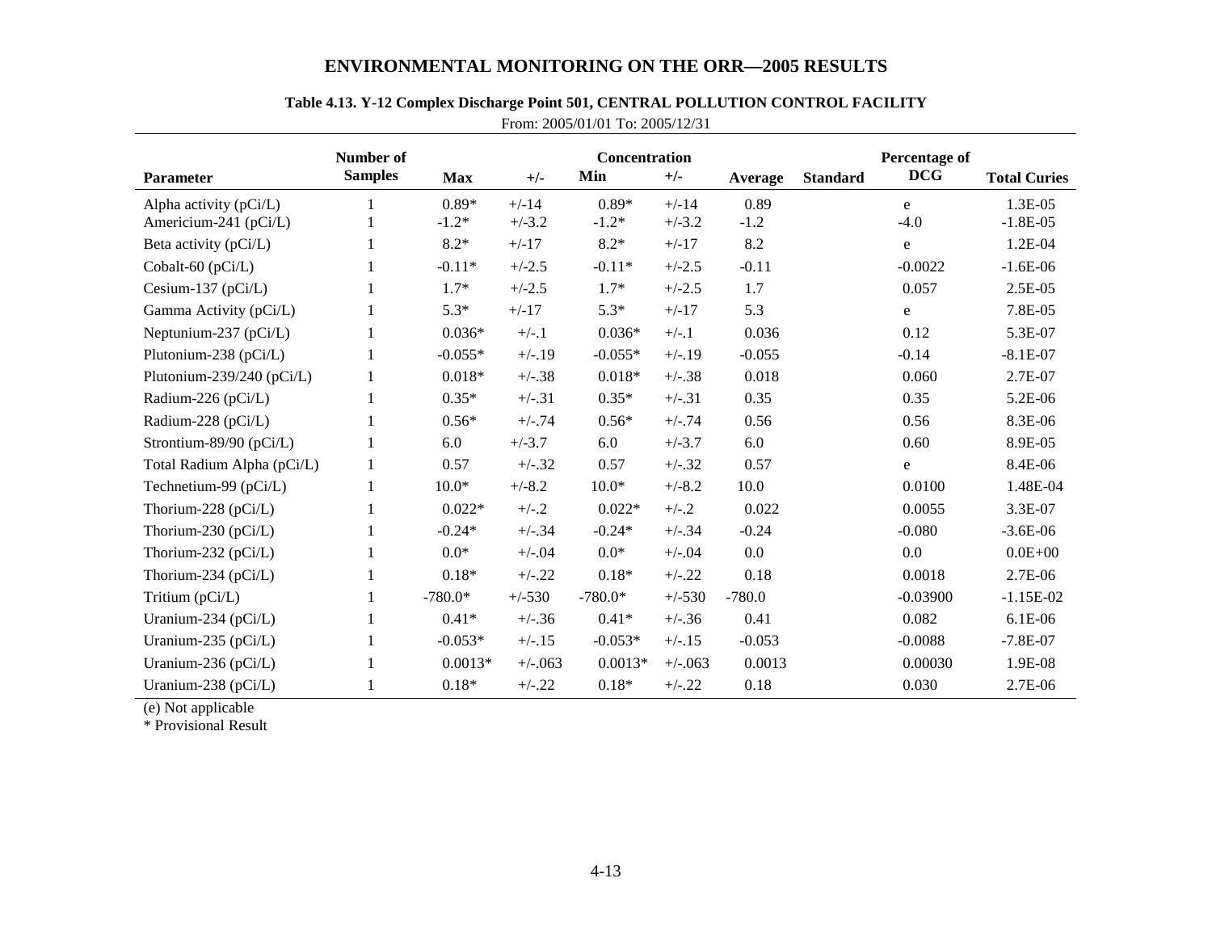# ENVIRONMENTAL MONITORING ON THE ORR—2005 RESULTS

**Table 4.13. Y-12 Complex Discharge Point 501, CENTRAL POLLUTION CONTROL FACILITY**

From: 2005/01/01 To: 2005/12/31

| Parameter | Number of Samples | Concentration | | | | | | Percentage of DCG | Total Curies |
|---|---|---|---|---|---|---|---|---|---|
| | | Max | +/- | Min | +/- | Average | Standard | | |
| Alpha activity (pCi/L) | 1 | 0.89* | +/-14 | 0.89* | +/-14 | 0.89 | | e | 1.3E-05 |
| Americium-241 (pCi/L) | 1 | -1.2* | +/-3.2 | -1.2* | +/-3.2 | -1.2 | | -4.0 | -1.8E-05 |
| Beta activity (pCi/L) | 1 | 8.2* | +/-17 | 8.2* | +/-17 | 8.2 | | e | 1.2E-04 |
| Cobalt-60 (pCi/L) | 1 | -0.11* | +/-2.5 | -0.11* | +/-2.5 | -0.11 | | -0.0022 | -1.6E-06 |
| Cesium-137 (pCi/L) | 1 | 1.7* | +/-2.5 | 1.7* | +/-2.5 | 1.7 | | 0.057 | 2.5E-05 |
| Gamma Activity (pCi/L) | 1 | 5.3* | +/-17 | 5.3* | +/-17 | 5.3 | | e | 7.8E-05 |
| Neptunium-237 (pCi/L) | 1 | 0.036* | +/-.1 | 0.036* | +/-.1 | 0.036 | | 0.12 | 5.3E-07 |
| Plutonium-238 (pCi/L) | 1 | -0.055* | +/-.19 | -0.055* | +/-.19 | -0.055 | | -0.14 | -8.1E-07 |
| Plutonium-239/240 (pCi/L) | 1 | 0.018* | +/-.38 | 0.018* | +/-.38 | 0.018 | | 0.060 | 2.7E-07 |
| Radium-226 (pCi/L) | 1 | 0.35* | +/-.31 | 0.35* | +/-.31 | 0.35 | | 0.35 | 5.2E-06 |
| Radium-228 (pCi/L) | 1 | 0.56* | +/-.74 | 0.56* | +/-.74 | 0.56 | | 0.56 | 8.3E-06 |
| Strontium-89/90 (pCi/L) | 1 | 6.0 | +/-3.7 | 6.0 | +/-3.7 | 6.0 | | 0.60 | 8.9E-05 |
| Total Radium Alpha (pCi/L) | 1 | 0.57 | +/-.32 | 0.57 | +/-.32 | 0.57 | | e | 8.4E-06 |
| Technetium-99 (pCi/L) | 1 | 10.0* | +/-8.2 | 10.0* | +/-8.2 | 10.0 | | 0.0100 | 1.48E-04 |
| Thorium-228 (pCi/L) | 1 | 0.022* | +/-.2 | 0.022* | +/-.2 | 0.022 | | 0.0055 | 3.3E-07 |
| Thorium-230 (pCi/L) | 1 | -0.24* | +/-.34 | -0.24* | +/-.34 | -0.24 | | -0.080 | -3.6E-06 |
| Thorium-232 (pCi/L) | 1 | 0.0* | +/-.04 | 0.0* | +/-.04 | 0.0 | | 0.0 | 0.0E+00 |
| Thorium-234 (pCi/L) | 1 | 0.18* | +/-.22 | 0.18* | +/-.22 | 0.18 | | 0.0018 | 2.7E-06 |
| Tritium (pCi/L) | 1 | -780.0* | +/-530 | -780.0* | +/-530 | -780.0 | | -0.03900 | -1.15E-02 |
| Uranium-234 (pCi/L) | 1 | 0.41* | +/-.36 | 0.41* | +/-.36 | 0.41 | | 0.082 | 6.1E-06 |
| Uranium-235 (pCi/L) | 1 | -0.053* | +/-.15 | -0.053* | +/-.15 | -0.053 | | -0.0088 | -7.8E-07 |
| Uranium-236 (pCi/L) | 1 | 0.0013* | +/-.063 | 0.0013* | +/-.063 | 0.0013 | | 0.00030 | 1.9E-08 |
| Uranium-238 (pCi/L) | 1 | 0.18* | +/-.22 | 0.18* | +/-.22 | 0.18 | | 0.030 | 2.7E-06 |

(e) Not applicable

* Provisional Result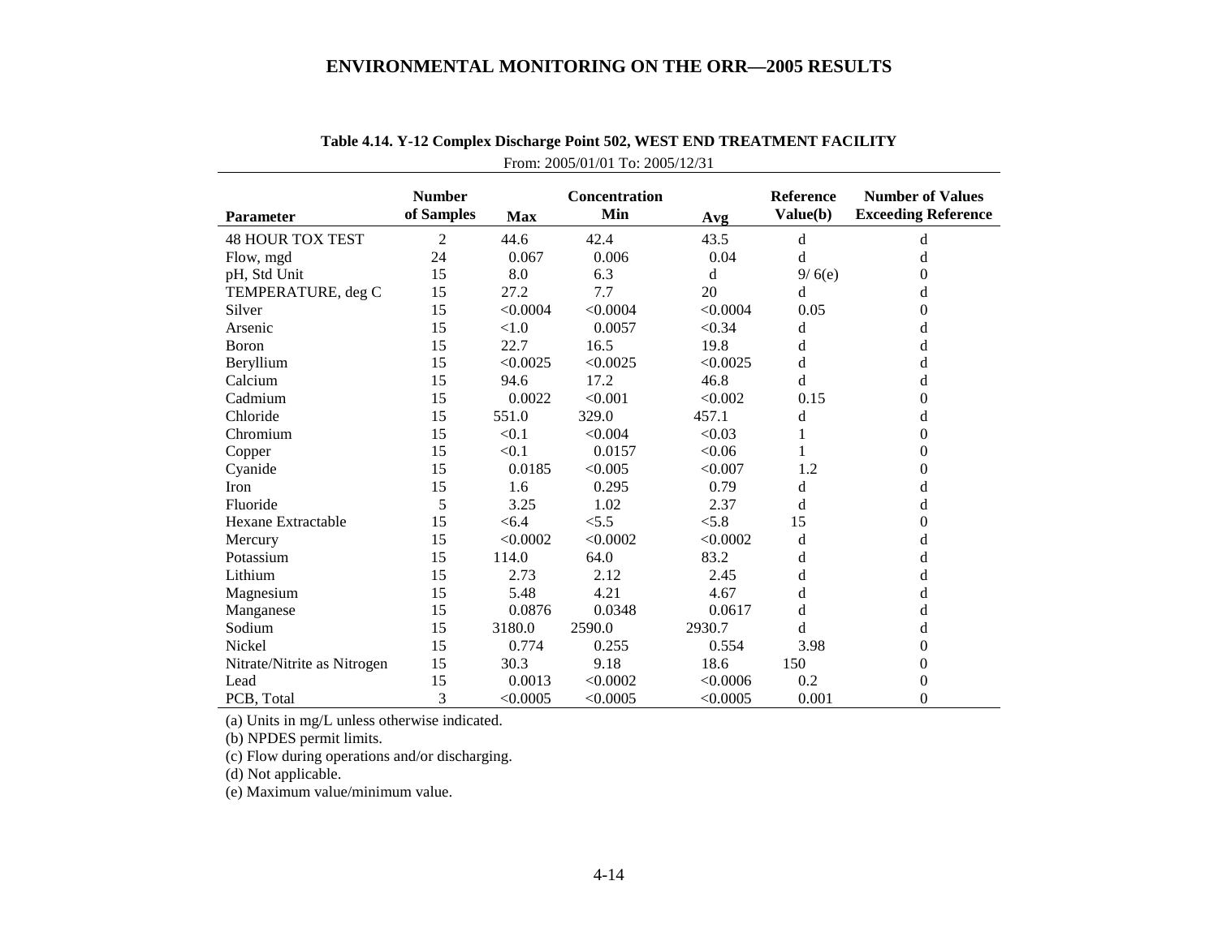**Table 4.14. Y-12 Complex Discharge Point 502, WEST END TREATMENT FACILITY**

From: 2005/01/01 To: 2005/12/31

| Parameter | Number of Samples | Concentration Max | Concentration Min | Avg | Reference Value(b) | Number of Values Exceeding Reference |
|---|---|---|---|---|---|---|
| 48 HOUR TOX TEST | 2 | 44.6 | 42.4 | 43.5 | d | d |
| Flow, mgd | 24 | 0.067 | 0.006 | 0.04 | d | d |
| pH, Std Unit | 15 | 8.0 | 6.3 | d | 9/ 6(e) | 0 |
| TEMPERATURE, deg C | 15 | 27.2 | 7.7 | 20 | d | d |
| Silver | 15 | <0.0004 | <0.0004 | <0.0004 | 0.05 | 0 |
| Arsenic | 15 | <1.0 | 0.0057 | <0.34 | d | d |
| Boron | 15 | 22.7 | 16.5 | 19.8 | d | d |
| Beryllium | 15 | <0.0025 | <0.0025 | <0.0025 | d | d |
| Calcium | 15 | 94.6 | 17.2 | 46.8 | d | d |
| Cadmium | 15 | 0.0022 | <0.001 | <0.002 | 0.15 | 0 |
| Chloride | 15 | 551.0 | 329.0 | 457.1 | d | d |
| Chromium | 15 | <0.1 | <0.004 | <0.03 | 1 | 0 |
| Copper | 15 | <0.1 | 0.0157 | <0.06 | 1 | 0 |
| Cyanide | 15 | 0.0185 | <0.005 | <0.007 | 1.2 | 0 |
| Iron | 15 | 1.6 | 0.295 | 0.79 | d | d |
| Fluoride | 5 | 3.25 | 1.02 | 2.37 | d | d |
| Hexane Extractable | 15 | <6.4 | <5.5 | <5.8 | 15 | 0 |
| Mercury | 15 | <0.0002 | <0.0002 | <0.0002 | d | d |
| Potassium | 15 | 114.0 | 64.0 | 83.2 | d | d |
| Lithium | 15 | 2.73 | 2.12 | 2.45 | d | d |
| Magnesium | 15 | 5.48 | 4.21 | 4.67 | d | d |
| Manganese | 15 | 0.0876 | 0.0348 | 0.0617 | d | d |
| Sodium | 15 | 3180.0 | 2590.0 | 2930.7 | d | d |
| Nickel | 15 | 0.774 | 0.255 | 0.554 | 3.98 | 0 |
| Nitrate/Nitrite as Nitrogen | 15 | 30.3 | 9.18 | 18.6 | 150 | 0 |
| Lead | 15 | 0.0013 | <0.0002 | <0.0006 | 0.2 | 0 |
| PCB, Total | 3 | <0.0005 | <0.0005 | <0.0005 | 0.001 | 0 |

(a) Units in mg/L unless otherwise indicated.

(b) NPDES permit limits.

(c) Flow during operations and/or discharging.

(d) Not applicable.

(e) Maximum value/minimum value.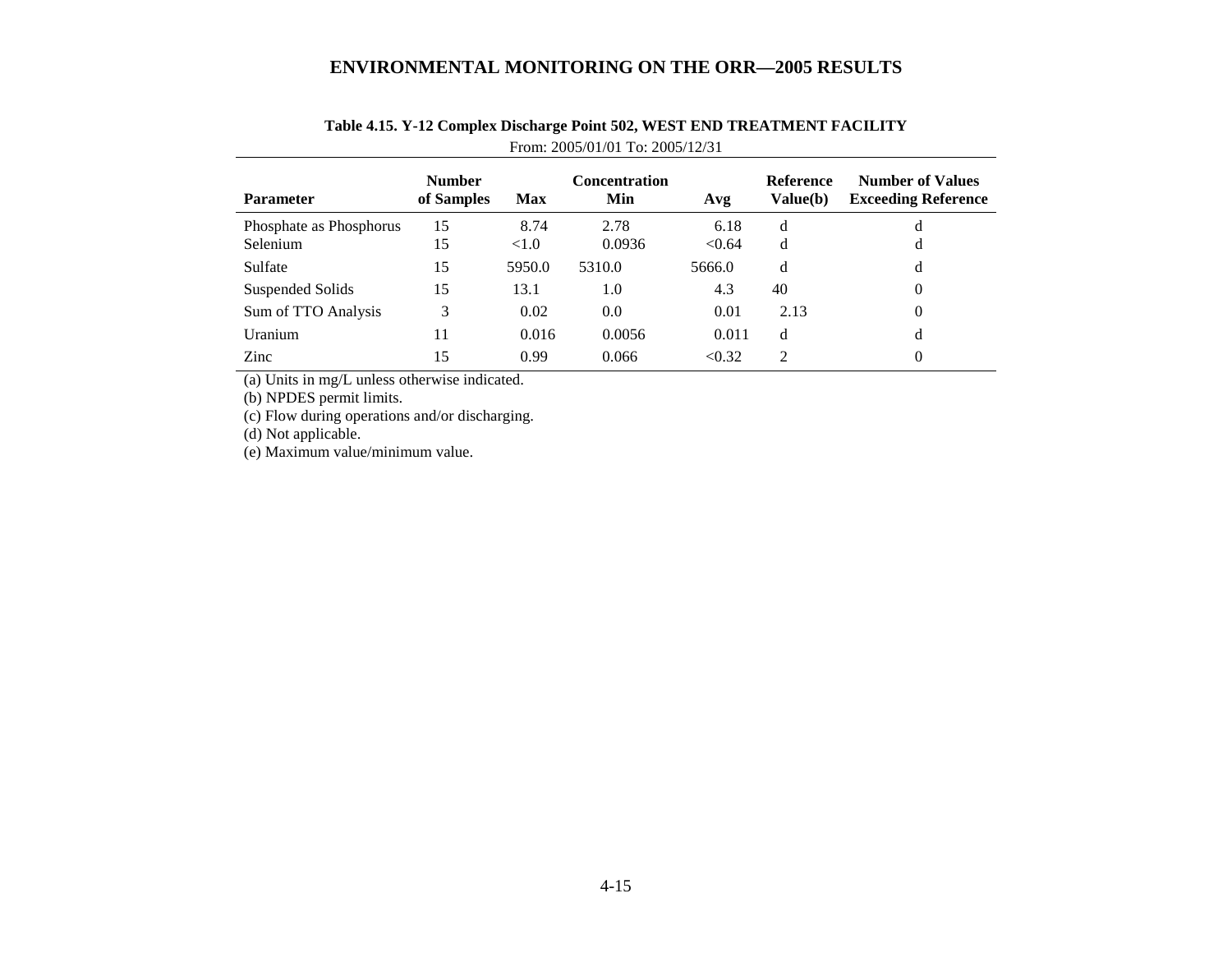**Table 4.15. Y-12 Complex Discharge Point 502, WEST END TREATMENT FACILITY**

From: 2005/01/01 To: 2005/12/31

| Parameter | Number of Samples | Max | Concentration Min | Avg | Reference Value(b) | Number of Values Exceeding Reference |
|---|---|---|---|---|---|---|
| Phosphate as Phosphorus | 15 | 8.74 | 2.78 | 6.18 | d | d |
| Selenium | 15 | <1.0 | 0.0936 | <0.64 | d | d |
| Sulfate | 15 | 5950.0 | 5310.0 | 5666.0 | d | d |
| Suspended Solids | 15 | 13.1 | 1.0 | 4.3 | 40 | 0 |
| Sum of TTO Analysis | 3 | 0.02 | 0.0 | 0.01 | 2.13 | 0 |
| Uranium | 11 | 0.016 | 0.0056 | 0.011 | d | d |
| Zinc | 15 | 0.99 | 0.066 | <0.32 | 2 | 0 |

(a) Units in mg/L unless otherwise indicated.
(b) NPDES permit limits.
(c) Flow during operations and/or discharging.
(d) Not applicable.
(e) Maximum value/minimum value.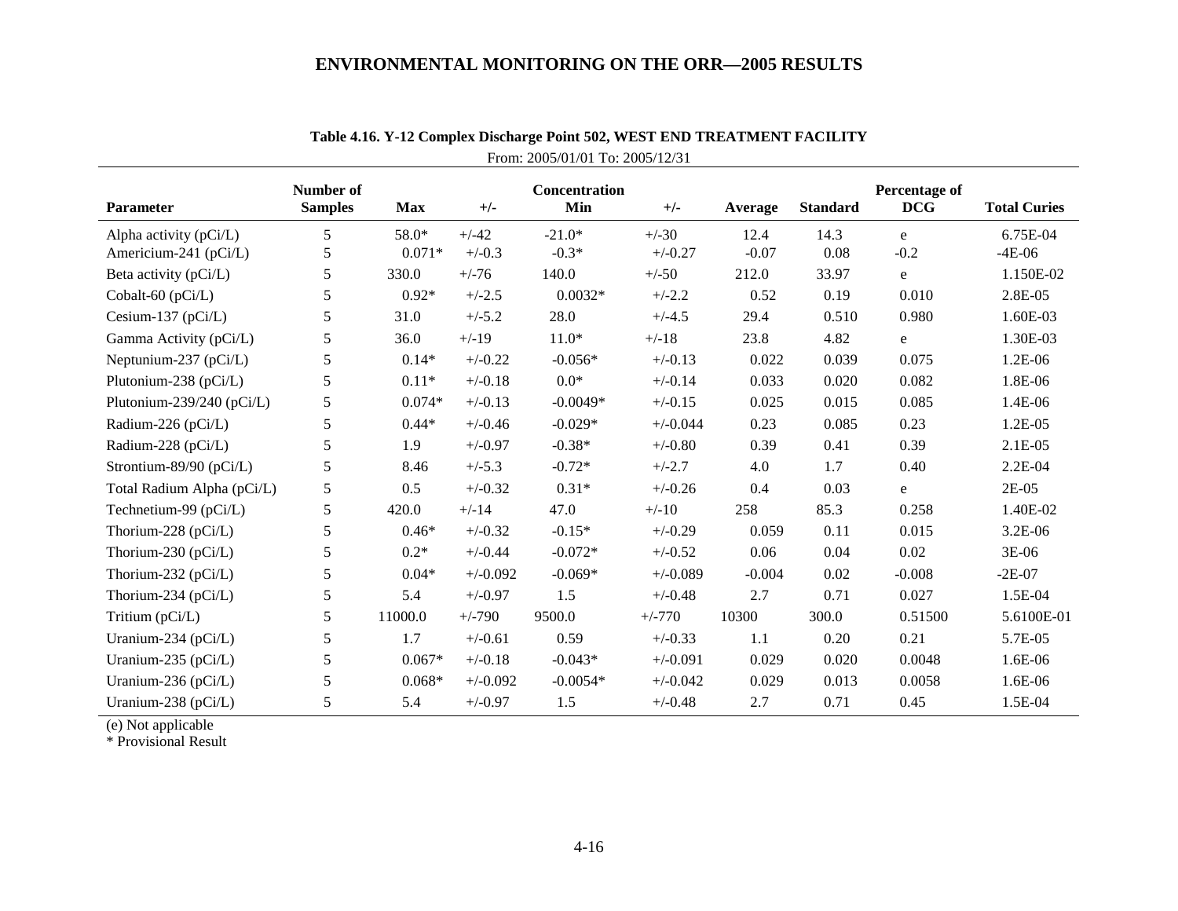**Table 4.16. Y-12 Complex Discharge Point 502, WEST END TREATMENT FACILITY**

From: 2005/01/01 To: 2005/12/31

| Parameter | Number of Samples | Max | +/- | Concentration Min | +/- | Average | Standard | Percentage of DCG | Total Curies |
|---|---|---|---|---|---|---|---|---|---|
| Alpha activity (pCi/L) | 5 | 58.0* | +/-42 | -21.0* | +/-30 | 12.4 | 14.3 | e | 6.75E-04 |
| Americium-241 (pCi/L) | 5 | 0.071* | +/-0.3 | -0.3* | +/-0.27 | -0.07 | 0.08 | -0.2 | -4E-06 |
| Beta activity (pCi/L) | 5 | 330.0 | +/-76 | 140.0 | +/-50 | 212.0 | 33.97 | e | 1.150E-02 |
| Cobalt-60 (pCi/L) | 5 | 0.92* | +/-2.5 | 0.0032* | +/-2.2 | 0.52 | 0.19 | 0.010 | 2.8E-05 |
| Cesium-137 (pCi/L) | 5 | 31.0 | +/-5.2 | 28.0 | +/-4.5 | 29.4 | 0.510 | 0.980 | 1.60E-03 |
| Gamma Activity (pCi/L) | 5 | 36.0 | +/-19 | 11.0* | +/-18 | 23.8 | 4.82 | e | 1.30E-03 |
| Neptunium-237 (pCi/L) | 5 | 0.14* | +/-0.22 | -0.056* | +/-0.13 | 0.022 | 0.039 | 0.075 | 1.2E-06 |
| Plutonium-238 (pCi/L) | 5 | 0.11* | +/-0.18 | 0.0* | +/-0.14 | 0.033 | 0.020 | 0.082 | 1.8E-06 |
| Plutonium-239/240 (pCi/L) | 5 | 0.074* | +/-0.13 | -0.0049* | +/-0.15 | 0.025 | 0.015 | 0.085 | 1.4E-06 |
| Radium-226 (pCi/L) | 5 | 0.44* | +/-0.46 | -0.029* | +/-0.044 | 0.23 | 0.085 | 0.23 | 1.2E-05 |
| Radium-228 (pCi/L) | 5 | 1.9 | +/-0.97 | -0.38* | +/-0.80 | 0.39 | 0.41 | 0.39 | 2.1E-05 |
| Strontium-89/90 (pCi/L) | 5 | 8.46 | +/-5.3 | -0.72* | +/-2.7 | 4.0 | 1.7 | 0.40 | 2.2E-04 |
| Total Radium Alpha (pCi/L) | 5 | 0.5 | +/-0.32 | 0.31* | +/-0.26 | 0.4 | 0.03 | e | 2E-05 |
| Technetium-99 (pCi/L) | 5 | 420.0 | +/-14 | 47.0 | +/-10 | 258 | 85.3 | 0.258 | 1.40E-02 |
| Thorium-228 (pCi/L) | 5 | 0.46* | +/-0.32 | -0.15* | +/-0.29 | 0.059 | 0.11 | 0.015 | 3.2E-06 |
| Thorium-230 (pCi/L) | 5 | 0.2* | +/-0.44 | -0.072* | +/-0.52 | 0.06 | 0.04 | 0.02 | 3E-06 |
| Thorium-232 (pCi/L) | 5 | 0.04* | +/-0.092 | -0.069* | +/-0.089 | -0.004 | 0.02 | -0.008 | -2E-07 |
| Thorium-234 (pCi/L) | 5 | 5.4 | +/-0.97 | 1.5 | +/-0.48 | 2.7 | 0.71 | 0.027 | 1.5E-04 |
| Tritium (pCi/L) | 5 | 11000.0 | +/-790 | 9500.0 | +/-770 | 10300 | 300.0 | 0.51500 | 5.6100E-01 |
| Uranium-234 (pCi/L) | 5 | 1.7 | +/-0.61 | 0.59 | +/-0.33 | 1.1 | 0.20 | 0.21 | 5.7E-05 |
| Uranium-235 (pCi/L) | 5 | 0.067* | +/-0.18 | -0.043* | +/-0.091 | 0.029 | 0.020 | 0.0048 | 1.6E-06 |
| Uranium-236 (pCi/L) | 5 | 0.068* | +/-0.092 | -0.0054* | +/-0.042 | 0.029 | 0.013 | 0.0058 | 1.6E-06 |
| Uranium-238 (pCi/L) | 5 | 5.4 | +/-0.97 | 1.5 | +/-0.48 | 2.7 | 0.71 | 0.45 | 1.5E-04 |

(e) Not applicable

* Provisional Result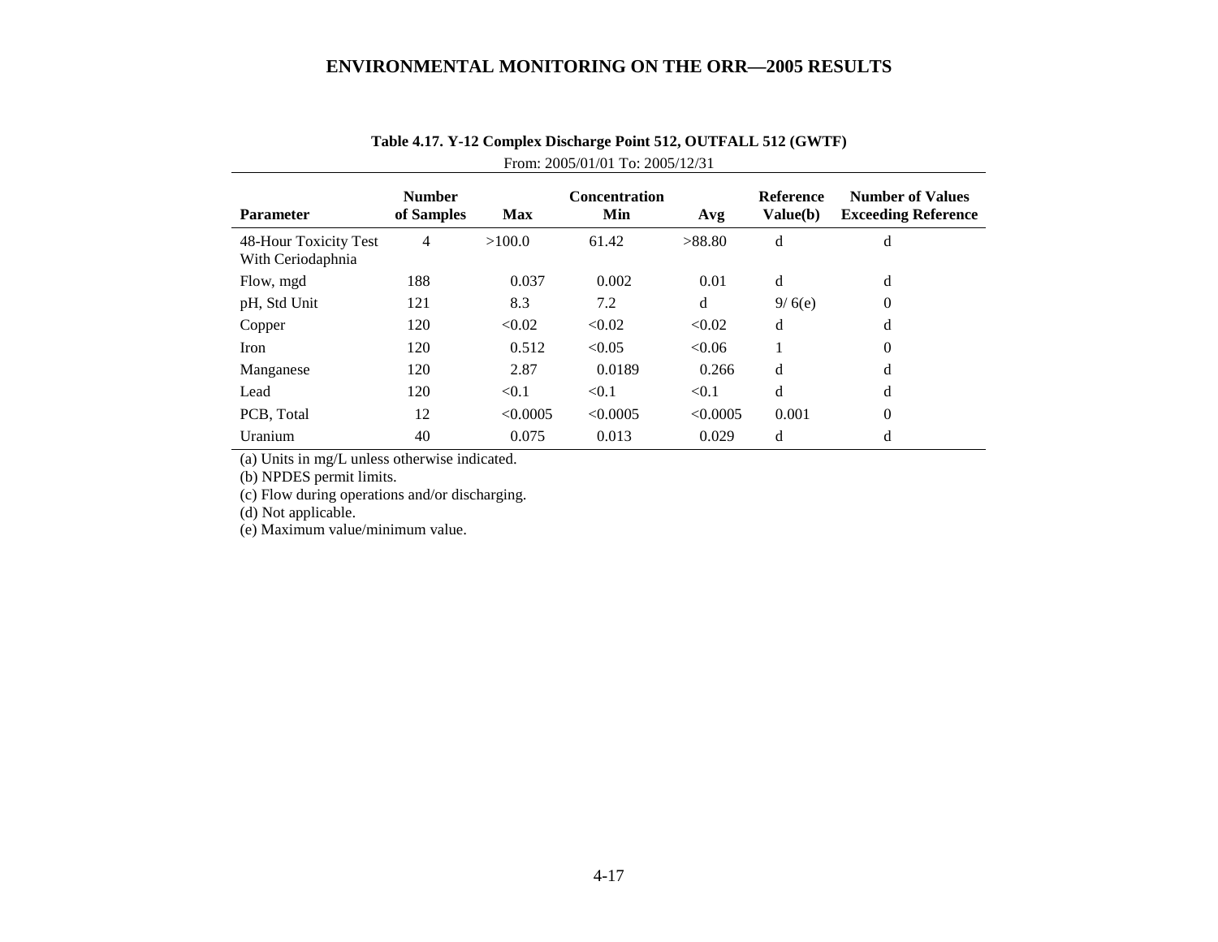**Table 4.17. Y-12 Complex Discharge Point 512, OUTFALL 512 (GWTF)**

From: 2005/01/01 To: 2005/12/31

| Parameter | Number of Samples | Concentration Max | Min | Avg | Reference Value(b) | Number of Values Exceeding Reference |
|---|---|---|---|---|---|---|
| 48-Hour Toxicity Test With Ceriodaphnia | 4 | >100.0 | 61.42 | >88.80 | d | d |
| Flow, mgd | 188 | 0.037 | 0.002 | 0.01 | d | d |
| pH, Std Unit | 121 | 8.3 | 7.2 | d | 9/ 6(e) | 0 |
| Copper | 120 | <0.02 | <0.02 | <0.02 | d | d |
| Iron | 120 | 0.512 | <0.05 | <0.06 | 1 | 0 |
| Manganese | 120 | 2.87 | 0.0189 | 0.266 | d | d |
| Lead | 120 | <0.1 | <0.1 | <0.1 | d | d |
| PCB, Total | 12 | <0.0005 | <0.0005 | <0.0005 | 0.001 | 0 |
| Uranium | 40 | 0.075 | 0.013 | 0.029 | d | d |

(a) Units in mg/L unless otherwise indicated.

(b) NPDES permit limits.

(c) Flow during operations and/or discharging.

(d) Not applicable.

(e) Maximum value/minimum value.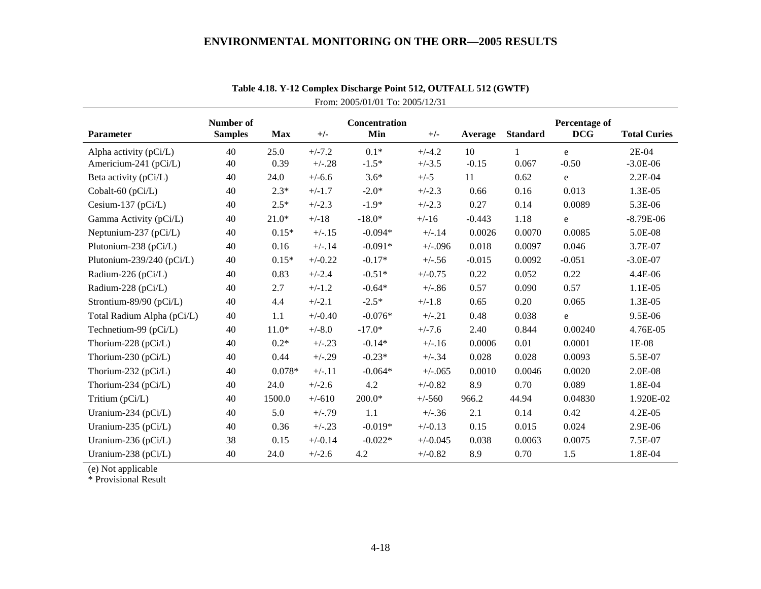**Table 4.18. Y-12 Complex Discharge Point 512, OUTFALL 512 (GWTF)**

From: 2005/01/01 To: 2005/12/31

| Parameter | Number of Samples | Max | +/- | Concentration Min | +/- | Average | Standard | Percentage of DCG | Total Curies |
|---|---|---|---|---|---|---|---|---|---|
| Alpha activity (pCi/L) | 40 | 25.0 | +/-7.2 | 0.1* | +/-4.2 | 10 | 1 | e | 2E-04 |
| Americium-241 (pCi/L) | 40 | 0.39 | +/-.28 | -1.5* | +/-3.5 | -0.15 | 0.067 | -0.50 | -3.0E-06 |
| Beta activity (pCi/L) | 40 | 24.0 | +/-6.6 | 3.6* | +/-5 | 11 | 0.62 | e | 2.2E-04 |
| Cobalt-60 (pCi/L) | 40 | 2.3* | +/-1.7 | -2.0* | +/-2.3 | 0.66 | 0.16 | 0.013 | 1.3E-05 |
| Cesium-137 (pCi/L) | 40 | 2.5* | +/-2.3 | -1.9* | +/-2.3 | 0.27 | 0.14 | 0.0089 | 5.3E-06 |
| Gamma Activity (pCi/L) | 40 | 21.0* | +/-18 | -18.0* | +/-16 | -0.443 | 1.18 | e | -8.79E-06 |
| Neptunium-237 (pCi/L) | 40 | 0.15* | +/-.15 | -0.094* | +/-.14 | 0.0026 | 0.0070 | 0.0085 | 5.0E-08 |
| Plutonium-238 (pCi/L) | 40 | 0.16 | +/-.14 | -0.091* | +/-.096 | 0.018 | 0.0097 | 0.046 | 3.7E-07 |
| Plutonium-239/240 (pCi/L) | 40 | 0.15* | +/-0.22 | -0.17* | +/-.56 | -0.015 | 0.0092 | -0.051 | -3.0E-07 |
| Radium-226 (pCi/L) | 40 | 0.83 | +/-2.4 | -0.51* | +/-0.75 | 0.22 | 0.052 | 0.22 | 4.4E-06 |
| Radium-228 (pCi/L) | 40 | 2.7 | +/-1.2 | -0.64* | +/-.86 | 0.57 | 0.090 | 0.57 | 1.1E-05 |
| Strontium-89/90 (pCi/L) | 40 | 4.4 | +/-2.1 | -2.5* | +/-1.8 | 0.65 | 0.20 | 0.065 | 1.3E-05 |
| Total Radium Alpha (pCi/L) | 40 | 1.1 | +/-0.40 | -0.076* | +/-.21 | 0.48 | 0.038 | e | 9.5E-06 |
| Technetium-99 (pCi/L) | 40 | 11.0* | +/-8.0 | -17.0* | +/-7.6 | 2.40 | 0.844 | 0.00240 | 4.76E-05 |
| Thorium-228 (pCi/L) | 40 | 0.2* | +/-.23 | -0.14* | +/-.16 | 0.0006 | 0.01 | 0.0001 | 1E-08 |
| Thorium-230 (pCi/L) | 40 | 0.44 | +/-.29 | -0.23* | +/-.34 | 0.028 | 0.028 | 0.0093 | 5.5E-07 |
| Thorium-232 (pCi/L) | 40 | 0.078* | +/-.11 | -0.064* | +/-.065 | 0.0010 | 0.0046 | 0.0020 | 2.0E-08 |
| Thorium-234 (pCi/L) | 40 | 24.0 | +/-2.6 | 4.2 | +/-0.82 | 8.9 | 0.70 | 0.089 | 1.8E-04 |
| Tritium (pCi/L) | 40 | 1500.0 | +/-610 | 200.0* | +/-560 | 966.2 | 44.94 | 0.04830 | 1.920E-02 |
| Uranium-234 (pCi/L) | 40 | 5.0 | +/-.79 | 1.1 | +/-.36 | 2.1 | 0.14 | 0.42 | 4.2E-05 |
| Uranium-235 (pCi/L) | 40 | 0.36 | +/-.23 | -0.019* | +/-0.13 | 0.15 | 0.015 | 0.024 | 2.9E-06 |
| Uranium-236 (pCi/L) | 38 | 0.15 | +/-0.14 | -0.022* | +/-0.045 | 0.038 | 0.0063 | 0.0075 | 7.5E-07 |
| Uranium-238 (pCi/L) | 40 | 24.0 | +/-2.6 | 4.2 | +/-0.82 | 8.9 | 0.70 | 1.5 | 1.8E-04 |

(e) Not applicable

* Provisional Result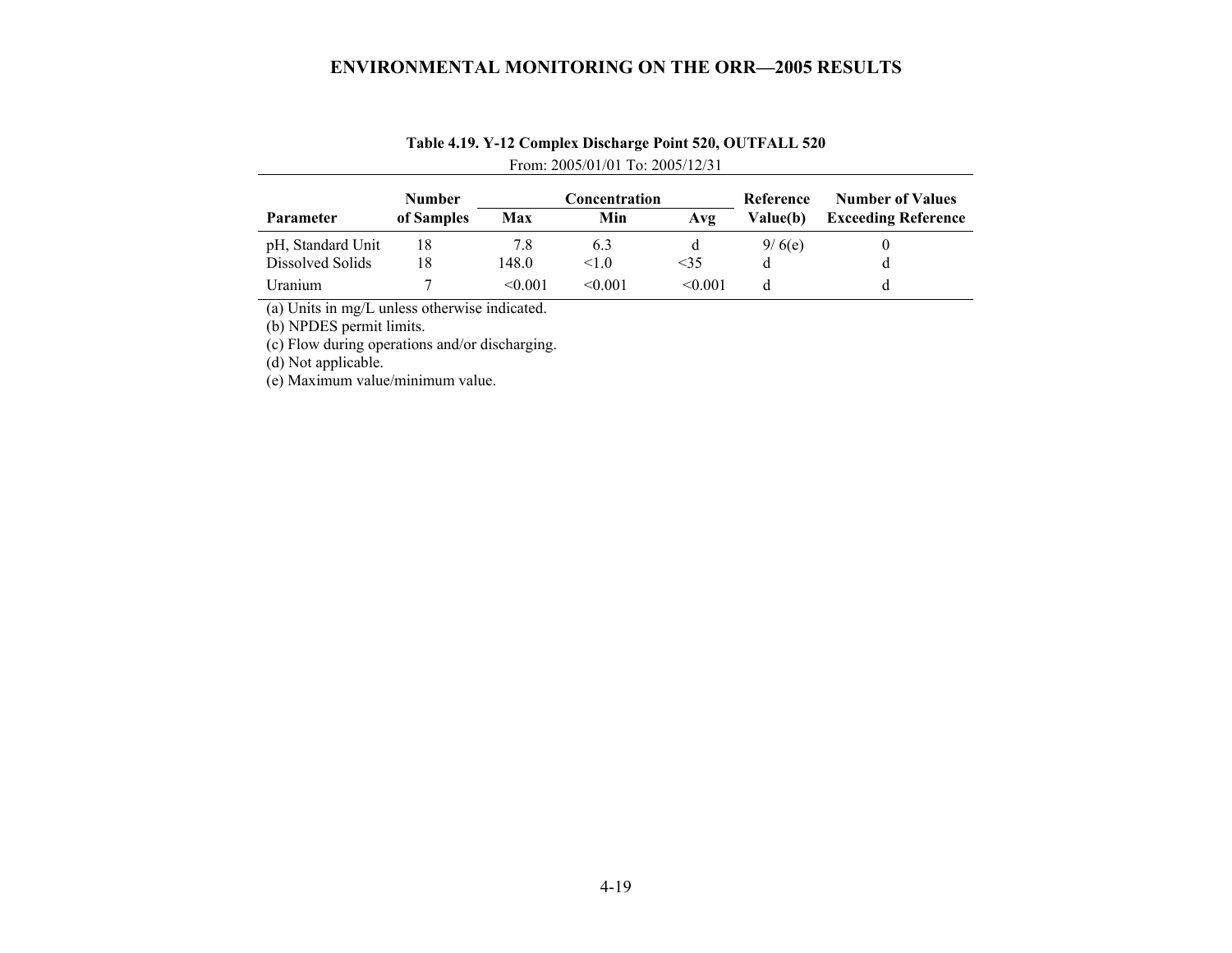**Table 4.19. Y-12 Complex Discharge Point 520, OUTFALL 520**

From: 2005/01/01 To: 2005/12/31

| Parameter | Number of Samples | Concentration | | | Reference Value(b) | Number of Values Exceeding Reference |
|---|---|---|---|---|---|---|
| | | Max | Min | Avg | | |
| pH, Standard Unit | 18 | 7.8 | 6.3 | d | 9/ 6(e) | 0 |
| Dissolved Solids | 18 | 148.0 | <1.0 | <35 | d | d |
| Uranium | 7 | <0.001 | <0.001 | <0.001 | d | d |

(a) Units in mg/L unless otherwise indicated.
(b) NPDES permit limits.
(c) Flow during operations and/or discharging.
(d) Not applicable.
(e) Maximum value/minimum value.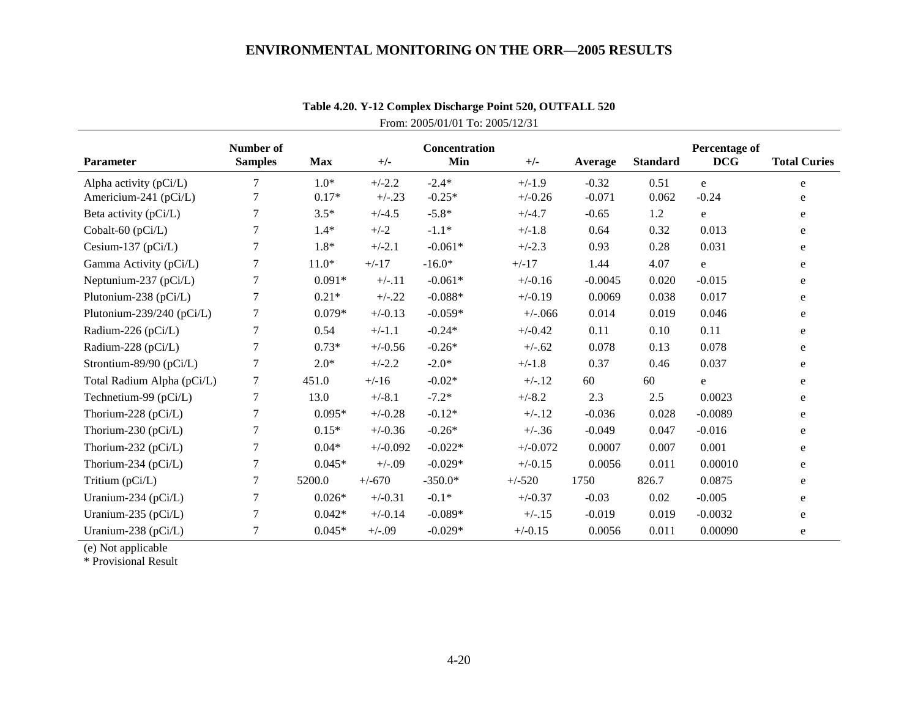**Table 4.20. Y-12 Complex Discharge Point 520, OUTFALL 520**

From: 2005/01/01 To: 2005/12/31

| Parameter | Number of Samples | Max | +/- | Concentration Min | +/- | Average | Standard | Percentage of DCG | Total Curies |
|---|---|---|---|---|---|---|---|---|---|
| Alpha activity (pCi/L) | 7 | 1.0* | +/-2.2 | -2.4* | +/-1.9 | -0.32 | 0.51 | e | e |
| Americium-241 (pCi/L) | 7 | 0.17* | +/-.23 | -0.25* | +/-0.26 | -0.071 | 0.062 | -0.24 | e |
| Beta activity (pCi/L) | 7 | 3.5* | +/-4.5 | -5.8* | +/-4.7 | -0.65 | 1.2 | e | e |
| Cobalt-60 (pCi/L) | 7 | 1.4* | +/-2 | -1.1* | +/-1.8 | 0.64 | 0.32 | 0.013 | e |
| Cesium-137 (pCi/L) | 7 | 1.8* | +/-2.1 | -0.061* | +/-2.3 | 0.93 | 0.28 | 0.031 | e |
| Gamma Activity (pCi/L) | 7 | 11.0* | +/-17 | -16.0* | +/-17 | 1.44 | 4.07 | e | e |
| Neptunium-237 (pCi/L) | 7 | 0.091* | +/-.11 | -0.061* | +/-0.16 | -0.0045 | 0.020 | -0.015 | e |
| Plutonium-238 (pCi/L) | 7 | 0.21* | +/-.22 | -0.088* | +/-0.19 | 0.0069 | 0.038 | 0.017 | e |
| Plutonium-239/240 (pCi/L) | 7 | 0.079* | +/-0.13 | -0.059* | +/-.066 | 0.014 | 0.019 | 0.046 | e |
| Radium-226 (pCi/L) | 7 | 0.54 | +/-1.1 | -0.24* | +/-0.42 | 0.11 | 0.10 | 0.11 | e |
| Radium-228 (pCi/L) | 7 | 0.73* | +/-0.56 | -0.26* | +/-.62 | 0.078 | 0.13 | 0.078 | e |
| Strontium-89/90 (pCi/L) | 7 | 2.0* | +/-2.2 | -2.0* | +/-1.8 | 0.37 | 0.46 | 0.037 | e |
| Total Radium Alpha (pCi/L) | 7 | 451.0 | +/-16 | -0.02* | +/-.12 | 60 | 60 | e | e |
| Technetium-99 (pCi/L) | 7 | 13.0 | +/-8.1 | -7.2* | +/-8.2 | 2.3 | 2.5 | 0.0023 | e |
| Thorium-228 (pCi/L) | 7 | 0.095* | +/-0.28 | -0.12* | +/-.12 | -0.036 | 0.028 | -0.0089 | e |
| Thorium-230 (pCi/L) | 7 | 0.15* | +/-0.36 | -0.26* | +/-.36 | -0.049 | 0.047 | -0.016 | e |
| Thorium-232 (pCi/L) | 7 | 0.04* | +/-0.092 | -0.022* | +/-0.072 | 0.0007 | 0.007 | 0.001 | e |
| Thorium-234 (pCi/L) | 7 | 0.045* | +/-.09 | -0.029* | +/-0.15 | 0.0056 | 0.011 | 0.00010 | e |
| Tritium (pCi/L) | 7 | 5200.0 | +/-670 | -350.0* | +/-520 | 1750 | 826.7 | 0.0875 | e |
| Uranium-234 (pCi/L) | 7 | 0.026* | +/-0.31 | -0.1* | +/-0.37 | -0.03 | 0.02 | -0.005 | e |
| Uranium-235 (pCi/L) | 7 | 0.042* | +/-0.14 | -0.089* | +/-.15 | -0.019 | 0.019 | -0.0032 | e |
| Uranium-238 (pCi/L) | 7 | 0.045* | +/-.09 | -0.029* | +/-0.15 | 0.0056 | 0.011 | 0.00090 | e |

(e) Not applicable

* Provisional Result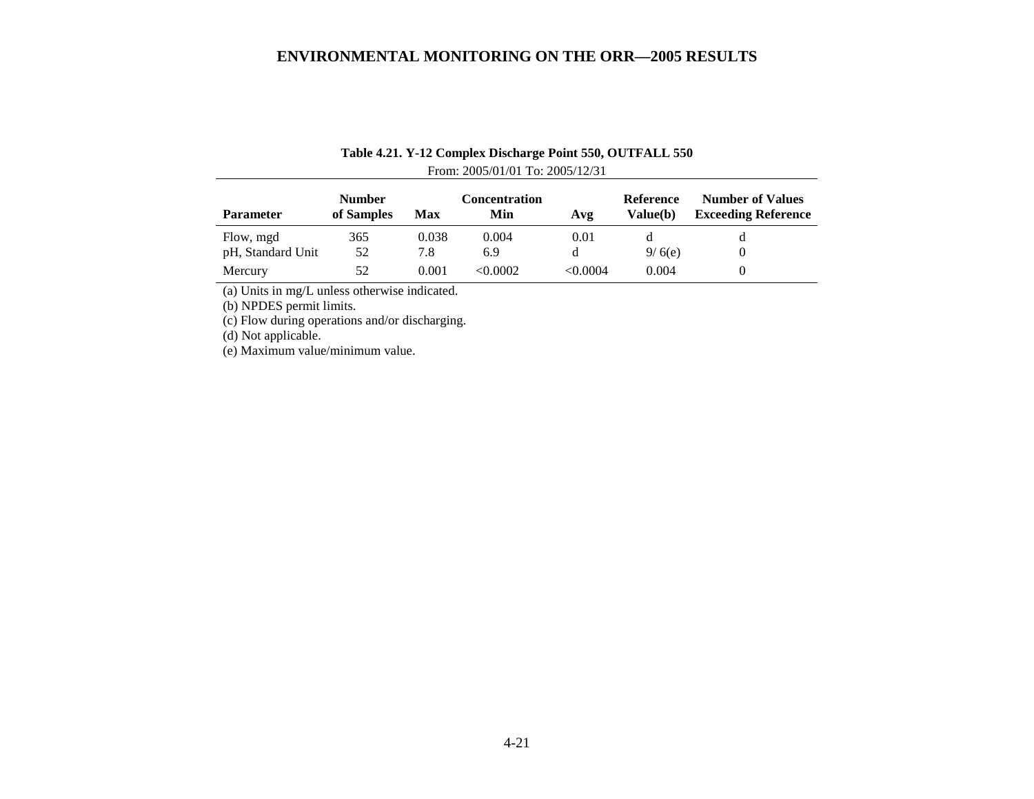**Table 4.21. Y-12 Complex Discharge Point 550, OUTFALL 550**

From: 2005/01/01 To: 2005/12/31

| Parameter | Number of Samples | Concentration Max | Concentration Min | Concentration Avg | Reference Value(b) | Number of Values Exceeding Reference |
|---|---|---|---|---|---|---|
| Flow, mgd | 365 | 0.038 | 0.004 | 0.01 | d | d |
| pH, Standard Unit | 52 | 7.8 | 6.9 | d | 9/ 6(e) | 0 |
| Mercury | 52 | 0.001 | <0.0002 | <0.0004 | 0.004 | 0 |

(a) Units in mg/L unless otherwise indicated.
(b) NPDES permit limits.
(c) Flow during operations and/or discharging.
(d) Not applicable.
(e) Maximum value/minimum value.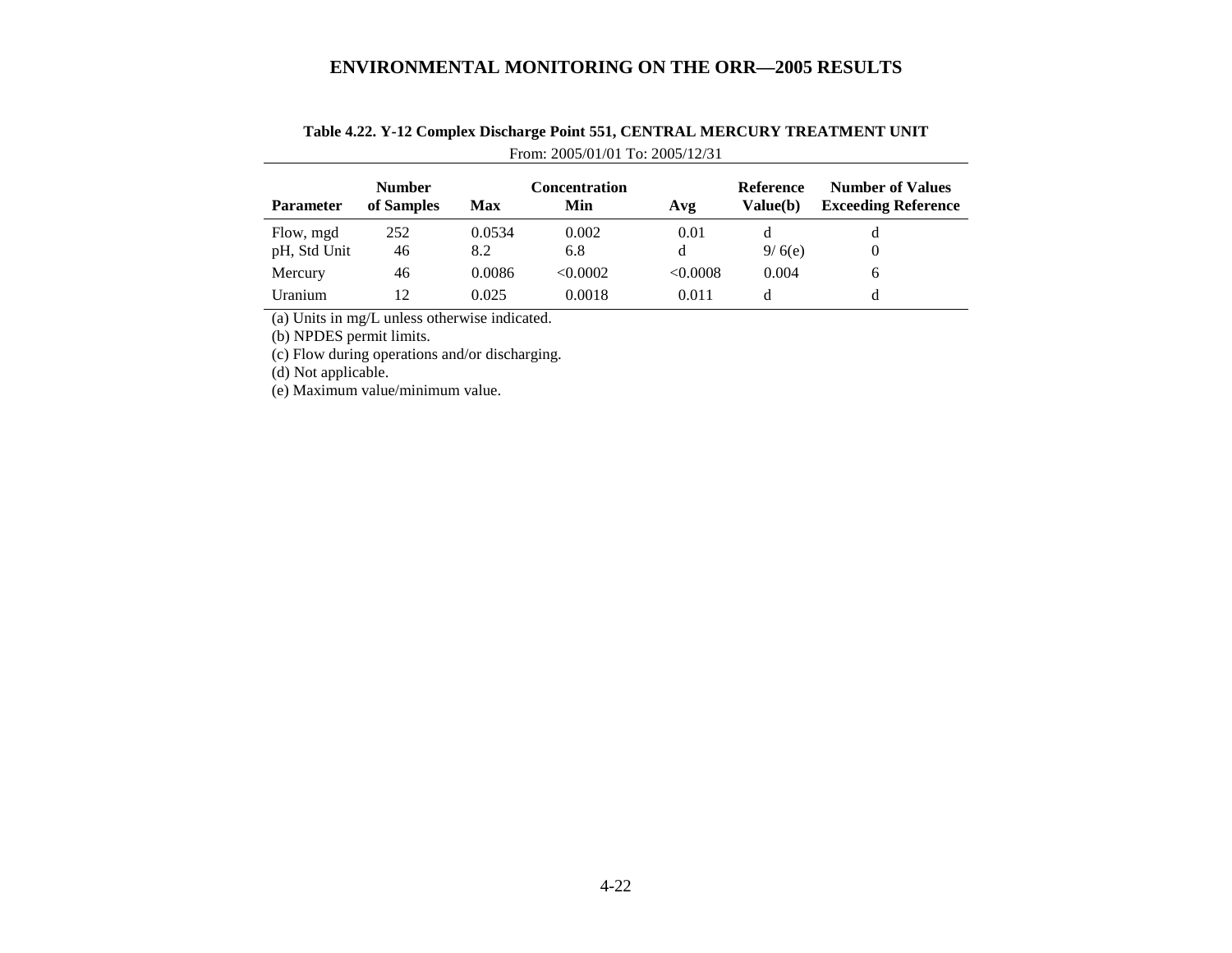**Table 4.22. Y-12 Complex Discharge Point 551, CENTRAL MERCURY TREATMENT UNIT**

From: 2005/01/01 To: 2005/12/31

| Parameter | Number of Samples | Max | Concentration Min | Avg | Reference Value(b) | Number of Values Exceeding Reference |
|---|---|---|---|---|---|---|
| Flow, mgd | 252 | 0.0534 | 0.002 | 0.01 | d | d |
| pH, Std Unit | 46 | 8.2 | 6.8 | d | 9/ 6(e) | 0 |
| Mercury | 46 | 0.0086 | <0.0002 | <0.0008 | 0.004 | 6 |
| Uranium | 12 | 0.025 | 0.0018 | 0.011 | d | d |

(a) Units in mg/L unless otherwise indicated.
(b) NPDES permit limits.
(c) Flow during operations and/or discharging.
(d) Not applicable.
(e) Maximum value/minimum value.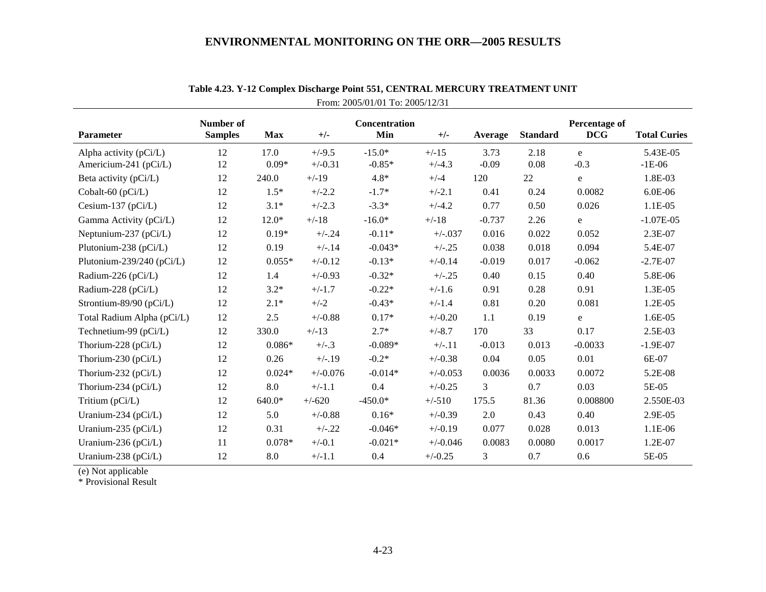**Table 4.23. Y-12 Complex Discharge Point 551, CENTRAL MERCURY TREATMENT UNIT**

From: 2005/01/01 To: 2005/12/31

| Parameter | Number of Samples | Concentration Max | +/- | Min | +/- | Average | Standard | Percentage of DCG | Total Curies |
|---|---|---|---|---|---|---|---|---|---|
| Alpha activity (pCi/L) | 12 | 17.0 | +/-9.5 | -15.0* | +/-15 | 3.73 | 2.18 | e | 5.43E-05 |
| Americium-241 (pCi/L) | 12 | 0.09* | +/-0.31 | -0.85* | +/-4.3 | -0.09 | 0.08 | -0.3 | -1E-06 |
| Beta activity (pCi/L) | 12 | 240.0 | +/-19 | 4.8* | +/-4 | 120 | 22 | e | 1.8E-03 |
| Cobalt-60 (pCi/L) | 12 | 1.5* | +/-2.2 | -1.7* | +/-2.1 | 0.41 | 0.24 | 0.0082 | 6.0E-06 |
| Cesium-137 (pCi/L) | 12 | 3.1* | +/-2.3 | -3.3* | +/-4.2 | 0.77 | 0.50 | 0.026 | 1.1E-05 |
| Gamma Activity (pCi/L) | 12 | 12.0* | +/-18 | -16.0* | +/-18 | -0.737 | 2.26 | e | -1.07E-05 |
| Neptunium-237 (pCi/L) | 12 | 0.19* | +/-.24 | -0.11* | +/-.037 | 0.016 | 0.022 | 0.052 | 2.3E-07 |
| Plutonium-238 (pCi/L) | 12 | 0.19 | +/-.14 | -0.043* | +/-.25 | 0.038 | 0.018 | 0.094 | 5.4E-07 |
| Plutonium-239/240 (pCi/L) | 12 | 0.055* | +/-0.12 | -0.13* | +/-0.14 | -0.019 | 0.017 | -0.062 | -2.7E-07 |
| Radium-226 (pCi/L) | 12 | 1.4 | +/-0.93 | -0.32* | +/-.25 | 0.40 | 0.15 | 0.40 | 5.8E-06 |
| Radium-228 (pCi/L) | 12 | 3.2* | +/-1.7 | -0.22* | +/-1.6 | 0.91 | 0.28 | 0.91 | 1.3E-05 |
| Strontium-89/90 (pCi/L) | 12 | 2.1* | +/-2 | -0.43* | +/-1.4 | 0.81 | 0.20 | 0.081 | 1.2E-05 |
| Total Radium Alpha (pCi/L) | 12 | 2.5 | +/-0.88 | 0.17* | +/-0.20 | 1.1 | 0.19 | e | 1.6E-05 |
| Technetium-99 (pCi/L) | 12 | 330.0 | +/-13 | 2.7* | +/-8.7 | 170 | 33 | 0.17 | 2.5E-03 |
| Thorium-228 (pCi/L) | 12 | 0.086* | +/-.3 | -0.089* | +/-.11 | -0.013 | 0.013 | -0.0033 | -1.9E-07 |
| Thorium-230 (pCi/L) | 12 | 0.26 | +/-.19 | -0.2* | +/-0.38 | 0.04 | 0.05 | 0.01 | 6E-07 |
| Thorium-232 (pCi/L) | 12 | 0.024* | +/-0.076 | -0.014* | +/-0.053 | 0.0036 | 0.0033 | 0.0072 | 5.2E-08 |
| Thorium-234 (pCi/L) | 12 | 8.0 | +/-1.1 | 0.4 | +/-0.25 | 3 | 0.7 | 0.03 | 5E-05 |
| Tritium (pCi/L) | 12 | 640.0* | +/-620 | -450.0* | +/-510 | 175.5 | 81.36 | 0.008800 | 2.550E-03 |
| Uranium-234 (pCi/L) | 12 | 5.0 | +/-0.88 | 0.16* | +/-0.39 | 2.0 | 0.43 | 0.40 | 2.9E-05 |
| Uranium-235 (pCi/L) | 12 | 0.31 | +/-.22 | -0.046* | +/-0.19 | 0.077 | 0.028 | 0.013 | 1.1E-06 |
| Uranium-236 (pCi/L) | 11 | 0.078* | +/-0.1 | -0.021* | +/-0.046 | 0.0083 | 0.0080 | 0.0017 | 1.2E-07 |
| Uranium-238 (pCi/L) | 12 | 8.0 | +/-1.1 | 0.4 | +/-0.25 | 3 | 0.7 | 0.6 | 5E-05 |

(e) Not applicable

\* Provisional Result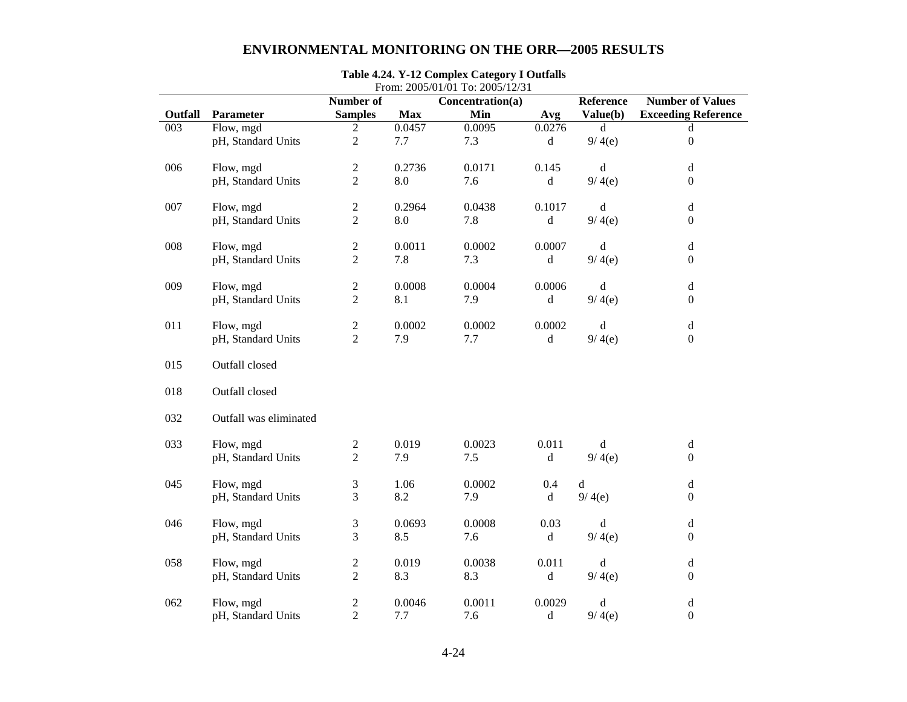**Table 4.24. Y-12 Complex Category I Outfalls**

From: 2005/01/01 To: 2005/12/31

| Outfall | Parameter | Number of Samples | Concentration(a) Max | Min | Avg | Reference Value(b) | Number of Values Exceeding Reference |
|---|---|---|---|---|---|---|---|
| 003 | Flow, mgd | 2 | 0.0457 | 0.0095 | 0.0276 | d | d |
| | pH, Standard Units | 2 | 7.7 | 7.3 | d | 9/ 4(e) | 0 |
| 006 | Flow, mgd | 2 | 0.2736 | 0.0171 | 0.145 | d | d |
| | pH, Standard Units | 2 | 8.0 | 7.6 | d | 9/ 4(e) | 0 |
| 007 | Flow, mgd | 2 | 0.2964 | 0.0438 | 0.1017 | d | d |
| | pH, Standard Units | 2 | 8.0 | 7.8 | d | 9/ 4(e) | 0 |
| 008 | Flow, mgd | 2 | 0.0011 | 0.0002 | 0.0007 | d | d |
| | pH, Standard Units | 2 | 7.8 | 7.3 | d | 9/ 4(e) | 0 |
| 009 | Flow, mgd | 2 | 0.0008 | 0.0004 | 0.0006 | d | d |
| | pH, Standard Units | 2 | 8.1 | 7.9 | d | 9/ 4(e) | 0 |
| 011 | Flow, mgd | 2 | 0.0002 | 0.0002 | 0.0002 | d | d |
| | pH, Standard Units | 2 | 7.9 | 7.7 | d | 9/ 4(e) | 0 |
| 015 | Outfall closed | | | | | | |
| 018 | Outfall closed | | | | | | |
| 032 | Outfall was eliminated | | | | | | |
| 033 | Flow, mgd | 2 | 0.019 | 0.0023 | 0.011 | d | d |
| | pH, Standard Units | 2 | 7.9 | 7.5 | d | 9/ 4(e) | 0 |
| 045 | Flow, mgd | 3 | 1.06 | 0.0002 | 0.4 | d | d |
| | pH, Standard Units | 3 | 8.2 | 7.9 | d | 9/ 4(e) | 0 |
| 046 | Flow, mgd | 3 | 0.0693 | 0.0008 | 0.03 | d | d |
| | pH, Standard Units | 3 | 8.5 | 7.6 | d | 9/ 4(e) | 0 |
| 058 | Flow, mgd | 2 | 0.019 | 0.0038 | 0.011 | d | d |
| | pH, Standard Units | 2 | 8.3 | 8.3 | d | 9/ 4(e) | 0 |
| 062 | Flow, mgd | 2 | 0.0046 | 0.0011 | 0.0029 | d | d |
| | pH, Standard Units | 2 | 7.7 | 7.6 | d | 9/ 4(e) | 0 |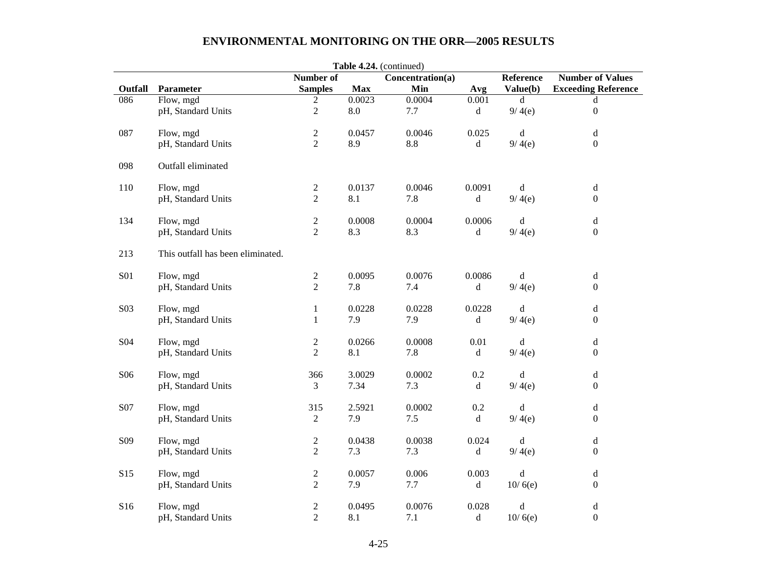**Table 4.24.** (continued)

| Outfall | Parameter | Number of Samples | Concentration(a) Max | Min | Avg | Reference Value(b) | Number of Values Exceeding Reference |
|---|---|---|---|---|---|---|---|
| 086 | Flow, mgd | 2 | 0.0023 | 0.0004 | 0.001 | d | d |
| | pH, Standard Units | 2 | 8.0 | 7.7 | d | 9/ 4(e) | 0 |
| 087 | Flow, mgd | 2 | 0.0457 | 0.0046 | 0.025 | d | d |
| | pH, Standard Units | 2 | 8.9 | 8.8 | d | 9/ 4(e) | 0 |
| 098 | Outfall eliminated | | | | | | |
| 110 | Flow, mgd | 2 | 0.0137 | 0.0046 | 0.0091 | d | d |
| | pH, Standard Units | 2 | 8.1 | 7.8 | d | 9/ 4(e) | 0 |
| 134 | Flow, mgd | 2 | 0.0008 | 0.0004 | 0.0006 | d | d |
| | pH, Standard Units | 2 | 8.3 | 8.3 | d | 9/ 4(e) | 0 |
| 213 | This outfall has been eliminated. | | | | | | |
| S01 | Flow, mgd | 2 | 0.0095 | 0.0076 | 0.0086 | d | d |
| | pH, Standard Units | 2 | 7.8 | 7.4 | d | 9/ 4(e) | 0 |
| S03 | Flow, mgd | 1 | 0.0228 | 0.0228 | 0.0228 | d | d |
| | pH, Standard Units | 1 | 7.9 | 7.9 | d | 9/ 4(e) | 0 |
| S04 | Flow, mgd | 2 | 0.0266 | 0.0008 | 0.01 | d | d |
| | pH, Standard Units | 2 | 8.1 | 7.8 | d | 9/ 4(e) | 0 |
| S06 | Flow, mgd | 366 | 3.0029 | 0.0002 | 0.2 | d | d |
| | pH, Standard Units | 3 | 7.34 | 7.3 | d | 9/ 4(e) | 0 |
| S07 | Flow, mgd | 315 | 2.5921 | 0.0002 | 0.2 | d | d |
| | pH, Standard Units | 2 | 7.9 | 7.5 | d | 9/ 4(e) | 0 |
| S09 | Flow, mgd | 2 | 0.0438 | 0.0038 | 0.024 | d | d |
| | pH, Standard Units | 2 | 7.3 | 7.3 | d | 9/ 4(e) | 0 |
| S15 | Flow, mgd | 2 | 0.0057 | 0.006 | 0.003 | d | d |
| | pH, Standard Units | 2 | 7.9 | 7.7 | d | 10/ 6(e) | 0 |
| S16 | Flow, mgd | 2 | 0.0495 | 0.0076 | 0.028 | d | d |
| | pH, Standard Units | 2 | 8.1 | 7.1 | d | 10/ 6(e) | 0 |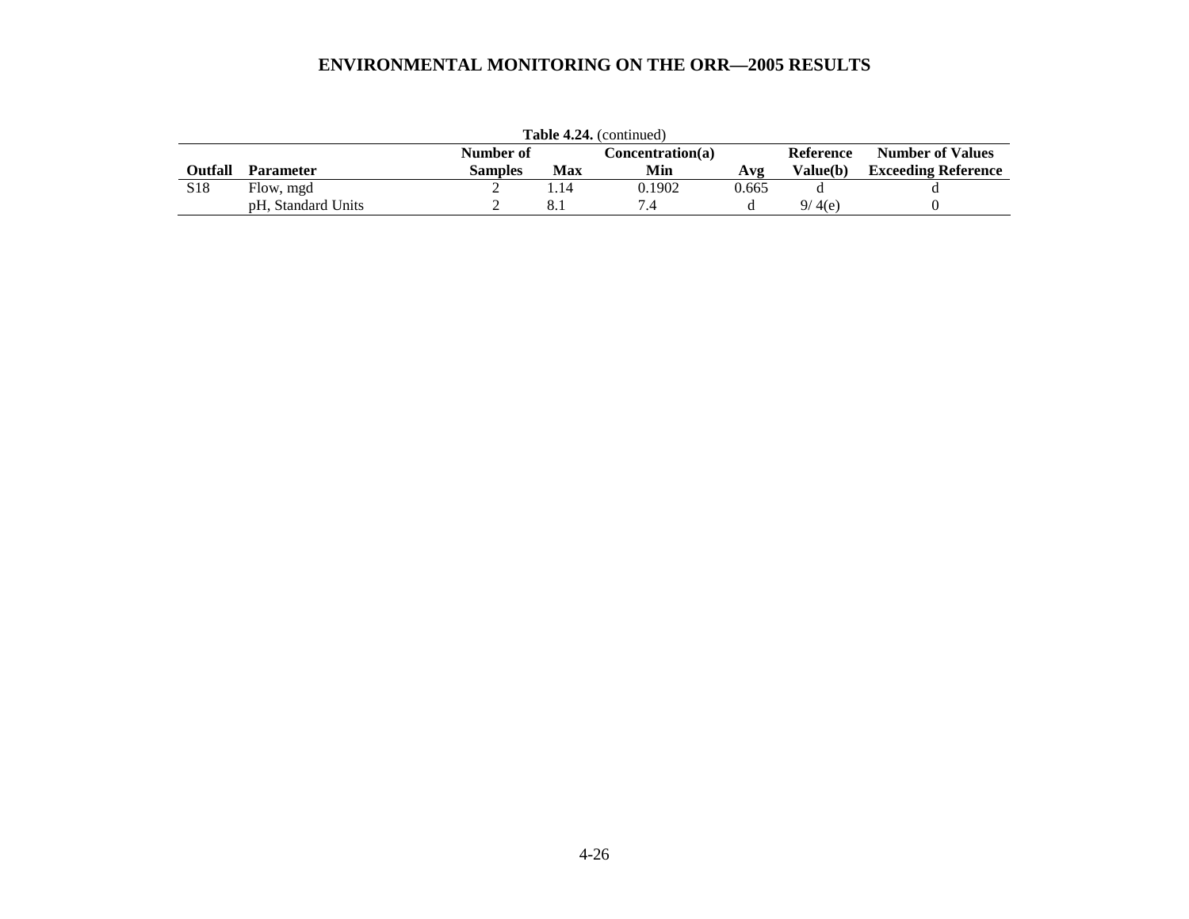**Table 4.24.** (continued)

| Outfall | Parameter | Number of Samples | Concentration(a) Max | Min | Avg | Reference Value(b) | Number of Values Exceeding Reference |
|---|---|---|---|---|---|---|---|
| S18 | Flow, mgd | 2 | 1.14 | 0.1902 | 0.665 | d | d |
| | pH, Standard Units | 2 | 8.1 | 7.4 | d | 9/ 4(e) | 0 |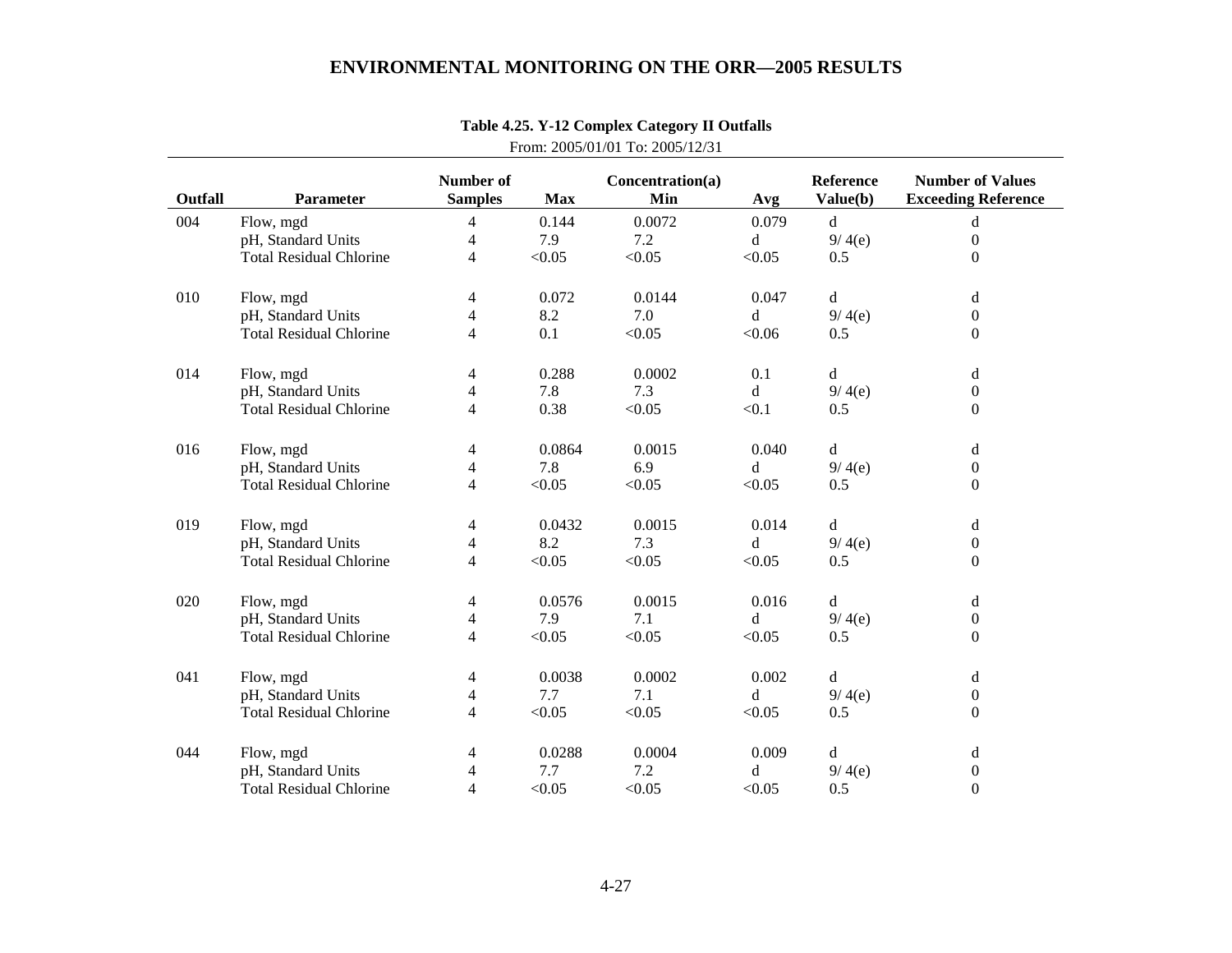**Table 4.25. Y-12 Complex Category II Outfalls**

From: 2005/01/01 To: 2005/12/31

| Outfall | Parameter | Number of Samples | Concentration(a) Max | Min | Avg | Reference Value(b) | Number of Values Exceeding Reference |
|---|---|---|---|---|---|---|---|
| 004 | Flow, mgd | 4 | 0.144 | 0.0072 | 0.079 | d | d |
| | pH, Standard Units | 4 | 7.9 | 7.2 | d | 9/ 4(e) | 0 |
| | Total Residual Chlorine | 4 | <0.05 | <0.05 | <0.05 | 0.5 | 0 |
| 010 | Flow, mgd | 4 | 0.072 | 0.0144 | 0.047 | d | d |
| | pH, Standard Units | 4 | 8.2 | 7.0 | d | 9/ 4(e) | 0 |
| | Total Residual Chlorine | 4 | 0.1 | <0.05 | <0.06 | 0.5 | 0 |
| 014 | Flow, mgd | 4 | 0.288 | 0.0002 | 0.1 | d | d |
| | pH, Standard Units | 4 | 7.8 | 7.3 | d | 9/ 4(e) | 0 |
| | Total Residual Chlorine | 4 | 0.38 | <0.05 | <0.1 | 0.5 | 0 |
| 016 | Flow, mgd | 4 | 0.0864 | 0.0015 | 0.040 | d | d |
| | pH, Standard Units | 4 | 7.8 | 6.9 | d | 9/ 4(e) | 0 |
| | Total Residual Chlorine | 4 | <0.05 | <0.05 | <0.05 | 0.5 | 0 |
| 019 | Flow, mgd | 4 | 0.0432 | 0.0015 | 0.014 | d | d |
| | pH, Standard Units | 4 | 8.2 | 7.3 | d | 9/ 4(e) | 0 |
| | Total Residual Chlorine | 4 | <0.05 | <0.05 | <0.05 | 0.5 | 0 |
| 020 | Flow, mgd | 4 | 0.0576 | 0.0015 | 0.016 | d | d |
| | pH, Standard Units | 4 | 7.9 | 7.1 | d | 9/ 4(e) | 0 |
| | Total Residual Chlorine | 4 | <0.05 | <0.05 | <0.05 | 0.5 | 0 |
| 041 | Flow, mgd | 4 | 0.0038 | 0.0002 | 0.002 | d | d |
| | pH, Standard Units | 4 | 7.7 | 7.1 | d | 9/ 4(e) | 0 |
| | Total Residual Chlorine | 4 | <0.05 | <0.05 | <0.05 | 0.5 | 0 |
| 044 | Flow, mgd | 4 | 0.0288 | 0.0004 | 0.009 | d | d |
| | pH, Standard Units | 4 | 7.7 | 7.2 | d | 9/ 4(e) | 0 |
| | Total Residual Chlorine | 4 | <0.05 | <0.05 | <0.05 | 0.5 | 0 |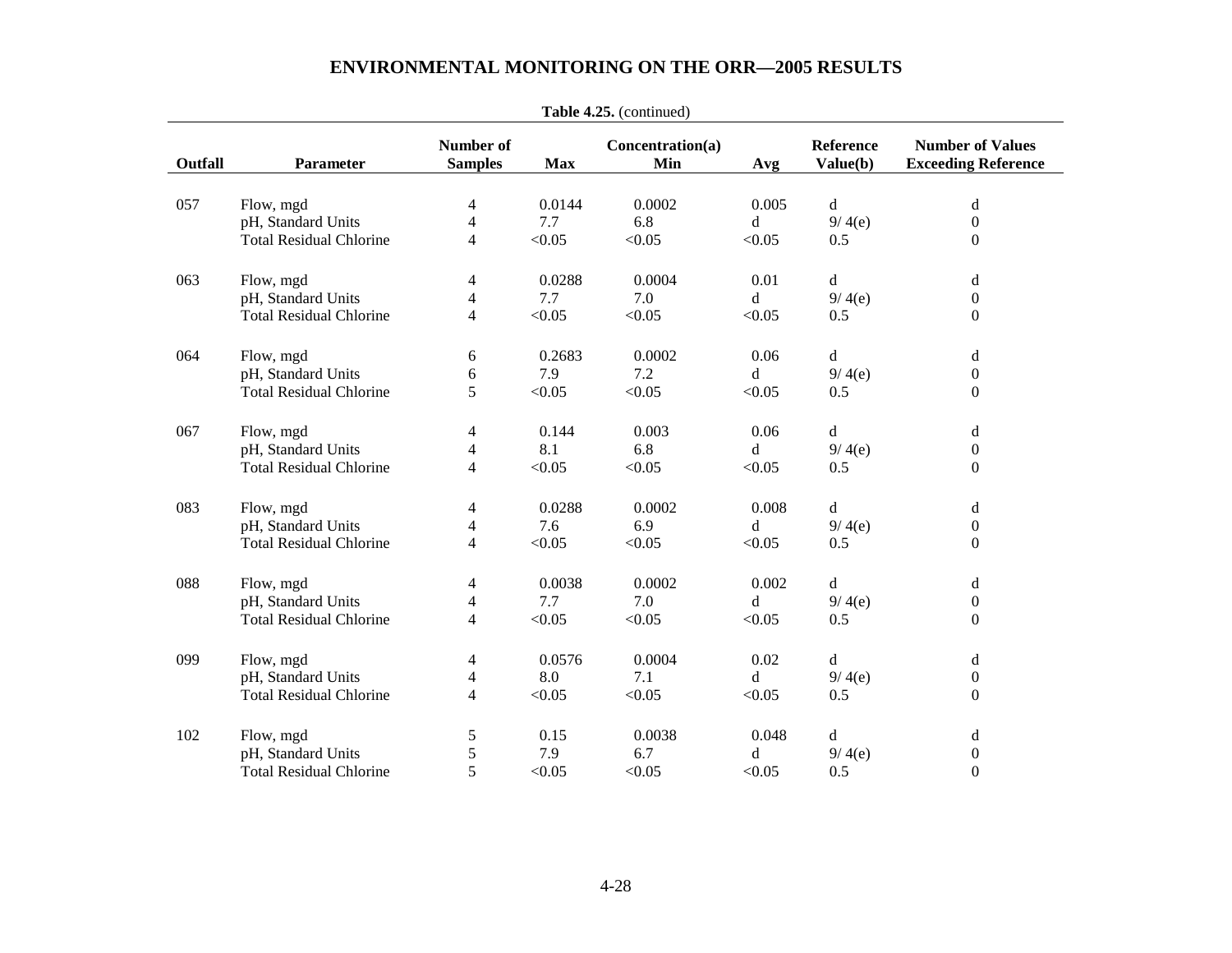**Table 4.25.** (continued)

| Outfall | Parameter | Number of Samples | Max | Concentration(a) Min | Avg | Reference Value(b) | Number of Values Exceeding Reference |
|---|---|---|---|---|---|---|---|
| 057 | Flow, mgd | 4 | 0.0144 | 0.0002 | 0.005 | d | d |
| | pH, Standard Units | 4 | 7.7 | 6.8 | d | 9/ 4(e) | 0 |
| | Total Residual Chlorine | 4 | <0.05 | <0.05 | <0.05 | 0.5 | 0 |
| 063 | Flow, mgd | 4 | 0.0288 | 0.0004 | 0.01 | d | d |
| | pH, Standard Units | 4 | 7.7 | 7.0 | d | 9/ 4(e) | 0 |
| | Total Residual Chlorine | 4 | <0.05 | <0.05 | <0.05 | 0.5 | 0 |
| 064 | Flow, mgd | 6 | 0.2683 | 0.0002 | 0.06 | d | d |
| | pH, Standard Units | 6 | 7.9 | 7.2 | d | 9/ 4(e) | 0 |
| | Total Residual Chlorine | 5 | <0.05 | <0.05 | <0.05 | 0.5 | 0 |
| 067 | Flow, mgd | 4 | 0.144 | 0.003 | 0.06 | d | d |
| | pH, Standard Units | 4 | 8.1 | 6.8 | d | 9/ 4(e) | 0 |
| | Total Residual Chlorine | 4 | <0.05 | <0.05 | <0.05 | 0.5 | 0 |
| 083 | Flow, mgd | 4 | 0.0288 | 0.0002 | 0.008 | d | d |
| | pH, Standard Units | 4 | 7.6 | 6.9 | d | 9/ 4(e) | 0 |
| | Total Residual Chlorine | 4 | <0.05 | <0.05 | <0.05 | 0.5 | 0 |
| 088 | Flow, mgd | 4 | 0.0038 | 0.0002 | 0.002 | d | d |
| | pH, Standard Units | 4 | 7.7 | 7.0 | d | 9/ 4(e) | 0 |
| | Total Residual Chlorine | 4 | <0.05 | <0.05 | <0.05 | 0.5 | 0 |
| 099 | Flow, mgd | 4 | 0.0576 | 0.0004 | 0.02 | d | d |
| | pH, Standard Units | 4 | 8.0 | 7.1 | d | 9/ 4(e) | 0 |
| | Total Residual Chlorine | 4 | <0.05 | <0.05 | <0.05 | 0.5 | 0 |
| 102 | Flow, mgd | 5 | 0.15 | 0.0038 | 0.048 | d | d |
| | pH, Standard Units | 5 | 7.9 | 6.7 | d | 9/ 4(e) | 0 |
| | Total Residual Chlorine | 5 | <0.05 | <0.05 | <0.05 | 0.5 | 0 |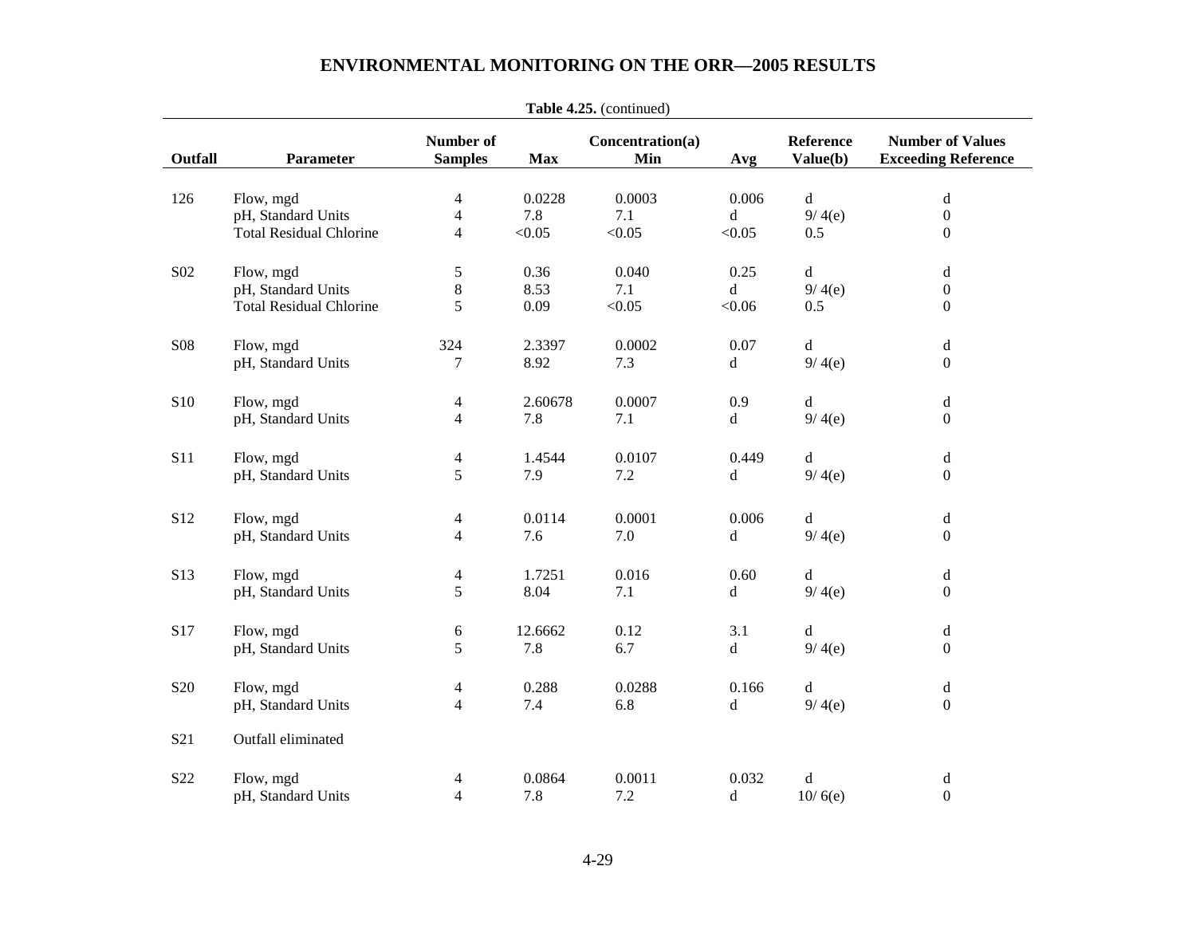**Table 4.25.** (continued)

| Outfall | Parameter | Number of Samples | Concentration(a) | | | Reference Value(b) | Number of Values Exceeding Reference |
|---|---|---|---|---|---|---|---|
| | | | Max | Min | Avg | | |
| 126 | Flow, mgd | 4 | 0.0228 | 0.0003 | 0.006 | d | d |
| | pH, Standard Units | 4 | 7.8 | 7.1 | d | 9/ 4(e) | 0 |
| | Total Residual Chlorine | 4 | <0.05 | <0.05 | <0.05 | 0.5 | 0 |
| S02 | Flow, mgd | 5 | 0.36 | 0.040 | 0.25 | d | d |
| | pH, Standard Units | 8 | 8.53 | 7.1 | d | 9/ 4(e) | 0 |
| | Total Residual Chlorine | 5 | 0.09 | <0.05 | <0.06 | 0.5 | 0 |
| S08 | Flow, mgd | 324 | 2.3397 | 0.0002 | 0.07 | d | d |
| | pH, Standard Units | 7 | 8.92 | 7.3 | d | 9/ 4(e) | 0 |
| S10 | Flow, mgd | 4 | 2.60678 | 0.0007 | 0.9 | d | d |
| | pH, Standard Units | 4 | 7.8 | 7.1 | d | 9/ 4(e) | 0 |
| S11 | Flow, mgd | 4 | 1.4544 | 0.0107 | 0.449 | d | d |
| | pH, Standard Units | 5 | 7.9 | 7.2 | d | 9/ 4(e) | 0 |
| S12 | Flow, mgd | 4 | 0.0114 | 0.0001 | 0.006 | d | d |
| | pH, Standard Units | 4 | 7.6 | 7.0 | d | 9/ 4(e) | 0 |
| S13 | Flow, mgd | 4 | 1.7251 | 0.016 | 0.60 | d | d |
| | pH, Standard Units | 5 | 8.04 | 7.1 | d | 9/ 4(e) | 0 |
| S17 | Flow, mgd | 6 | 12.6662 | 0.12 | 3.1 | d | d |
| | pH, Standard Units | 5 | 7.8 | 6.7 | d | 9/ 4(e) | 0 |
| S20 | Flow, mgd | 4 | 0.288 | 0.0288 | 0.166 | d | d |
| | pH, Standard Units | 4 | 7.4 | 6.8 | d | 9/ 4(e) | 0 |
| S21 | Outfall eliminated | | | | | | |
| S22 | Flow, mgd | 4 | 0.0864 | 0.0011 | 0.032 | d | d |
| | pH, Standard Units | 4 | 7.8 | 7.2 | d | 10/ 6(e) | 0 |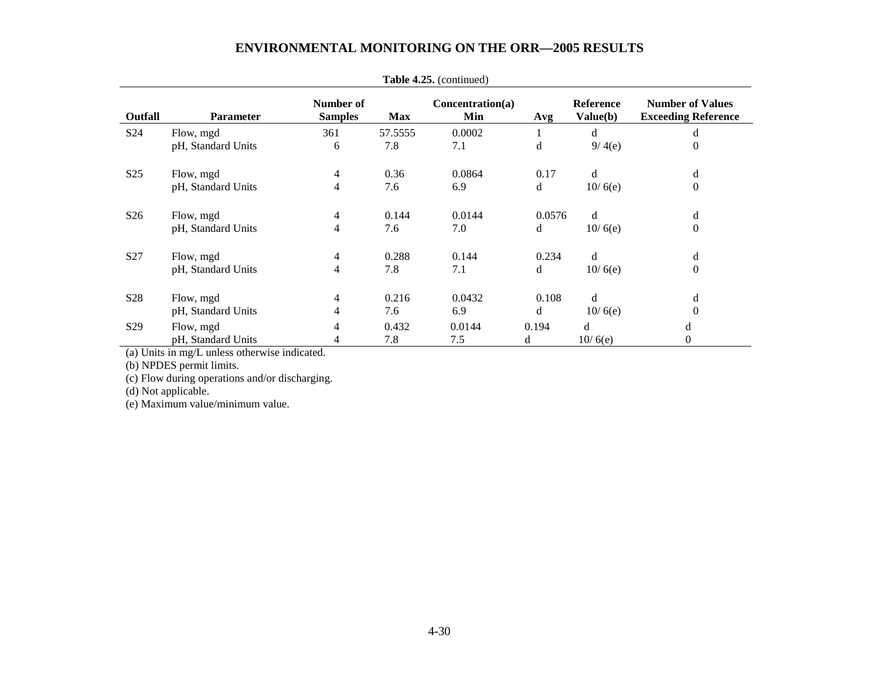**Table 4.25.** (continued)

| Outfall | Parameter | Number of Samples | Max | Concentration(a) Min | Avg | Reference Value(b) | Number of Values Exceeding Reference |
|---|---|---|---|---|---|---|---|
| S24 | Flow, mgd | 361 | 57.5555 | 0.0002 | 1 | d | d |
| | pH, Standard Units | 6 | 7.8 | 7.1 | d | 9/ 4(e) | 0 |
| S25 | Flow, mgd | 4 | 0.36 | 0.0864 | 0.17 | d | d |
| | pH, Standard Units | 4 | 7.6 | 6.9 | d | 10/ 6(e) | 0 |
| S26 | Flow, mgd | 4 | 0.144 | 0.0144 | 0.0576 | d | d |
| | pH, Standard Units | 4 | 7.6 | 7.0 | d | 10/ 6(e) | 0 |
| S27 | Flow, mgd | 4 | 0.288 | 0.144 | 0.234 | d | d |
| | pH, Standard Units | 4 | 7.8 | 7.1 | d | 10/ 6(e) | 0 |
| S28 | Flow, mgd | 4 | 0.216 | 0.0432 | 0.108 | d | d |
| | pH, Standard Units | 4 | 7.6 | 6.9 | d | 10/ 6(e) | 0 |
| S29 | Flow, mgd | 4 | 0.432 | 0.0144 | 0.194 | d | d |
| | pH, Standard Units | 4 | 7.8 | 7.5 | d | 10/ 6(e) | 0 |

(a) Units in mg/L unless otherwise indicated.

(b) NPDES permit limits.

(c) Flow during operations and/or discharging.

(d) Not applicable.

(e) Maximum value/minimum value.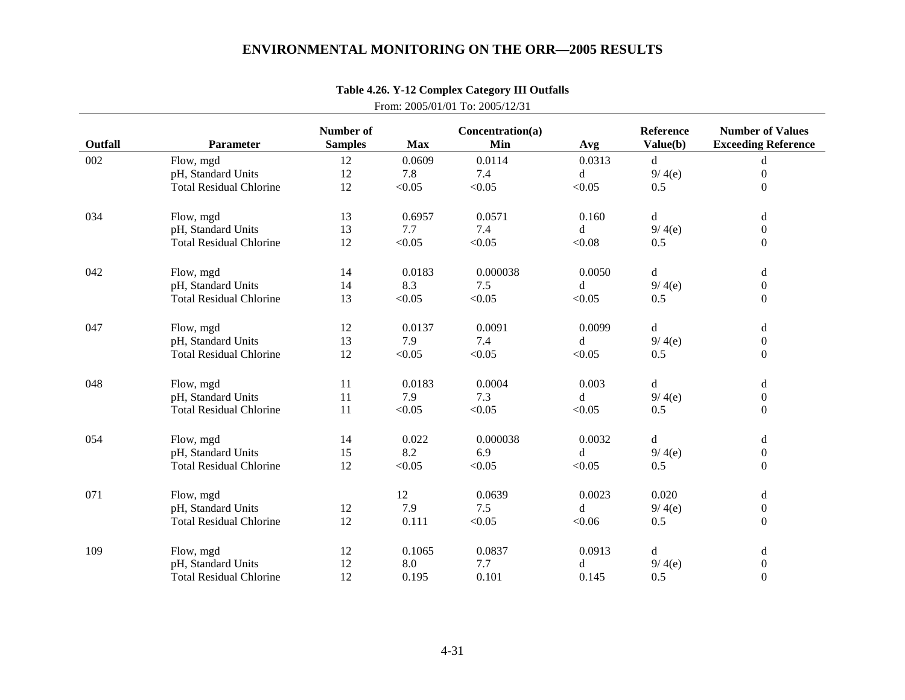**Table 4.26. Y-12 Complex Category III Outfalls**

From: 2005/01/01 To: 2005/12/31

| Outfall | Parameter | Number of Samples | Concentration(a) Max | Min | Avg | Reference Value(b) | Number of Values Exceeding Reference |
|---|---|---|---|---|---|---|---|
| 002 | Flow, mgd | 12 | 0.0609 | 0.0114 | 0.0313 | d | d |
| | pH, Standard Units | 12 | 7.8 | 7.4 | d | 9/ 4(e) | 0 |
| | Total Residual Chlorine | 12 | <0.05 | <0.05 | <0.05 | 0.5 | 0 |
| 034 | Flow, mgd | 13 | 0.6957 | 0.0571 | 0.160 | d | d |
| | pH, Standard Units | 13 | 7.7 | 7.4 | d | 9/ 4(e) | 0 |
| | Total Residual Chlorine | 12 | <0.05 | <0.05 | <0.08 | 0.5 | 0 |
| 042 | Flow, mgd | 14 | 0.0183 | 0.000038 | 0.0050 | d | d |
| | pH, Standard Units | 14 | 8.3 | 7.5 | d | 9/ 4(e) | 0 |
| | Total Residual Chlorine | 13 | <0.05 | <0.05 | <0.05 | 0.5 | 0 |
| 047 | Flow, mgd | 12 | 0.0137 | 0.0091 | 0.0099 | d | d |
| | pH, Standard Units | 13 | 7.9 | 7.4 | d | 9/ 4(e) | 0 |
| | Total Residual Chlorine | 12 | <0.05 | <0.05 | <0.05 | 0.5 | 0 |
| 048 | Flow, mgd | 11 | 0.0183 | 0.0004 | 0.003 | d | d |
| | pH, Standard Units | 11 | 7.9 | 7.3 | d | 9/ 4(e) | 0 |
| | Total Residual Chlorine | 11 | <0.05 | <0.05 | <0.05 | 0.5 | 0 |
| 054 | Flow, mgd | 14 | 0.022 | 0.000038 | 0.0032 | d | d |
| | pH, Standard Units | 15 | 8.2 | 6.9 | d | 9/ 4(e) | 0 |
| | Total Residual Chlorine | 12 | <0.05 | <0.05 | <0.05 | 0.5 | 0 |
| 071 | Flow, mgd | | 12 | 0.0639 | 0.0023 | 0.020 | d |
| | pH, Standard Units | 12 | 7.9 | 7.5 | d | 9/ 4(e) | 0 |
| | Total Residual Chlorine | 12 | 0.111 | <0.05 | <0.06 | 0.5 | 0 |
| 109 | Flow, mgd | 12 | 0.1065 | 0.0837 | 0.0913 | d | d |
| | pH, Standard Units | 12 | 8.0 | 7.7 | d | 9/ 4(e) | 0 |
| | Total Residual Chlorine | 12 | 0.195 | 0.101 | 0.145 | 0.5 | 0 |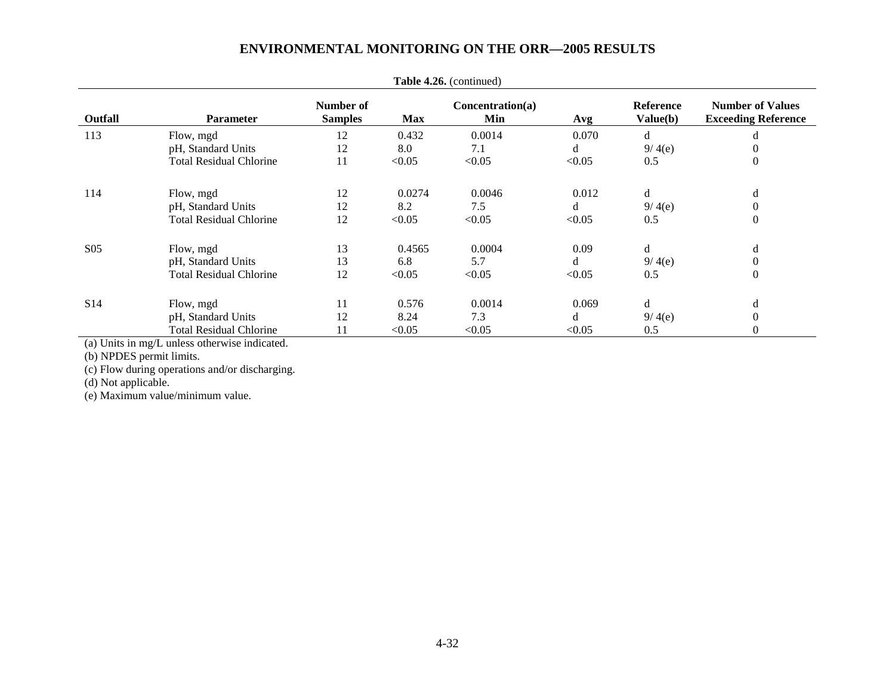**Table 4.26.** (continued)

| Outfall | Parameter | Number of Samples | Concentration(a) | | | Reference Value(b) | Number of Values Exceeding Reference |
|---|---|---|---|---|---|---|---|
| | | | Max | Min | Avg | | |
| 113 | Flow, mgd | 12 | 0.432 | 0.0014 | 0.070 | d | d |
| | pH, Standard Units | 12 | 8.0 | 7.1 | d | 9/ 4(e) | 0 |
| | Total Residual Chlorine | 11 | <0.05 | <0.05 | <0.05 | 0.5 | 0 |
| 114 | Flow, mgd | 12 | 0.0274 | 0.0046 | 0.012 | d | d |
| | pH, Standard Units | 12 | 8.2 | 7.5 | d | 9/ 4(e) | 0 |
| | Total Residual Chlorine | 12 | <0.05 | <0.05 | <0.05 | 0.5 | 0 |
| S05 | Flow, mgd | 13 | 0.4565 | 0.0004 | 0.09 | d | d |
| | pH, Standard Units | 13 | 6.8 | 5.7 | d | 9/ 4(e) | 0 |
| | Total Residual Chlorine | 12 | <0.05 | <0.05 | <0.05 | 0.5 | 0 |
| S14 | Flow, mgd | 11 | 0.576 | 0.0014 | 0.069 | d | d |
| | pH, Standard Units | 12 | 8.24 | 7.3 | d | 9/ 4(e) | 0 |
| | Total Residual Chlorine | 11 | <0.05 | <0.05 | <0.05 | 0.5 | 0 |

(a) Units in mg/L unless otherwise indicated.

(b) NPDES permit limits.

(c) Flow during operations and/or discharging.

(d) Not applicable.

(e) Maximum value/minimum value.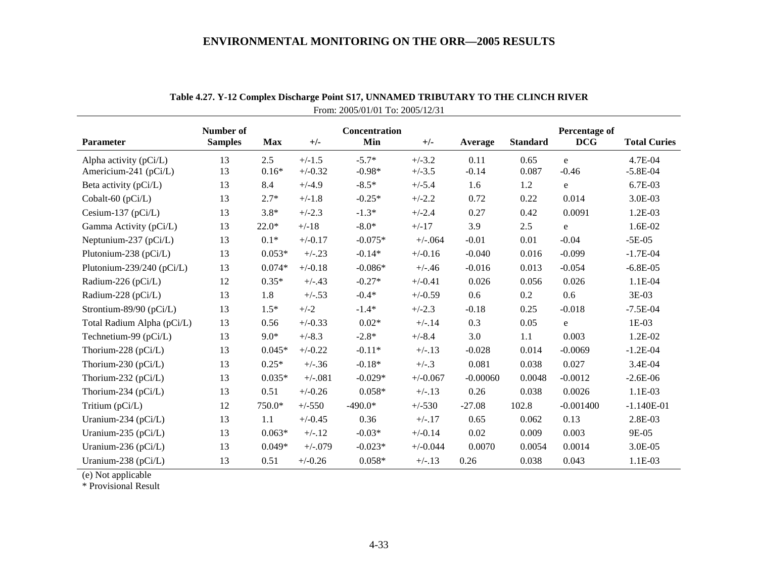**Table 4.27. Y-12 Complex Discharge Point S17, UNNAMED TRIBUTARY TO THE CLINCH RIVER**

From: 2005/01/01 To: 2005/12/31

| Parameter | Number of Samples | Concentration Max | +/- | Concentration Min | +/- | Average | Standard | Percentage of DCG | Total Curies |
|---|---|---|---|---|---|---|---|---|---|
| Alpha activity (pCi/L) | 13 | 2.5 | +/-1.5 | -5.7* | +/-3.2 | 0.11 | 0.65 | e | 4.7E-04 |
| Americium-241 (pCi/L) | 13 | 0.16* | +/-0.32 | -0.98* | +/-3.5 | -0.14 | 0.087 | -0.46 | -5.8E-04 |
| Beta activity (pCi/L) | 13 | 8.4 | +/-4.9 | -8.5* | +/-5.4 | 1.6 | 1.2 | e | 6.7E-03 |
| Cobalt-60 (pCi/L) | 13 | 2.7* | +/-1.8 | -0.25* | +/-2.2 | 0.72 | 0.22 | 0.014 | 3.0E-03 |
| Cesium-137 (pCi/L) | 13 | 3.8* | +/-2.3 | -1.3* | +/-2.4 | 0.27 | 0.42 | 0.0091 | 1.2E-03 |
| Gamma Activity (pCi/L) | 13 | 22.0* | +/-18 | -8.0* | +/-17 | 3.9 | 2.5 | e | 1.6E-02 |
| Neptunium-237 (pCi/L) | 13 | 0.1* | +/-0.17 | -0.075* | +/-.064 | -0.01 | 0.01 | -0.04 | -5E-05 |
| Plutonium-238 (pCi/L) | 13 | 0.053* | +/-.23 | -0.14* | +/-0.16 | -0.040 | 0.016 | -0.099 | -1.7E-04 |
| Plutonium-239/240 (pCi/L) | 13 | 0.074* | +/-0.18 | -0.086* | +/-.46 | -0.016 | 0.013 | -0.054 | -6.8E-05 |
| Radium-226 (pCi/L) | 12 | 0.35* | +/-.43 | -0.27* | +/-0.41 | 0.026 | 0.056 | 0.026 | 1.1E-04 |
| Radium-228 (pCi/L) | 13 | 1.8 | +/-.53 | -0.4* | +/-0.59 | 0.6 | 0.2 | 0.6 | 3E-03 |
| Strontium-89/90 (pCi/L) | 13 | 1.5* | +/-2 | -1.4* | +/-2.3 | -0.18 | 0.25 | -0.018 | -7.5E-04 |
| Total Radium Alpha (pCi/L) | 13 | 0.56 | +/-0.33 | 0.02* | +/-.14 | 0.3 | 0.05 | e | 1E-03 |
| Technetium-99 (pCi/L) | 13 | 9.0* | +/-8.3 | -2.8* | +/-8.4 | 3.0 | 1.1 | 0.003 | 1.2E-02 |
| Thorium-228 (pCi/L) | 13 | 0.045* | +/-0.22 | -0.11* | +/-.13 | -0.028 | 0.014 | -0.0069 | -1.2E-04 |
| Thorium-230 (pCi/L) | 13 | 0.25* | +/-.36 | -0.18* | +/-.3 | 0.081 | 0.038 | 0.027 | 3.4E-04 |
| Thorium-232 (pCi/L) | 13 | 0.035* | +/-.081 | -0.029* | +/-0.067 | -0.00060 | 0.0048 | -0.0012 | -2.6E-06 |
| Thorium-234 (pCi/L) | 13 | 0.51 | +/-0.26 | 0.058* | +/-.13 | 0.26 | 0.038 | 0.0026 | 1.1E-03 |
| Tritium (pCi/L) | 12 | 750.0* | +/-550 | -490.0* | +/-530 | -27.08 | 102.8 | -0.001400 | -1.140E-01 |
| Uranium-234 (pCi/L) | 13 | 1.1 | +/-0.45 | 0.36 | +/-.17 | 0.65 | 0.062 | 0.13 | 2.8E-03 |
| Uranium-235 (pCi/L) | 13 | 0.063* | +/-.12 | -0.03* | +/-0.14 | 0.02 | 0.009 | 0.003 | 9E-05 |
| Uranium-236 (pCi/L) | 13 | 0.049* | +/-.079 | -0.023* | +/-0.044 | 0.0070 | 0.0054 | 0.0014 | 3.0E-05 |
| Uranium-238 (pCi/L) | 13 | 0.51 | +/-0.26 | 0.058* | +/-.13 | 0.26 | 0.038 | 0.043 | 1.1E-03 |

(e) Not applicable

\* Provisional Result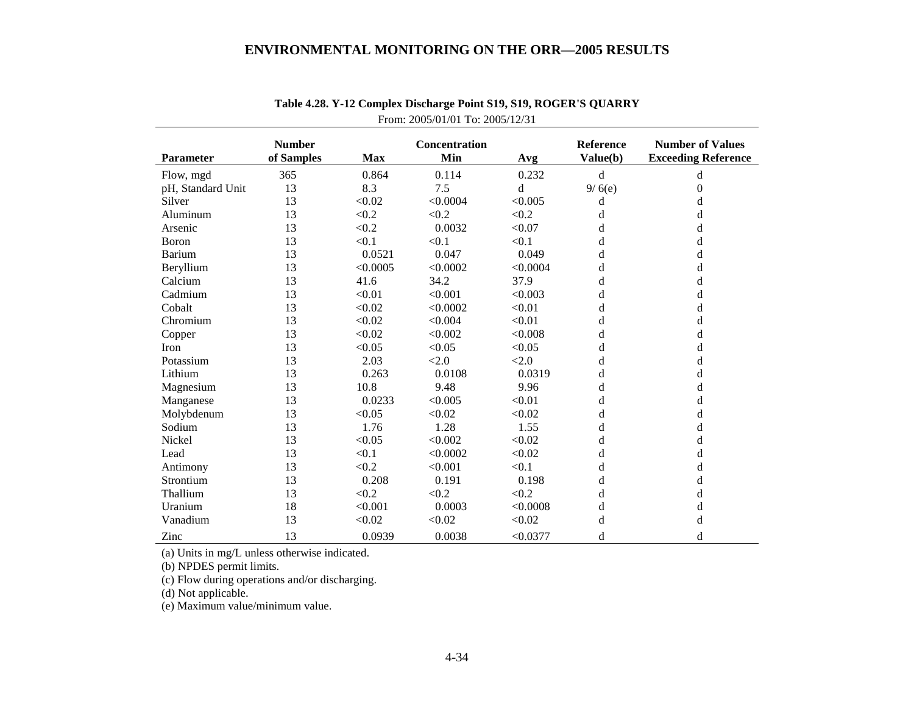**Table 4.28. Y-12 Complex Discharge Point S19, S19, ROGER'S QUARRY**

From: 2005/01/01 To: 2005/12/31

| Parameter | Number of Samples | Max | Concentration Min | Avg | Reference Value(b) | Number of Values Exceeding Reference |
|---|---|---|---|---|---|---|
| Flow, mgd | 365 | 0.864 | 0.114 | 0.232 | d | d |
| pH, Standard Unit | 13 | 8.3 | 7.5 | d | 9/ 6(e) | 0 |
| Silver | 13 | <0.02 | <0.0004 | <0.005 | d | d |
| Aluminum | 13 | <0.2 | <0.2 | <0.2 | d | d |
| Arsenic | 13 | <0.2 | 0.0032 | <0.07 | d | d |
| Boron | 13 | <0.1 | <0.1 | <0.1 | d | d |
| Barium | 13 | 0.0521 | 0.047 | 0.049 | d | d |
| Beryllium | 13 | <0.0005 | <0.0002 | <0.0004 | d | d |
| Calcium | 13 | 41.6 | 34.2 | 37.9 | d | d |
| Cadmium | 13 | <0.01 | <0.001 | <0.003 | d | d |
| Cobalt | 13 | <0.02 | <0.0002 | <0.01 | d | d |
| Chromium | 13 | <0.02 | <0.004 | <0.01 | d | d |
| Copper | 13 | <0.02 | <0.002 | <0.008 | d | d |
| Iron | 13 | <0.05 | <0.05 | <0.05 | d | d |
| Potassium | 13 | 2.03 | <2.0 | <2.0 | d | d |
| Lithium | 13 | 0.263 | 0.0108 | 0.0319 | d | d |
| Magnesium | 13 | 10.8 | 9.48 | 9.96 | d | d |
| Manganese | 13 | 0.0233 | <0.005 | <0.01 | d | d |
| Molybdenum | 13 | <0.05 | <0.02 | <0.02 | d | d |
| Sodium | 13 | 1.76 | 1.28 | 1.55 | d | d |
| Nickel | 13 | <0.05 | <0.002 | <0.02 | d | d |
| Lead | 13 | <0.1 | <0.0002 | <0.02 | d | d |
| Antimony | 13 | <0.2 | <0.001 | <0.1 | d | d |
| Strontium | 13 | 0.208 | 0.191 | 0.198 | d | d |
| Thallium | 13 | <0.2 | <0.2 | <0.2 | d | d |
| Uranium | 18 | <0.001 | 0.0003 | <0.0008 | d | d |
| Vanadium | 13 | <0.02 | <0.02 | <0.02 | d | d |
| Zinc | 13 | 0.0939 | 0.0038 | <0.0377 | d | d |

(a) Units in mg/L unless otherwise indicated.

(b) NPDES permit limits.

(c) Flow during operations and/or discharging.

(d) Not applicable.

(e) Maximum value/minimum value.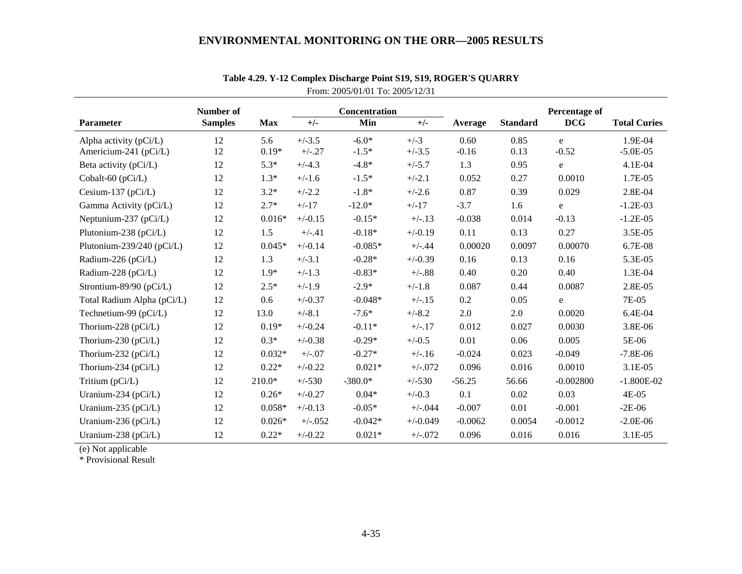**Table 4.29. Y-12 Complex Discharge Point S19, S19, ROGER'S QUARRY**

From: 2005/01/01 To: 2005/12/31

| Parameter | Number of Samples | Concentration Max | +/- | Min | +/- | Average | Standard | Percentage of DCG | Total Curies |
|---|---|---|---|---|---|---|---|---|---|
| Alpha activity (pCi/L) | 12 | 5.6 | +/-3.5 | -6.0* | +/-3 | 0.60 | 0.85 | e | 1.9E-04 |
| Americium-241 (pCi/L) | 12 | 0.19* | +/-.27 | -1.5* | +/-3.5 | -0.16 | 0.13 | -0.52 | -5.0E-05 |
| Beta activity (pCi/L) | 12 | 5.3* | +/-4.3 | -4.8* | +/-5.7 | 1.3 | 0.95 | e | 4.1E-04 |
| Cobalt-60 (pCi/L) | 12 | 1.3* | +/-1.6 | -1.5* | +/-2.1 | 0.052 | 0.27 | 0.0010 | 1.7E-05 |
| Cesium-137 (pCi/L) | 12 | 3.2* | +/-2.2 | -1.8* | +/-2.6 | 0.87 | 0.39 | 0.029 | 2.8E-04 |
| Gamma Activity (pCi/L) | 12 | 2.7* | +/-17 | -12.0* | +/-17 | -3.7 | 1.6 | e | -1.2E-03 |
| Neptunium-237 (pCi/L) | 12 | 0.016* | +/-0.15 | -0.15* | +/-.13 | -0.038 | 0.014 | -0.13 | -1.2E-05 |
| Plutonium-238 (pCi/L) | 12 | 1.5 | +/-.41 | -0.18* | +/-0.19 | 0.11 | 0.13 | 0.27 | 3.5E-05 |
| Plutonium-239/240 (pCi/L) | 12 | 0.045* | +/-0.14 | -0.085* | +/-.44 | 0.00020 | 0.0097 | 0.00070 | 6.7E-08 |
| Radium-226 (pCi/L) | 12 | 1.3 | +/-3.1 | -0.28* | +/-0.39 | 0.16 | 0.13 | 0.16 | 5.3E-05 |
| Radium-228 (pCi/L) | 12 | 1.9* | +/-1.3 | -0.83* | +/-.88 | 0.40 | 0.20 | 0.40 | 1.3E-04 |
| Strontium-89/90 (pCi/L) | 12 | 2.5* | +/-1.9 | -2.9* | +/-1.8 | 0.087 | 0.44 | 0.0087 | 2.8E-05 |
| Total Radium Alpha (pCi/L) | 12 | 0.6 | +/-0.37 | -0.048* | +/-.15 | 0.2 | 0.05 | e | 7E-05 |
| Technetium-99 (pCi/L) | 12 | 13.0 | +/-8.1 | -7.6* | +/-8.2 | 2.0 | 2.0 | 0.0020 | 6.4E-04 |
| Thorium-228 (pCi/L) | 12 | 0.19* | +/-0.24 | -0.11* | +/-.17 | 0.012 | 0.027 | 0.0030 | 3.8E-06 |
| Thorium-230 (pCi/L) | 12 | 0.3* | +/-0.38 | -0.29* | +/-0.5 | 0.01 | 0.06 | 0.005 | 5E-06 |
| Thorium-232 (pCi/L) | 12 | 0.032* | +/-.07 | -0.27* | +/-.16 | -0.024 | 0.023 | -0.049 | -7.8E-06 |
| Thorium-234 (pCi/L) | 12 | 0.22* | +/-0.22 | 0.021* | +/-.072 | 0.096 | 0.016 | 0.0010 | 3.1E-05 |
| Tritium (pCi/L) | 12 | 210.0* | +/-530 | -380.0* | +/-530 | -56.25 | 56.66 | -0.002800 | -1.800E-02 |
| Uranium-234 (pCi/L) | 12 | 0.26* | +/-0.27 | 0.04* | +/-0.3 | 0.1 | 0.02 | 0.03 | 4E-05 |
| Uranium-235 (pCi/L) | 12 | 0.058* | +/-0.13 | -0.05* | +/-.044 | -0.007 | 0.01 | -0.001 | -2E-06 |
| Uranium-236 (pCi/L) | 12 | 0.026* | +/-.052 | -0.042* | +/-0.049 | -0.0062 | 0.0054 | -0.0012 | -2.0E-06 |
| Uranium-238 (pCi/L) | 12 | 0.22* | +/-0.22 | 0.021* | +/-.072 | 0.096 | 0.016 | 0.016 | 3.1E-05 |

(e) Not applicable

* Provisional Result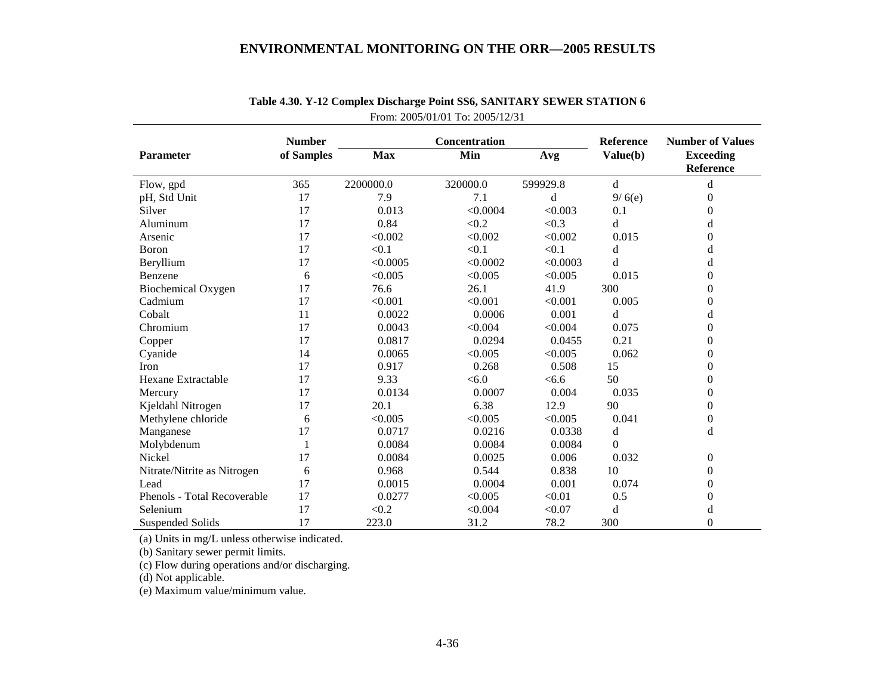**Table 4.30. Y-12 Complex Discharge Point SS6, SANITARY SEWER STATION 6**

From: 2005/01/01 To: 2005/12/31

| Parameter | Number of Samples | Concentration Max | Min | Avg | Reference Value(b) | Number of Values Exceeding Reference |
|---|---|---|---|---|---|---|
| Flow, gpd | 365 | 2200000.0 | 320000.0 | 599929.8 | d | d |
| pH, Std Unit | 17 | 7.9 | 7.1 | d | 9/ 6(e) | 0 |
| Silver | 17 | 0.013 | <0.0004 | <0.003 | 0.1 | 0 |
| Aluminum | 17 | 0.84 | <0.2 | <0.3 | d | d |
| Arsenic | 17 | <0.002 | <0.002 | <0.002 | 0.015 | 0 |
| Boron | 17 | <0.1 | <0.1 | <0.1 | d | d |
| Beryllium | 17 | <0.0005 | <0.0002 | <0.0003 | d | d |
| Benzene | 6 | <0.005 | <0.005 | <0.005 | 0.015 | 0 |
| Biochemical Oxygen | 17 | 76.6 | 26.1 | 41.9 | 300 | 0 |
| Cadmium | 17 | <0.001 | <0.001 | <0.001 | 0.005 | 0 |
| Cobalt | 11 | 0.0022 | 0.0006 | 0.001 | d | d |
| Chromium | 17 | 0.0043 | <0.004 | <0.004 | 0.075 | 0 |
| Copper | 17 | 0.0817 | 0.0294 | 0.0455 | 0.21 | 0 |
| Cyanide | 14 | 0.0065 | <0.005 | <0.005 | 0.062 | 0 |
| Iron | 17 | 0.917 | 0.268 | 0.508 | 15 | 0 |
| Hexane Extractable | 17 | 9.33 | <6.0 | <6.6 | 50 | 0 |
| Mercury | 17 | 0.0134 | 0.0007 | 0.004 | 0.035 | 0 |
| Kjeldahl Nitrogen | 17 | 20.1 | 6.38 | 12.9 | 90 | 0 |
| Methylene chloride | 6 | <0.005 | <0.005 | <0.005 | 0.041 | 0 |
| Manganese | 17 | 0.0717 | 0.0216 | 0.0338 | d | d |
| Molybdenum | 1 | 0.0084 | 0.0084 | 0.0084 | 0 | |
| Nickel | 17 | 0.0084 | 0.0025 | 0.006 | 0.032 | 0 |
| Nitrate/Nitrite as Nitrogen | 6 | 0.968 | 0.544 | 0.838 | 10 | 0 |
| Lead | 17 | 0.0015 | 0.0004 | 0.001 | 0.074 | 0 |
| Phenols - Total Recoverable | 17 | 0.0277 | <0.005 | <0.01 | 0.5 | 0 |
| Selenium | 17 | <0.2 | <0.004 | <0.07 | d | d |
| Suspended Solids | 17 | 223.0 | 31.2 | 78.2 | 300 | 0 |

(a) Units in mg/L unless otherwise indicated.

(b) Sanitary sewer permit limits.

(c) Flow during operations and/or discharging.

(d) Not applicable.

(e) Maximum value/minimum value.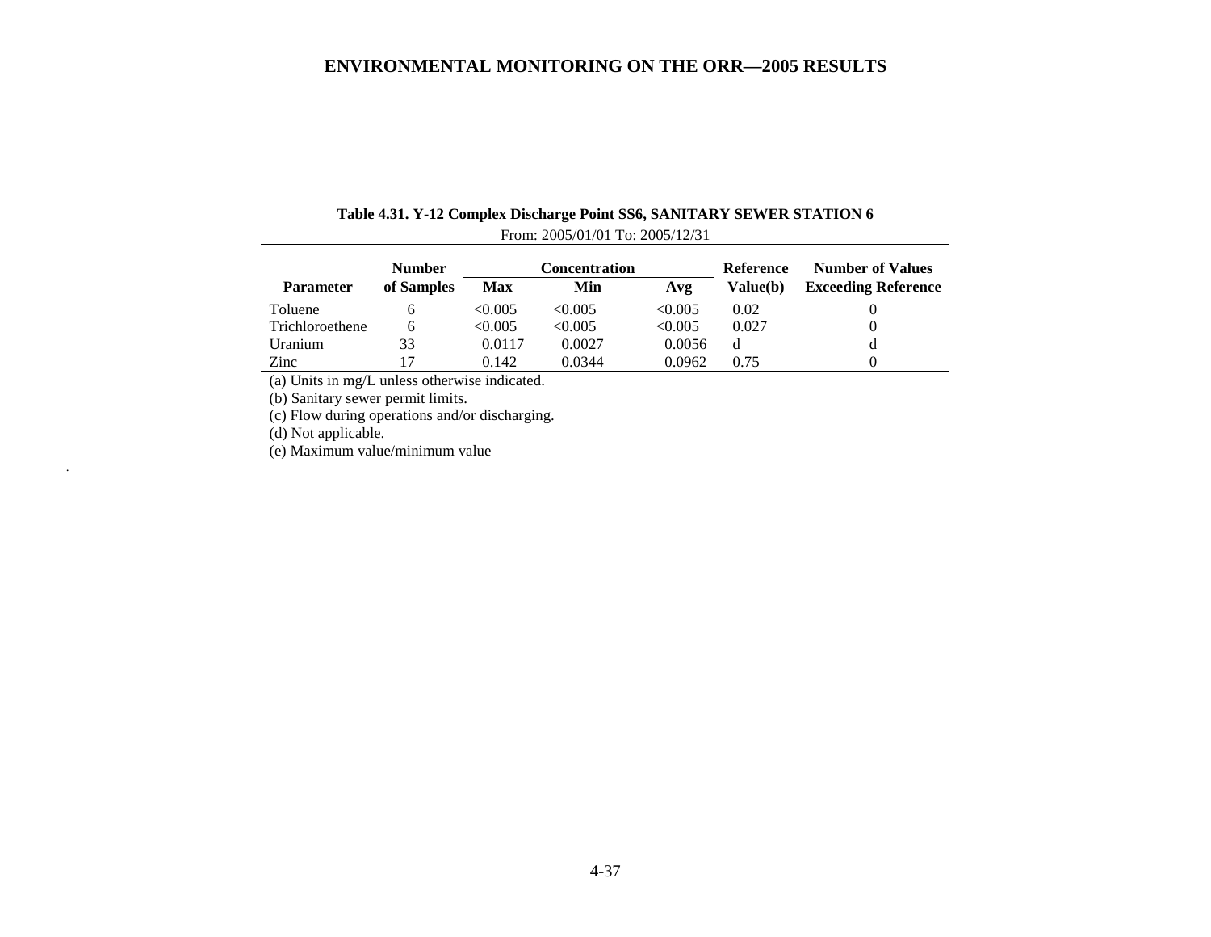**Table 4.31. Y-12 Complex Discharge Point SS6, SANITARY SEWER STATION 6**

From: 2005/01/01 To: 2005/12/31

| Parameter | Number of Samples | Concentration Max | Concentration Min | Concentration Avg | Reference Value(b) | Number of Values Exceeding Reference |
|---|---|---|---|---|---|---|
| Toluene | 6 | <0.005 | <0.005 | <0.005 | 0.02 | 0 |
| Trichloroethene | 6 | <0.005 | <0.005 | <0.005 | 0.027 | 0 |
| Uranium | 33 | 0.0117 | 0.0027 | 0.0056 | d | d |
| Zinc | 17 | 0.142 | 0.0344 | 0.0962 | 0.75 | 0 |

(a) Units in mg/L unless otherwise indicated.

(b) Sanitary sewer permit limits.

(c) Flow during operations and/or discharging.

(d) Not applicable.

(e) Maximum value/minimum value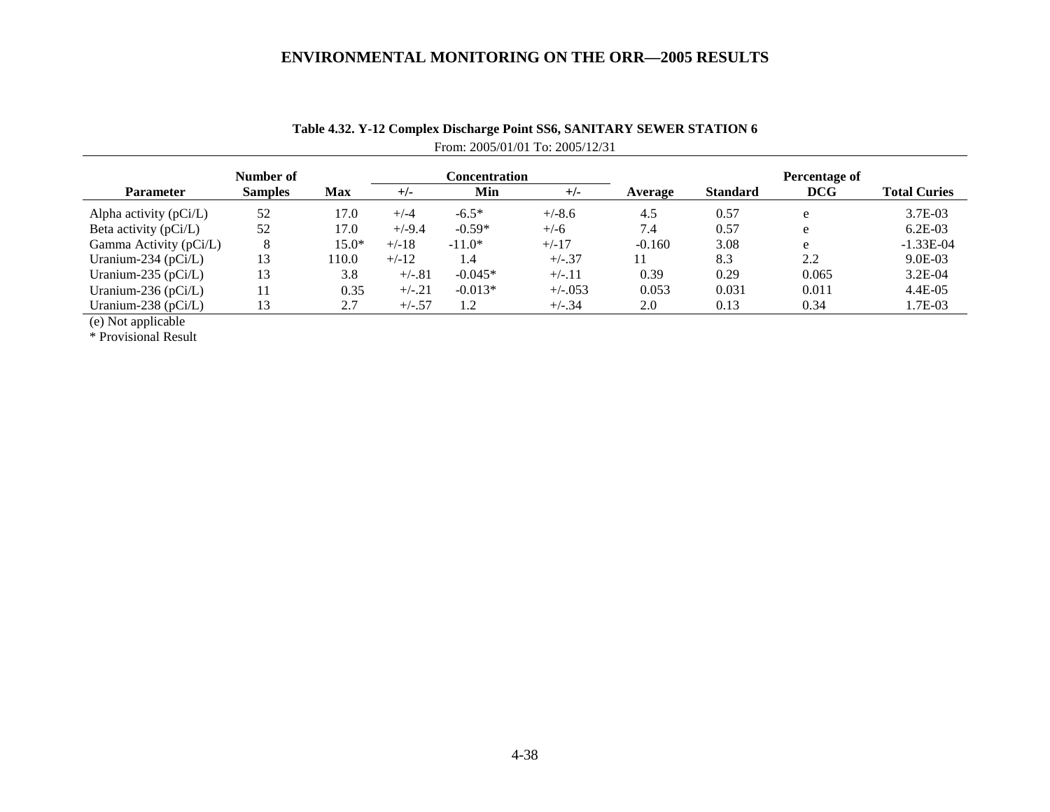**Table 4.32. Y-12 Complex Discharge Point SS6, SANITARY SEWER STATION 6**

From: 2005/01/01 To: 2005/12/31

| Parameter | Number of Samples | Concentration | | | | Average | Standard | Percentage of DCG | Total Curies |
|---|---|---|---|---|---|---|---|---|---|
| | | Max | +/- | Min | +/- | | | | |
| Alpha activity (pCi/L) | 52 | 17.0 | +/-4 | -6.5* | +/-8.6 | 4.5 | 0.57 | e | 3.7E-03 |
| Beta activity (pCi/L) | 52 | 17.0 | +/-9.4 | -0.59* | +/-6 | 7.4 | 0.57 | e | 6.2E-03 |
| Gamma Activity (pCi/L) | 8 | 15.0* | +/-18 | -11.0* | +/-17 | -0.160 | 3.08 | e | -1.33E-04 |
| Uranium-234 (pCi/L) | 13 | 110.0 | +/-12 | 1.4 | +/-.37 | 11 | 8.3 | 2.2 | 9.0E-03 |
| Uranium-235 (pCi/L) | 13 | 3.8 | +/-.81 | -0.045* | +/-.11 | 0.39 | 0.29 | 0.065 | 3.2E-04 |
| Uranium-236 (pCi/L) | 11 | 0.35 | +/-.21 | -0.013* | +/-.053 | 0.053 | 0.031 | 0.011 | 4.4E-05 |
| Uranium-238 (pCi/L) | 13 | 2.7 | +/-.57 | 1.2 | +/-.34 | 2.0 | 0.13 | 0.34 | 1.7E-03 |

(e) Not applicable

* Provisional Result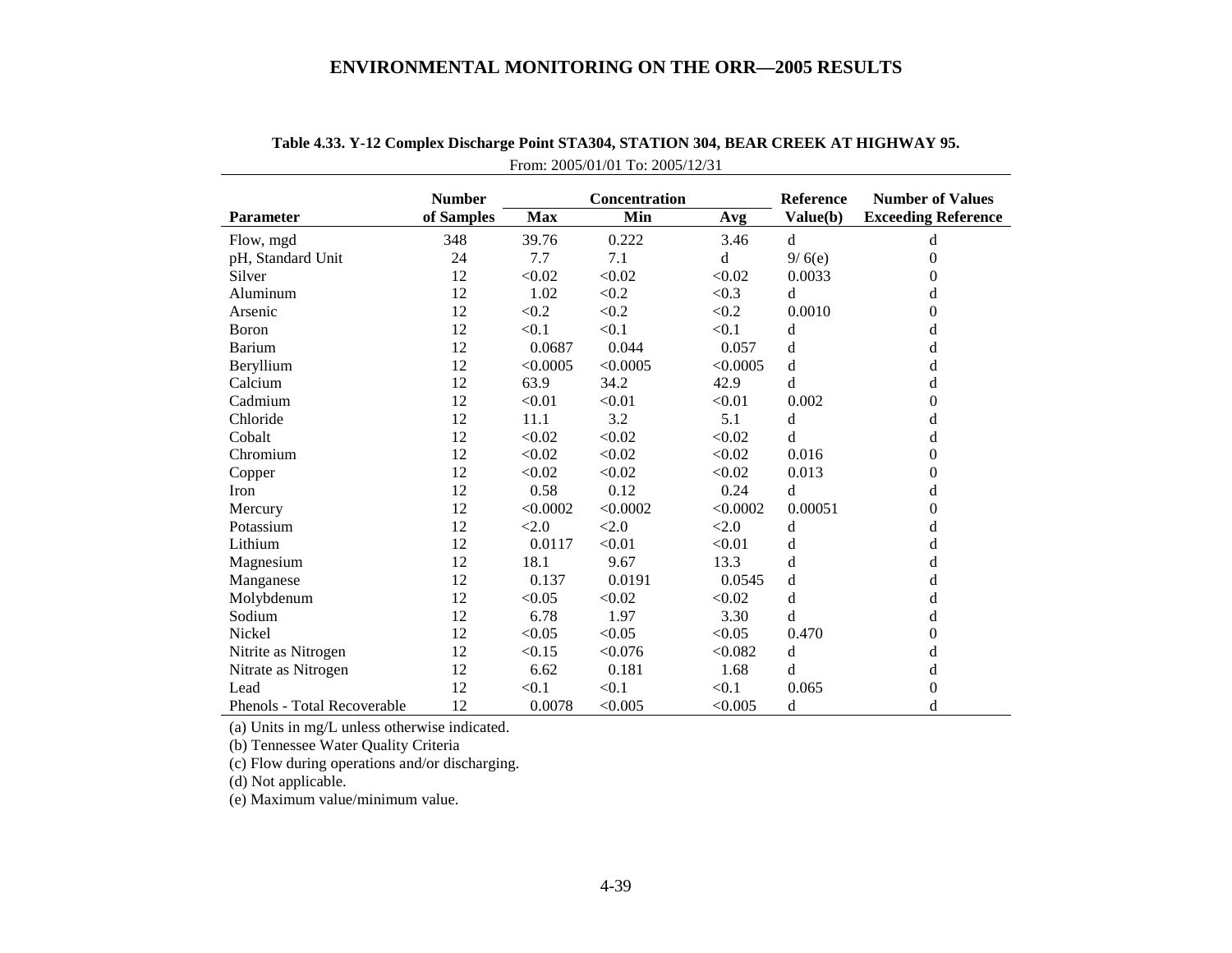**Table 4.33. Y-12 Complex Discharge Point STA304, STATION 304, BEAR CREEK AT HIGHWAY 95.**

From: 2005/01/01 To: 2005/12/31

| Parameter | Number of Samples | Concentration Max | Concentration Min | Concentration Avg | Reference Value(b) | Number of Values Exceeding Reference |
|---|---|---|---|---|---|---|
| Flow, mgd | 348 | 39.76 | 0.222 | 3.46 | d | d |
| pH, Standard Unit | 24 | 7.7 | 7.1 | d | 9/ 6(e) | 0 |
| Silver | 12 | <0.02 | <0.02 | <0.02 | 0.0033 | 0 |
| Aluminum | 12 | 1.02 | <0.2 | <0.3 | d | d |
| Arsenic | 12 | <0.2 | <0.2 | <0.2 | 0.0010 | 0 |
| Boron | 12 | <0.1 | <0.1 | <0.1 | d | d |
| Barium | 12 | 0.0687 | 0.044 | 0.057 | d | d |
| Beryllium | 12 | <0.0005 | <0.0005 | <0.0005 | d | d |
| Calcium | 12 | 63.9 | 34.2 | 42.9 | d | d |
| Cadmium | 12 | <0.01 | <0.01 | <0.01 | 0.002 | 0 |
| Chloride | 12 | 11.1 | 3.2 | 5.1 | d | d |
| Cobalt | 12 | <0.02 | <0.02 | <0.02 | d | d |
| Chromium | 12 | <0.02 | <0.02 | <0.02 | 0.016 | 0 |
| Copper | 12 | <0.02 | <0.02 | <0.02 | 0.013 | 0 |
| Iron | 12 | 0.58 | 0.12 | 0.24 | d | d |
| Mercury | 12 | <0.0002 | <0.0002 | <0.0002 | 0.00051 | 0 |
| Potassium | 12 | <2.0 | <2.0 | <2.0 | d | d |
| Lithium | 12 | 0.0117 | <0.01 | <0.01 | d | d |
| Magnesium | 12 | 18.1 | 9.67 | 13.3 | d | d |
| Manganese | 12 | 0.137 | 0.0191 | 0.0545 | d | d |
| Molybdenum | 12 | <0.05 | <0.02 | <0.02 | d | d |
| Sodium | 12 | 6.78 | 1.97 | 3.30 | d | d |
| Nickel | 12 | <0.05 | <0.05 | <0.05 | 0.470 | 0 |
| Nitrite as Nitrogen | 12 | <0.15 | <0.076 | <0.082 | d | d |
| Nitrate as Nitrogen | 12 | 6.62 | 0.181 | 1.68 | d | d |
| Lead | 12 | <0.1 | <0.1 | <0.1 | 0.065 | 0 |
| Phenols - Total Recoverable | 12 | 0.0078 | <0.005 | <0.005 | d | d |

(a) Units in mg/L unless otherwise indicated.

(b) Tennessee Water Quality Criteria

(c) Flow during operations and/or discharging.

(d) Not applicable.

(e) Maximum value/minimum value.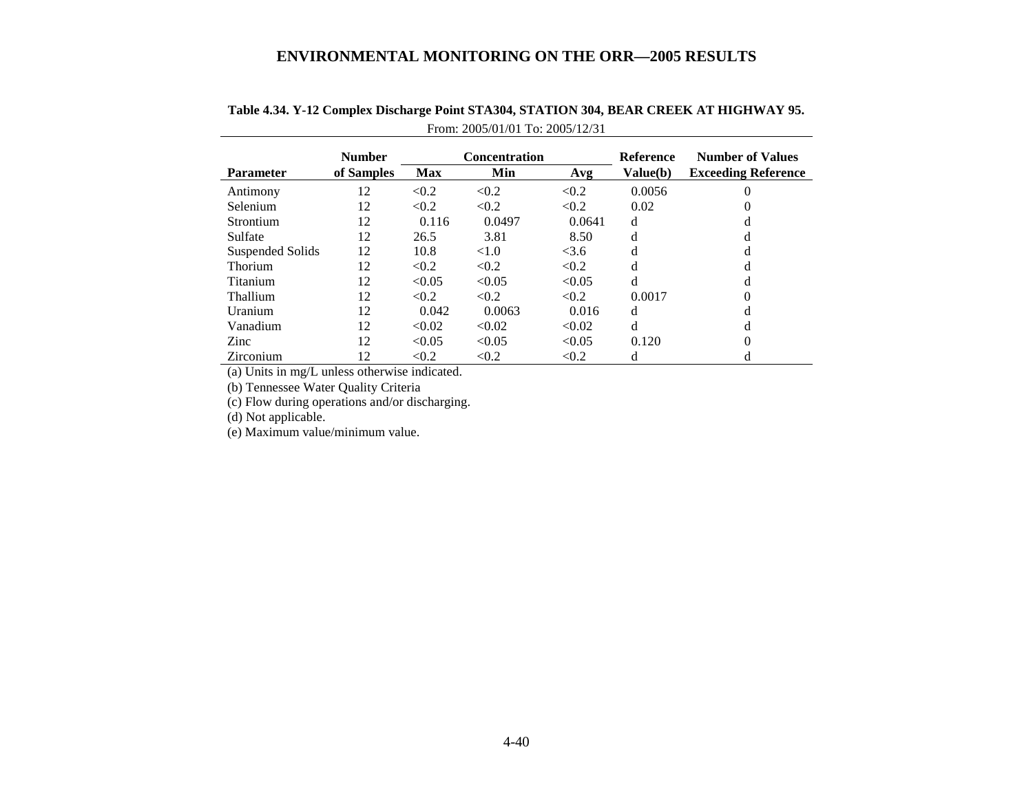**Table 4.34. Y-12 Complex Discharge Point STA304, STATION 304, BEAR CREEK AT HIGHWAY 95.**

From: 2005/01/01 To: 2005/12/31

| Parameter | Number of Samples | Concentration Max | Concentration Min | Concentration Avg | Reference Value(b) | Number of Values Exceeding Reference |
|---|---|---|---|---|---|---|
| Antimony | 12 | <0.2 | <0.2 | <0.2 | 0.0056 | 0 |
| Selenium | 12 | <0.2 | <0.2 | <0.2 | 0.02 | 0 |
| Strontium | 12 | 0.116 | 0.0497 | 0.0641 | d | d |
| Sulfate | 12 | 26.5 | 3.81 | 8.50 | d | d |
| Suspended Solids | 12 | 10.8 | <1.0 | <3.6 | d | d |
| Thorium | 12 | <0.2 | <0.2 | <0.2 | d | d |
| Titanium | 12 | <0.05 | <0.05 | <0.05 | d | d |
| Thallium | 12 | <0.2 | <0.2 | <0.2 | 0.0017 | 0 |
| Uranium | 12 | 0.042 | 0.0063 | 0.016 | d | d |
| Vanadium | 12 | <0.02 | <0.02 | <0.02 | d | d |
| Zinc | 12 | <0.05 | <0.05 | <0.05 | 0.120 | 0 |
| Zirconium | 12 | <0.2 | <0.2 | <0.2 | d | d |

(a) Units in mg/L unless otherwise indicated.

(b) Tennessee Water Quality Criteria

(c) Flow during operations and/or discharging.

(d) Not applicable.

(e) Maximum value/minimum value.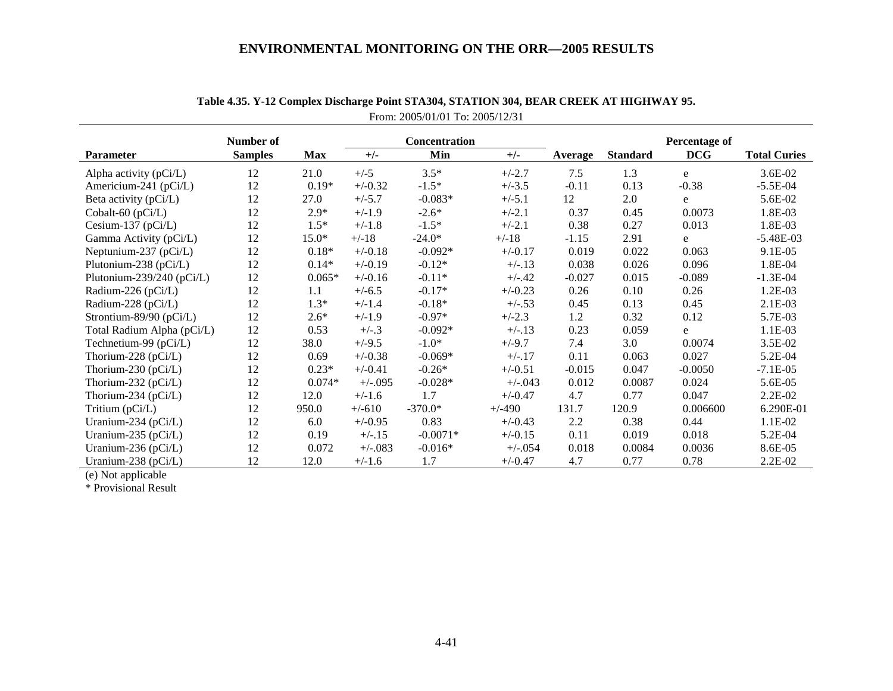**Table 4.35. Y-12 Complex Discharge Point STA304, STATION 304, BEAR CREEK AT HIGHWAY 95.**

From: 2005/01/01 To: 2005/12/31

| Parameter | Number of Samples | Max | +/- | Concentration Min | +/- | Average | Standard | Percentage of DCG | Total Curies |
|---|---|---|---|---|---|---|---|---|---|
| Alpha activity (pCi/L) | 12 | 21.0 | +/-5 | 3.5* | +/-2.7 | 7.5 | 1.3 | e | 3.6E-02 |
| Americium-241 (pCi/L) | 12 | 0.19* | +/-0.32 | -1.5* | +/-3.5 | -0.11 | 0.13 | -0.38 | -5.5E-04 |
| Beta activity (pCi/L) | 12 | 27.0 | +/-5.7 | -0.083* | +/-5.1 | 12 | 2.0 | e | 5.6E-02 |
| Cobalt-60 (pCi/L) | 12 | 2.9* | +/-1.9 | -2.6* | +/-2.1 | 0.37 | 0.45 | 0.0073 | 1.8E-03 |
| Cesium-137 (pCi/L) | 12 | 1.5* | +/-1.8 | -1.5* | +/-2.1 | 0.38 | 0.27 | 0.013 | 1.8E-03 |
| Gamma Activity (pCi/L) | 12 | 15.0* | +/-18 | -24.0* | +/-18 | -1.15 | 2.91 | e | -5.48E-03 |
| Neptunium-237 (pCi/L) | 12 | 0.18* | +/-0.18 | -0.092* | +/-0.17 | 0.019 | 0.022 | 0.063 | 9.1E-05 |
| Plutonium-238 (pCi/L) | 12 | 0.14* | +/-0.19 | -0.12* | +/-.13 | 0.038 | 0.026 | 0.096 | 1.8E-04 |
| Plutonium-239/240 (pCi/L) | 12 | 0.065* | +/-0.16 | -0.11* | +/-.42 | -0.027 | 0.015 | -0.089 | -1.3E-04 |
| Radium-226 (pCi/L) | 12 | 1.1 | +/-6.5 | -0.17* | +/-0.23 | 0.26 | 0.10 | 0.26 | 1.2E-03 |
| Radium-228 (pCi/L) | 12 | 1.3* | +/-1.4 | -0.18* | +/-.53 | 0.45 | 0.13 | 0.45 | 2.1E-03 |
| Strontium-89/90 (pCi/L) | 12 | 2.6* | +/-1.9 | -0.97* | +/-2.3 | 1.2 | 0.32 | 0.12 | 5.7E-03 |
| Total Radium Alpha (pCi/L) | 12 | 0.53 | +/-.3 | -0.092* | +/-.13 | 0.23 | 0.059 | e | 1.1E-03 |
| Technetium-99 (pCi/L) | 12 | 38.0 | +/-9.5 | -1.0* | +/-9.7 | 7.4 | 3.0 | 0.0074 | 3.5E-02 |
| Thorium-228 (pCi/L) | 12 | 0.69 | +/-0.38 | -0.069* | +/-.17 | 0.11 | 0.063 | 0.027 | 5.2E-04 |
| Thorium-230 (pCi/L) | 12 | 0.23* | +/-0.41 | -0.26* | +/-0.51 | -0.015 | 0.047 | -0.0050 | -7.1E-05 |
| Thorium-232 (pCi/L) | 12 | 0.074* | +/-.095 | -0.028* | +/-.043 | 0.012 | 0.0087 | 0.024 | 5.6E-05 |
| Thorium-234 (pCi/L) | 12 | 12.0 | +/-1.6 | 1.7 | +/-0.47 | 4.7 | 0.77 | 0.047 | 2.2E-02 |
| Tritium (pCi/L) | 12 | 950.0 | +/-610 | -370.0* | +/-490 | 131.7 | 120.9 | 0.006600 | 6.290E-01 |
| Uranium-234 (pCi/L) | 12 | 6.0 | +/-0.95 | 0.83 | +/-0.43 | 2.2 | 0.38 | 0.44 | 1.1E-02 |
| Uranium-235 (pCi/L) | 12 | 0.19 | +/-.15 | -0.0071* | +/-0.15 | 0.11 | 0.019 | 0.018 | 5.2E-04 |
| Uranium-236 (pCi/L) | 12 | 0.072 | +/-.083 | -0.016* | +/-.054 | 0.018 | 0.0084 | 0.0036 | 8.6E-05 |
| Uranium-238 (pCi/L) | 12 | 12.0 | +/-1.6 | 1.7 | +/-0.47 | 4.7 | 0.77 | 0.78 | 2.2E-02 |

(e) Not applicable

* Provisional Result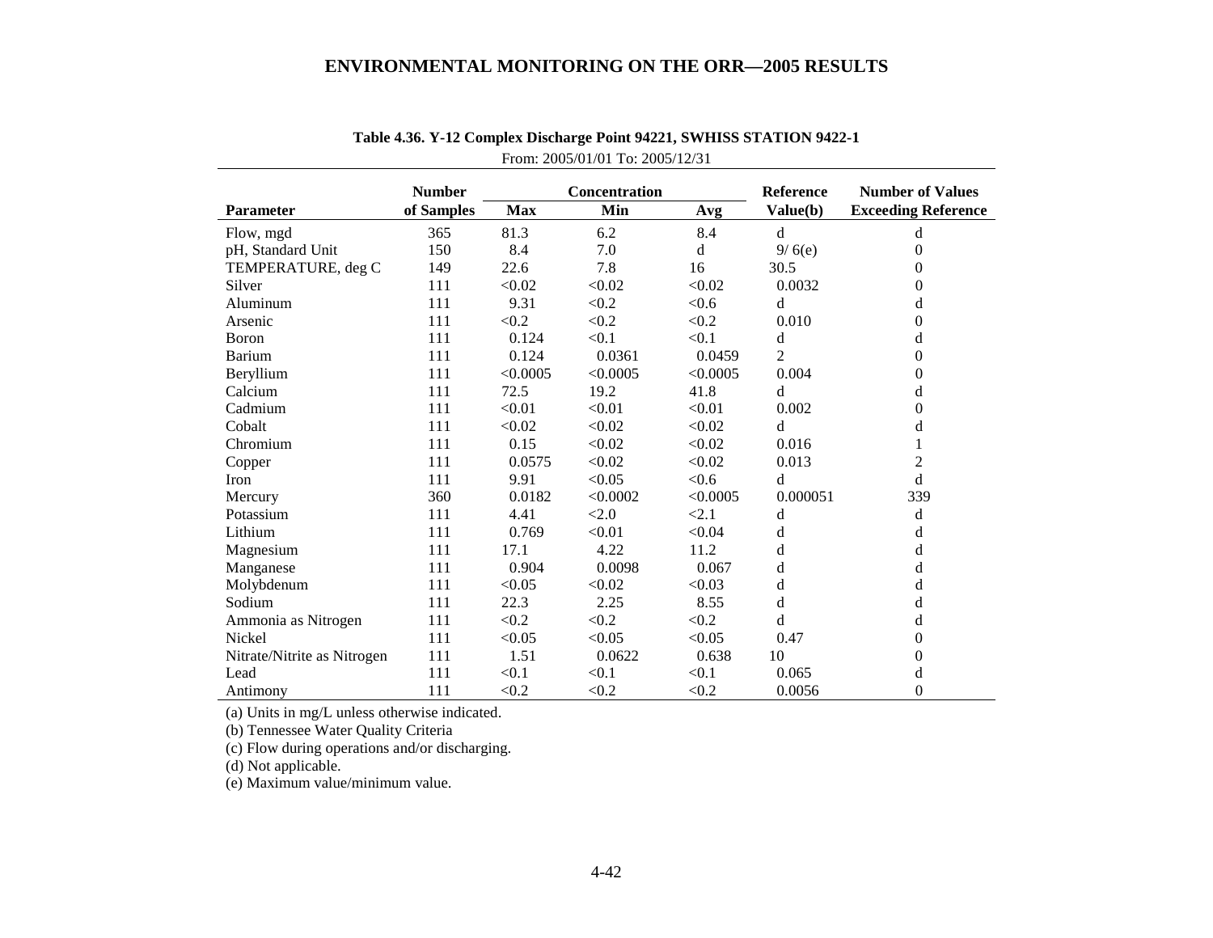**Table 4.36. Y-12 Complex Discharge Point 94221, SWHISS STATION 9422-1**

From: 2005/01/01 To: 2005/12/31

| Parameter | Number of Samples | Concentration Max | Concentration Min | Concentration Avg | Reference Value(b) | Number of Values Exceeding Reference |
|---|---|---|---|---|---|---|
| Flow, mgd | 365 | 81.3 | 6.2 | 8.4 | d | d |
| pH, Standard Unit | 150 | 8.4 | 7.0 | d | 9/ 6(e) | 0 |
| TEMPERATURE, deg C | 149 | 22.6 | 7.8 | 16 | 30.5 | 0 |
| Silver | 111 | <0.02 | <0.02 | <0.02 | 0.0032 | 0 |
| Aluminum | 111 | 9.31 | <0.2 | <0.6 | d | d |
| Arsenic | 111 | <0.2 | <0.2 | <0.2 | 0.010 | 0 |
| Boron | 111 | 0.124 | <0.1 | <0.1 | d | d |
| Barium | 111 | 0.124 | 0.0361 | 0.0459 | 2 | 0 |
| Beryllium | 111 | <0.0005 | <0.0005 | <0.0005 | 0.004 | 0 |
| Calcium | 111 | 72.5 | 19.2 | 41.8 | d | d |
| Cadmium | 111 | <0.01 | <0.01 | <0.01 | 0.002 | 0 |
| Cobalt | 111 | <0.02 | <0.02 | <0.02 | d | d |
| Chromium | 111 | 0.15 | <0.02 | <0.02 | 0.016 | 1 |
| Copper | 111 | 0.0575 | <0.02 | <0.02 | 0.013 | 2 |
| Iron | 111 | 9.91 | <0.05 | <0.6 | d | d |
| Mercury | 360 | 0.0182 | <0.0002 | <0.0005 | 0.000051 | 339 |
| Potassium | 111 | 4.41 | <2.0 | <2.1 | d | d |
| Lithium | 111 | 0.769 | <0.01 | <0.04 | d | d |
| Magnesium | 111 | 17.1 | 4.22 | 11.2 | d | d |
| Manganese | 111 | 0.904 | 0.0098 | 0.067 | d | d |
| Molybdenum | 111 | <0.05 | <0.02 | <0.03 | d | d |
| Sodium | 111 | 22.3 | 2.25 | 8.55 | d | d |
| Ammonia as Nitrogen | 111 | <0.2 | <0.2 | <0.2 | d | d |
| Nickel | 111 | <0.05 | <0.05 | <0.05 | 0.47 | 0 |
| Nitrate/Nitrite as Nitrogen | 111 | 1.51 | 0.0622 | 0.638 | 10 | 0 |
| Lead | 111 | <0.1 | <0.1 | <0.1 | 0.065 | d |
| Antimony | 111 | <0.2 | <0.2 | <0.2 | 0.0056 | 0 |

(a) Units in mg/L unless otherwise indicated.
(b) Tennessee Water Quality Criteria
(c) Flow during operations and/or discharging.
(d) Not applicable.
(e) Maximum value/minimum value.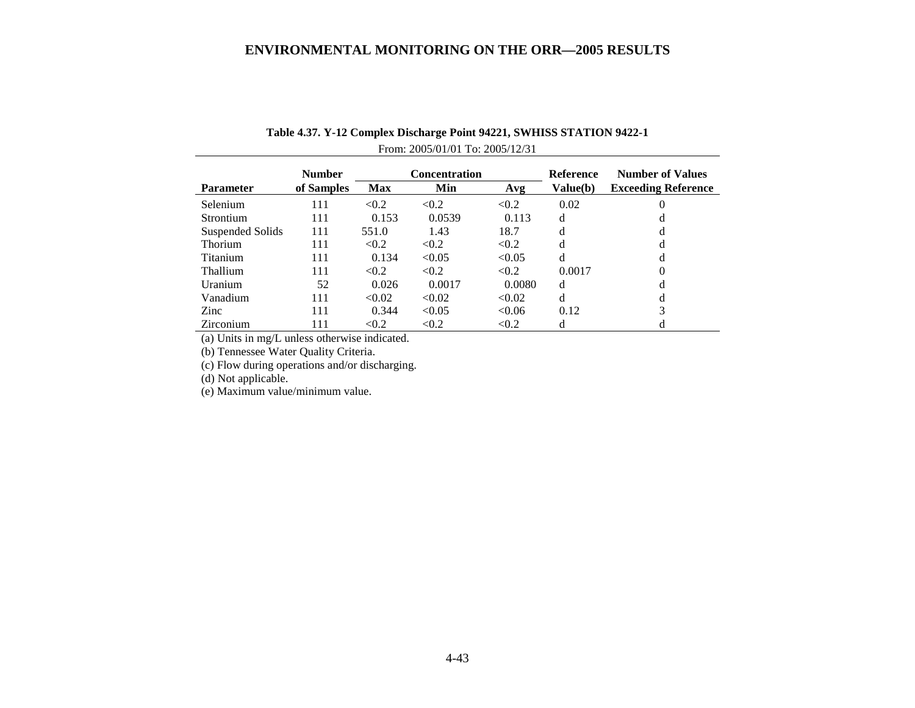**Table 4.37. Y-12 Complex Discharge Point 94221, SWHISS STATION 9422-1**

From: 2005/01/01 To: 2005/12/31

| Parameter | Number of Samples | Concentration Max | Concentration Min | Concentration Avg | Reference Value(b) | Number of Values Exceeding Reference |
|---|---|---|---|---|---|---|
| Selenium | 111 | <0.2 | <0.2 | <0.2 | 0.02 | 0 |
| Strontium | 111 | 0.153 | 0.0539 | 0.113 | d | d |
| Suspended Solids | 111 | 551.0 | 1.43 | 18.7 | d | d |
| Thorium | 111 | <0.2 | <0.2 | <0.2 | d | d |
| Titanium | 111 | 0.134 | <0.05 | <0.05 | d | d |
| Thallium | 111 | <0.2 | <0.2 | <0.2 | 0.0017 | 0 |
| Uranium | 52 | 0.026 | 0.0017 | 0.0080 | d | d |
| Vanadium | 111 | <0.02 | <0.02 | <0.02 | d | d |
| Zinc | 111 | 0.344 | <0.05 | <0.06 | 0.12 | 3 |
| Zirconium | 111 | <0.2 | <0.2 | <0.2 | d | d |

(a) Units in mg/L unless otherwise indicated.
(b) Tennessee Water Quality Criteria.
(c) Flow during operations and/or discharging.
(d) Not applicable.
(e) Maximum value/minimum value.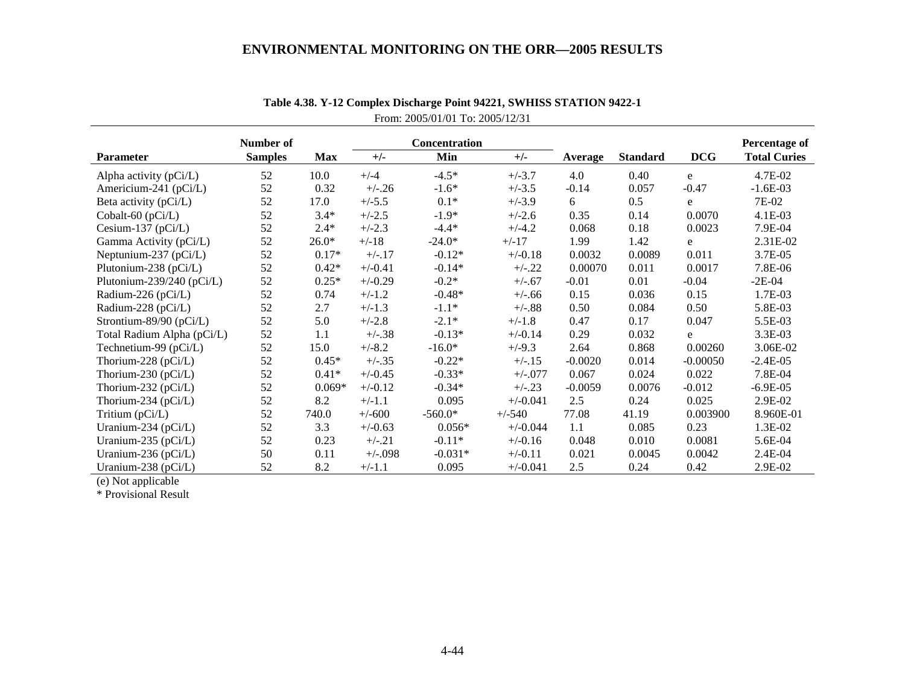**Table 4.38. Y-12 Complex Discharge Point 94221, SWHISS STATION 9422-1**

From: 2005/01/01 To: 2005/12/31

| Parameter | Number of Samples | Concentration | | | | Average | Standard | DCG | Percentage of Total Curies |
|---|---|---|---|---|---|---|---|---|---|
| | | Max | +/- | Min | +/- | | | | |
| Alpha activity (pCi/L) | 52 | 10.0 | +/-4 | -4.5* | +/-3.7 | 4.0 | 0.40 | e | 4.7E-02 |
| Americium-241 (pCi/L) | 52 | 0.32 | +/-.26 | -1.6* | +/-3.5 | -0.14 | 0.057 | -0.47 | -1.6E-03 |
| Beta activity (pCi/L) | 52 | 17.0 | +/-5.5 | 0.1* | +/-3.9 | 6 | 0.5 | e | 7E-02 |
| Cobalt-60 (pCi/L) | 52 | 3.4* | +/-2.5 | -1.9* | +/-2.6 | 0.35 | 0.14 | 0.0070 | 4.1E-03 |
| Cesium-137 (pCi/L) | 52 | 2.4* | +/-2.3 | -4.4* | +/-4.2 | 0.068 | 0.18 | 0.0023 | 7.9E-04 |
| Gamma Activity (pCi/L) | 52 | 26.0* | +/-18 | -24.0* | +/-17 | 1.99 | 1.42 | e | 2.31E-02 |
| Neptunium-237 (pCi/L) | 52 | 0.17* | +/-.17 | -0.12* | +/-0.18 | 0.0032 | 0.0089 | 0.011 | 3.7E-05 |
| Plutonium-238 (pCi/L) | 52 | 0.42* | +/-0.41 | -0.14* | +/-.22 | 0.00070 | 0.011 | 0.0017 | 7.8E-06 |
| Plutonium-239/240 (pCi/L) | 52 | 0.25* | +/-0.29 | -0.2* | +/-.67 | -0.01 | 0.01 | -0.04 | -2E-04 |
| Radium-226 (pCi/L) | 52 | 0.74 | +/-1.2 | -0.48* | +/-.66 | 0.15 | 0.036 | 0.15 | 1.7E-03 |
| Radium-228 (pCi/L) | 52 | 2.7 | +/-1.3 | -1.1* | +/-.88 | 0.50 | 0.084 | 0.50 | 5.8E-03 |
| Strontium-89/90 (pCi/L) | 52 | 5.0 | +/-2.8 | -2.1* | +/-1.8 | 0.47 | 0.17 | 0.047 | 5.5E-03 |
| Total Radium Alpha (pCi/L) | 52 | 1.1 | +/-.38 | -0.13* | +/-0.14 | 0.29 | 0.032 | e | 3.3E-03 |
| Technetium-99 (pCi/L) | 52 | 15.0 | +/-8.2 | -16.0* | +/-9.3 | 2.64 | 0.868 | 0.00260 | 3.06E-02 |
| Thorium-228 (pCi/L) | 52 | 0.45* | +/-.35 | -0.22* | +/-.15 | -0.0020 | 0.014 | -0.00050 | -2.4E-05 |
| Thorium-230 (pCi/L) | 52 | 0.41* | +/-0.45 | -0.33* | +/-.077 | 0.067 | 0.024 | 0.022 | 7.8E-04 |
| Thorium-232 (pCi/L) | 52 | 0.069* | +/-0.12 | -0.34* | +/-.23 | -0.0059 | 0.0076 | -0.012 | -6.9E-05 |
| Thorium-234 (pCi/L) | 52 | 8.2 | +/-1.1 | 0.095 | +/-0.041 | 2.5 | 0.24 | 0.025 | 2.9E-02 |
| Tritium (pCi/L) | 52 | 740.0 | +/-600 | -560.0* | +/-540 | 77.08 | 41.19 | 0.003900 | 8.960E-01 |
| Uranium-234 (pCi/L) | 52 | 3.3 | +/-0.63 | 0.056* | +/-0.044 | 1.1 | 0.085 | 0.23 | 1.3E-02 |
| Uranium-235 (pCi/L) | 52 | 0.23 | +/-.21 | -0.11* | +/-0.16 | 0.048 | 0.010 | 0.0081 | 5.6E-04 |
| Uranium-236 (pCi/L) | 50 | 0.11 | +/-.098 | -0.031* | +/-0.11 | 0.021 | 0.0045 | 0.0042 | 2.4E-04 |
| Uranium-238 (pCi/L) | 52 | 8.2 | +/-1.1 | 0.095 | +/-0.041 | 2.5 | 0.24 | 0.42 | 2.9E-02 |

(e) Not applicable

* Provisional Result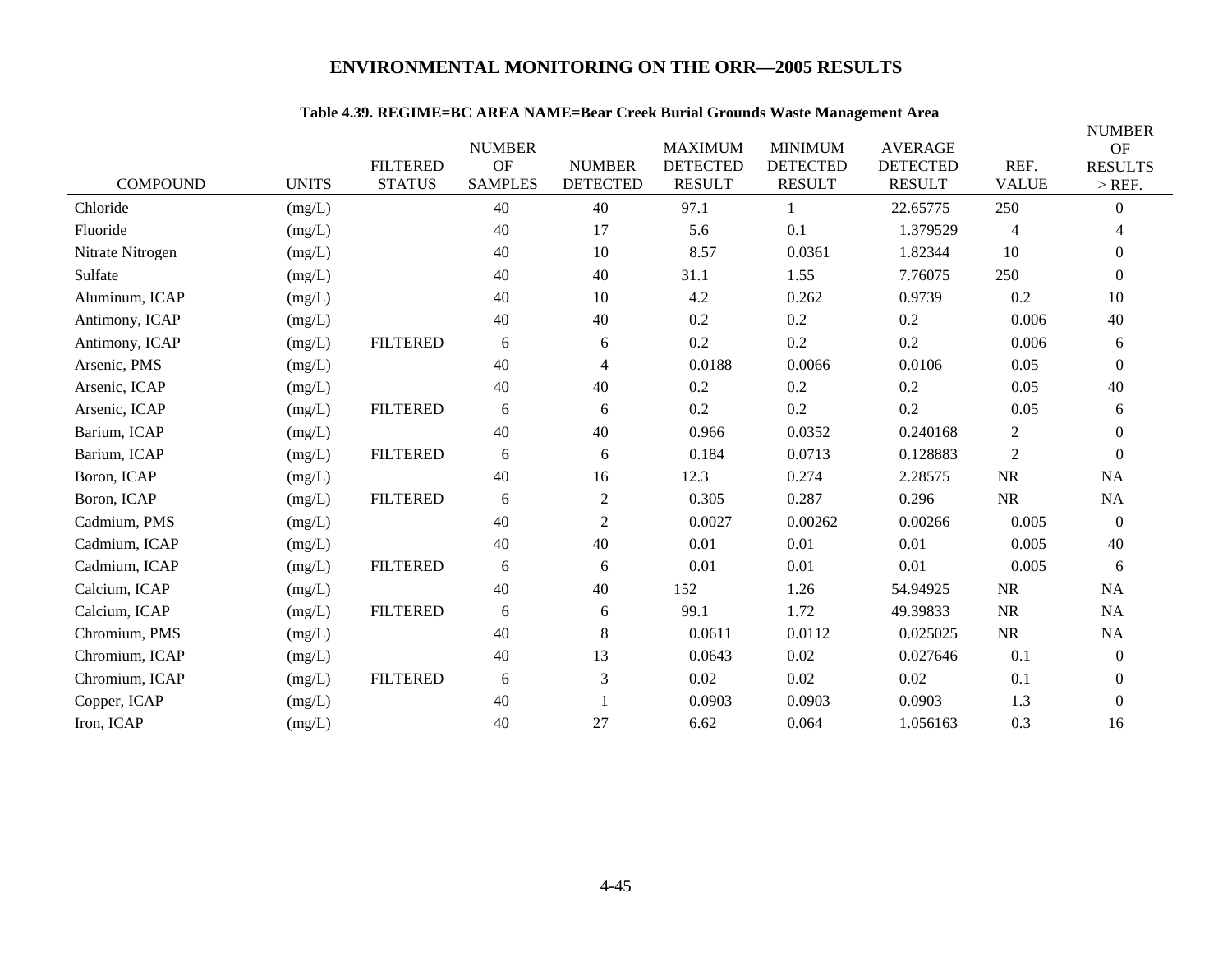**Table 4.39. REGIME=BC AREA NAME=Bear Creek Burial Grounds Waste Management Area**

| COMPOUND | UNITS | FILTERED STATUS | NUMBER OF SAMPLES | NUMBER DETECTED | MAXIMUM DETECTED RESULT | MINIMUM DETECTED RESULT | AVERAGE DETECTED RESULT | REF. VALUE | NUMBER OF RESULTS > REF. |
|---|---|---|---|---|---|---|---|---|---|
| Chloride | (mg/L) | | 40 | 40 | 97.1 | 1 | 22.65775 | 250 | 0 |
| Fluoride | (mg/L) | | 40 | 17 | 5.6 | 0.1 | 1.379529 | 4 | 4 |
| Nitrate Nitrogen | (mg/L) | | 40 | 10 | 8.57 | 0.0361 | 1.82344 | 10 | 0 |
| Sulfate | (mg/L) | | 40 | 40 | 31.1 | 1.55 | 7.76075 | 250 | 0 |
| Aluminum, ICAP | (mg/L) | | 40 | 10 | 4.2 | 0.262 | 0.9739 | 0.2 | 10 |
| Antimony, ICAP | (mg/L) | | 40 | 40 | 0.2 | 0.2 | 0.2 | 0.006 | 40 |
| Antimony, ICAP | (mg/L) | FILTERED | 6 | 6 | 0.2 | 0.2 | 0.2 | 0.006 | 6 |
| Arsenic, PMS | (mg/L) | | 40 | 4 | 0.0188 | 0.0066 | 0.0106 | 0.05 | 0 |
| Arsenic, ICAP | (mg/L) | | 40 | 40 | 0.2 | 0.2 | 0.2 | 0.05 | 40 |
| Arsenic, ICAP | (mg/L) | FILTERED | 6 | 6 | 0.2 | 0.2 | 0.2 | 0.05 | 6 |
| Barium, ICAP | (mg/L) | | 40 | 40 | 0.966 | 0.0352 | 0.240168 | 2 | 0 |
| Barium, ICAP | (mg/L) | FILTERED | 6 | 6 | 0.184 | 0.0713 | 0.128883 | 2 | 0 |
| Boron, ICAP | (mg/L) | | 40 | 16 | 12.3 | 0.274 | 2.28575 | NR | NA |
| Boron, ICAP | (mg/L) | FILTERED | 6 | 2 | 0.305 | 0.287 | 0.296 | NR | NA |
| Cadmium, PMS | (mg/L) | | 40 | 2 | 0.0027 | 0.00262 | 0.00266 | 0.005 | 0 |
| Cadmium, ICAP | (mg/L) | | 40 | 40 | 0.01 | 0.01 | 0.01 | 0.005 | 40 |
| Cadmium, ICAP | (mg/L) | FILTERED | 6 | 6 | 0.01 | 0.01 | 0.01 | 0.005 | 6 |
| Calcium, ICAP | (mg/L) | | 40 | 40 | 152 | 1.26 | 54.94925 | NR | NA |
| Calcium, ICAP | (mg/L) | FILTERED | 6 | 6 | 99.1 | 1.72 | 49.39833 | NR | NA |
| Chromium, PMS | (mg/L) | | 40 | 8 | 0.0611 | 0.0112 | 0.025025 | NR | NA |
| Chromium, ICAP | (mg/L) | | 40 | 13 | 0.0643 | 0.02 | 0.027646 | 0.1 | 0 |
| Chromium, ICAP | (mg/L) | FILTERED | 6 | 3 | 0.02 | 0.02 | 0.02 | 0.1 | 0 |
| Copper, ICAP | (mg/L) | | 40 | 1 | 0.0903 | 0.0903 | 0.0903 | 1.3 | 0 |
| Iron, ICAP | (mg/L) | | 40 | 27 | 6.62 | 0.064 | 1.056163 | 0.3 | 16 |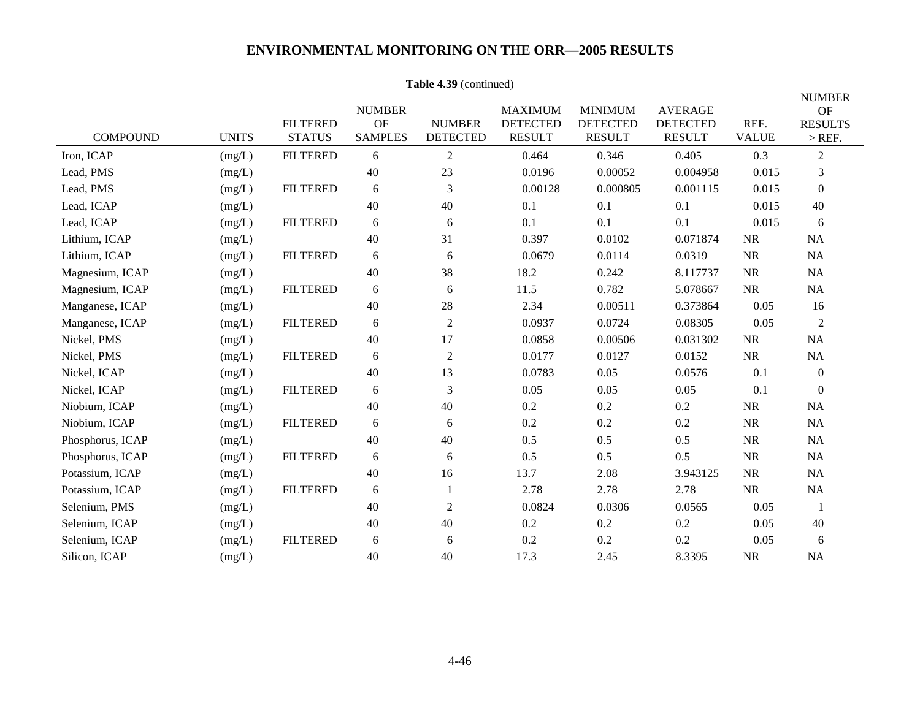# ENVIRONMENTAL MONITORING ON THE ORR—2005 RESULTS

**Table 4.39** (continued)

| COMPOUND | UNITS | FILTERED STATUS | NUMBER OF SAMPLES | NUMBER DETECTED | MAXIMUM DETECTED RESULT | MINIMUM DETECTED RESULT | AVERAGE DETECTED RESULT | REF. VALUE | NUMBER OF RESULTS > REF. |
|---|---|---|---|---|---|---|---|---|---|
| Iron, ICAP | (mg/L) | FILTERED | 6 | 2 | 0.464 | 0.346 | 0.405 | 0.3 | 2 |
| Lead, PMS | (mg/L) | | 40 | 23 | 0.0196 | 0.00052 | 0.004958 | 0.015 | 3 |
| Lead, PMS | (mg/L) | FILTERED | 6 | 3 | 0.00128 | 0.000805 | 0.001115 | 0.015 | 0 |
| Lead, ICAP | (mg/L) | | 40 | 40 | 0.1 | 0.1 | 0.1 | 0.015 | 40 |
| Lead, ICAP | (mg/L) | FILTERED | 6 | 6 | 0.1 | 0.1 | 0.1 | 0.015 | 6 |
| Lithium, ICAP | (mg/L) | | 40 | 31 | 0.397 | 0.0102 | 0.071874 | NR | NA |
| Lithium, ICAP | (mg/L) | FILTERED | 6 | 6 | 0.0679 | 0.0114 | 0.0319 | NR | NA |
| Magnesium, ICAP | (mg/L) | | 40 | 38 | 18.2 | 0.242 | 8.117737 | NR | NA |
| Magnesium, ICAP | (mg/L) | FILTERED | 6 | 6 | 11.5 | 0.782 | 5.078667 | NR | NA |
| Manganese, ICAP | (mg/L) | | 40 | 28 | 2.34 | 0.00511 | 0.373864 | 0.05 | 16 |
| Manganese, ICAP | (mg/L) | FILTERED | 6 | 2 | 0.0937 | 0.0724 | 0.08305 | 0.05 | 2 |
| Nickel, PMS | (mg/L) | | 40 | 17 | 0.0858 | 0.00506 | 0.031302 | NR | NA |
| Nickel, PMS | (mg/L) | FILTERED | 6 | 2 | 0.0177 | 0.0127 | 0.0152 | NR | NA |
| Nickel, ICAP | (mg/L) | | 40 | 13 | 0.0783 | 0.05 | 0.0576 | 0.1 | 0 |
| Nickel, ICAP | (mg/L) | FILTERED | 6 | 3 | 0.05 | 0.05 | 0.05 | 0.1 | 0 |
| Niobium, ICAP | (mg/L) | | 40 | 40 | 0.2 | 0.2 | 0.2 | NR | NA |
| Niobium, ICAP | (mg/L) | FILTERED | 6 | 6 | 0.2 | 0.2 | 0.2 | NR | NA |
| Phosphorus, ICAP | (mg/L) | | 40 | 40 | 0.5 | 0.5 | 0.5 | NR | NA |
| Phosphorus, ICAP | (mg/L) | FILTERED | 6 | 6 | 0.5 | 0.5 | 0.5 | NR | NA |
| Potassium, ICAP | (mg/L) | | 40 | 16 | 13.7 | 2.08 | 3.943125 | NR | NA |
| Potassium, ICAP | (mg/L) | FILTERED | 6 | 1 | 2.78 | 2.78 | 2.78 | NR | NA |
| Selenium, PMS | (mg/L) | | 40 | 2 | 0.0824 | 0.0306 | 0.0565 | 0.05 | 1 |
| Selenium, ICAP | (mg/L) | | 40 | 40 | 0.2 | 0.2 | 0.2 | 0.05 | 40 |
| Selenium, ICAP | (mg/L) | FILTERED | 6 | 6 | 0.2 | 0.2 | 0.2 | 0.05 | 6 |
| Silicon, ICAP | (mg/L) | | 40 | 40 | 17.3 | 2.45 | 8.3395 | NR | NA |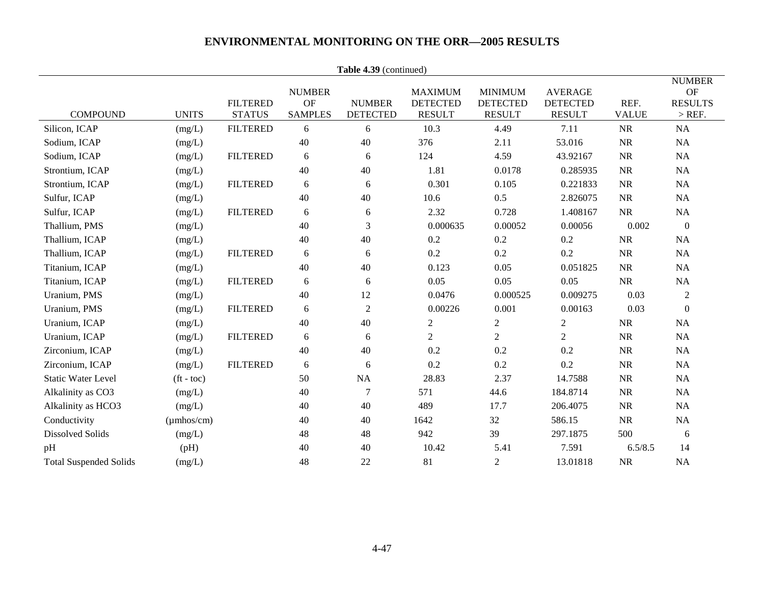**Table 4.39** (continued)

| COMPOUND | UNITS | FILTERED STATUS | NUMBER OF SAMPLES | NUMBER DETECTED | MAXIMUM DETECTED RESULT | MINIMUM DETECTED RESULT | AVERAGE DETECTED RESULT | REF. VALUE | NUMBER OF RESULTS > REF. |
|---|---|---|---|---|---|---|---|---|---|
| Silicon, ICAP | (mg/L) | FILTERED | 6 | 6 | 10.3 | 4.49 | 7.11 | NR | NA |
| Sodium, ICAP | (mg/L) | | 40 | 40 | 376 | 2.11 | 53.016 | NR | NA |
| Sodium, ICAP | (mg/L) | FILTERED | 6 | 6 | 124 | 4.59 | 43.92167 | NR | NA |
| Strontium, ICAP | (mg/L) | | 40 | 40 | 1.81 | 0.0178 | 0.285935 | NR | NA |
| Strontium, ICAP | (mg/L) | FILTERED | 6 | 6 | 0.301 | 0.105 | 0.221833 | NR | NA |
| Sulfur, ICAP | (mg/L) | | 40 | 40 | 10.6 | 0.5 | 2.826075 | NR | NA |
| Sulfur, ICAP | (mg/L) | FILTERED | 6 | 6 | 2.32 | 0.728 | 1.408167 | NR | NA |
| Thallium, PMS | (mg/L) | | 40 | 3 | 0.000635 | 0.00052 | 0.00056 | 0.002 | 0 |
| Thallium, ICAP | (mg/L) | | 40 | 40 | 0.2 | 0.2 | 0.2 | NR | NA |
| Thallium, ICAP | (mg/L) | FILTERED | 6 | 6 | 0.2 | 0.2 | 0.2 | NR | NA |
| Titanium, ICAP | (mg/L) | | 40 | 40 | 0.123 | 0.05 | 0.051825 | NR | NA |
| Titanium, ICAP | (mg/L) | FILTERED | 6 | 6 | 0.05 | 0.05 | 0.05 | NR | NA |
| Uranium, PMS | (mg/L) | | 40 | 12 | 0.0476 | 0.000525 | 0.009275 | 0.03 | 2 |
| Uranium, PMS | (mg/L) | FILTERED | 6 | 2 | 0.00226 | 0.001 | 0.00163 | 0.03 | 0 |
| Uranium, ICAP | (mg/L) | | 40 | 40 | 2 | 2 | 2 | NR | NA |
| Uranium, ICAP | (mg/L) | FILTERED | 6 | 6 | 2 | 2 | 2 | NR | NA |
| Zirconium, ICAP | (mg/L) | | 40 | 40 | 0.2 | 0.2 | 0.2 | NR | NA |
| Zirconium, ICAP | (mg/L) | FILTERED | 6 | 6 | 0.2 | 0.2 | 0.2 | NR | NA |
| Static Water Level | (ft - toc) | | 50 | NA | 28.83 | 2.37 | 14.7588 | NR | NA |
| Alkalinity as CO3 | (mg/L) | | 40 | 7 | 571 | 44.6 | 184.8714 | NR | NA |
| Alkalinity as HCO3 | (mg/L) | | 40 | 40 | 489 | 17.7 | 206.4075 | NR | NA |
| Conductivity | (µmhos/cm) | | 40 | 40 | 1642 | 32 | 586.15 | NR | NA |
| Dissolved Solids | (mg/L) | | 48 | 48 | 942 | 39 | 297.1875 | 500 | 6 |
| pH | (pH) | | 40 | 40 | 10.42 | 5.41 | 7.591 | 6.5/8.5 | 14 |
| Total Suspended Solids | (mg/L) | | 48 | 22 | 81 | 2 | 13.01818 | NR | NA |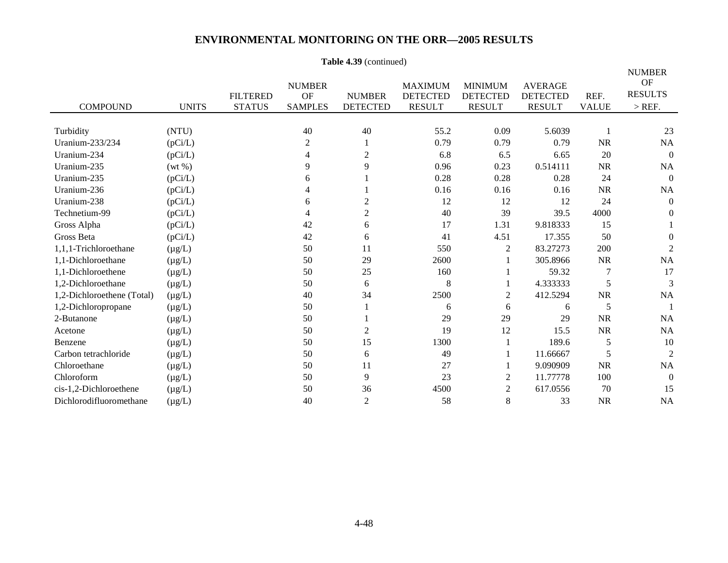# ENVIRONMENTAL MONITORING ON THE ORR—2005 RESULTS

**Table 4.39** (continued)

| COMPOUND | UNITS | FILTERED STATUS | NUMBER OF SAMPLES | NUMBER DETECTED | MAXIMUM DETECTED RESULT | MINIMUM DETECTED RESULT | AVERAGE DETECTED RESULT | REF. VALUE | NUMBER OF RESULTS > REF. |
|---|---|---|---|---|---|---|---|---|---|
| Turbidity | (NTU) | | 40 | 40 | 55.2 | 0.09 | 5.6039 | 1 | 23 |
| Uranium-233/234 | (pCi/L) | | 2 | 1 | 0.79 | 0.79 | 0.79 | NR | NA |
| Uranium-234 | (pCi/L) | | 4 | 2 | 6.8 | 6.5 | 6.65 | 20 | 0 |
| Uranium-235 | (wt %) | | 9 | 9 | 0.96 | 0.23 | 0.514111 | NR | NA |
| Uranium-235 | (pCi/L) | | 6 | 1 | 0.28 | 0.28 | 0.28 | 24 | 0 |
| Uranium-236 | (pCi/L) | | 4 | 1 | 0.16 | 0.16 | 0.16 | NR | NA |
| Uranium-238 | (pCi/L) | | 6 | 2 | 12 | 12 | 12 | 24 | 0 |
| Technetium-99 | (pCi/L) | | 4 | 2 | 40 | 39 | 39.5 | 4000 | 0 |
| Gross Alpha | (pCi/L) | | 42 | 6 | 17 | 1.31 | 9.818333 | 15 | 1 |
| Gross Beta | (pCi/L) | | 42 | 6 | 41 | 4.51 | 17.355 | 50 | 0 |
| 1,1,1-Trichloroethane | (µg/L) | | 50 | 11 | 550 | 2 | 83.27273 | 200 | 2 |
| 1,1-Dichloroethane | (µg/L) | | 50 | 29 | 2600 | 1 | 305.8966 | NR | NA |
| 1,1-Dichloroethene | (µg/L) | | 50 | 25 | 160 | 1 | 59.32 | 7 | 17 |
| 1,2-Dichloroethane | (µg/L) | | 50 | 6 | 8 | 1 | 4.333333 | 5 | 3 |
| 1,2-Dichloroethene (Total) | (µg/L) | | 40 | 34 | 2500 | 2 | 412.5294 | NR | NA |
| 1,2-Dichloropropane | (µg/L) | | 50 | 1 | 6 | 6 | 6 | 5 | 1 |
| 2-Butanone | (µg/L) | | 50 | 1 | 29 | 29 | 29 | NR | NA |
| Acetone | (µg/L) | | 50 | 2 | 19 | 12 | 15.5 | NR | NA |
| Benzene | (µg/L) | | 50 | 15 | 1300 | 1 | 189.6 | 5 | 10 |
| Carbon tetrachloride | (µg/L) | | 50 | 6 | 49 | 1 | 11.66667 | 5 | 2 |
| Chloroethane | (µg/L) | | 50 | 11 | 27 | 1 | 9.090909 | NR | NA |
| Chloroform | (µg/L) | | 50 | 9 | 23 | 2 | 11.77778 | 100 | 0 |
| cis-1,2-Dichloroethene | (µg/L) | | 50 | 36 | 4500 | 2 | 617.0556 | 70 | 15 |
| Dichlorodifluoromethane | (µg/L) | | 40 | 2 | 58 | 8 | 33 | NR | NA |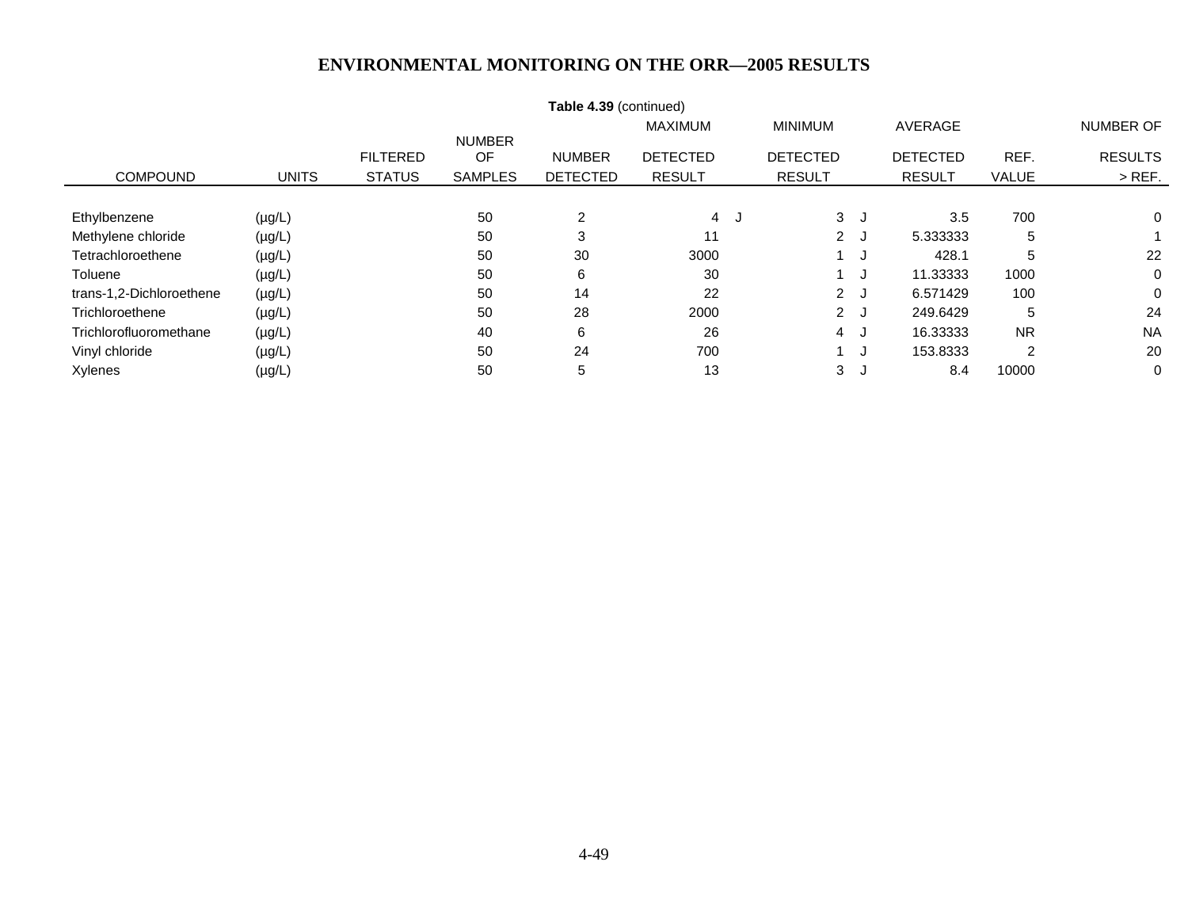# ENVIRONMENTAL MONITORING ON THE ORR—2005 RESULTS

**Table 4.39** (continued)

| COMPOUND | UNITS | FILTERED STATUS | NUMBER OF SAMPLES | NUMBER DETECTED | MAXIMUM DETECTED RESULT | | MINIMUM DETECTED RESULT | | AVERAGE DETECTED RESULT | REF. VALUE | NUMBER OF RESULTS > REF. |
|---|---|---|---|---|---|---|---|---|---|---|---|
| Ethylbenzene | (µg/L) | | 50 | 2 | 4 | J | 3 | J | 3.5 | 700 | 0 |
| Methylene chloride | (µg/L) | | 50 | 3 | 11 | | 2 | J | 5.333333 | 5 | 1 |
| Tetrachloroethene | (µg/L) | | 50 | 30 | 3000 | | 1 | J | 428.1 | 5 | 22 |
| Toluene | (µg/L) | | 50 | 6 | 30 | | 1 | J | 11.33333 | 1000 | 0 |
| trans-1,2-Dichloroethene | (µg/L) | | 50 | 14 | 22 | | 2 | J | 6.571429 | 100 | 0 |
| Trichloroethene | (µg/L) | | 50 | 28 | 2000 | | 2 | J | 249.6429 | 5 | 24 |
| Trichlorofluoromethane | (µg/L) | | 40 | 6 | 26 | | 4 | J | 16.33333 | NR | NA |
| Vinyl chloride | (µg/L) | | 50 | 24 | 700 | | 1 | J | 153.8333 | 2 | 20 |
| Xylenes | (µg/L) | | 50 | 5 | 13 | | 3 | J | 8.4 | 10000 | 0 |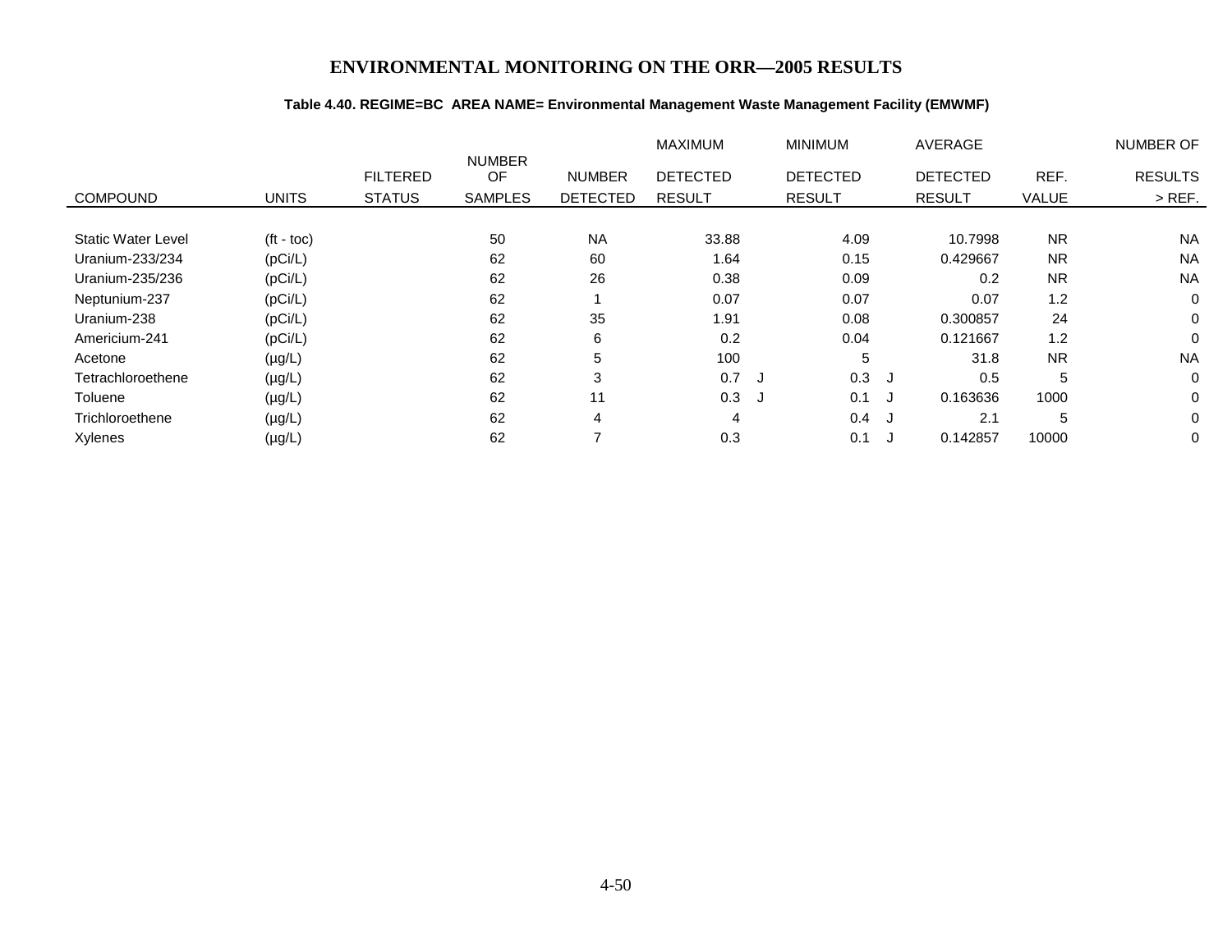# ENVIRONMENTAL MONITORING ON THE ORR—2005 RESULTS

**Table 4.40. REGIME=BC AREA NAME= Environmental Management Waste Management Facility (EMWMF)**

| COMPOUND | UNITS | FILTERED STATUS | NUMBER OF SAMPLES | NUMBER DETECTED | MAXIMUM DETECTED RESULT | | MINIMUM DETECTED RESULT | | AVERAGE DETECTED RESULT | REF. VALUE | NUMBER OF RESULTS > REF. |
|---|---|---|---|---|---|---|---|---|---|---|---|
| Static Water Level | (ft - toc) | | 50 | NA | 33.88 | | 4.09 | | 10.7998 | NR | NA |
| Uranium-233/234 | (pCi/L) | | 62 | 60 | 1.64 | | 0.15 | | 0.429667 | NR | NA |
| Uranium-235/236 | (pCi/L) | | 62 | 26 | 0.38 | | 0.09 | | 0.2 | NR | NA |
| Neptunium-237 | (pCi/L) | | 62 | 1 | 0.07 | | 0.07 | | 0.07 | 1.2 | 0 |
| Uranium-238 | (pCi/L) | | 62 | 35 | 1.91 | | 0.08 | | 0.300857 | 24 | 0 |
| Americium-241 | (pCi/L) | | 62 | 6 | 0.2 | | 0.04 | | 0.121667 | 1.2 | 0 |
| Acetone | (µg/L) | | 62 | 5 | 100 | | 5 | | 31.8 | NR | NA |
| Tetrachloroethene | (µg/L) | | 62 | 3 | 0.7 | J | 0.3 | J | 0.5 | 5 | 0 |
| Toluene | (µg/L) | | 62 | 11 | 0.3 | J | 0.1 | J | 0.163636 | 1000 | 0 |
| Trichloroethene | (µg/L) | | 62 | 4 | 4 | | 0.4 | J | 2.1 | 5 | 0 |
| Xylenes | (µg/L) | | 62 | 7 | 0.3 | | 0.1 | J | 0.142857 | 10000 | 0 |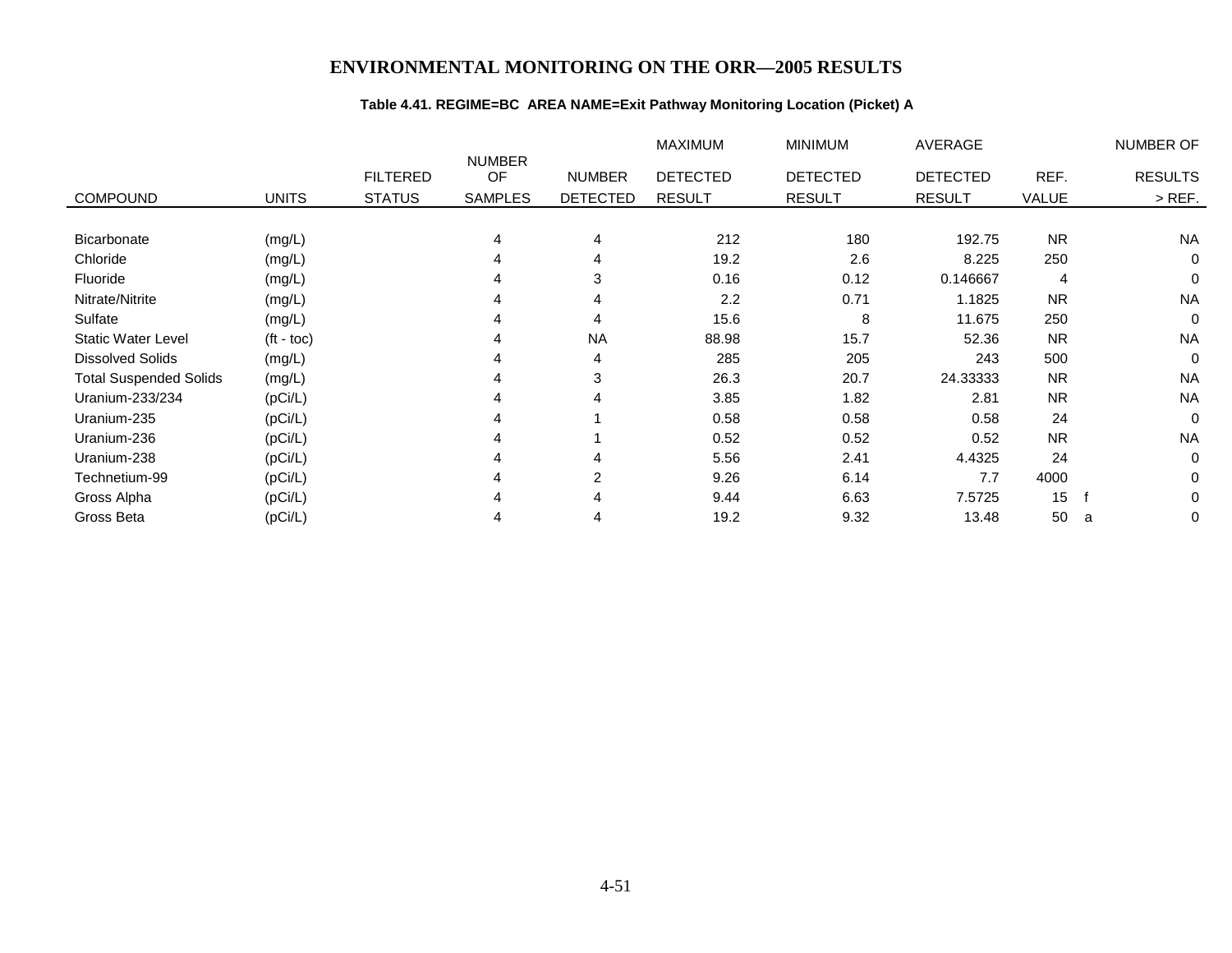# ENVIRONMENTAL MONITORING ON THE ORR—2005 RESULTS

**Table 4.41. REGIME=BC AREA NAME=Exit Pathway Monitoring Location (Picket) A**

| COMPOUND | UNITS | FILTERED STATUS | NUMBER OF SAMPLES | NUMBER DETECTED | MAXIMUM DETECTED RESULT | MINIMUM DETECTED RESULT | AVERAGE DETECTED RESULT | REF. VALUE | | NUMBER OF RESULTS > REF. |
|---|---|---|---|---|---|---|---|---|---|---|
| Bicarbonate | (mg/L) | | 4 | 4 | 212 | 180 | 192.75 | NR | | NA |
| Chloride | (mg/L) | | 4 | 4 | 19.2 | 2.6 | 8.225 | 250 | | 0 |
| Fluoride | (mg/L) | | 4 | 3 | 0.16 | 0.12 | 0.146667 | 4 | | 0 |
| Nitrate/Nitrite | (mg/L) | | 4 | 4 | 2.2 | 0.71 | 1.1825 | NR | | NA |
| Sulfate | (mg/L) | | 4 | 4 | 15.6 | 8 | 11.675 | 250 | | 0 |
| Static Water Level | (ft - toc) | | 4 | NA | 88.98 | 15.7 | 52.36 | NR | | NA |
| Dissolved Solids | (mg/L) | | 4 | 4 | 285 | 205 | 243 | 500 | | 0 |
| Total Suspended Solids | (mg/L) | | 4 | 3 | 26.3 | 20.7 | 24.33333 | NR | | NA |
| Uranium-233/234 | (pCi/L) | | 4 | 4 | 3.85 | 1.82 | 2.81 | NR | | NA |
| Uranium-235 | (pCi/L) | | 4 | 1 | 0.58 | 0.58 | 0.58 | 24 | | 0 |
| Uranium-236 | (pCi/L) | | 4 | 1 | 0.52 | 0.52 | 0.52 | NR | | NA |
| Uranium-238 | (pCi/L) | | 4 | 4 | 5.56 | 2.41 | 4.4325 | 24 | | 0 |
| Technetium-99 | (pCi/L) | | 4 | 2 | 9.26 | 6.14 | 7.7 | 4000 | | 0 |
| Gross Alpha | (pCi/L) | | 4 | 4 | 9.44 | 6.63 | 7.5725 | 15 | f | 0 |
| Gross Beta | (pCi/L) | | 4 | 4 | 19.2 | 9.32 | 13.48 | 50 | a | 0 |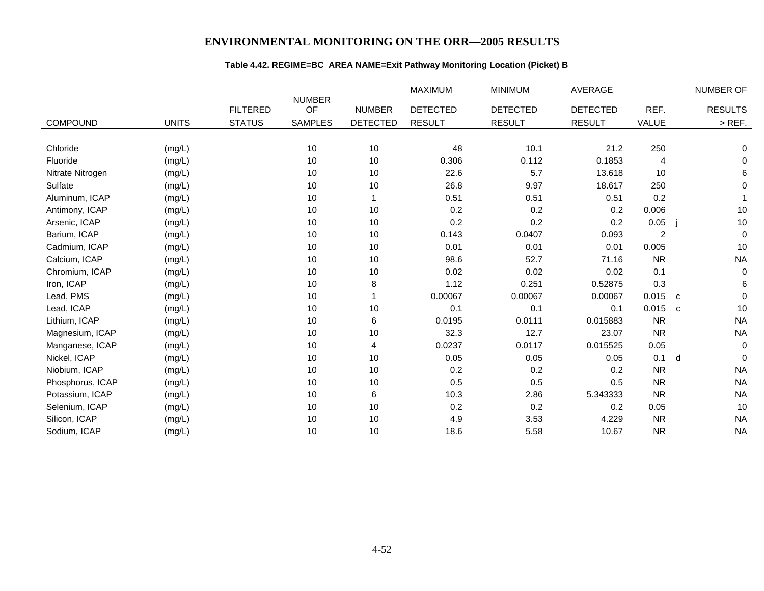# ENVIRONMENTAL MONITORING ON THE ORR—2005 RESULTS

**Table 4.42. REGIME=BC AREA NAME=Exit Pathway Monitoring Location (Picket) B**

| COMPOUND | UNITS | FILTERED STATUS | NUMBER OF SAMPLES | NUMBER DETECTED | MAXIMUM DETECTED RESULT | MINIMUM DETECTED RESULT | AVERAGE DETECTED RESULT | REF. VALUE | | NUMBER OF RESULTS > REF. |
|---|---|---|---|---|---|---|---|---|---|---|
| Chloride | (mg/L) | | 10 | 10 | 48 | 10.1 | 21.2 | 250 | | 0 |
| Fluoride | (mg/L) | | 10 | 10 | 0.306 | 0.112 | 0.1853 | 4 | | 0 |
| Nitrate Nitrogen | (mg/L) | | 10 | 10 | 22.6 | 5.7 | 13.618 | 10 | | 6 |
| Sulfate | (mg/L) | | 10 | 10 | 26.8 | 9.97 | 18.617 | 250 | | 0 |
| Aluminum, ICAP | (mg/L) | | 10 | 1 | 0.51 | 0.51 | 0.51 | 0.2 | | 1 |
| Antimony, ICAP | (mg/L) | | 10 | 10 | 0.2 | 0.2 | 0.2 | 0.006 | | 10 |
| Arsenic, ICAP | (mg/L) | | 10 | 10 | 0.2 | 0.2 | 0.2 | 0.05 | j | 10 |
| Barium, ICAP | (mg/L) | | 10 | 10 | 0.143 | 0.0407 | 0.093 | 2 | | 0 |
| Cadmium, ICAP | (mg/L) | | 10 | 10 | 0.01 | 0.01 | 0.01 | 0.005 | | 10 |
| Calcium, ICAP | (mg/L) | | 10 | 10 | 98.6 | 52.7 | 71.16 | NR | | NA |
| Chromium, ICAP | (mg/L) | | 10 | 10 | 0.02 | 0.02 | 0.02 | 0.1 | | 0 |
| Iron, ICAP | (mg/L) | | 10 | 8 | 1.12 | 0.251 | 0.52875 | 0.3 | | 6 |
| Lead, PMS | (mg/L) | | 10 | 1 | 0.00067 | 0.00067 | 0.00067 | 0.015 | c | 0 |
| Lead, ICAP | (mg/L) | | 10 | 10 | 0.1 | 0.1 | 0.1 | 0.015 | c | 10 |
| Lithium, ICAP | (mg/L) | | 10 | 6 | 0.0195 | 0.0111 | 0.015883 | NR | | NA |
| Magnesium, ICAP | (mg/L) | | 10 | 10 | 32.3 | 12.7 | 23.07 | NR | | NA |
| Manganese, ICAP | (mg/L) | | 10 | 4 | 0.0237 | 0.0117 | 0.015525 | 0.05 | | 0 |
| Nickel, ICAP | (mg/L) | | 10 | 10 | 0.05 | 0.05 | 0.05 | 0.1 | d | 0 |
| Niobium, ICAP | (mg/L) | | 10 | 10 | 0.2 | 0.2 | 0.2 | NR | | NA |
| Phosphorus, ICAP | (mg/L) | | 10 | 10 | 0.5 | 0.5 | 0.5 | NR | | NA |
| Potassium, ICAP | (mg/L) | | 10 | 6 | 10.3 | 2.86 | 5.343333 | NR | | NA |
| Selenium, ICAP | (mg/L) | | 10 | 10 | 0.2 | 0.2 | 0.2 | 0.05 | | 10 |
| Silicon, ICAP | (mg/L) | | 10 | 10 | 4.9 | 3.53 | 4.229 | NR | | NA |
| Sodium, ICAP | (mg/L) | | 10 | 10 | 18.6 | 5.58 | 10.67 | NR | | NA |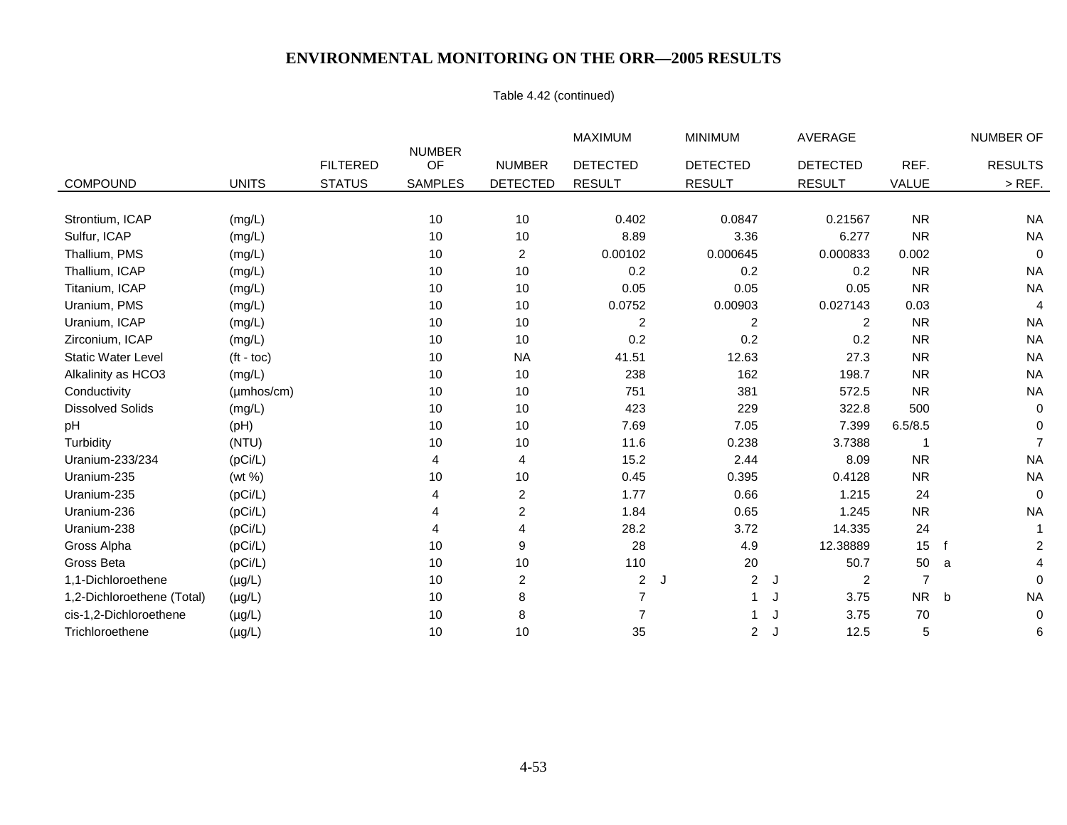# ENVIRONMENTAL MONITORING ON THE ORR—2005 RESULTS

Table 4.42 (continued)

| COMPOUND | UNITS | FILTERED STATUS | NUMBER OF SAMPLES | NUMBER DETECTED | MAXIMUM DETECTED RESULT | | MINIMUM DETECTED RESULT | | AVERAGE DETECTED RESULT | REF. VALUE | | NUMBER OF RESULTS > REF. |
|---|---|---|---|---|---|---|---|---|---|---|---|---|
| Strontium, ICAP | (mg/L) | | 10 | 10 | 0.402 | | 0.0847 | | 0.21567 | NR | | NA |
| Sulfur, ICAP | (mg/L) | | 10 | 10 | 8.89 | | 3.36 | | 6.277 | NR | | NA |
| Thallium, PMS | (mg/L) | | 10 | 2 | 0.00102 | | 0.000645 | | 0.000833 | 0.002 | | 0 |
| Thallium, ICAP | (mg/L) | | 10 | 10 | 0.2 | | 0.2 | | 0.2 | NR | | NA |
| Titanium, ICAP | (mg/L) | | 10 | 10 | 0.05 | | 0.05 | | 0.05 | NR | | NA |
| Uranium, PMS | (mg/L) | | 10 | 10 | 0.0752 | | 0.00903 | | 0.027143 | 0.03 | | 4 |
| Uranium, ICAP | (mg/L) | | 10 | 10 | 2 | | 2 | | 2 | NR | | NA |
| Zirconium, ICAP | (mg/L) | | 10 | 10 | 0.2 | | 0.2 | | 0.2 | NR | | NA |
| Static Water Level | (ft - toc) | | 10 | NA | 41.51 | | 12.63 | | 27.3 | NR | | NA |
| Alkalinity as HCO3 | (mg/L) | | 10 | 10 | 238 | | 162 | | 198.7 | NR | | NA |
| Conductivity | (µmhos/cm) | | 10 | 10 | 751 | | 381 | | 572.5 | NR | | NA |
| Dissolved Solids | (mg/L) | | 10 | 10 | 423 | | 229 | | 322.8 | 500 | | 0 |
| pH | (pH) | | 10 | 10 | 7.69 | | 7.05 | | 7.399 | 6.5/8.5 | | 0 |
| Turbidity | (NTU) | | 10 | 10 | 11.6 | | 0.238 | | 3.7388 | 1 | | 7 |
| Uranium-233/234 | (pCi/L) | | 4 | 4 | 15.2 | | 2.44 | | 8.09 | NR | | NA |
| Uranium-235 | (wt %) | | 10 | 10 | 0.45 | | 0.395 | | 0.4128 | NR | | NA |
| Uranium-235 | (pCi/L) | | 4 | 2 | 1.77 | | 0.66 | | 1.215 | 24 | | 0 |
| Uranium-236 | (pCi/L) | | 4 | 2 | 1.84 | | 0.65 | | 1.245 | NR | | NA |
| Uranium-238 | (pCi/L) | | 4 | 4 | 28.2 | | 3.72 | | 14.335 | 24 | | 1 |
| Gross Alpha | (pCi/L) | | 10 | 9 | 28 | | 4.9 | | 12.38889 | 15 | f | 2 |
| Gross Beta | (pCi/L) | | 10 | 10 | 110 | | 20 | | 50.7 | 50 | a | 4 |
| 1,1-Dichloroethene | (µg/L) | | 10 | 2 | 2 | J | 2 | J | 2 | 7 | | 0 |
| 1,2-Dichloroethene (Total) | (µg/L) | | 10 | 8 | 7 | | 1 | J | 3.75 | NR | b | NA |
| cis-1,2-Dichloroethene | (µg/L) | | 10 | 8 | 7 | | 1 | J | 3.75 | 70 | | 0 |
| Trichloroethene | (µg/L) | | 10 | 10 | 35 | | 2 | J | 12.5 | 5 | | 6 |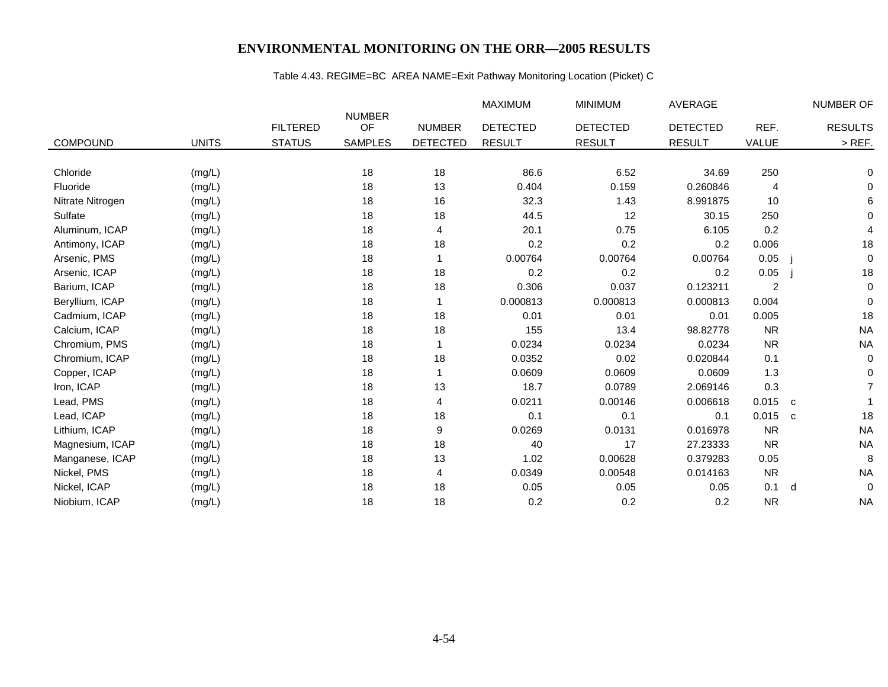# ENVIRONMENTAL MONITORING ON THE ORR—2005 RESULTS

Table 4.43. REGIME=BC AREA NAME=Exit Pathway Monitoring Location (Picket) C

| COMPOUND | UNITS | FILTERED STATUS | NUMBER OF SAMPLES | NUMBER DETECTED | MAXIMUM DETECTED RESULT | MINIMUM DETECTED RESULT | AVERAGE DETECTED RESULT | REF. VALUE | | NUMBER OF RESULTS > REF. |
|---|---|---|---|---|---|---|---|---|---|---|
| Chloride | (mg/L) | | 18 | 18 | 86.6 | 6.52 | 34.69 | 250 | | 0 |
| Fluoride | (mg/L) | | 18 | 13 | 0.404 | 0.159 | 0.260846 | 4 | | 0 |
| Nitrate Nitrogen | (mg/L) | | 18 | 16 | 32.3 | 1.43 | 8.991875 | 10 | | 6 |
| Sulfate | (mg/L) | | 18 | 18 | 44.5 | 12 | 30.15 | 250 | | 0 |
| Aluminum, ICAP | (mg/L) | | 18 | 4 | 20.1 | 0.75 | 6.105 | 0.2 | | 4 |
| Antimony, ICAP | (mg/L) | | 18 | 18 | 0.2 | 0.2 | 0.2 | 0.006 | | 18 |
| Arsenic, PMS | (mg/L) | | 18 | 1 | 0.00764 | 0.00764 | 0.00764 | 0.05 | j | 0 |
| Arsenic, ICAP | (mg/L) | | 18 | 18 | 0.2 | 0.2 | 0.2 | 0.05 | j | 18 |
| Barium, ICAP | (mg/L) | | 18 | 18 | 0.306 | 0.037 | 0.123211 | 2 | | 0 |
| Beryllium, ICAP | (mg/L) | | 18 | 1 | 0.000813 | 0.000813 | 0.000813 | 0.004 | | 0 |
| Cadmium, ICAP | (mg/L) | | 18 | 18 | 0.01 | 0.01 | 0.01 | 0.005 | | 18 |
| Calcium, ICAP | (mg/L) | | 18 | 18 | 155 | 13.4 | 98.82778 | NR | | NA |
| Chromium, PMS | (mg/L) | | 18 | 1 | 0.0234 | 0.0234 | 0.0234 | NR | | NA |
| Chromium, ICAP | (mg/L) | | 18 | 18 | 0.0352 | 0.02 | 0.020844 | 0.1 | | 0 |
| Copper, ICAP | (mg/L) | | 18 | 1 | 0.0609 | 0.0609 | 0.0609 | 1.3 | | 0 |
| Iron, ICAP | (mg/L) | | 18 | 13 | 18.7 | 0.0789 | 2.069146 | 0.3 | | 7 |
| Lead, PMS | (mg/L) | | 18 | 4 | 0.0211 | 0.00146 | 0.006618 | 0.015 | c | 1 |
| Lead, ICAP | (mg/L) | | 18 | 18 | 0.1 | 0.1 | 0.1 | 0.015 | c | 18 |
| Lithium, ICAP | (mg/L) | | 18 | 9 | 0.0269 | 0.0131 | 0.016978 | NR | | NA |
| Magnesium, ICAP | (mg/L) | | 18 | 18 | 40 | 17 | 27.23333 | NR | | NA |
| Manganese, ICAP | (mg/L) | | 18 | 13 | 1.02 | 0.00628 | 0.379283 | 0.05 | | 8 |
| Nickel, PMS | (mg/L) | | 18 | 4 | 0.0349 | 0.00548 | 0.014163 | NR | | NA |
| Nickel, ICAP | (mg/L) | | 18 | 18 | 0.05 | 0.05 | 0.05 | 0.1 | d | 0 |
| Niobium, ICAP | (mg/L) | | 18 | 18 | 0.2 | 0.2 | 0.2 | NR | | NA |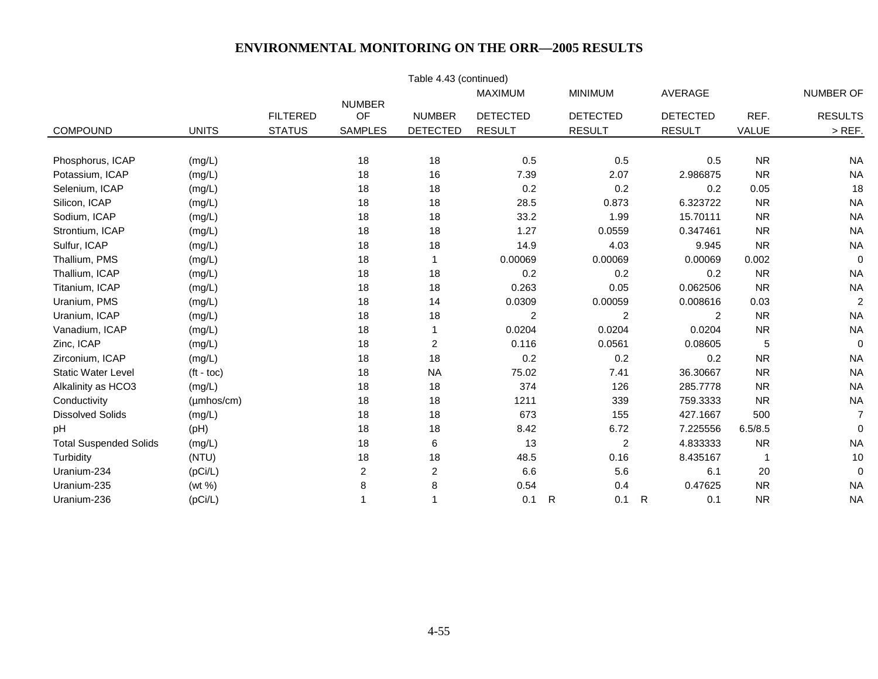# ENVIRONMENTAL MONITORING ON THE ORR—2005 RESULTS

Table 4.43 (continued)

| COMPOUND | UNITS | FILTERED STATUS | NUMBER OF SAMPLES | NUMBER DETECTED | MAXIMUM DETECTED RESULT | | MINIMUM DETECTED RESULT | | AVERAGE DETECTED RESULT | REF. VALUE | NUMBER OF RESULTS > REF. |
|---|---|---|---|---|---|---|---|---|---|---|---|
| Phosphorus, ICAP | (mg/L) | | 18 | 18 | 0.5 | | 0.5 | | 0.5 | NR | NA |
| Potassium, ICAP | (mg/L) | | 18 | 16 | 7.39 | | 2.07 | | 2.986875 | NR | NA |
| Selenium, ICAP | (mg/L) | | 18 | 18 | 0.2 | | 0.2 | | 0.2 | 0.05 | 18 |
| Silicon, ICAP | (mg/L) | | 18 | 18 | 28.5 | | 0.873 | | 6.323722 | NR | NA |
| Sodium, ICAP | (mg/L) | | 18 | 18 | 33.2 | | 1.99 | | 15.70111 | NR | NA |
| Strontium, ICAP | (mg/L) | | 18 | 18 | 1.27 | | 0.0559 | | 0.347461 | NR | NA |
| Sulfur, ICAP | (mg/L) | | 18 | 18 | 14.9 | | 4.03 | | 9.945 | NR | NA |
| Thallium, PMS | (mg/L) | | 18 | 1 | 0.00069 | | 0.00069 | | 0.00069 | 0.002 | 0 |
| Thallium, ICAP | (mg/L) | | 18 | 18 | 0.2 | | 0.2 | | 0.2 | NR | NA |
| Titanium, ICAP | (mg/L) | | 18 | 18 | 0.263 | | 0.05 | | 0.062506 | NR | NA |
| Uranium, PMS | (mg/L) | | 18 | 14 | 0.0309 | | 0.00059 | | 0.008616 | 0.03 | 2 |
| Uranium, ICAP | (mg/L) | | 18 | 18 | 2 | | 2 | | 2 | NR | NA |
| Vanadium, ICAP | (mg/L) | | 18 | 1 | 0.0204 | | 0.0204 | | 0.0204 | NR | NA |
| Zinc, ICAP | (mg/L) | | 18 | 2 | 0.116 | | 0.0561 | | 0.08605 | 5 | 0 |
| Zirconium, ICAP | (mg/L) | | 18 | 18 | 0.2 | | 0.2 | | 0.2 | NR | NA |
| Static Water Level | (ft - toc) | | 18 | NA | 75.02 | | 7.41 | | 36.30667 | NR | NA |
| Alkalinity as HCO3 | (mg/L) | | 18 | 18 | 374 | | 126 | | 285.7778 | NR | NA |
| Conductivity | (µmhos/cm) | | 18 | 18 | 1211 | | 339 | | 759.3333 | NR | NA |
| Dissolved Solids | (mg/L) | | 18 | 18 | 673 | | 155 | | 427.1667 | 500 | 7 |
| pH | (pH) | | 18 | 18 | 8.42 | | 6.72 | | 7.225556 | 6.5/8.5 | 0 |
| Total Suspended Solids | (mg/L) | | 18 | 6 | 13 | | 2 | | 4.833333 | NR | NA |
| Turbidity | (NTU) | | 18 | 18 | 48.5 | | 0.16 | | 8.435167 | 1 | 10 |
| Uranium-234 | (pCi/L) | | 2 | 2 | 6.6 | | 5.6 | | 6.1 | 20 | 0 |
| Uranium-235 | (wt %) | | 8 | 8 | 0.54 | | 0.4 | | 0.47625 | NR | NA |
| Uranium-236 | (pCi/L) | | 1 | 1 | 0.1 | R | 0.1 | R | 0.1 | NR | NA |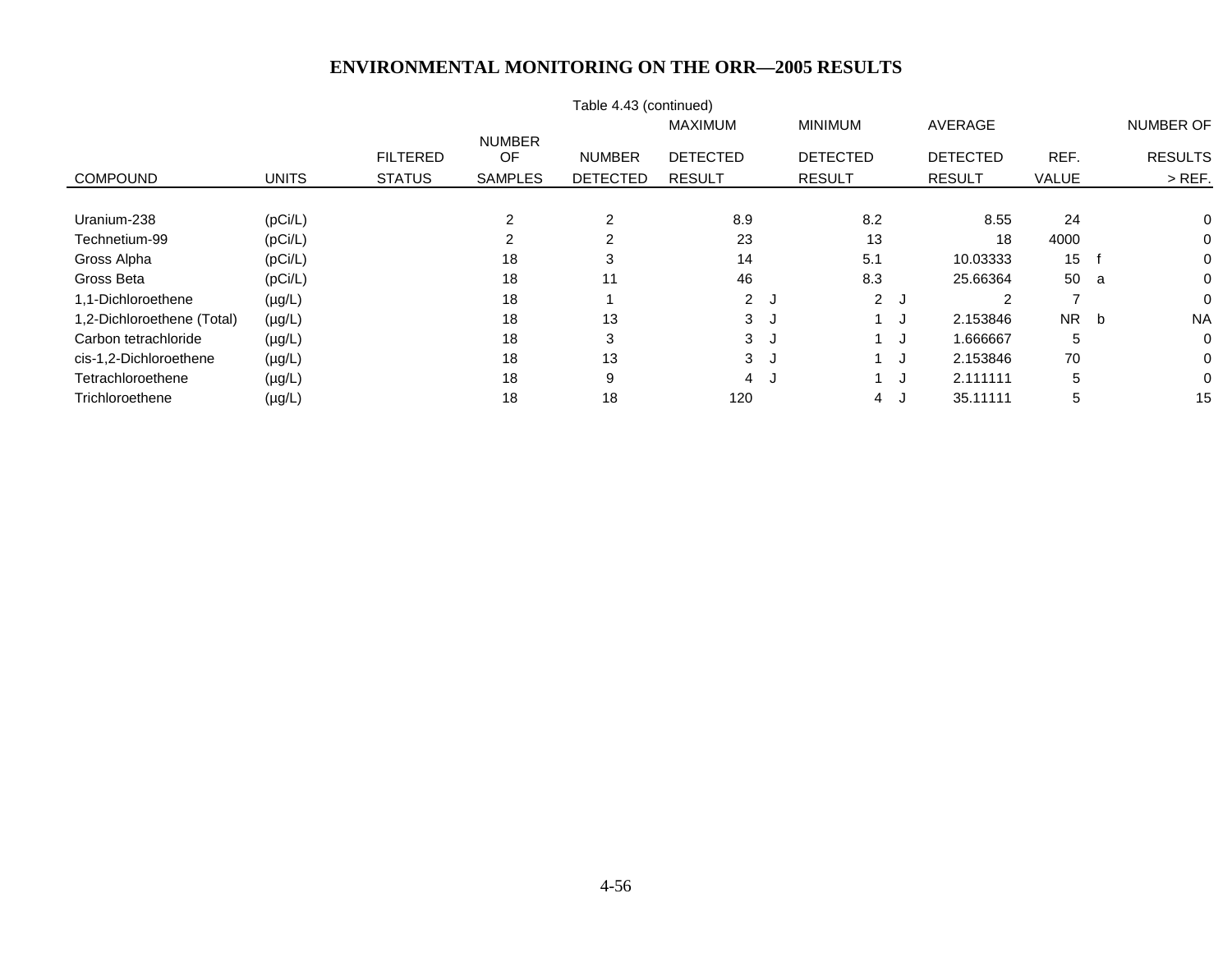## Table 4.43 (continued)

| COMPOUND | UNITS | FILTERED STATUS | NUMBER OF SAMPLES | NUMBER DETECTED | MAXIMUM DETECTED RESULT | | MINIMUM DETECTED RESULT | | AVERAGE DETECTED RESULT | REF. VALUE | | NUMBER OF RESULTS > REF. |
|---|---|---|---|---|---|---|---|---|---|---|---|---|
| Uranium-238 | (pCi/L) | | 2 | 2 | 8.9 | | 8.2 | | 8.55 | 24 | | 0 |
| Technetium-99 | (pCi/L) | | 2 | 2 | 23 | | 13 | | 18 | 4000 | | 0 |
| Gross Alpha | (pCi/L) | | 18 | 3 | 14 | | 5.1 | | 10.03333 | 15 | f | 0 |
| Gross Beta | (pCi/L) | | 18 | 11 | 46 | | 8.3 | | 25.66364 | 50 | a | 0 |
| 1,1-Dichloroethene | (µg/L) | | 18 | 1 | 2 | J | 2 | J | 2 | 7 | | 0 |
| 1,2-Dichloroethene (Total) | (µg/L) | | 18 | 13 | 3 | J | 1 | J | 2.153846 | NR | b | NA |
| Carbon tetrachloride | (µg/L) | | 18 | 3 | 3 | J | 1 | J | 1.666667 | 5 | | 0 |
| cis-1,2-Dichloroethene | (µg/L) | | 18 | 13 | 3 | J | 1 | J | 2.153846 | 70 | | 0 |
| Tetrachloroethene | (µg/L) | | 18 | 9 | 4 | J | 1 | J | 2.111111 | 5 | | 0 |
| Trichloroethene | (µg/L) | | 18 | 18 | 120 | | 4 | J | 35.11111 | 5 | | 15 |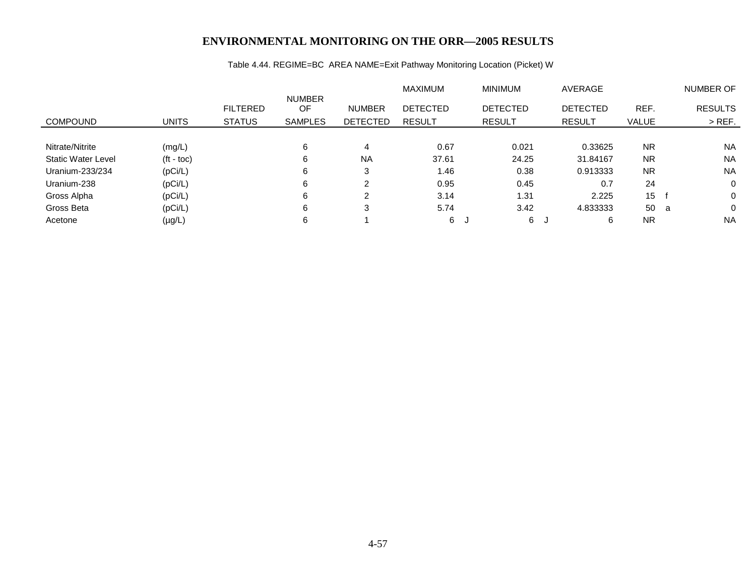# ENVIRONMENTAL MONITORING ON THE ORR—2005 RESULTS

Table 4.44. REGIME=BC AREA NAME=Exit Pathway Monitoring Location (Picket) W

| COMPOUND | UNITS | FILTERED STATUS | NUMBER OF SAMPLES | NUMBER DETECTED | MAXIMUM DETECTED RESULT | | MINIMUM DETECTED RESULT | | AVERAGE DETECTED RESULT | REF. VALUE | | NUMBER OF RESULTS > REF. |
|---|---|---|---|---|---|---|---|---|---|---|---|---|
| Nitrate/Nitrite | (mg/L) | | 6 | 4 | 0.67 | | 0.021 | | 0.33625 | NR | | NA |
| Static Water Level | (ft - toc) | | 6 | NA | 37.61 | | 24.25 | | 31.84167 | NR | | NA |
| Uranium-233/234 | (pCi/L) | | 6 | 3 | 1.46 | | 0.38 | | 0.913333 | NR | | NA |
| Uranium-238 | (pCi/L) | | 6 | 2 | 0.95 | | 0.45 | | 0.7 | 24 | | 0 |
| Gross Alpha | (pCi/L) | | 6 | 2 | 3.14 | | 1.31 | | 2.225 | 15 | f | 0 |
| Gross Beta | (pCi/L) | | 6 | 3 | 5.74 | | 3.42 | | 4.833333 | 50 | a | 0 |
| Acetone | (µg/L) | | 6 | 1 | 6 | J | 6 | J | 6 | NR | | NA |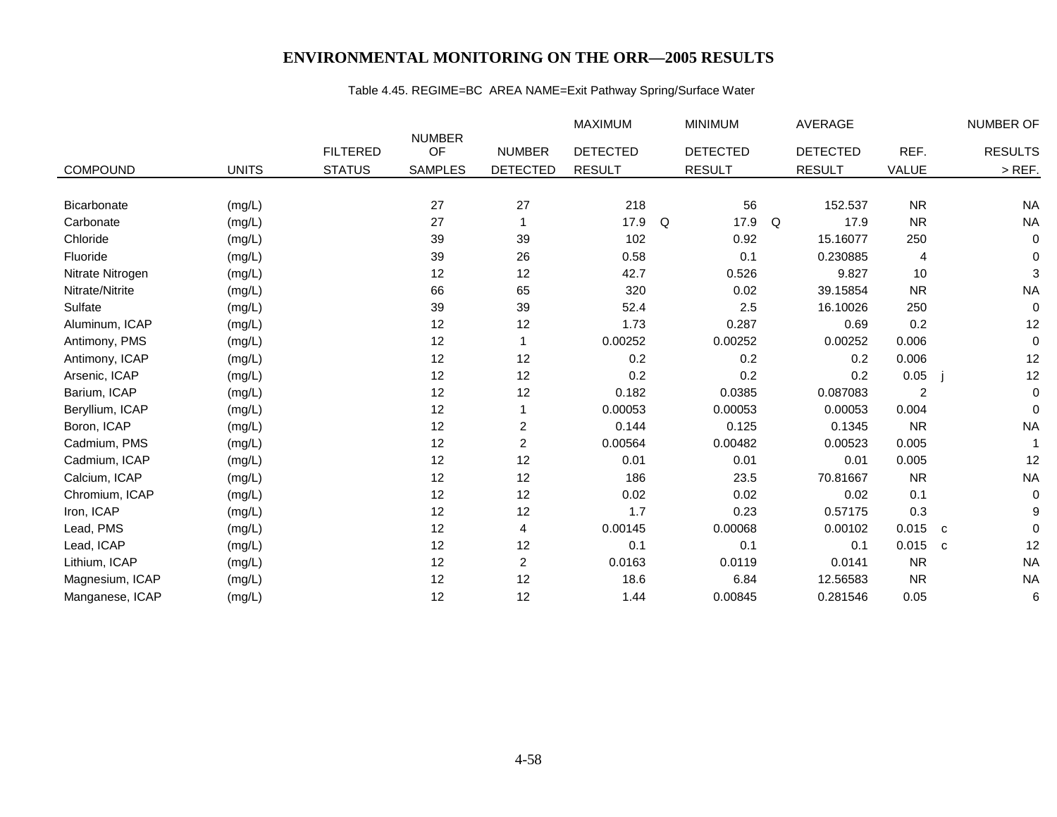# ENVIRONMENTAL MONITORING ON THE ORR—2005 RESULTS

Table 4.45. REGIME=BC AREA NAME=Exit Pathway Spring/Surface Water

| COMPOUND | UNITS | FILTERED STATUS | NUMBER OF SAMPLES | NUMBER DETECTED | MAXIMUM DETECTED RESULT | | MINIMUM DETECTED RESULT | | AVERAGE DETECTED RESULT | REF. VALUE | | NUMBER OF RESULTS > REF. |
|---|---|---|---|---|---|---|---|---|---|---|---|---|
| Bicarbonate | (mg/L) | | 27 | 27 | 218 | | 56 | | 152.537 | NR | | NA |
| Carbonate | (mg/L) | | 27 | 1 | 17.9 | Q | 17.9 | Q | 17.9 | NR | | NA |
| Chloride | (mg/L) | | 39 | 39 | 102 | | 0.92 | | 15.16077 | 250 | | 0 |
| Fluoride | (mg/L) | | 39 | 26 | 0.58 | | 0.1 | | 0.230885 | 4 | | 0 |
| Nitrate Nitrogen | (mg/L) | | 12 | 12 | 42.7 | | 0.526 | | 9.827 | 10 | | 3 |
| Nitrate/Nitrite | (mg/L) | | 66 | 65 | 320 | | 0.02 | | 39.15854 | NR | | NA |
| Sulfate | (mg/L) | | 39 | 39 | 52.4 | | 2.5 | | 16.10026 | 250 | | 0 |
| Aluminum, ICAP | (mg/L) | | 12 | 12 | 1.73 | | 0.287 | | 0.69 | 0.2 | | 12 |
| Antimony, PMS | (mg/L) | | 12 | 1 | 0.00252 | | 0.00252 | | 0.00252 | 0.006 | | 0 |
| Antimony, ICAP | (mg/L) | | 12 | 12 | 0.2 | | 0.2 | | 0.2 | 0.006 | | 12 |
| Arsenic, ICAP | (mg/L) | | 12 | 12 | 0.2 | | 0.2 | | 0.2 | 0.05 | j | 12 |
| Barium, ICAP | (mg/L) | | 12 | 12 | 0.182 | | 0.0385 | | 0.087083 | 2 | | 0 |
| Beryllium, ICAP | (mg/L) | | 12 | 1 | 0.00053 | | 0.00053 | | 0.00053 | 0.004 | | 0 |
| Boron, ICAP | (mg/L) | | 12 | 2 | 0.144 | | 0.125 | | 0.1345 | NR | | NA |
| Cadmium, PMS | (mg/L) | | 12 | 2 | 0.00564 | | 0.00482 | | 0.00523 | 0.005 | | 1 |
| Cadmium, ICAP | (mg/L) | | 12 | 12 | 0.01 | | 0.01 | | 0.01 | 0.005 | | 12 |
| Calcium, ICAP | (mg/L) | | 12 | 12 | 186 | | 23.5 | | 70.81667 | NR | | NA |
| Chromium, ICAP | (mg/L) | | 12 | 12 | 0.02 | | 0.02 | | 0.02 | 0.1 | | 0 |
| Iron, ICAP | (mg/L) | | 12 | 12 | 1.7 | | 0.23 | | 0.57175 | 0.3 | | 9 |
| Lead, PMS | (mg/L) | | 12 | 4 | 0.00145 | | 0.00068 | | 0.00102 | 0.015 | c | 0 |
| Lead, ICAP | (mg/L) | | 12 | 12 | 0.1 | | 0.1 | | 0.1 | 0.015 | c | 12 |
| Lithium, ICAP | (mg/L) | | 12 | 2 | 0.0163 | | 0.0119 | | 0.0141 | NR | | NA |
| Magnesium, ICAP | (mg/L) | | 12 | 12 | 18.6 | | 6.84 | | 12.56583 | NR | | NA |
| Manganese, ICAP | (mg/L) | | 12 | 12 | 1.44 | | 0.00845 | | 0.281546 | 0.05 | | 6 |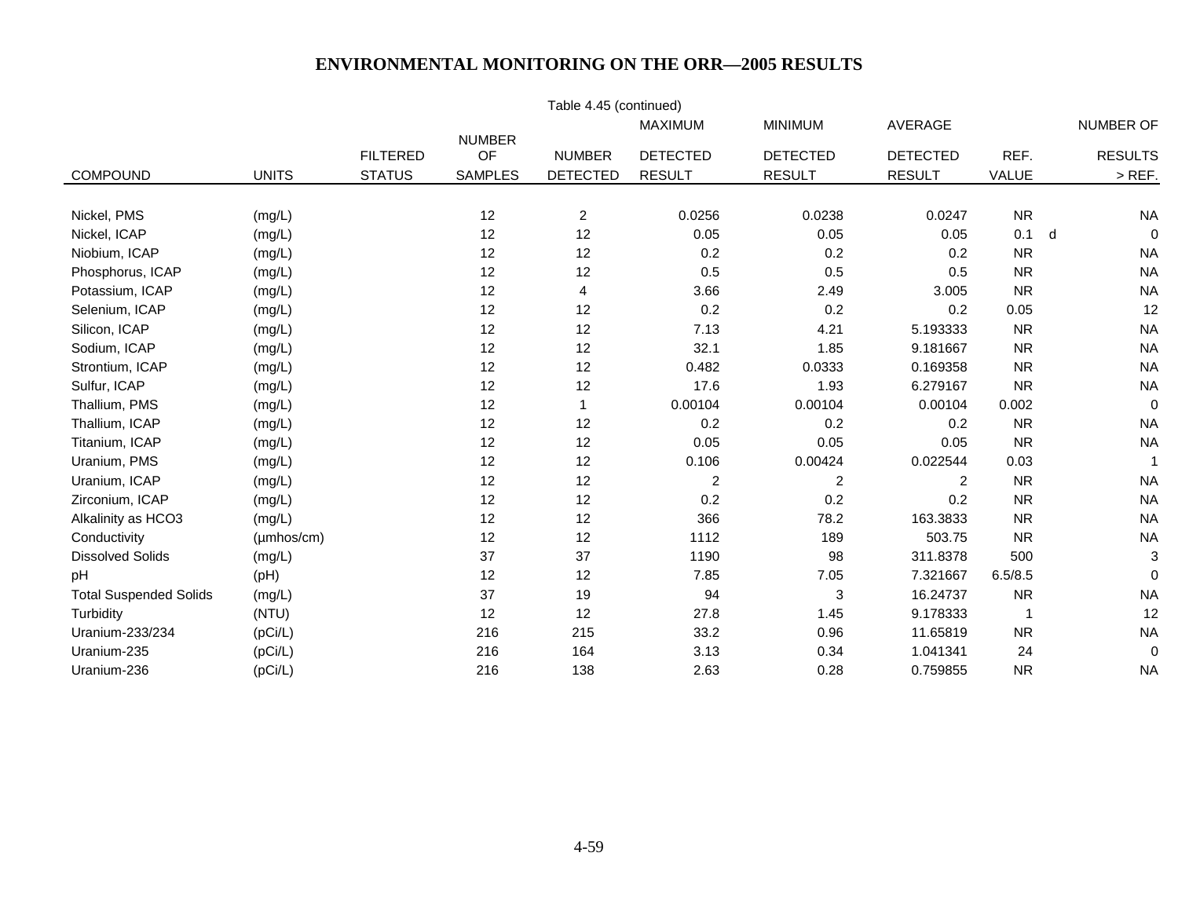# ENVIRONMENTAL MONITORING ON THE ORR—2005 RESULTS

Table 4.45 (continued)

| COMPOUND | UNITS | FILTERED STATUS | NUMBER OF SAMPLES | NUMBER DETECTED | MAXIMUM DETECTED RESULT | MINIMUM DETECTED RESULT | AVERAGE DETECTED RESULT | REF. VALUE | | NUMBER OF RESULTS > REF. |
|---|---|---|---|---|---|---|---|---|---|---|
| Nickel, PMS | (mg/L) | | 12 | 2 | 0.0256 | 0.0238 | 0.0247 | NR | | NA |
| Nickel, ICAP | (mg/L) | | 12 | 12 | 0.05 | 0.05 | 0.05 | 0.1 | d | 0 |
| Niobium, ICAP | (mg/L) | | 12 | 12 | 0.2 | 0.2 | 0.2 | NR | | NA |
| Phosphorus, ICAP | (mg/L) | | 12 | 12 | 0.5 | 0.5 | 0.5 | NR | | NA |
| Potassium, ICAP | (mg/L) | | 12 | 4 | 3.66 | 2.49 | 3.005 | NR | | NA |
| Selenium, ICAP | (mg/L) | | 12 | 12 | 0.2 | 0.2 | 0.2 | 0.05 | | 12 |
| Silicon, ICAP | (mg/L) | | 12 | 12 | 7.13 | 4.21 | 5.193333 | NR | | NA |
| Sodium, ICAP | (mg/L) | | 12 | 12 | 32.1 | 1.85 | 9.181667 | NR | | NA |
| Strontium, ICAP | (mg/L) | | 12 | 12 | 0.482 | 0.0333 | 0.169358 | NR | | NA |
| Sulfur, ICAP | (mg/L) | | 12 | 12 | 17.6 | 1.93 | 6.279167 | NR | | NA |
| Thallium, PMS | (mg/L) | | 12 | 1 | 0.00104 | 0.00104 | 0.00104 | 0.002 | | 0 |
| Thallium, ICAP | (mg/L) | | 12 | 12 | 0.2 | 0.2 | 0.2 | NR | | NA |
| Titanium, ICAP | (mg/L) | | 12 | 12 | 0.05 | 0.05 | 0.05 | NR | | NA |
| Uranium, PMS | (mg/L) | | 12 | 12 | 0.106 | 0.00424 | 0.022544 | 0.03 | | 1 |
| Uranium, ICAP | (mg/L) | | 12 | 12 | 2 | 2 | 2 | NR | | NA |
| Zirconium, ICAP | (mg/L) | | 12 | 12 | 0.2 | 0.2 | 0.2 | NR | | NA |
| Alkalinity as HCO3 | (mg/L) | | 12 | 12 | 366 | 78.2 | 163.3833 | NR | | NA |
| Conductivity | (µmhos/cm) | | 12 | 12 | 1112 | 189 | 503.75 | NR | | NA |
| Dissolved Solids | (mg/L) | | 37 | 37 | 1190 | 98 | 311.8378 | 500 | | 3 |
| pH | (pH) | | 12 | 12 | 7.85 | 7.05 | 7.321667 | 6.5/8.5 | | 0 |
| Total Suspended Solids | (mg/L) | | 37 | 19 | 94 | 3 | 16.24737 | NR | | NA |
| Turbidity | (NTU) | | 12 | 12 | 27.8 | 1.45 | 9.178333 | 1 | | 12 |
| Uranium-233/234 | (pCi/L) | | 216 | 215 | 33.2 | 0.96 | 11.65819 | NR | | NA |
| Uranium-235 | (pCi/L) | | 216 | 164 | 3.13 | 0.34 | 1.041341 | 24 | | 0 |
| Uranium-236 | (pCi/L) | | 216 | 138 | 2.63 | 0.28 | 0.759855 | NR | | NA |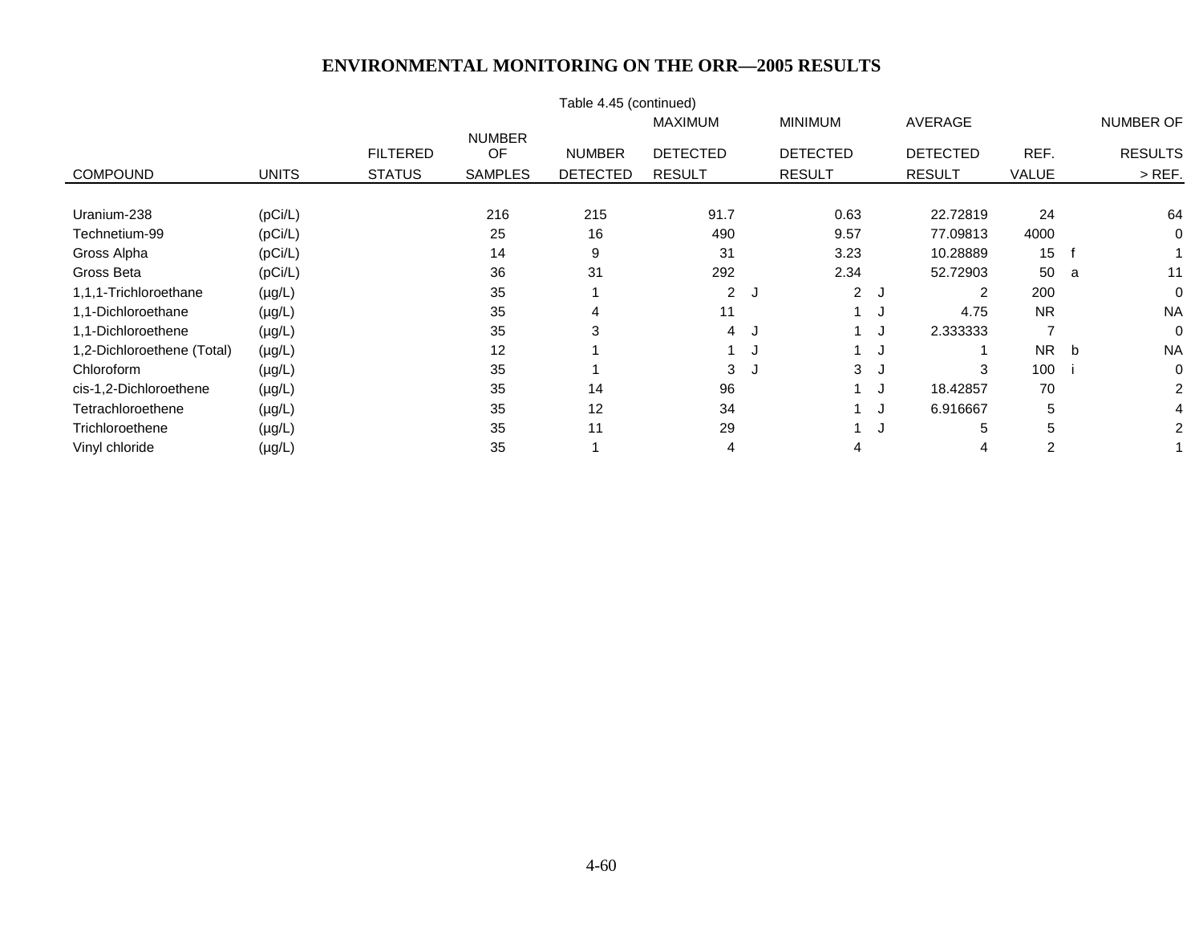# ENVIRONMENTAL MONITORING ON THE ORR—2005 RESULTS

Table 4.45 (continued)

| COMPOUND | UNITS | FILTERED STATUS | NUMBER OF SAMPLES | NUMBER DETECTED | MAXIMUM DETECTED RESULT | | MINIMUM DETECTED RESULT | | AVERAGE DETECTED RESULT | REF. VALUE | | NUMBER OF RESULTS > REF. |
|---|---|---|---|---|---|---|---|---|---|---|---|---|
| Uranium-238 | (pCi/L) | | 216 | 215 | 91.7 | | 0.63 | | 22.72819 | 24 | | 64 |
| Technetium-99 | (pCi/L) | | 25 | 16 | 490 | | 9.57 | | 77.09813 | 4000 | | 0 |
| Gross Alpha | (pCi/L) | | 14 | 9 | 31 | | 3.23 | | 10.28889 | 15 | f | 1 |
| Gross Beta | (pCi/L) | | 36 | 31 | 292 | | 2.34 | | 52.72903 | 50 | a | 11 |
| 1,1,1-Trichloroethane | (µg/L) | | 35 | 1 | 2 | J | 2 | J | 2 | 200 | | 0 |
| 1,1-Dichloroethane | (µg/L) | | 35 | 4 | 11 | | 1 | J | 4.75 | NR | | NA |
| 1,1-Dichloroethene | (µg/L) | | 35 | 3 | 4 | J | 1 | J | 2.333333 | 7 | | 0 |
| 1,2-Dichloroethene (Total) | (µg/L) | | 12 | 1 | 1 | J | 1 | J | 1 | NR | b | NA |
| Chloroform | (µg/L) | | 35 | 1 | 3 | J | 3 | J | 3 | 100 | i | 0 |
| cis-1,2-Dichloroethene | (µg/L) | | 35 | 14 | 96 | | 1 | J | 18.42857 | 70 | | 2 |
| Tetrachloroethene | (µg/L) | | 35 | 12 | 34 | | 1 | J | 6.916667 | 5 | | 4 |
| Trichloroethene | (µg/L) | | 35 | 11 | 29 | | 1 | J | 5 | 5 | | 2 |
| Vinyl chloride | (µg/L) | | 35 | 1 | 4 | | 4 | | 4 | 2 | | 1 |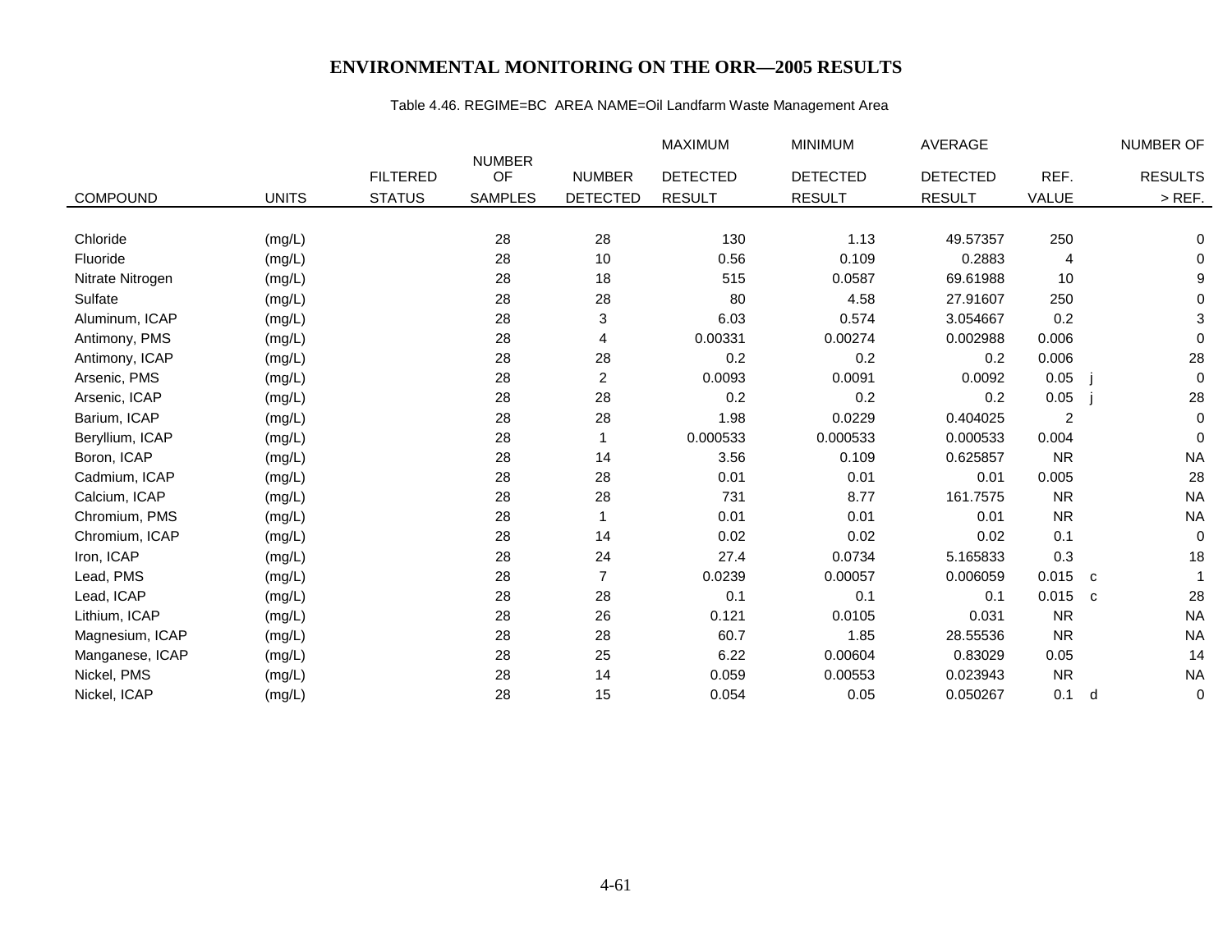# ENVIRONMENTAL MONITORING ON THE ORR—2005 RESULTS

Table 4.46. REGIME=BC AREA NAME=Oil Landfarm Waste Management Area

| COMPOUND | UNITS | FILTERED STATUS | NUMBER OF SAMPLES | NUMBER DETECTED | MAXIMUM DETECTED RESULT | MINIMUM DETECTED RESULT | AVERAGE DETECTED RESULT | REF. VALUE | | NUMBER OF RESULTS > REF. |
|---|---|---|---|---|---|---|---|---|---|---|
| Chloride | (mg/L) | | 28 | 28 | 130 | 1.13 | 49.57357 | 250 | | 0 |
| Fluoride | (mg/L) | | 28 | 10 | 0.56 | 0.109 | 0.2883 | 4 | | 0 |
| Nitrate Nitrogen | (mg/L) | | 28 | 18 | 515 | 0.0587 | 69.61988 | 10 | | 9 |
| Sulfate | (mg/L) | | 28 | 28 | 80 | 4.58 | 27.91607 | 250 | | 0 |
| Aluminum, ICAP | (mg/L) | | 28 | 3 | 6.03 | 0.574 | 3.054667 | 0.2 | | 3 |
| Antimony, PMS | (mg/L) | | 28 | 4 | 0.00331 | 0.00274 | 0.002988 | 0.006 | | 0 |
| Antimony, ICAP | (mg/L) | | 28 | 28 | 0.2 | 0.2 | 0.2 | 0.006 | | 28 |
| Arsenic, PMS | (mg/L) | | 28 | 2 | 0.0093 | 0.0091 | 0.0092 | 0.05 | j | 0 |
| Arsenic, ICAP | (mg/L) | | 28 | 28 | 0.2 | 0.2 | 0.2 | 0.05 | j | 28 |
| Barium, ICAP | (mg/L) | | 28 | 28 | 1.98 | 0.0229 | 0.404025 | 2 | | 0 |
| Beryllium, ICAP | (mg/L) | | 28 | 1 | 0.000533 | 0.000533 | 0.000533 | 0.004 | | 0 |
| Boron, ICAP | (mg/L) | | 28 | 14 | 3.56 | 0.109 | 0.625857 | NR | | NA |
| Cadmium, ICAP | (mg/L) | | 28 | 28 | 0.01 | 0.01 | 0.01 | 0.005 | | 28 |
| Calcium, ICAP | (mg/L) | | 28 | 28 | 731 | 8.77 | 161.7575 | NR | | NA |
| Chromium, PMS | (mg/L) | | 28 | 1 | 0.01 | 0.01 | 0.01 | NR | | NA |
| Chromium, ICAP | (mg/L) | | 28 | 14 | 0.02 | 0.02 | 0.02 | 0.1 | | 0 |
| Iron, ICAP | (mg/L) | | 28 | 24 | 27.4 | 0.0734 | 5.165833 | 0.3 | | 18 |
| Lead, PMS | (mg/L) | | 28 | 7 | 0.0239 | 0.00057 | 0.006059 | 0.015 | c | 1 |
| Lead, ICAP | (mg/L) | | 28 | 28 | 0.1 | 0.1 | 0.1 | 0.015 | c | 28 |
| Lithium, ICAP | (mg/L) | | 28 | 26 | 0.121 | 0.0105 | 0.031 | NR | | NA |
| Magnesium, ICAP | (mg/L) | | 28 | 28 | 60.7 | 1.85 | 28.55536 | NR | | NA |
| Manganese, ICAP | (mg/L) | | 28 | 25 | 6.22 | 0.00604 | 0.83029 | 0.05 | | 14 |
| Nickel, PMS | (mg/L) | | 28 | 14 | 0.059 | 0.00553 | 0.023943 | NR | | NA |
| Nickel, ICAP | (mg/L) | | 28 | 15 | 0.054 | 0.05 | 0.050267 | 0.1 | d | 0 |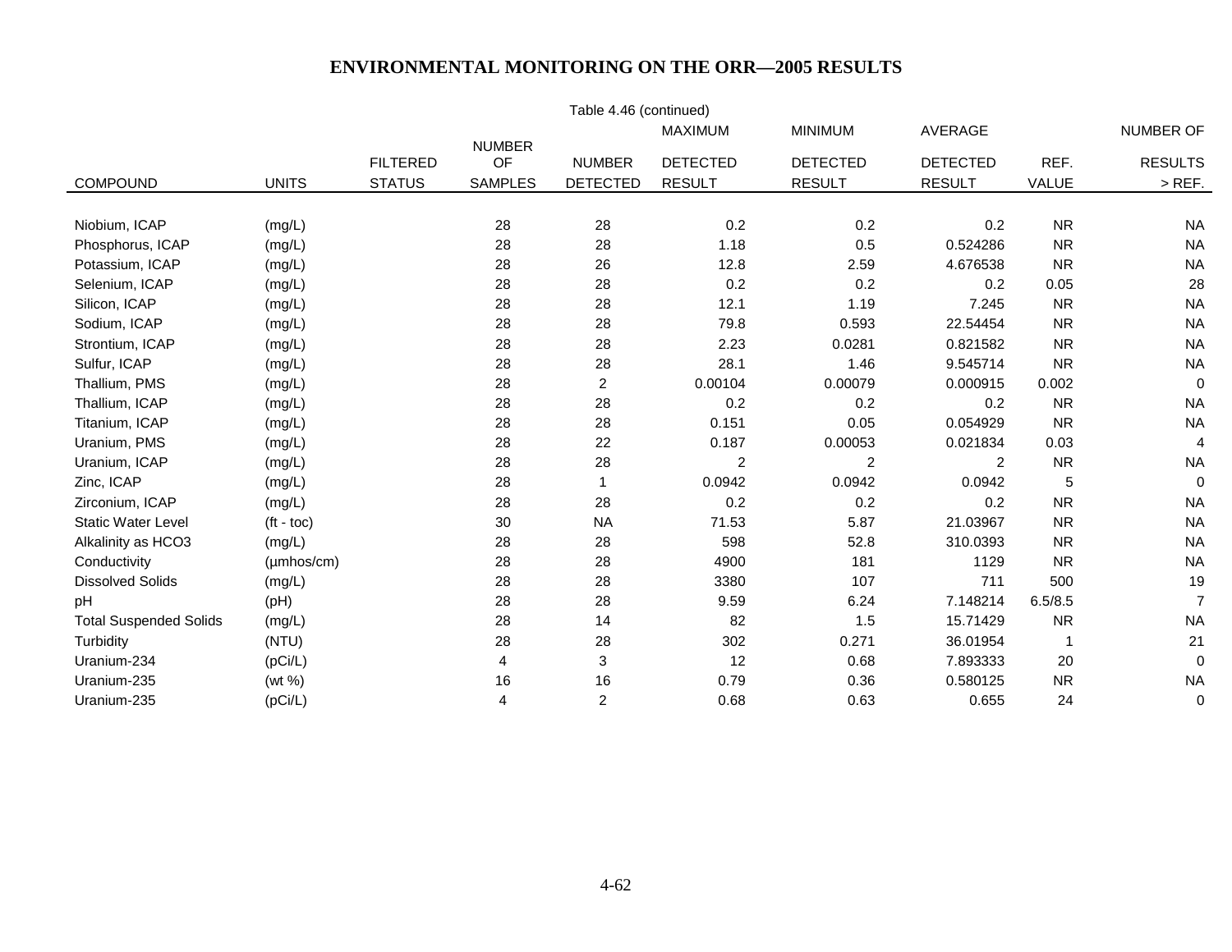Table 4.46 (continued)

| COMPOUND | UNITS | FILTERED STATUS | NUMBER OF SAMPLES | NUMBER DETECTED | MAXIMUM DETECTED RESULT | MINIMUM DETECTED RESULT | AVERAGE DETECTED RESULT | REF. VALUE | NUMBER OF RESULTS > REF. |
|---|---|---|---|---|---|---|---|---|---|
| Niobium, ICAP | (mg/L) | | 28 | 28 | 0.2 | 0.2 | 0.2 | NR | NA |
| Phosphorus, ICAP | (mg/L) | | 28 | 28 | 1.18 | 0.5 | 0.524286 | NR | NA |
| Potassium, ICAP | (mg/L) | | 28 | 26 | 12.8 | 2.59 | 4.676538 | NR | NA |
| Selenium, ICAP | (mg/L) | | 28 | 28 | 0.2 | 0.2 | 0.2 | 0.05 | 28 |
| Silicon, ICAP | (mg/L) | | 28 | 28 | 12.1 | 1.19 | 7.245 | NR | NA |
| Sodium, ICAP | (mg/L) | | 28 | 28 | 79.8 | 0.593 | 22.54454 | NR | NA |
| Strontium, ICAP | (mg/L) | | 28 | 28 | 2.23 | 0.0281 | 0.821582 | NR | NA |
| Sulfur, ICAP | (mg/L) | | 28 | 28 | 28.1 | 1.46 | 9.545714 | NR | NA |
| Thallium, PMS | (mg/L) | | 28 | 2 | 0.00104 | 0.00079 | 0.000915 | 0.002 | 0 |
| Thallium, ICAP | (mg/L) | | 28 | 28 | 0.2 | 0.2 | 0.2 | NR | NA |
| Titanium, ICAP | (mg/L) | | 28 | 28 | 0.151 | 0.05 | 0.054929 | NR | NA |
| Uranium, PMS | (mg/L) | | 28 | 22 | 0.187 | 0.00053 | 0.021834 | 0.03 | 4 |
| Uranium, ICAP | (mg/L) | | 28 | 28 | 2 | 2 | 2 | NR | NA |
| Zinc, ICAP | (mg/L) | | 28 | 1 | 0.0942 | 0.0942 | 0.0942 | 5 | 0 |
| Zirconium, ICAP | (mg/L) | | 28 | 28 | 0.2 | 0.2 | 0.2 | NR | NA |
| Static Water Level | (ft - toc) | | 30 | NA | 71.53 | 5.87 | 21.03967 | NR | NA |
| Alkalinity as HCO3 | (mg/L) | | 28 | 28 | 598 | 52.8 | 310.0393 | NR | NA |
| Conductivity | (µmhos/cm) | | 28 | 28 | 4900 | 181 | 1129 | NR | NA |
| Dissolved Solids | (mg/L) | | 28 | 28 | 3380 | 107 | 711 | 500 | 19 |
| pH | (pH) | | 28 | 28 | 9.59 | 6.24 | 7.148214 | 6.5/8.5 | 7 |
| Total Suspended Solids | (mg/L) | | 28 | 14 | 82 | 1.5 | 15.71429 | NR | NA |
| Turbidity | (NTU) | | 28 | 28 | 302 | 0.271 | 36.01954 | 1 | 21 |
| Uranium-234 | (pCi/L) | | 4 | 3 | 12 | 0.68 | 7.893333 | 20 | 0 |
| Uranium-235 | (wt %) | | 16 | 16 | 0.79 | 0.36 | 0.580125 | NR | NA |
| Uranium-235 | (pCi/L) | | 4 | 2 | 0.68 | 0.63 | 0.655 | 24 | 0 |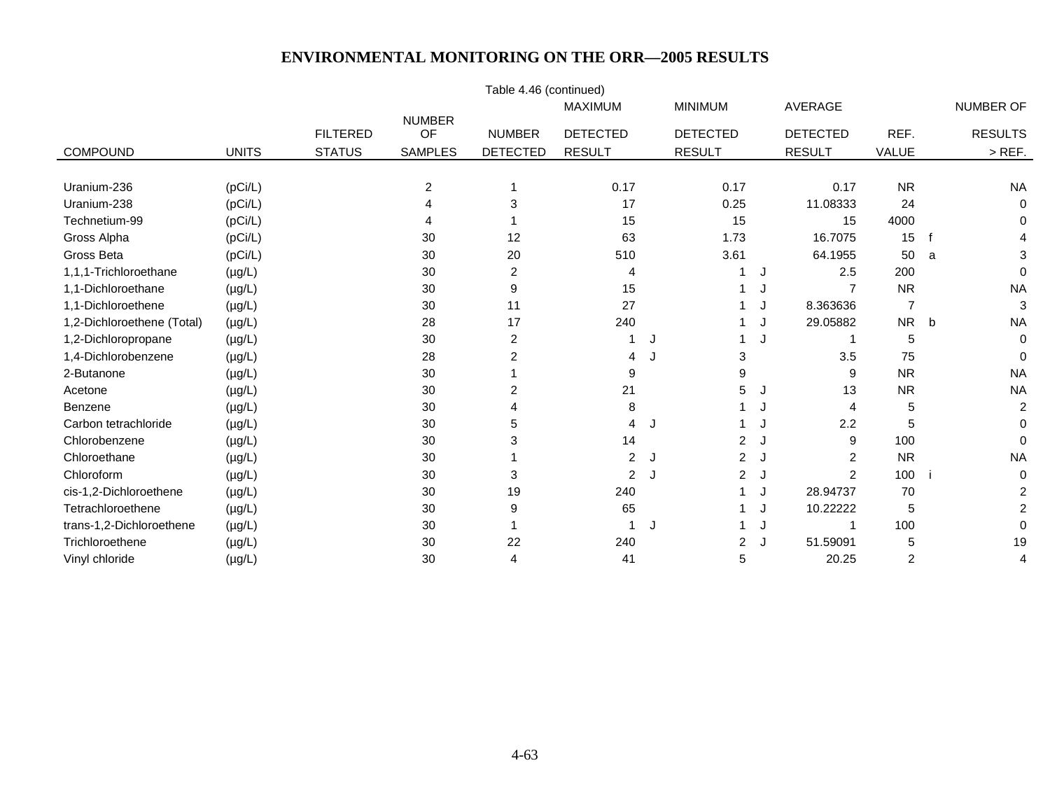# ENVIRONMENTAL MONITORING ON THE ORR—2005 RESULTS

Table 4.46 (continued)

| COMPOUND | UNITS | FILTERED STATUS | NUMBER OF SAMPLES | NUMBER DETECTED | MAXIMUM DETECTED RESULT | | MINIMUM DETECTED RESULT | | AVERAGE DETECTED RESULT | REF. VALUE | | NUMBER OF RESULTS > REF. |
|---|---|---|---|---|---|---|---|---|---|---|---|---|
| Uranium-236 | (pCi/L) | | 2 | 1 | 0.17 | | 0.17 | | 0.17 | NR | | NA |
| Uranium-238 | (pCi/L) | | 4 | 3 | 17 | | 0.25 | | 11.08333 | 24 | | 0 |
| Technetium-99 | (pCi/L) | | 4 | 1 | 15 | | 15 | | 15 | 4000 | | 0 |
| Gross Alpha | (pCi/L) | | 30 | 12 | 63 | | 1.73 | | 16.7075 | 15 | f | 4 |
| Gross Beta | (pCi/L) | | 30 | 20 | 510 | | 3.61 | | 64.1955 | 50 | a | 3 |
| 1,1,1-Trichloroethane | (µg/L) | | 30 | 2 | 4 | | 1 | J | 2.5 | 200 | | 0 |
| 1,1-Dichloroethane | (µg/L) | | 30 | 9 | 15 | | 1 | J | 7 | NR | | NA |
| 1,1-Dichloroethene | (µg/L) | | 30 | 11 | 27 | | 1 | J | 8.363636 | 7 | | 3 |
| 1,2-Dichloroethene (Total) | (µg/L) | | 28 | 17 | 240 | | 1 | J | 29.05882 | NR | b | NA |
| 1,2-Dichloropropane | (µg/L) | | 30 | 2 | 1 | J | 1 | J | 1 | 5 | | 0 |
| 1,4-Dichlorobenzene | (µg/L) | | 28 | 2 | 4 | J | 3 | | 3.5 | 75 | | 0 |
| 2-Butanone | (µg/L) | | 30 | 1 | 9 | | 9 | | 9 | NR | | NA |
| Acetone | (µg/L) | | 30 | 2 | 21 | | 5 | J | 13 | NR | | NA |
| Benzene | (µg/L) | | 30 | 4 | 8 | | 1 | J | 4 | 5 | | 2 |
| Carbon tetrachloride | (µg/L) | | 30 | 5 | 4 | J | 1 | J | 2.2 | 5 | | 0 |
| Chlorobenzene | (µg/L) | | 30 | 3 | 14 | | 2 | J | 9 | 100 | | 0 |
| Chloroethane | (µg/L) | | 30 | 1 | 2 | J | 2 | J | 2 | NR | | NA |
| Chloroform | (µg/L) | | 30 | 3 | 2 | J | 2 | J | 2 | 100 | i | 0 |
| cis-1,2-Dichloroethene | (µg/L) | | 30 | 19 | 240 | | 1 | J | 28.94737 | 70 | | 2 |
| Tetrachloroethene | (µg/L) | | 30 | 9 | 65 | | 1 | J | 10.22222 | 5 | | 2 |
| trans-1,2-Dichloroethene | (µg/L) | | 30 | 1 | 1 | J | 1 | J | 1 | 100 | | 0 |
| Trichloroethene | (µg/L) | | 30 | 22 | 240 | | 2 | J | 51.59091 | 5 | | 19 |
| Vinyl chloride | (µg/L) | | 30 | 4 | 41 | | 5 | | 20.25 | 2 | | 4 |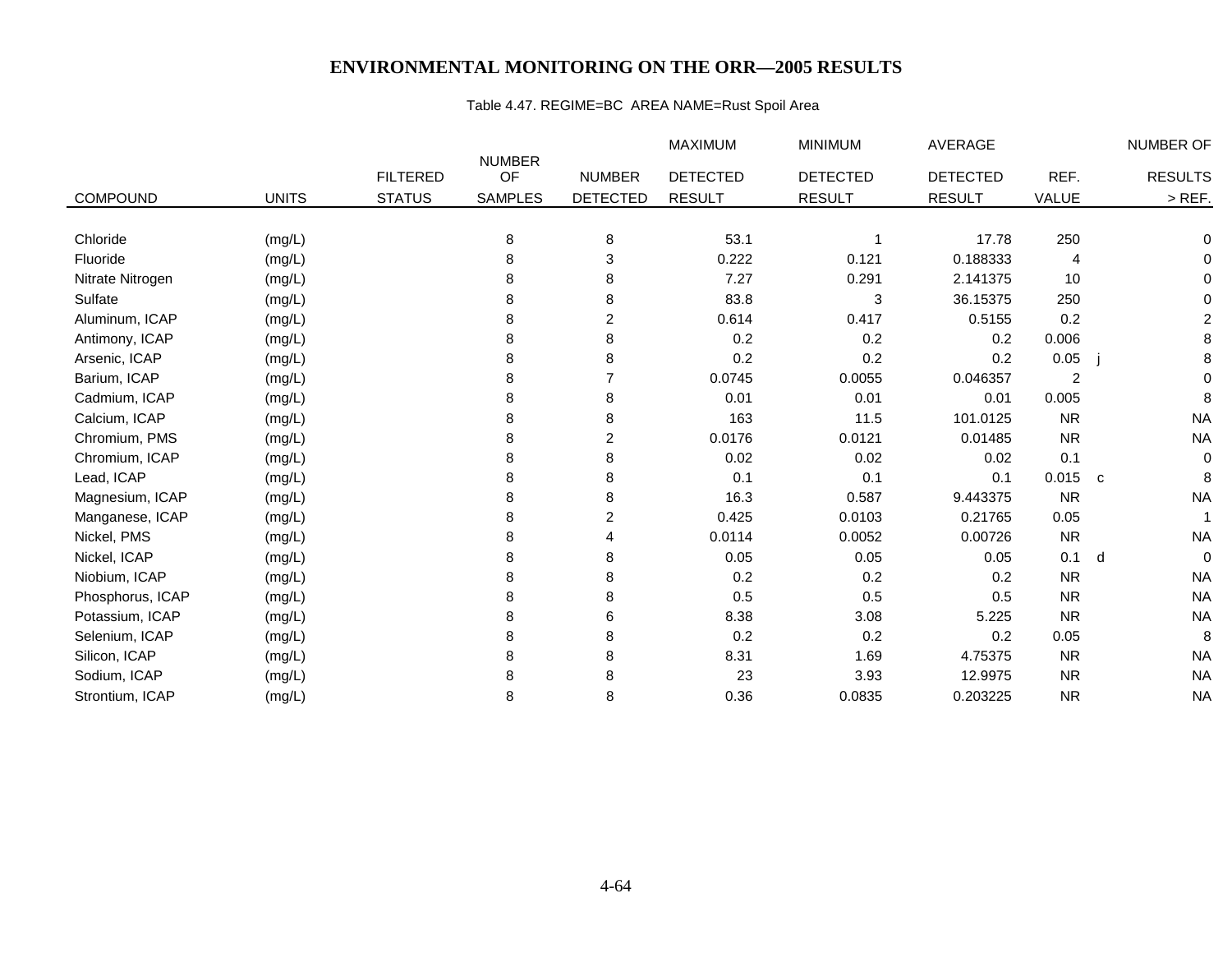# ENVIRONMENTAL MONITORING ON THE ORR—2005 RESULTS

Table 4.47. REGIME=BC AREA NAME=Rust Spoil Area

| COMPOUND | UNITS | FILTERED STATUS | NUMBER OF SAMPLES | NUMBER DETECTED | MAXIMUM DETECTED RESULT | MINIMUM DETECTED RESULT | AVERAGE DETECTED RESULT | REF. VALUE | | NUMBER OF RESULTS > REF. |
|---|---|---|---|---|---|---|---|---|---|---|
| Chloride | (mg/L) | | 8 | 8 | 53.1 | 1 | 17.78 | 250 | | 0 |
| Fluoride | (mg/L) | | 8 | 3 | 0.222 | 0.121 | 0.188333 | 4 | | 0 |
| Nitrate Nitrogen | (mg/L) | | 8 | 8 | 7.27 | 0.291 | 2.141375 | 10 | | 0 |
| Sulfate | (mg/L) | | 8 | 8 | 83.8 | 3 | 36.15375 | 250 | | 0 |
| Aluminum, ICAP | (mg/L) | | 8 | 2 | 0.614 | 0.417 | 0.5155 | 0.2 | | 2 |
| Antimony, ICAP | (mg/L) | | 8 | 8 | 0.2 | 0.2 | 0.2 | 0.006 | | 8 |
| Arsenic, ICAP | (mg/L) | | 8 | 8 | 0.2 | 0.2 | 0.2 | 0.05 | j | 8 |
| Barium, ICAP | (mg/L) | | 8 | 7 | 0.0745 | 0.0055 | 0.046357 | 2 | | 0 |
| Cadmium, ICAP | (mg/L) | | 8 | 8 | 0.01 | 0.01 | 0.01 | 0.005 | | 8 |
| Calcium, ICAP | (mg/L) | | 8 | 8 | 163 | 11.5 | 101.0125 | NR | | NA |
| Chromium, PMS | (mg/L) | | 8 | 2 | 0.0176 | 0.0121 | 0.01485 | NR | | NA |
| Chromium, ICAP | (mg/L) | | 8 | 8 | 0.02 | 0.02 | 0.02 | 0.1 | | 0 |
| Lead, ICAP | (mg/L) | | 8 | 8 | 0.1 | 0.1 | 0.1 | 0.015 | c | 8 |
| Magnesium, ICAP | (mg/L) | | 8 | 8 | 16.3 | 0.587 | 9.443375 | NR | | NA |
| Manganese, ICAP | (mg/L) | | 8 | 2 | 0.425 | 0.0103 | 0.21765 | 0.05 | | 1 |
| Nickel, PMS | (mg/L) | | 8 | 4 | 0.0114 | 0.0052 | 0.00726 | NR | | NA |
| Nickel, ICAP | (mg/L) | | 8 | 8 | 0.05 | 0.05 | 0.05 | 0.1 | d | 0 |
| Niobium, ICAP | (mg/L) | | 8 | 8 | 0.2 | 0.2 | 0.2 | NR | | NA |
| Phosphorus, ICAP | (mg/L) | | 8 | 8 | 0.5 | 0.5 | 0.5 | NR | | NA |
| Potassium, ICAP | (mg/L) | | 8 | 6 | 8.38 | 3.08 | 5.225 | NR | | NA |
| Selenium, ICAP | (mg/L) | | 8 | 8 | 0.2 | 0.2 | 0.2 | 0.05 | | 8 |
| Silicon, ICAP | (mg/L) | | 8 | 8 | 8.31 | 1.69 | 4.75375 | NR | | NA |
| Sodium, ICAP | (mg/L) | | 8 | 8 | 23 | 3.93 | 12.9975 | NR | | NA |
| Strontium, ICAP | (mg/L) | | 8 | 8 | 0.36 | 0.0835 | 0.203225 | NR | | NA |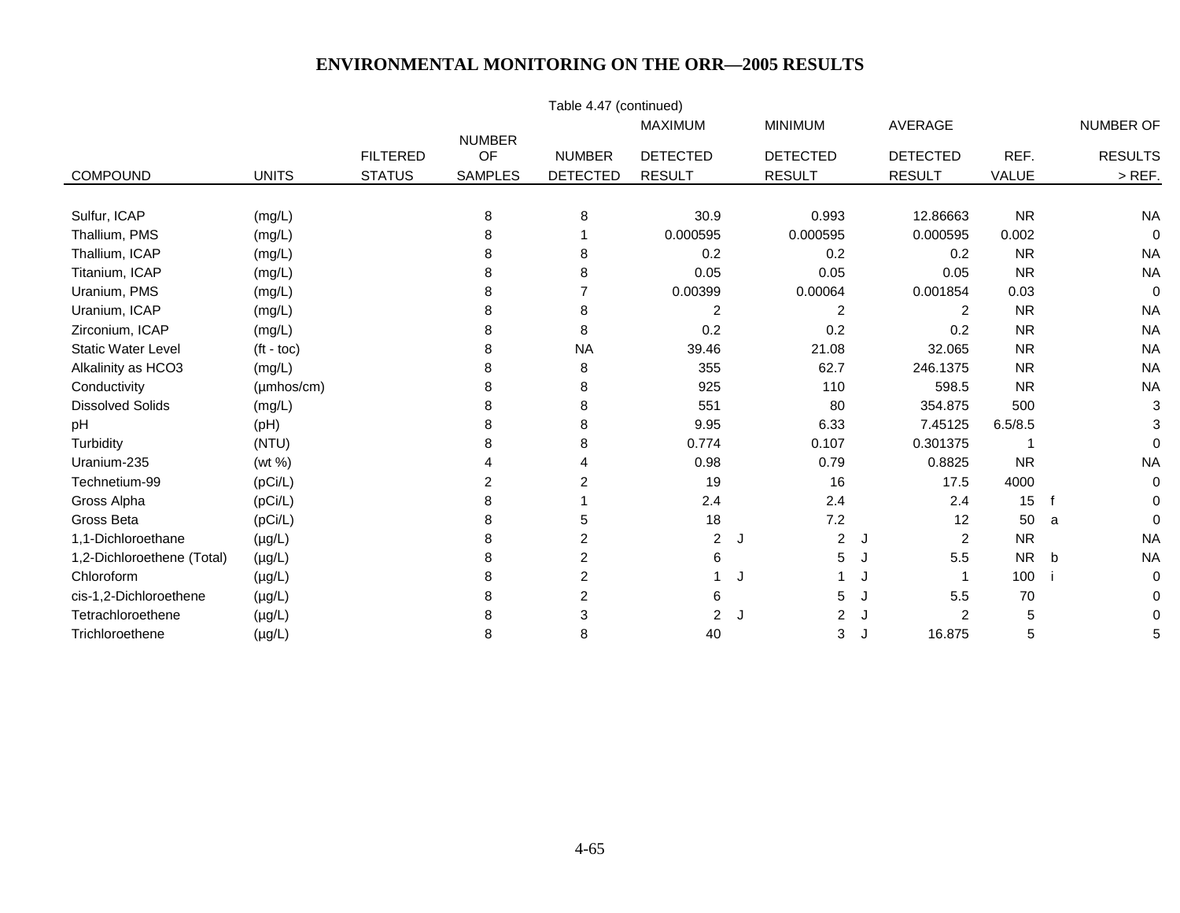# ENVIRONMENTAL MONITORING ON THE ORR—2005 RESULTS

Table 4.47 (continued)

| COMPOUND | UNITS | FILTERED STATUS | NUMBER OF SAMPLES | NUMBER DETECTED | MAXIMUM DETECTED RESULT | | MINIMUM DETECTED RESULT | | AVERAGE DETECTED RESULT | REF. VALUE | | NUMBER OF RESULTS > REF. |
|---|---|---|---|---|---|---|---|---|---|---|---|---|
| Sulfur, ICAP | (mg/L) | | 8 | 8 | 30.9 | | 0.993 | | 12.86663 | NR | | NA |
| Thallium, PMS | (mg/L) | | 8 | 1 | 0.000595 | | 0.000595 | | 0.000595 | 0.002 | | 0 |
| Thallium, ICAP | (mg/L) | | 8 | 8 | 0.2 | | 0.2 | | 0.2 | NR | | NA |
| Titanium, ICAP | (mg/L) | | 8 | 8 | 0.05 | | 0.05 | | 0.05 | NR | | NA |
| Uranium, PMS | (mg/L) | | 8 | 7 | 0.00399 | | 0.00064 | | 0.001854 | 0.03 | | 0 |
| Uranium, ICAP | (mg/L) | | 8 | 8 | 2 | | 2 | | 2 | NR | | NA |
| Zirconium, ICAP | (mg/L) | | 8 | 8 | 0.2 | | 0.2 | | 0.2 | NR | | NA |
| Static Water Level | (ft - toc) | | 8 | NA | 39.46 | | 21.08 | | 32.065 | NR | | NA |
| Alkalinity as HCO3 | (mg/L) | | 8 | 8 | 355 | | 62.7 | | 246.1375 | NR | | NA |
| Conductivity | (µmhos/cm) | | 8 | 8 | 925 | | 110 | | 598.5 | NR | | NA |
| Dissolved Solids | (mg/L) | | 8 | 8 | 551 | | 80 | | 354.875 | 500 | | 3 |
| pH | (pH) | | 8 | 8 | 9.95 | | 6.33 | | 7.45125 | 6.5/8.5 | | 3 |
| Turbidity | (NTU) | | 8 | 8 | 0.774 | | 0.107 | | 0.301375 | 1 | | 0 |
| Uranium-235 | (wt %) | | 4 | 4 | 0.98 | | 0.79 | | 0.8825 | NR | | NA |
| Technetium-99 | (pCi/L) | | 2 | 2 | 19 | | 16 | | 17.5 | 4000 | | 0 |
| Gross Alpha | (pCi/L) | | 8 | 1 | 2.4 | | 2.4 | | 2.4 | 15 | f | 0 |
| Gross Beta | (pCi/L) | | 8 | 5 | 18 | | 7.2 | | 12 | 50 | a | 0 |
| 1,1-Dichloroethane | (µg/L) | | 8 | 2 | 2 | J | 2 | J | 2 | NR | | NA |
| 1,2-Dichloroethene (Total) | (µg/L) | | 8 | 2 | 6 | | 5 | J | 5.5 | NR | b | NA |
| Chloroform | (µg/L) | | 8 | 2 | 1 | J | 1 | J | 1 | 100 | i | 0 |
| cis-1,2-Dichloroethene | (µg/L) | | 8 | 2 | 6 | | 5 | J | 5.5 | 70 | | 0 |
| Tetrachloroethene | (µg/L) | | 8 | 3 | 2 | J | 2 | J | 2 | 5 | | 0 |
| Trichloroethene | (µg/L) | | 8 | 8 | 40 | | 3 | J | 16.875 | 5 | | 5 |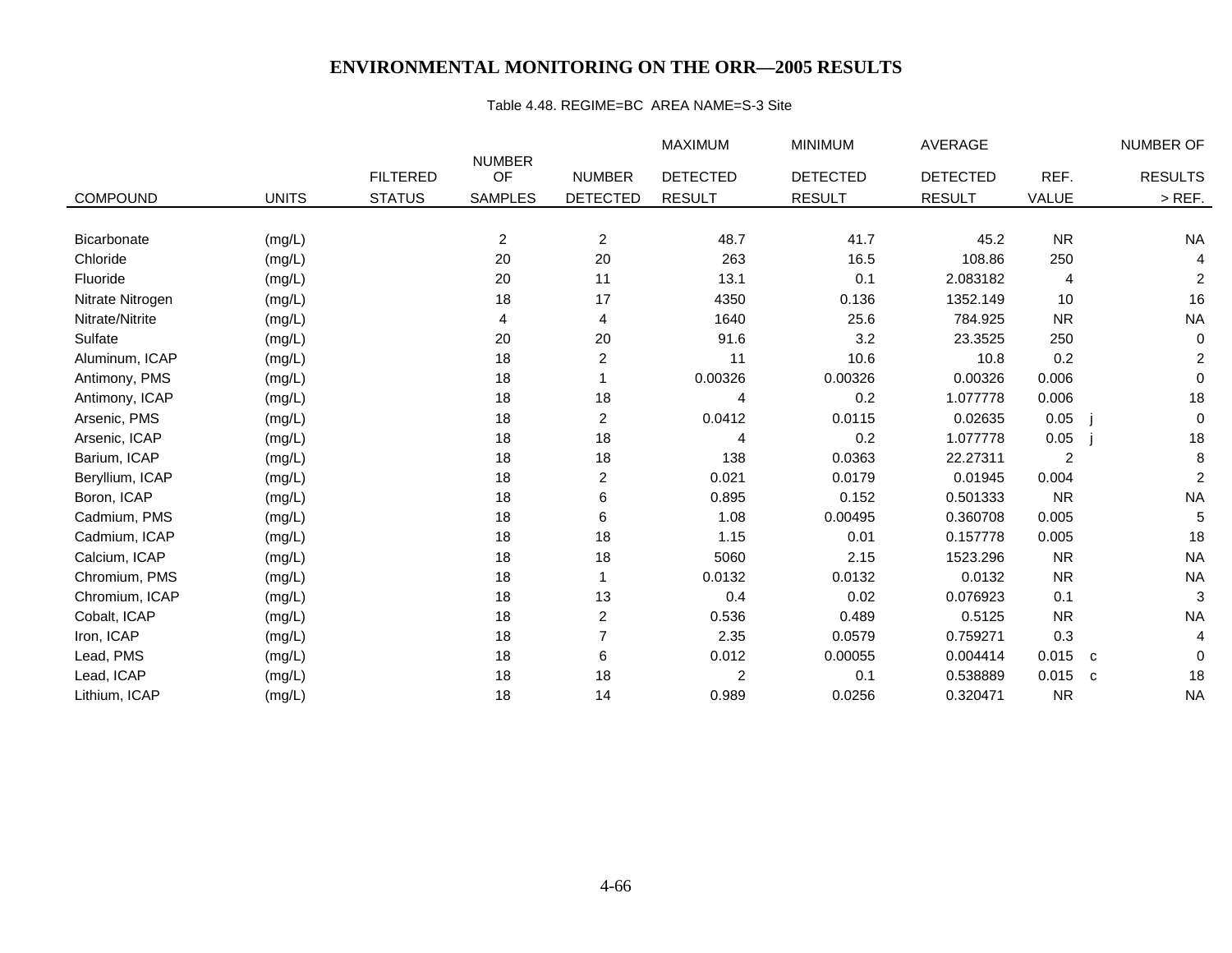# ENVIRONMENTAL MONITORING ON THE ORR—2005 RESULTS

Table 4.48. REGIME=BC AREA NAME=S-3 Site

| COMPOUND | UNITS | FILTERED STATUS | NUMBER OF SAMPLES | NUMBER DETECTED | MAXIMUM DETECTED RESULT | MINIMUM DETECTED RESULT | AVERAGE DETECTED RESULT | REF. VALUE | | NUMBER OF RESULTS > REF. |
|---|---|---|---|---|---|---|---|---|---|---|
| Bicarbonate | (mg/L) | | 2 | 2 | 48.7 | 41.7 | 45.2 | NR | | NA |
| Chloride | (mg/L) | | 20 | 20 | 263 | 16.5 | 108.86 | 250 | | 4 |
| Fluoride | (mg/L) | | 20 | 11 | 13.1 | 0.1 | 2.083182 | 4 | | 2 |
| Nitrate Nitrogen | (mg/L) | | 18 | 17 | 4350 | 0.136 | 1352.149 | 10 | | 16 |
| Nitrate/Nitrite | (mg/L) | | 4 | 4 | 1640 | 25.6 | 784.925 | NR | | NA |
| Sulfate | (mg/L) | | 20 | 20 | 91.6 | 3.2 | 23.3525 | 250 | | 0 |
| Aluminum, ICAP | (mg/L) | | 18 | 2 | 11 | 10.6 | 10.8 | 0.2 | | 2 |
| Antimony, PMS | (mg/L) | | 18 | 1 | 0.00326 | 0.00326 | 0.00326 | 0.006 | | 0 |
| Antimony, ICAP | (mg/L) | | 18 | 18 | 4 | 0.2 | 1.077778 | 0.006 | | 18 |
| Arsenic, PMS | (mg/L) | | 18 | 2 | 0.0412 | 0.0115 | 0.02635 | 0.05 | j | 0 |
| Arsenic, ICAP | (mg/L) | | 18 | 18 | 4 | 0.2 | 1.077778 | 0.05 | j | 18 |
| Barium, ICAP | (mg/L) | | 18 | 18 | 138 | 0.0363 | 22.27311 | 2 | | 8 |
| Beryllium, ICAP | (mg/L) | | 18 | 2 | 0.021 | 0.0179 | 0.01945 | 0.004 | | 2 |
| Boron, ICAP | (mg/L) | | 18 | 6 | 0.895 | 0.152 | 0.501333 | NR | | NA |
| Cadmium, PMS | (mg/L) | | 18 | 6 | 1.08 | 0.00495 | 0.360708 | 0.005 | | 5 |
| Cadmium, ICAP | (mg/L) | | 18 | 18 | 1.15 | 0.01 | 0.157778 | 0.005 | | 18 |
| Calcium, ICAP | (mg/L) | | 18 | 18 | 5060 | 2.15 | 1523.296 | NR | | NA |
| Chromium, PMS | (mg/L) | | 18 | 1 | 0.0132 | 0.0132 | 0.0132 | NR | | NA |
| Chromium, ICAP | (mg/L) | | 18 | 13 | 0.4 | 0.02 | 0.076923 | 0.1 | | 3 |
| Cobalt, ICAP | (mg/L) | | 18 | 2 | 0.536 | 0.489 | 0.5125 | NR | | NA |
| Iron, ICAP | (mg/L) | | 18 | 7 | 2.35 | 0.0579 | 0.759271 | 0.3 | | 4 |
| Lead, PMS | (mg/L) | | 18 | 6 | 0.012 | 0.00055 | 0.004414 | 0.015 | c | 0 |
| Lead, ICAP | (mg/L) | | 18 | 18 | 2 | 0.1 | 0.538889 | 0.015 | c | 18 |
| Lithium, ICAP | (mg/L) | | 18 | 14 | 0.989 | 0.0256 | 0.320471 | NR | | NA |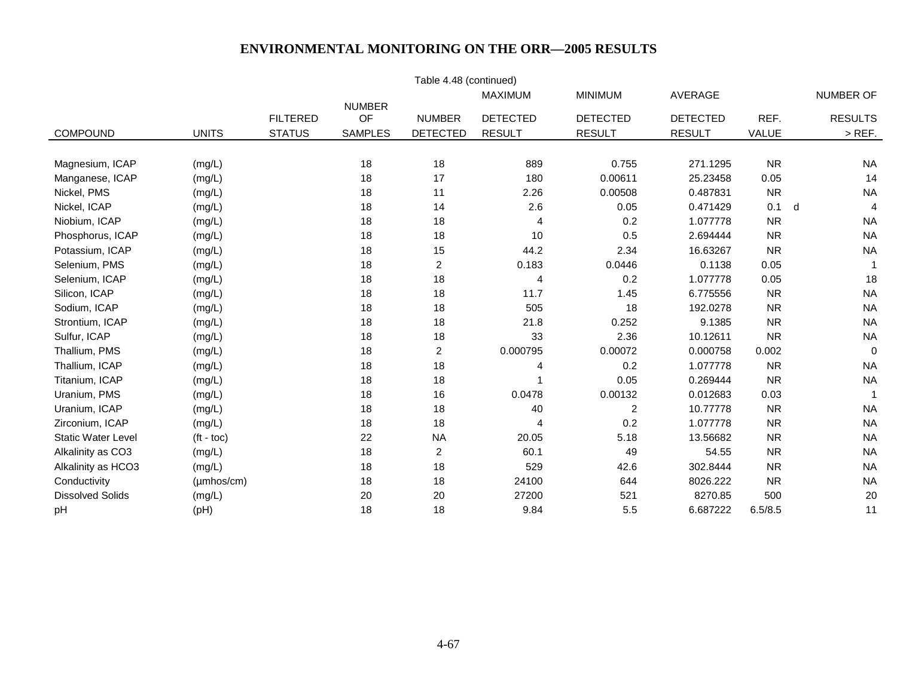# ENVIRONMENTAL MONITORING ON THE ORR—2005 RESULTS

Table 4.48 (continued)

| COMPOUND | UNITS | FILTERED STATUS | NUMBER OF SAMPLES | NUMBER DETECTED | MAXIMUM DETECTED RESULT | MINIMUM DETECTED RESULT | AVERAGE DETECTED RESULT | REF. VALUE | | NUMBER OF RESULTS > REF. |
|---|---|---|---|---|---|---|---|---|---|---|
| Magnesium, ICAP | (mg/L) | | 18 | 18 | 889 | 0.755 | 271.1295 | NR | | NA |
| Manganese, ICAP | (mg/L) | | 18 | 17 | 180 | 0.00611 | 25.23458 | 0.05 | | 14 |
| Nickel, PMS | (mg/L) | | 18 | 11 | 2.26 | 0.00508 | 0.487831 | NR | | NA |
| Nickel, ICAP | (mg/L) | | 18 | 14 | 2.6 | 0.05 | 0.471429 | 0.1 | d | 4 |
| Niobium, ICAP | (mg/L) | | 18 | 18 | 4 | 0.2 | 1.077778 | NR | | NA |
| Phosphorus, ICAP | (mg/L) | | 18 | 18 | 10 | 0.5 | 2.694444 | NR | | NA |
| Potassium, ICAP | (mg/L) | | 18 | 15 | 44.2 | 2.34 | 16.63267 | NR | | NA |
| Selenium, PMS | (mg/L) | | 18 | 2 | 0.183 | 0.0446 | 0.1138 | 0.05 | | 1 |
| Selenium, ICAP | (mg/L) | | 18 | 18 | 4 | 0.2 | 1.077778 | 0.05 | | 18 |
| Silicon, ICAP | (mg/L) | | 18 | 18 | 11.7 | 1.45 | 6.775556 | NR | | NA |
| Sodium, ICAP | (mg/L) | | 18 | 18 | 505 | 18 | 192.0278 | NR | | NA |
| Strontium, ICAP | (mg/L) | | 18 | 18 | 21.8 | 0.252 | 9.1385 | NR | | NA |
| Sulfur, ICAP | (mg/L) | | 18 | 18 | 33 | 2.36 | 10.12611 | NR | | NA |
| Thallium, PMS | (mg/L) | | 18 | 2 | 0.000795 | 0.00072 | 0.000758 | 0.002 | | 0 |
| Thallium, ICAP | (mg/L) | | 18 | 18 | 4 | 0.2 | 1.077778 | NR | | NA |
| Titanium, ICAP | (mg/L) | | 18 | 18 | 1 | 0.05 | 0.269444 | NR | | NA |
| Uranium, PMS | (mg/L) | | 18 | 16 | 0.0478 | 0.00132 | 0.012683 | 0.03 | | 1 |
| Uranium, ICAP | (mg/L) | | 18 | 18 | 40 | 2 | 10.77778 | NR | | NA |
| Zirconium, ICAP | (mg/L) | | 18 | 18 | 4 | 0.2 | 1.077778 | NR | | NA |
| Static Water Level | (ft - toc) | | 22 | NA | 20.05 | 5.18 | 13.56682 | NR | | NA |
| Alkalinity as CO3 | (mg/L) | | 18 | 2 | 60.1 | 49 | 54.55 | NR | | NA |
| Alkalinity as HCO3 | (mg/L) | | 18 | 18 | 529 | 42.6 | 302.8444 | NR | | NA |
| Conductivity | (µmhos/cm) | | 18 | 18 | 24100 | 644 | 8026.222 | NR | | NA |
| Dissolved Solids | (mg/L) | | 20 | 20 | 27200 | 521 | 8270.85 | 500 | | 20 |
| pH | (pH) | | 18 | 18 | 9.84 | 5.5 | 6.687222 | 6.5/8.5 | | 11 |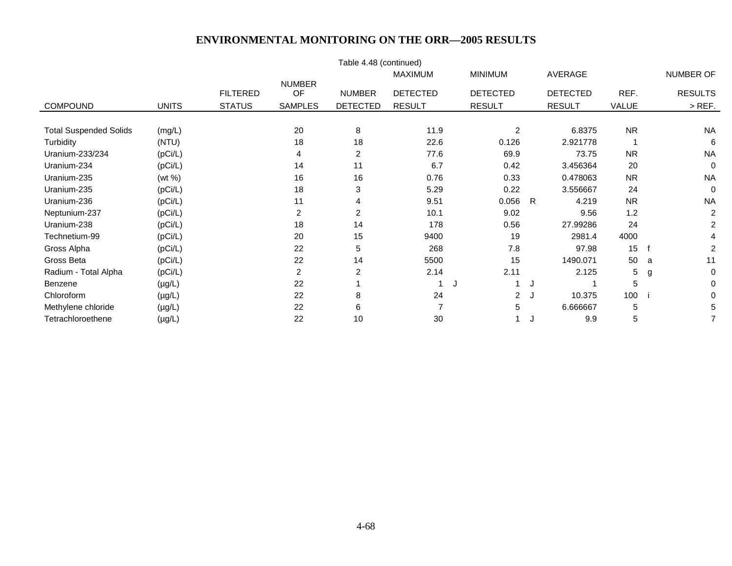# ENVIRONMENTAL MONITORING ON THE ORR—2005 RESULTS

Table 4.48 (continued)

| COMPOUND | UNITS | FILTERED STATUS | NUMBER OF SAMPLES | NUMBER DETECTED | MAXIMUM DETECTED RESULT | | MINIMUM DETECTED RESULT | | AVERAGE DETECTED RESULT | REF. VALUE | | NUMBER OF RESULTS > REF. |
|---|---|---|---|---|---|---|---|---|---|---|---|---|
| Total Suspended Solids | (mg/L) | | 20 | 8 | 11.9 | | 2 | | 6.8375 | NR | | NA |
| Turbidity | (NTU) | | 18 | 18 | 22.6 | | 0.126 | | 2.921778 | 1 | | 6 |
| Uranium-233/234 | (pCi/L) | | 4 | 2 | 77.6 | | 69.9 | | 73.75 | NR | | NA |
| Uranium-234 | (pCi/L) | | 14 | 11 | 6.7 | | 0.42 | | 3.456364 | 20 | | 0 |
| Uranium-235 | (wt %) | | 16 | 16 | 0.76 | | 0.33 | | 0.478063 | NR | | NA |
| Uranium-235 | (pCi/L) | | 18 | 3 | 5.29 | | 0.22 | | 3.556667 | 24 | | 0 |
| Uranium-236 | (pCi/L) | | 11 | 4 | 9.51 | | 0.056 | R | 4.219 | NR | | NA |
| Neptunium-237 | (pCi/L) | | 2 | 2 | 10.1 | | 9.02 | | 9.56 | 1.2 | | 2 |
| Uranium-238 | (pCi/L) | | 18 | 14 | 178 | | 0.56 | | 27.99286 | 24 | | 2 |
| Technetium-99 | (pCi/L) | | 20 | 15 | 9400 | | 19 | | 2981.4 | 4000 | | 4 |
| Gross Alpha | (pCi/L) | | 22 | 5 | 268 | | 7.8 | | 97.98 | 15 | f | 2 |
| Gross Beta | (pCi/L) | | 22 | 14 | 5500 | | 15 | | 1490.071 | 50 | a | 11 |
| Radium - Total Alpha | (pCi/L) | | 2 | 2 | 2.14 | | 2.11 | | 2.125 | 5 | g | 0 |
| Benzene | (µg/L) | | 22 | 1 | 1 | J | 1 | J | 1 | 5 | | 0 |
| Chloroform | (µg/L) | | 22 | 8 | 24 | | 2 | J | 10.375 | 100 | i | 0 |
| Methylene chloride | (µg/L) | | 22 | 6 | 7 | | 5 | | 6.666667 | 5 | | 5 |
| Tetrachloroethene | (µg/L) | | 22 | 10 | 30 | | 1 | J | 9.9 | 5 | | 7 |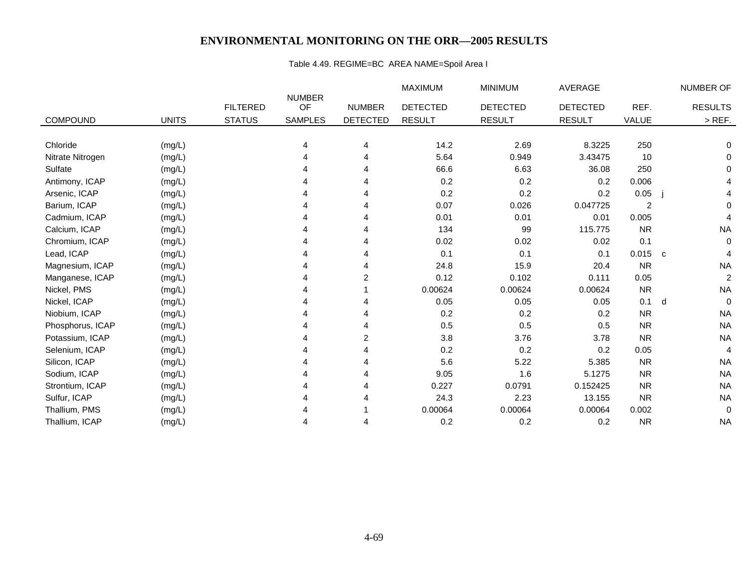# ENVIRONMENTAL MONITORING ON THE ORR—2005 RESULTS

Table 4.49. REGIME=BC AREA NAME=Spoil Area I

| COMPOUND | UNITS | FILTERED STATUS | NUMBER OF SAMPLES | NUMBER DETECTED | MAXIMUM DETECTED RESULT | MINIMUM DETECTED RESULT | AVERAGE DETECTED RESULT | REF. VALUE | | NUMBER OF RESULTS > REF. |
|---|---|---|---|---|---|---|---|---|---|---|
| Chloride | (mg/L) | | 4 | 4 | 14.2 | 2.69 | 8.3225 | 250 | | 0 |
| Nitrate Nitrogen | (mg/L) | | 4 | 4 | 5.64 | 0.949 | 3.43475 | 10 | | 0 |
| Sulfate | (mg/L) | | 4 | 4 | 66.6 | 6.63 | 36.08 | 250 | | 0 |
| Antimony, ICAP | (mg/L) | | 4 | 4 | 0.2 | 0.2 | 0.2 | 0.006 | | 4 |
| Arsenic, ICAP | (mg/L) | | 4 | 4 | 0.2 | 0.2 | 0.2 | 0.05 | j | 4 |
| Barium, ICAP | (mg/L) | | 4 | 4 | 0.07 | 0.026 | 0.047725 | 2 | | 0 |
| Cadmium, ICAP | (mg/L) | | 4 | 4 | 0.01 | 0.01 | 0.01 | 0.005 | | 4 |
| Calcium, ICAP | (mg/L) | | 4 | 4 | 134 | 99 | 115.775 | NR | | NA |
| Chromium, ICAP | (mg/L) | | 4 | 4 | 0.02 | 0.02 | 0.02 | 0.1 | | 0 |
| Lead, ICAP | (mg/L) | | 4 | 4 | 0.1 | 0.1 | 0.1 | 0.015 | c | 4 |
| Magnesium, ICAP | (mg/L) | | 4 | 4 | 24.8 | 15.9 | 20.4 | NR | | NA |
| Manganese, ICAP | (mg/L) | | 4 | 2 | 0.12 | 0.102 | 0.111 | 0.05 | | 2 |
| Nickel, PMS | (mg/L) | | 4 | 1 | 0.00624 | 0.00624 | 0.00624 | NR | | NA |
| Nickel, ICAP | (mg/L) | | 4 | 4 | 0.05 | 0.05 | 0.05 | 0.1 | d | 0 |
| Niobium, ICAP | (mg/L) | | 4 | 4 | 0.2 | 0.2 | 0.2 | NR | | NA |
| Phosphorus, ICAP | (mg/L) | | 4 | 4 | 0.5 | 0.5 | 0.5 | NR | | NA |
| Potassium, ICAP | (mg/L) | | 4 | 2 | 3.8 | 3.76 | 3.78 | NR | | NA |
| Selenium, ICAP | (mg/L) | | 4 | 4 | 0.2 | 0.2 | 0.2 | 0.05 | | 4 |
| Silicon, ICAP | (mg/L) | | 4 | 4 | 5.6 | 5.22 | 5.385 | NR | | NA |
| Sodium, ICAP | (mg/L) | | 4 | 4 | 9.05 | 1.6 | 5.1275 | NR | | NA |
| Strontium, ICAP | (mg/L) | | 4 | 4 | 0.227 | 0.0791 | 0.152425 | NR | | NA |
| Sulfur, ICAP | (mg/L) | | 4 | 4 | 24.3 | 2.23 | 13.155 | NR | | NA |
| Thallium, PMS | (mg/L) | | 4 | 1 | 0.00064 | 0.00064 | 0.00064 | 0.002 | | 0 |
| Thallium, ICAP | (mg/L) | | 4 | 4 | 0.2 | 0.2 | 0.2 | NR | | NA |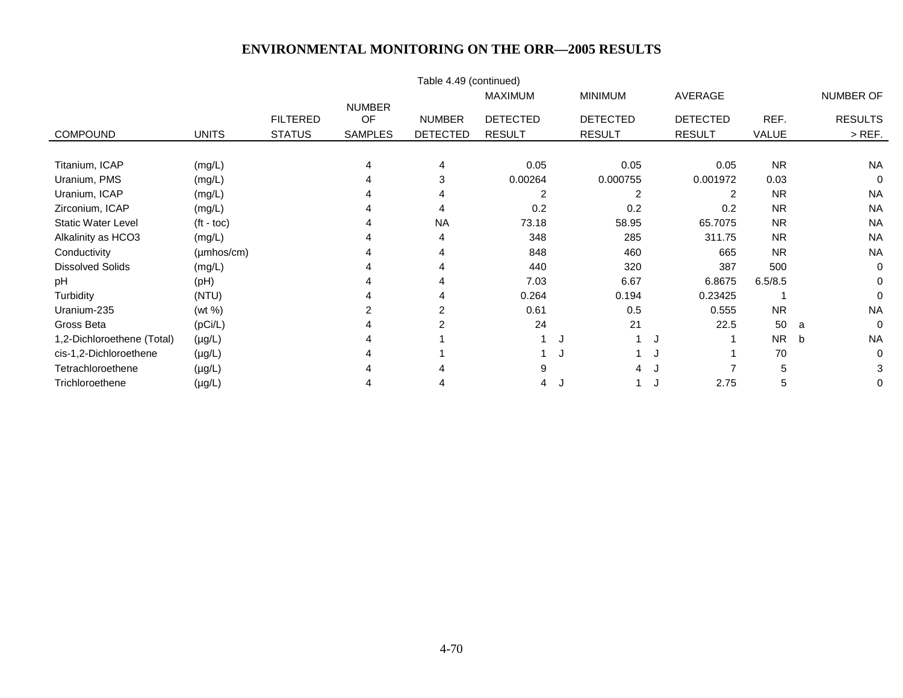# ENVIRONMENTAL MONITORING ON THE ORR—2005 RESULTS

Table 4.49 (continued)

| COMPOUND | UNITS | FILTERED STATUS | NUMBER OF SAMPLES | NUMBER DETECTED | MAXIMUM DETECTED RESULT | | MINIMUM DETECTED RESULT | | AVERAGE DETECTED RESULT | REF. VALUE | | NUMBER OF RESULTS > REF. |
|---|---|---|---|---|---|---|---|---|---|---|---|---|
| Titanium, ICAP | (mg/L) | | 4 | 4 | 0.05 | | 0.05 | | 0.05 | NR | | NA |
| Uranium, PMS | (mg/L) | | 4 | 3 | 0.00264 | | 0.000755 | | 0.001972 | 0.03 | | 0 |
| Uranium, ICAP | (mg/L) | | 4 | 4 | 2 | | 2 | | 2 | NR | | NA |
| Zirconium, ICAP | (mg/L) | | 4 | 4 | 0.2 | | 0.2 | | 0.2 | NR | | NA |
| Static Water Level | (ft - toc) | | 4 | NA | 73.18 | | 58.95 | | 65.7075 | NR | | NA |
| Alkalinity as HCO3 | (mg/L) | | 4 | 4 | 348 | | 285 | | 311.75 | NR | | NA |
| Conductivity | (µmhos/cm) | | 4 | 4 | 848 | | 460 | | 665 | NR | | NA |
| Dissolved Solids | (mg/L) | | 4 | 4 | 440 | | 320 | | 387 | 500 | | 0 |
| pH | (pH) | | 4 | 4 | 7.03 | | 6.67 | | 6.8675 | 6.5/8.5 | | 0 |
| Turbidity | (NTU) | | 4 | 4 | 0.264 | | 0.194 | | 0.23425 | 1 | | 0 |
| Uranium-235 | (wt %) | | 2 | 2 | 0.61 | | 0.5 | | 0.555 | NR | | NA |
| Gross Beta | (pCi/L) | | 4 | 2 | 24 | | 21 | | 22.5 | 50 | a | 0 |
| 1,2-Dichloroethene (Total) | (µg/L) | | 4 | 1 | 1 | J | 1 | J | 1 | NR | b | NA |
| cis-1,2-Dichloroethene | (µg/L) | | 4 | 1 | 1 | J | 1 | J | 1 | 70 | | 0 |
| Tetrachloroethene | (µg/L) | | 4 | 4 | 9 | | 4 | J | 7 | 5 | | 3 |
| Trichloroethene | (µg/L) | | 4 | 4 | 4 | J | 1 | J | 2.75 | 5 | | 0 |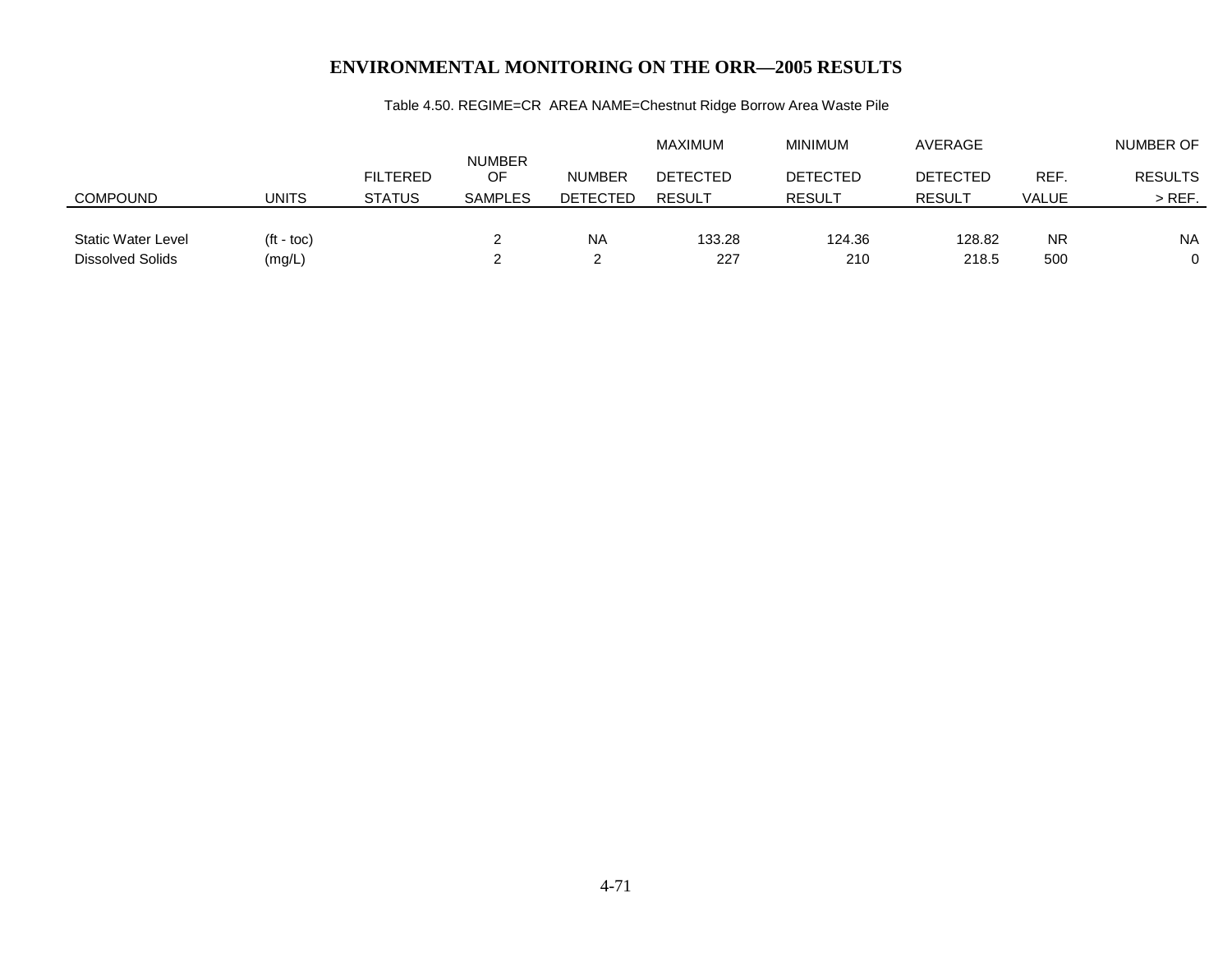# ENVIRONMENTAL MONITORING ON THE ORR—2005 RESULTS

Table 4.50. REGIME=CR AREA NAME=Chestnut Ridge Borrow Area Waste Pile

| COMPOUND | UNITS | FILTERED STATUS | NUMBER OF SAMPLES | NUMBER DETECTED | MAXIMUM DETECTED RESULT | MINIMUM DETECTED RESULT | AVERAGE DETECTED RESULT | REF. VALUE | NUMBER OF RESULTS > REF. |
|---|---|---|---|---|---|---|---|---|---|
| Static Water Level | (ft - toc) | | 2 | NA | 133.28 | 124.36 | 128.82 | NR | NA |
| Dissolved Solids | (mg/L) | | 2 | 2 | 227 | 210 | 218.5 | 500 | 0 |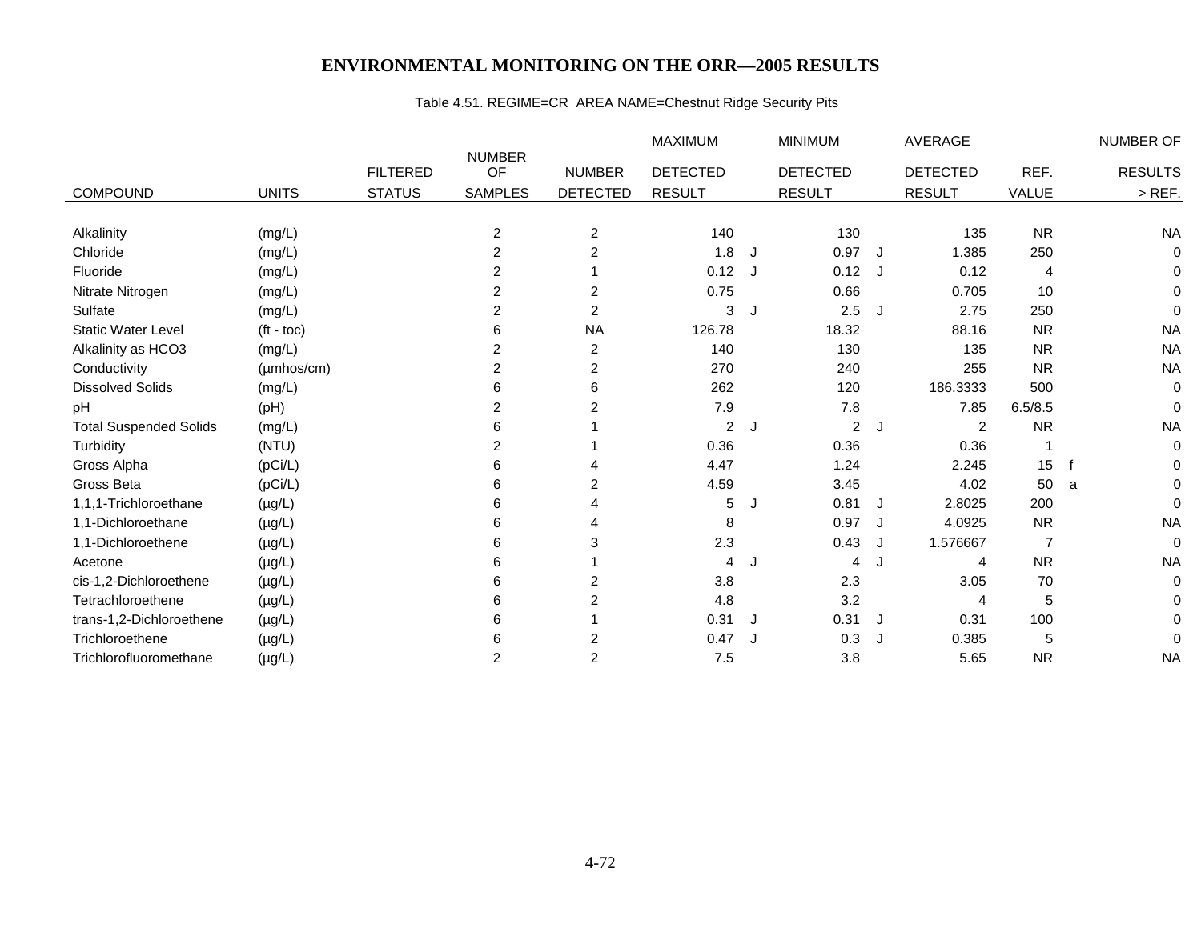# ENVIRONMENTAL MONITORING ON THE ORR—2005 RESULTS

Table 4.51. REGIME=CR AREA NAME=Chestnut Ridge Security Pits

| COMPOUND | UNITS | FILTERED STATUS | NUMBER OF SAMPLES | NUMBER DETECTED | MAXIMUM DETECTED RESULT | | MINIMUM DETECTED RESULT | | AVERAGE DETECTED RESULT | REF. VALUE | | NUMBER OF RESULTS > REF. |
|---|---|---|---|---|---|---|---|---|---|---|---|---|
| Alkalinity | (mg/L) | | 2 | 2 | 140 | | 130 | | 135 | NR | | NA |
| Chloride | (mg/L) | | 2 | 2 | 1.8 | J | 0.97 | J | 1.385 | 250 | | 0 |
| Fluoride | (mg/L) | | 2 | 1 | 0.12 | J | 0.12 | J | 0.12 | 4 | | 0 |
| Nitrate Nitrogen | (mg/L) | | 2 | 2 | 0.75 | | 0.66 | | 0.705 | 10 | | 0 |
| Sulfate | (mg/L) | | 2 | 2 | 3 | J | 2.5 | J | 2.75 | 250 | | 0 |
| Static Water Level | (ft - toc) | | 6 | NA | 126.78 | | 18.32 | | 88.16 | NR | | NA |
| Alkalinity as HCO3 | (mg/L) | | 2 | 2 | 140 | | 130 | | 135 | NR | | NA |
| Conductivity | (µmhos/cm) | | 2 | 2 | 270 | | 240 | | 255 | NR | | NA |
| Dissolved Solids | (mg/L) | | 6 | 6 | 262 | | 120 | | 186.3333 | 500 | | 0 |
| pH | (pH) | | 2 | 2 | 7.9 | | 7.8 | | 7.85 | 6.5/8.5 | | 0 |
| Total Suspended Solids | (mg/L) | | 6 | 1 | 2 | J | 2 | J | 2 | NR | | NA |
| Turbidity | (NTU) | | 2 | 1 | 0.36 | | 0.36 | | 0.36 | 1 | | 0 |
| Gross Alpha | (pCi/L) | | 6 | 4 | 4.47 | | 1.24 | | 2.245 | 15 | f | 0 |
| Gross Beta | (pCi/L) | | 6 | 2 | 4.59 | | 3.45 | | 4.02 | 50 | a | 0 |
| 1,1,1-Trichloroethane | (µg/L) | | 6 | 4 | 5 | J | 0.81 | J | 2.8025 | 200 | | 0 |
| 1,1-Dichloroethane | (µg/L) | | 6 | 4 | 8 | | 0.97 | J | 4.0925 | NR | | NA |
| 1,1-Dichloroethene | (µg/L) | | 6 | 3 | 2.3 | | 0.43 | J | 1.576667 | 7 | | 0 |
| Acetone | (µg/L) | | 6 | 1 | 4 | J | 4 | J | 4 | NR | | NA |
| cis-1,2-Dichloroethene | (µg/L) | | 6 | 2 | 3.8 | | 2.3 | | 3.05 | 70 | | 0 |
| Tetrachloroethene | (µg/L) | | 6 | 2 | 4.8 | | 3.2 | | 4 | 5 | | 0 |
| trans-1,2-Dichloroethene | (µg/L) | | 6 | 1 | 0.31 | J | 0.31 | J | 0.31 | 100 | | 0 |
| Trichloroethene | (µg/L) | | 6 | 2 | 0.47 | J | 0.3 | J | 0.385 | 5 | | 0 |
| Trichlorofluoromethane | (µg/L) | | 2 | 2 | 7.5 | | 3.8 | | 5.65 | NR | | NA |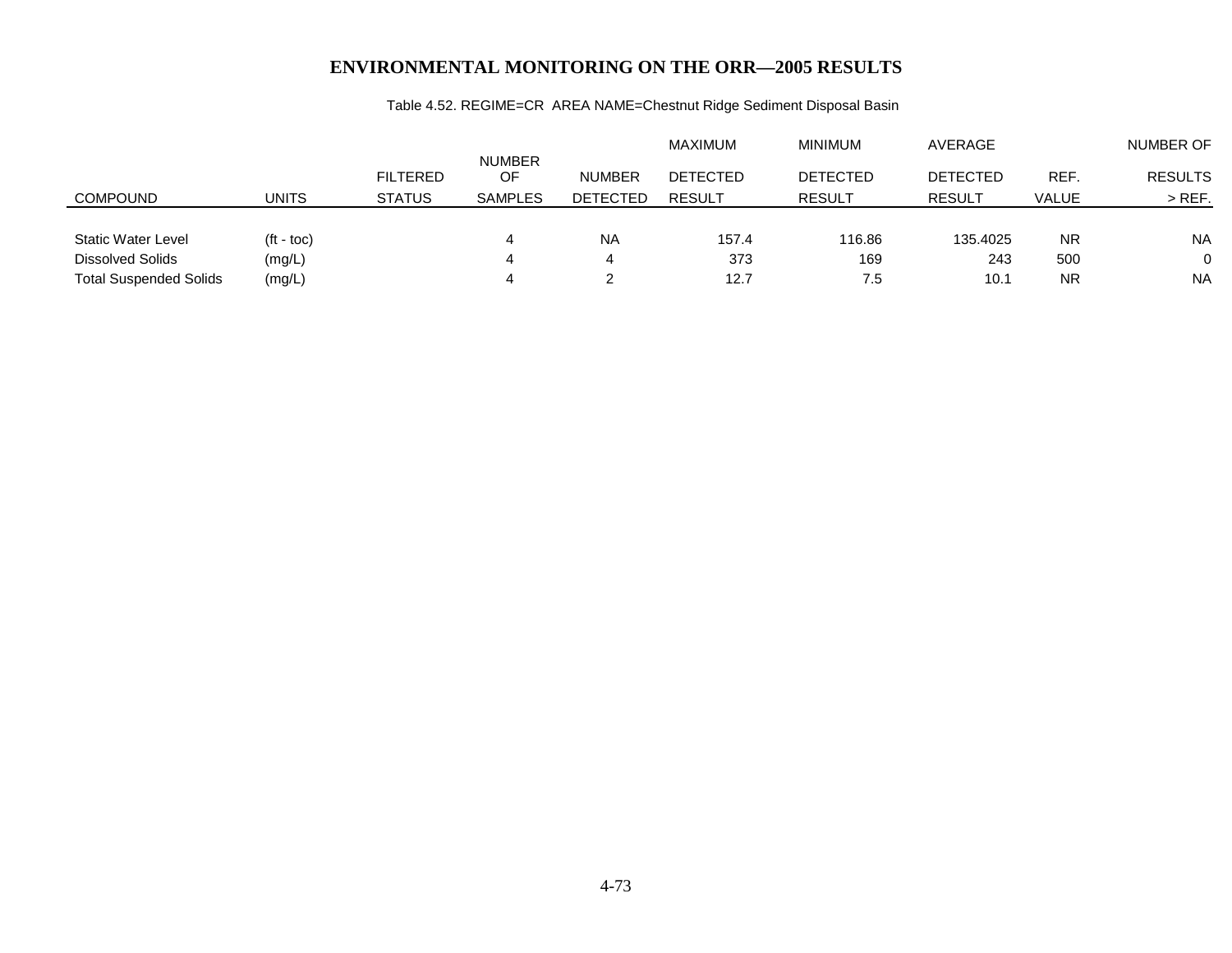# ENVIRONMENTAL MONITORING ON THE ORR—2005 RESULTS

Table 4.52. REGIME=CR AREA NAME=Chestnut Ridge Sediment Disposal Basin

| COMPOUND | UNITS | FILTERED STATUS | NUMBER OF SAMPLES | NUMBER DETECTED | MAXIMUM DETECTED RESULT | MINIMUM DETECTED RESULT | AVERAGE DETECTED RESULT | REF. VALUE | NUMBER OF RESULTS > REF. |
|---|---|---|---|---|---|---|---|---|---|
| Static Water Level | (ft - toc) | | 4 | NA | 157.4 | 116.86 | 135.4025 | NR | NA |
| Dissolved Solids | (mg/L) | | 4 | 4 | 373 | 169 | 243 | 500 | 0 |
| Total Suspended Solids | (mg/L) | | 4 | 2 | 12.7 | 7.5 | 10.1 | NR | NA |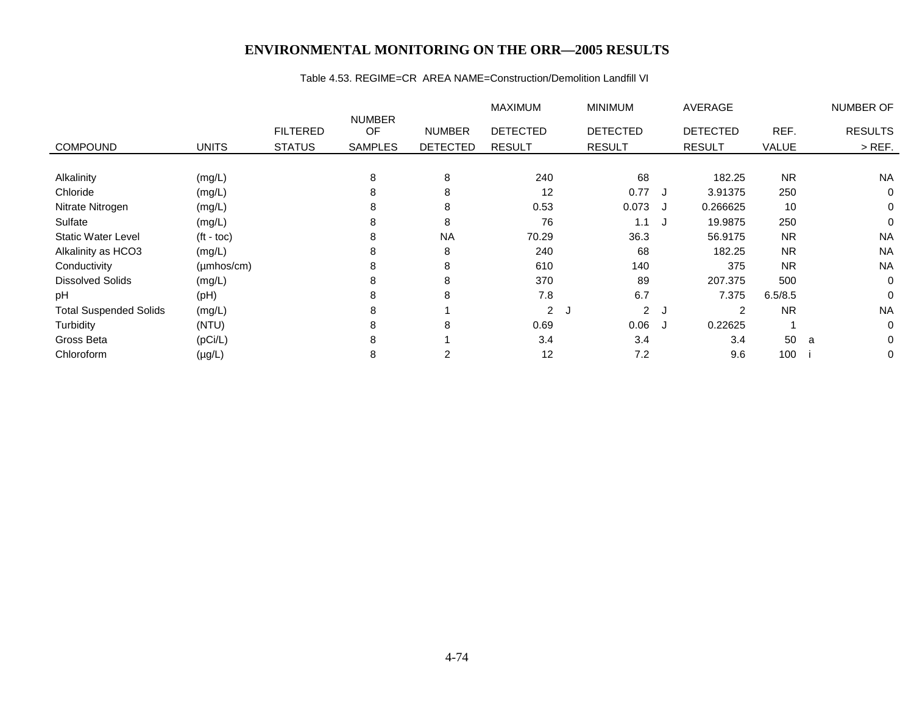# ENVIRONMENTAL MONITORING ON THE ORR—2005 RESULTS

Table 4.53. REGIME=CR AREA NAME=Construction/Demolition Landfill VI

| COMPOUND | UNITS | FILTERED STATUS | NUMBER OF SAMPLES | NUMBER DETECTED | MAXIMUM DETECTED RESULT | | MINIMUM DETECTED RESULT | | AVERAGE DETECTED RESULT | REF. VALUE | | NUMBER OF RESULTS > REF. |
|---|---|---|---|---|---|---|---|---|---|---|---|---|
| Alkalinity | (mg/L) | | 8 | 8 | 240 | | 68 | | 182.25 | NR | | NA |
| Chloride | (mg/L) | | 8 | 8 | 12 | | 0.77 | J | 3.91375 | 250 | | 0 |
| Nitrate Nitrogen | (mg/L) | | 8 | 8 | 0.53 | | 0.073 | J | 0.266625 | 10 | | 0 |
| Sulfate | (mg/L) | | 8 | 8 | 76 | | 1.1 | J | 19.9875 | 250 | | 0 |
| Static Water Level | (ft - toc) | | 8 | NA | 70.29 | | 36.3 | | 56.9175 | NR | | NA |
| Alkalinity as HCO3 | (mg/L) | | 8 | 8 | 240 | | 68 | | 182.25 | NR | | NA |
| Conductivity | (µmhos/cm) | | 8 | 8 | 610 | | 140 | | 375 | NR | | NA |
| Dissolved Solids | (mg/L) | | 8 | 8 | 370 | | 89 | | 207.375 | 500 | | 0 |
| pH | (pH) | | 8 | 8 | 7.8 | | 6.7 | | 7.375 | 6.5/8.5 | | 0 |
| Total Suspended Solids | (mg/L) | | 8 | 1 | 2 | J | 2 | J | 2 | NR | | NA |
| Turbidity | (NTU) | | 8 | 8 | 0.69 | | 0.06 | J | 0.22625 | 1 | | 0 |
| Gross Beta | (pCi/L) | | 8 | 1 | 3.4 | | 3.4 | | 3.4 | 50 | a | 0 |
| Chloroform | (µg/L) | | 8 | 2 | 12 | | 7.2 | | 9.6 | 100 | i | 0 |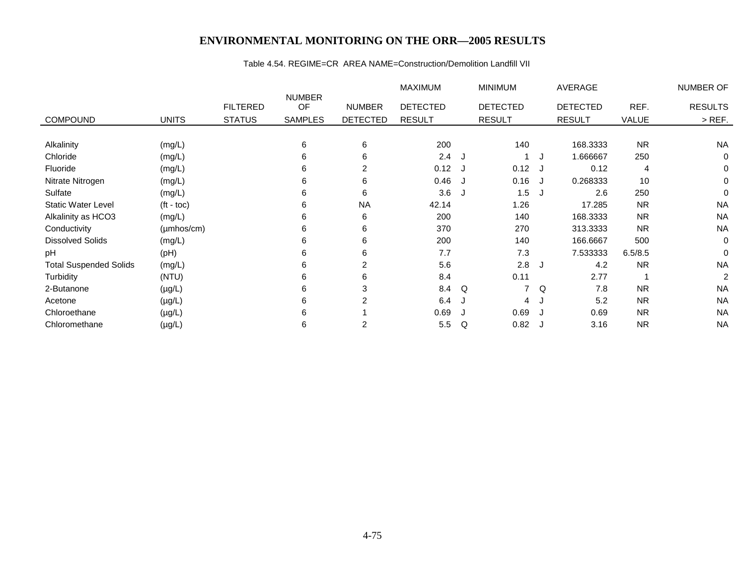# ENVIRONMENTAL MONITORING ON THE ORR—2005 RESULTS

Table 4.54. REGIME=CR AREA NAME=Construction/Demolition Landfill VII

| COMPOUND | UNITS | FILTERED STATUS | NUMBER OF SAMPLES | NUMBER DETECTED | MAXIMUM DETECTED RESULT | | MINIMUM DETECTED RESULT | | AVERAGE DETECTED RESULT | REF. VALUE | NUMBER OF RESULTS > REF. |
|---|---|---|---|---|---|---|---|---|---|---|---|
| Alkalinity | (mg/L) | | 6 | 6 | 200 | | 140 | | 168.3333 | NR | NA |
| Chloride | (mg/L) | | 6 | 6 | 2.4 | J | 1 | J | 1.666667 | 250 | 0 |
| Fluoride | (mg/L) | | 6 | 2 | 0.12 | J | 0.12 | J | 0.12 | 4 | 0 |
| Nitrate Nitrogen | (mg/L) | | 6 | 6 | 0.46 | J | 0.16 | J | 0.268333 | 10 | 0 |
| Sulfate | (mg/L) | | 6 | 6 | 3.6 | J | 1.5 | J | 2.6 | 250 | 0 |
| Static Water Level | (ft - toc) | | 6 | NA | 42.14 | | 1.26 | | 17.285 | NR | NA |
| Alkalinity as HCO3 | (mg/L) | | 6 | 6 | 200 | | 140 | | 168.3333 | NR | NA |
| Conductivity | (µmhos/cm) | | 6 | 6 | 370 | | 270 | | 313.3333 | NR | NA |
| Dissolved Solids | (mg/L) | | 6 | 6 | 200 | | 140 | | 166.6667 | 500 | 0 |
| pH | (pH) | | 6 | 6 | 7.7 | | 7.3 | | 7.533333 | 6.5/8.5 | 0 |
| Total Suspended Solids | (mg/L) | | 6 | 2 | 5.6 | | 2.8 | J | 4.2 | NR | NA |
| Turbidity | (NTU) | | 6 | 6 | 8.4 | | 0.11 | | 2.77 | 1 | 2 |
| 2-Butanone | (µg/L) | | 6 | 3 | 8.4 | Q | 7 | Q | 7.8 | NR | NA |
| Acetone | (µg/L) | | 6 | 2 | 6.4 | J | 4 | J | 5.2 | NR | NA |
| Chloroethane | (µg/L) | | 6 | 1 | 0.69 | J | 0.69 | J | 0.69 | NR | NA |
| Chloromethane | (µg/L) | | 6 | 2 | 5.5 | Q | 0.82 | J | 3.16 | NR | NA |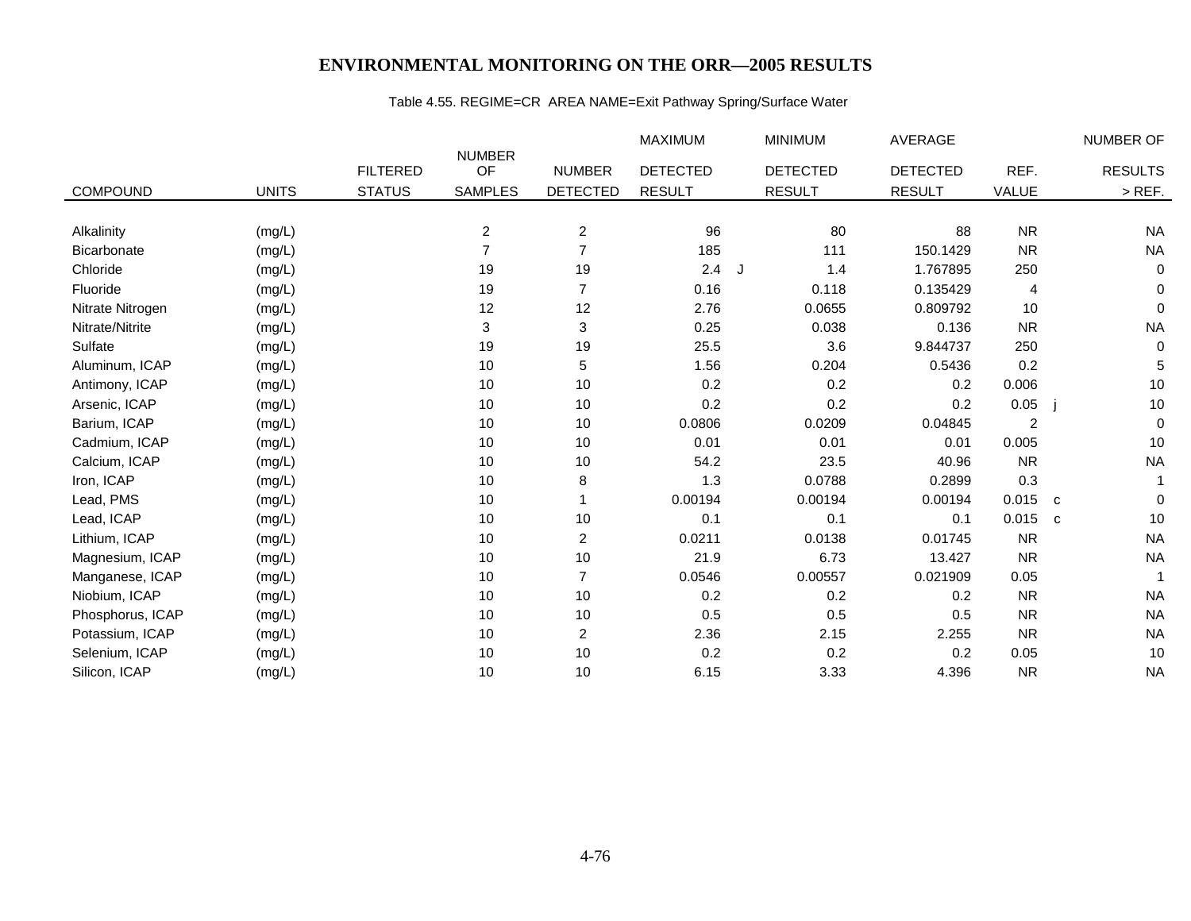# ENVIRONMENTAL MONITORING ON THE ORR—2005 RESULTS

Table 4.55. REGIME=CR AREA NAME=Exit Pathway Spring/Surface Water

| COMPOUND | UNITS | FILTERED STATUS | NUMBER OF SAMPLES | NUMBER DETECTED | MAXIMUM DETECTED RESULT | | MINIMUM DETECTED RESULT | AVERAGE DETECTED RESULT | REF. VALUE | | NUMBER OF RESULTS > REF. |
|---|---|---|---|---|---|---|---|---|---|---|---|
| Alkalinity | (mg/L) | | 2 | 2 | 96 | | 80 | 88 | NR | | NA |
| Bicarbonate | (mg/L) | | 7 | 7 | 185 | | 111 | 150.1429 | NR | | NA |
| Chloride | (mg/L) | | 19 | 19 | 2.4 | J | 1.4 | 1.767895 | 250 | | 0 |
| Fluoride | (mg/L) | | 19 | 7 | 0.16 | | 0.118 | 0.135429 | 4 | | 0 |
| Nitrate Nitrogen | (mg/L) | | 12 | 12 | 2.76 | | 0.0655 | 0.809792 | 10 | | 0 |
| Nitrate/Nitrite | (mg/L) | | 3 | 3 | 0.25 | | 0.038 | 0.136 | NR | | NA |
| Sulfate | (mg/L) | | 19 | 19 | 25.5 | | 3.6 | 9.844737 | 250 | | 0 |
| Aluminum, ICAP | (mg/L) | | 10 | 5 | 1.56 | | 0.204 | 0.5436 | 0.2 | | 5 |
| Antimony, ICAP | (mg/L) | | 10 | 10 | 0.2 | | 0.2 | 0.2 | 0.006 | | 10 |
| Arsenic, ICAP | (mg/L) | | 10 | 10 | 0.2 | | 0.2 | 0.2 | 0.05 | j | 10 |
| Barium, ICAP | (mg/L) | | 10 | 10 | 0.0806 | | 0.0209 | 0.04845 | 2 | | 0 |
| Cadmium, ICAP | (mg/L) | | 10 | 10 | 0.01 | | 0.01 | 0.01 | 0.005 | | 10 |
| Calcium, ICAP | (mg/L) | | 10 | 10 | 54.2 | | 23.5 | 40.96 | NR | | NA |
| Iron, ICAP | (mg/L) | | 10 | 8 | 1.3 | | 0.0788 | 0.2899 | 0.3 | | 1 |
| Lead, PMS | (mg/L) | | 10 | 1 | 0.00194 | | 0.00194 | 0.00194 | 0.015 | c | 0 |
| Lead, ICAP | (mg/L) | | 10 | 10 | 0.1 | | 0.1 | 0.1 | 0.015 | c | 10 |
| Lithium, ICAP | (mg/L) | | 10 | 2 | 0.0211 | | 0.0138 | 0.01745 | NR | | NA |
| Magnesium, ICAP | (mg/L) | | 10 | 10 | 21.9 | | 6.73 | 13.427 | NR | | NA |
| Manganese, ICAP | (mg/L) | | 10 | 7 | 0.0546 | | 0.00557 | 0.021909 | 0.05 | | 1 |
| Niobium, ICAP | (mg/L) | | 10 | 10 | 0.2 | | 0.2 | 0.2 | NR | | NA |
| Phosphorus, ICAP | (mg/L) | | 10 | 10 | 0.5 | | 0.5 | 0.5 | NR | | NA |
| Potassium, ICAP | (mg/L) | | 10 | 2 | 2.36 | | 2.15 | 2.255 | NR | | NA |
| Selenium, ICAP | (mg/L) | | 10 | 10 | 0.2 | | 0.2 | 0.2 | 0.05 | | 10 |
| Silicon, ICAP | (mg/L) | | 10 | 10 | 6.15 | | 3.33 | 4.396 | NR | | NA |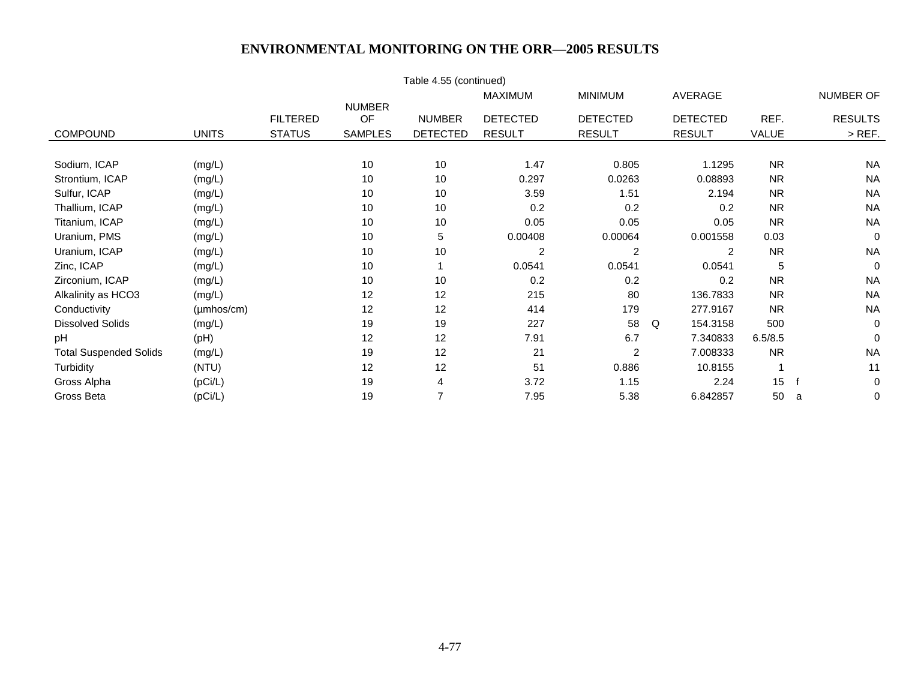# ENVIRONMENTAL MONITORING ON THE ORR—2005 RESULTS

Table 4.55 (continued)

| COMPOUND | UNITS | FILTERED STATUS | NUMBER OF SAMPLES | NUMBER DETECTED | MAXIMUM DETECTED RESULT | MINIMUM DETECTED RESULT | | AVERAGE DETECTED RESULT | REF. VALUE | | NUMBER OF RESULTS > REF. |
|---|---|---|---|---|---|---|---|---|---|---|---|
| Sodium, ICAP | (mg/L) | | 10 | 10 | 1.47 | 0.805 | | 1.1295 | NR | | NA |
| Strontium, ICAP | (mg/L) | | 10 | 10 | 0.297 | 0.0263 | | 0.08893 | NR | | NA |
| Sulfur, ICAP | (mg/L) | | 10 | 10 | 3.59 | 1.51 | | 2.194 | NR | | NA |
| Thallium, ICAP | (mg/L) | | 10 | 10 | 0.2 | 0.2 | | 0.2 | NR | | NA |
| Titanium, ICAP | (mg/L) | | 10 | 10 | 0.05 | 0.05 | | 0.05 | NR | | NA |
| Uranium, PMS | (mg/L) | | 10 | 5 | 0.00408 | 0.00064 | | 0.001558 | 0.03 | | 0 |
| Uranium, ICAP | (mg/L) | | 10 | 10 | 2 | 2 | | 2 | NR | | NA |
| Zinc, ICAP | (mg/L) | | 10 | 1 | 0.0541 | 0.0541 | | 0.0541 | 5 | | 0 |
| Zirconium, ICAP | (mg/L) | | 10 | 10 | 0.2 | 0.2 | | 0.2 | NR | | NA |
| Alkalinity as HCO3 | (mg/L) | | 12 | 12 | 215 | 80 | | 136.7833 | NR | | NA |
| Conductivity | (µmhos/cm) | | 12 | 12 | 414 | 179 | | 277.9167 | NR | | NA |
| Dissolved Solids | (mg/L) | | 19 | 19 | 227 | 58 | Q | 154.3158 | 500 | | 0 |
| pH | (pH) | | 12 | 12 | 7.91 | 6.7 | | 7.340833 | 6.5/8.5 | | 0 |
| Total Suspended Solids | (mg/L) | | 19 | 12 | 21 | 2 | | 7.008333 | NR | | NA |
| Turbidity | (NTU) | | 12 | 12 | 51 | 0.886 | | 10.8155 | 1 | | 11 |
| Gross Alpha | (pCi/L) | | 19 | 4 | 3.72 | 1.15 | | 2.24 | 15 | f | 0 |
| Gross Beta | (pCi/L) | | 19 | 7 | 7.95 | 5.38 | | 6.842857 | 50 | a | 0 |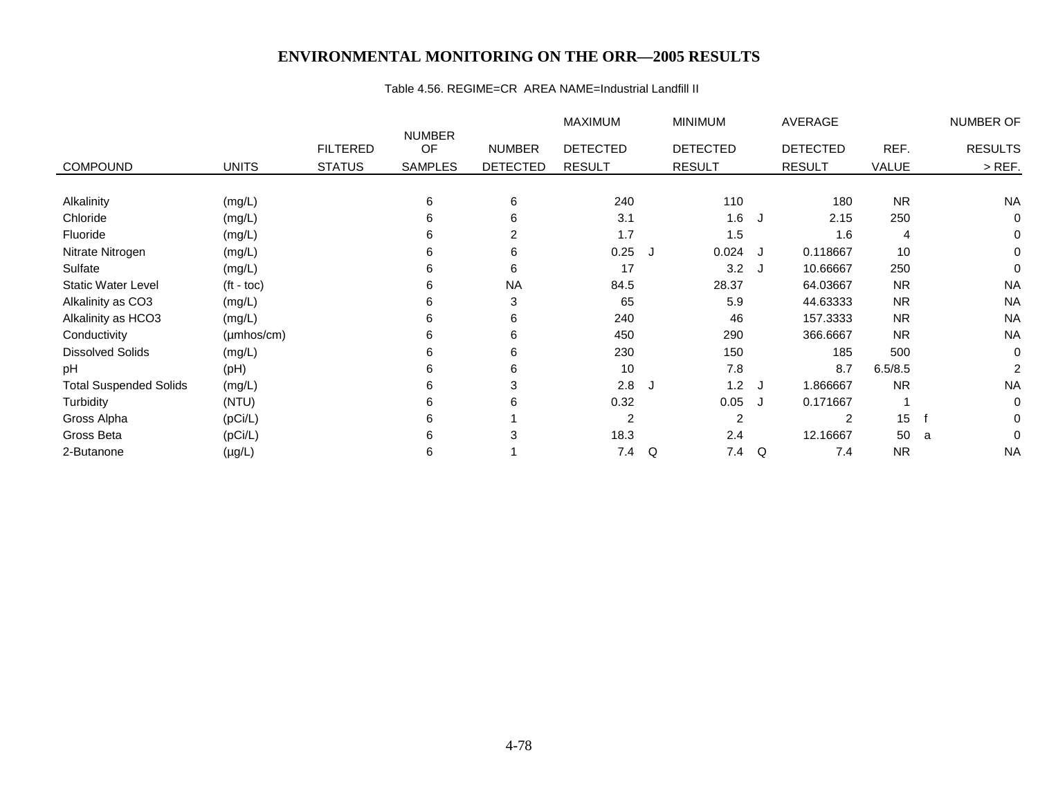# ENVIRONMENTAL MONITORING ON THE ORR—2005 RESULTS

Table 4.56. REGIME=CR AREA NAME=Industrial Landfill II

| COMPOUND | UNITS | FILTERED STATUS | NUMBER OF SAMPLES | NUMBER DETECTED | MAXIMUM DETECTED RESULT | | MINIMUM DETECTED RESULT | | AVERAGE DETECTED RESULT | REF. VALUE | | NUMBER OF RESULTS > REF. |
|---|---|---|---|---|---|---|---|---|---|---|---|---|
| Alkalinity | (mg/L) | | 6 | 6 | 240 | | 110 | | 180 | NR | | NA |
| Chloride | (mg/L) | | 6 | 6 | 3.1 | | 1.6 | J | 2.15 | 250 | | 0 |
| Fluoride | (mg/L) | | 6 | 2 | 1.7 | | 1.5 | | 1.6 | 4 | | 0 |
| Nitrate Nitrogen | (mg/L) | | 6 | 6 | 0.25 | J | 0.024 | J | 0.118667 | 10 | | 0 |
| Sulfate | (mg/L) | | 6 | 6 | 17 | | 3.2 | J | 10.66667 | 250 | | 0 |
| Static Water Level | (ft - toc) | | 6 | NA | 84.5 | | 28.37 | | 64.03667 | NR | | NA |
| Alkalinity as CO3 | (mg/L) | | 6 | 3 | 65 | | 5.9 | | 44.63333 | NR | | NA |
| Alkalinity as HCO3 | (mg/L) | | 6 | 6 | 240 | | 46 | | 157.3333 | NR | | NA |
| Conductivity | (µmhos/cm) | | 6 | 6 | 450 | | 290 | | 366.6667 | NR | | NA |
| Dissolved Solids | (mg/L) | | 6 | 6 | 230 | | 150 | | 185 | 500 | | 0 |
| pH | (pH) | | 6 | 6 | 10 | | 7.8 | | 8.7 | 6.5/8.5 | | 2 |
| Total Suspended Solids | (mg/L) | | 6 | 3 | 2.8 | J | 1.2 | J | 1.866667 | NR | | NA |
| Turbidity | (NTU) | | 6 | 6 | 0.32 | | 0.05 | J | 0.171667 | 1 | | 0 |
| Gross Alpha | (pCi/L) | | 6 | 1 | 2 | | 2 | | 2 | 15 | f | 0 |
| Gross Beta | (pCi/L) | | 6 | 3 | 18.3 | | 2.4 | | 12.16667 | 50 | a | 0 |
| 2-Butanone | (µg/L) | | 6 | 1 | 7.4 | Q | 7.4 | Q | 7.4 | NR | | NA |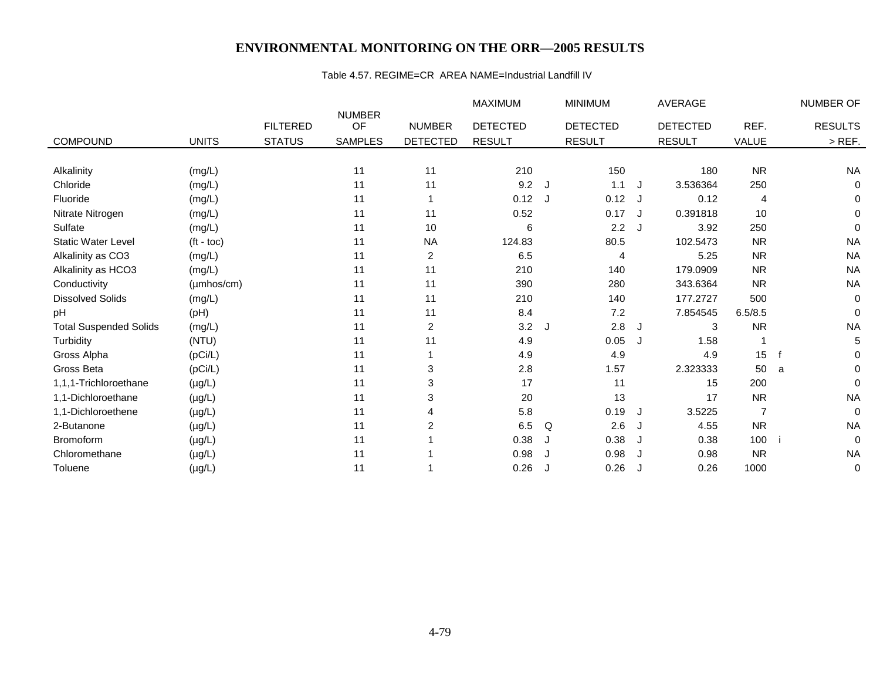## ENVIRONMENTAL MONITORING ON THE ORR—2005 RESULTS

Table 4.57. REGIME=CR AREA NAME=Industrial Landfill IV

| COMPOUND | UNITS | FILTERED STATUS | NUMBER OF SAMPLES | NUMBER DETECTED | MAXIMUM DETECTED RESULT | | MINIMUM DETECTED RESULT | | AVERAGE DETECTED RESULT | REF. VALUE | | NUMBER OF RESULTS > REF. |
|---|---|---|---|---|---|---|---|---|---|---|---|---|
| Alkalinity | (mg/L) | | 11 | 11 | 210 | | 150 | | 180 | NR | | NA |
| Chloride | (mg/L) | | 11 | 11 | 9.2 | J | 1.1 | J | 3.536364 | 250 | | 0 |
| Fluoride | (mg/L) | | 11 | 1 | 0.12 | J | 0.12 | J | 0.12 | 4 | | 0 |
| Nitrate Nitrogen | (mg/L) | | 11 | 11 | 0.52 | | 0.17 | J | 0.391818 | 10 | | 0 |
| Sulfate | (mg/L) | | 11 | 10 | 6 | | 2.2 | J | 3.92 | 250 | | 0 |
| Static Water Level | (ft - toc) | | 11 | NA | 124.83 | | 80.5 | | 102.5473 | NR | | NA |
| Alkalinity as CO3 | (mg/L) | | 11 | 2 | 6.5 | | 4 | | 5.25 | NR | | NA |
| Alkalinity as HCO3 | (mg/L) | | 11 | 11 | 210 | | 140 | | 179.0909 | NR | | NA |
| Conductivity | (µmhos/cm) | | 11 | 11 | 390 | | 280 | | 343.6364 | NR | | NA |
| Dissolved Solids | (mg/L) | | 11 | 11 | 210 | | 140 | | 177.2727 | 500 | | 0 |
| pH | (pH) | | 11 | 11 | 8.4 | | 7.2 | | 7.854545 | 6.5/8.5 | | 0 |
| Total Suspended Solids | (mg/L) | | 11 | 2 | 3.2 | J | 2.8 | J | 3 | NR | | NA |
| Turbidity | (NTU) | | 11 | 11 | 4.9 | | 0.05 | J | 1.58 | 1 | | 5 |
| Gross Alpha | (pCi/L) | | 11 | 1 | 4.9 | | 4.9 | | 4.9 | 15 | f | 0 |
| Gross Beta | (pCi/L) | | 11 | 3 | 2.8 | | 1.57 | | 2.323333 | 50 | a | 0 |
| 1,1,1-Trichloroethane | (µg/L) | | 11 | 3 | 17 | | 11 | | 15 | 200 | | 0 |
| 1,1-Dichloroethane | (µg/L) | | 11 | 3 | 20 | | 13 | | 17 | NR | | NA |
| 1,1-Dichloroethene | (µg/L) | | 11 | 4 | 5.8 | | 0.19 | J | 3.5225 | 7 | | 0 |
| 2-Butanone | (µg/L) | | 11 | 2 | 6.5 | Q | 2.6 | J | 4.55 | NR | | NA |
| Bromoform | (µg/L) | | 11 | 1 | 0.38 | J | 0.38 | J | 0.38 | 100 | i | 0 |
| Chloromethane | (µg/L) | | 11 | 1 | 0.98 | J | 0.98 | J | 0.98 | NR | | NA |
| Toluene | (µg/L) | | 11 | 1 | 0.26 | J | 0.26 | J | 0.26 | 1000 | | 0 |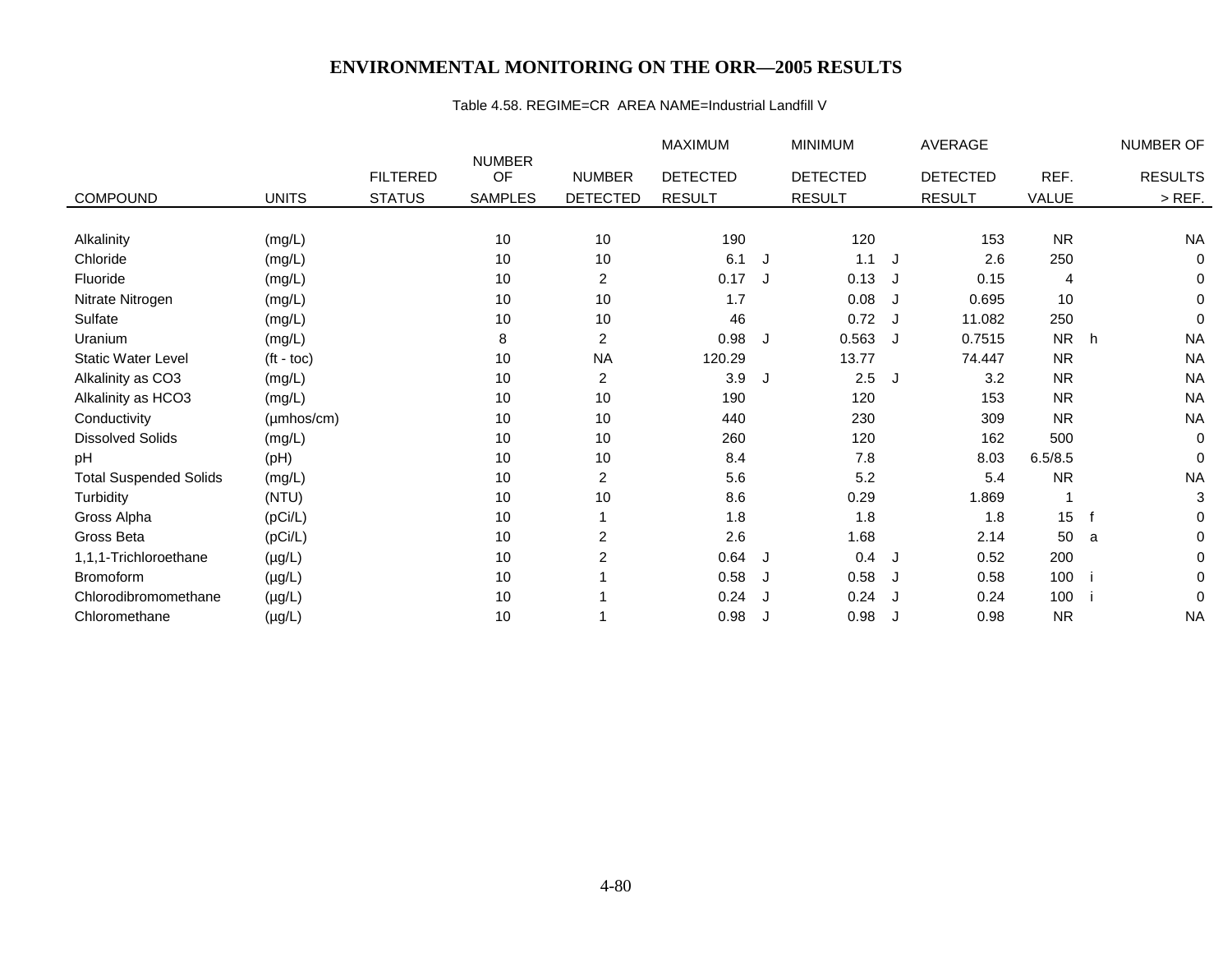# ENVIRONMENTAL MONITORING ON THE ORR—2005 RESULTS

Table 4.58. REGIME=CR AREA NAME=Industrial Landfill V

| COMPOUND | UNITS | FILTERED STATUS | NUMBER OF SAMPLES | NUMBER DETECTED | MAXIMUM DETECTED RESULT | | MINIMUM DETECTED RESULT | | AVERAGE DETECTED RESULT | REF. VALUE | | NUMBER OF RESULTS > REF. |
|---|---|---|---|---|---|---|---|---|---|---|---|---|
| Alkalinity | (mg/L) | | 10 | 10 | 190 | | 120 | | 153 | NR | | NA |
| Chloride | (mg/L) | | 10 | 10 | 6.1 | J | 1.1 | J | 2.6 | 250 | | 0 |
| Fluoride | (mg/L) | | 10 | 2 | 0.17 | J | 0.13 | J | 0.15 | 4 | | 0 |
| Nitrate Nitrogen | (mg/L) | | 10 | 10 | 1.7 | | 0.08 | J | 0.695 | 10 | | 0 |
| Sulfate | (mg/L) | | 10 | 10 | 46 | | 0.72 | J | 11.082 | 250 | | 0 |
| Uranium | (mg/L) | | 8 | 2 | 0.98 | J | 0.563 | J | 0.7515 | NR | h | NA |
| Static Water Level | (ft - toc) | | 10 | NA | 120.29 | | 13.77 | | 74.447 | NR | | NA |
| Alkalinity as CO3 | (mg/L) | | 10 | 2 | 3.9 | J | 2.5 | J | 3.2 | NR | | NA |
| Alkalinity as HCO3 | (mg/L) | | 10 | 10 | 190 | | 120 | | 153 | NR | | NA |
| Conductivity | (µmhos/cm) | | 10 | 10 | 440 | | 230 | | 309 | NR | | NA |
| Dissolved Solids | (mg/L) | | 10 | 10 | 260 | | 120 | | 162 | 500 | | 0 |
| pH | (pH) | | 10 | 10 | 8.4 | | 7.8 | | 8.03 | 6.5/8.5 | | 0 |
| Total Suspended Solids | (mg/L) | | 10 | 2 | 5.6 | | 5.2 | | 5.4 | NR | | NA |
| Turbidity | (NTU) | | 10 | 10 | 8.6 | | 0.29 | | 1.869 | 1 | | 3 |
| Gross Alpha | (pCi/L) | | 10 | 1 | 1.8 | | 1.8 | | 1.8 | 15 | f | 0 |
| Gross Beta | (pCi/L) | | 10 | 2 | 2.6 | | 1.68 | | 2.14 | 50 | a | 0 |
| 1,1,1-Trichloroethane | (µg/L) | | 10 | 2 | 0.64 | J | 0.4 | J | 0.52 | 200 | | 0 |
| Bromoform | (µg/L) | | 10 | 1 | 0.58 | J | 0.58 | J | 0.58 | 100 | i | 0 |
| Chlorodibromomethane | (µg/L) | | 10 | 1 | 0.24 | J | 0.24 | J | 0.24 | 100 | i | 0 |
| Chloromethane | (µg/L) | | 10 | 1 | 0.98 | J | 0.98 | J | 0.98 | NR | | NA |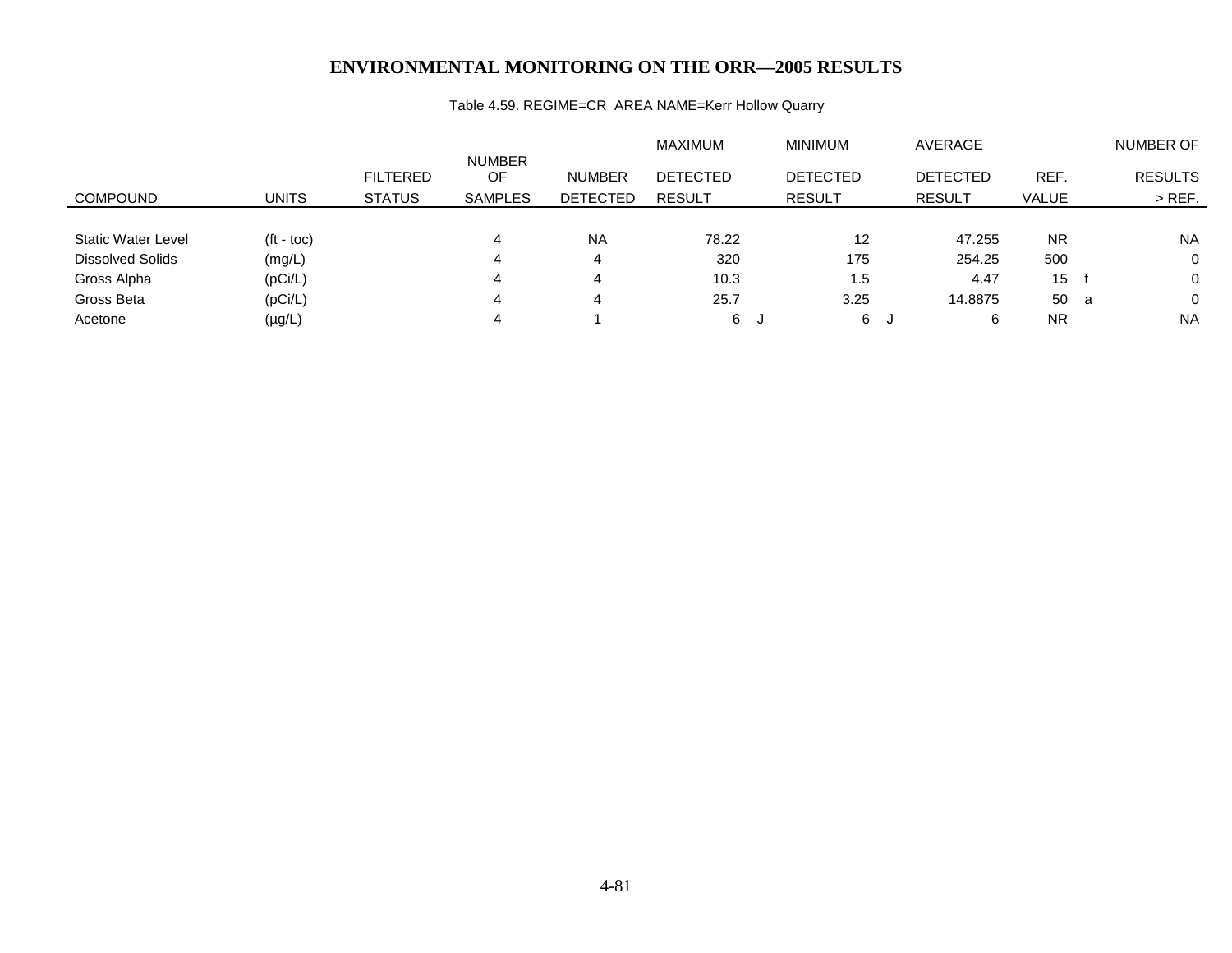# ENVIRONMENTAL MONITORING ON THE ORR—2005 RESULTS

Table 4.59. REGIME=CR AREA NAME=Kerr Hollow Quarry

| COMPOUND | UNITS | FILTERED STATUS | NUMBER OF SAMPLES | NUMBER DETECTED | MAXIMUM DETECTED RESULT | | MINIMUM DETECTED RESULT | | AVERAGE DETECTED RESULT | REF. VALUE | | NUMBER OF RESULTS > REF. |
|---|---|---|---|---|---|---|---|---|---|---|---|---|
| Static Water Level | (ft - toc) | | 4 | NA | 78.22 | | 12 | | 47.255 | NR | | NA |
| Dissolved Solids | (mg/L) | | 4 | 4 | 320 | | 175 | | 254.25 | 500 | | 0 |
| Gross Alpha | (pCi/L) | | 4 | 4 | 10.3 | | 1.5 | | 4.47 | 15 | f | 0 |
| Gross Beta | (pCi/L) | | 4 | 4 | 25.7 | | 3.25 | | 14.8875 | 50 | a | 0 |
| Acetone | (µg/L) | | 4 | 1 | 6 | J | 6 | J | 6 | NR | | NA |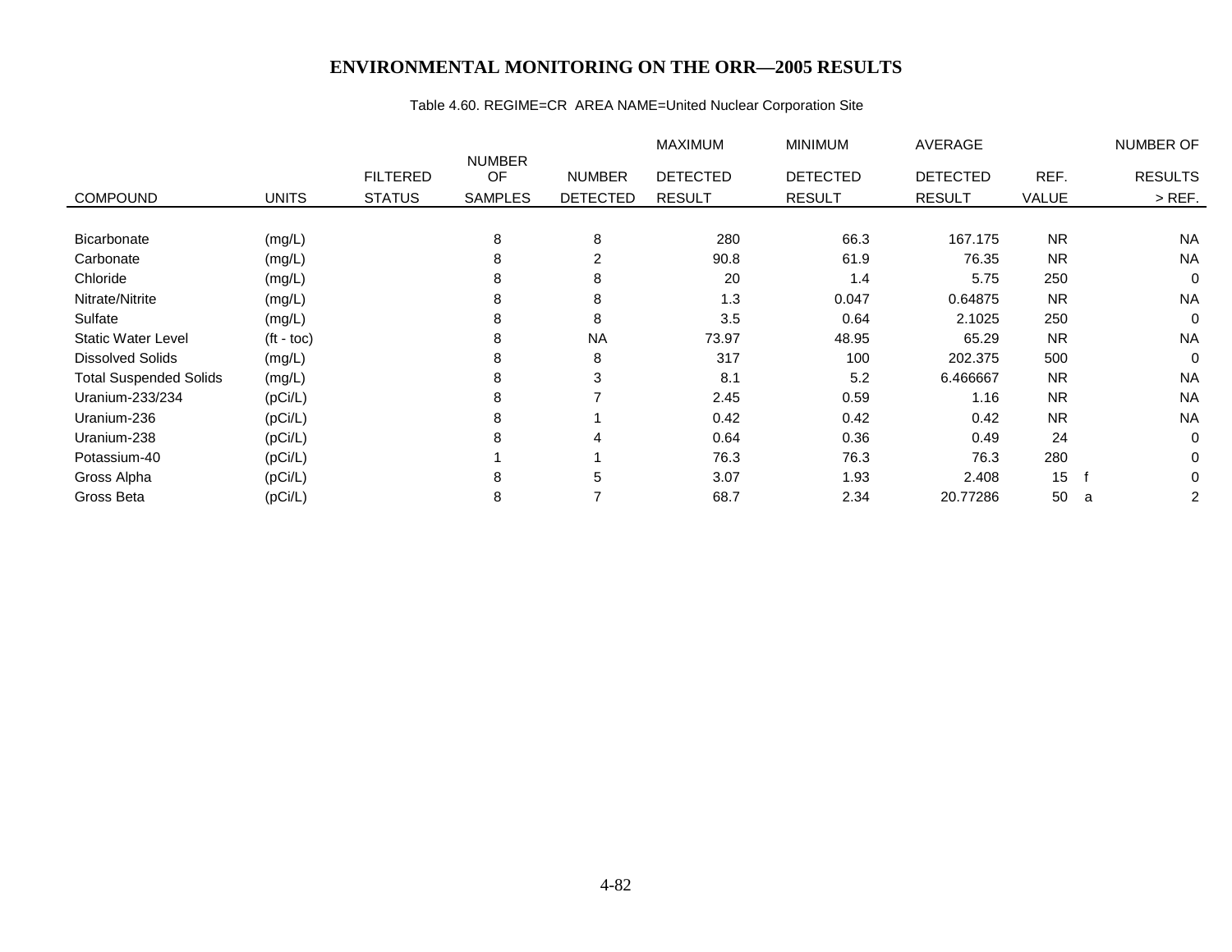# ENVIRONMENTAL MONITORING ON THE ORR—2005 RESULTS

Table 4.60. REGIME=CR AREA NAME=United Nuclear Corporation Site

| COMPOUND | UNITS | FILTERED STATUS | NUMBER OF SAMPLES | NUMBER DETECTED | MAXIMUM DETECTED RESULT | MINIMUM DETECTED RESULT | AVERAGE DETECTED RESULT | REF. VALUE | | NUMBER OF RESULTS > REF. |
|---|---|---|---|---|---|---|---|---|---|---|
| Bicarbonate | (mg/L) | | 8 | 8 | 280 | 66.3 | 167.175 | NR | | NA |
| Carbonate | (mg/L) | | 8 | 2 | 90.8 | 61.9 | 76.35 | NR | | NA |
| Chloride | (mg/L) | | 8 | 8 | 20 | 1.4 | 5.75 | 250 | | 0 |
| Nitrate/Nitrite | (mg/L) | | 8 | 8 | 1.3 | 0.047 | 0.64875 | NR | | NA |
| Sulfate | (mg/L) | | 8 | 8 | 3.5 | 0.64 | 2.1025 | 250 | | 0 |
| Static Water Level | (ft - toc) | | 8 | NA | 73.97 | 48.95 | 65.29 | NR | | NA |
| Dissolved Solids | (mg/L) | | 8 | 8 | 317 | 100 | 202.375 | 500 | | 0 |
| Total Suspended Solids | (mg/L) | | 8 | 3 | 8.1 | 5.2 | 6.466667 | NR | | NA |
| Uranium-233/234 | (pCi/L) | | 8 | 7 | 2.45 | 0.59 | 1.16 | NR | | NA |
| Uranium-236 | (pCi/L) | | 8 | 1 | 0.42 | 0.42 | 0.42 | NR | | NA |
| Uranium-238 | (pCi/L) | | 8 | 4 | 0.64 | 0.36 | 0.49 | 24 | | 0 |
| Potassium-40 | (pCi/L) | | 1 | 1 | 76.3 | 76.3 | 76.3 | 280 | | 0 |
| Gross Alpha | (pCi/L) | | 8 | 5 | 3.07 | 1.93 | 2.408 | 15 | f | 0 |
| Gross Beta | (pCi/L) | | 8 | 7 | 68.7 | 2.34 | 20.77286 | 50 | a | 2 |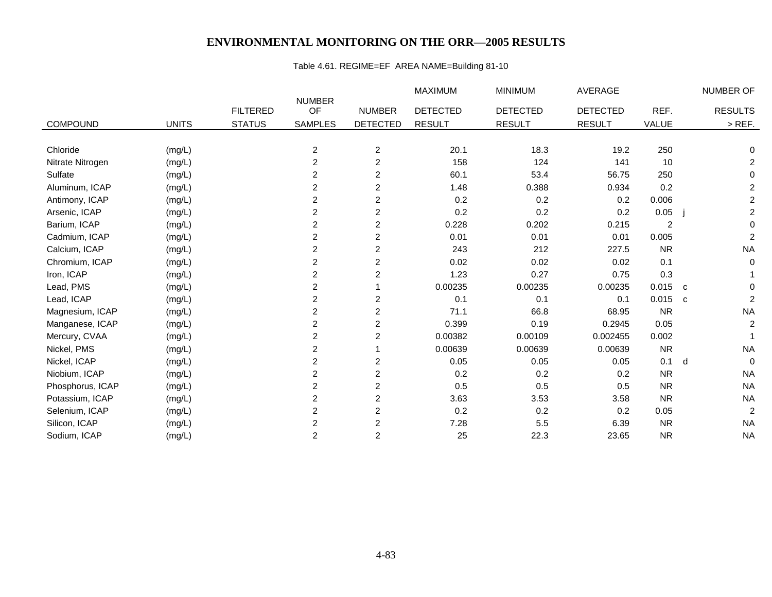# ENVIRONMENTAL MONITORING ON THE ORR—2005 RESULTS

Table 4.61. REGIME=EF AREA NAME=Building 81-10

| COMPOUND | UNITS | FILTERED STATUS | NUMBER OF SAMPLES | NUMBER DETECTED | MAXIMUM DETECTED RESULT | MINIMUM DETECTED RESULT | AVERAGE DETECTED RESULT | REF. VALUE | | NUMBER OF RESULTS > REF. |
|---|---|---|---|---|---|---|---|---|---|---|
| Chloride | (mg/L) | | 2 | 2 | 20.1 | 18.3 | 19.2 | 250 | | 0 |
| Nitrate Nitrogen | (mg/L) | | 2 | 2 | 158 | 124 | 141 | 10 | | 2 |
| Sulfate | (mg/L) | | 2 | 2 | 60.1 | 53.4 | 56.75 | 250 | | 0 |
| Aluminum, ICAP | (mg/L) | | 2 | 2 | 1.48 | 0.388 | 0.934 | 0.2 | | 2 |
| Antimony, ICAP | (mg/L) | | 2 | 2 | 0.2 | 0.2 | 0.2 | 0.006 | | 2 |
| Arsenic, ICAP | (mg/L) | | 2 | 2 | 0.2 | 0.2 | 0.2 | 0.05 | j | 2 |
| Barium, ICAP | (mg/L) | | 2 | 2 | 0.228 | 0.202 | 0.215 | 2 | | 0 |
| Cadmium, ICAP | (mg/L) | | 2 | 2 | 0.01 | 0.01 | 0.01 | 0.005 | | 2 |
| Calcium, ICAP | (mg/L) | | 2 | 2 | 243 | 212 | 227.5 | NR | | NA |
| Chromium, ICAP | (mg/L) | | 2 | 2 | 0.02 | 0.02 | 0.02 | 0.1 | | 0 |
| Iron, ICAP | (mg/L) | | 2 | 2 | 1.23 | 0.27 | 0.75 | 0.3 | | 1 |
| Lead, PMS | (mg/L) | | 2 | 1 | 0.00235 | 0.00235 | 0.00235 | 0.015 | c | 0 |
| Lead, ICAP | (mg/L) | | 2 | 2 | 0.1 | 0.1 | 0.1 | 0.015 | c | 2 |
| Magnesium, ICAP | (mg/L) | | 2 | 2 | 71.1 | 66.8 | 68.95 | NR | | NA |
| Manganese, ICAP | (mg/L) | | 2 | 2 | 0.399 | 0.19 | 0.2945 | 0.05 | | 2 |
| Mercury, CVAA | (mg/L) | | 2 | 2 | 0.00382 | 0.00109 | 0.002455 | 0.002 | | 1 |
| Nickel, PMS | (mg/L) | | 2 | 1 | 0.00639 | 0.00639 | 0.00639 | NR | | NA |
| Nickel, ICAP | (mg/L) | | 2 | 2 | 0.05 | 0.05 | 0.05 | 0.1 | d | 0 |
| Niobium, ICAP | (mg/L) | | 2 | 2 | 0.2 | 0.2 | 0.2 | NR | | NA |
| Phosphorus, ICAP | (mg/L) | | 2 | 2 | 0.5 | 0.5 | 0.5 | NR | | NA |
| Potassium, ICAP | (mg/L) | | 2 | 2 | 3.63 | 3.53 | 3.58 | NR | | NA |
| Selenium, ICAP | (mg/L) | | 2 | 2 | 0.2 | 0.2 | 0.2 | 0.05 | | 2 |
| Silicon, ICAP | (mg/L) | | 2 | 2 | 7.28 | 5.5 | 6.39 | NR | | NA |
| Sodium, ICAP | (mg/L) | | 2 | 2 | 25 | 22.3 | 23.65 | NR | | NA |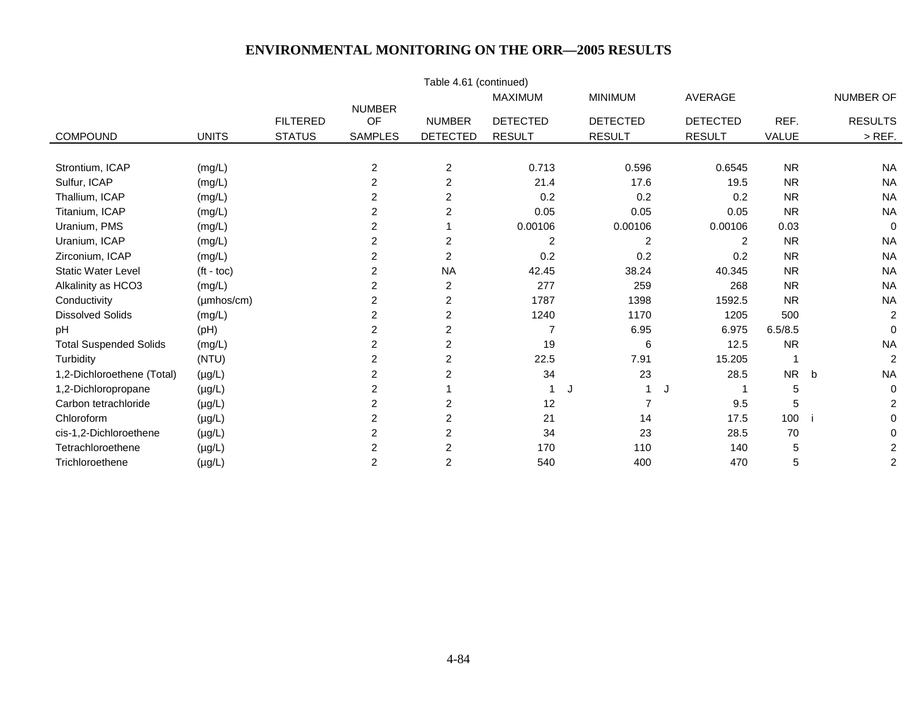# ENVIRONMENTAL MONITORING ON THE ORR—2005 RESULTS

Table 4.61 (continued)

| COMPOUND | UNITS | FILTERED STATUS | NUMBER OF SAMPLES | NUMBER DETECTED | MAXIMUM DETECTED RESULT | | MINIMUM DETECTED RESULT | | AVERAGE DETECTED RESULT | REF. VALUE | | NUMBER OF RESULTS > REF. |
|---|---|---|---|---|---|---|---|---|---|---|---|---|
| Strontium, ICAP | (mg/L) | | 2 | 2 | 0.713 | | 0.596 | | 0.6545 | NR | | NA |
| Sulfur, ICAP | (mg/L) | | 2 | 2 | 21.4 | | 17.6 | | 19.5 | NR | | NA |
| Thallium, ICAP | (mg/L) | | 2 | 2 | 0.2 | | 0.2 | | 0.2 | NR | | NA |
| Titanium, ICAP | (mg/L) | | 2 | 2 | 0.05 | | 0.05 | | 0.05 | NR | | NA |
| Uranium, PMS | (mg/L) | | 2 | 1 | 0.00106 | | 0.00106 | | 0.00106 | 0.03 | | 0 |
| Uranium, ICAP | (mg/L) | | 2 | 2 | 2 | | 2 | | 2 | NR | | NA |
| Zirconium, ICAP | (mg/L) | | 2 | 2 | 0.2 | | 0.2 | | 0.2 | NR | | NA |
| Static Water Level | (ft - toc) | | 2 | NA | 42.45 | | 38.24 | | 40.345 | NR | | NA |
| Alkalinity as HCO3 | (mg/L) | | 2 | 2 | 277 | | 259 | | 268 | NR | | NA |
| Conductivity | (µmhos/cm) | | 2 | 2 | 1787 | | 1398 | | 1592.5 | NR | | NA |
| Dissolved Solids | (mg/L) | | 2 | 2 | 1240 | | 1170 | | 1205 | 500 | | 2 |
| pH | (pH) | | 2 | 2 | 7 | | 6.95 | | 6.975 | 6.5/8.5 | | 0 |
| Total Suspended Solids | (mg/L) | | 2 | 2 | 19 | | 6 | | 12.5 | NR | | NA |
| Turbidity | (NTU) | | 2 | 2 | 22.5 | | 7.91 | | 15.205 | 1 | | 2 |
| 1,2-Dichloroethene (Total) | (µg/L) | | 2 | 2 | 34 | | 23 | | 28.5 | NR | b | NA |
| 1,2-Dichloropropane | (µg/L) | | 2 | 1 | 1 | J | 1 | J | 1 | 5 | | 0 |
| Carbon tetrachloride | (µg/L) | | 2 | 2 | 12 | | 7 | | 9.5 | 5 | | 2 |
| Chloroform | (µg/L) | | 2 | 2 | 21 | | 14 | | 17.5 | 100 | i | 0 |
| cis-1,2-Dichloroethene | (µg/L) | | 2 | 2 | 34 | | 23 | | 28.5 | 70 | | 0 |
| Tetrachloroethene | (µg/L) | | 2 | 2 | 170 | | 110 | | 140 | 5 | | 2 |
| Trichloroethene | (µg/L) | | 2 | 2 | 540 | | 400 | | 470 | 5 | | 2 |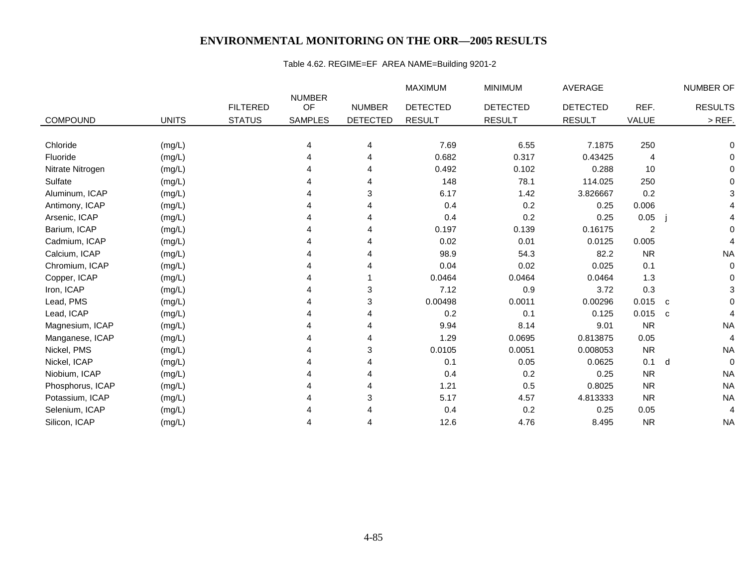# ENVIRONMENTAL MONITORING ON THE ORR—2005 RESULTS

Table 4.62. REGIME=EF AREA NAME=Building 9201-2

| COMPOUND | UNITS | FILTERED STATUS | NUMBER OF SAMPLES | NUMBER DETECTED | MAXIMUM DETECTED RESULT | MINIMUM DETECTED RESULT | AVERAGE DETECTED RESULT | REF. VALUE | | NUMBER OF RESULTS > REF. |
|---|---|---|---|---|---|---|---|---|---|---|
| Chloride | (mg/L) | | 4 | 4 | 7.69 | 6.55 | 7.1875 | 250 | | 0 |
| Fluoride | (mg/L) | | 4 | 4 | 0.682 | 0.317 | 0.43425 | 4 | | 0 |
| Nitrate Nitrogen | (mg/L) | | 4 | 4 | 0.492 | 0.102 | 0.288 | 10 | | 0 |
| Sulfate | (mg/L) | | 4 | 4 | 148 | 78.1 | 114.025 | 250 | | 0 |
| Aluminum, ICAP | (mg/L) | | 4 | 3 | 6.17 | 1.42 | 3.826667 | 0.2 | | 3 |
| Antimony, ICAP | (mg/L) | | 4 | 4 | 0.4 | 0.2 | 0.25 | 0.006 | | 4 |
| Arsenic, ICAP | (mg/L) | | 4 | 4 | 0.4 | 0.2 | 0.25 | 0.05 | j | 4 |
| Barium, ICAP | (mg/L) | | 4 | 4 | 0.197 | 0.139 | 0.16175 | 2 | | 0 |
| Cadmium, ICAP | (mg/L) | | 4 | 4 | 0.02 | 0.01 | 0.0125 | 0.005 | | 4 |
| Calcium, ICAP | (mg/L) | | 4 | 4 | 98.9 | 54.3 | 82.2 | NR | | NA |
| Chromium, ICAP | (mg/L) | | 4 | 4 | 0.04 | 0.02 | 0.025 | 0.1 | | 0 |
| Copper, ICAP | (mg/L) | | 4 | 1 | 0.0464 | 0.0464 | 0.0464 | 1.3 | | 0 |
| Iron, ICAP | (mg/L) | | 4 | 3 | 7.12 | 0.9 | 3.72 | 0.3 | | 3 |
| Lead, PMS | (mg/L) | | 4 | 3 | 0.00498 | 0.0011 | 0.00296 | 0.015 | c | 0 |
| Lead, ICAP | (mg/L) | | 4 | 4 | 0.2 | 0.1 | 0.125 | 0.015 | c | 4 |
| Magnesium, ICAP | (mg/L) | | 4 | 4 | 9.94 | 8.14 | 9.01 | NR | | NA |
| Manganese, ICAP | (mg/L) | | 4 | 4 | 1.29 | 0.0695 | 0.813875 | 0.05 | | 4 |
| Nickel, PMS | (mg/L) | | 4 | 3 | 0.0105 | 0.0051 | 0.008053 | NR | | NA |
| Nickel, ICAP | (mg/L) | | 4 | 4 | 0.1 | 0.05 | 0.0625 | 0.1 | d | 0 |
| Niobium, ICAP | (mg/L) | | 4 | 4 | 0.4 | 0.2 | 0.25 | NR | | NA |
| Phosphorus, ICAP | (mg/L) | | 4 | 4 | 1.21 | 0.5 | 0.8025 | NR | | NA |
| Potassium, ICAP | (mg/L) | | 4 | 3 | 5.17 | 4.57 | 4.813333 | NR | | NA |
| Selenium, ICAP | (mg/L) | | 4 | 4 | 0.4 | 0.2 | 0.25 | 0.05 | | 4 |
| Silicon, ICAP | (mg/L) | | 4 | 4 | 12.6 | 4.76 | 8.495 | NR | | NA |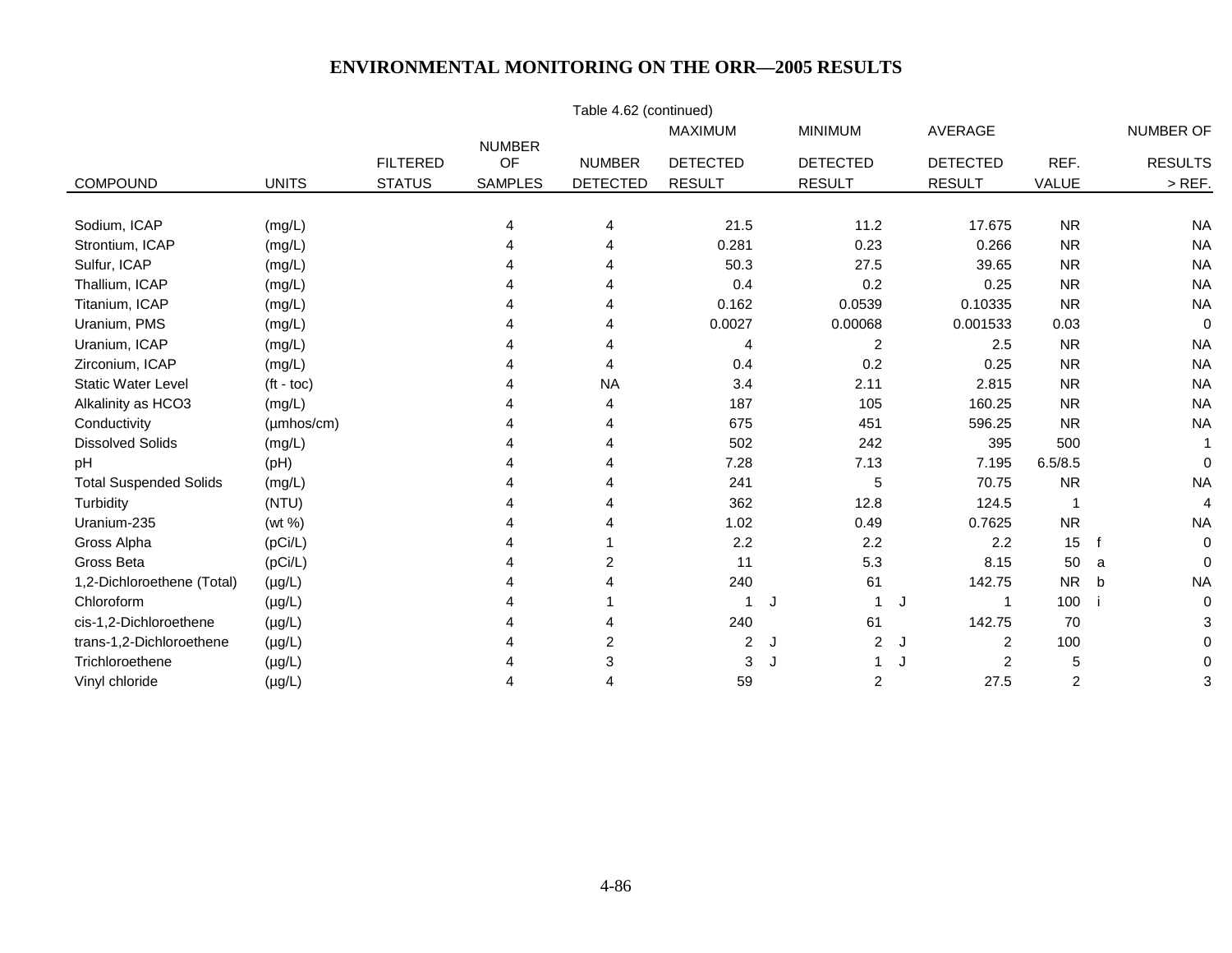# ENVIRONMENTAL MONITORING ON THE ORR—2005 RESULTS

Table 4.62 (continued)

| COMPOUND | UNITS | FILTERED STATUS | NUMBER OF SAMPLES | NUMBER DETECTED | MAXIMUM DETECTED RESULT | | MINIMUM DETECTED RESULT | | AVERAGE DETECTED RESULT | REF. VALUE | | NUMBER OF RESULTS > REF. |
|---|---|---|---|---|---|---|---|---|---|---|---|---|
| Sodium, ICAP | (mg/L) | | 4 | 4 | 21.5 | | 11.2 | | 17.675 | NR | | NA |
| Strontium, ICAP | (mg/L) | | 4 | 4 | 0.281 | | 0.23 | | 0.266 | NR | | NA |
| Sulfur, ICAP | (mg/L) | | 4 | 4 | 50.3 | | 27.5 | | 39.65 | NR | | NA |
| Thallium, ICAP | (mg/L) | | 4 | 4 | 0.4 | | 0.2 | | 0.25 | NR | | NA |
| Titanium, ICAP | (mg/L) | | 4 | 4 | 0.162 | | 0.0539 | | 0.10335 | NR | | NA |
| Uranium, PMS | (mg/L) | | 4 | 4 | 0.0027 | | 0.00068 | | 0.001533 | 0.03 | | 0 |
| Uranium, ICAP | (mg/L) | | 4 | 4 | 4 | | 2 | | 2.5 | NR | | NA |
| Zirconium, ICAP | (mg/L) | | 4 | 4 | 0.4 | | 0.2 | | 0.25 | NR | | NA |
| Static Water Level | (ft - toc) | | 4 | NA | 3.4 | | 2.11 | | 2.815 | NR | | NA |
| Alkalinity as HCO3 | (mg/L) | | 4 | 4 | 187 | | 105 | | 160.25 | NR | | NA |
| Conductivity | (µmhos/cm) | | 4 | 4 | 675 | | 451 | | 596.25 | NR | | NA |
| Dissolved Solids | (mg/L) | | 4 | 4 | 502 | | 242 | | 395 | 500 | | 1 |
| pH | (pH) | | 4 | 4 | 7.28 | | 7.13 | | 7.195 | 6.5/8.5 | | 0 |
| Total Suspended Solids | (mg/L) | | 4 | 4 | 241 | | 5 | | 70.75 | NR | | NA |
| Turbidity | (NTU) | | 4 | 4 | 362 | | 12.8 | | 124.5 | 1 | | 4 |
| Uranium-235 | (wt %) | | 4 | 4 | 1.02 | | 0.49 | | 0.7625 | NR | | NA |
| Gross Alpha | (pCi/L) | | 4 | 1 | 2.2 | | 2.2 | | 2.2 | 15 | f | 0 |
| Gross Beta | (pCi/L) | | 4 | 2 | 11 | | 5.3 | | 8.15 | 50 | a | 0 |
| 1,2-Dichloroethene (Total) | (µg/L) | | 4 | 4 | 240 | | 61 | | 142.75 | NR | b | NA |
| Chloroform | (µg/L) | | 4 | 1 | 1 | J | 1 | J | 1 | 100 | i | 0 |
| cis-1,2-Dichloroethene | (µg/L) | | 4 | 4 | 240 | | 61 | | 142.75 | 70 | | 3 |
| trans-1,2-Dichloroethene | (µg/L) | | 4 | 2 | 2 | J | 2 | J | 2 | 100 | | 0 |
| Trichloroethene | (µg/L) | | 4 | 3 | 3 | J | 1 | J | 2 | 5 | | 0 |
| Vinyl chloride | (µg/L) | | 4 | 4 | 59 | | 2 | | 27.5 | 2 | | 3 |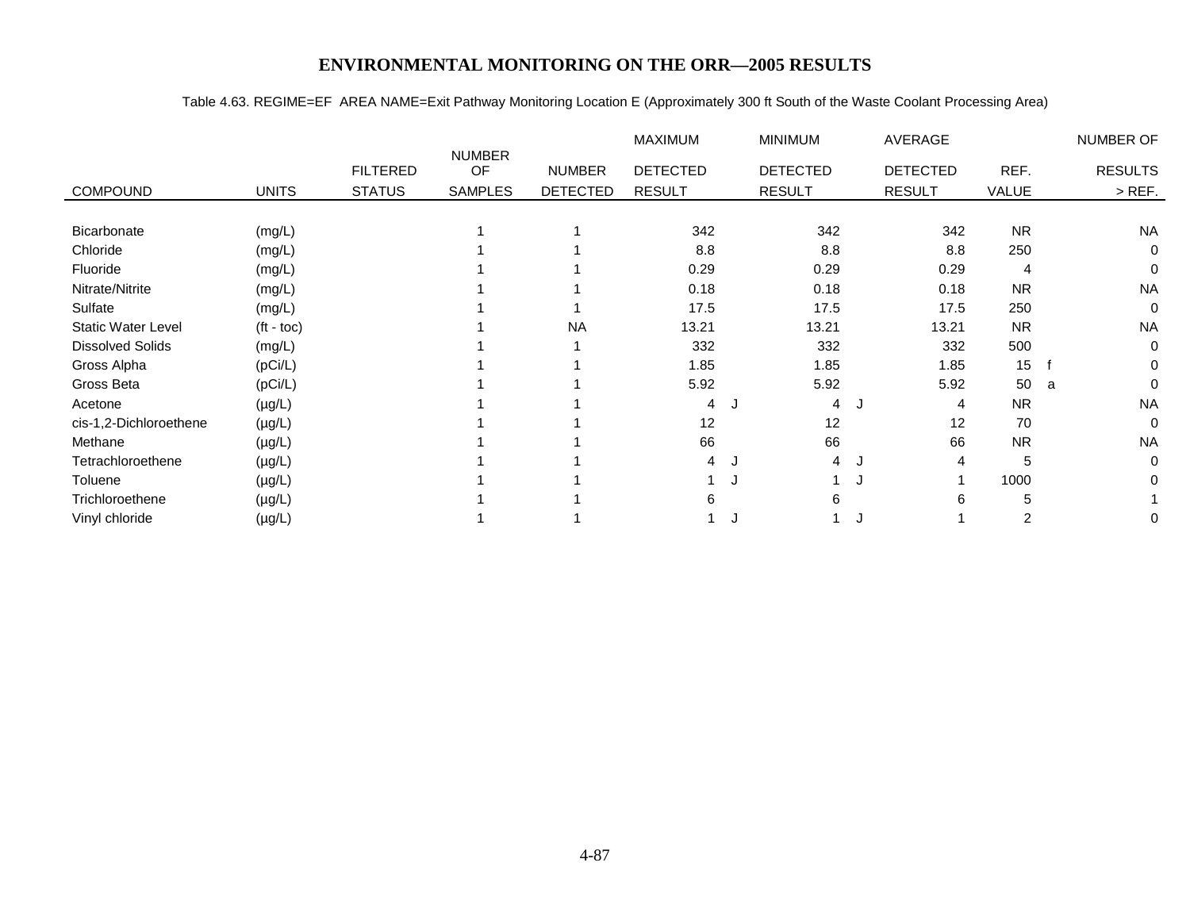# ENVIRONMENTAL MONITORING ON THE ORR—2005 RESULTS

Table 4.63. REGIME=EF AREA NAME=Exit Pathway Monitoring Location E (Approximately 300 ft South of the Waste Coolant Processing Area)

| COMPOUND | UNITS | FILTERED STATUS | NUMBER OF SAMPLES | NUMBER DETECTED | MAXIMUM DETECTED RESULT | | MINIMUM DETECTED RESULT | | AVERAGE DETECTED RESULT | REF. VALUE | | NUMBER OF RESULTS > REF. |
|---|---|---|---|---|---|---|---|---|---|---|---|---|
| Bicarbonate | (mg/L) | | 1 | 1 | 342 | | 342 | | 342 | NR | | NA |
| Chloride | (mg/L) | | 1 | 1 | 8.8 | | 8.8 | | 8.8 | 250 | | 0 |
| Fluoride | (mg/L) | | 1 | 1 | 0.29 | | 0.29 | | 0.29 | 4 | | 0 |
| Nitrate/Nitrite | (mg/L) | | 1 | 1 | 0.18 | | 0.18 | | 0.18 | NR | | NA |
| Sulfate | (mg/L) | | 1 | 1 | 17.5 | | 17.5 | | 17.5 | 250 | | 0 |
| Static Water Level | (ft - toc) | | 1 | NA | 13.21 | | 13.21 | | 13.21 | NR | | NA |
| Dissolved Solids | (mg/L) | | 1 | 1 | 332 | | 332 | | 332 | 500 | | 0 |
| Gross Alpha | (pCi/L) | | 1 | 1 | 1.85 | | 1.85 | | 1.85 | 15 | f | 0 |
| Gross Beta | (pCi/L) | | 1 | 1 | 5.92 | | 5.92 | | 5.92 | 50 | a | 0 |
| Acetone | (µg/L) | | 1 | 1 | 4 | J | 4 | J | 4 | NR | | NA |
| cis-1,2-Dichloroethene | (µg/L) | | 1 | 1 | 12 | | 12 | | 12 | 70 | | 0 |
| Methane | (µg/L) | | 1 | 1 | 66 | | 66 | | 66 | NR | | NA |
| Tetrachloroethene | (µg/L) | | 1 | 1 | 4 | J | 4 | J | 4 | 5 | | 0 |
| Toluene | (µg/L) | | 1 | 1 | 1 | J | 1 | J | 1 | 1000 | | 0 |
| Trichloroethene | (µg/L) | | 1 | 1 | 6 | | 6 | | 6 | 5 | | 1 |
| Vinyl chloride | (µg/L) | | 1 | 1 | 1 | J | 1 | J | 1 | 2 | | 0 |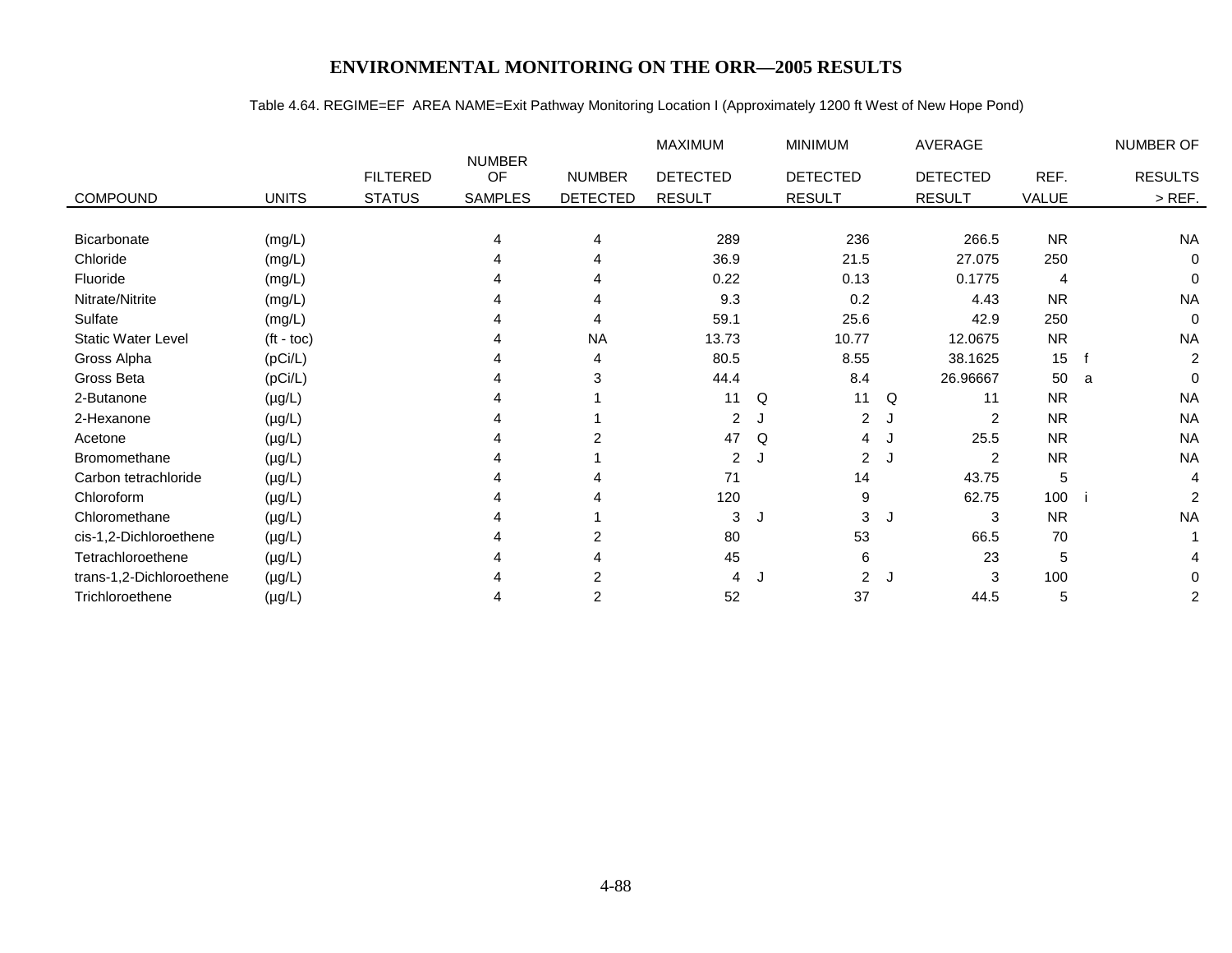# ENVIRONMENTAL MONITORING ON THE ORR—2005 RESULTS

Table 4.64. REGIME=EF AREA NAME=Exit Pathway Monitoring Location I (Approximately 1200 ft West of New Hope Pond)

| COMPOUND | UNITS | FILTERED STATUS | NUMBER OF SAMPLES | NUMBER DETECTED | MAXIMUM DETECTED RESULT | | MINIMUM DETECTED RESULT | | AVERAGE DETECTED RESULT | REF. VALUE | | NUMBER OF RESULTS > REF. |
|---|---|---|---|---|---|---|---|---|---|---|---|---|
| Bicarbonate | (mg/L) | | 4 | 4 | 289 | | 236 | | 266.5 | NR | | NA |
| Chloride | (mg/L) | | 4 | 4 | 36.9 | | 21.5 | | 27.075 | 250 | | 0 |
| Fluoride | (mg/L) | | 4 | 4 | 0.22 | | 0.13 | | 0.1775 | 4 | | 0 |
| Nitrate/Nitrite | (mg/L) | | 4 | 4 | 9.3 | | 0.2 | | 4.43 | NR | | NA |
| Sulfate | (mg/L) | | 4 | 4 | 59.1 | | 25.6 | | 42.9 | 250 | | 0 |
| Static Water Level | (ft - toc) | | 4 | NA | 13.73 | | 10.77 | | 12.0675 | NR | | NA |
| Gross Alpha | (pCi/L) | | 4 | 4 | 80.5 | | 8.55 | | 38.1625 | 15 | f | 2 |
| Gross Beta | (pCi/L) | | 4 | 3 | 44.4 | | 8.4 | | 26.96667 | 50 | a | 0 |
| 2-Butanone | (µg/L) | | 4 | 1 | 11 | Q | 11 | Q | 11 | NR | | NA |
| 2-Hexanone | (µg/L) | | 4 | 1 | 2 | J | 2 | J | 2 | NR | | NA |
| Acetone | (µg/L) | | 4 | 2 | 47 | Q | 4 | J | 25.5 | NR | | NA |
| Bromomethane | (µg/L) | | 4 | 1 | 2 | J | 2 | J | 2 | NR | | NA |
| Carbon tetrachloride | (µg/L) | | 4 | 4 | 71 | | 14 | | 43.75 | 5 | | 4 |
| Chloroform | (µg/L) | | 4 | 4 | 120 | | 9 | | 62.75 | 100 | i | 2 |
| Chloromethane | (µg/L) | | 4 | 1 | 3 | J | 3 | J | 3 | NR | | NA |
| cis-1,2-Dichloroethene | (µg/L) | | 4 | 2 | 80 | | 53 | | 66.5 | 70 | | 1 |
| Tetrachloroethene | (µg/L) | | 4 | 4 | 45 | | 6 | | 23 | 5 | | 4 |
| trans-1,2-Dichloroethene | (µg/L) | | 4 | 2 | 4 | J | 2 | J | 3 | 100 | | 0 |
| Trichloroethene | (µg/L) | | 4 | 2 | 52 | | 37 | | 44.5 | 5 | | 2 |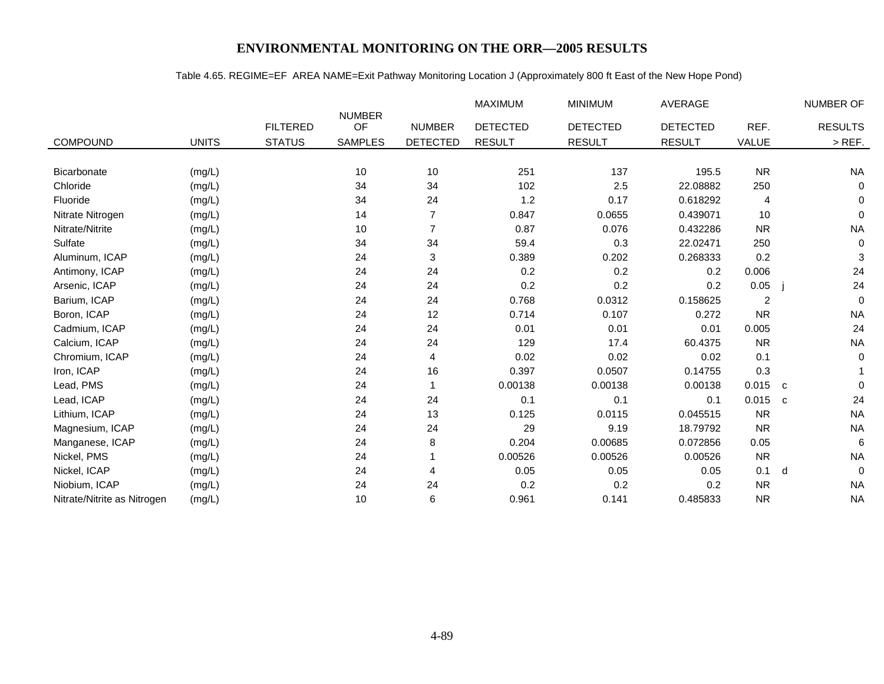# ENVIRONMENTAL MONITORING ON THE ORR—2005 RESULTS

Table 4.65. REGIME=EF AREA NAME=Exit Pathway Monitoring Location J (Approximately 800 ft East of the New Hope Pond)

| COMPOUND | UNITS | FILTERED STATUS | NUMBER OF SAMPLES | NUMBER DETECTED | MAXIMUM DETECTED RESULT | MINIMUM DETECTED RESULT | AVERAGE DETECTED RESULT | REF. VALUE | | NUMBER OF RESULTS > REF. |
|---|---|---|---|---|---|---|---|---|---|---|
| Bicarbonate | (mg/L) | | 10 | 10 | 251 | 137 | 195.5 | NR | | NA |
| Chloride | (mg/L) | | 34 | 34 | 102 | 2.5 | 22.08882 | 250 | | 0 |
| Fluoride | (mg/L) | | 34 | 24 | 1.2 | 0.17 | 0.618292 | 4 | | 0 |
| Nitrate Nitrogen | (mg/L) | | 14 | 7 | 0.847 | 0.0655 | 0.439071 | 10 | | 0 |
| Nitrate/Nitrite | (mg/L) | | 10 | 7 | 0.87 | 0.076 | 0.432286 | NR | | NA |
| Sulfate | (mg/L) | | 34 | 34 | 59.4 | 0.3 | 22.02471 | 250 | | 0 |
| Aluminum, ICAP | (mg/L) | | 24 | 3 | 0.389 | 0.202 | 0.268333 | 0.2 | | 3 |
| Antimony, ICAP | (mg/L) | | 24 | 24 | 0.2 | 0.2 | 0.2 | 0.006 | | 24 |
| Arsenic, ICAP | (mg/L) | | 24 | 24 | 0.2 | 0.2 | 0.2 | 0.05 | j | 24 |
| Barium, ICAP | (mg/L) | | 24 | 24 | 0.768 | 0.0312 | 0.158625 | 2 | | 0 |
| Boron, ICAP | (mg/L) | | 24 | 12 | 0.714 | 0.107 | 0.272 | NR | | NA |
| Cadmium, ICAP | (mg/L) | | 24 | 24 | 0.01 | 0.01 | 0.01 | 0.005 | | 24 |
| Calcium, ICAP | (mg/L) | | 24 | 24 | 129 | 17.4 | 60.4375 | NR | | NA |
| Chromium, ICAP | (mg/L) | | 24 | 4 | 0.02 | 0.02 | 0.02 | 0.1 | | 0 |
| Iron, ICAP | (mg/L) | | 24 | 16 | 0.397 | 0.0507 | 0.14755 | 0.3 | | 1 |
| Lead, PMS | (mg/L) | | 24 | 1 | 0.00138 | 0.00138 | 0.00138 | 0.015 | c | 0 |
| Lead, ICAP | (mg/L) | | 24 | 24 | 0.1 | 0.1 | 0.1 | 0.015 | c | 24 |
| Lithium, ICAP | (mg/L) | | 24 | 13 | 0.125 | 0.0115 | 0.045515 | NR | | NA |
| Magnesium, ICAP | (mg/L) | | 24 | 24 | 29 | 9.19 | 18.79792 | NR | | NA |
| Manganese, ICAP | (mg/L) | | 24 | 8 | 0.204 | 0.00685 | 0.072856 | 0.05 | | 6 |
| Nickel, PMS | (mg/L) | | 24 | 1 | 0.00526 | 0.00526 | 0.00526 | NR | | NA |
| Nickel, ICAP | (mg/L) | | 24 | 4 | 0.05 | 0.05 | 0.05 | 0.1 | d | 0 |
| Niobium, ICAP | (mg/L) | | 24 | 24 | 0.2 | 0.2 | 0.2 | NR | | NA |
| Nitrate/Nitrite as Nitrogen | (mg/L) | | 10 | 6 | 0.961 | 0.141 | 0.485833 | NR | | NA |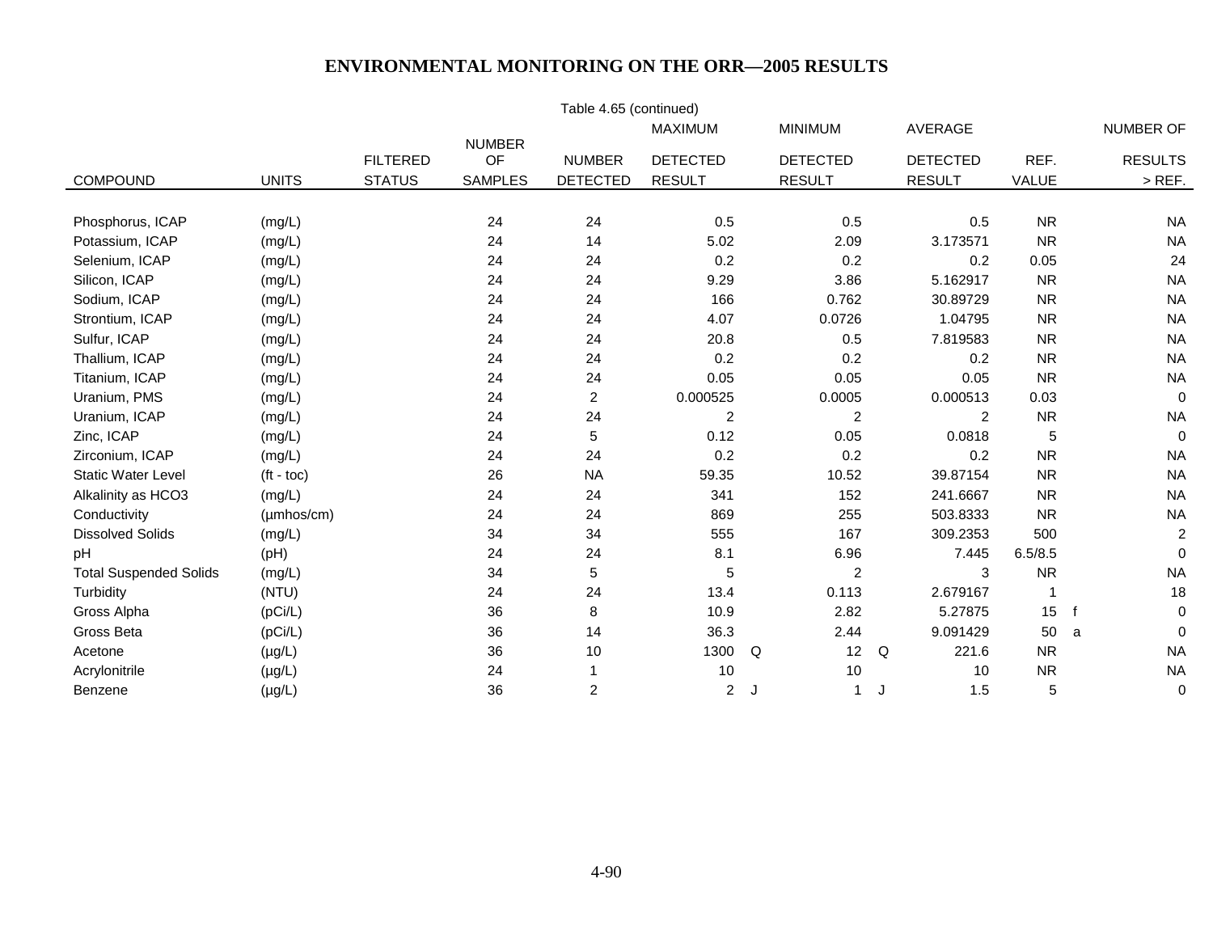# ENVIRONMENTAL MONITORING ON THE ORR—2005 RESULTS

Table 4.65 (continued)

| COMPOUND | UNITS | FILTERED STATUS | NUMBER OF SAMPLES | NUMBER DETECTED | MAXIMUM DETECTED RESULT | | MINIMUM DETECTED RESULT | | AVERAGE DETECTED RESULT | REF. VALUE | | NUMBER OF RESULTS > REF. |
|---|---|---|---|---|---|---|---|---|---|---|---|---|
| Phosphorus, ICAP | (mg/L) | | 24 | 24 | 0.5 | | 0.5 | | 0.5 | NR | | NA |
| Potassium, ICAP | (mg/L) | | 24 | 14 | 5.02 | | 2.09 | | 3.173571 | NR | | NA |
| Selenium, ICAP | (mg/L) | | 24 | 24 | 0.2 | | 0.2 | | 0.2 | 0.05 | | 24 |
| Silicon, ICAP | (mg/L) | | 24 | 24 | 9.29 | | 3.86 | | 5.162917 | NR | | NA |
| Sodium, ICAP | (mg/L) | | 24 | 24 | 166 | | 0.762 | | 30.89729 | NR | | NA |
| Strontium, ICAP | (mg/L) | | 24 | 24 | 4.07 | | 0.0726 | | 1.04795 | NR | | NA |
| Sulfur, ICAP | (mg/L) | | 24 | 24 | 20.8 | | 0.5 | | 7.819583 | NR | | NA |
| Thallium, ICAP | (mg/L) | | 24 | 24 | 0.2 | | 0.2 | | 0.2 | NR | | NA |
| Titanium, ICAP | (mg/L) | | 24 | 24 | 0.05 | | 0.05 | | 0.05 | NR | | NA |
| Uranium, PMS | (mg/L) | | 24 | 2 | 0.000525 | | 0.0005 | | 0.000513 | 0.03 | | 0 |
| Uranium, ICAP | (mg/L) | | 24 | 24 | 2 | | 2 | | 2 | NR | | NA |
| Zinc, ICAP | (mg/L) | | 24 | 5 | 0.12 | | 0.05 | | 0.0818 | 5 | | 0 |
| Zirconium, ICAP | (mg/L) | | 24 | 24 | 0.2 | | 0.2 | | 0.2 | NR | | NA |
| Static Water Level | (ft - toc) | | 26 | NA | 59.35 | | 10.52 | | 39.87154 | NR | | NA |
| Alkalinity as HCO3 | (mg/L) | | 24 | 24 | 341 | | 152 | | 241.6667 | NR | | NA |
| Conductivity | (µmhos/cm) | | 24 | 24 | 869 | | 255 | | 503.8333 | NR | | NA |
| Dissolved Solids | (mg/L) | | 34 | 34 | 555 | | 167 | | 309.2353 | 500 | | 2 |
| pH | (pH) | | 24 | 24 | 8.1 | | 6.96 | | 7.445 | 6.5/8.5 | | 0 |
| Total Suspended Solids | (mg/L) | | 34 | 5 | 5 | | 2 | | 3 | NR | | NA |
| Turbidity | (NTU) | | 24 | 24 | 13.4 | | 0.113 | | 2.679167 | 1 | | 18 |
| Gross Alpha | (pCi/L) | | 36 | 8 | 10.9 | | 2.82 | | 5.27875 | 15 | f | 0 |
| Gross Beta | (pCi/L) | | 36 | 14 | 36.3 | | 2.44 | | 9.091429 | 50 | a | 0 |
| Acetone | (µg/L) | | 36 | 10 | 1300 | Q | 12 | Q | 221.6 | NR | | NA |
| Acrylonitrile | (µg/L) | | 24 | 1 | 10 | | 10 | | 10 | NR | | NA |
| Benzene | (µg/L) | | 36 | 2 | 2 | J | 1 | J | 1.5 | 5 | | 0 |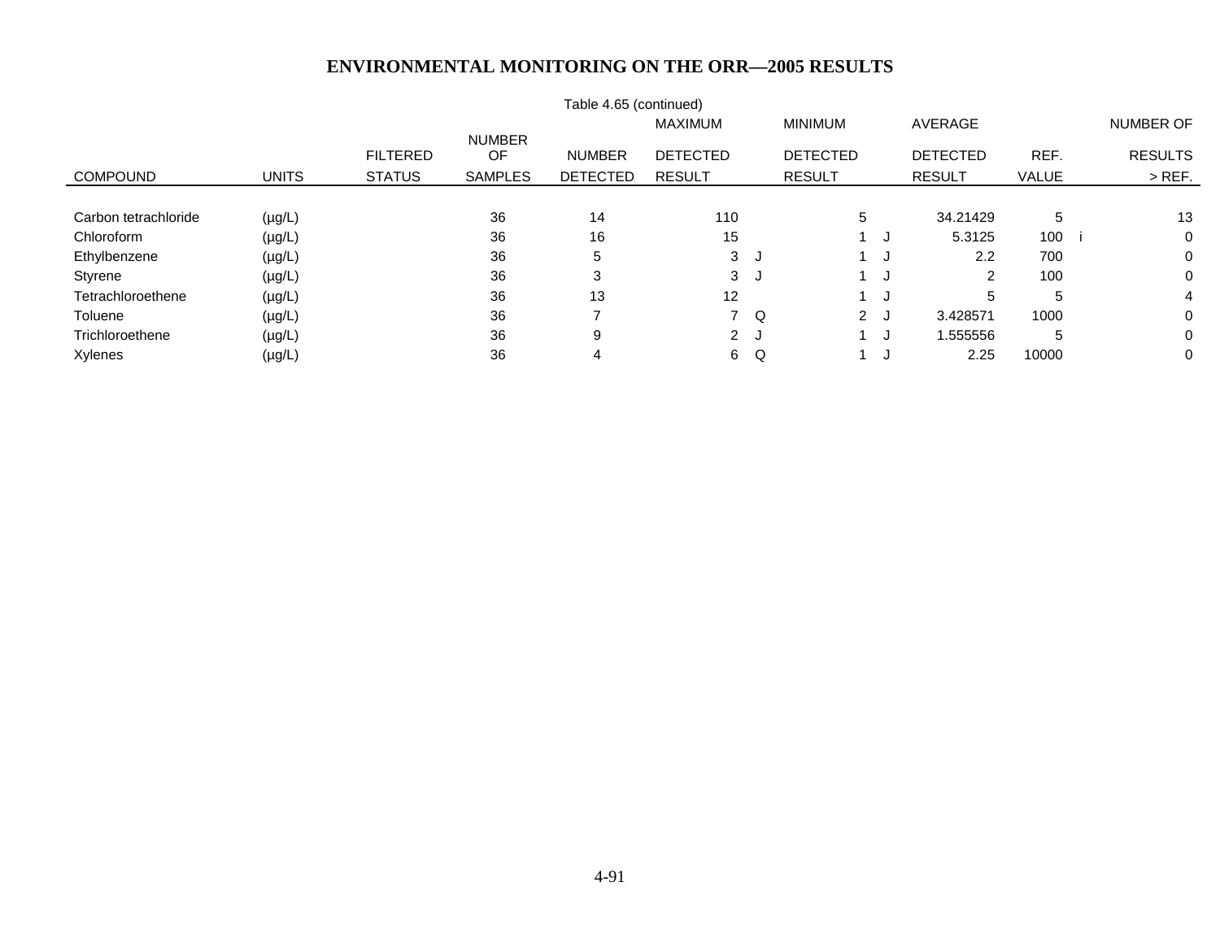# ENVIRONMENTAL MONITORING ON THE ORR—2005 RESULTS

Table 4.65 (continued)

| COMPOUND | UNITS | FILTERED STATUS | NUMBER OF SAMPLES | NUMBER DETECTED | MAXIMUM DETECTED RESULT | | MINIMUM DETECTED RESULT | | AVERAGE DETECTED RESULT | REF. VALUE | | NUMBER OF RESULTS > REF. |
|---|---|---|---|---|---|---|---|---|---|---|---|---|
| Carbon tetrachloride | (µg/L) | | 36 | 14 | 110 | | 5 | | 34.21429 | 5 | | 13 |
| Chloroform | (µg/L) | | 36 | 16 | 15 | | 1 | J | 5.3125 | 100 | i | 0 |
| Ethylbenzene | (µg/L) | | 36 | 5 | 3 | J | 1 | J | 2.2 | 700 | | 0 |
| Styrene | (µg/L) | | 36 | 3 | 3 | J | 1 | J | 2 | 100 | | 0 |
| Tetrachloroethene | (µg/L) | | 36 | 13 | 12 | | 1 | J | 5 | 5 | | 4 |
| Toluene | (µg/L) | | 36 | 7 | 7 | Q | 2 | J | 3.428571 | 1000 | | 0 |
| Trichloroethene | (µg/L) | | 36 | 9 | 2 | J | 1 | J | 1.555556 | 5 | | 0 |
| Xylenes | (µg/L) | | 36 | 4 | 6 | Q | 1 | J | 2.25 | 10000 | | 0 |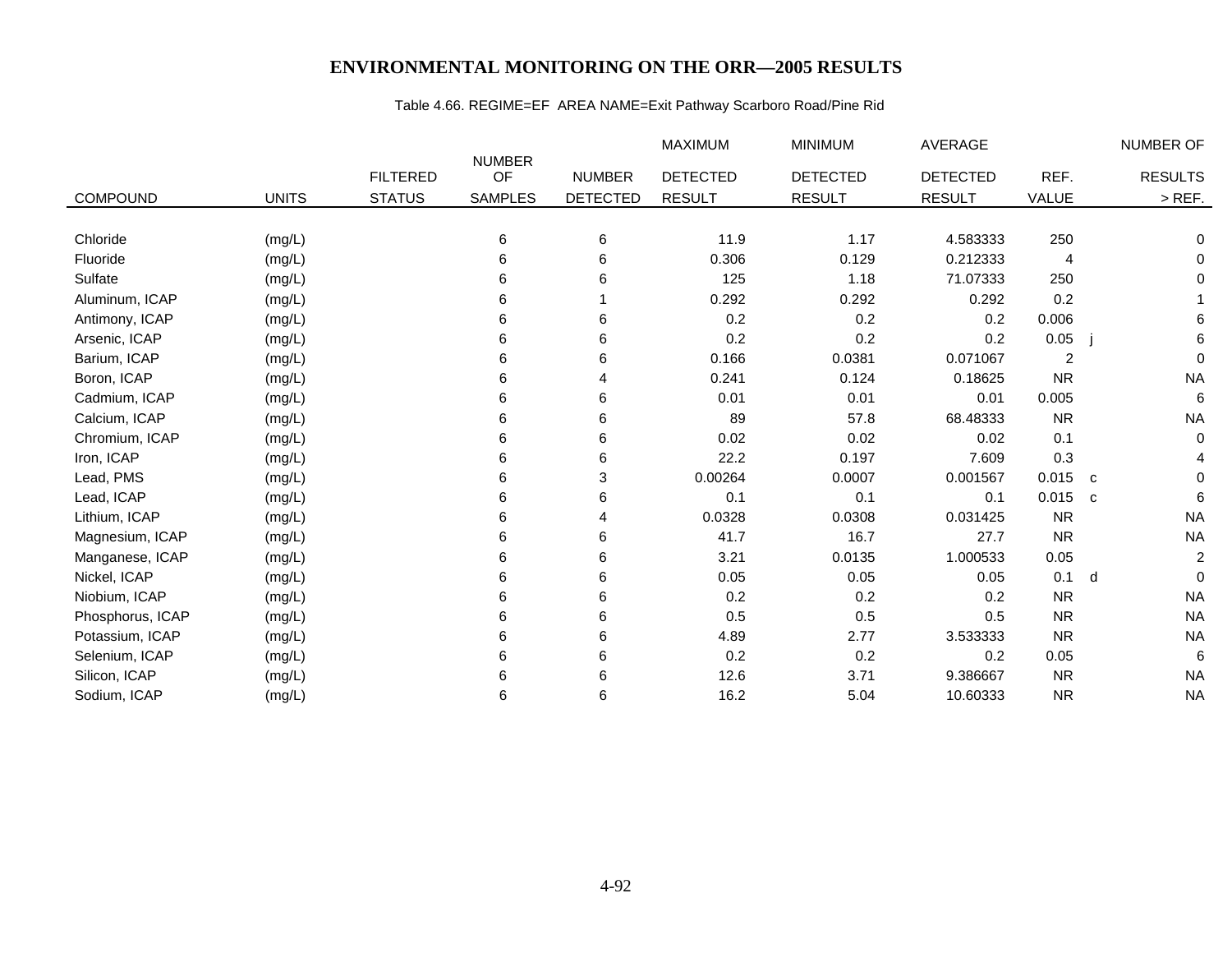# ENVIRONMENTAL MONITORING ON THE ORR—2005 RESULTS

Table 4.66. REGIME=EF AREA NAME=Exit Pathway Scarboro Road/Pine Rid

| COMPOUND | UNITS | FILTERED STATUS | NUMBER OF SAMPLES | NUMBER DETECTED | MAXIMUM DETECTED RESULT | MINIMUM DETECTED RESULT | AVERAGE DETECTED RESULT | REF. VALUE | | NUMBER OF RESULTS > REF. |
|---|---|---|---|---|---|---|---|---|---|---|
| Chloride | (mg/L) | | 6 | 6 | 11.9 | 1.17 | 4.583333 | 250 | | 0 |
| Fluoride | (mg/L) | | 6 | 6 | 0.306 | 0.129 | 0.212333 | 4 | | 0 |
| Sulfate | (mg/L) | | 6 | 6 | 125 | 1.18 | 71.07333 | 250 | | 0 |
| Aluminum, ICAP | (mg/L) | | 6 | 1 | 0.292 | 0.292 | 0.292 | 0.2 | | 1 |
| Antimony, ICAP | (mg/L) | | 6 | 6 | 0.2 | 0.2 | 0.2 | 0.006 | | 6 |
| Arsenic, ICAP | (mg/L) | | 6 | 6 | 0.2 | 0.2 | 0.2 | 0.05 | j | 6 |
| Barium, ICAP | (mg/L) | | 6 | 6 | 0.166 | 0.0381 | 0.071067 | 2 | | 0 |
| Boron, ICAP | (mg/L) | | 6 | 4 | 0.241 | 0.124 | 0.18625 | NR | | NA |
| Cadmium, ICAP | (mg/L) | | 6 | 6 | 0.01 | 0.01 | 0.01 | 0.005 | | 6 |
| Calcium, ICAP | (mg/L) | | 6 | 6 | 89 | 57.8 | 68.48333 | NR | | NA |
| Chromium, ICAP | (mg/L) | | 6 | 6 | 0.02 | 0.02 | 0.02 | 0.1 | | 0 |
| Iron, ICAP | (mg/L) | | 6 | 6 | 22.2 | 0.197 | 7.609 | 0.3 | | 4 |
| Lead, PMS | (mg/L) | | 6 | 3 | 0.00264 | 0.0007 | 0.001567 | 0.015 | c | 0 |
| Lead, ICAP | (mg/L) | | 6 | 6 | 0.1 | 0.1 | 0.1 | 0.015 | c | 6 |
| Lithium, ICAP | (mg/L) | | 6 | 4 | 0.0328 | 0.0308 | 0.031425 | NR | | NA |
| Magnesium, ICAP | (mg/L) | | 6 | 6 | 41.7 | 16.7 | 27.7 | NR | | NA |
| Manganese, ICAP | (mg/L) | | 6 | 6 | 3.21 | 0.0135 | 1.000533 | 0.05 | | 2 |
| Nickel, ICAP | (mg/L) | | 6 | 6 | 0.05 | 0.05 | 0.05 | 0.1 | d | 0 |
| Niobium, ICAP | (mg/L) | | 6 | 6 | 0.2 | 0.2 | 0.2 | NR | | NA |
| Phosphorus, ICAP | (mg/L) | | 6 | 6 | 0.5 | 0.5 | 0.5 | NR | | NA |
| Potassium, ICAP | (mg/L) | | 6 | 6 | 4.89 | 2.77 | 3.533333 | NR | | NA |
| Selenium, ICAP | (mg/L) | | 6 | 6 | 0.2 | 0.2 | 0.2 | 0.05 | | 6 |
| Silicon, ICAP | (mg/L) | | 6 | 6 | 12.6 | 3.71 | 9.386667 | NR | | NA |
| Sodium, ICAP | (mg/L) | | 6 | 6 | 16.2 | 5.04 | 10.60333 | NR | | NA |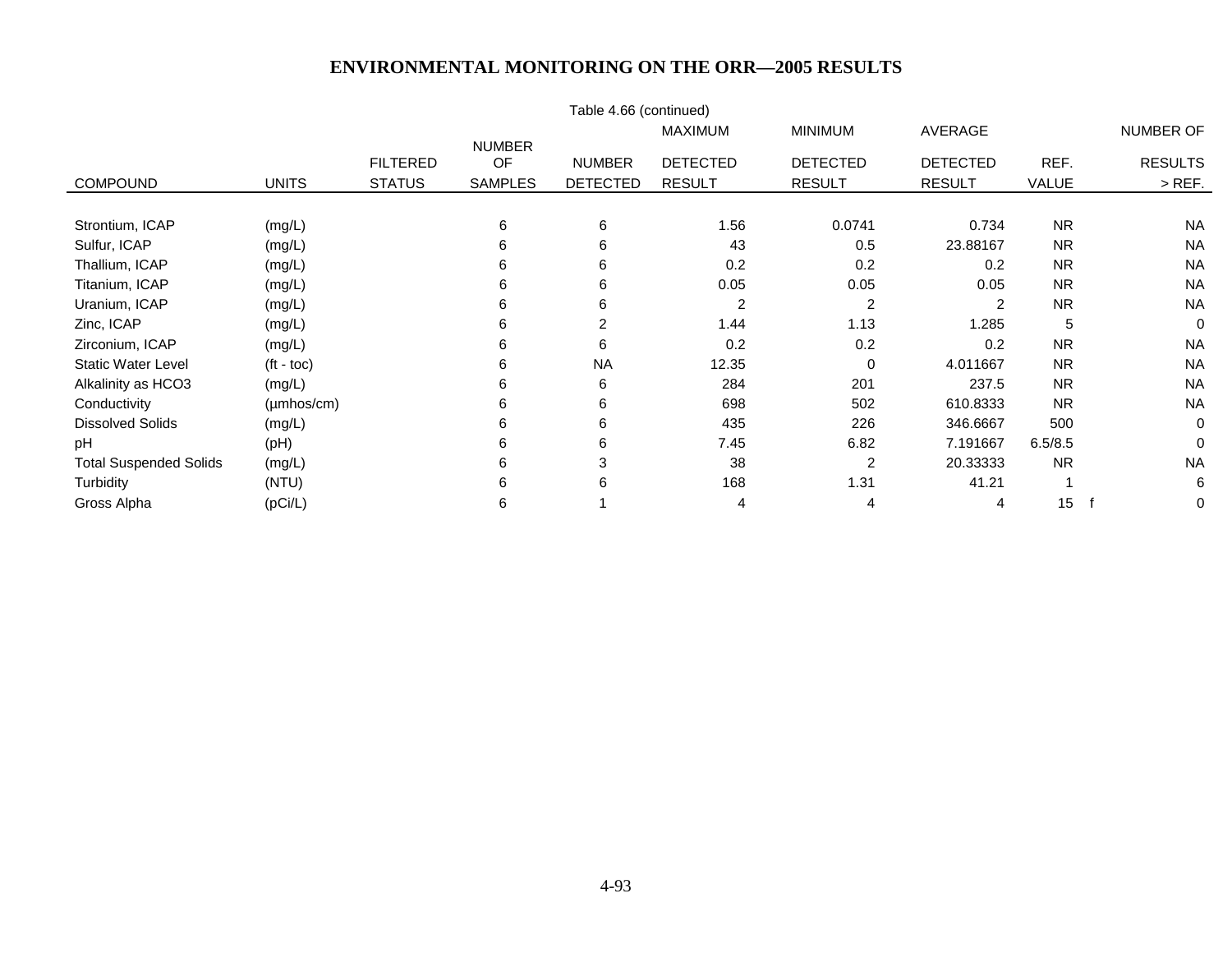## ENVIRONMENTAL MONITORING ON THE ORR—2005 RESULTS

Table 4.66 (continued)

| COMPOUND | UNITS | FILTERED STATUS | NUMBER OF SAMPLES | NUMBER DETECTED | MAXIMUM DETECTED RESULT | MINIMUM DETECTED RESULT | AVERAGE DETECTED RESULT | REF. VALUE | NUMBER OF RESULTS > REF. |
|---|---|---|---|---|---|---|---|---|---|
| Strontium, ICAP | (mg/L) | | 6 | 6 | 1.56 | 0.0741 | 0.734 | NR | NA |
| Sulfur, ICAP | (mg/L) | | 6 | 6 | 43 | 0.5 | 23.88167 | NR | NA |
| Thallium, ICAP | (mg/L) | | 6 | 6 | 0.2 | 0.2 | 0.2 | NR | NA |
| Titanium, ICAP | (mg/L) | | 6 | 6 | 0.05 | 0.05 | 0.05 | NR | NA |
| Uranium, ICAP | (mg/L) | | 6 | 6 | 2 | 2 | 2 | NR | NA |
| Zinc, ICAP | (mg/L) | | 6 | 2 | 1.44 | 1.13 | 1.285 | 5 | 0 |
| Zirconium, ICAP | (mg/L) | | 6 | 6 | 0.2 | 0.2 | 0.2 | NR | NA |
| Static Water Level | (ft - toc) | | 6 | NA | 12.35 | 0 | 4.011667 | NR | NA |
| Alkalinity as HCO3 | (mg/L) | | 6 | 6 | 284 | 201 | 237.5 | NR | NA |
| Conductivity | (µmhos/cm) | | 6 | 6 | 698 | 502 | 610.8333 | NR | NA |
| Dissolved Solids | (mg/L) | | 6 | 6 | 435 | 226 | 346.6667 | 500 | 0 |
| pH | (pH) | | 6 | 6 | 7.45 | 6.82 | 7.191667 | 6.5/8.5 | 0 |
| Total Suspended Solids | (mg/L) | | 6 | 3 | 38 | 2 | 20.33333 | NR | NA |
| Turbidity | (NTU) | | 6 | 6 | 168 | 1.31 | 41.21 | 1 | 6 |
| Gross Alpha | (pCi/L) | | 6 | 1 | 4 | 4 | 4 | 15 f | 0 |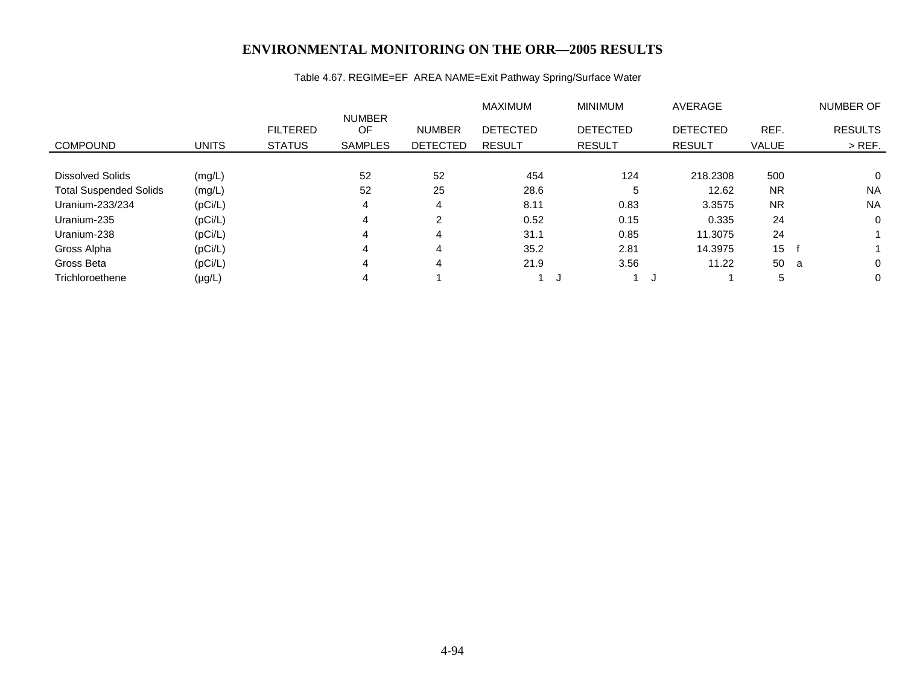# ENVIRONMENTAL MONITORING ON THE ORR—2005 RESULTS

Table 4.67. REGIME=EF AREA NAME=Exit Pathway Spring/Surface Water

| COMPOUND | UNITS | FILTERED STATUS | NUMBER OF SAMPLES | NUMBER DETECTED | MAXIMUM DETECTED RESULT | | MINIMUM DETECTED RESULT | | AVERAGE DETECTED RESULT | REF. VALUE | | NUMBER OF RESULTS > REF. |
|---|---|---|---|---|---|---|---|---|---|---|---|---|
| Dissolved Solids | (mg/L) | | 52 | 52 | 454 | | 124 | | 218.2308 | 500 | | 0 |
| Total Suspended Solids | (mg/L) | | 52 | 25 | 28.6 | | 5 | | 12.62 | NR | | NA |
| Uranium-233/234 | (pCi/L) | | 4 | 4 | 8.11 | | 0.83 | | 3.3575 | NR | | NA |
| Uranium-235 | (pCi/L) | | 4 | 2 | 0.52 | | 0.15 | | 0.335 | 24 | | 0 |
| Uranium-238 | (pCi/L) | | 4 | 4 | 31.1 | | 0.85 | | 11.3075 | 24 | | 1 |
| Gross Alpha | (pCi/L) | | 4 | 4 | 35.2 | | 2.81 | | 14.3975 | 15 | f | 1 |
| Gross Beta | (pCi/L) | | 4 | 4 | 21.9 | | 3.56 | | 11.22 | 50 | a | 0 |
| Trichloroethene | (µg/L) | | 4 | 1 | 1 | J | 1 | J | 1 | 5 | | 0 |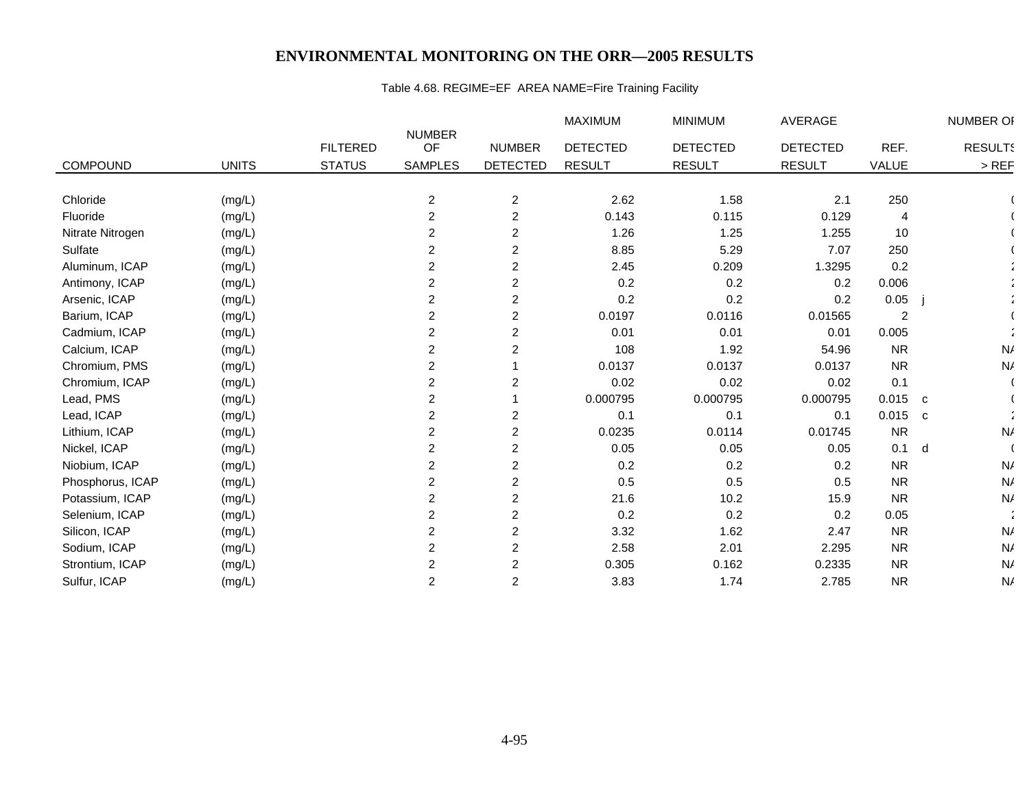# ENVIRONMENTAL MONITORING ON THE ORR—2005 RESULTS

Table 4.68. REGIME=EF AREA NAME=Fire Training Facility

| COMPOUND | UNITS | FILTERED STATUS | NUMBER OF SAMPLES | NUMBER DETECTED | MAXIMUM DETECTED RESULT | MINIMUM DETECTED RESULT | AVERAGE DETECTED RESULT | REF. VALUE | | NUMBER OF RESULTS > REF |
|---|---|---|---|---|---|---|---|---|---|---|
| Chloride | (mg/L) | | 2 | 2 | 2.62 | 1.58 | 2.1 | 250 | | ( |
| Fluoride | (mg/L) | | 2 | 2 | 0.143 | 0.115 | 0.129 | 4 | | ( |
| Nitrate Nitrogen | (mg/L) | | 2 | 2 | 1.26 | 1.25 | 1.255 | 10 | | ( |
| Sulfate | (mg/L) | | 2 | 2 | 8.85 | 5.29 | 7.07 | 250 | | ( |
| Aluminum, ICAP | (mg/L) | | 2 | 2 | 2.45 | 0.209 | 1.3295 | 0.2 | | : |
| Antimony, ICAP | (mg/L) | | 2 | 2 | 0.2 | 0.2 | 0.2 | 0.006 | | : |
| Arsenic, ICAP | (mg/L) | | 2 | 2 | 0.2 | 0.2 | 0.2 | 0.05 | j | : |
| Barium, ICAP | (mg/L) | | 2 | 2 | 0.0197 | 0.0116 | 0.01565 | 2 | | ( |
| Cadmium, ICAP | (mg/L) | | 2 | 2 | 0.01 | 0.01 | 0.01 | 0.005 | | : |
| Calcium, ICAP | (mg/L) | | 2 | 2 | 108 | 1.92 | 54.96 | NR | | N/ |
| Chromium, PMS | (mg/L) | | 2 | 1 | 0.0137 | 0.0137 | 0.0137 | NR | | N/ |
| Chromium, ICAP | (mg/L) | | 2 | 2 | 0.02 | 0.02 | 0.02 | 0.1 | | ( |
| Lead, PMS | (mg/L) | | 2 | 1 | 0.000795 | 0.000795 | 0.000795 | 0.015 | c | ( |
| Lead, ICAP | (mg/L) | | 2 | 2 | 0.1 | 0.1 | 0.1 | 0.015 | c | : |
| Lithium, ICAP | (mg/L) | | 2 | 2 | 0.0235 | 0.0114 | 0.01745 | NR | | N/ |
| Nickel, ICAP | (mg/L) | | 2 | 2 | 0.05 | 0.05 | 0.05 | 0.1 | d | ( |
| Niobium, ICAP | (mg/L) | | 2 | 2 | 0.2 | 0.2 | 0.2 | NR | | N/ |
| Phosphorus, ICAP | (mg/L) | | 2 | 2 | 0.5 | 0.5 | 0.5 | NR | | N/ |
| Potassium, ICAP | (mg/L) | | 2 | 2 | 21.6 | 10.2 | 15.9 | NR | | N/ |
| Selenium, ICAP | (mg/L) | | 2 | 2 | 0.2 | 0.2 | 0.2 | 0.05 | | : |
| Silicon, ICAP | (mg/L) | | 2 | 2 | 3.32 | 1.62 | 2.47 | NR | | N/ |
| Sodium, ICAP | (mg/L) | | 2 | 2 | 2.58 | 2.01 | 2.295 | NR | | N/ |
| Strontium, ICAP | (mg/L) | | 2 | 2 | 0.305 | 0.162 | 0.2335 | NR | | N/ |
| Sulfur, ICAP | (mg/L) | | 2 | 2 | 3.83 | 1.74 | 2.785 | NR | | N/ |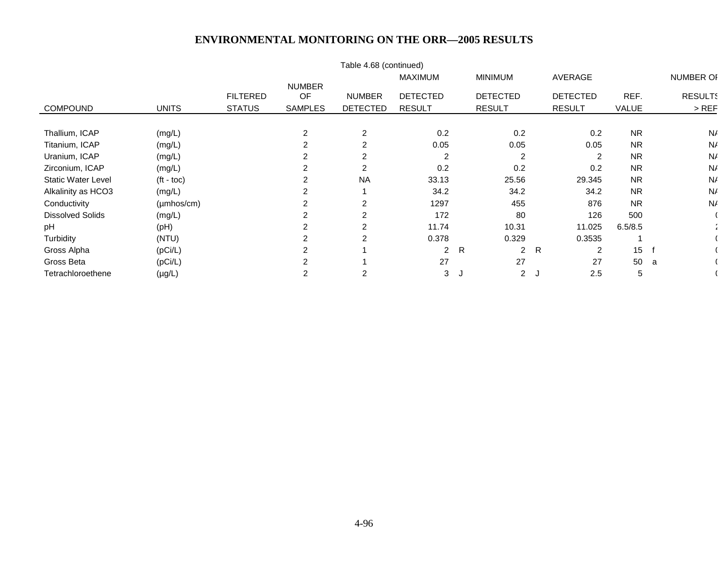Table 4.68 (continued)

| COMPOUND | UNITS | FILTERED STATUS | NUMBER OF SAMPLES | NUMBER DETECTED | MAXIMUM DETECTED RESULT | | MINIMUM DETECTED RESULT | | AVERAGE DETECTED RESULT | REF. VALUE | | NUMBER OF RESULTS > REF |
|---|---|---|---|---|---|---|---|---|---|---|---|---|
| Thallium, ICAP | (mg/L) | | 2 | 2 | 0.2 | | 0.2 | | 0.2 | NR | | NA |
| Titanium, ICAP | (mg/L) | | 2 | 2 | 0.05 | | 0.05 | | 0.05 | NR | | NA |
| Uranium, ICAP | (mg/L) | | 2 | 2 | 2 | | 2 | | 2 | NR | | NA |
| Zirconium, ICAP | (mg/L) | | 2 | 2 | 0.2 | | 0.2 | | 0.2 | NR | | NA |
| Static Water Level | (ft - toc) | | 2 | NA | 33.13 | | 25.56 | | 29.345 | NR | | NA |
| Alkalinity as HCO3 | (mg/L) | | 2 | 1 | 34.2 | | 34.2 | | 34.2 | NR | | NA |
| Conductivity | (µmhos/cm) | | 2 | 2 | 1297 | | 455 | | 876 | NR | | NA |
| Dissolved Solids | (mg/L) | | 2 | 2 | 172 | | 80 | | 126 | 500 | | 0 |
| pH | (pH) | | 2 | 2 | 11.74 | | 10.31 | | 11.025 | 6.5/8.5 | | 2 |
| Turbidity | (NTU) | | 2 | 2 | 0.378 | | 0.329 | | 0.3535 | 1 | | 0 |
| Gross Alpha | (pCi/L) | | 2 | 1 | 2 | R | 2 | R | 2 | 15 | f | 0 |
| Gross Beta | (pCi/L) | | 2 | 1 | 27 | | 27 | | 27 | 50 | a | 0 |
| Tetrachloroethene | (µg/L) | | 2 | 2 | 3 | J | 2 | J | 2.5 | 5 | | 0 |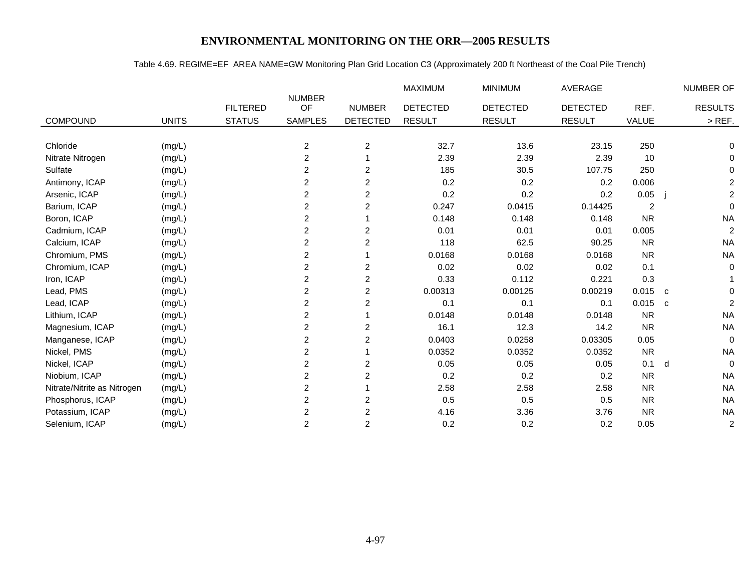# ENVIRONMENTAL MONITORING ON THE ORR—2005 RESULTS

Table 4.69. REGIME=EF AREA NAME=GW Monitoring Plan Grid Location C3 (Approximately 200 ft Northeast of the Coal Pile Trench)

| COMPOUND | UNITS | FILTERED STATUS | NUMBER OF SAMPLES | NUMBER DETECTED | MAXIMUM DETECTED RESULT | MINIMUM DETECTED RESULT | AVERAGE DETECTED RESULT | REF. VALUE | | NUMBER OF RESULTS > REF. |
|---|---|---|---|---|---|---|---|---|---|---|
| Chloride | (mg/L) | | 2 | 2 | 32.7 | 13.6 | 23.15 | 250 | | 0 |
| Nitrate Nitrogen | (mg/L) | | 2 | 1 | 2.39 | 2.39 | 2.39 | 10 | | 0 |
| Sulfate | (mg/L) | | 2 | 2 | 185 | 30.5 | 107.75 | 250 | | 0 |
| Antimony, ICAP | (mg/L) | | 2 | 2 | 0.2 | 0.2 | 0.2 | 0.006 | | 2 |
| Arsenic, ICAP | (mg/L) | | 2 | 2 | 0.2 | 0.2 | 0.2 | 0.05 | j | 2 |
| Barium, ICAP | (mg/L) | | 2 | 2 | 0.247 | 0.0415 | 0.14425 | 2 | | 0 |
| Boron, ICAP | (mg/L) | | 2 | 1 | 0.148 | 0.148 | 0.148 | NR | | NA |
| Cadmium, ICAP | (mg/L) | | 2 | 2 | 0.01 | 0.01 | 0.01 | 0.005 | | 2 |
| Calcium, ICAP | (mg/L) | | 2 | 2 | 118 | 62.5 | 90.25 | NR | | NA |
| Chromium, PMS | (mg/L) | | 2 | 1 | 0.0168 | 0.0168 | 0.0168 | NR | | NA |
| Chromium, ICAP | (mg/L) | | 2 | 2 | 0.02 | 0.02 | 0.02 | 0.1 | | 0 |
| Iron, ICAP | (mg/L) | | 2 | 2 | 0.33 | 0.112 | 0.221 | 0.3 | | 1 |
| Lead, PMS | (mg/L) | | 2 | 2 | 0.00313 | 0.00125 | 0.00219 | 0.015 | c | 0 |
| Lead, ICAP | (mg/L) | | 2 | 2 | 0.1 | 0.1 | 0.1 | 0.015 | c | 2 |
| Lithium, ICAP | (mg/L) | | 2 | 1 | 0.0148 | 0.0148 | 0.0148 | NR | | NA |
| Magnesium, ICAP | (mg/L) | | 2 | 2 | 16.1 | 12.3 | 14.2 | NR | | NA |
| Manganese, ICAP | (mg/L) | | 2 | 2 | 0.0403 | 0.0258 | 0.03305 | 0.05 | | 0 |
| Nickel, PMS | (mg/L) | | 2 | 1 | 0.0352 | 0.0352 | 0.0352 | NR | | NA |
| Nickel, ICAP | (mg/L) | | 2 | 2 | 0.05 | 0.05 | 0.05 | 0.1 | d | 0 |
| Niobium, ICAP | (mg/L) | | 2 | 2 | 0.2 | 0.2 | 0.2 | NR | | NA |
| Nitrate/Nitrite as Nitrogen | (mg/L) | | 2 | 1 | 2.58 | 2.58 | 2.58 | NR | | NA |
| Phosphorus, ICAP | (mg/L) | | 2 | 2 | 0.5 | 0.5 | 0.5 | NR | | NA |
| Potassium, ICAP | (mg/L) | | 2 | 2 | 4.16 | 3.36 | 3.76 | NR | | NA |
| Selenium, ICAP | (mg/L) | | 2 | 2 | 0.2 | 0.2 | 0.2 | 0.05 | | 2 |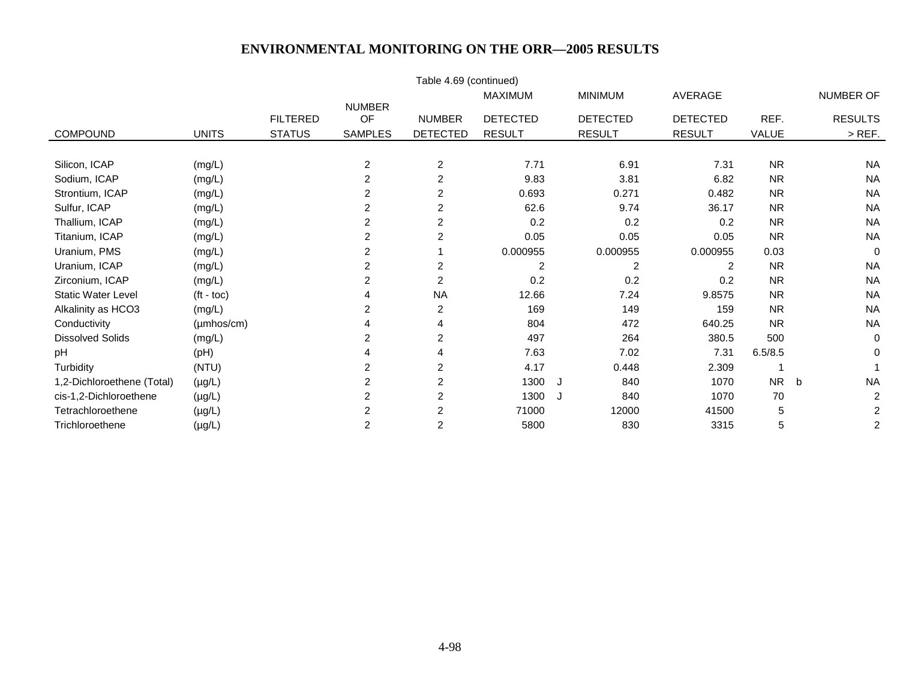## ENVIRONMENTAL MONITORING ON THE ORR—2005 RESULTS

Table 4.69 (continued)

| COMPOUND | UNITS | FILTERED STATUS | NUMBER OF SAMPLES | NUMBER DETECTED | MAXIMUM DETECTED RESULT | | MINIMUM DETECTED RESULT | AVERAGE DETECTED RESULT | REF. VALUE | | NUMBER OF RESULTS > REF. |
|---|---|---|---|---|---|---|---|---|---|---|---|
| Silicon, ICAP | (mg/L) | | 2 | 2 | 7.71 | | 6.91 | 7.31 | NR | | NA |
| Sodium, ICAP | (mg/L) | | 2 | 2 | 9.83 | | 3.81 | 6.82 | NR | | NA |
| Strontium, ICAP | (mg/L) | | 2 | 2 | 0.693 | | 0.271 | 0.482 | NR | | NA |
| Sulfur, ICAP | (mg/L) | | 2 | 2 | 62.6 | | 9.74 | 36.17 | NR | | NA |
| Thallium, ICAP | (mg/L) | | 2 | 2 | 0.2 | | 0.2 | 0.2 | NR | | NA |
| Titanium, ICAP | (mg/L) | | 2 | 2 | 0.05 | | 0.05 | 0.05 | NR | | NA |
| Uranium, PMS | (mg/L) | | 2 | 1 | 0.000955 | | 0.000955 | 0.000955 | 0.03 | | 0 |
| Uranium, ICAP | (mg/L) | | 2 | 2 | 2 | | 2 | 2 | NR | | NA |
| Zirconium, ICAP | (mg/L) | | 2 | 2 | 0.2 | | 0.2 | 0.2 | NR | | NA |
| Static Water Level | (ft - toc) | | 4 | NA | 12.66 | | 7.24 | 9.8575 | NR | | NA |
| Alkalinity as HCO3 | (mg/L) | | 2 | 2 | 169 | | 149 | 159 | NR | | NA |
| Conductivity | (µmhos/cm) | | 4 | 4 | 804 | | 472 | 640.25 | NR | | NA |
| Dissolved Solids | (mg/L) | | 2 | 2 | 497 | | 264 | 380.5 | 500 | | 0 |
| pH | (pH) | | 4 | 4 | 7.63 | | 7.02 | 7.31 | 6.5/8.5 | | 0 |
| Turbidity | (NTU) | | 2 | 2 | 4.17 | | 0.448 | 2.309 | 1 | | 1 |
| 1,2-Dichloroethene (Total) | (µg/L) | | 2 | 2 | 1300 | J | 840 | 1070 | NR | b | NA |
| cis-1,2-Dichloroethene | (µg/L) | | 2 | 2 | 1300 | J | 840 | 1070 | 70 | | 2 |
| Tetrachloroethene | (µg/L) | | 2 | 2 | 71000 | | 12000 | 41500 | 5 | | 2 |
| Trichloroethene | (µg/L) | | 2 | 2 | 5800 | | 830 | 3315 | 5 | | 2 |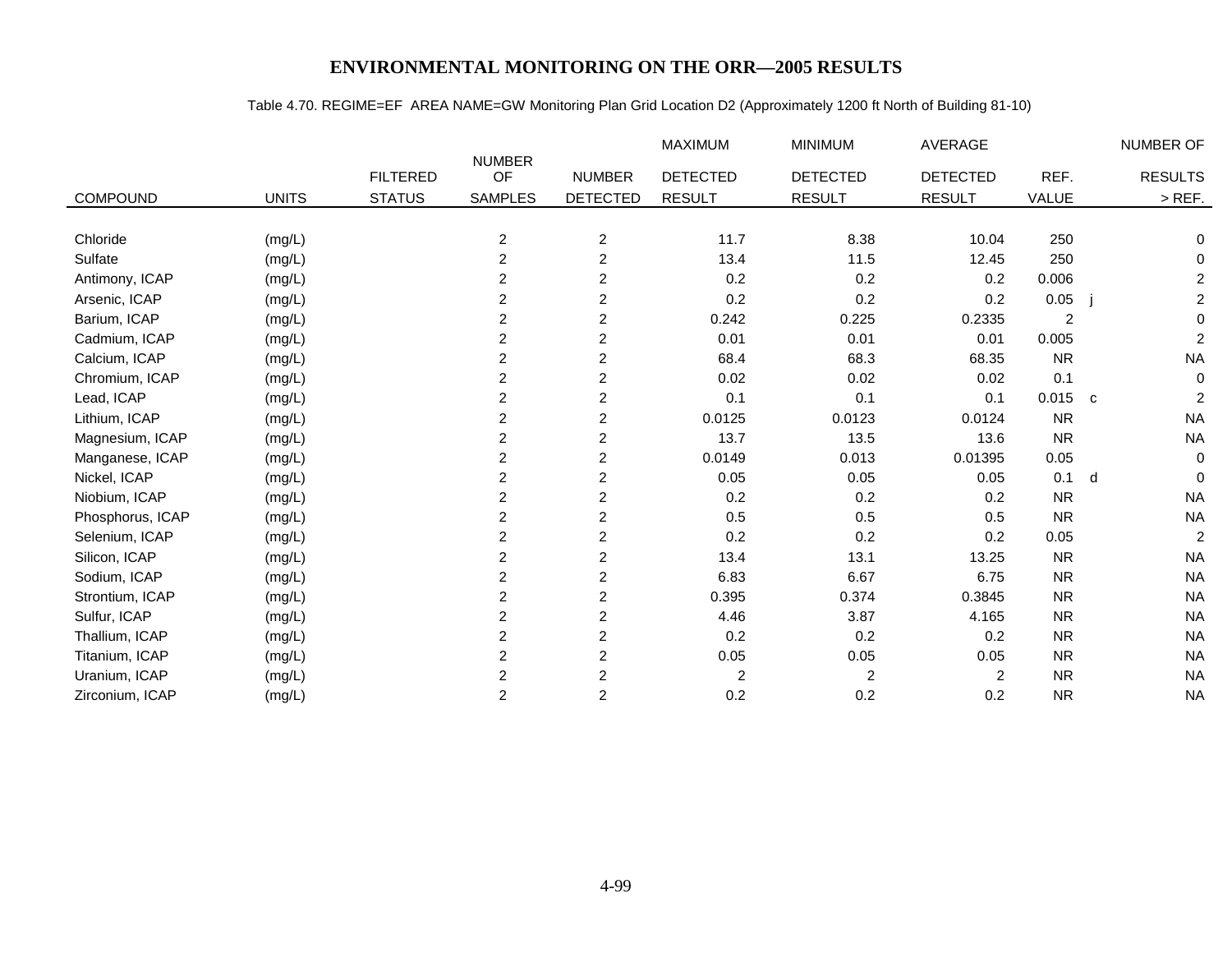# ENVIRONMENTAL MONITORING ON THE ORR—2005 RESULTS

Table 4.70. REGIME=EF AREA NAME=GW Monitoring Plan Grid Location D2 (Approximately 1200 ft North of Building 81-10)

| COMPOUND | UNITS | FILTERED STATUS | NUMBER OF SAMPLES | NUMBER DETECTED | MAXIMUM DETECTED RESULT | MINIMUM DETECTED RESULT | AVERAGE DETECTED RESULT | REF. VALUE | | NUMBER OF RESULTS > REF. |
|---|---|---|---|---|---|---|---|---|---|---|
| Chloride | (mg/L) | | 2 | 2 | 11.7 | 8.38 | 10.04 | 250 | | 0 |
| Sulfate | (mg/L) | | 2 | 2 | 13.4 | 11.5 | 12.45 | 250 | | 0 |
| Antimony, ICAP | (mg/L) | | 2 | 2 | 0.2 | 0.2 | 0.2 | 0.006 | | 2 |
| Arsenic, ICAP | (mg/L) | | 2 | 2 | 0.2 | 0.2 | 0.2 | 0.05 | j | 2 |
| Barium, ICAP | (mg/L) | | 2 | 2 | 0.242 | 0.225 | 0.2335 | 2 | | 0 |
| Cadmium, ICAP | (mg/L) | | 2 | 2 | 0.01 | 0.01 | 0.01 | 0.005 | | 2 |
| Calcium, ICAP | (mg/L) | | 2 | 2 | 68.4 | 68.3 | 68.35 | NR | | NA |
| Chromium, ICAP | (mg/L) | | 2 | 2 | 0.02 | 0.02 | 0.02 | 0.1 | | 0 |
| Lead, ICAP | (mg/L) | | 2 | 2 | 0.1 | 0.1 | 0.1 | 0.015 | c | 2 |
| Lithium, ICAP | (mg/L) | | 2 | 2 | 0.0125 | 0.0123 | 0.0124 | NR | | NA |
| Magnesium, ICAP | (mg/L) | | 2 | 2 | 13.7 | 13.5 | 13.6 | NR | | NA |
| Manganese, ICAP | (mg/L) | | 2 | 2 | 0.0149 | 0.013 | 0.01395 | 0.05 | | 0 |
| Nickel, ICAP | (mg/L) | | 2 | 2 | 0.05 | 0.05 | 0.05 | 0.1 | d | 0 |
| Niobium, ICAP | (mg/L) | | 2 | 2 | 0.2 | 0.2 | 0.2 | NR | | NA |
| Phosphorus, ICAP | (mg/L) | | 2 | 2 | 0.5 | 0.5 | 0.5 | NR | | NA |
| Selenium, ICAP | (mg/L) | | 2 | 2 | 0.2 | 0.2 | 0.2 | 0.05 | | 2 |
| Silicon, ICAP | (mg/L) | | 2 | 2 | 13.4 | 13.1 | 13.25 | NR | | NA |
| Sodium, ICAP | (mg/L) | | 2 | 2 | 6.83 | 6.67 | 6.75 | NR | | NA |
| Strontium, ICAP | (mg/L) | | 2 | 2 | 0.395 | 0.374 | 0.3845 | NR | | NA |
| Sulfur, ICAP | (mg/L) | | 2 | 2 | 4.46 | 3.87 | 4.165 | NR | | NA |
| Thallium, ICAP | (mg/L) | | 2 | 2 | 0.2 | 0.2 | 0.2 | NR | | NA |
| Titanium, ICAP | (mg/L) | | 2 | 2 | 0.05 | 0.05 | 0.05 | NR | | NA |
| Uranium, ICAP | (mg/L) | | 2 | 2 | 2 | 2 | 2 | NR | | NA |
| Zirconium, ICAP | (mg/L) | | 2 | 2 | 0.2 | 0.2 | 0.2 | NR | | NA |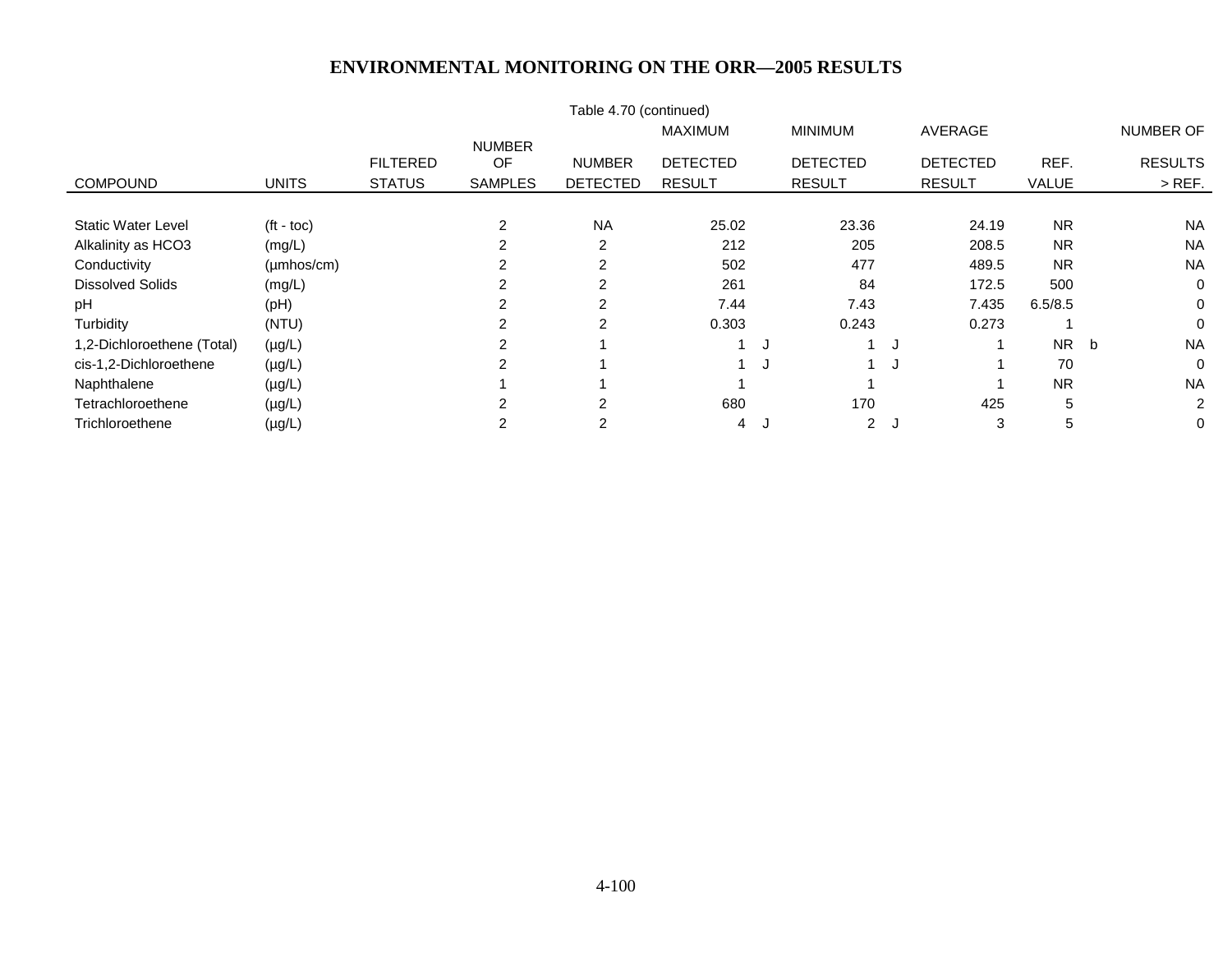# ENVIRONMENTAL MONITORING ON THE ORR—2005 RESULTS

Table 4.70 (continued)

| COMPOUND | UNITS | FILTERED STATUS | NUMBER OF SAMPLES | NUMBER DETECTED | MAXIMUM DETECTED RESULT | | MINIMUM DETECTED RESULT | | AVERAGE DETECTED RESULT | REF. VALUE | | NUMBER OF RESULTS > REF. |
|---|---|---|---|---|---|---|---|---|---|---|---|---|
| Static Water Level | (ft - toc) | | 2 | NA | 25.02 | | 23.36 | | 24.19 | NR | | NA |
| Alkalinity as HCO3 | (mg/L) | | 2 | 2 | 212 | | 205 | | 208.5 | NR | | NA |
| Conductivity | (µmhos/cm) | | 2 | 2 | 502 | | 477 | | 489.5 | NR | | NA |
| Dissolved Solids | (mg/L) | | 2 | 2 | 261 | | 84 | | 172.5 | 500 | | 0 |
| pH | (pH) | | 2 | 2 | 7.44 | | 7.43 | | 7.435 | 6.5/8.5 | | 0 |
| Turbidity | (NTU) | | 2 | 2 | 0.303 | | 0.243 | | 0.273 | 1 | | 0 |
| 1,2-Dichloroethene (Total) | (µg/L) | | 2 | 1 | 1 | J | 1 | J | 1 | NR | b | NA |
| cis-1,2-Dichloroethene | (µg/L) | | 2 | 1 | 1 | J | 1 | J | 1 | 70 | | 0 |
| Naphthalene | (µg/L) | | 1 | 1 | 1 | | 1 | | 1 | NR | | NA |
| Tetrachloroethene | (µg/L) | | 2 | 2 | 680 | | 170 | | 425 | 5 | | 2 |
| Trichloroethene | (µg/L) | | 2 | 2 | 4 | J | 2 | J | 3 | 5 | | 0 |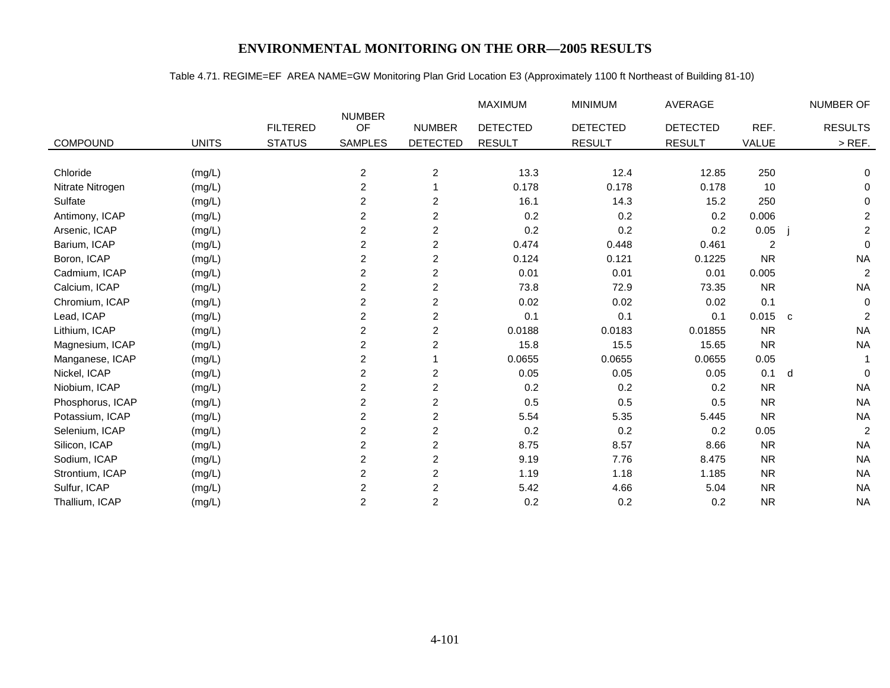## ENVIRONMENTAL MONITORING ON THE ORR—2005 RESULTS

Table 4.71. REGIME=EF AREA NAME=GW Monitoring Plan Grid Location E3 (Approximately 1100 ft Northeast of Building 81-10)

| COMPOUND | UNITS | FILTERED STATUS | NUMBER OF SAMPLES | NUMBER DETECTED | MAXIMUM DETECTED RESULT | MINIMUM DETECTED RESULT | AVERAGE DETECTED RESULT | REF. VALUE | | NUMBER OF RESULTS > REF. |
|---|---|---|---|---|---|---|---|---|---|---|
| Chloride | (mg/L) | | 2 | 2 | 13.3 | 12.4 | 12.85 | 250 | | 0 |
| Nitrate Nitrogen | (mg/L) | | 2 | 1 | 0.178 | 0.178 | 0.178 | 10 | | 0 |
| Sulfate | (mg/L) | | 2 | 2 | 16.1 | 14.3 | 15.2 | 250 | | 0 |
| Antimony, ICAP | (mg/L) | | 2 | 2 | 0.2 | 0.2 | 0.2 | 0.006 | | 2 |
| Arsenic, ICAP | (mg/L) | | 2 | 2 | 0.2 | 0.2 | 0.2 | 0.05 | j | 2 |
| Barium, ICAP | (mg/L) | | 2 | 2 | 0.474 | 0.448 | 0.461 | 2 | | 0 |
| Boron, ICAP | (mg/L) | | 2 | 2 | 0.124 | 0.121 | 0.1225 | NR | | NA |
| Cadmium, ICAP | (mg/L) | | 2 | 2 | 0.01 | 0.01 | 0.01 | 0.005 | | 2 |
| Calcium, ICAP | (mg/L) | | 2 | 2 | 73.8 | 72.9 | 73.35 | NR | | NA |
| Chromium, ICAP | (mg/L) | | 2 | 2 | 0.02 | 0.02 | 0.02 | 0.1 | | 0 |
| Lead, ICAP | (mg/L) | | 2 | 2 | 0.1 | 0.1 | 0.1 | 0.015 | c | 2 |
| Lithium, ICAP | (mg/L) | | 2 | 2 | 0.0188 | 0.0183 | 0.01855 | NR | | NA |
| Magnesium, ICAP | (mg/L) | | 2 | 2 | 15.8 | 15.5 | 15.65 | NR | | NA |
| Manganese, ICAP | (mg/L) | | 2 | 1 | 0.0655 | 0.0655 | 0.0655 | 0.05 | | 1 |
| Nickel, ICAP | (mg/L) | | 2 | 2 | 0.05 | 0.05 | 0.05 | 0.1 | d | 0 |
| Niobium, ICAP | (mg/L) | | 2 | 2 | 0.2 | 0.2 | 0.2 | NR | | NA |
| Phosphorus, ICAP | (mg/L) | | 2 | 2 | 0.5 | 0.5 | 0.5 | NR | | NA |
| Potassium, ICAP | (mg/L) | | 2 | 2 | 5.54 | 5.35 | 5.445 | NR | | NA |
| Selenium, ICAP | (mg/L) | | 2 | 2 | 0.2 | 0.2 | 0.2 | 0.05 | | 2 |
| Silicon, ICAP | (mg/L) | | 2 | 2 | 8.75 | 8.57 | 8.66 | NR | | NA |
| Sodium, ICAP | (mg/L) | | 2 | 2 | 9.19 | 7.76 | 8.475 | NR | | NA |
| Strontium, ICAP | (mg/L) | | 2 | 2 | 1.19 | 1.18 | 1.185 | NR | | NA |
| Sulfur, ICAP | (mg/L) | | 2 | 2 | 5.42 | 4.66 | 5.04 | NR | | NA |
| Thallium, ICAP | (mg/L) | | 2 | 2 | 0.2 | 0.2 | 0.2 | NR | | NA |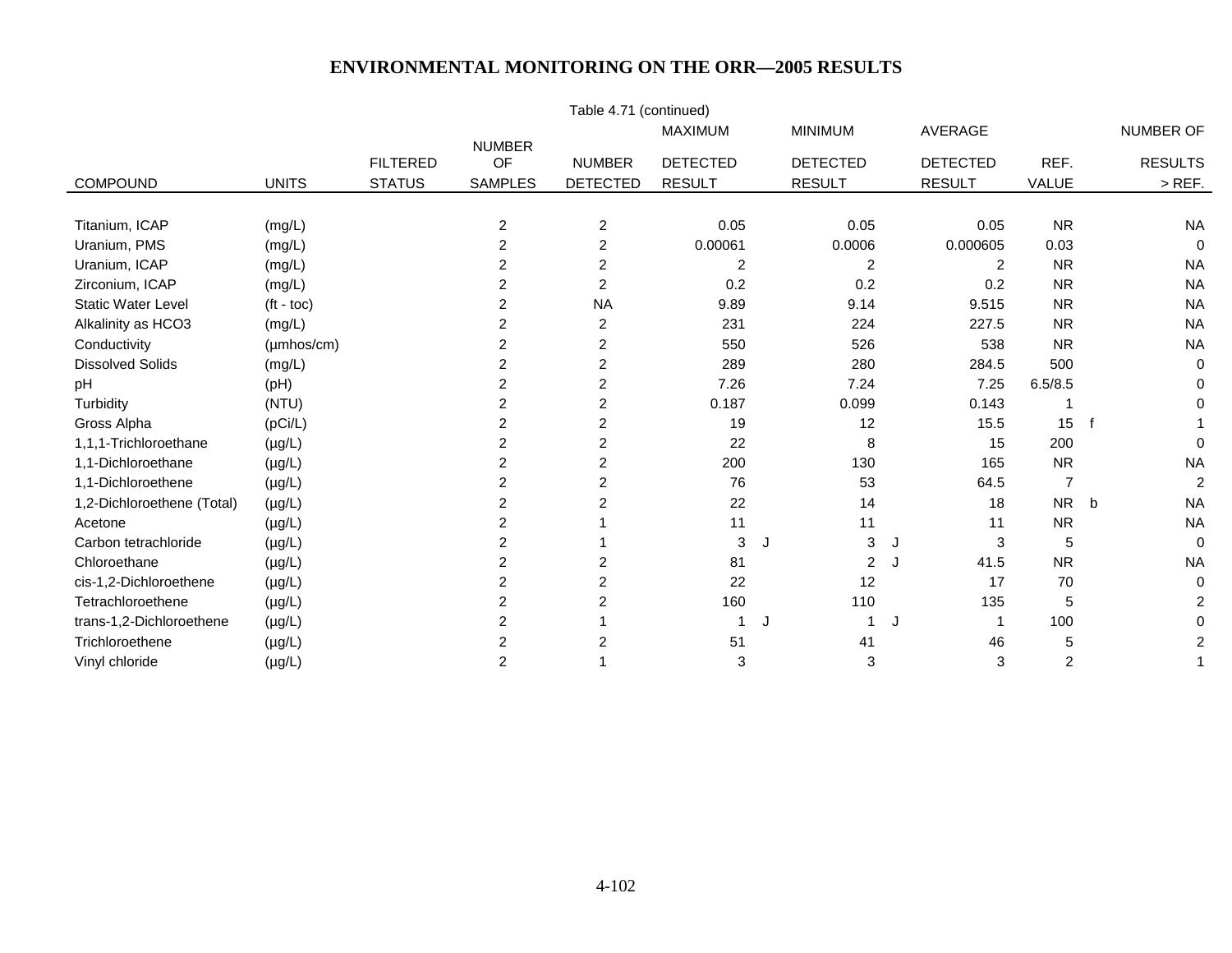# ENVIRONMENTAL MONITORING ON THE ORR—2005 RESULTS

Table 4.71 (continued)

| COMPOUND | UNITS | FILTERED STATUS | NUMBER OF SAMPLES | NUMBER DETECTED | MAXIMUM DETECTED RESULT | | MINIMUM DETECTED RESULT | | AVERAGE DETECTED RESULT | REF. VALUE | | NUMBER OF RESULTS > REF. |
|---|---|---|---|---|---|---|---|---|---|---|---|---|
| Titanium, ICAP | (mg/L) | | 2 | 2 | 0.05 | | 0.05 | | 0.05 | NR | | NA |
| Uranium, PMS | (mg/L) | | 2 | 2 | 0.00061 | | 0.0006 | | 0.000605 | 0.03 | | 0 |
| Uranium, ICAP | (mg/L) | | 2 | 2 | 2 | | 2 | | 2 | NR | | NA |
| Zirconium, ICAP | (mg/L) | | 2 | 2 | 0.2 | | 0.2 | | 0.2 | NR | | NA |
| Static Water Level | (ft - toc) | | 2 | NA | 9.89 | | 9.14 | | 9.515 | NR | | NA |
| Alkalinity as HCO3 | (mg/L) | | 2 | 2 | 231 | | 224 | | 227.5 | NR | | NA |
| Conductivity | (µmhos/cm) | | 2 | 2 | 550 | | 526 | | 538 | NR | | NA |
| Dissolved Solids | (mg/L) | | 2 | 2 | 289 | | 280 | | 284.5 | 500 | | 0 |
| pH | (pH) | | 2 | 2 | 7.26 | | 7.24 | | 7.25 | 6.5/8.5 | | 0 |
| Turbidity | (NTU) | | 2 | 2 | 0.187 | | 0.099 | | 0.143 | 1 | | 0 |
| Gross Alpha | (pCi/L) | | 2 | 2 | 19 | | 12 | | 15.5 | 15 | f | 1 |
| 1,1,1-Trichloroethane | (µg/L) | | 2 | 2 | 22 | | 8 | | 15 | 200 | | 0 |
| 1,1-Dichloroethane | (µg/L) | | 2 | 2 | 200 | | 130 | | 165 | NR | | NA |
| 1,1-Dichloroethene | (µg/L) | | 2 | 2 | 76 | | 53 | | 64.5 | 7 | | 2 |
| 1,2-Dichloroethene (Total) | (µg/L) | | 2 | 2 | 22 | | 14 | | 18 | NR | b | NA |
| Acetone | (µg/L) | | 2 | 1 | 11 | | 11 | | 11 | NR | | NA |
| Carbon tetrachloride | (µg/L) | | 2 | 1 | 3 | J | 3 | J | 3 | 5 | | 0 |
| Chloroethane | (µg/L) | | 2 | 2 | 81 | | 2 | J | 41.5 | NR | | NA |
| cis-1,2-Dichloroethene | (µg/L) | | 2 | 2 | 22 | | 12 | | 17 | 70 | | 0 |
| Tetrachloroethene | (µg/L) | | 2 | 2 | 160 | | 110 | | 135 | 5 | | 2 |
| trans-1,2-Dichloroethene | (µg/L) | | 2 | 1 | 1 | J | 1 | J | 1 | 100 | | 0 |
| Trichloroethene | (µg/L) | | 2 | 2 | 51 | | 41 | | 46 | 5 | | 2 |
| Vinyl chloride | (µg/L) | | 2 | 1 | 3 | | 3 | | 3 | 2 | | 1 |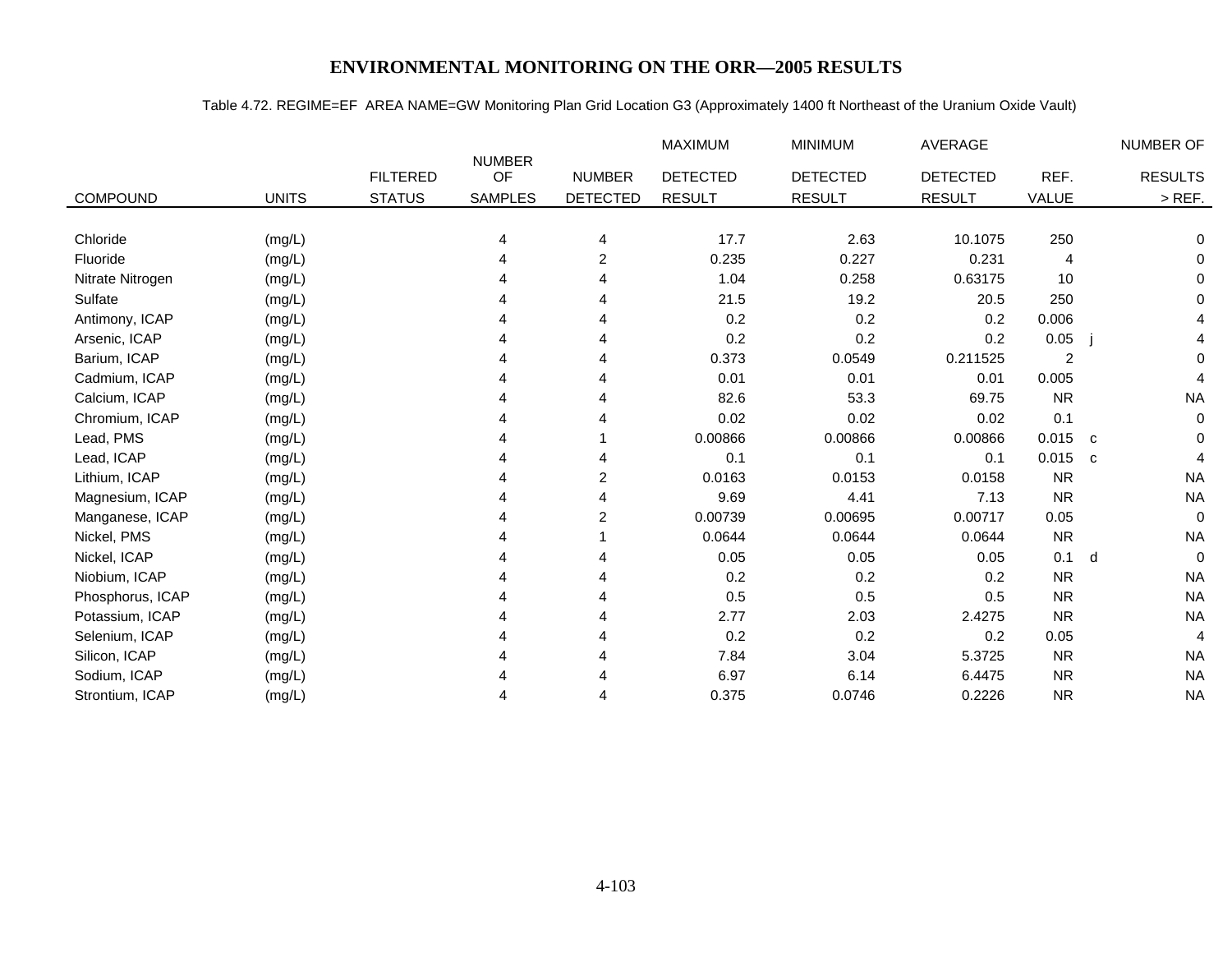# ENVIRONMENTAL MONITORING ON THE ORR—2005 RESULTS

Table 4.72. REGIME=EF AREA NAME=GW Monitoring Plan Grid Location G3 (Approximately 1400 ft Northeast of the Uranium Oxide Vault)

| COMPOUND | UNITS | FILTERED STATUS | NUMBER OF SAMPLES | NUMBER DETECTED | MAXIMUM DETECTED RESULT | MINIMUM DETECTED RESULT | AVERAGE DETECTED RESULT | REF. VALUE | | NUMBER OF RESULTS > REF. |
|---|---|---|---|---|---|---|---|---|---|---|
| Chloride | (mg/L) | | 4 | 4 | 17.7 | 2.63 | 10.1075 | 250 | | 0 |
| Fluoride | (mg/L) | | 4 | 2 | 0.235 | 0.227 | 0.231 | 4 | | 0 |
| Nitrate Nitrogen | (mg/L) | | 4 | 4 | 1.04 | 0.258 | 0.63175 | 10 | | 0 |
| Sulfate | (mg/L) | | 4 | 4 | 21.5 | 19.2 | 20.5 | 250 | | 0 |
| Antimony, ICAP | (mg/L) | | 4 | 4 | 0.2 | 0.2 | 0.2 | 0.006 | | 4 |
| Arsenic, ICAP | (mg/L) | | 4 | 4 | 0.2 | 0.2 | 0.2 | 0.05 | j | 4 |
| Barium, ICAP | (mg/L) | | 4 | 4 | 0.373 | 0.0549 | 0.211525 | 2 | | 0 |
| Cadmium, ICAP | (mg/L) | | 4 | 4 | 0.01 | 0.01 | 0.01 | 0.005 | | 4 |
| Calcium, ICAP | (mg/L) | | 4 | 4 | 82.6 | 53.3 | 69.75 | NR | | NA |
| Chromium, ICAP | (mg/L) | | 4 | 4 | 0.02 | 0.02 | 0.02 | 0.1 | | 0 |
| Lead, PMS | (mg/L) | | 4 | 1 | 0.00866 | 0.00866 | 0.00866 | 0.015 | c | 0 |
| Lead, ICAP | (mg/L) | | 4 | 4 | 0.1 | 0.1 | 0.1 | 0.015 | c | 4 |
| Lithium, ICAP | (mg/L) | | 4 | 2 | 0.0163 | 0.0153 | 0.0158 | NR | | NA |
| Magnesium, ICAP | (mg/L) | | 4 | 4 | 9.69 | 4.41 | 7.13 | NR | | NA |
| Manganese, ICAP | (mg/L) | | 4 | 2 | 0.00739 | 0.00695 | 0.00717 | 0.05 | | 0 |
| Nickel, PMS | (mg/L) | | 4 | 1 | 0.0644 | 0.0644 | 0.0644 | NR | | NA |
| Nickel, ICAP | (mg/L) | | 4 | 4 | 0.05 | 0.05 | 0.05 | 0.1 | d | 0 |
| Niobium, ICAP | (mg/L) | | 4 | 4 | 0.2 | 0.2 | 0.2 | NR | | NA |
| Phosphorus, ICAP | (mg/L) | | 4 | 4 | 0.5 | 0.5 | 0.5 | NR | | NA |
| Potassium, ICAP | (mg/L) | | 4 | 4 | 2.77 | 2.03 | 2.4275 | NR | | NA |
| Selenium, ICAP | (mg/L) | | 4 | 4 | 0.2 | 0.2 | 0.2 | 0.05 | | 4 |
| Silicon, ICAP | (mg/L) | | 4 | 4 | 7.84 | 3.04 | 5.3725 | NR | | NA |
| Sodium, ICAP | (mg/L) | | 4 | 4 | 6.97 | 6.14 | 6.4475 | NR | | NA |
| Strontium, ICAP | (mg/L) | | 4 | 4 | 0.375 | 0.0746 | 0.2226 | NR | | NA |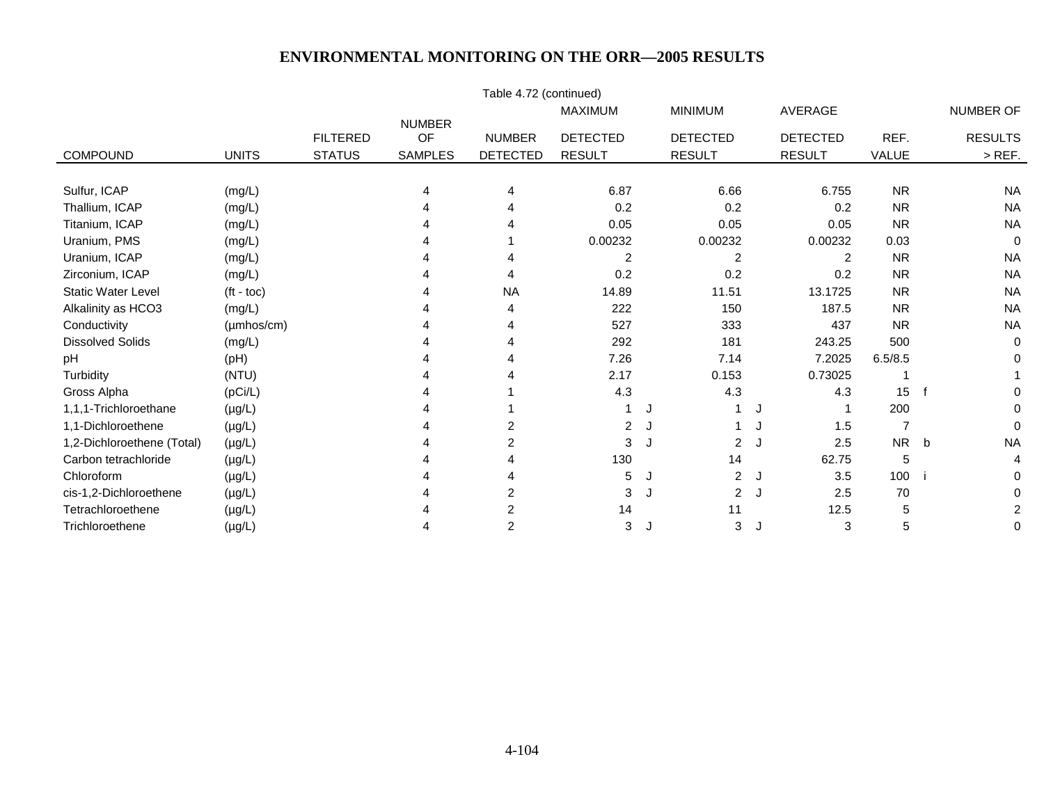## ENVIRONMENTAL MONITORING ON THE ORR—2005 RESULTS

Table 4.72 (continued)

| COMPOUND | UNITS | FILTERED STATUS | NUMBER OF SAMPLES | NUMBER DETECTED | MAXIMUM DETECTED RESULT | | MINIMUM DETECTED RESULT | | AVERAGE DETECTED RESULT | REF. VALUE | | NUMBER OF RESULTS > REF. |
|---|---|---|---|---|---|---|---|---|---|---|---|---|
| Sulfur, ICAP | (mg/L) | | 4 | 4 | 6.87 | | 6.66 | | 6.755 | NR | | NA |
| Thallium, ICAP | (mg/L) | | 4 | 4 | 0.2 | | 0.2 | | 0.2 | NR | | NA |
| Titanium, ICAP | (mg/L) | | 4 | 4 | 0.05 | | 0.05 | | 0.05 | NR | | NA |
| Uranium, PMS | (mg/L) | | 4 | 1 | 0.00232 | | 0.00232 | | 0.00232 | 0.03 | | 0 |
| Uranium, ICAP | (mg/L) | | 4 | 4 | 2 | | 2 | | 2 | NR | | NA |
| Zirconium, ICAP | (mg/L) | | 4 | 4 | 0.2 | | 0.2 | | 0.2 | NR | | NA |
| Static Water Level | (ft - toc) | | 4 | NA | 14.89 | | 11.51 | | 13.1725 | NR | | NA |
| Alkalinity as HCO3 | (mg/L) | | 4 | 4 | 222 | | 150 | | 187.5 | NR | | NA |
| Conductivity | (µmhos/cm) | | 4 | 4 | 527 | | 333 | | 437 | NR | | NA |
| Dissolved Solids | (mg/L) | | 4 | 4 | 292 | | 181 | | 243.25 | 500 | | 0 |
| pH | (pH) | | 4 | 4 | 7.26 | | 7.14 | | 7.2025 | 6.5/8.5 | | 0 |
| Turbidity | (NTU) | | 4 | 4 | 2.17 | | 0.153 | | 0.73025 | 1 | | 1 |
| Gross Alpha | (pCi/L) | | 4 | 1 | 4.3 | | 4.3 | | 4.3 | 15 | f | 0 |
| 1,1,1-Trichloroethane | (µg/L) | | 4 | 1 | 1 | J | 1 | J | 1 | 200 | | 0 |
| 1,1-Dichloroethene | (µg/L) | | 4 | 2 | 2 | J | 1 | J | 1.5 | 7 | | 0 |
| 1,2-Dichloroethene (Total) | (µg/L) | | 4 | 2 | 3 | J | 2 | J | 2.5 | NR | b | NA |
| Carbon tetrachloride | (µg/L) | | 4 | 4 | 130 | | 14 | | 62.75 | 5 | | 4 |
| Chloroform | (µg/L) | | 4 | 4 | 5 | J | 2 | J | 3.5 | 100 | i | 0 |
| cis-1,2-Dichloroethene | (µg/L) | | 4 | 2 | 3 | J | 2 | J | 2.5 | 70 | | 0 |
| Tetrachloroethene | (µg/L) | | 4 | 2 | 14 | | 11 | | 12.5 | 5 | | 2 |
| Trichloroethene | (µg/L) | | 4 | 2 | 3 | J | 3 | J | 3 | 5 | | 0 |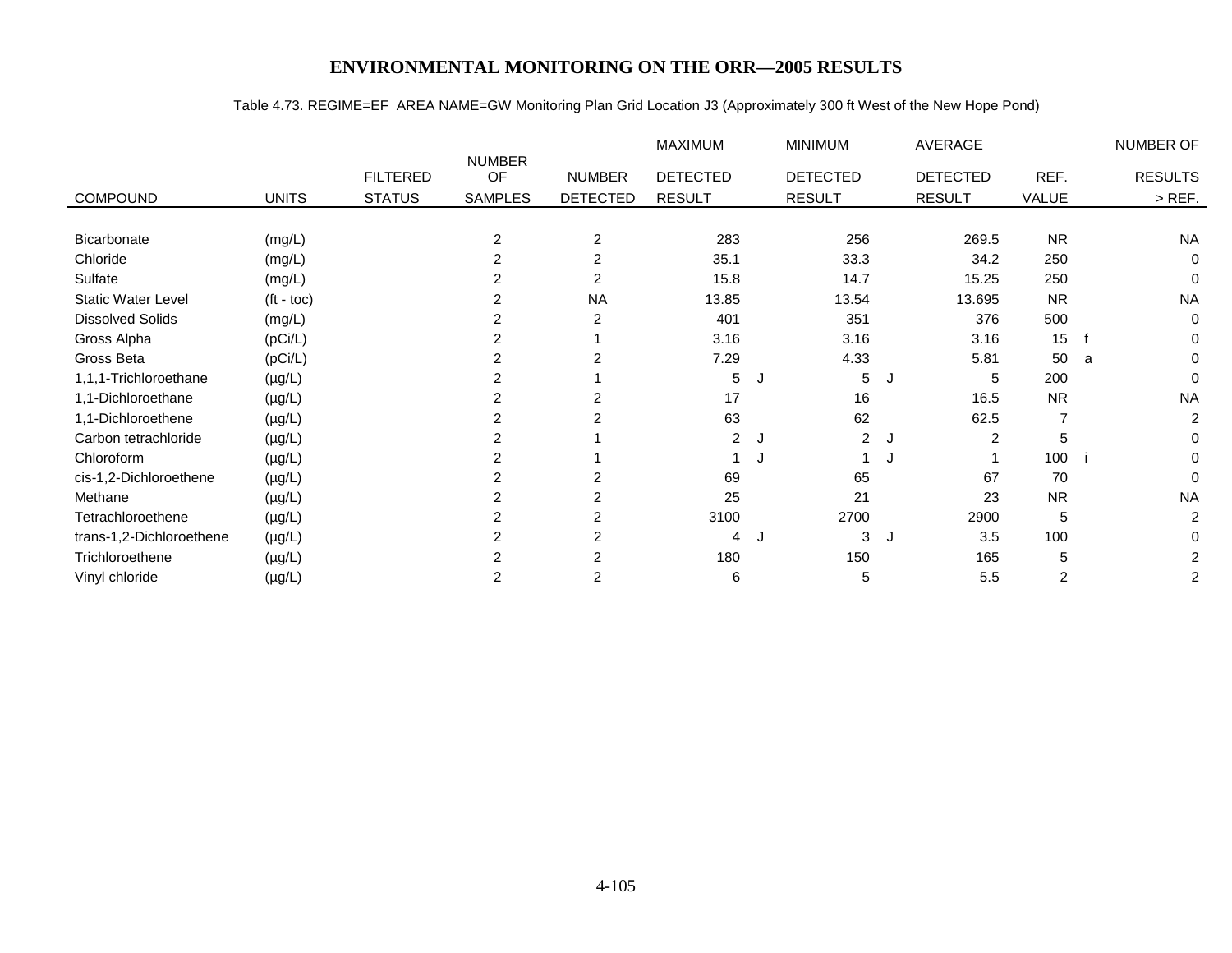# ENVIRONMENTAL MONITORING ON THE ORR—2005 RESULTS

Table 4.73. REGIME=EF AREA NAME=GW Monitoring Plan Grid Location J3 (Approximately 300 ft West of the New Hope Pond)

| COMPOUND | UNITS | FILTERED STATUS | NUMBER OF SAMPLES | NUMBER DETECTED | MAXIMUM DETECTED RESULT | | MINIMUM DETECTED RESULT | | AVERAGE DETECTED RESULT | REF. VALUE | | NUMBER OF RESULTS > REF. |
|---|---|---|---|---|---|---|---|---|---|---|---|---|
| Bicarbonate | (mg/L) | | 2 | 2 | 283 | | 256 | | 269.5 | NR | | NA |
| Chloride | (mg/L) | | 2 | 2 | 35.1 | | 33.3 | | 34.2 | 250 | | 0 |
| Sulfate | (mg/L) | | 2 | 2 | 15.8 | | 14.7 | | 15.25 | 250 | | 0 |
| Static Water Level | (ft - toc) | | 2 | NA | 13.85 | | 13.54 | | 13.695 | NR | | NA |
| Dissolved Solids | (mg/L) | | 2 | 2 | 401 | | 351 | | 376 | 500 | | 0 |
| Gross Alpha | (pCi/L) | | 2 | 1 | 3.16 | | 3.16 | | 3.16 | 15 | f | 0 |
| Gross Beta | (pCi/L) | | 2 | 2 | 7.29 | | 4.33 | | 5.81 | 50 | a | 0 |
| 1,1,1-Trichloroethane | (µg/L) | | 2 | 1 | 5 | J | 5 | J | 5 | 200 | | 0 |
| 1,1-Dichloroethane | (µg/L) | | 2 | 2 | 17 | | 16 | | 16.5 | NR | | NA |
| 1,1-Dichloroethene | (µg/L) | | 2 | 2 | 63 | | 62 | | 62.5 | 7 | | 2 |
| Carbon tetrachloride | (µg/L) | | 2 | 1 | 2 | J | 2 | J | 2 | 5 | | 0 |
| Chloroform | (µg/L) | | 2 | 1 | 1 | J | 1 | J | 1 | 100 | i | 0 |
| cis-1,2-Dichloroethene | (µg/L) | | 2 | 2 | 69 | | 65 | | 67 | 70 | | 0 |
| Methane | (µg/L) | | 2 | 2 | 25 | | 21 | | 23 | NR | | NA |
| Tetrachloroethene | (µg/L) | | 2 | 2 | 3100 | | 2700 | | 2900 | 5 | | 2 |
| trans-1,2-Dichloroethene | (µg/L) | | 2 | 2 | 4 | J | 3 | J | 3.5 | 100 | | 0 |
| Trichloroethene | (µg/L) | | 2 | 2 | 180 | | 150 | | 165 | 5 | | 2 |
| Vinyl chloride | (µg/L) | | 2 | 2 | 6 | | 5 | | 5.5 | 2 | | 2 |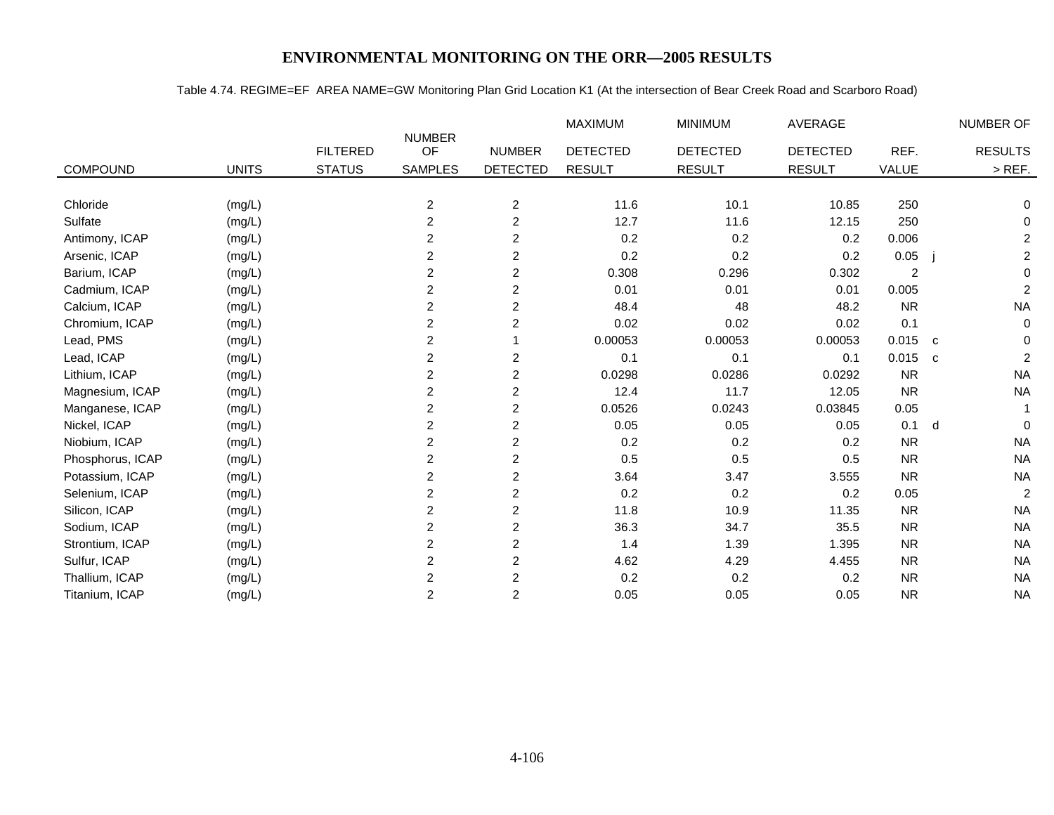# ENVIRONMENTAL MONITORING ON THE ORR—2005 RESULTS

Table 4.74. REGIME=EF AREA NAME=GW Monitoring Plan Grid Location K1 (At the intersection of Bear Creek Road and Scarboro Road)

| COMPOUND | UNITS | FILTERED STATUS | NUMBER OF SAMPLES | NUMBER DETECTED | MAXIMUM DETECTED RESULT | MINIMUM DETECTED RESULT | AVERAGE DETECTED RESULT | REF. VALUE | | NUMBER OF RESULTS > REF. |
|---|---|---|---|---|---|---|---|---|---|---|
| Chloride | (mg/L) | | 2 | 2 | 11.6 | 10.1 | 10.85 | 250 | | 0 |
| Sulfate | (mg/L) | | 2 | 2 | 12.7 | 11.6 | 12.15 | 250 | | 0 |
| Antimony, ICAP | (mg/L) | | 2 | 2 | 0.2 | 0.2 | 0.2 | 0.006 | | 2 |
| Arsenic, ICAP | (mg/L) | | 2 | 2 | 0.2 | 0.2 | 0.2 | 0.05 | j | 2 |
| Barium, ICAP | (mg/L) | | 2 | 2 | 0.308 | 0.296 | 0.302 | 2 | | 0 |
| Cadmium, ICAP | (mg/L) | | 2 | 2 | 0.01 | 0.01 | 0.01 | 0.005 | | 2 |
| Calcium, ICAP | (mg/L) | | 2 | 2 | 48.4 | 48 | 48.2 | NR | | NA |
| Chromium, ICAP | (mg/L) | | 2 | 2 | 0.02 | 0.02 | 0.02 | 0.1 | | 0 |
| Lead, PMS | (mg/L) | | 2 | 1 | 0.00053 | 0.00053 | 0.00053 | 0.015 | c | 0 |
| Lead, ICAP | (mg/L) | | 2 | 2 | 0.1 | 0.1 | 0.1 | 0.015 | c | 2 |
| Lithium, ICAP | (mg/L) | | 2 | 2 | 0.0298 | 0.0286 | 0.0292 | NR | | NA |
| Magnesium, ICAP | (mg/L) | | 2 | 2 | 12.4 | 11.7 | 12.05 | NR | | NA |
| Manganese, ICAP | (mg/L) | | 2 | 2 | 0.0526 | 0.0243 | 0.03845 | 0.05 | | 1 |
| Nickel, ICAP | (mg/L) | | 2 | 2 | 0.05 | 0.05 | 0.05 | 0.1 | d | 0 |
| Niobium, ICAP | (mg/L) | | 2 | 2 | 0.2 | 0.2 | 0.2 | NR | | NA |
| Phosphorus, ICAP | (mg/L) | | 2 | 2 | 0.5 | 0.5 | 0.5 | NR | | NA |
| Potassium, ICAP | (mg/L) | | 2 | 2 | 3.64 | 3.47 | 3.555 | NR | | NA |
| Selenium, ICAP | (mg/L) | | 2 | 2 | 0.2 | 0.2 | 0.2 | 0.05 | | 2 |
| Silicon, ICAP | (mg/L) | | 2 | 2 | 11.8 | 10.9 | 11.35 | NR | | NA |
| Sodium, ICAP | (mg/L) | | 2 | 2 | 36.3 | 34.7 | 35.5 | NR | | NA |
| Strontium, ICAP | (mg/L) | | 2 | 2 | 1.4 | 1.39 | 1.395 | NR | | NA |
| Sulfur, ICAP | (mg/L) | | 2 | 2 | 4.62 | 4.29 | 4.455 | NR | | NA |
| Thallium, ICAP | (mg/L) | | 2 | 2 | 0.2 | 0.2 | 0.2 | NR | | NA |
| Titanium, ICAP | (mg/L) | | 2 | 2 | 0.05 | 0.05 | 0.05 | NR | | NA |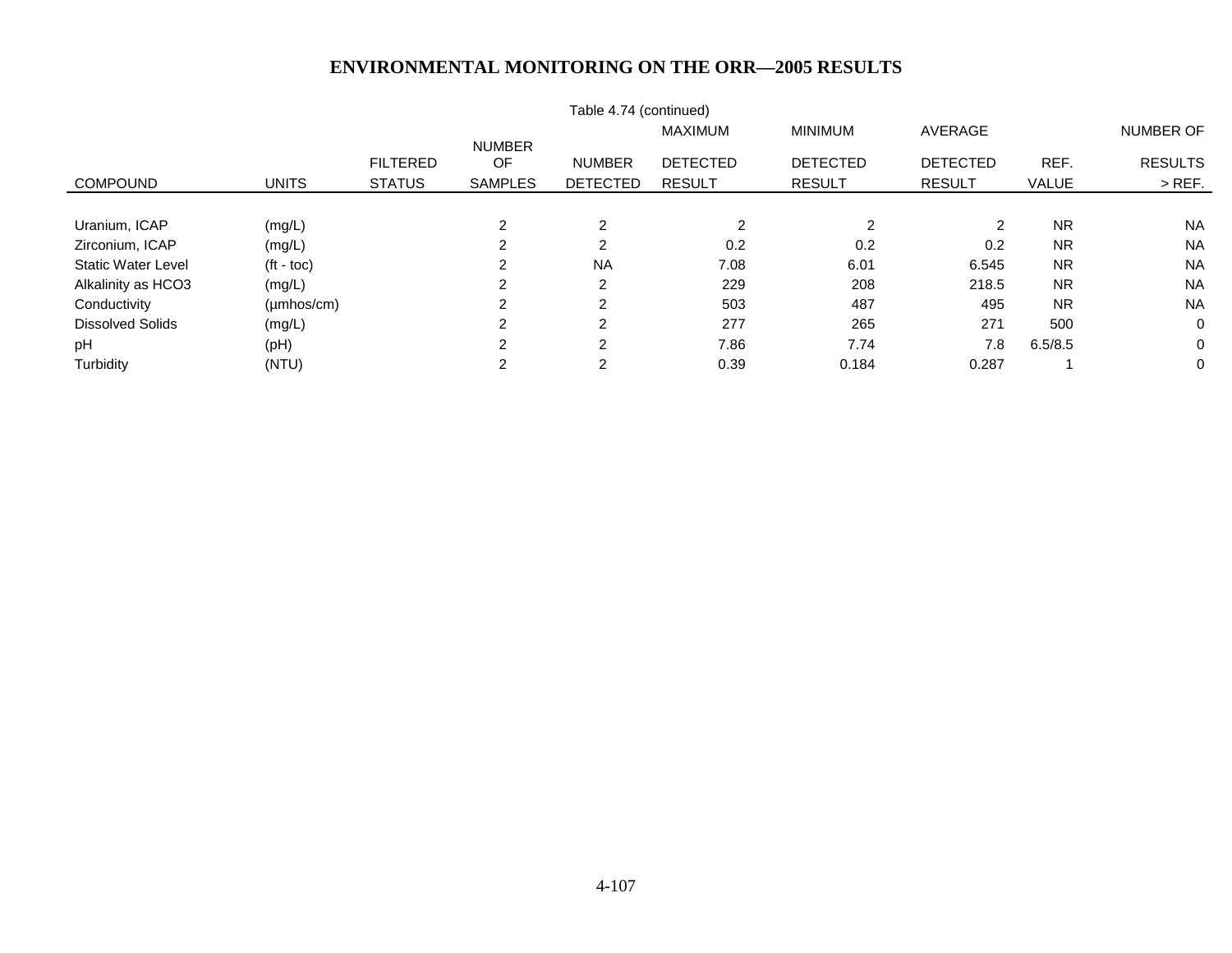# ENVIRONMENTAL MONITORING ON THE ORR—2005 RESULTS

Table 4.74 (continued)

| COMPOUND | UNITS | FILTERED STATUS | NUMBER OF SAMPLES | NUMBER DETECTED | MAXIMUM DETECTED RESULT | MINIMUM DETECTED RESULT | AVERAGE DETECTED RESULT | REF. VALUE | NUMBER OF RESULTS > REF. |
|---|---|---|---|---|---|---|---|---|---|
| Uranium, ICAP | (mg/L) | | 2 | 2 | 2 | 2 | 2 | NR | NA |
| Zirconium, ICAP | (mg/L) | | 2 | 2 | 0.2 | 0.2 | 0.2 | NR | NA |
| Static Water Level | (ft - toc) | | 2 | NA | 7.08 | 6.01 | 6.545 | NR | NA |
| Alkalinity as HCO3 | (mg/L) | | 2 | 2 | 229 | 208 | 218.5 | NR | NA |
| Conductivity | (µmhos/cm) | | 2 | 2 | 503 | 487 | 495 | NR | NA |
| Dissolved Solids | (mg/L) | | 2 | 2 | 277 | 265 | 271 | 500 | 0 |
| pH | (pH) | | 2 | 2 | 7.86 | 7.74 | 7.8 | 6.5/8.5 | 0 |
| Turbidity | (NTU) | | 2 | 2 | 0.39 | 0.184 | 0.287 | 1 | 0 |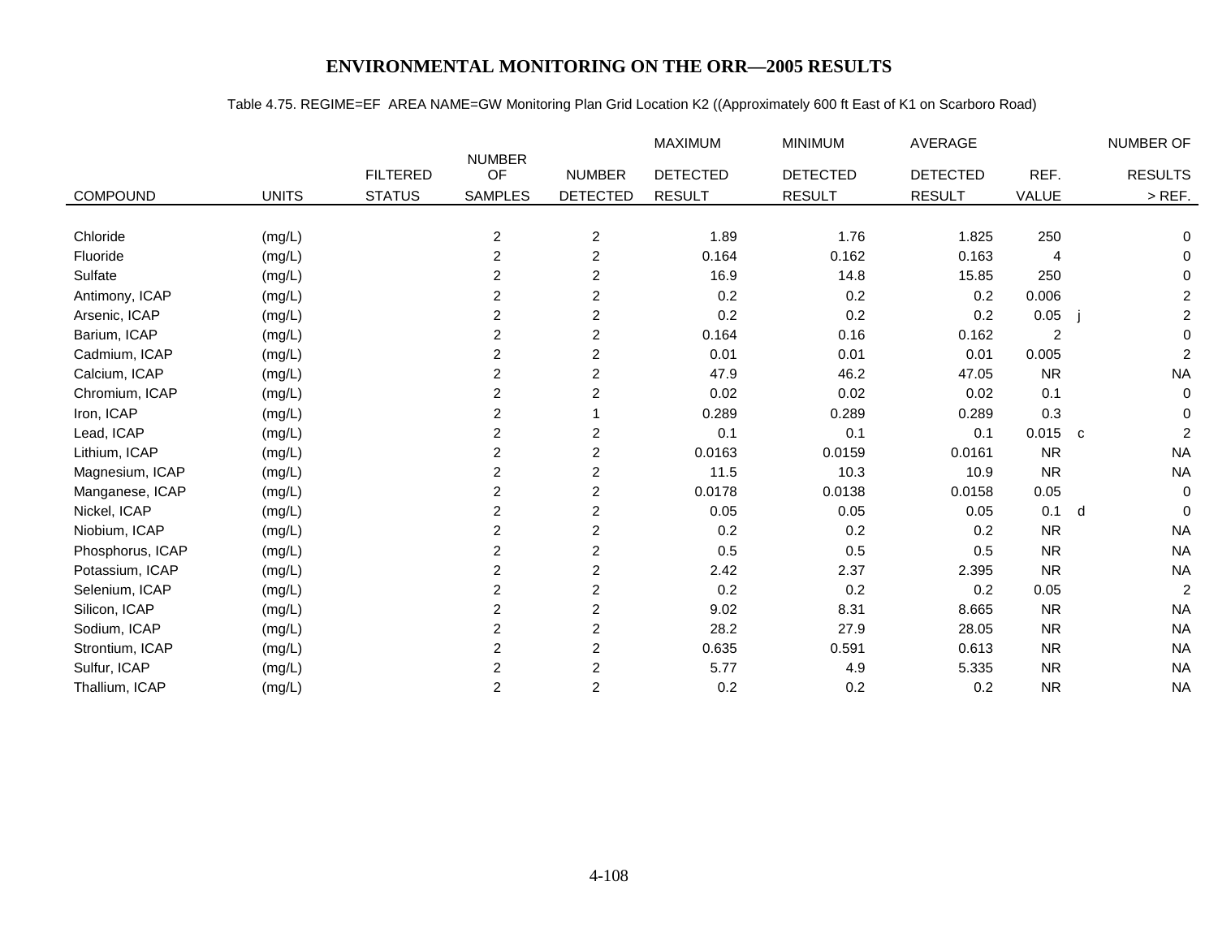# ENVIRONMENTAL MONITORING ON THE ORR—2005 RESULTS

Table 4.75. REGIME=EF AREA NAME=GW Monitoring Plan Grid Location K2 ((Approximately 600 ft East of K1 on Scarboro Road)

| COMPOUND | UNITS | FILTERED STATUS | NUMBER OF SAMPLES | NUMBER DETECTED | MAXIMUM DETECTED RESULT | MINIMUM DETECTED RESULT | AVERAGE DETECTED RESULT | REF. VALUE | | NUMBER OF RESULTS > REF. |
|---|---|---|---|---|---|---|---|---|---|---|
| Chloride | (mg/L) | | 2 | 2 | 1.89 | 1.76 | 1.825 | 250 | | 0 |
| Fluoride | (mg/L) | | 2 | 2 | 0.164 | 0.162 | 0.163 | 4 | | 0 |
| Sulfate | (mg/L) | | 2 | 2 | 16.9 | 14.8 | 15.85 | 250 | | 0 |
| Antimony, ICAP | (mg/L) | | 2 | 2 | 0.2 | 0.2 | 0.2 | 0.006 | | 2 |
| Arsenic, ICAP | (mg/L) | | 2 | 2 | 0.2 | 0.2 | 0.2 | 0.05 | j | 2 |
| Barium, ICAP | (mg/L) | | 2 | 2 | 0.164 | 0.16 | 0.162 | 2 | | 0 |
| Cadmium, ICAP | (mg/L) | | 2 | 2 | 0.01 | 0.01 | 0.01 | 0.005 | | 2 |
| Calcium, ICAP | (mg/L) | | 2 | 2 | 47.9 | 46.2 | 47.05 | NR | | NA |
| Chromium, ICAP | (mg/L) | | 2 | 2 | 0.02 | 0.02 | 0.02 | 0.1 | | 0 |
| Iron, ICAP | (mg/L) | | 2 | 1 | 0.289 | 0.289 | 0.289 | 0.3 | | 0 |
| Lead, ICAP | (mg/L) | | 2 | 2 | 0.1 | 0.1 | 0.1 | 0.015 | c | 2 |
| Lithium, ICAP | (mg/L) | | 2 | 2 | 0.0163 | 0.0159 | 0.0161 | NR | | NA |
| Magnesium, ICAP | (mg/L) | | 2 | 2 | 11.5 | 10.3 | 10.9 | NR | | NA |
| Manganese, ICAP | (mg/L) | | 2 | 2 | 0.0178 | 0.0138 | 0.0158 | 0.05 | | 0 |
| Nickel, ICAP | (mg/L) | | 2 | 2 | 0.05 | 0.05 | 0.05 | 0.1 | d | 0 |
| Niobium, ICAP | (mg/L) | | 2 | 2 | 0.2 | 0.2 | 0.2 | NR | | NA |
| Phosphorus, ICAP | (mg/L) | | 2 | 2 | 0.5 | 0.5 | 0.5 | NR | | NA |
| Potassium, ICAP | (mg/L) | | 2 | 2 | 2.42 | 2.37 | 2.395 | NR | | NA |
| Selenium, ICAP | (mg/L) | | 2 | 2 | 0.2 | 0.2 | 0.2 | 0.05 | | 2 |
| Silicon, ICAP | (mg/L) | | 2 | 2 | 9.02 | 8.31 | 8.665 | NR | | NA |
| Sodium, ICAP | (mg/L) | | 2 | 2 | 28.2 | 27.9 | 28.05 | NR | | NA |
| Strontium, ICAP | (mg/L) | | 2 | 2 | 0.635 | 0.591 | 0.613 | NR | | NA |
| Sulfur, ICAP | (mg/L) | | 2 | 2 | 5.77 | 4.9 | 5.335 | NR | | NA |
| Thallium, ICAP | (mg/L) | | 2 | 2 | 0.2 | 0.2 | 0.2 | NR | | NA |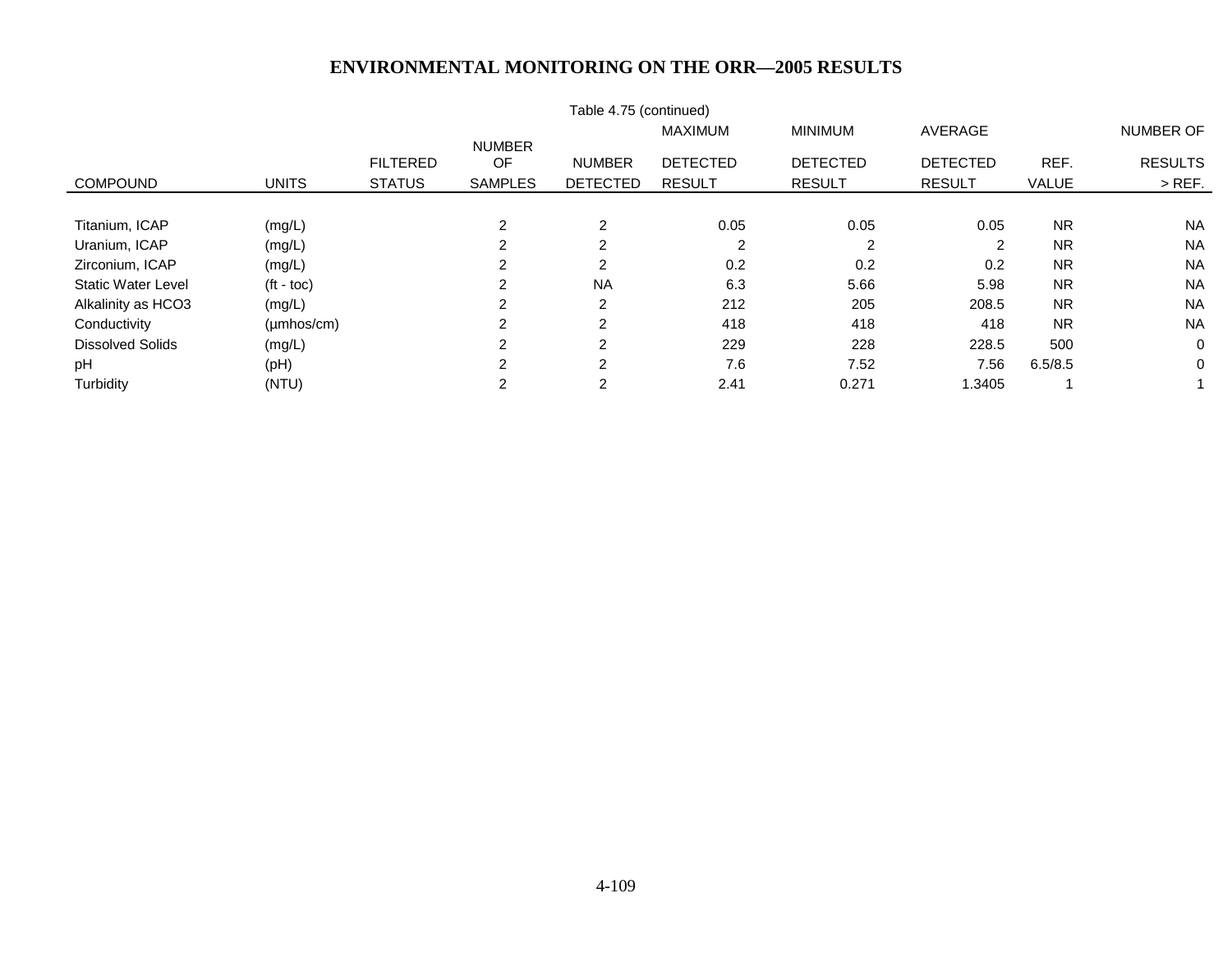# ENVIRONMENTAL MONITORING ON THE ORR—2005 RESULTS

Table 4.75 (continued)

| COMPOUND | UNITS | FILTERED STATUS | NUMBER OF SAMPLES | NUMBER DETECTED | MAXIMUM DETECTED RESULT | MINIMUM DETECTED RESULT | AVERAGE DETECTED RESULT | REF. VALUE | NUMBER OF RESULTS > REF. |
|---|---|---|---|---|---|---|---|---|---|
| Titanium, ICAP | (mg/L) | | 2 | 2 | 0.05 | 0.05 | 0.05 | NR | NA |
| Uranium, ICAP | (mg/L) | | 2 | 2 | 2 | 2 | 2 | NR | NA |
| Zirconium, ICAP | (mg/L) | | 2 | 2 | 0.2 | 0.2 | 0.2 | NR | NA |
| Static Water Level | (ft - toc) | | 2 | NA | 6.3 | 5.66 | 5.98 | NR | NA |
| Alkalinity as HCO3 | (mg/L) | | 2 | 2 | 212 | 205 | 208.5 | NR | NA |
| Conductivity | (µmhos/cm) | | 2 | 2 | 418 | 418 | 418 | NR | NA |
| Dissolved Solids | (mg/L) | | 2 | 2 | 229 | 228 | 228.5 | 500 | 0 |
| pH | (pH) | | 2 | 2 | 7.6 | 7.52 | 7.56 | 6.5/8.5 | 0 |
| Turbidity | (NTU) | | 2 | 2 | 2.41 | 0.271 | 1.3405 | 1 | 1 |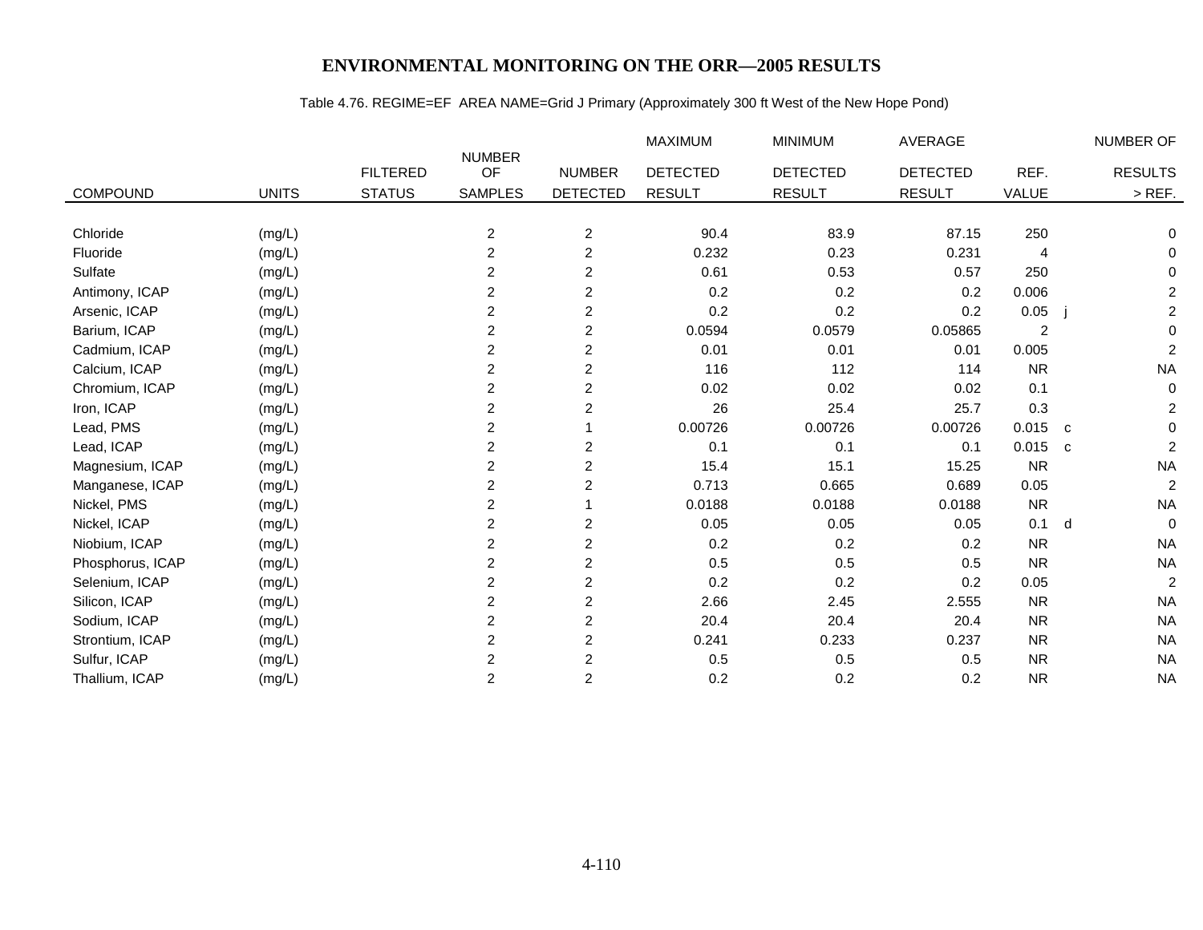# ENVIRONMENTAL MONITORING ON THE ORR—2005 RESULTS

Table 4.76. REGIME=EF AREA NAME=Grid J Primary (Approximately 300 ft West of the New Hope Pond)

| COMPOUND | UNITS | FILTERED STATUS | NUMBER OF SAMPLES | NUMBER DETECTED | MAXIMUM DETECTED RESULT | MINIMUM DETECTED RESULT | AVERAGE DETECTED RESULT | REF. VALUE | | NUMBER OF RESULTS > REF. |
|---|---|---|---|---|---|---|---|---|---|---|
| Chloride | (mg/L) | | 2 | 2 | 90.4 | 83.9 | 87.15 | 250 | | 0 |
| Fluoride | (mg/L) | | 2 | 2 | 0.232 | 0.23 | 0.231 | 4 | | 0 |
| Sulfate | (mg/L) | | 2 | 2 | 0.61 | 0.53 | 0.57 | 250 | | 0 |
| Antimony, ICAP | (mg/L) | | 2 | 2 | 0.2 | 0.2 | 0.2 | 0.006 | | 2 |
| Arsenic, ICAP | (mg/L) | | 2 | 2 | 0.2 | 0.2 | 0.2 | 0.05 | j | 2 |
| Barium, ICAP | (mg/L) | | 2 | 2 | 0.0594 | 0.0579 | 0.05865 | 2 | | 0 |
| Cadmium, ICAP | (mg/L) | | 2 | 2 | 0.01 | 0.01 | 0.01 | 0.005 | | 2 |
| Calcium, ICAP | (mg/L) | | 2 | 2 | 116 | 112 | 114 | NR | | NA |
| Chromium, ICAP | (mg/L) | | 2 | 2 | 0.02 | 0.02 | 0.02 | 0.1 | | 0 |
| Iron, ICAP | (mg/L) | | 2 | 2 | 26 | 25.4 | 25.7 | 0.3 | | 2 |
| Lead, PMS | (mg/L) | | 2 | 1 | 0.00726 | 0.00726 | 0.00726 | 0.015 | c | 0 |
| Lead, ICAP | (mg/L) | | 2 | 2 | 0.1 | 0.1 | 0.1 | 0.015 | c | 2 |
| Magnesium, ICAP | (mg/L) | | 2 | 2 | 15.4 | 15.1 | 15.25 | NR | | NA |
| Manganese, ICAP | (mg/L) | | 2 | 2 | 0.713 | 0.665 | 0.689 | 0.05 | | 2 |
| Nickel, PMS | (mg/L) | | 2 | 1 | 0.0188 | 0.0188 | 0.0188 | NR | | NA |
| Nickel, ICAP | (mg/L) | | 2 | 2 | 0.05 | 0.05 | 0.05 | 0.1 | d | 0 |
| Niobium, ICAP | (mg/L) | | 2 | 2 | 0.2 | 0.2 | 0.2 | NR | | NA |
| Phosphorus, ICAP | (mg/L) | | 2 | 2 | 0.5 | 0.5 | 0.5 | NR | | NA |
| Selenium, ICAP | (mg/L) | | 2 | 2 | 0.2 | 0.2 | 0.2 | 0.05 | | 2 |
| Silicon, ICAP | (mg/L) | | 2 | 2 | 2.66 | 2.45 | 2.555 | NR | | NA |
| Sodium, ICAP | (mg/L) | | 2 | 2 | 20.4 | 20.4 | 20.4 | NR | | NA |
| Strontium, ICAP | (mg/L) | | 2 | 2 | 0.241 | 0.233 | 0.237 | NR | | NA |
| Sulfur, ICAP | (mg/L) | | 2 | 2 | 0.5 | 0.5 | 0.5 | NR | | NA |
| Thallium, ICAP | (mg/L) | | 2 | 2 | 0.2 | 0.2 | 0.2 | NR | | NA |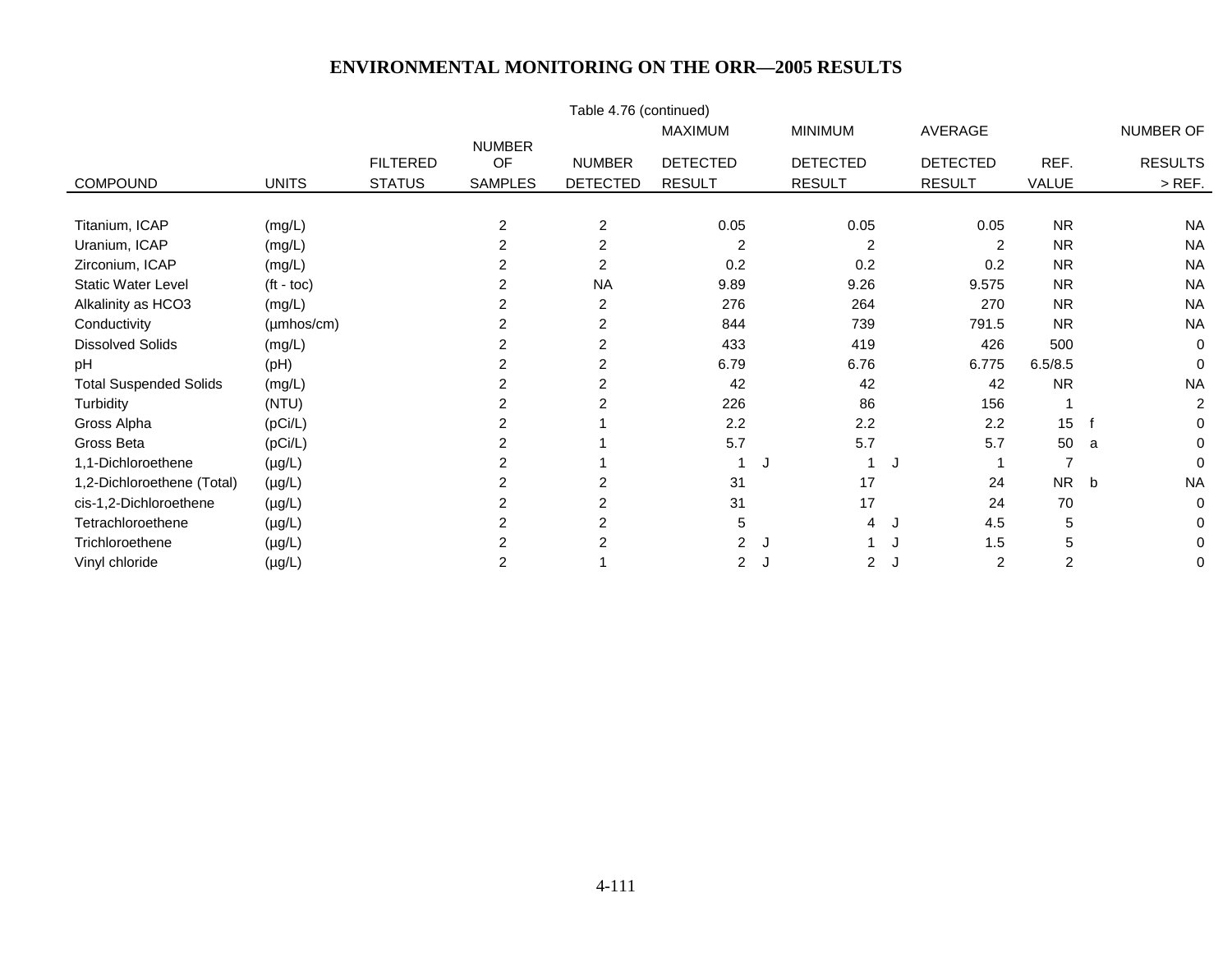## ENVIRONMENTAL MONITORING ON THE ORR—2005 RESULTS

Table 4.76 (continued)

| COMPOUND | UNITS | FILTERED STATUS | NUMBER OF SAMPLES | NUMBER DETECTED | MAXIMUM DETECTED RESULT | | MINIMUM DETECTED RESULT | | AVERAGE DETECTED RESULT | REF. VALUE | | NUMBER OF RESULTS > REF. |
|---|---|---|---|---|---|---|---|---|---|---|---|---|
| Titanium, ICAP | (mg/L) | | 2 | 2 | 0.05 | | 0.05 | | 0.05 | NR | | NA |
| Uranium, ICAP | (mg/L) | | 2 | 2 | 2 | | 2 | | 2 | NR | | NA |
| Zirconium, ICAP | (mg/L) | | 2 | 2 | 0.2 | | 0.2 | | 0.2 | NR | | NA |
| Static Water Level | (ft - toc) | | 2 | NA | 9.89 | | 9.26 | | 9.575 | NR | | NA |
| Alkalinity as HCO3 | (mg/L) | | 2 | 2 | 276 | | 264 | | 270 | NR | | NA |
| Conductivity | (µmhos/cm) | | 2 | 2 | 844 | | 739 | | 791.5 | NR | | NA |
| Dissolved Solids | (mg/L) | | 2 | 2 | 433 | | 419 | | 426 | 500 | | 0 |
| pH | (pH) | | 2 | 2 | 6.79 | | 6.76 | | 6.775 | 6.5/8.5 | | 0 |
| Total Suspended Solids | (mg/L) | | 2 | 2 | 42 | | 42 | | 42 | NR | | NA |
| Turbidity | (NTU) | | 2 | 2 | 226 | | 86 | | 156 | 1 | | 2 |
| Gross Alpha | (pCi/L) | | 2 | 1 | 2.2 | | 2.2 | | 2.2 | 15 | f | 0 |
| Gross Beta | (pCi/L) | | 2 | 1 | 5.7 | | 5.7 | | 5.7 | 50 | a | 0 |
| 1,1-Dichloroethene | (µg/L) | | 2 | 1 | 1 | J | 1 | J | 1 | 7 | | 0 |
| 1,2-Dichloroethene (Total) | (µg/L) | | 2 | 2 | 31 | | 17 | | 24 | NR | b | NA |
| cis-1,2-Dichloroethene | (µg/L) | | 2 | 2 | 31 | | 17 | | 24 | 70 | | 0 |
| Tetrachloroethene | (µg/L) | | 2 | 2 | 5 | | 4 | J | 4.5 | 5 | | 0 |
| Trichloroethene | (µg/L) | | 2 | 2 | 2 | J | 1 | J | 1.5 | 5 | | 0 |
| Vinyl chloride | (µg/L) | | 2 | 1 | 2 | J | 2 | J | 2 | 2 | | 0 |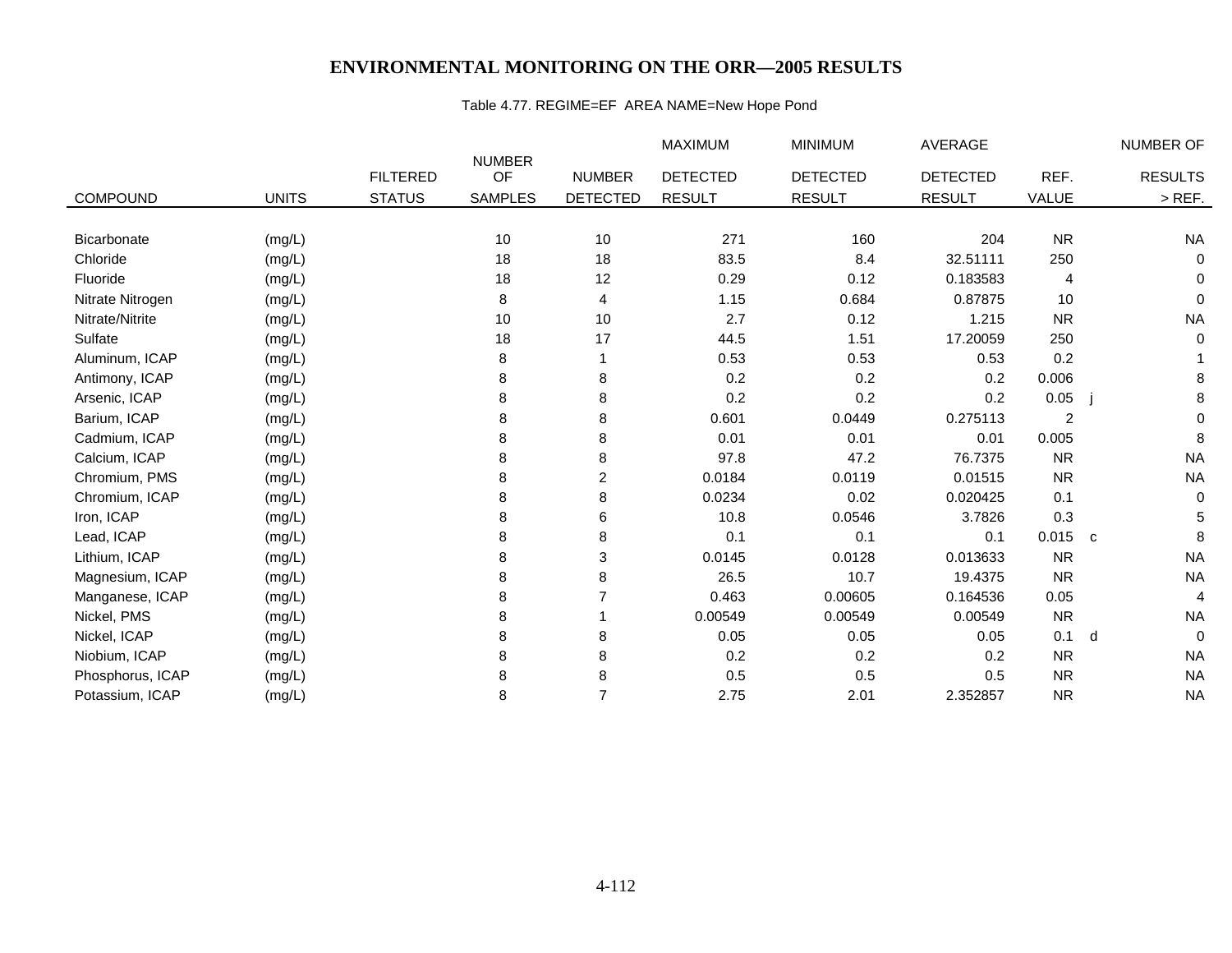# ENVIRONMENTAL MONITORING ON THE ORR—2005 RESULTS

Table 4.77. REGIME=EF AREA NAME=New Hope Pond

| COMPOUND | UNITS | FILTERED STATUS | NUMBER OF SAMPLES | NUMBER DETECTED | MAXIMUM DETECTED RESULT | MINIMUM DETECTED RESULT | AVERAGE DETECTED RESULT | REF. VALUE | | NUMBER OF RESULTS > REF. |
|---|---|---|---|---|---|---|---|---|---|---|
| Bicarbonate | (mg/L) | | 10 | 10 | 271 | 160 | 204 | NR | | NA |
| Chloride | (mg/L) | | 18 | 18 | 83.5 | 8.4 | 32.51111 | 250 | | 0 |
| Fluoride | (mg/L) | | 18 | 12 | 0.29 | 0.12 | 0.183583 | 4 | | 0 |
| Nitrate Nitrogen | (mg/L) | | 8 | 4 | 1.15 | 0.684 | 0.87875 | 10 | | 0 |
| Nitrate/Nitrite | (mg/L) | | 10 | 10 | 2.7 | 0.12 | 1.215 | NR | | NA |
| Sulfate | (mg/L) | | 18 | 17 | 44.5 | 1.51 | 17.20059 | 250 | | 0 |
| Aluminum, ICAP | (mg/L) | | 8 | 1 | 0.53 | 0.53 | 0.53 | 0.2 | | 1 |
| Antimony, ICAP | (mg/L) | | 8 | 8 | 0.2 | 0.2 | 0.2 | 0.006 | | 8 |
| Arsenic, ICAP | (mg/L) | | 8 | 8 | 0.2 | 0.2 | 0.2 | 0.05 | j | 8 |
| Barium, ICAP | (mg/L) | | 8 | 8 | 0.601 | 0.0449 | 0.275113 | 2 | | 0 |
| Cadmium, ICAP | (mg/L) | | 8 | 8 | 0.01 | 0.01 | 0.01 | 0.005 | | 8 |
| Calcium, ICAP | (mg/L) | | 8 | 8 | 97.8 | 47.2 | 76.7375 | NR | | NA |
| Chromium, PMS | (mg/L) | | 8 | 2 | 0.0184 | 0.0119 | 0.01515 | NR | | NA |
| Chromium, ICAP | (mg/L) | | 8 | 8 | 0.0234 | 0.02 | 0.020425 | 0.1 | | 0 |
| Iron, ICAP | (mg/L) | | 8 | 6 | 10.8 | 0.0546 | 3.7826 | 0.3 | | 5 |
| Lead, ICAP | (mg/L) | | 8 | 8 | 0.1 | 0.1 | 0.1 | 0.015 | c | 8 |
| Lithium, ICAP | (mg/L) | | 8 | 3 | 0.0145 | 0.0128 | 0.013633 | NR | | NA |
| Magnesium, ICAP | (mg/L) | | 8 | 8 | 26.5 | 10.7 | 19.4375 | NR | | NA |
| Manganese, ICAP | (mg/L) | | 8 | 7 | 0.463 | 0.00605 | 0.164536 | 0.05 | | 4 |
| Nickel, PMS | (mg/L) | | 8 | 1 | 0.00549 | 0.00549 | 0.00549 | NR | | NA |
| Nickel, ICAP | (mg/L) | | 8 | 8 | 0.05 | 0.05 | 0.05 | 0.1 | d | 0 |
| Niobium, ICAP | (mg/L) | | 8 | 8 | 0.2 | 0.2 | 0.2 | NR | | NA |
| Phosphorus, ICAP | (mg/L) | | 8 | 8 | 0.5 | 0.5 | 0.5 | NR | | NA |
| Potassium, ICAP | (mg/L) | | 8 | 7 | 2.75 | 2.01 | 2.352857 | NR | | NA |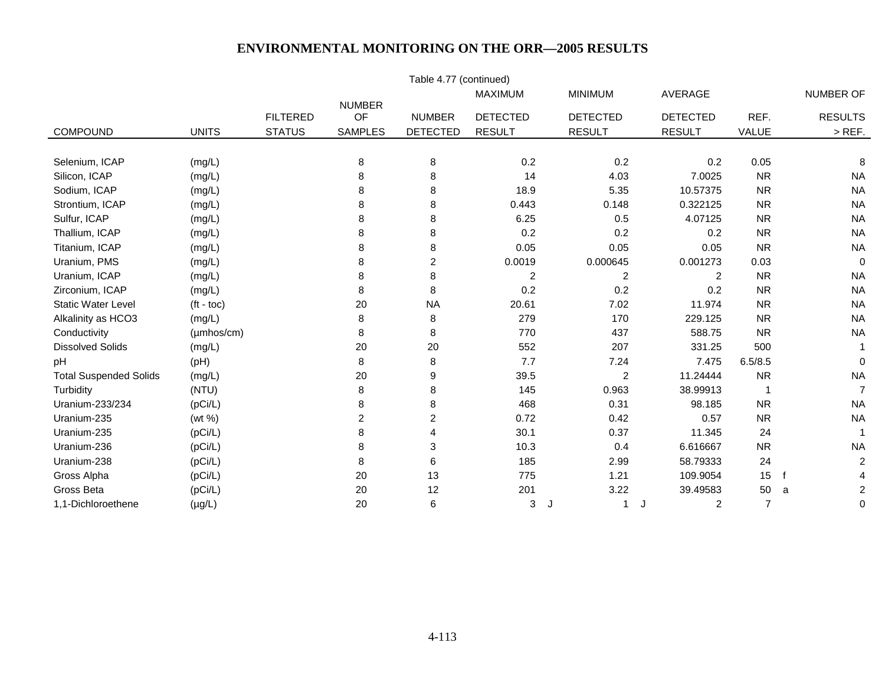# ENVIRONMENTAL MONITORING ON THE ORR—2005 RESULTS

Table 4.77 (continued)

| COMPOUND | UNITS | FILTERED STATUS | NUMBER OF SAMPLES | NUMBER DETECTED | MAXIMUM DETECTED RESULT | | MINIMUM DETECTED RESULT | | AVERAGE DETECTED RESULT | REF. VALUE | | NUMBER OF RESULTS > REF. |
|---|---|---|---|---|---|---|---|---|---|---|---|---|
| Selenium, ICAP | (mg/L) | | 8 | 8 | 0.2 | | 0.2 | | 0.2 | 0.05 | | 8 |
| Silicon, ICAP | (mg/L) | | 8 | 8 | 14 | | 4.03 | | 7.0025 | NR | | NA |
| Sodium, ICAP | (mg/L) | | 8 | 8 | 18.9 | | 5.35 | | 10.57375 | NR | | NA |
| Strontium, ICAP | (mg/L) | | 8 | 8 | 0.443 | | 0.148 | | 0.322125 | NR | | NA |
| Sulfur, ICAP | (mg/L) | | 8 | 8 | 6.25 | | 0.5 | | 4.07125 | NR | | NA |
| Thallium, ICAP | (mg/L) | | 8 | 8 | 0.2 | | 0.2 | | 0.2 | NR | | NA |
| Titanium, ICAP | (mg/L) | | 8 | 8 | 0.05 | | 0.05 | | 0.05 | NR | | NA |
| Uranium, PMS | (mg/L) | | 8 | 2 | 0.0019 | | 0.000645 | | 0.001273 | 0.03 | | 0 |
| Uranium, ICAP | (mg/L) | | 8 | 8 | 2 | | 2 | | 2 | NR | | NA |
| Zirconium, ICAP | (mg/L) | | 8 | 8 | 0.2 | | 0.2 | | 0.2 | NR | | NA |
| Static Water Level | (ft - toc) | | 20 | NA | 20.61 | | 7.02 | | 11.974 | NR | | NA |
| Alkalinity as HCO3 | (mg/L) | | 8 | 8 | 279 | | 170 | | 229.125 | NR | | NA |
| Conductivity | (µmhos/cm) | | 8 | 8 | 770 | | 437 | | 588.75 | NR | | NA |
| Dissolved Solids | (mg/L) | | 20 | 20 | 552 | | 207 | | 331.25 | 500 | | 1 |
| pH | (pH) | | 8 | 8 | 7.7 | | 7.24 | | 7.475 | 6.5/8.5 | | 0 |
| Total Suspended Solids | (mg/L) | | 20 | 9 | 39.5 | | 2 | | 11.24444 | NR | | NA |
| Turbidity | (NTU) | | 8 | 8 | 145 | | 0.963 | | 38.99913 | 1 | | 7 |
| Uranium-233/234 | (pCi/L) | | 8 | 8 | 468 | | 0.31 | | 98.185 | NR | | NA |
| Uranium-235 | (wt %) | | 2 | 2 | 0.72 | | 0.42 | | 0.57 | NR | | NA |
| Uranium-235 | (pCi/L) | | 8 | 4 | 30.1 | | 0.37 | | 11.345 | 24 | | 1 |
| Uranium-236 | (pCi/L) | | 8 | 3 | 10.3 | | 0.4 | | 6.616667 | NR | | NA |
| Uranium-238 | (pCi/L) | | 8 | 6 | 185 | | 2.99 | | 58.79333 | 24 | | 2 |
| Gross Alpha | (pCi/L) | | 20 | 13 | 775 | | 1.21 | | 109.9054 | 15 | f | 4 |
| Gross Beta | (pCi/L) | | 20 | 12 | 201 | | 3.22 | | 39.49583 | 50 | a | 2 |
| 1,1-Dichloroethene | (µg/L) | | 20 | 6 | 3 | J | 1 | J | 2 | 7 | | 0 |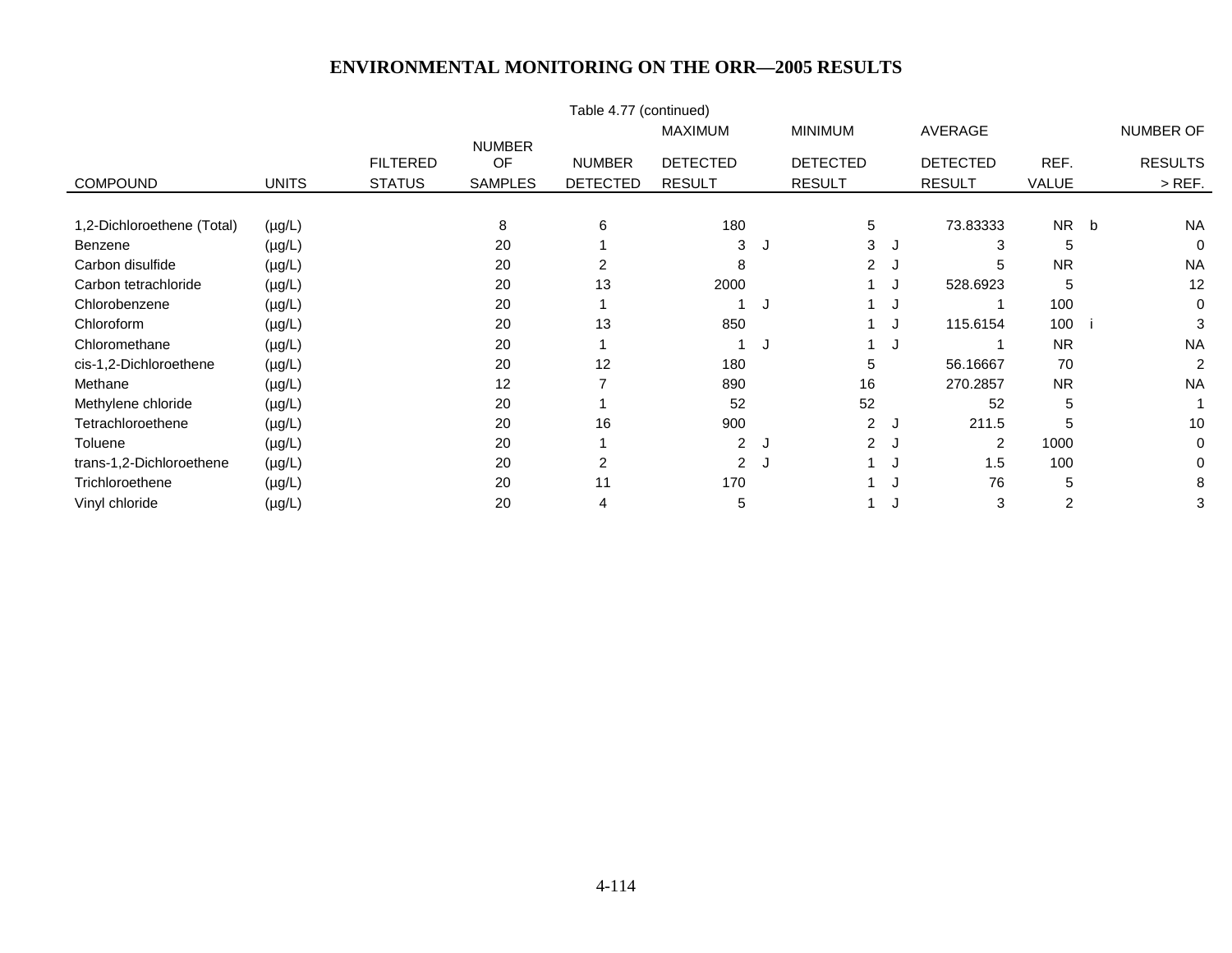Table 4.77 (continued)

| COMPOUND | UNITS | FILTERED STATUS | NUMBER OF SAMPLES | NUMBER DETECTED | MAXIMUM DETECTED RESULT | | MINIMUM DETECTED RESULT | | AVERAGE DETECTED RESULT | REF. VALUE | | NUMBER OF RESULTS > REF. |
|---|---|---|---|---|---|---|---|---|---|---|---|---|
| 1,2-Dichloroethene (Total) | (µg/L) | | 8 | 6 | 180 | | 5 | | 73.83333 | NR | b | NA |
| Benzene | (µg/L) | | 20 | 1 | 3 | J | 3 | J | 3 | 5 | | 0 |
| Carbon disulfide | (µg/L) | | 20 | 2 | 8 | | 2 | J | 5 | NR | | NA |
| Carbon tetrachloride | (µg/L) | | 20 | 13 | 2000 | | 1 | J | 528.6923 | 5 | | 12 |
| Chlorobenzene | (µg/L) | | 20 | 1 | 1 | J | 1 | J | 1 | 100 | | 0 |
| Chloroform | (µg/L) | | 20 | 13 | 850 | | 1 | J | 115.6154 | 100 | i | 3 |
| Chloromethane | (µg/L) | | 20 | 1 | 1 | J | 1 | J | 1 | NR | | NA |
| cis-1,2-Dichloroethene | (µg/L) | | 20 | 12 | 180 | | 5 | | 56.16667 | 70 | | 2 |
| Methane | (µg/L) | | 12 | 7 | 890 | | 16 | | 270.2857 | NR | | NA |
| Methylene chloride | (µg/L) | | 20 | 1 | 52 | | 52 | | 52 | 5 | | 1 |
| Tetrachloroethene | (µg/L) | | 20 | 16 | 900 | | 2 | J | 211.5 | 5 | | 10 |
| Toluene | (µg/L) | | 20 | 1 | 2 | J | 2 | J | 2 | 1000 | | 0 |
| trans-1,2-Dichloroethene | (µg/L) | | 20 | 2 | 2 | J | 1 | J | 1.5 | 100 | | 0 |
| Trichloroethene | (µg/L) | | 20 | 11 | 170 | | 1 | J | 76 | 5 | | 8 |
| Vinyl chloride | (µg/L) | | 20 | 4 | 5 | | 1 | J | 3 | 2 | | 3 |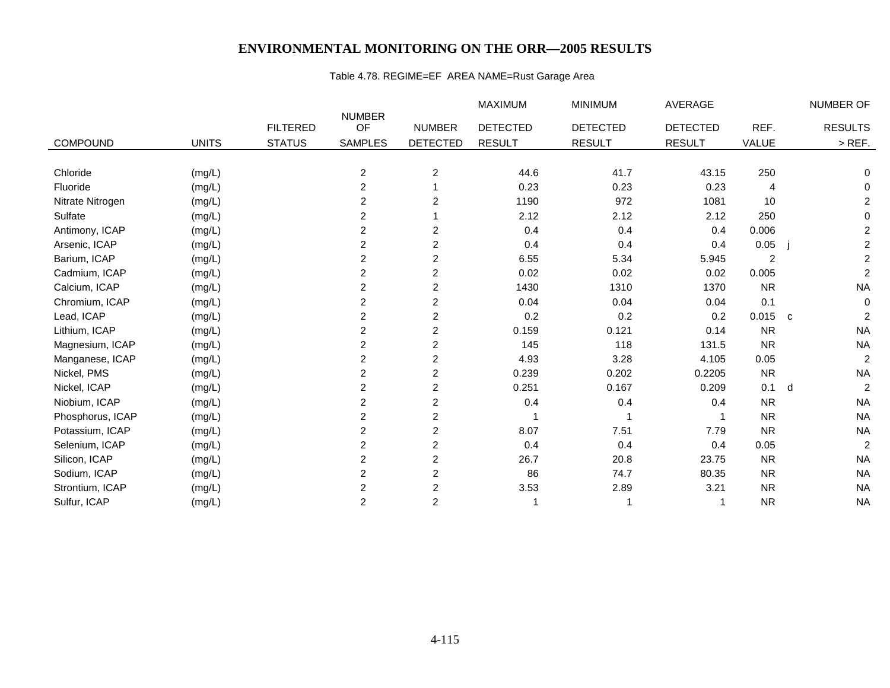# ENVIRONMENTAL MONITORING ON THE ORR—2005 RESULTS

Table 4.78. REGIME=EF AREA NAME=Rust Garage Area

| COMPOUND | UNITS | FILTERED STATUS | NUMBER OF SAMPLES | NUMBER DETECTED | MAXIMUM DETECTED RESULT | MINIMUM DETECTED RESULT | AVERAGE DETECTED RESULT | REF. VALUE | | NUMBER OF RESULTS > REF. |
|---|---|---|---|---|---|---|---|---|---|---|
| Chloride | (mg/L) | | 2 | 2 | 44.6 | 41.7 | 43.15 | 250 | | 0 |
| Fluoride | (mg/L) | | 2 | 1 | 0.23 | 0.23 | 0.23 | 4 | | 0 |
| Nitrate Nitrogen | (mg/L) | | 2 | 2 | 1190 | 972 | 1081 | 10 | | 2 |
| Sulfate | (mg/L) | | 2 | 1 | 2.12 | 2.12 | 2.12 | 250 | | 0 |
| Antimony, ICAP | (mg/L) | | 2 | 2 | 0.4 | 0.4 | 0.4 | 0.006 | | 2 |
| Arsenic, ICAP | (mg/L) | | 2 | 2 | 0.4 | 0.4 | 0.4 | 0.05 | j | 2 |
| Barium, ICAP | (mg/L) | | 2 | 2 | 6.55 | 5.34 | 5.945 | 2 | | 2 |
| Cadmium, ICAP | (mg/L) | | 2 | 2 | 0.02 | 0.02 | 0.02 | 0.005 | | 2 |
| Calcium, ICAP | (mg/L) | | 2 | 2 | 1430 | 1310 | 1370 | NR | | NA |
| Chromium, ICAP | (mg/L) | | 2 | 2 | 0.04 | 0.04 | 0.04 | 0.1 | | 0 |
| Lead, ICAP | (mg/L) | | 2 | 2 | 0.2 | 0.2 | 0.2 | 0.015 | c | 2 |
| Lithium, ICAP | (mg/L) | | 2 | 2 | 0.159 | 0.121 | 0.14 | NR | | NA |
| Magnesium, ICAP | (mg/L) | | 2 | 2 | 145 | 118 | 131.5 | NR | | NA |
| Manganese, ICAP | (mg/L) | | 2 | 2 | 4.93 | 3.28 | 4.105 | 0.05 | | 2 |
| Nickel, PMS | (mg/L) | | 2 | 2 | 0.239 | 0.202 | 0.2205 | NR | | NA |
| Nickel, ICAP | (mg/L) | | 2 | 2 | 0.251 | 0.167 | 0.209 | 0.1 | d | 2 |
| Niobium, ICAP | (mg/L) | | 2 | 2 | 0.4 | 0.4 | 0.4 | NR | | NA |
| Phosphorus, ICAP | (mg/L) | | 2 | 2 | 1 | 1 | 1 | NR | | NA |
| Potassium, ICAP | (mg/L) | | 2 | 2 | 8.07 | 7.51 | 7.79 | NR | | NA |
| Selenium, ICAP | (mg/L) | | 2 | 2 | 0.4 | 0.4 | 0.4 | 0.05 | | 2 |
| Silicon, ICAP | (mg/L) | | 2 | 2 | 26.7 | 20.8 | 23.75 | NR | | NA |
| Sodium, ICAP | (mg/L) | | 2 | 2 | 86 | 74.7 | 80.35 | NR | | NA |
| Strontium, ICAP | (mg/L) | | 2 | 2 | 3.53 | 2.89 | 3.21 | NR | | NA |
| Sulfur, ICAP | (mg/L) | | 2 | 2 | 1 | 1 | 1 | NR | | NA |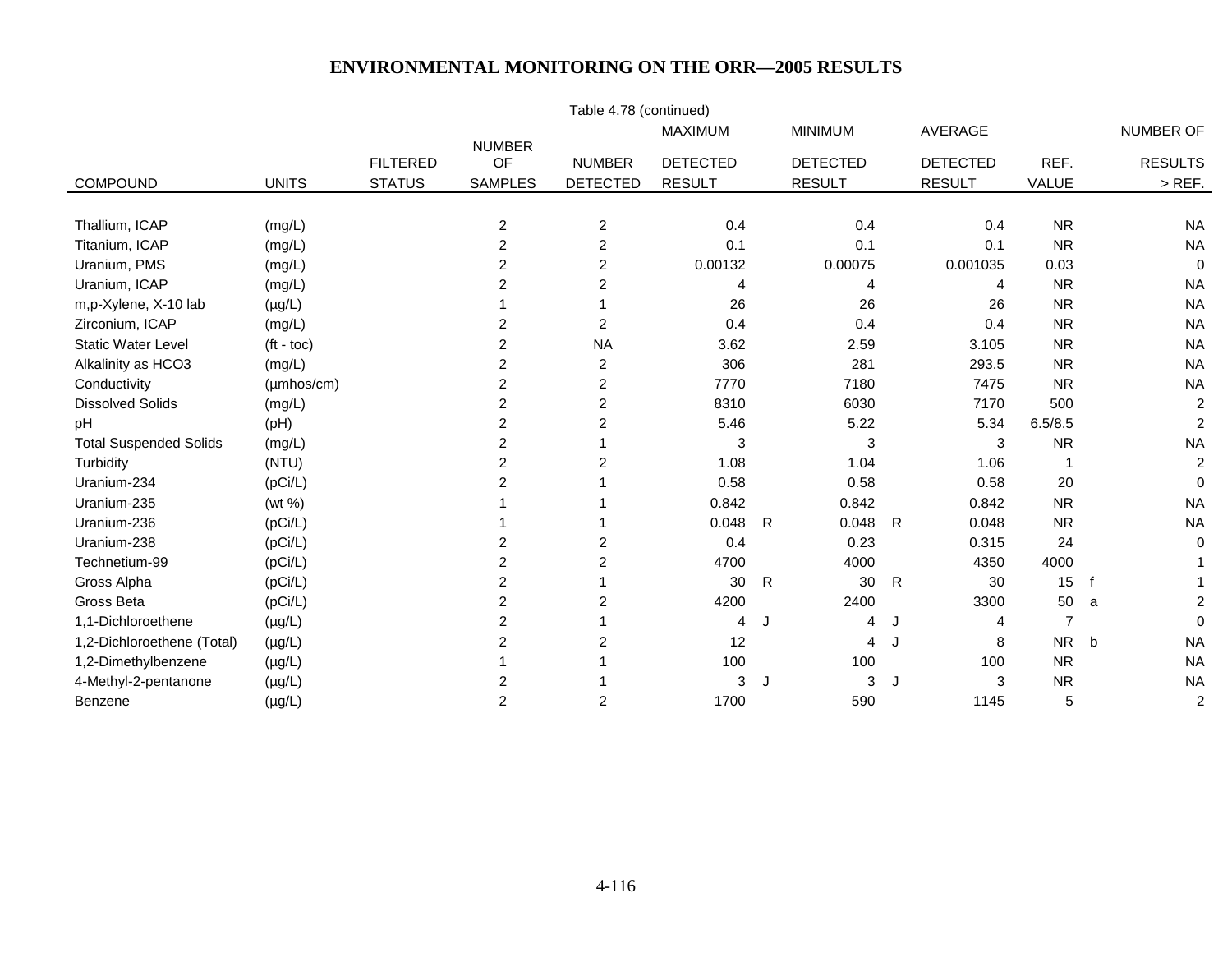## ENVIRONMENTAL MONITORING ON THE ORR—2005 RESULTS

Table 4.78 (continued)

| COMPOUND | UNITS | FILTERED STATUS | NUMBER OF SAMPLES | NUMBER DETECTED | MAXIMUM DETECTED RESULT | | MINIMUM DETECTED RESULT | | AVERAGE DETECTED RESULT | REF. VALUE | | NUMBER OF RESULTS > REF. |
|---|---|---|---|---|---|---|---|---|---|---|---|---|
| Thallium, ICAP | (mg/L) | | 2 | 2 | 0.4 | | 0.4 | | 0.4 | NR | | NA |
| Titanium, ICAP | (mg/L) | | 2 | 2 | 0.1 | | 0.1 | | 0.1 | NR | | NA |
| Uranium, PMS | (mg/L) | | 2 | 2 | 0.00132 | | 0.00075 | | 0.001035 | 0.03 | | 0 |
| Uranium, ICAP | (mg/L) | | 2 | 2 | 4 | | 4 | | 4 | NR | | NA |
| m,p-Xylene, X-10 lab | (µg/L) | | 1 | 1 | 26 | | 26 | | 26 | NR | | NA |
| Zirconium, ICAP | (mg/L) | | 2 | 2 | 0.4 | | 0.4 | | 0.4 | NR | | NA |
| Static Water Level | (ft - toc) | | 2 | NA | 3.62 | | 2.59 | | 3.105 | NR | | NA |
| Alkalinity as HCO3 | (mg/L) | | 2 | 2 | 306 | | 281 | | 293.5 | NR | | NA |
| Conductivity | (µmhos/cm) | | 2 | 2 | 7770 | | 7180 | | 7475 | NR | | NA |
| Dissolved Solids | (mg/L) | | 2 | 2 | 8310 | | 6030 | | 7170 | 500 | | 2 |
| pH | (pH) | | 2 | 2 | 5.46 | | 5.22 | | 5.34 | 6.5/8.5 | | 2 |
| Total Suspended Solids | (mg/L) | | 2 | 1 | 3 | | 3 | | 3 | NR | | NA |
| Turbidity | (NTU) | | 2 | 2 | 1.08 | | 1.04 | | 1.06 | 1 | | 2 |
| Uranium-234 | (pCi/L) | | 2 | 1 | 0.58 | | 0.58 | | 0.58 | 20 | | 0 |
| Uranium-235 | (wt %) | | 1 | 1 | 0.842 | | 0.842 | | 0.842 | NR | | NA |
| Uranium-236 | (pCi/L) | | 1 | 1 | 0.048 | R | 0.048 | R | 0.048 | NR | | NA |
| Uranium-238 | (pCi/L) | | 2 | 2 | 0.4 | | 0.23 | | 0.315 | 24 | | 0 |
| Technetium-99 | (pCi/L) | | 2 | 2 | 4700 | | 4000 | | 4350 | 4000 | | 1 |
| Gross Alpha | (pCi/L) | | 2 | 1 | 30 | R | 30 | R | 30 | 15 | f | 1 |
| Gross Beta | (pCi/L) | | 2 | 2 | 4200 | | 2400 | | 3300 | 50 | a | 2 |
| 1,1-Dichloroethene | (µg/L) | | 2 | 1 | 4 | J | 4 | J | 4 | 7 | | 0 |
| 1,2-Dichloroethene (Total) | (µg/L) | | 2 | 2 | 12 | | 4 | J | 8 | NR | b | NA |
| 1,2-Dimethylbenzene | (µg/L) | | 1 | 1 | 100 | | 100 | | 100 | NR | | NA |
| 4-Methyl-2-pentanone | (µg/L) | | 2 | 1 | 3 | J | 3 | J | 3 | NR | | NA |
| Benzene | (µg/L) | | 2 | 2 | 1700 | | 590 | | 1145 | 5 | | 2 |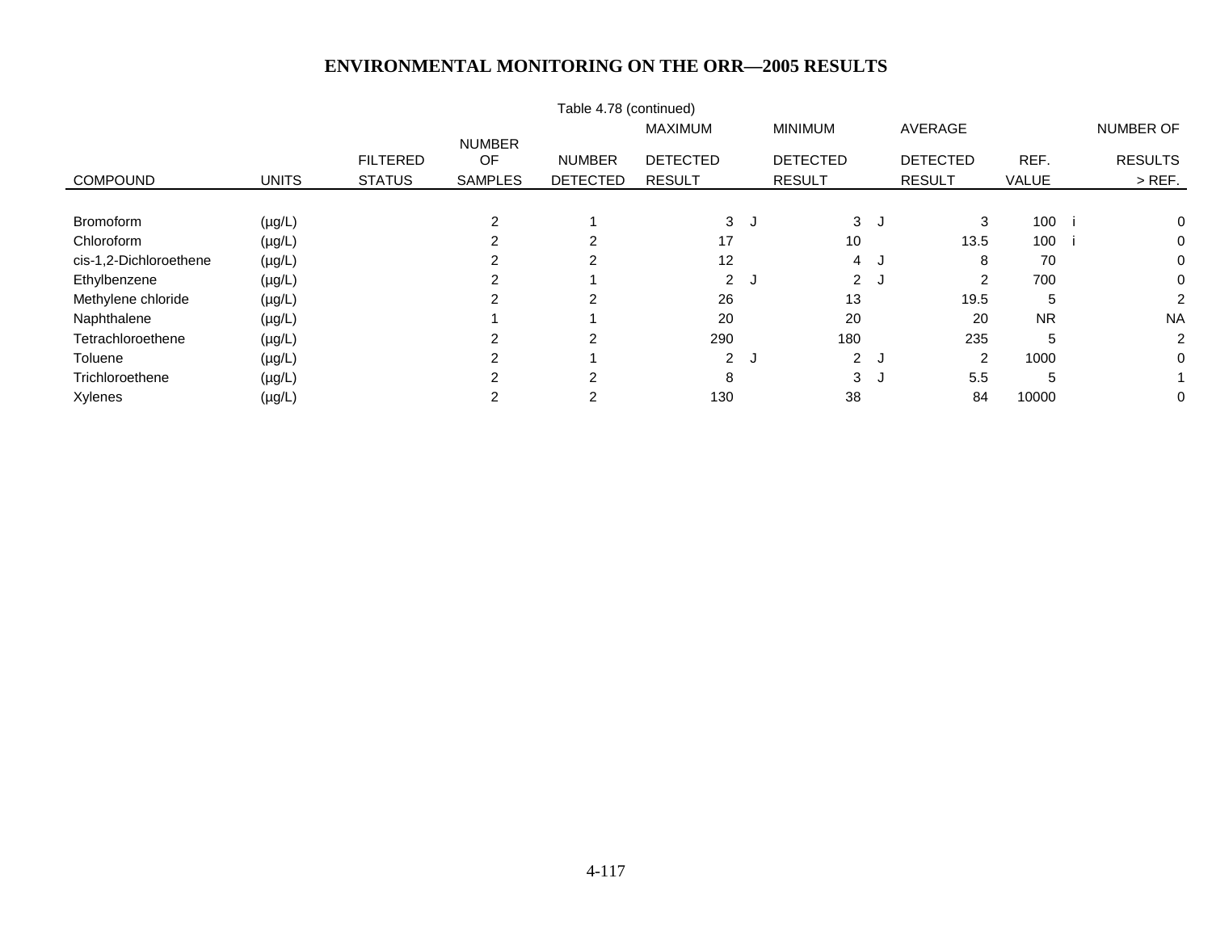# ENVIRONMENTAL MONITORING ON THE ORR—2005 RESULTS

Table 4.78 (continued)

| COMPOUND | UNITS | FILTERED STATUS | NUMBER OF SAMPLES | NUMBER DETECTED | MAXIMUM DETECTED RESULT | | MINIMUM DETECTED RESULT | | AVERAGE DETECTED RESULT | REF. VALUE | | NUMBER OF RESULTS > REF. |
|---|---|---|---|---|---|---|---|---|---|---|---|---|
| Bromoform | (µg/L) | | 2 | 1 | 3 | J | 3 | J | 3 | 100 | i | 0 |
| Chloroform | (µg/L) | | 2 | 2 | 17 | | 10 | | 13.5 | 100 | i | 0 |
| cis-1,2-Dichloroethene | (µg/L) | | 2 | 2 | 12 | | 4 | J | 8 | 70 | | 0 |
| Ethylbenzene | (µg/L) | | 2 | 1 | 2 | J | 2 | J | 2 | 700 | | 0 |
| Methylene chloride | (µg/L) | | 2 | 2 | 26 | | 13 | | 19.5 | 5 | | 2 |
| Naphthalene | (µg/L) | | 1 | 1 | 20 | | 20 | | 20 | NR | | NA |
| Tetrachloroethene | (µg/L) | | 2 | 2 | 290 | | 180 | | 235 | 5 | | 2 |
| Toluene | (µg/L) | | 2 | 1 | 2 | J | 2 | J | 2 | 1000 | | 0 |
| Trichloroethene | (µg/L) | | 2 | 2 | 8 | | 3 | J | 5.5 | 5 | | 1 |
| Xylenes | (µg/L) | | 2 | 2 | 130 | | 38 | | 84 | 10000 | | 0 |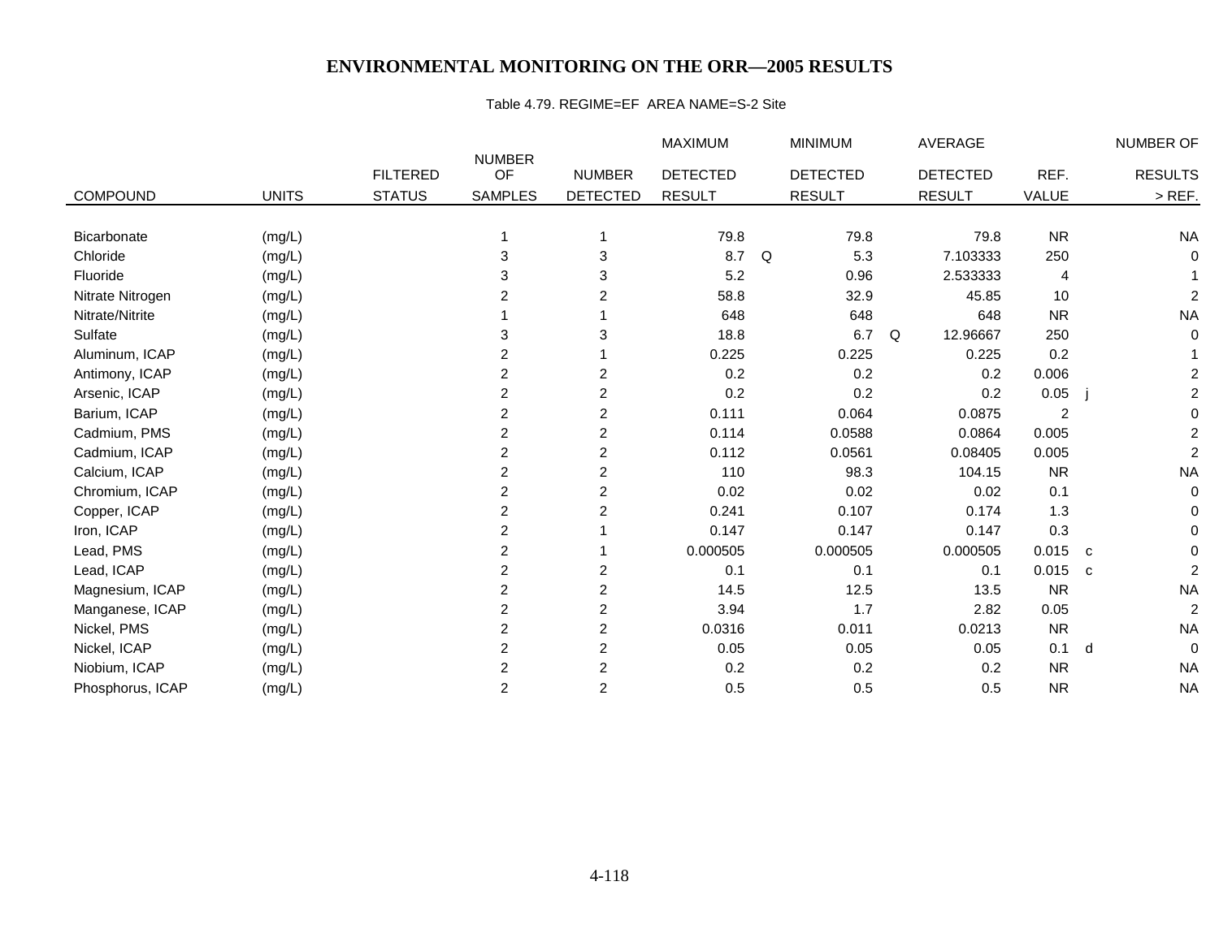# ENVIRONMENTAL MONITORING ON THE ORR—2005 RESULTS

Table 4.79. REGIME=EF AREA NAME=S-2 Site

| COMPOUND | UNITS | FILTERED STATUS | NUMBER OF SAMPLES | NUMBER DETECTED | MAXIMUM DETECTED RESULT | | MINIMUM DETECTED RESULT | | AVERAGE DETECTED RESULT | REF. VALUE | | NUMBER OF RESULTS > REF. |
|---|---|---|---|---|---|---|---|---|---|---|---|---|
| Bicarbonate | (mg/L) | | 1 | 1 | 79.8 | | 79.8 | | 79.8 | NR | | NA |
| Chloride | (mg/L) | | 3 | 3 | 8.7 | Q | 5.3 | | 7.103333 | 250 | | 0 |
| Fluoride | (mg/L) | | 3 | 3 | 5.2 | | 0.96 | | 2.533333 | 4 | | 1 |
| Nitrate Nitrogen | (mg/L) | | 2 | 2 | 58.8 | | 32.9 | | 45.85 | 10 | | 2 |
| Nitrate/Nitrite | (mg/L) | | 1 | 1 | 648 | | 648 | | 648 | NR | | NA |
| Sulfate | (mg/L) | | 3 | 3 | 18.8 | | 6.7 | Q | 12.96667 | 250 | | 0 |
| Aluminum, ICAP | (mg/L) | | 2 | 1 | 0.225 | | 0.225 | | 0.225 | 0.2 | | 1 |
| Antimony, ICAP | (mg/L) | | 2 | 2 | 0.2 | | 0.2 | | 0.2 | 0.006 | | 2 |
| Arsenic, ICAP | (mg/L) | | 2 | 2 | 0.2 | | 0.2 | | 0.2 | 0.05 | j | 2 |
| Barium, ICAP | (mg/L) | | 2 | 2 | 0.111 | | 0.064 | | 0.0875 | 2 | | 0 |
| Cadmium, PMS | (mg/L) | | 2 | 2 | 0.114 | | 0.0588 | | 0.0864 | 0.005 | | 2 |
| Cadmium, ICAP | (mg/L) | | 2 | 2 | 0.112 | | 0.0561 | | 0.08405 | 0.005 | | 2 |
| Calcium, ICAP | (mg/L) | | 2 | 2 | 110 | | 98.3 | | 104.15 | NR | | NA |
| Chromium, ICAP | (mg/L) | | 2 | 2 | 0.02 | | 0.02 | | 0.02 | 0.1 | | 0 |
| Copper, ICAP | (mg/L) | | 2 | 2 | 0.241 | | 0.107 | | 0.174 | 1.3 | | 0 |
| Iron, ICAP | (mg/L) | | 2 | 1 | 0.147 | | 0.147 | | 0.147 | 0.3 | | 0 |
| Lead, PMS | (mg/L) | | 2 | 1 | 0.000505 | | 0.000505 | | 0.000505 | 0.015 | c | 0 |
| Lead, ICAP | (mg/L) | | 2 | 2 | 0.1 | | 0.1 | | 0.1 | 0.015 | c | 2 |
| Magnesium, ICAP | (mg/L) | | 2 | 2 | 14.5 | | 12.5 | | 13.5 | NR | | NA |
| Manganese, ICAP | (mg/L) | | 2 | 2 | 3.94 | | 1.7 | | 2.82 | 0.05 | | 2 |
| Nickel, PMS | (mg/L) | | 2 | 2 | 0.0316 | | 0.011 | | 0.0213 | NR | | NA |
| Nickel, ICAP | (mg/L) | | 2 | 2 | 0.05 | | 0.05 | | 0.05 | 0.1 | d | 0 |
| Niobium, ICAP | (mg/L) | | 2 | 2 | 0.2 | | 0.2 | | 0.2 | NR | | NA |
| Phosphorus, ICAP | (mg/L) | | 2 | 2 | 0.5 | | 0.5 | | 0.5 | NR | | NA |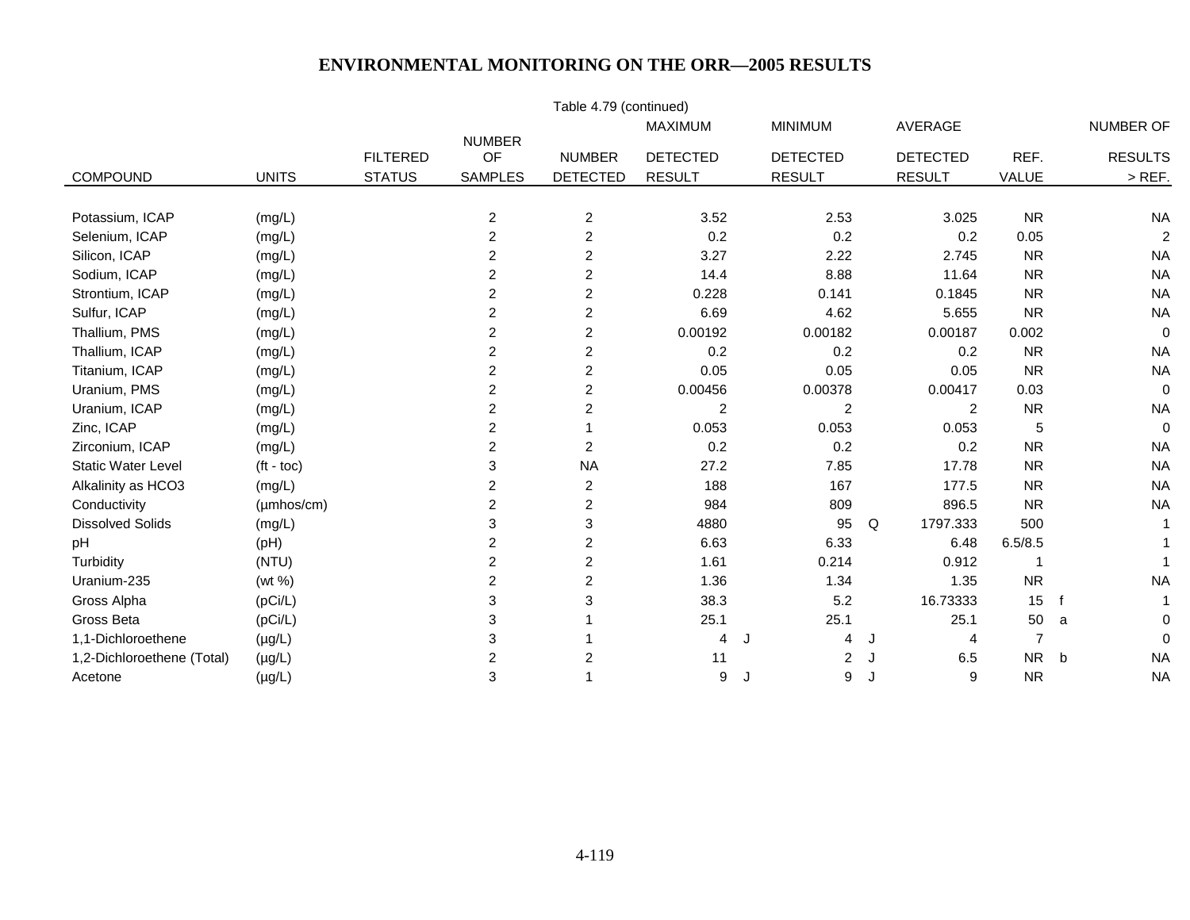# ENVIRONMENTAL MONITORING ON THE ORR—2005 RESULTS

Table 4.79 (continued)

| COMPOUND | UNITS | FILTERED STATUS | NUMBER OF SAMPLES | NUMBER DETECTED | MAXIMUM DETECTED RESULT | | MINIMUM DETECTED RESULT | | AVERAGE DETECTED RESULT | REF. VALUE | | NUMBER OF RESULTS > REF. |
|---|---|---|---|---|---|---|---|---|---|---|---|---|
| Potassium, ICAP | (mg/L) | | 2 | 2 | 3.52 | | 2.53 | | 3.025 | NR | | NA |
| Selenium, ICAP | (mg/L) | | 2 | 2 | 0.2 | | 0.2 | | 0.2 | 0.05 | | 2 |
| Silicon, ICAP | (mg/L) | | 2 | 2 | 3.27 | | 2.22 | | 2.745 | NR | | NA |
| Sodium, ICAP | (mg/L) | | 2 | 2 | 14.4 | | 8.88 | | 11.64 | NR | | NA |
| Strontium, ICAP | (mg/L) | | 2 | 2 | 0.228 | | 0.141 | | 0.1845 | NR | | NA |
| Sulfur, ICAP | (mg/L) | | 2 | 2 | 6.69 | | 4.62 | | 5.655 | NR | | NA |
| Thallium, PMS | (mg/L) | | 2 | 2 | 0.00192 | | 0.00182 | | 0.00187 | 0.002 | | 0 |
| Thallium, ICAP | (mg/L) | | 2 | 2 | 0.2 | | 0.2 | | 0.2 | NR | | NA |
| Titanium, ICAP | (mg/L) | | 2 | 2 | 0.05 | | 0.05 | | 0.05 | NR | | NA |
| Uranium, PMS | (mg/L) | | 2 | 2 | 0.00456 | | 0.00378 | | 0.00417 | 0.03 | | 0 |
| Uranium, ICAP | (mg/L) | | 2 | 2 | 2 | | 2 | | 2 | NR | | NA |
| Zinc, ICAP | (mg/L) | | 2 | 1 | 0.053 | | 0.053 | | 0.053 | 5 | | 0 |
| Zirconium, ICAP | (mg/L) | | 2 | 2 | 0.2 | | 0.2 | | 0.2 | NR | | NA |
| Static Water Level | (ft - toc) | | 3 | NA | 27.2 | | 7.85 | | 17.78 | NR | | NA |
| Alkalinity as HCO3 | (mg/L) | | 2 | 2 | 188 | | 167 | | 177.5 | NR | | NA |
| Conductivity | (µmhos/cm) | | 2 | 2 | 984 | | 809 | | 896.5 | NR | | NA |
| Dissolved Solids | (mg/L) | | 3 | 3 | 4880 | | 95 | Q | 1797.333 | 500 | | 1 |
| pH | (pH) | | 2 | 2 | 6.63 | | 6.33 | | 6.48 | 6.5/8.5 | | 1 |
| Turbidity | (NTU) | | 2 | 2 | 1.61 | | 0.214 | | 0.912 | 1 | | 1 |
| Uranium-235 | (wt %) | | 2 | 2 | 1.36 | | 1.34 | | 1.35 | NR | | NA |
| Gross Alpha | (pCi/L) | | 3 | 3 | 38.3 | | 5.2 | | 16.73333 | 15 | f | 1 |
| Gross Beta | (pCi/L) | | 3 | 1 | 25.1 | | 25.1 | | 25.1 | 50 | a | 0 |
| 1,1-Dichloroethene | (µg/L) | | 3 | 1 | 4 | J | 4 | J | 4 | 7 | | 0 |
| 1,2-Dichloroethene (Total) | (µg/L) | | 2 | 2 | 11 | | 2 | J | 6.5 | NR | b | NA |
| Acetone | (µg/L) | | 3 | 1 | 9 | J | 9 | J | 9 | NR | | NA |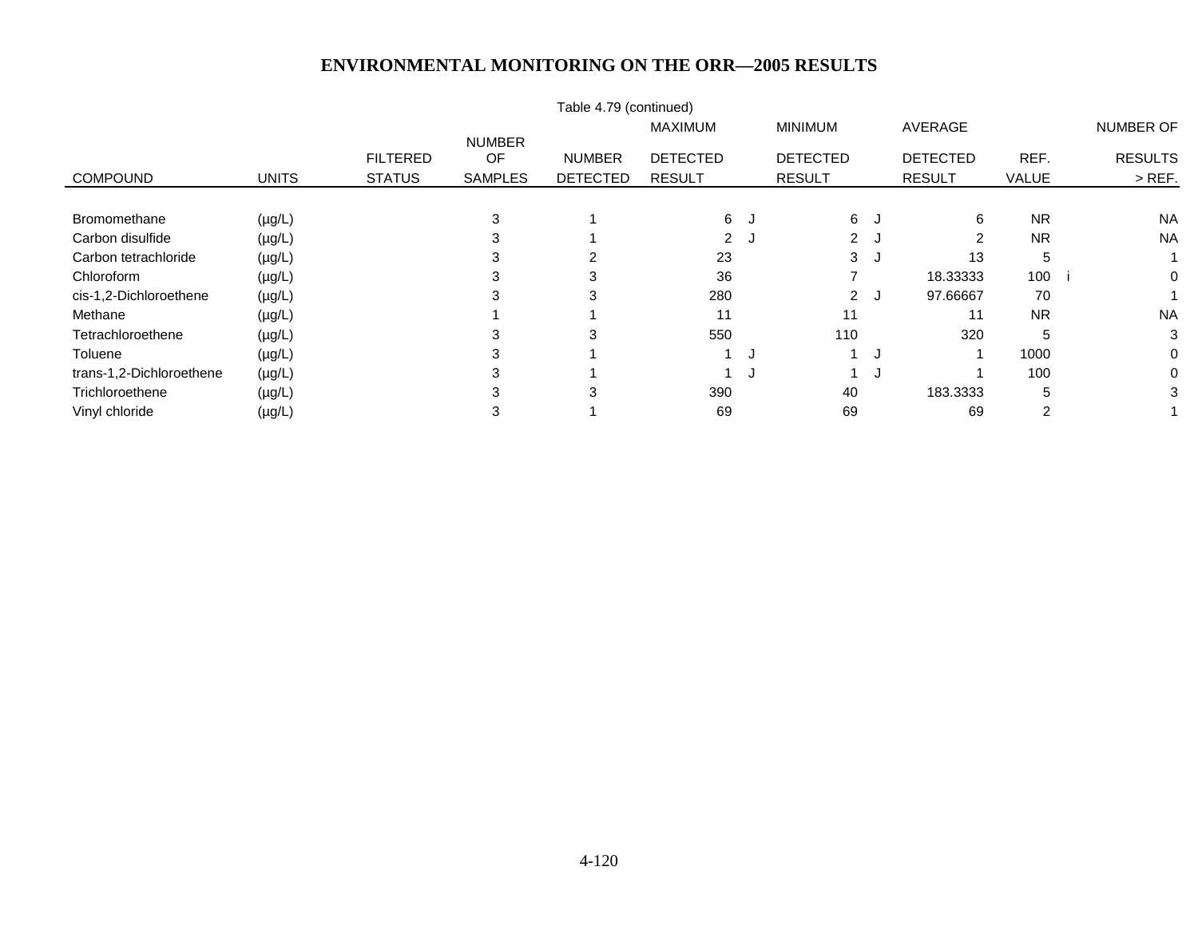## ENVIRONMENTAL MONITORING ON THE ORR—2005 RESULTS

Table 4.79 (continued)

| COMPOUND | UNITS | FILTERED STATUS | NUMBER OF SAMPLES | NUMBER DETECTED | MAXIMUM DETECTED RESULT | | MINIMUM DETECTED RESULT | | AVERAGE DETECTED RESULT | REF. VALUE | | NUMBER OF RESULTS > REF. |
|---|---|---|---|---|---|---|---|---|---|---|---|---|
| Bromomethane | (µg/L) | | 3 | 1 | 6 | J | 6 | J | 6 | NR | | NA |
| Carbon disulfide | (µg/L) | | 3 | 1 | 2 | J | 2 | J | 2 | NR | | NA |
| Carbon tetrachloride | (µg/L) | | 3 | 2 | 23 | | 3 | J | 13 | 5 | | 1 |
| Chloroform | (µg/L) | | 3 | 3 | 36 | | 7 | | 18.33333 | 100 | i | 0 |
| cis-1,2-Dichloroethene | (µg/L) | | 3 | 3 | 280 | | 2 | J | 97.66667 | 70 | | 1 |
| Methane | (µg/L) | | 1 | 1 | 11 | | 11 | | 11 | NR | | NA |
| Tetrachloroethene | (µg/L) | | 3 | 3 | 550 | | 110 | | 320 | 5 | | 3 |
| Toluene | (µg/L) | | 3 | 1 | 1 | J | 1 | J | 1 | 1000 | | 0 |
| trans-1,2-Dichloroethene | (µg/L) | | 3 | 1 | 1 | J | 1 | J | 1 | 100 | | 0 |
| Trichloroethene | (µg/L) | | 3 | 3 | 390 | | 40 | | 183.3333 | 5 | | 3 |
| Vinyl chloride | (µg/L) | | 3 | 1 | 69 | | 69 | | 69 | 2 | | 1 |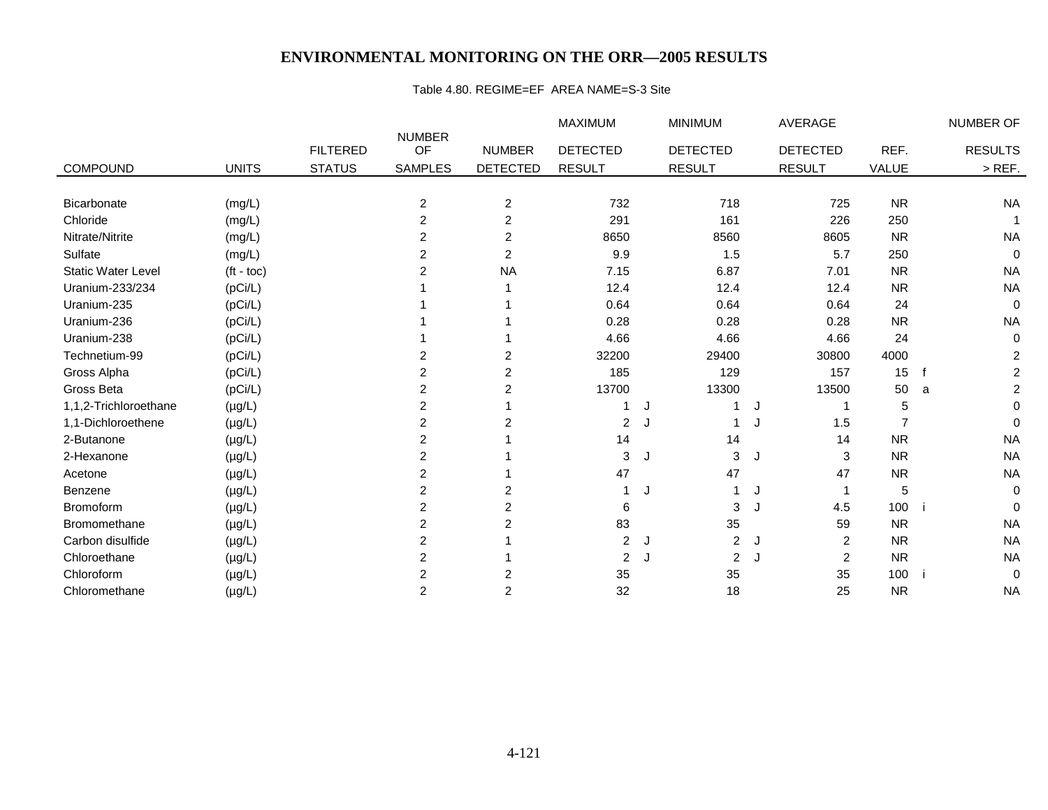# ENVIRONMENTAL MONITORING ON THE ORR—2005 RESULTS

Table 4.80. REGIME=EF AREA NAME=S-3 Site

| COMPOUND | UNITS | FILTERED STATUS | NUMBER OF SAMPLES | NUMBER DETECTED | MAXIMUM DETECTED RESULT | | MINIMUM DETECTED RESULT | | AVERAGE DETECTED RESULT | REF. VALUE | | NUMBER OF RESULTS > REF. |
|---|---|---|---|---|---|---|---|---|---|---|---|---|
| Bicarbonate | (mg/L) | | 2 | 2 | 732 | | 718 | | 725 | NR | | NA |
| Chloride | (mg/L) | | 2 | 2 | 291 | | 161 | | 226 | 250 | | 1 |
| Nitrate/Nitrite | (mg/L) | | 2 | 2 | 8650 | | 8560 | | 8605 | NR | | NA |
| Sulfate | (mg/L) | | 2 | 2 | 9.9 | | 1.5 | | 5.7 | 250 | | 0 |
| Static Water Level | (ft - toc) | | 2 | NA | 7.15 | | 6.87 | | 7.01 | NR | | NA |
| Uranium-233/234 | (pCi/L) | | 1 | 1 | 12.4 | | 12.4 | | 12.4 | NR | | NA |
| Uranium-235 | (pCi/L) | | 1 | 1 | 0.64 | | 0.64 | | 0.64 | 24 | | 0 |
| Uranium-236 | (pCi/L) | | 1 | 1 | 0.28 | | 0.28 | | 0.28 | NR | | NA |
| Uranium-238 | (pCi/L) | | 1 | 1 | 4.66 | | 4.66 | | 4.66 | 24 | | 0 |
| Technetium-99 | (pCi/L) | | 2 | 2 | 32200 | | 29400 | | 30800 | 4000 | | 2 |
| Gross Alpha | (pCi/L) | | 2 | 2 | 185 | | 129 | | 157 | 15 | f | 2 |
| Gross Beta | (pCi/L) | | 2 | 2 | 13700 | | 13300 | | 13500 | 50 | a | 2 |
| 1,1,2-Trichloroethane | (µg/L) | | 2 | 1 | 1 | J | 1 | J | 1 | 5 | | 0 |
| 1,1-Dichloroethene | (µg/L) | | 2 | 2 | 2 | J | 1 | J | 1.5 | 7 | | 0 |
| 2-Butanone | (µg/L) | | 2 | 1 | 14 | | 14 | | 14 | NR | | NA |
| 2-Hexanone | (µg/L) | | 2 | 1 | 3 | J | 3 | J | 3 | NR | | NA |
| Acetone | (µg/L) | | 2 | 1 | 47 | | 47 | | 47 | NR | | NA |
| Benzene | (µg/L) | | 2 | 2 | 1 | J | 1 | J | 1 | 5 | | 0 |
| Bromoform | (µg/L) | | 2 | 2 | 6 | | 3 | J | 4.5 | 100 | i | 0 |
| Bromomethane | (µg/L) | | 2 | 2 | 83 | | 35 | | 59 | NR | | NA |
| Carbon disulfide | (µg/L) | | 2 | 1 | 2 | J | 2 | J | 2 | NR | | NA |
| Chloroethane | (µg/L) | | 2 | 1 | 2 | J | 2 | J | 2 | NR | | NA |
| Chloroform | (µg/L) | | 2 | 2 | 35 | | 35 | | 35 | 100 | i | 0 |
| Chloromethane | (µg/L) | | 2 | 2 | 32 | | 18 | | 25 | NR | | NA |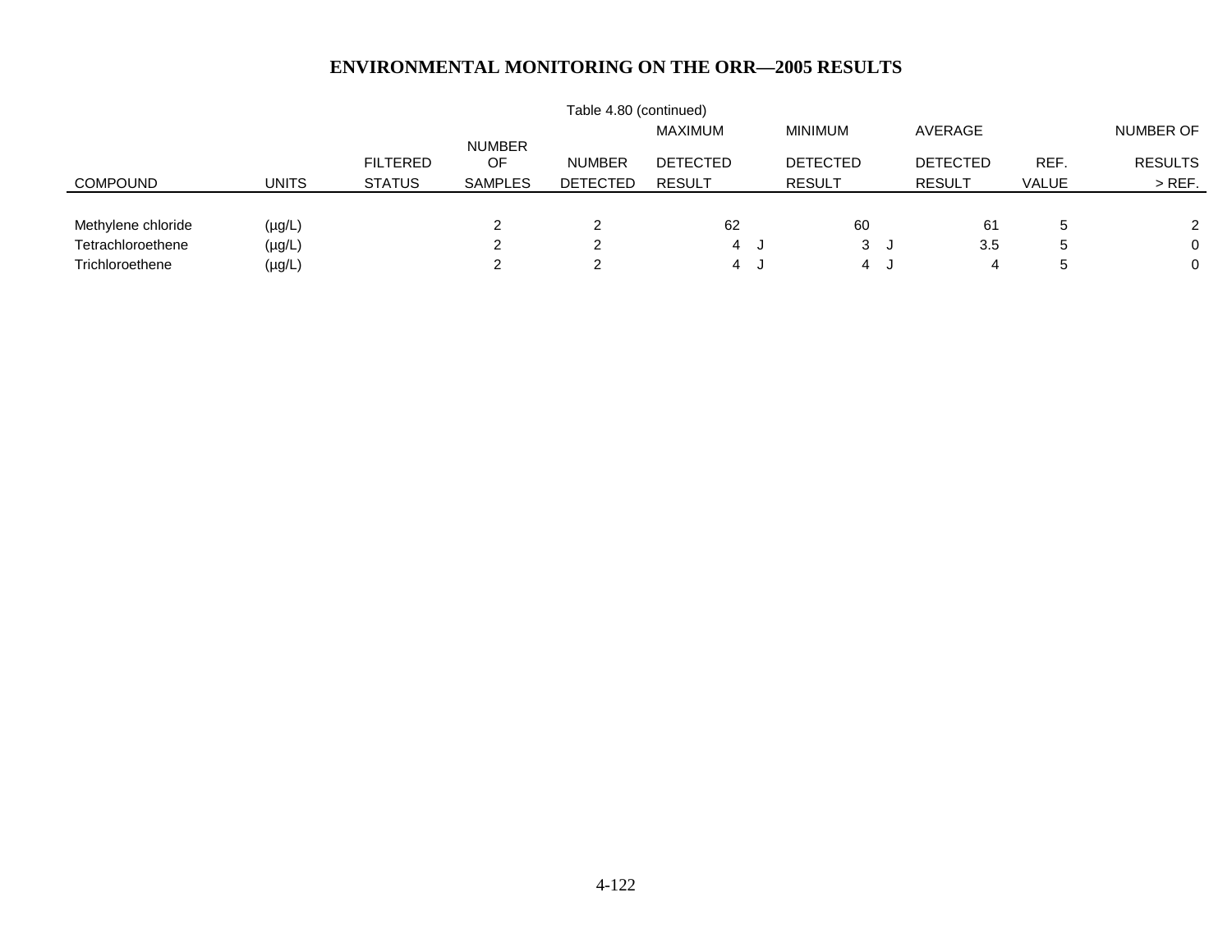# ENVIRONMENTAL MONITORING ON THE ORR—2005 RESULTS

Table 4.80 (continued)

| COMPOUND | UNITS | FILTERED STATUS | NUMBER OF SAMPLES | NUMBER DETECTED | MAXIMUM DETECTED RESULT | | MINIMUM DETECTED RESULT | | AVERAGE DETECTED RESULT | REF. VALUE | NUMBER OF RESULTS > REF. |
|---|---|---|---|---|---|---|---|---|---|---|---|
| Methylene chloride | (µg/L) | | 2 | 2 | 62 | | 60 | | 61 | 5 | 2 |
| Tetrachloroethene | (µg/L) | | 2 | 2 | 4 | J | 3 | J | 3.5 | 5 | 0 |
| Trichloroethene | (µg/L) | | 2 | 2 | 4 | J | 4 | J | 4 | 5 | 0 |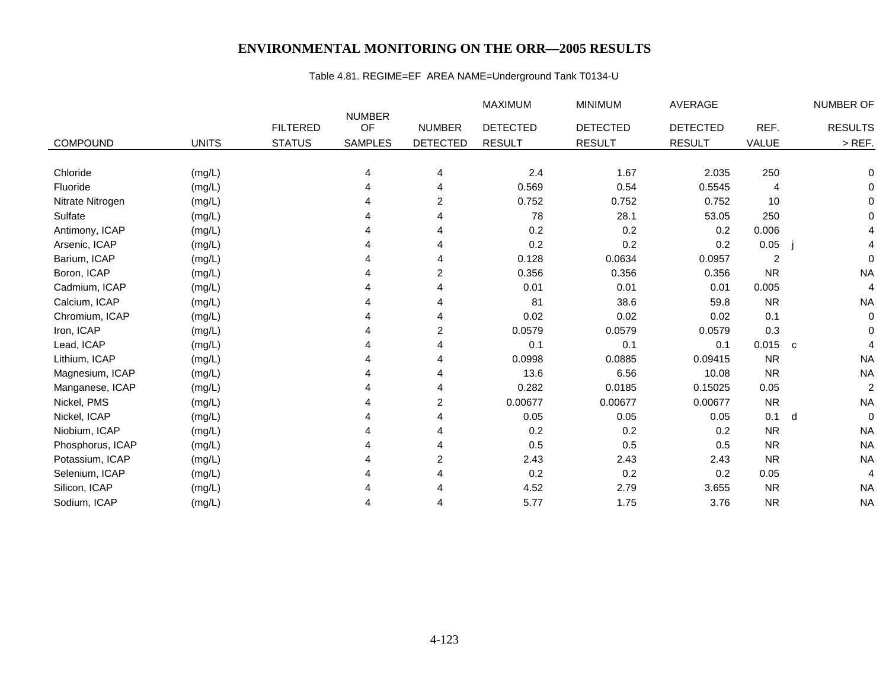# ENVIRONMENTAL MONITORING ON THE ORR—2005 RESULTS

Table 4.81. REGIME=EF AREA NAME=Underground Tank T0134-U

| COMPOUND | UNITS | FILTERED STATUS | NUMBER OF SAMPLES | NUMBER DETECTED | MAXIMUM DETECTED RESULT | MINIMUM DETECTED RESULT | AVERAGE DETECTED RESULT | REF. VALUE | | NUMBER OF RESULTS > REF. |
|---|---|---|---|---|---|---|---|---|---|---|
| Chloride | (mg/L) | | 4 | 4 | 2.4 | 1.67 | 2.035 | 250 | | 0 |
| Fluoride | (mg/L) | | 4 | 4 | 0.569 | 0.54 | 0.5545 | 4 | | 0 |
| Nitrate Nitrogen | (mg/L) | | 4 | 2 | 0.752 | 0.752 | 0.752 | 10 | | 0 |
| Sulfate | (mg/L) | | 4 | 4 | 78 | 28.1 | 53.05 | 250 | | 0 |
| Antimony, ICAP | (mg/L) | | 4 | 4 | 0.2 | 0.2 | 0.2 | 0.006 | | 4 |
| Arsenic, ICAP | (mg/L) | | 4 | 4 | 0.2 | 0.2 | 0.2 | 0.05 | j | 4 |
| Barium, ICAP | (mg/L) | | 4 | 4 | 0.128 | 0.0634 | 0.0957 | 2 | | 0 |
| Boron, ICAP | (mg/L) | | 4 | 2 | 0.356 | 0.356 | 0.356 | NR | | NA |
| Cadmium, ICAP | (mg/L) | | 4 | 4 | 0.01 | 0.01 | 0.01 | 0.005 | | 4 |
| Calcium, ICAP | (mg/L) | | 4 | 4 | 81 | 38.6 | 59.8 | NR | | NA |
| Chromium, ICAP | (mg/L) | | 4 | 4 | 0.02 | 0.02 | 0.02 | 0.1 | | 0 |
| Iron, ICAP | (mg/L) | | 4 | 2 | 0.0579 | 0.0579 | 0.0579 | 0.3 | | 0 |
| Lead, ICAP | (mg/L) | | 4 | 4 | 0.1 | 0.1 | 0.1 | 0.015 | c | 4 |
| Lithium, ICAP | (mg/L) | | 4 | 4 | 0.0998 | 0.0885 | 0.09415 | NR | | NA |
| Magnesium, ICAP | (mg/L) | | 4 | 4 | 13.6 | 6.56 | 10.08 | NR | | NA |
| Manganese, ICAP | (mg/L) | | 4 | 4 | 0.282 | 0.0185 | 0.15025 | 0.05 | | 2 |
| Nickel, PMS | (mg/L) | | 4 | 2 | 0.00677 | 0.00677 | 0.00677 | NR | | NA |
| Nickel, ICAP | (mg/L) | | 4 | 4 | 0.05 | 0.05 | 0.05 | 0.1 | d | 0 |
| Niobium, ICAP | (mg/L) | | 4 | 4 | 0.2 | 0.2 | 0.2 | NR | | NA |
| Phosphorus, ICAP | (mg/L) | | 4 | 4 | 0.5 | 0.5 | 0.5 | NR | | NA |
| Potassium, ICAP | (mg/L) | | 4 | 2 | 2.43 | 2.43 | 2.43 | NR | | NA |
| Selenium, ICAP | (mg/L) | | 4 | 4 | 0.2 | 0.2 | 0.2 | 0.05 | | 4 |
| Silicon, ICAP | (mg/L) | | 4 | 4 | 4.52 | 2.79 | 3.655 | NR | | NA |
| Sodium, ICAP | (mg/L) | | 4 | 4 | 5.77 | 1.75 | 3.76 | NR | | NA |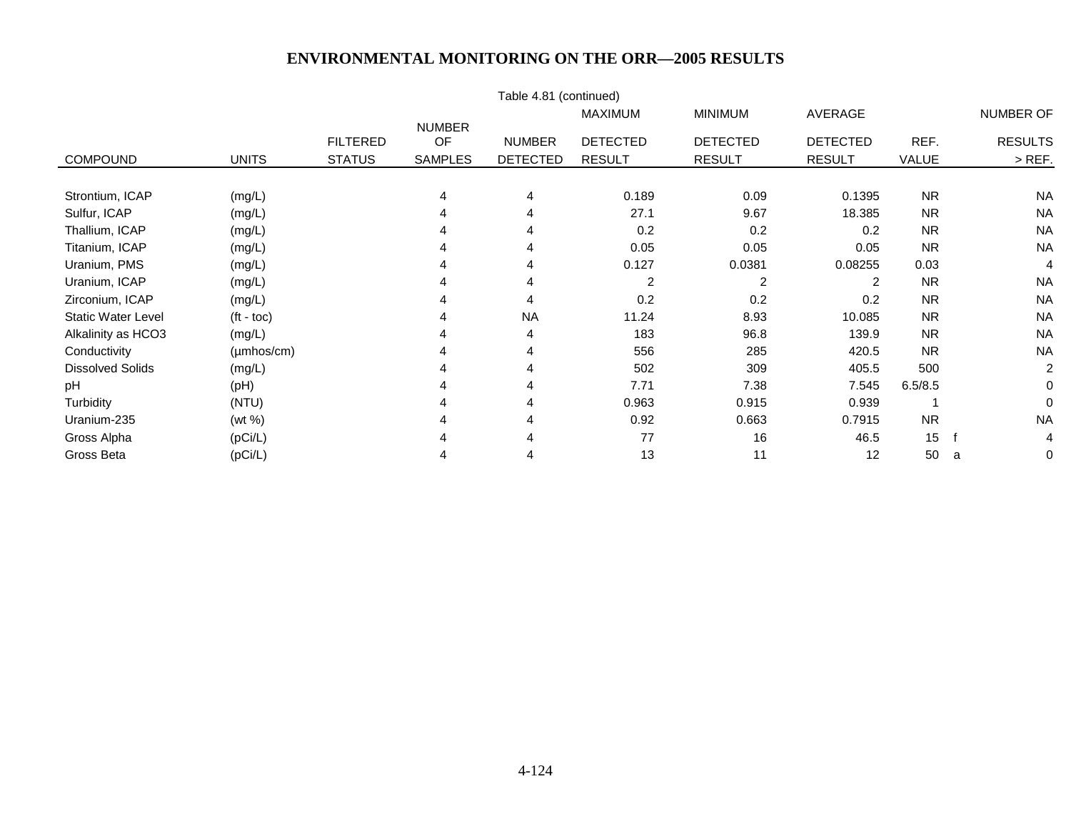# ENVIRONMENTAL MONITORING ON THE ORR—2005 RESULTS

Table 4.81 (continued)

| COMPOUND | UNITS | FILTERED STATUS | NUMBER OF SAMPLES | NUMBER DETECTED | MAXIMUM DETECTED RESULT | MINIMUM DETECTED RESULT | AVERAGE DETECTED RESULT | REF. VALUE | | NUMBER OF RESULTS > REF. |
|---|---|---|---|---|---|---|---|---|---|---|
| Strontium, ICAP | (mg/L) | | 4 | 4 | 0.189 | 0.09 | 0.1395 | NR | | NA |
| Sulfur, ICAP | (mg/L) | | 4 | 4 | 27.1 | 9.67 | 18.385 | NR | | NA |
| Thallium, ICAP | (mg/L) | | 4 | 4 | 0.2 | 0.2 | 0.2 | NR | | NA |
| Titanium, ICAP | (mg/L) | | 4 | 4 | 0.05 | 0.05 | 0.05 | NR | | NA |
| Uranium, PMS | (mg/L) | | 4 | 4 | 0.127 | 0.0381 | 0.08255 | 0.03 | | 4 |
| Uranium, ICAP | (mg/L) | | 4 | 4 | 2 | 2 | 2 | NR | | NA |
| Zirconium, ICAP | (mg/L) | | 4 | 4 | 0.2 | 0.2 | 0.2 | NR | | NA |
| Static Water Level | (ft - toc) | | 4 | NA | 11.24 | 8.93 | 10.085 | NR | | NA |
| Alkalinity as HCO3 | (mg/L) | | 4 | 4 | 183 | 96.8 | 139.9 | NR | | NA |
| Conductivity | (µmhos/cm) | | 4 | 4 | 556 | 285 | 420.5 | NR | | NA |
| Dissolved Solids | (mg/L) | | 4 | 4 | 502 | 309 | 405.5 | 500 | | 2 |
| pH | (pH) | | 4 | 4 | 7.71 | 7.38 | 7.545 | 6.5/8.5 | | 0 |
| Turbidity | (NTU) | | 4 | 4 | 0.963 | 0.915 | 0.939 | 1 | | 0 |
| Uranium-235 | (wt %) | | 4 | 4 | 0.92 | 0.663 | 0.7915 | NR | | NA |
| Gross Alpha | (pCi/L) | | 4 | 4 | 77 | 16 | 46.5 | 15 | f | 4 |
| Gross Beta | (pCi/L) | | 4 | 4 | 13 | 11 | 12 | 50 | a | 0 |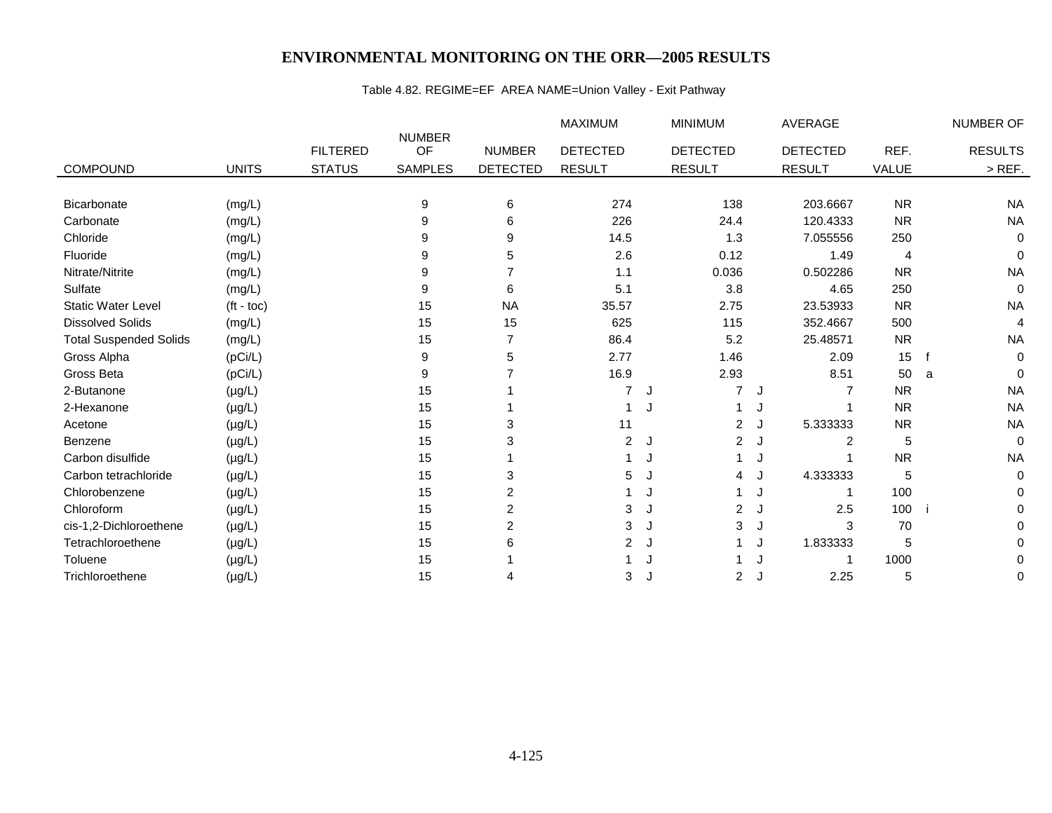# ENVIRONMENTAL MONITORING ON THE ORR—2005 RESULTS

Table 4.82. REGIME=EF AREA NAME=Union Valley - Exit Pathway

| COMPOUND | UNITS | FILTERED STATUS | NUMBER OF SAMPLES | NUMBER DETECTED | MAXIMUM DETECTED RESULT | | MINIMUM DETECTED RESULT | | AVERAGE DETECTED RESULT | REF. VALUE | | NUMBER OF RESULTS > REF. |
|---|---|---|---|---|---|---|---|---|---|---|---|---|
| Bicarbonate | (mg/L) | | 9 | 6 | 274 | | 138 | | 203.6667 | NR | | NA |
| Carbonate | (mg/L) | | 9 | 6 | 226 | | 24.4 | | 120.4333 | NR | | NA |
| Chloride | (mg/L) | | 9 | 9 | 14.5 | | 1.3 | | 7.055556 | 250 | | 0 |
| Fluoride | (mg/L) | | 9 | 5 | 2.6 | | 0.12 | | 1.49 | 4 | | 0 |
| Nitrate/Nitrite | (mg/L) | | 9 | 7 | 1.1 | | 0.036 | | 0.502286 | NR | | NA |
| Sulfate | (mg/L) | | 9 | 6 | 5.1 | | 3.8 | | 4.65 | 250 | | 0 |
| Static Water Level | (ft - toc) | | 15 | NA | 35.57 | | 2.75 | | 23.53933 | NR | | NA |
| Dissolved Solids | (mg/L) | | 15 | 15 | 625 | | 115 | | 352.4667 | 500 | | 4 |
| Total Suspended Solids | (mg/L) | | 15 | 7 | 86.4 | | 5.2 | | 25.48571 | NR | | NA |
| Gross Alpha | (pCi/L) | | 9 | 5 | 2.77 | | 1.46 | | 2.09 | 15 | f | 0 |
| Gross Beta | (pCi/L) | | 9 | 7 | 16.9 | | 2.93 | | 8.51 | 50 | a | 0 |
| 2-Butanone | (µg/L) | | 15 | 1 | 7 | J | 7 | J | 7 | NR | | NA |
| 2-Hexanone | (µg/L) | | 15 | 1 | 1 | J | 1 | J | 1 | NR | | NA |
| Acetone | (µg/L) | | 15 | 3 | 11 | | 2 | J | 5.333333 | NR | | NA |
| Benzene | (µg/L) | | 15 | 3 | 2 | J | 2 | J | 2 | 5 | | 0 |
| Carbon disulfide | (µg/L) | | 15 | 1 | 1 | J | 1 | J | 1 | NR | | NA |
| Carbon tetrachloride | (µg/L) | | 15 | 3 | 5 | J | 4 | J | 4.333333 | 5 | | 0 |
| Chlorobenzene | (µg/L) | | 15 | 2 | 1 | J | 1 | J | 1 | 100 | | 0 |
| Chloroform | (µg/L) | | 15 | 2 | 3 | J | 2 | J | 2.5 | 100 | i | 0 |
| cis-1,2-Dichloroethene | (µg/L) | | 15 | 2 | 3 | J | 3 | J | 3 | 70 | | 0 |
| Tetrachloroethene | (µg/L) | | 15 | 6 | 2 | J | 1 | J | 1.833333 | 5 | | 0 |
| Toluene | (µg/L) | | 15 | 1 | 1 | J | 1 | J | 1 | 1000 | | 0 |
| Trichloroethene | (µg/L) | | 15 | 4 | 3 | J | 2 | J | 2.25 | 5 | | 0 |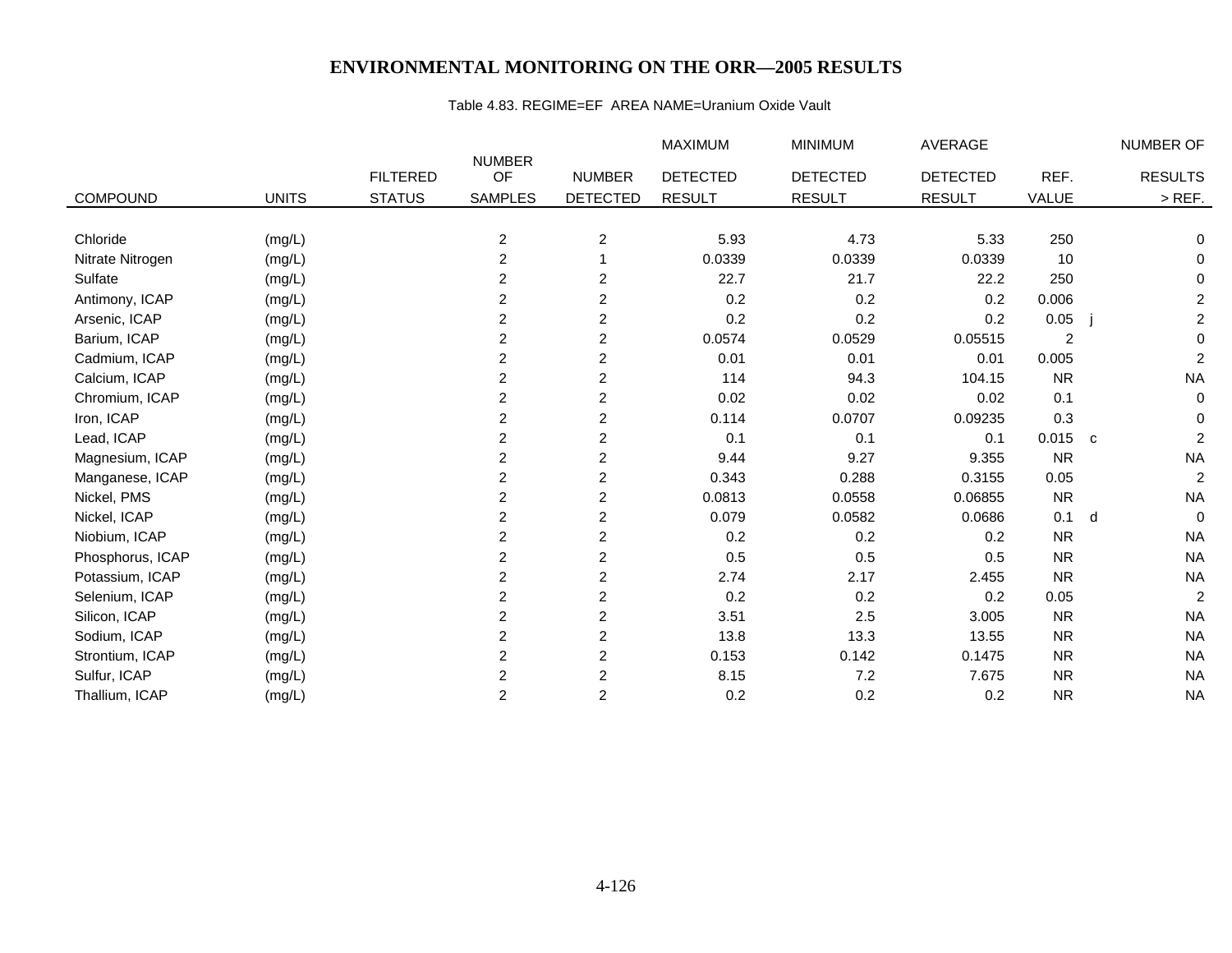# ENVIRONMENTAL MONITORING ON THE ORR—2005 RESULTS

Table 4.83. REGIME=EF AREA NAME=Uranium Oxide Vault

| COMPOUND | UNITS | FILTERED STATUS | NUMBER OF SAMPLES | NUMBER DETECTED | MAXIMUM DETECTED RESULT | MINIMUM DETECTED RESULT | AVERAGE DETECTED RESULT | REF. VALUE | | NUMBER OF RESULTS > REF. |
|---|---|---|---|---|---|---|---|---|---|---|
| Chloride | (mg/L) | | 2 | 2 | 5.93 | 4.73 | 5.33 | 250 | | 0 |
| Nitrate Nitrogen | (mg/L) | | 2 | 1 | 0.0339 | 0.0339 | 0.0339 | 10 | | 0 |
| Sulfate | (mg/L) | | 2 | 2 | 22.7 | 21.7 | 22.2 | 250 | | 0 |
| Antimony, ICAP | (mg/L) | | 2 | 2 | 0.2 | 0.2 | 0.2 | 0.006 | | 2 |
| Arsenic, ICAP | (mg/L) | | 2 | 2 | 0.2 | 0.2 | 0.2 | 0.05 | j | 2 |
| Barium, ICAP | (mg/L) | | 2 | 2 | 0.0574 | 0.0529 | 0.05515 | 2 | | 0 |
| Cadmium, ICAP | (mg/L) | | 2 | 2 | 0.01 | 0.01 | 0.01 | 0.005 | | 2 |
| Calcium, ICAP | (mg/L) | | 2 | 2 | 114 | 94.3 | 104.15 | NR | | NA |
| Chromium, ICAP | (mg/L) | | 2 | 2 | 0.02 | 0.02 | 0.02 | 0.1 | | 0 |
| Iron, ICAP | (mg/L) | | 2 | 2 | 0.114 | 0.0707 | 0.09235 | 0.3 | | 0 |
| Lead, ICAP | (mg/L) | | 2 | 2 | 0.1 | 0.1 | 0.1 | 0.015 | c | 2 |
| Magnesium, ICAP | (mg/L) | | 2 | 2 | 9.44 | 9.27 | 9.355 | NR | | NA |
| Manganese, ICAP | (mg/L) | | 2 | 2 | 0.343 | 0.288 | 0.3155 | 0.05 | | 2 |
| Nickel, PMS | (mg/L) | | 2 | 2 | 0.0813 | 0.0558 | 0.06855 | NR | | NA |
| Nickel, ICAP | (mg/L) | | 2 | 2 | 0.079 | 0.0582 | 0.0686 | 0.1 | d | 0 |
| Niobium, ICAP | (mg/L) | | 2 | 2 | 0.2 | 0.2 | 0.2 | NR | | NA |
| Phosphorus, ICAP | (mg/L) | | 2 | 2 | 0.5 | 0.5 | 0.5 | NR | | NA |
| Potassium, ICAP | (mg/L) | | 2 | 2 | 2.74 | 2.17 | 2.455 | NR | | NA |
| Selenium, ICAP | (mg/L) | | 2 | 2 | 0.2 | 0.2 | 0.2 | 0.05 | | 2 |
| Silicon, ICAP | (mg/L) | | 2 | 2 | 3.51 | 2.5 | 3.005 | NR | | NA |
| Sodium, ICAP | (mg/L) | | 2 | 2 | 13.8 | 13.3 | 13.55 | NR | | NA |
| Strontium, ICAP | (mg/L) | | 2 | 2 | 0.153 | 0.142 | 0.1475 | NR | | NA |
| Sulfur, ICAP | (mg/L) | | 2 | 2 | 8.15 | 7.2 | 7.675 | NR | | NA |
| Thallium, ICAP | (mg/L) | | 2 | 2 | 0.2 | 0.2 | 0.2 | NR | | NA |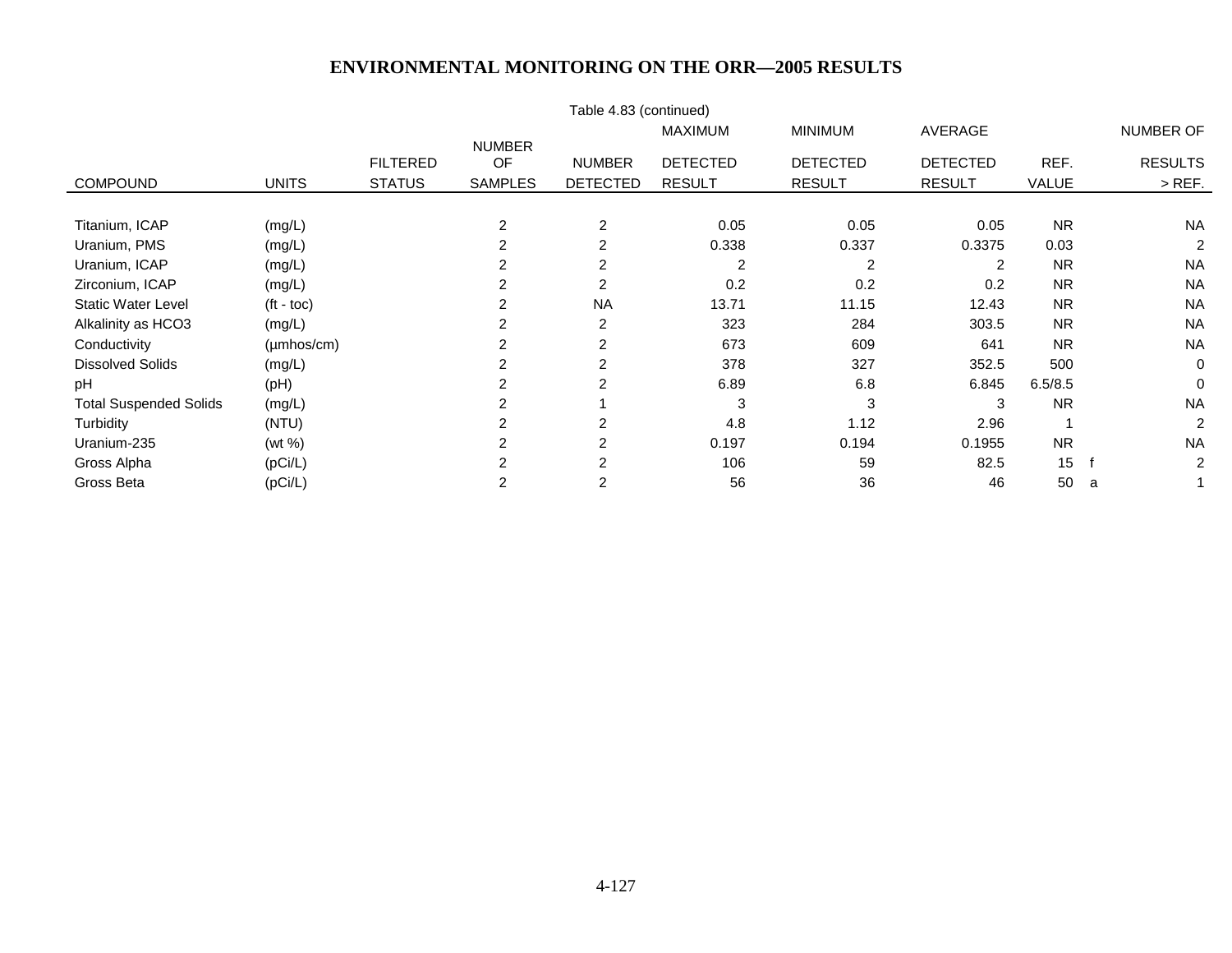# ENVIRONMENTAL MONITORING ON THE ORR—2005 RESULTS

Table 4.83 (continued)

| COMPOUND | UNITS | FILTERED STATUS | NUMBER OF SAMPLES | NUMBER DETECTED | MAXIMUM DETECTED RESULT | MINIMUM DETECTED RESULT | AVERAGE DETECTED RESULT | REF. VALUE | | NUMBER OF RESULTS > REF. |
|---|---|---|---|---|---|---|---|---|---|---|
| Titanium, ICAP | (mg/L) | | 2 | 2 | 0.05 | 0.05 | 0.05 | NR | | NA |
| Uranium, PMS | (mg/L) | | 2 | 2 | 0.338 | 0.337 | 0.3375 | 0.03 | | 2 |
| Uranium, ICAP | (mg/L) | | 2 | 2 | 2 | 2 | 2 | NR | | NA |
| Zirconium, ICAP | (mg/L) | | 2 | 2 | 0.2 | 0.2 | 0.2 | NR | | NA |
| Static Water Level | (ft - toc) | | 2 | NA | 13.71 | 11.15 | 12.43 | NR | | NA |
| Alkalinity as HCO3 | (mg/L) | | 2 | 2 | 323 | 284 | 303.5 | NR | | NA |
| Conductivity | (µmhos/cm) | | 2 | 2 | 673 | 609 | 641 | NR | | NA |
| Dissolved Solids | (mg/L) | | 2 | 2 | 378 | 327 | 352.5 | 500 | | 0 |
| pH | (pH) | | 2 | 2 | 6.89 | 6.8 | 6.845 | 6.5/8.5 | | 0 |
| Total Suspended Solids | (mg/L) | | 2 | 1 | 3 | 3 | 3 | NR | | NA |
| Turbidity | (NTU) | | 2 | 2 | 4.8 | 1.12 | 2.96 | 1 | | 2 |
| Uranium-235 | (wt %) | | 2 | 2 | 0.197 | 0.194 | 0.1955 | NR | | NA |
| Gross Alpha | (pCi/L) | | 2 | 2 | 106 | 59 | 82.5 | 15 | f | 2 |
| Gross Beta | (pCi/L) | | 2 | 2 | 56 | 36 | 46 | 50 | a | 1 |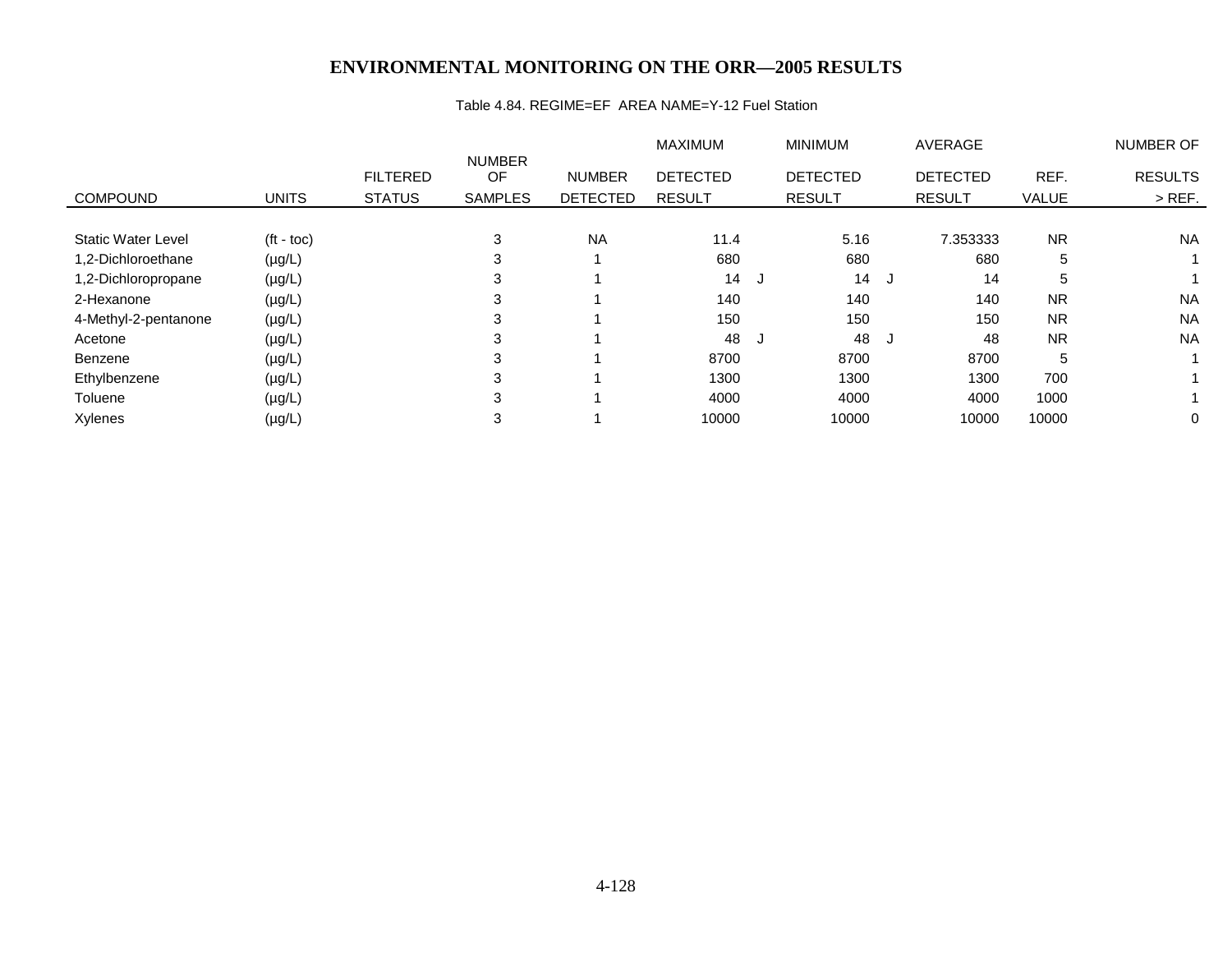# ENVIRONMENTAL MONITORING ON THE ORR—2005 RESULTS

Table 4.84. REGIME=EF AREA NAME=Y-12 Fuel Station

| COMPOUND | UNITS | FILTERED STATUS | NUMBER OF SAMPLES | NUMBER DETECTED | MAXIMUM DETECTED RESULT | | MINIMUM DETECTED RESULT | | AVERAGE DETECTED RESULT | REF. VALUE | NUMBER OF RESULTS > REF. |
|---|---|---|---|---|---|---|---|---|---|---|---|
| Static Water Level | (ft - toc) | | 3 | NA | 11.4 | | 5.16 | | 7.353333 | NR | NA |
| 1,2-Dichloroethane | (µg/L) | | 3 | 1 | 680 | | 680 | | 680 | 5 | 1 |
| 1,2-Dichloropropane | (µg/L) | | 3 | 1 | 14 | J | 14 | J | 14 | 5 | 1 |
| 2-Hexanone | (µg/L) | | 3 | 1 | 140 | | 140 | | 140 | NR | NA |
| 4-Methyl-2-pentanone | (µg/L) | | 3 | 1 | 150 | | 150 | | 150 | NR | NA |
| Acetone | (µg/L) | | 3 | 1 | 48 | J | 48 | J | 48 | NR | NA |
| Benzene | (µg/L) | | 3 | 1 | 8700 | | 8700 | | 8700 | 5 | 1 |
| Ethylbenzene | (µg/L) | | 3 | 1 | 1300 | | 1300 | | 1300 | 700 | 1 |
| Toluene | (µg/L) | | 3 | 1 | 4000 | | 4000 | | 4000 | 1000 | 1 |
| Xylenes | (µg/L) | | 3 | 1 | 10000 | | 10000 | | 10000 | 10000 | 0 |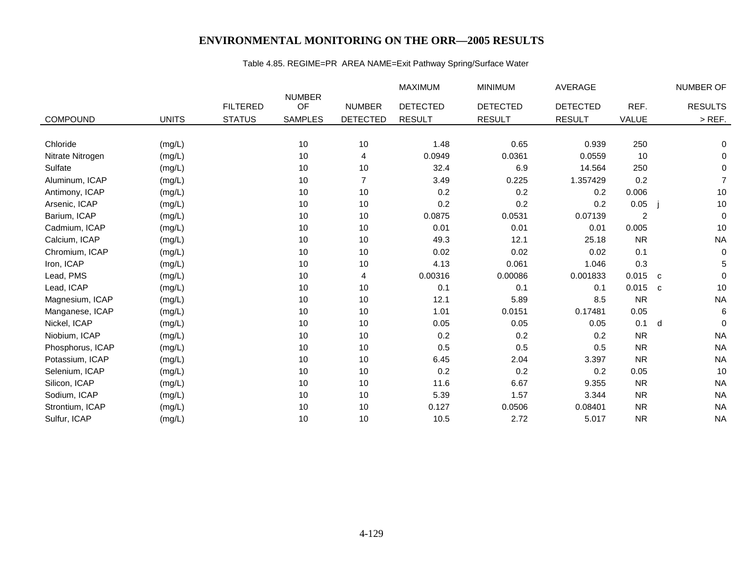# ENVIRONMENTAL MONITORING ON THE ORR—2005 RESULTS

Table 4.85. REGIME=PR AREA NAME=Exit Pathway Spring/Surface Water

| COMPOUND | UNITS | FILTERED STATUS | NUMBER OF SAMPLES | NUMBER DETECTED | MAXIMUM DETECTED RESULT | MINIMUM DETECTED RESULT | AVERAGE DETECTED RESULT | REF. VALUE | | NUMBER OF RESULTS > REF. |
|---|---|---|---|---|---|---|---|---|---|---|
| Chloride | (mg/L) | | 10 | 10 | 1.48 | 0.65 | 0.939 | 250 | | 0 |
| Nitrate Nitrogen | (mg/L) | | 10 | 4 | 0.0949 | 0.0361 | 0.0559 | 10 | | 0 |
| Sulfate | (mg/L) | | 10 | 10 | 32.4 | 6.9 | 14.564 | 250 | | 0 |
| Aluminum, ICAP | (mg/L) | | 10 | 7 | 3.49 | 0.225 | 1.357429 | 0.2 | | 7 |
| Antimony, ICAP | (mg/L) | | 10 | 10 | 0.2 | 0.2 | 0.2 | 0.006 | | 10 |
| Arsenic, ICAP | (mg/L) | | 10 | 10 | 0.2 | 0.2 | 0.2 | 0.05 | j | 10 |
| Barium, ICAP | (mg/L) | | 10 | 10 | 0.0875 | 0.0531 | 0.07139 | 2 | | 0 |
| Cadmium, ICAP | (mg/L) | | 10 | 10 | 0.01 | 0.01 | 0.01 | 0.005 | | 10 |
| Calcium, ICAP | (mg/L) | | 10 | 10 | 49.3 | 12.1 | 25.18 | NR | | NA |
| Chromium, ICAP | (mg/L) | | 10 | 10 | 0.02 | 0.02 | 0.02 | 0.1 | | 0 |
| Iron, ICAP | (mg/L) | | 10 | 10 | 4.13 | 0.061 | 1.046 | 0.3 | | 5 |
| Lead, PMS | (mg/L) | | 10 | 4 | 0.00316 | 0.00086 | 0.001833 | 0.015 | c | 0 |
| Lead, ICAP | (mg/L) | | 10 | 10 | 0.1 | 0.1 | 0.1 | 0.015 | c | 10 |
| Magnesium, ICAP | (mg/L) | | 10 | 10 | 12.1 | 5.89 | 8.5 | NR | | NA |
| Manganese, ICAP | (mg/L) | | 10 | 10 | 1.01 | 0.0151 | 0.17481 | 0.05 | | 6 |
| Nickel, ICAP | (mg/L) | | 10 | 10 | 0.05 | 0.05 | 0.05 | 0.1 | d | 0 |
| Niobium, ICAP | (mg/L) | | 10 | 10 | 0.2 | 0.2 | 0.2 | NR | | NA |
| Phosphorus, ICAP | (mg/L) | | 10 | 10 | 0.5 | 0.5 | 0.5 | NR | | NA |
| Potassium, ICAP | (mg/L) | | 10 | 10 | 6.45 | 2.04 | 3.397 | NR | | NA |
| Selenium, ICAP | (mg/L) | | 10 | 10 | 0.2 | 0.2 | 0.2 | 0.05 | | 10 |
| Silicon, ICAP | (mg/L) | | 10 | 10 | 11.6 | 6.67 | 9.355 | NR | | NA |
| Sodium, ICAP | (mg/L) | | 10 | 10 | 5.39 | 1.57 | 3.344 | NR | | NA |
| Strontium, ICAP | (mg/L) | | 10 | 10 | 0.127 | 0.0506 | 0.08401 | NR | | NA |
| Sulfur, ICAP | (mg/L) | | 10 | 10 | 10.5 | 2.72 | 5.017 | NR | | NA |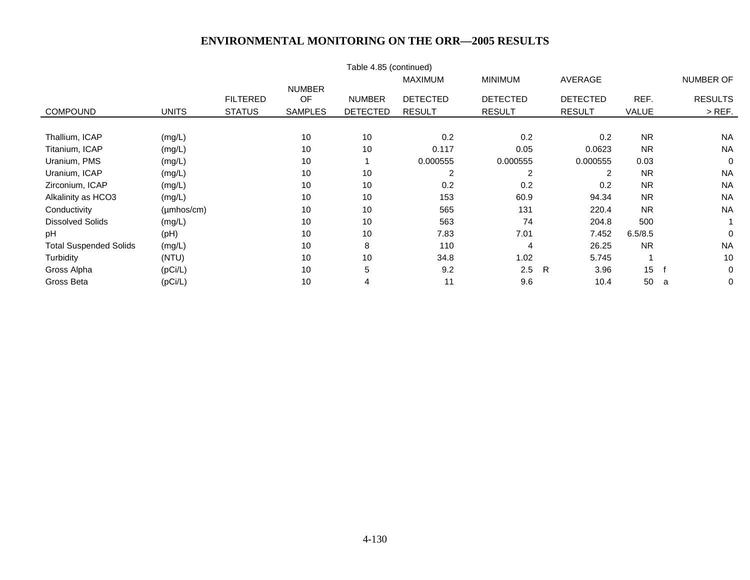# ENVIRONMENTAL MONITORING ON THE ORR—2005 RESULTS

Table 4.85 (continued)

| COMPOUND | UNITS | FILTERED STATUS | NUMBER OF SAMPLES | NUMBER DETECTED | MAXIMUM DETECTED RESULT | MINIMUM DETECTED RESULT | | AVERAGE DETECTED RESULT | REF. VALUE | | NUMBER OF RESULTS > REF. |
|---|---|---|---|---|---|---|---|---|---|---|---|
| Thallium, ICAP | (mg/L) | | 10 | 10 | 0.2 | 0.2 | | 0.2 | NR | | NA |
| Titanium, ICAP | (mg/L) | | 10 | 10 | 0.117 | 0.05 | | 0.0623 | NR | | NA |
| Uranium, PMS | (mg/L) | | 10 | 1 | 0.000555 | 0.000555 | | 0.000555 | 0.03 | | 0 |
| Uranium, ICAP | (mg/L) | | 10 | 10 | 2 | 2 | | 2 | NR | | NA |
| Zirconium, ICAP | (mg/L) | | 10 | 10 | 0.2 | 0.2 | | 0.2 | NR | | NA |
| Alkalinity as HCO3 | (mg/L) | | 10 | 10 | 153 | 60.9 | | 94.34 | NR | | NA |
| Conductivity | (µmhos/cm) | | 10 | 10 | 565 | 131 | | 220.4 | NR | | NA |
| Dissolved Solids | (mg/L) | | 10 | 10 | 563 | 74 | | 204.8 | 500 | | 1 |
| pH | (pH) | | 10 | 10 | 7.83 | 7.01 | | 7.452 | 6.5/8.5 | | 0 |
| Total Suspended Solids | (mg/L) | | 10 | 8 | 110 | 4 | | 26.25 | NR | | NA |
| Turbidity | (NTU) | | 10 | 10 | 34.8 | 1.02 | | 5.745 | 1 | | 10 |
| Gross Alpha | (pCi/L) | | 10 | 5 | 9.2 | 2.5 | R | 3.96 | 15 | f | 0 |
| Gross Beta | (pCi/L) | | 10 | 4 | 11 | 9.6 | | 10.4 | 50 | a | 0 |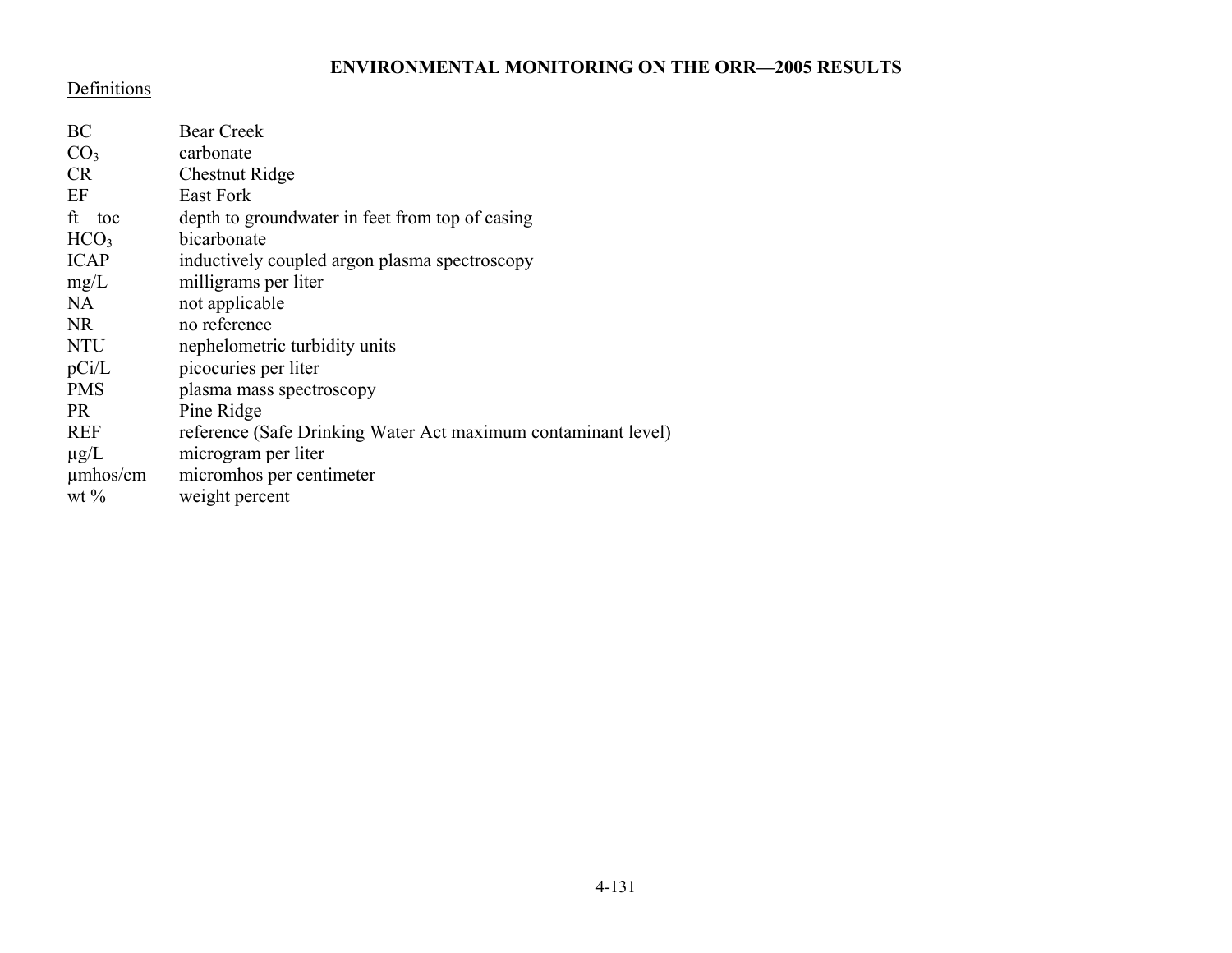Definitions

| | |
|---|---|
| BC | Bear Creek |
| $CO_3$ | carbonate |
| CR | Chestnut Ridge |
| EF | East Fork |
| ft – toc | depth to groundwater in feet from top of casing |
| $HCO_3$ | bicarbonate |
| ICAP | inductively coupled argon plasma spectroscopy |
| mg/L | milligrams per liter |
| NA | not applicable |
| NR | no reference |
| NTU | nephelometric turbidity units |
| pCi/L | picocuries per liter |
| PMS | plasma mass spectroscopy |
| PR | Pine Ridge |
| REF | reference (Safe Drinking Water Act maximum contaminant level) |
| µg/L | microgram per liter |
| µmhos/cm | micromhos per centimeter |
| wt % | weight percent |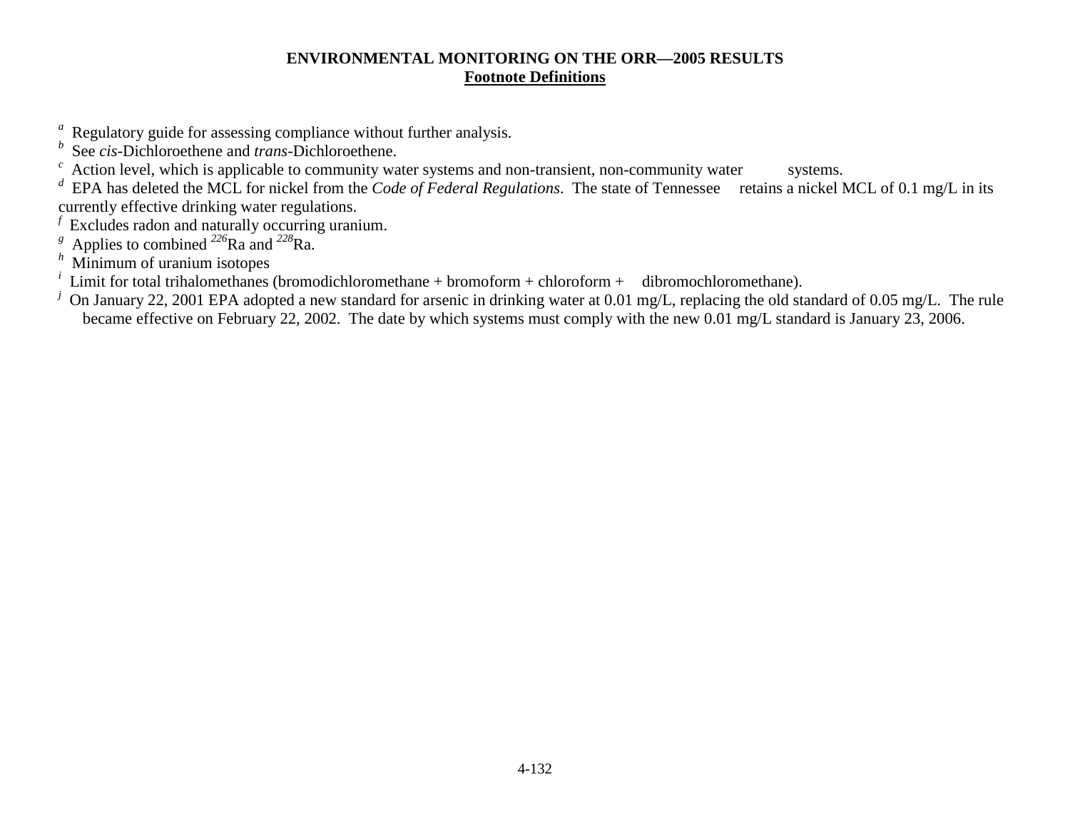# ENVIRONMENTAL MONITORING ON THE ORR—2005 RESULTS

## Footnote Definitions

[a] Regulatory guide for assessing compliance without further analysis.
[b] See *cis*-Dichloroethene and *trans*-Dichloroethene.
[c] Action level, which is applicable to community water systems and non-transient, non-community water systems.
[d] EPA has deleted the MCL for nickel from the *Code of Federal Regulations*. The state of Tennessee retains a nickel MCL of 0.1 mg/L in its currently effective drinking water regulations.
[f] Excludes radon and naturally occurring uranium.
[g] Applies to combined $^{226}$Ra and $^{228}$Ra.
[h] Minimum of uranium isotopes
[i] Limit for total trihalomethanes (bromodichloromethane + bromoform + chloroform + dibromochloromethane).
[j] On January 22, 2001 EPA adopted a new standard for arsenic in drinking water at 0.01 mg/L, replacing the old standard of 0.05 mg/L. The rule became effective on February 22, 2002. The date by which systems must comply with the new 0.01 mg/L standard is January 23, 2006.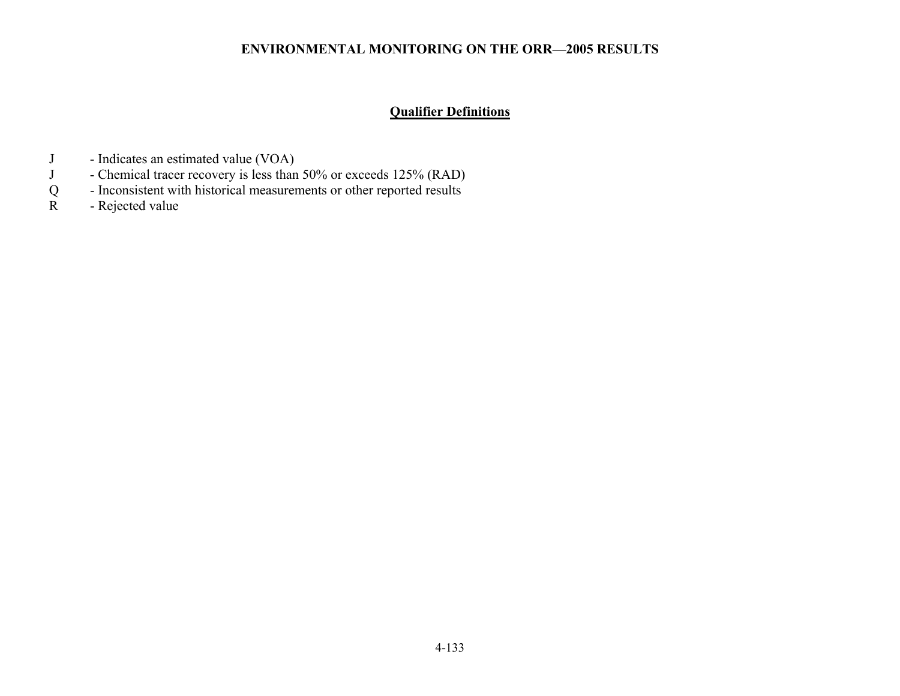## Qualifier Definitions

J - Indicates an estimated value (VOA)
J - Chemical tracer recovery is less than 50% or exceeds 125% (RAD)
Q - Inconsistent with historical measurements or other reported results
R - Rejected value